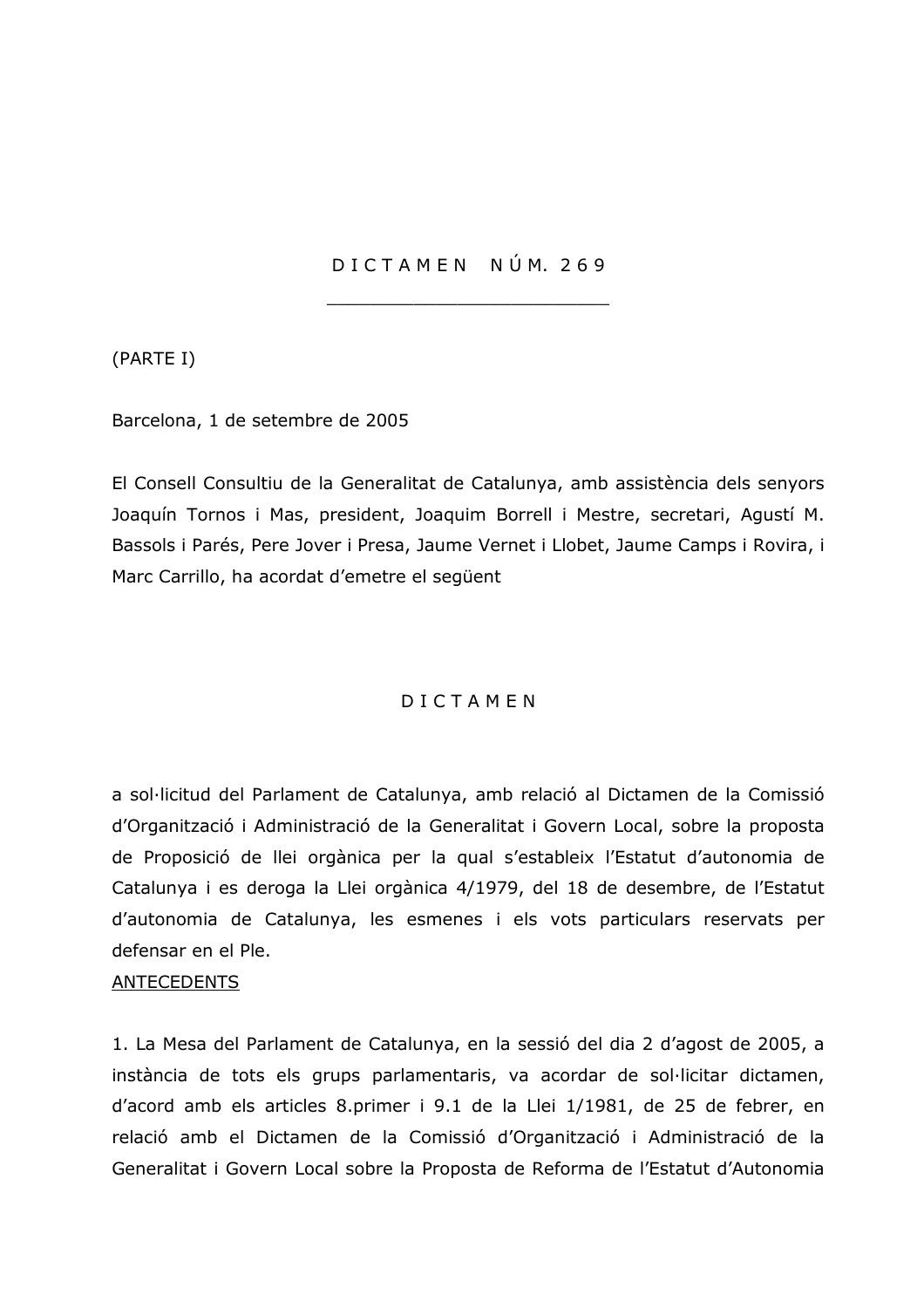# D I C T A M E N N Ú M. 2 6 9

(PARTE I)

Barcelona, 1 de setembre de 2005

El Consell Consultiu de la Generalitat de Catalunya, amb assistència dels senyors Joaquín Tornos i Mas, president, Joaquim Borrell i Mestre, secretari, Agustí M. Bassols i Parés, Pere Jover i Presa, Jaume Vernet i Llobet, Jaume Camps i Rovira, i Marc Carrillo, ha acordat d'emetre el següent

## D I C T A M E N

a sol·licitud del Parlament de Catalunya, amb relació al Dictamen de la Comissió d'Organització i Administració de la Generalitat i Govern Local, sobre la proposta de Proposició de llei orgànica per la qual s'estableix l'Estatut d'autonomia de Catalunya i es deroga la Llei orgànica 4/1979, del 18 de desembre, de l'Estatut d'autonomia de Catalunya, les esmenes i els vots particulars reservats per defensar en el Ple.

## ANTECEDENTS

1. La Mesa del Parlament de Catalunya, en la sessió del dia 2 d'agost de 2005, a instància de tots els grups parlamentaris, va acordar de sol·licitar dictamen, d'acord amb els articles 8.primer i 9.1 de la Llei 1/1981, de 25 de febrer, en relació amb el Dictamen de la Comissió d'Organització i Administració de la Generalitat i Govern Local sobre la Proposta de Reforma de l'Estatut d'Autonomia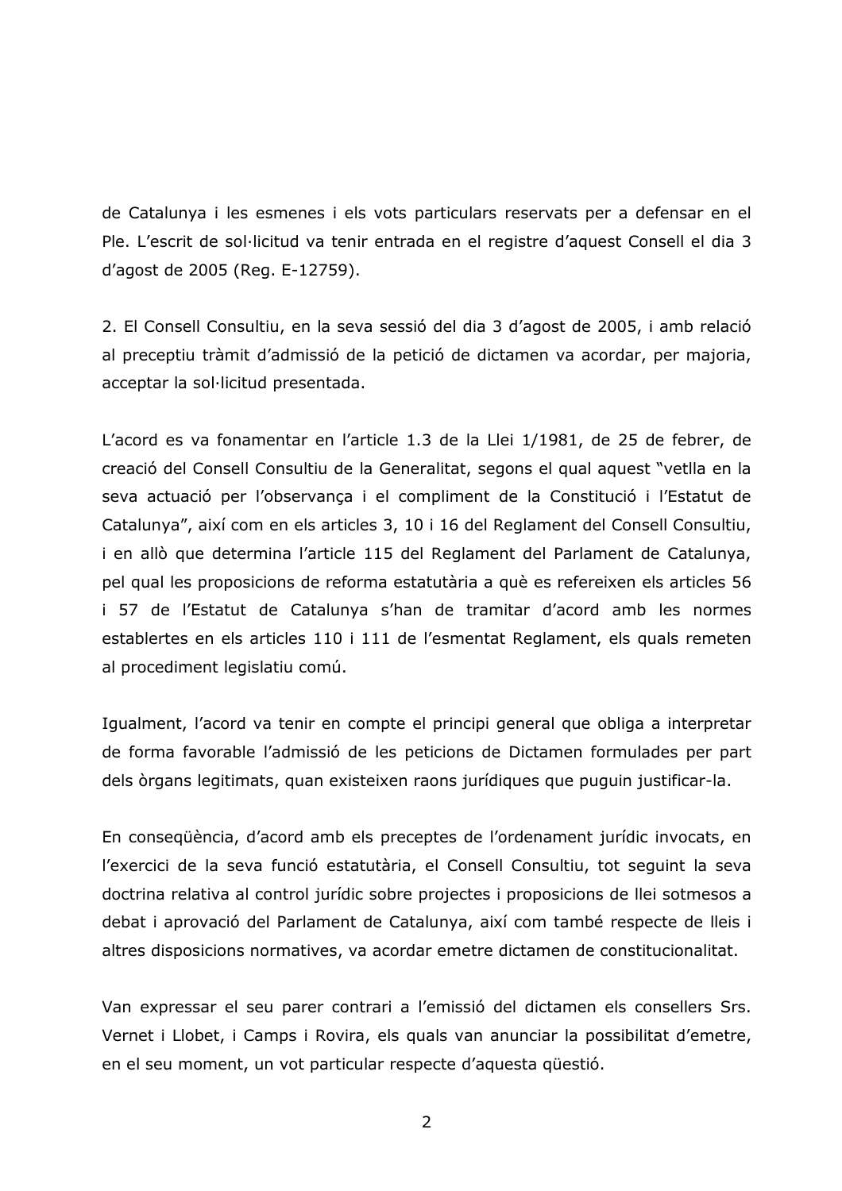de Catalunya i les esmenes i els vots particulars reservats per a defensar en el Ple. L'escrit de sol·licitud va tenir entrada en el registre d'aquest Consell el dia 3 d'agost de 2005 (Reg. E-12759).

2. El Consell Consultiu, en la seva sessió del dia 3 d'agost de 2005, i amb relació al preceptiu tràmit d'admissió de la petició de dictamen va acordar, per majoria, acceptar la sol·licitud presentada.

L'acord es va fonamentar en l'article 1.3 de la Llei 1/1981, de 25 de febrer, de creació del Consell Consultiu de la Generalitat, segons el qual aquest "vetlla en la seva actuació per l'observança i el compliment de la Constitució i l'Estatut de Catalunya", així com en els articles 3, 10 i 16 del Reglament del Consell Consultiu, i en allò que determina l'article 115 del Reglament del Parlament de Catalunya, pel qual les proposicions de reforma estatutària a què es refereixen els articles 56 i 57 de l'Estatut de Catalunya s'han de tramitar d'acord amb les normes establertes en els articles 110 i 111 de l'esmentat Reglament, els quals remeten al procediment legislatiu comú.

Igualment, l'acord va tenir en compte el principi general que obliga a interpretar de forma favorable l'admissió de les peticions de Dictamen formulades per part dels òrgans legitimats, quan existeixen raons jurídiques que puguin justificar-la.

En conseqüència, d'acord amb els preceptes de l'ordenament jurídic invocats, en l'exercici de la seva funció estatutària, el Consell Consultiu, tot seguint la seva doctrina relativa al control jurídic sobre projectes i proposicions de llei sotmesos a debat i aprovació del Parlament de Catalunya, així com també respecte de lleis i altres disposicions normatives, va acordar emetre dictamen de constitucionalitat.

Van expressar el seu parer contrari a l'emissió del dictamen els consellers Srs. Vernet i Llobet, i Camps i Rovira, els quals van anunciar la possibilitat d'emetre, en el seu moment, un vot particular respecte d'aquesta qüestió.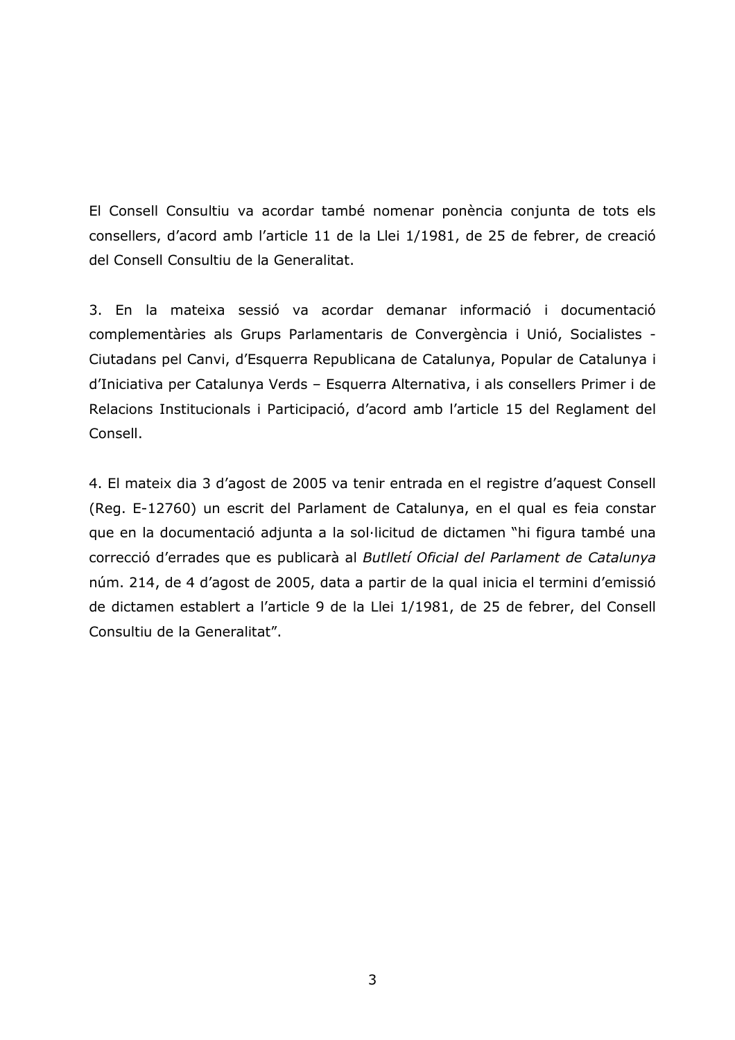El Consell Consultiu va acordar també nomenar ponència conjunta de tots els consellers, d'acord amb l'article 11 de la Llei 1/1981, de 25 de febrer, de creació del Consell Consultiu de la Generalitat.

3. En la mateixa sessió va acordar demanar informació i documentació complementàries als Grups Parlamentaris de Convergència i Unió, Socialistes - Ciutadans pel Canvi, d'Esquerra Republicana de Catalunya, Popular de Catalunya i d'Iniciativa per Catalunya Verds – Esquerra Alternativa, i als consellers Primer i de Relacions Institucionals i Participació, d'acord amb l'article 15 del Reglament del Consell.

4. El mateix dia 3 d'agost de 2005 va tenir entrada en el registre d'aquest Consell (Reg. E-12760) un escrit del Parlament de Catalunya, en el qual es feia constar que en la documentació adjunta a la sol·licitud de dictamen "hi figura també una correcció d'errades que es publicarà al *Butlletí Oficial del Parlament de Catalunya* núm. 214, de 4 d'agost de 2005, data a partir de la qual inicia el termini d'emissió de dictamen establert a l'article 9 de la Llei 1/1981, de 25 de febrer, del Consell Consultiu de la Generalitat".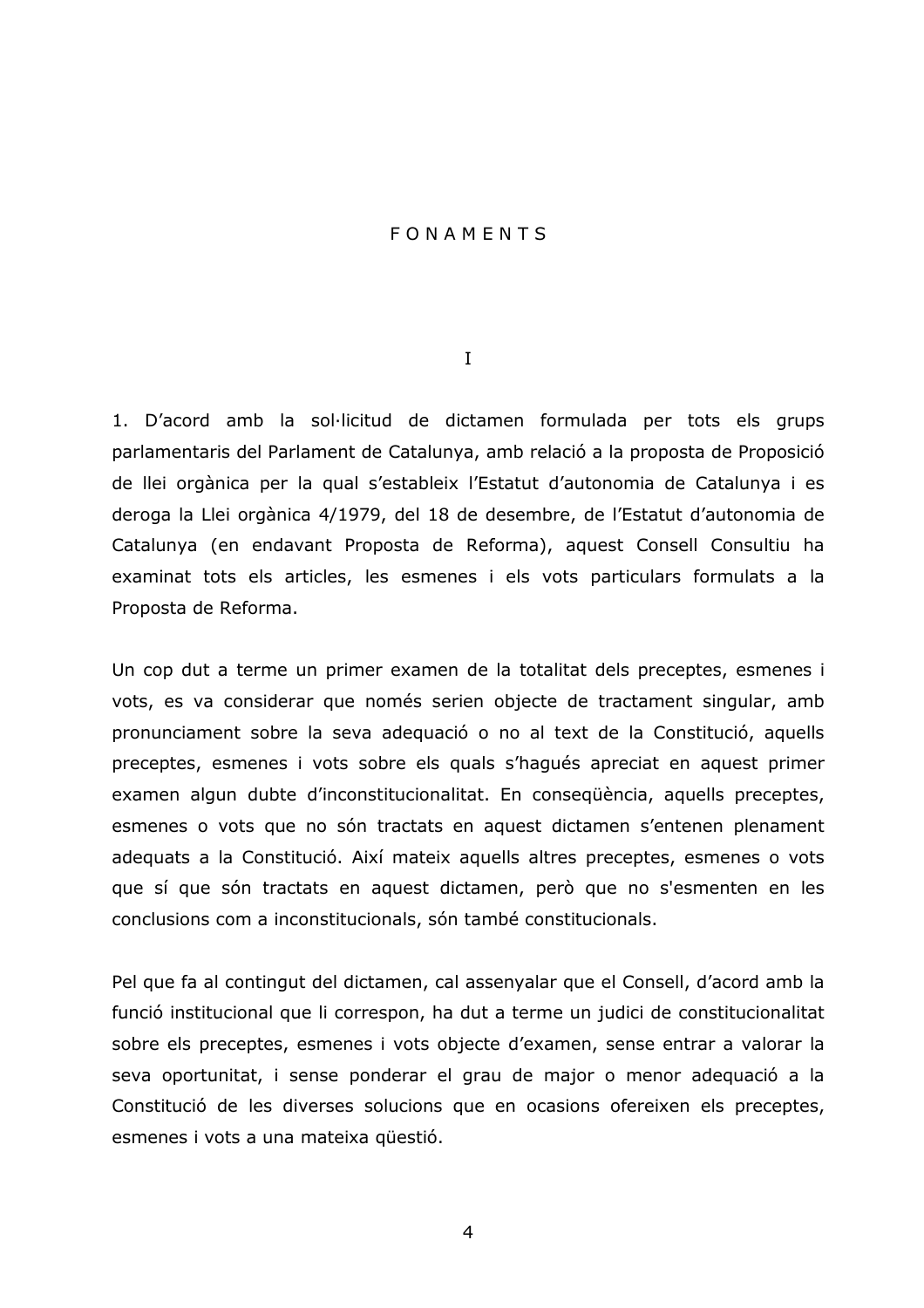# F O N A M E N T S

## I

1. D'acord amb la sol·licitud de dictamen formulada per tots els grups parlamentaris del Parlament de Catalunya, amb relació a la proposta de Proposició de llei orgànica per la qual s'estableix l'Estatut d'autonomia de Catalunya i es deroga la Llei orgànica 4/1979, del 18 de desembre, de l'Estatut d'autonomia de Catalunya (en endavant Proposta de Reforma), aquest Consell Consultiu ha examinat tots els articles, les esmenes i els vots particulars formulats a la Proposta de Reforma.

Un cop dut a terme un primer examen de la totalitat dels preceptes, esmenes i vots, es va considerar que només serien objecte de tractament singular, amb pronunciament sobre la seva adequació o no al text de la Constitució, aquells preceptes, esmenes i vots sobre els quals s'hagués apreciat en aquest primer examen algun dubte d'inconstitucionalitat. En conseqüència, aquells preceptes, esmenes o vots que no són tractats en aquest dictamen s'entenen plenament adequats a la Constitució. Així mateix aquells altres preceptes, esmenes o vots que sí que són tractats en aquest dictamen, però que no s'esmenten en les conclusions com a inconstitucionals, són també constitucionals.

Pel que fa al contingut del dictamen, cal assenyalar que el Consell, d'acord amb la funció institucional que li correspon, ha dut a terme un judici de constitucionalitat sobre els preceptes, esmenes i vots objecte d'examen, sense entrar a valorar la seva oportunitat, i sense ponderar el grau de major o menor adequació a la Constitució de les diverses solucions que en ocasions ofereixen els preceptes, esmenes i vots a una mateixa qüestió.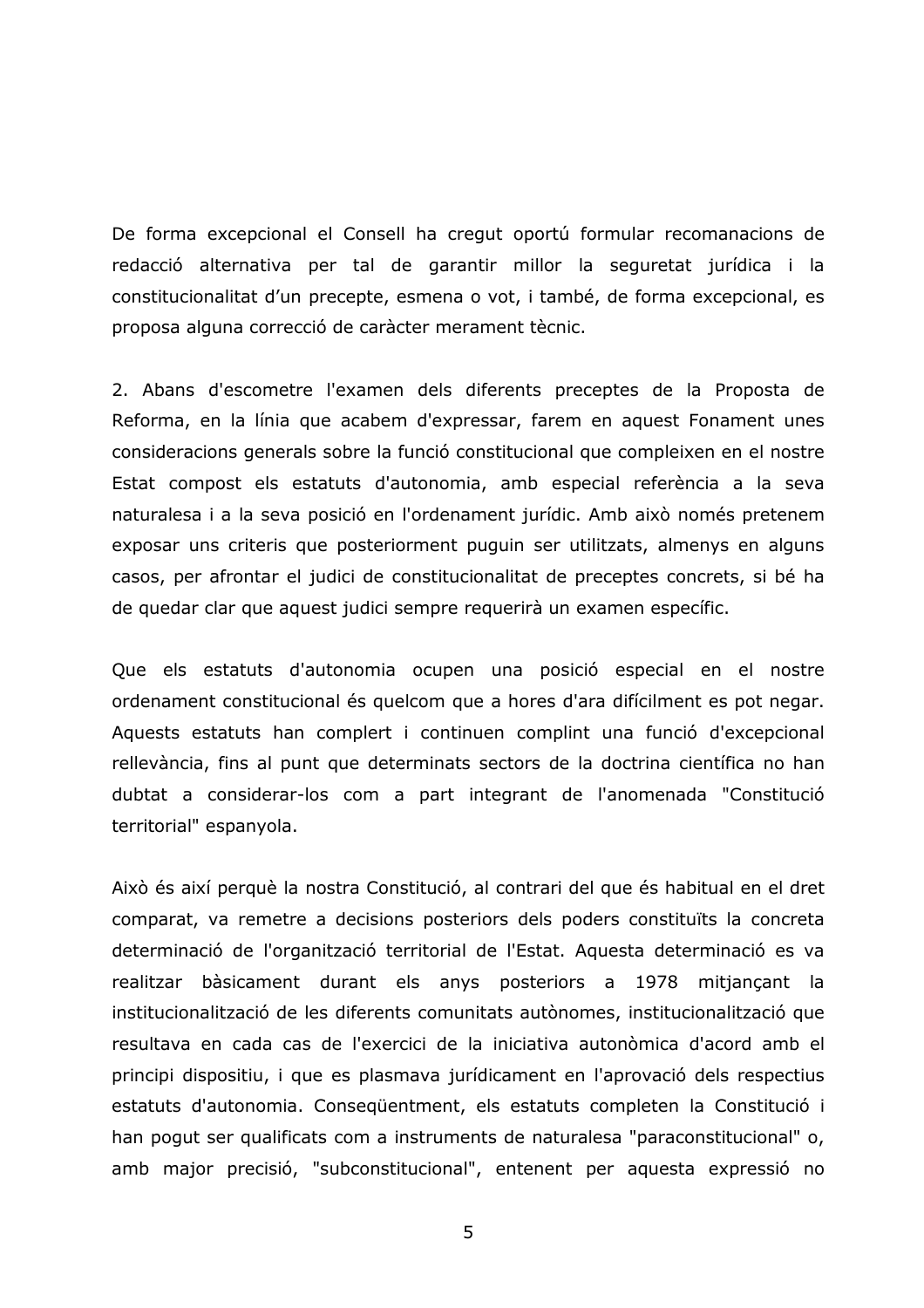De forma excepcional el Consell ha cregut oportú formular recomanacions de redacció alternativa per tal de garantir millor la seguretat jurídica i la constitucionalitat d'un precepte, esmena o vot, i també, de forma excepcional, es proposa alguna correcció de caràcter merament tècnic.

2. Abans d'escometre l'examen dels diferents preceptes de la Proposta de Reforma, en la línia que acabem d'expressar, farem en aquest Fonament unes consideracions generals sobre la funció constitucional que compleixen en el nostre Estat compost els estatuts d'autonomia, amb especial referència a la seva naturalesa i a la seva posició en l'ordenament jurídic. Amb això només pretenem exposar uns criteris que posteriorment puguin ser utilitzats, almenys en alguns casos, per afrontar el judici de constitucionalitat de preceptes concrets, si bé ha de quedar clar que aquest judici sempre requerirà un examen específic.

Que els estatuts d'autonomia ocupen una posició especial en el nostre ordenament constitucional és quelcom que a hores d'ara difícilment es pot negar. Aquests estatuts han complert i continuen complint una funció d'excepcional rellevància, fins al punt que determinats sectors de la doctrina científica no han dubtat a considerar-los com a part integrant de l'anomenada "Constitució territorial" espanyola.

Això és així perquè la nostra Constitució, al contrari del que és habitual en el dret comparat, va remetre a decisions posteriors dels poders constituïts la concreta determinació de l'organització territorial de l'Estat. Aquesta determinació es va realitzar bàsicament durant els anys posteriors a 1978 mitjançant la institucionalització de les diferents comunitats autònomes, institucionalització que resultava en cada cas de l'exercici de la iniciativa autonòmica d'acord amb el principi dispositiu, i que es plasmava jurídicament en l'aprovació dels respectius estatuts d'autonomia. Conseqüentment, els estatuts completen la Constitució i han pogut ser qualificats com a instruments de naturalesa "paraconstitucional" o, amb major precisió, "subconstitucional", entenent per aquesta expressió no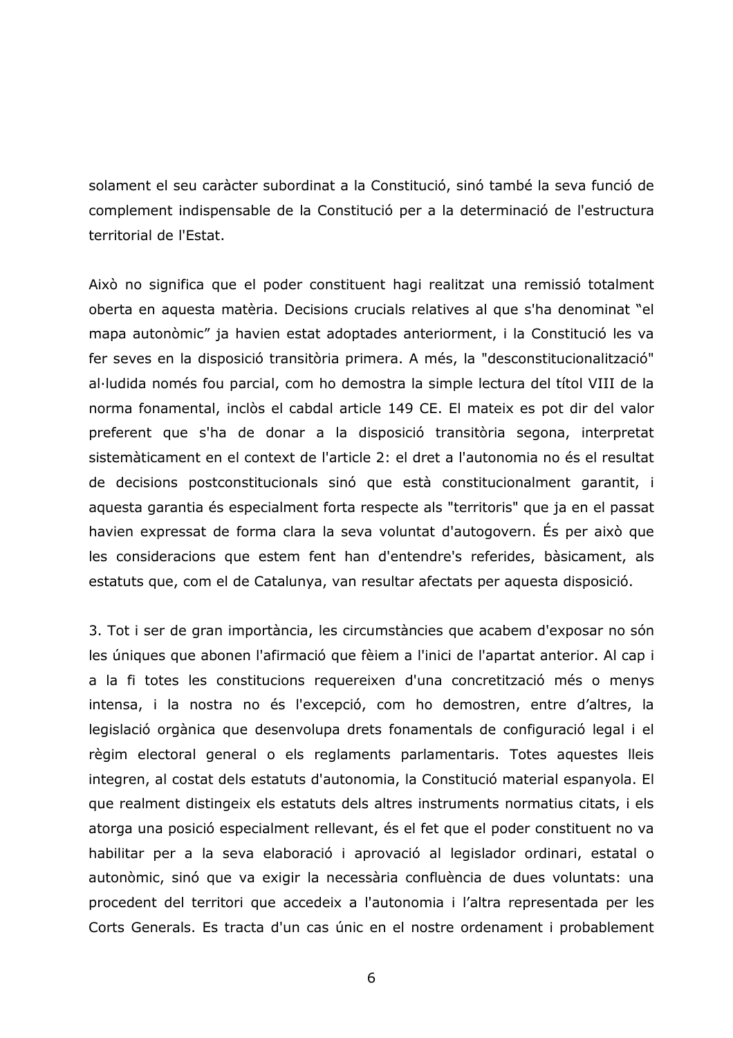solament el seu caràcter subordinat a la Constitució, sinó també la seva funció de complement indispensable de la Constitució per a la determinació de l'estructura territorial de l'Estat.

Això no significa que el poder constituent hagi realitzat una remissió totalment oberta en aquesta matèria. Decisions crucials relatives al que s'ha denominat "el mapa autonòmic" ja havien estat adoptades anteriorment, i la Constitució les va fer seves en la disposició transitòria primera. A més, la "desconstitucionalització" al·ludida només fou parcial, com ho demostra la simple lectura del títol VIII de la norma fonamental, inclòs el cabdal article 149 CE. El mateix es pot dir del valor preferent que s'ha de donar a la disposició transitòria segona, interpretat sistemàticament en el context de l'article 2: el dret a l'autonomia no és el resultat de decisions postconstitucionals sinó que està constitucionalment garantit, i aquesta garantia és especialment forta respecte als "territoris" que ja en el passat havien expressat de forma clara la seva voluntat d'autogovern. És per això que les consideracions que estem fent han d'entendre's referides, bàsicament, als estatuts que, com el de Catalunya, van resultar afectats per aquesta disposició.

3. Tot i ser de gran importància, les circumstàncies que acabem d'exposar no són les úniques que abonen l'afirmació que fèiem a l'inici de l'apartat anterior. Al cap i a la fi totes les constitucions requereixen d'una concretització més o menys intensa, i la nostra no és l'excepció, com ho demostren, entre d'altres, la legislació orgànica que desenvolupa drets fonamentals de configuració legal i el règim electoral general o els reglaments parlamentaris. Totes aquestes lleis integren, al costat dels estatuts d'autonomia, la Constitució material espanyola. El que realment distingeix els estatuts dels altres instruments normatius citats, i els atorga una posició especialment rellevant, és el fet que el poder constituent no va habilitar per a la seva elaboració i aprovació al legislador ordinari, estatal o autonòmic, sinó que va exigir la necessària confluència de dues voluntats: una procedent del territori que accedeix a l'autonomia i l'altra representada per les Corts Generals. Es tracta d'un cas únic en el nostre ordenament i probablement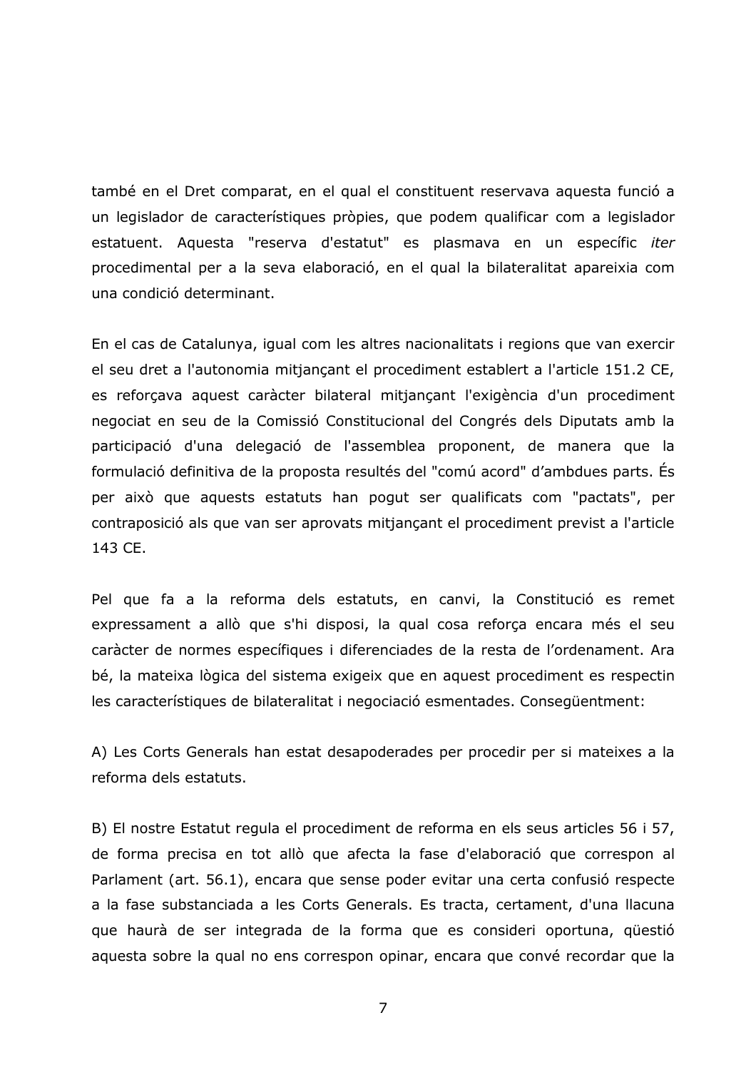també en el Dret comparat, en el qual el constituent reservava aquesta funció a un legislador de característiques pròpies, que podem qualificar com a legislador estatuent. Aquesta "reserva d'estatut" es plasmava en un específic *iter* procedimental per a la seva elaboració, en el qual la bilateralitat apareixia com una condició determinant.

En el cas de Catalunya, igual com les altres nacionalitats i regions que van exercir el seu dret a l'autonomia mitjançant el procediment establert a l'article 151.2 CE, es reforçava aquest caràcter bilateral mitjançant l'exigència d'un procediment negociat en seu de la Comissió Constitucional del Congrés dels Diputats amb la participació d'una delegació de l'assemblea proponent, de manera que la formulació definitiva de la proposta resultés del "comú acord" d'ambdues parts. És per això que aquests estatuts han pogut ser qualificats com "pactats", per contraposició als que van ser aprovats mitjançant el procediment previst a l'article 143 CE.

Pel que fa a la reforma dels estatuts, en canvi, la Constitució es remet expressament a allò que s'hi disposi, la qual cosa reforça encara més el seu caràcter de normes específiques i diferenciades de la resta de l'ordenament. Ara bé, la mateixa lògica del sistema exigeix que en aquest procediment es respectin les característiques de bilateralitat i negociació esmentades. Conseqüentment:

A) Les Corts Generals han estat desapoderades per procedir per si mateixes a la reforma dels estatuts.

B) El nostre Estatut regula el procediment de reforma en els seus articles 56 i 57, de forma precisa en tot allò que afecta la fase d'elaboració que correspon al Parlament (art. 56.1), encara que sense poder evitar una certa confusió respecte a la fase substanciada a les Corts Generals. Es tracta, certament, d'una llacuna que haurà de ser integrada de la forma que es consideri oportuna, qüestió aquesta sobre la qual no ens correspon opinar, encara que convé recordar que la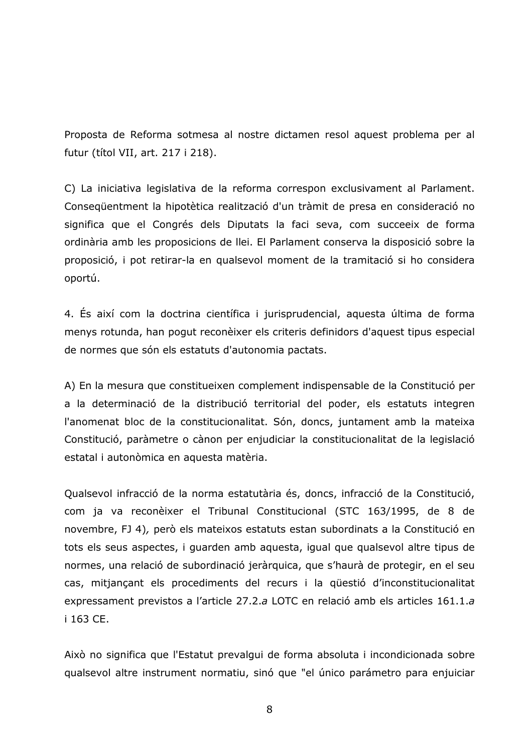Proposta de Reforma sotmesa al nostre dictamen resol aquest problema per al futur (títol VII, art. 217 i 218).

C) La iniciativa legislativa de la reforma correspon exclusivament al Parlament. Conseqüentment la hipotètica realització d'un tràmit de presa en consideració no significa que el Congrés dels Diputats la faci seva, com succeeix de forma ordinària amb les proposicions de llei. El Parlament conserva la disposició sobre la proposició, i pot retirar-la en qualsevol moment de la tramitació si ho considera oportú.

4. És així com la doctrina científica i jurisprudencial, aquesta última de forma menys rotunda, han pogut reconèixer els criteris definidors d'aquest tipus especial de normes que són els estatuts d'autonomia pactats.

A) En la mesura que constitueixen complement indispensable de la Constitució per a la determinació de la distribució territorial del poder, els estatuts integren l'anomenat bloc de la constitucionalitat. Són, doncs, juntament amb la mateixa Constitució, paràmetre o cànon per enjudiciar la constitucionalitat de la legislació estatal i autonòmica en aquesta matèria.

Qualsevol infracció de la norma estatutària és, doncs, infracció de la Constitució, com ja va reconèixer el Tribunal Constitucional (STC 163/1995, de 8 de novembre, FJ 4)*,* però els mateixos estatuts estan subordinats a la Constitució en tots els seus aspectes, i guarden amb aquesta, igual que qualsevol altre tipus de normes, una relació de subordinació jeràrquica, que s'haurà de protegir, en el seu cas, mitjançant els procediments del recurs i la qüestió d'inconstitucionalitat expressament previstos a l'article 27.2.*a* LOTC en relació amb els articles 161.1.*a* i 163 CE.

Això no significa que l'Estatut prevalgui de forma absoluta i incondicionada sobre qualsevol altre instrument normatiu, sinó que "el único parámetro para enjuiciar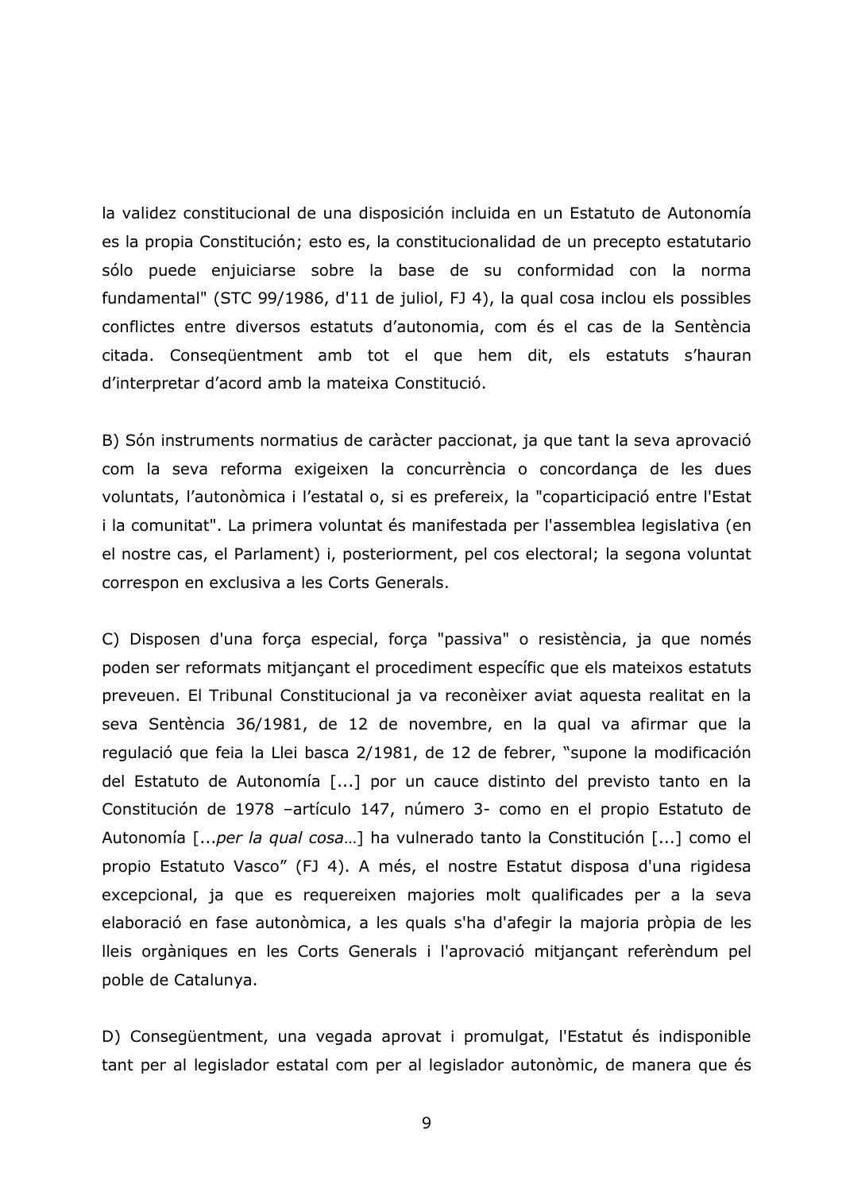la validez constitucional de una disposición incluida en un Estatuto de Autonomía es la propia Constitución; esto es, la constitucionalidad de un precepto estatutario sólo puede enjuiciarse sobre la base de su conformidad con la norma fundamental" (STC 99/1986, d'11 de juliol, FJ 4), la qual cosa inclou els possibles conflictes entre diversos estatuts d'autonomia, com és el cas de la Sentència citada. Conseqüentment amb tot el que hem dit, els estatuts s'hauran d'interpretar d'acord amb la mateixa Constitució.

B) Són instruments normatius de caràcter paccionat, ja que tant la seva aprovació com la seva reforma exigeixen la concurrència o concordança de les dues voluntats, l'autonòmica i l'estatal o, si es prefereix, la "coparticipació entre l'Estat i la comunitat". La primera voluntat és manifestada per l'assemblea legislativa (en el nostre cas, el Parlament) i, posteriorment, pel cos electoral; la segona voluntat correspon en exclusiva a les Corts Generals.

C) Disposen d'una força especial, força "passiva" o resistència, ja que només poden ser reformats mitjançant el procediment específic que els mateixos estatuts preveuen. El Tribunal Constitucional ja va reconèixer aviat aquesta realitat en la seva Sentència 36/1981, de 12 de novembre, en la qual va afirmar que la regulació que feia la Llei basca 2/1981, de 12 de febrer, "supone la modificación del Estatuto de Autonomía [...] por un cauce distinto del previsto tanto en la Constitución de 1978 –artículo 147, número 3- como en el propio Estatuto de Autonomía [...*per la qual cosa*…] ha vulnerado tanto la Constitución [...] como el propio Estatuto Vasco" (FJ 4). A més, el nostre Estatut disposa d'una rigidesa excepcional, ja que es requereixen majories molt qualificades per a la seva elaboració en fase autonòmica, a les quals s'ha d'afegir la majoria pròpia de les lleis orgàniques en les Corts Generals i l'aprovació mitjançant referèndum pel poble de Catalunya.

D) Conseqüentment, una vegada aprovat i promulgat, l'Estatut és indisponible tant per al legislador estatal com per al legislador autonòmic, de manera que és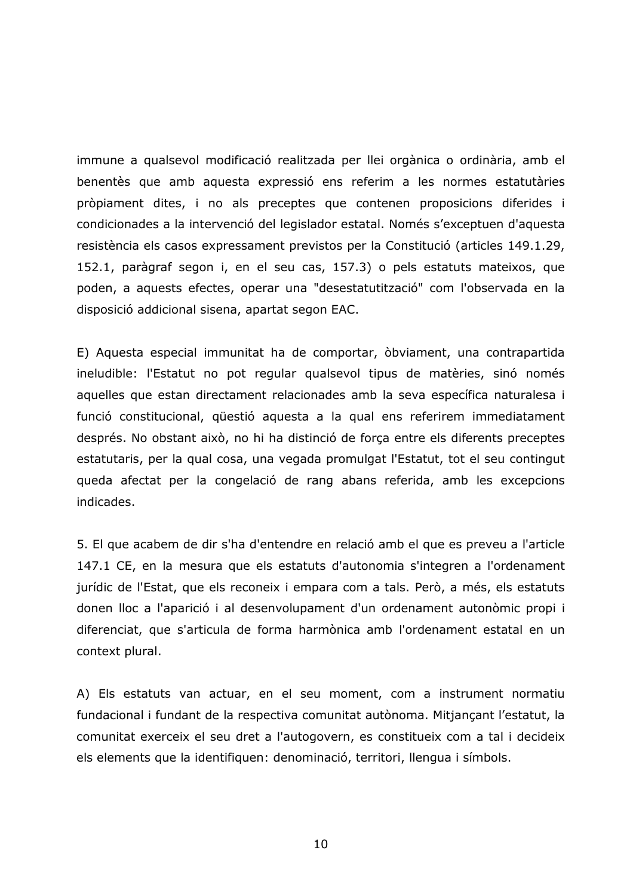immune a qualsevol modificació realitzada per llei orgànica o ordinària, amb el benentès que amb aquesta expressió ens referim a les normes estatutàries pròpiament dites, i no als preceptes que contenen proposicions diferides i condicionades a la intervenció del legislador estatal. Només s'exceptuen d'aquesta resistència els casos expressament previstos per la Constitució (articles 149.1.29, 152.1, paràgraf segon i, en el seu cas, 157.3) o pels estatuts mateixos, que poden, a aquests efectes, operar una "desestatutització" com l'observada en la disposició addicional sisena, apartat segon EAC.

E) Aquesta especial immunitat ha de comportar, òbviament, una contrapartida ineludible: l'Estatut no pot regular qualsevol tipus de matèries, sinó només aquelles que estan directament relacionades amb la seva específica naturalesa i funció constitucional, qüestió aquesta a la qual ens referirem immediatament després. No obstant això, no hi ha distinció de força entre els diferents preceptes estatutaris, per la qual cosa, una vegada promulgat l'Estatut, tot el seu contingut queda afectat per la congelació de rang abans referida, amb les excepcions indicades.

5. El que acabem de dir s'ha d'entendre en relació amb el que es preveu a l'article 147.1 CE, en la mesura que els estatuts d'autonomia s'integren a l'ordenament jurídic de l'Estat, que els reconeix i empara com a tals. Però, a més, els estatuts donen lloc a l'aparició i al desenvolupament d'un ordenament autonòmic propi i diferenciat, que s'articula de forma harmònica amb l'ordenament estatal en un context plural.

A) Els estatuts van actuar, en el seu moment, com a instrument normatiu fundacional i fundant de la respectiva comunitat autònoma. Mitjançant l'estatut, la comunitat exerceix el seu dret a l'autogovern, es constitueix com a tal i decideix els elements que la identifiquen: denominació, territori, llengua i símbols.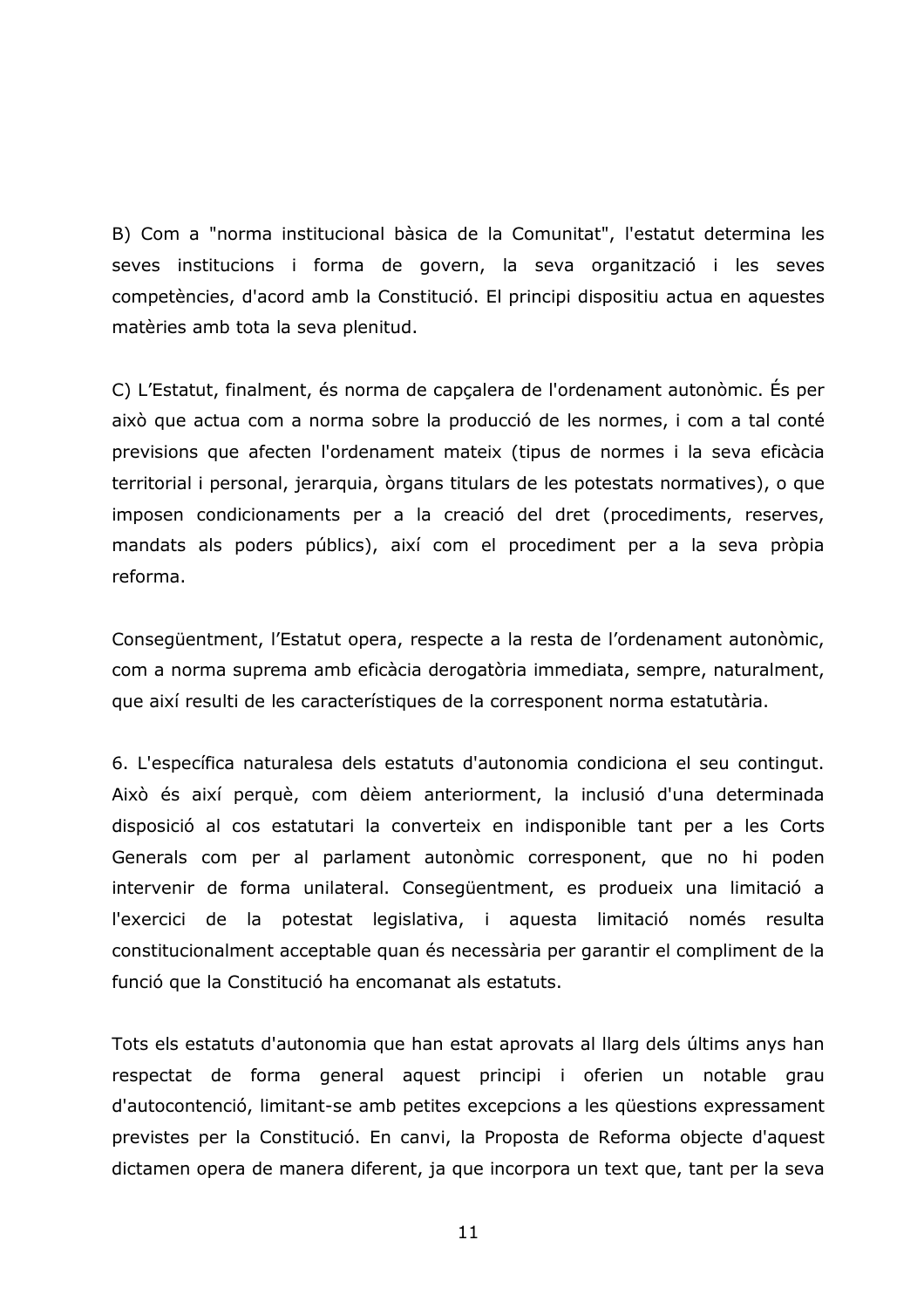B) Com a "norma institucional bàsica de la Comunitat", l'estatut determina les seves institucions i forma de govern, la seva organització i les seves competències, d'acord amb la Constitució. El principi dispositiu actua en aquestes matèries amb tota la seva plenitud.

C) L'Estatut, finalment, és norma de capçalera de l'ordenament autonòmic. És per això que actua com a norma sobre la producció de les normes, i com a tal conté previsions que afecten l'ordenament mateix (tipus de normes i la seva eficàcia territorial i personal, jerarquia, òrgans titulars de les potestats normatives), o que imposen condicionaments per a la creació del dret (procediments, reserves, mandats als poders públics), així com el procediment per a la seva pròpia reforma.

Conseqüentment, l'Estatut opera, respecte a la resta de l'ordenament autonòmic, com a norma suprema amb eficàcia derogatòria immediata, sempre, naturalment, que així resulti de les característiques de la corresponent norma estatutària.

6. L'específica naturalesa dels estatuts d'autonomia condiciona el seu contingut. Això és així perquè, com dèiem anteriorment, la inclusió d'una determinada disposició al cos estatutari la converteix en indisponible tant per a les Corts Generals com per al parlament autonòmic corresponent, que no hi poden intervenir de forma unilateral. Conseqüentment, es produeix una limitació a l'exercici de la potestat legislativa, i aquesta limitació només resulta constitucionalment acceptable quan és necessària per garantir el compliment de la funció que la Constitució ha encomanat als estatuts.

Tots els estatuts d'autonomia que han estat aprovats al llarg dels últims anys han respectat de forma general aquest principi i oferien un notable grau d'autocontenció, limitant-se amb petites excepcions a les qüestions expressament previstes per la Constitució. En canvi, la Proposta de Reforma objecte d'aquest dictamen opera de manera diferent, ja que incorpora un text que, tant per la seva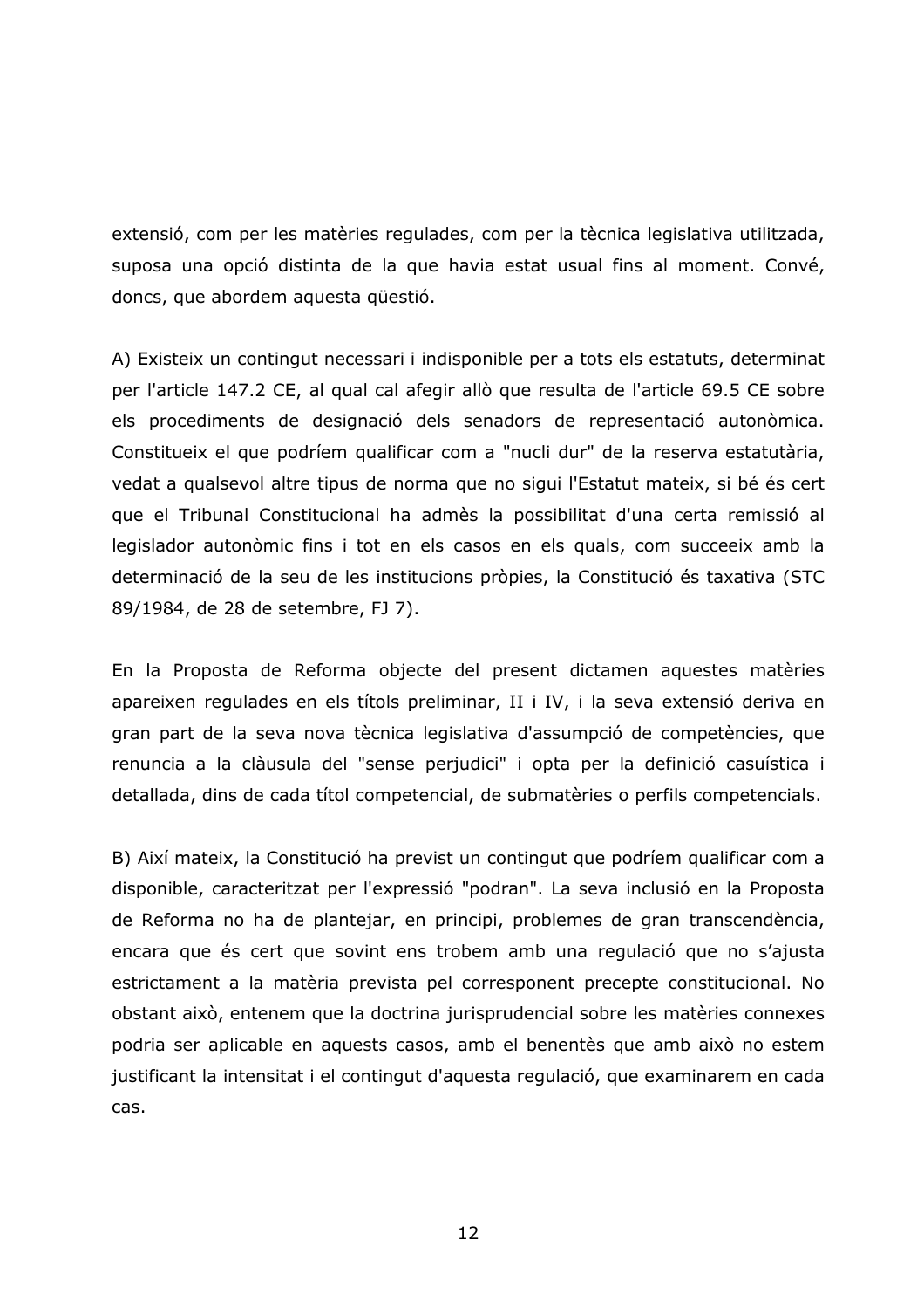extensió, com per les matèries regulades, com per la tècnica legislativa utilitzada, suposa una opció distinta de la que havia estat usual fins al moment. Convé, doncs, que abordem aquesta qüestió.

A) Existeix un contingut necessari i indisponible per a tots els estatuts, determinat per l'article 147.2 CE, al qual cal afegir allò que resulta de l'article 69.5 CE sobre els procediments de designació dels senadors de representació autonòmica. Constitueix el que podríem qualificar com a "nucli dur" de la reserva estatutària, vedat a qualsevol altre tipus de norma que no sigui l'Estatut mateix, si bé és cert que el Tribunal Constitucional ha admès la possibilitat d'una certa remissió al legislador autonòmic fins i tot en els casos en els quals, com succeeix amb la determinació de la seu de les institucions pròpies, la Constitució és taxativa (STC 89/1984, de 28 de setembre, FJ 7).

En la Proposta de Reforma objecte del present dictamen aquestes matèries apareixen regulades en els títols preliminar, II i IV, i la seva extensió deriva en gran part de la seva nova tècnica legislativa d'assumpció de competències, que renuncia a la clàusula del "sense perjudici" i opta per la definició casuística i detallada, dins de cada títol competencial, de submatèries o perfils competencials.

B) Així mateix, la Constitució ha previst un contingut que podríem qualificar com a disponible, caracteritzat per l'expressió "podran". La seva inclusió en la Proposta de Reforma no ha de plantejar, en principi, problemes de gran transcendència, encara que és cert que sovint ens trobem amb una regulació que no s'ajusta estrictament a la matèria prevista pel corresponent precepte constitucional. No obstant això, entenem que la doctrina jurisprudencial sobre les matèries connexes podria ser aplicable en aquests casos, amb el benentès que amb això no estem justificant la intensitat i el contingut d'aquesta regulació, que examinarem en cada cas.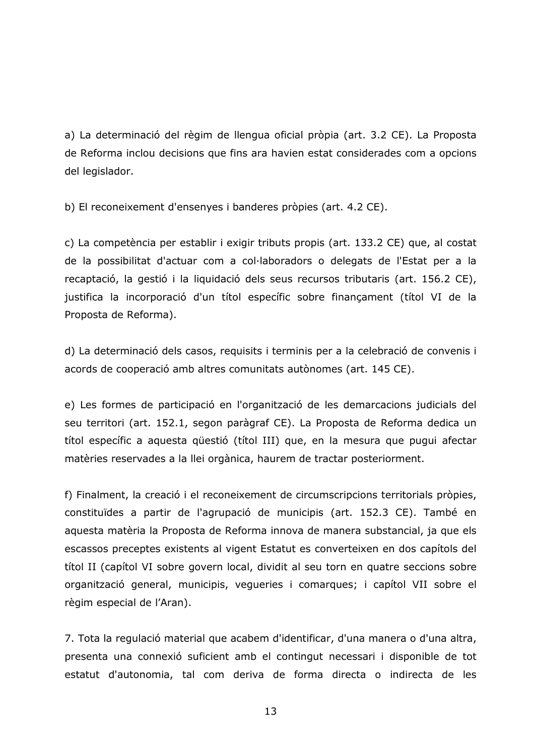a) La determinació del règim de llengua oficial pròpia (art. 3.2 CE). La Proposta de Reforma inclou decisions que fins ara havien estat considerades com a opcions del legislador.

b) El reconeixement d'ensenyes i banderes pròpies (art. 4.2 CE).

c) La competència per establir i exigir tributs propis (art. 133.2 CE) que, al costat de la possibilitat d'actuar com a col·laboradors o delegats de l'Estat per a la recaptació, la gestió i la liquidació dels seus recursos tributaris (art. 156.2 CE), justifica la incorporació d'un títol específic sobre finançament (títol VI de la Proposta de Reforma).

d) La determinació dels casos, requisits i terminis per a la celebració de convenis i acords de cooperació amb altres comunitats autònomes (art. 145 CE).

e) Les formes de participació en l'organització de les demarcacions judicials del seu territori (art. 152.1, segon paràgraf CE). La Proposta de Reforma dedica un títol específic a aquesta qüestió (títol III) que, en la mesura que pugui afectar matèries reservades a la llei orgànica, haurem de tractar posteriorment.

f) Finalment, la creació i el reconeixement de circumscripcions territorials pròpies, constituïdes a partir de l'agrupació de municipis (art. 152.3 CE). També en aquesta matèria la Proposta de Reforma innova de manera substancial, ja que els escassos preceptes existents al vigent Estatut es converteixen en dos capítols del títol II (capítol VI sobre govern local, dividit al seu torn en quatre seccions sobre organització general, municipis, vegueries i comarques; i capítol VII sobre el règim especial de l'Aran).

7. Tota la regulació material que acabem d'identificar, d'una manera o d'una altra, presenta una connexió suficient amb el contingut necessari i disponible de tot estatut d'autonomia, tal com deriva de forma directa o indirecta de les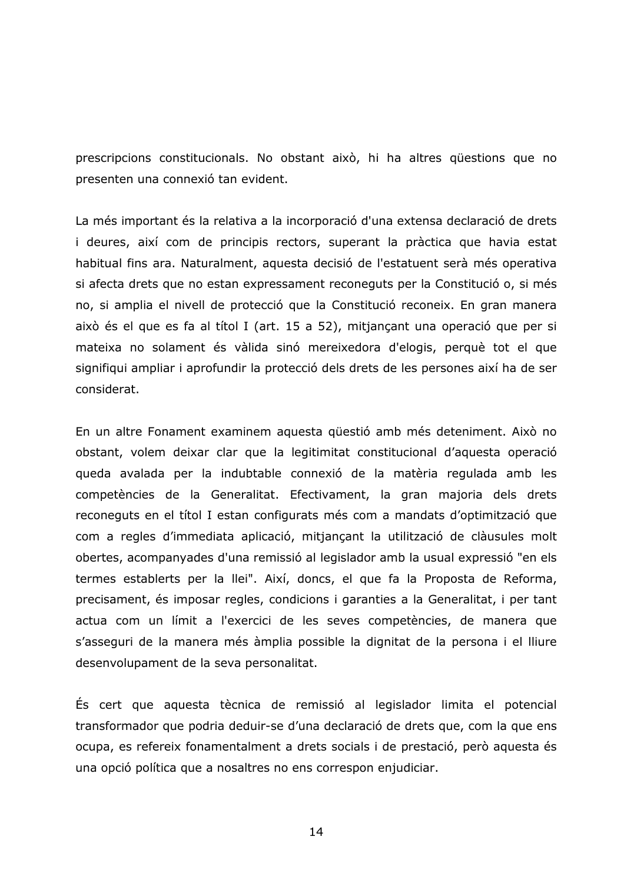prescripcions constitucionals. No obstant això, hi ha altres qüestions que no presenten una connexió tan evident.

La més important és la relativa a la incorporació d'una extensa declaració de drets i deures, així com de principis rectors, superant la pràctica que havia estat habitual fins ara. Naturalment, aquesta decisió de l'estatuent serà més operativa si afecta drets que no estan expressament reconeguts per la Constitució o, si més no, si amplia el nivell de protecció que la Constitució reconeix. En gran manera això és el que es fa al títol I (art. 15 a 52), mitjançant una operació que per si mateixa no solament és vàlida sinó mereixedora d'elogis, perquè tot el que signifiqui ampliar i aprofundir la protecció dels drets de les persones així ha de ser considerat.

En un altre Fonament examinem aquesta qüestió amb més deteniment. Això no obstant, volem deixar clar que la legitimitat constitucional d'aquesta operació queda avalada per la indubtable connexió de la matèria regulada amb les competències de la Generalitat. Efectivament, la gran majoria dels drets reconeguts en el títol I estan configurats més com a mandats d'optimització que com a regles d'immediata aplicació, mitjançant la utilització de clàusules molt obertes, acompanyades d'una remissió al legislador amb la usual expressió "en els termes establerts per la llei". Així, doncs, el que fa la Proposta de Reforma, precisament, és imposar regles, condicions i garanties a la Generalitat, i per tant actua com un límit a l'exercici de les seves competències, de manera que s'asseguri de la manera més àmplia possible la dignitat de la persona i el lliure desenvolupament de la seva personalitat.

És cert que aquesta tècnica de remissió al legislador limita el potencial transformador que podria deduir-se d'una declaració de drets que, com la que ens ocupa, es refereix fonamentalment a drets socials i de prestació, però aquesta és una opció política que a nosaltres no ens correspon enjudiciar.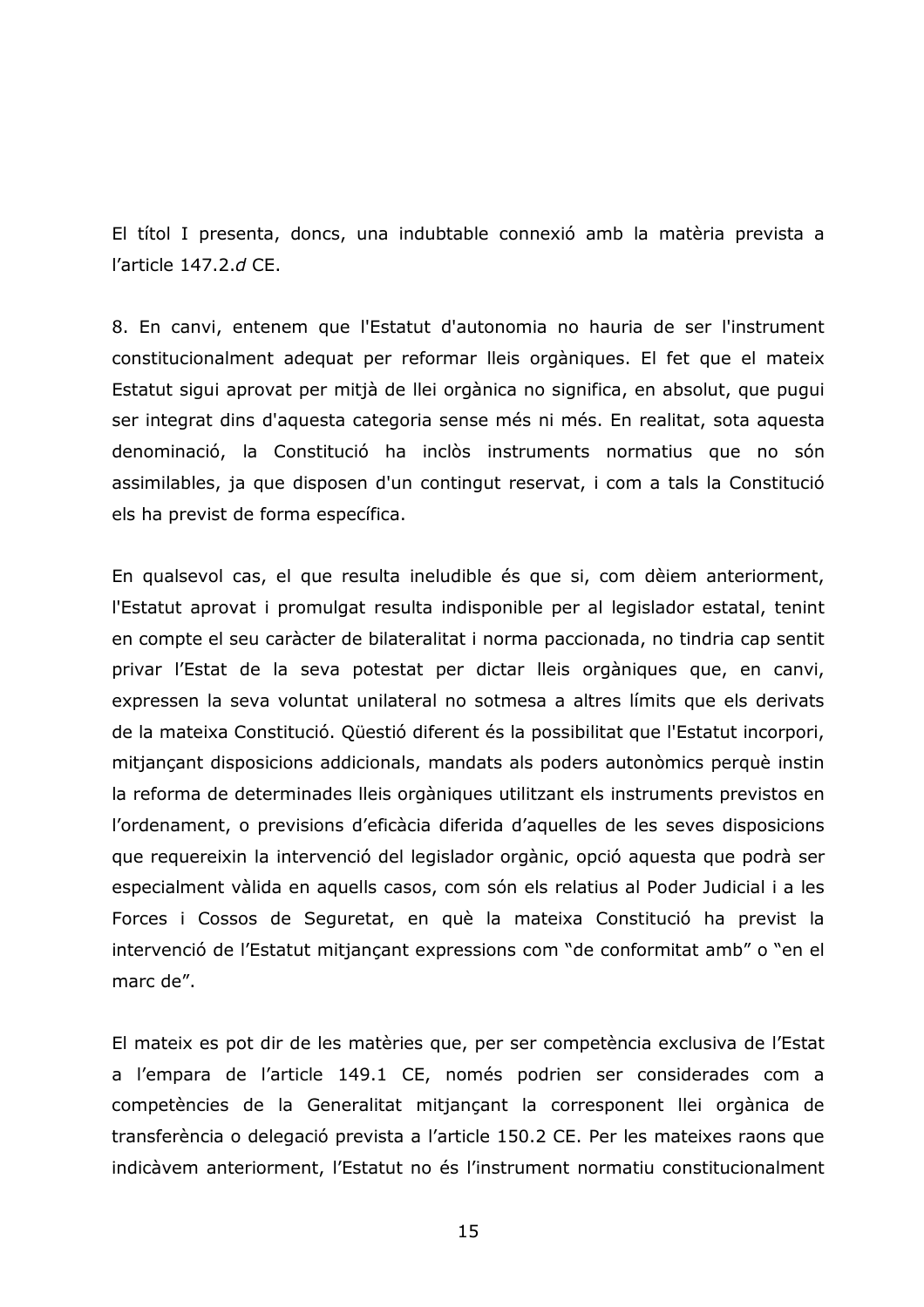El títol I presenta, doncs, una indubtable connexió amb la matèria prevista a l'article 147.2.*d* CE.

8. En canvi, entenem que l'Estatut d'autonomia no hauria de ser l'instrument constitucionalment adequat per reformar lleis orgàniques. El fet que el mateix Estatut sigui aprovat per mitjà de llei orgànica no significa, en absolut, que pugui ser integrat dins d'aquesta categoria sense més ni més. En realitat, sota aquesta denominació, la Constitució ha inclòs instruments normatius que no són assimilables, ja que disposen d'un contingut reservat, i com a tals la Constitució els ha previst de forma específica.

En qualsevol cas, el que resulta ineludible és que si, com dèiem anteriorment, l'Estatut aprovat i promulgat resulta indisponible per al legislador estatal, tenint en compte el seu caràcter de bilateralitat i norma paccionada, no tindria cap sentit privar l'Estat de la seva potestat per dictar lleis orgàniques que, en canvi, expressen la seva voluntat unilateral no sotmesa a altres límits que els derivats de la mateixa Constitució. Qüestió diferent és la possibilitat que l'Estatut incorpori, mitjançant disposicions addicionals, mandats als poders autonòmics perquè instin la reforma de determinades lleis orgàniques utilitzant els instruments previstos en l'ordenament, o previsions d'eficàcia diferida d'aquelles de les seves disposicions que requereixin la intervenció del legislador orgànic, opció aquesta que podrà ser especialment vàlida en aquells casos, com són els relatius al Poder Judicial i a les Forces i Cossos de Seguretat, en què la mateixa Constitució ha previst la intervenció de l'Estatut mitjançant expressions com "de conformitat amb" o "en el marc de".

El mateix es pot dir de les matèries que, per ser competència exclusiva de l'Estat a l'empara de l'article 149.1 CE, només podrien ser considerades com a competències de la Generalitat mitjançant la corresponent llei orgànica de transferència o delegació prevista a l'article 150.2 CE. Per les mateixes raons que indicàvem anteriorment, l'Estatut no és l'instrument normatiu constitucionalment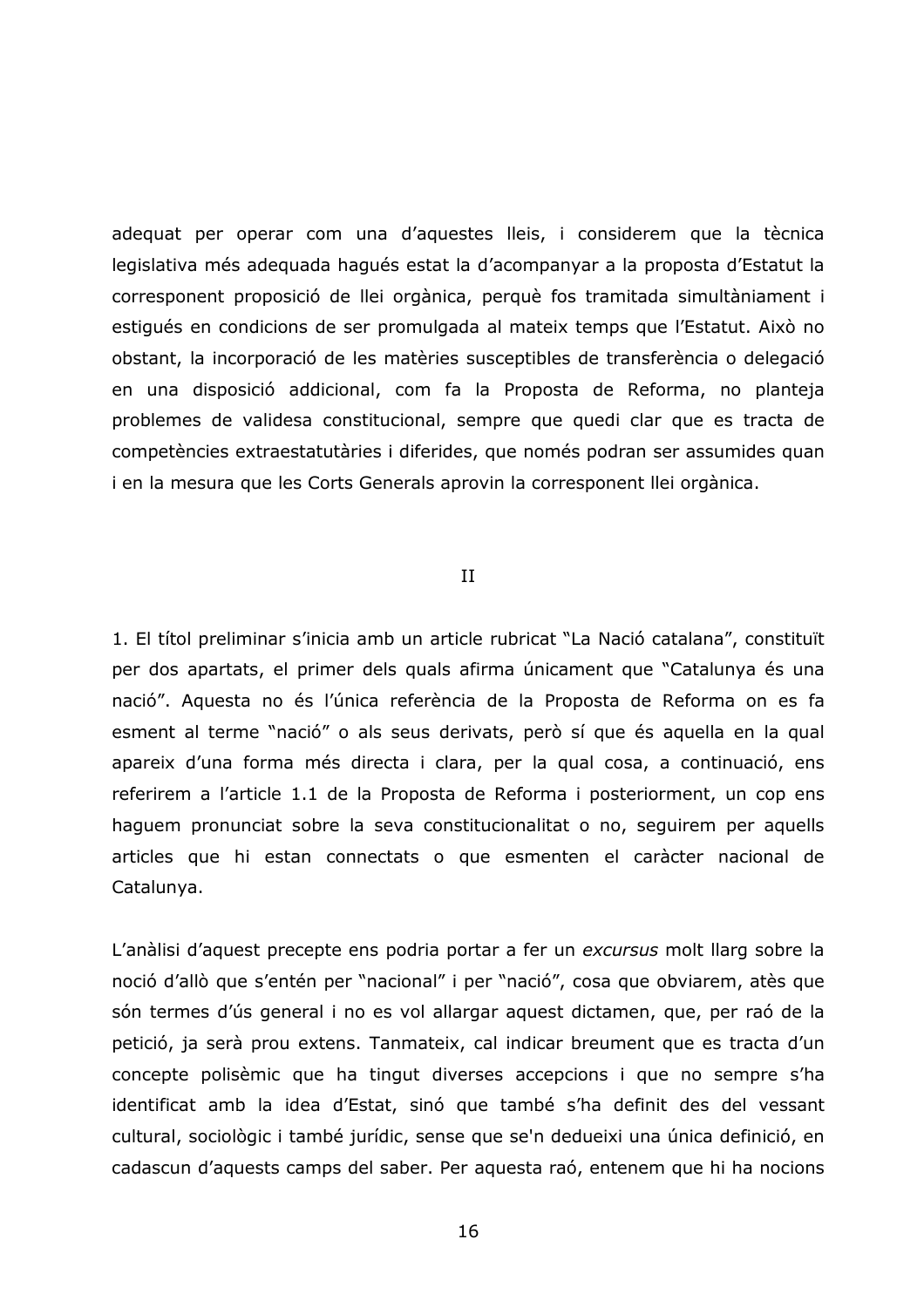adequat per operar com una d'aquestes lleis, i considerem que la tècnica legislativa més adequada hagués estat la d'acompanyar a la proposta d'Estatut la corresponent proposició de llei orgànica, perquè fos tramitada simultàniament i estigués en condicions de ser promulgada al mateix temps que l'Estatut. Això no obstant, la incorporació de les matèries susceptibles de transferència o delegació en una disposició addicional, com fa la Proposta de Reforma, no planteja problemes de validesa constitucional, sempre que quedi clar que es tracta de competències extraestatutàries i diferides, que només podran ser assumides quan i en la mesura que les Corts Generals aprovin la corresponent llei orgànica.

## II

1. El títol preliminar s'inicia amb un article rubricat "La Nació catalana", constituït per dos apartats, el primer dels quals afirma únicament que "Catalunya és una nació". Aquesta no és l'única referència de la Proposta de Reforma on es fa esment al terme "nació" o als seus derivats, però sí que és aquella en la qual apareix d'una forma més directa i clara, per la qual cosa, a continuació, ens referirem a l'article 1.1 de la Proposta de Reforma i posteriorment, un cop ens haguem pronunciat sobre la seva constitucionalitat o no, seguirem per aquells articles que hi estan connectats o que esmenten el caràcter nacional de Catalunya.

L'anàlisi d'aquest precepte ens podria portar a fer un *excursus* molt llarg sobre la noció d'allò que s'entén per "nacional" i per "nació", cosa que obviarem, atès que són termes d'ús general i no es vol allargar aquest dictamen, que, per raó de la petició, ja serà prou extens. Tanmateix, cal indicar breument que es tracta d'un concepte polisèmic que ha tingut diverses accepcions i que no sempre s'ha identificat amb la idea d'Estat, sinó que també s'ha definit des del vessant cultural, sociològic i també jurídic, sense que se'n dedueixi una única definició, en cadascun d'aquests camps del saber. Per aquesta raó, entenem que hi ha nocions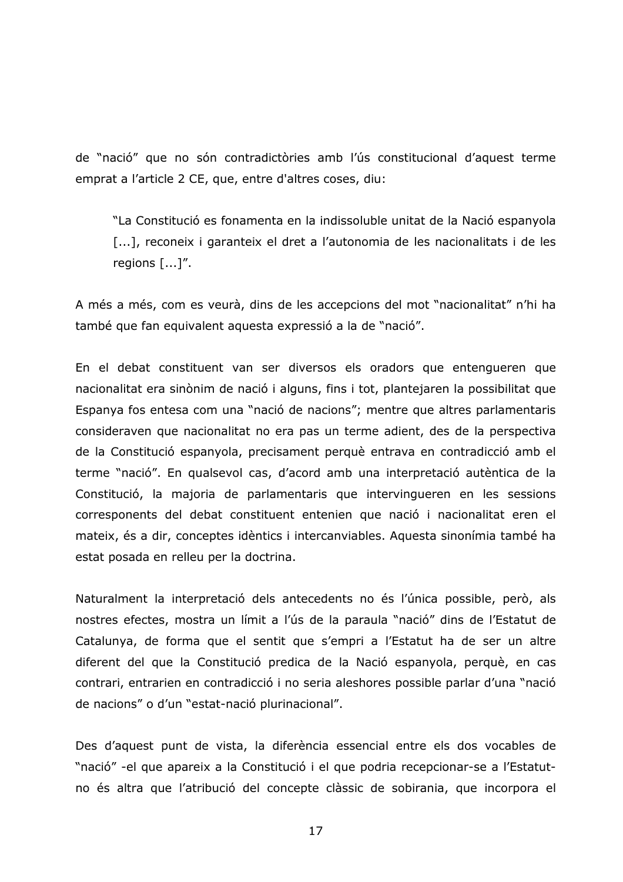de "nació" que no són contradictòries amb l'ús constitucional d'aquest terme emprat a l'article 2 CE, que, entre d'altres coses, diu:

> "La Constitució es fonamenta en la indissoluble unitat de la Nació espanyola [...], reconeix i garanteix el dret a l'autonomia de les nacionalitats i de les regions [...]".

A més a més, com es veurà, dins de les accepcions del mot "nacionalitat" n'hi ha també que fan equivalent aquesta expressió a la de "nació".

En el debat constituent van ser diversos els oradors que entengueren que nacionalitat era sinònim de nació i alguns, fins i tot, plantejaren la possibilitat que Espanya fos entesa com una "nació de nacions"; mentre que altres parlamentaris consideraven que nacionalitat no era pas un terme adient, des de la perspectiva de la Constitució espanyola, precisament perquè entrava en contradicció amb el terme "nació". En qualsevol cas, d'acord amb una interpretació autèntica de la Constitució, la majoria de parlamentaris que intervingueren en les sessions corresponents del debat constituent entenien que nació i nacionalitat eren el mateix, és a dir, conceptes idèntics i intercanviables. Aquesta sinonímia també ha estat posada en relleu per la doctrina.

Naturalment la interpretació dels antecedents no és l'única possible, però, als nostres efectes, mostra un límit a l'ús de la paraula "nació" dins de l'Estatut de Catalunya, de forma que el sentit que s'empri a l'Estatut ha de ser un altre diferent del que la Constitució predica de la Nació espanyola, perquè, en cas contrari, entrarien en contradicció i no seria aleshores possible parlar d'una "nació de nacions" o d'un "estat-nació plurinacional".

Des d'aquest punt de vista, la diferència essencial entre els dos vocables de "nació" -el que apareix a la Constitució i el que podria recepcionar-se a l'Estatut- no és altra que l'atribució del concepte clàssic de sobirania, que incorpora el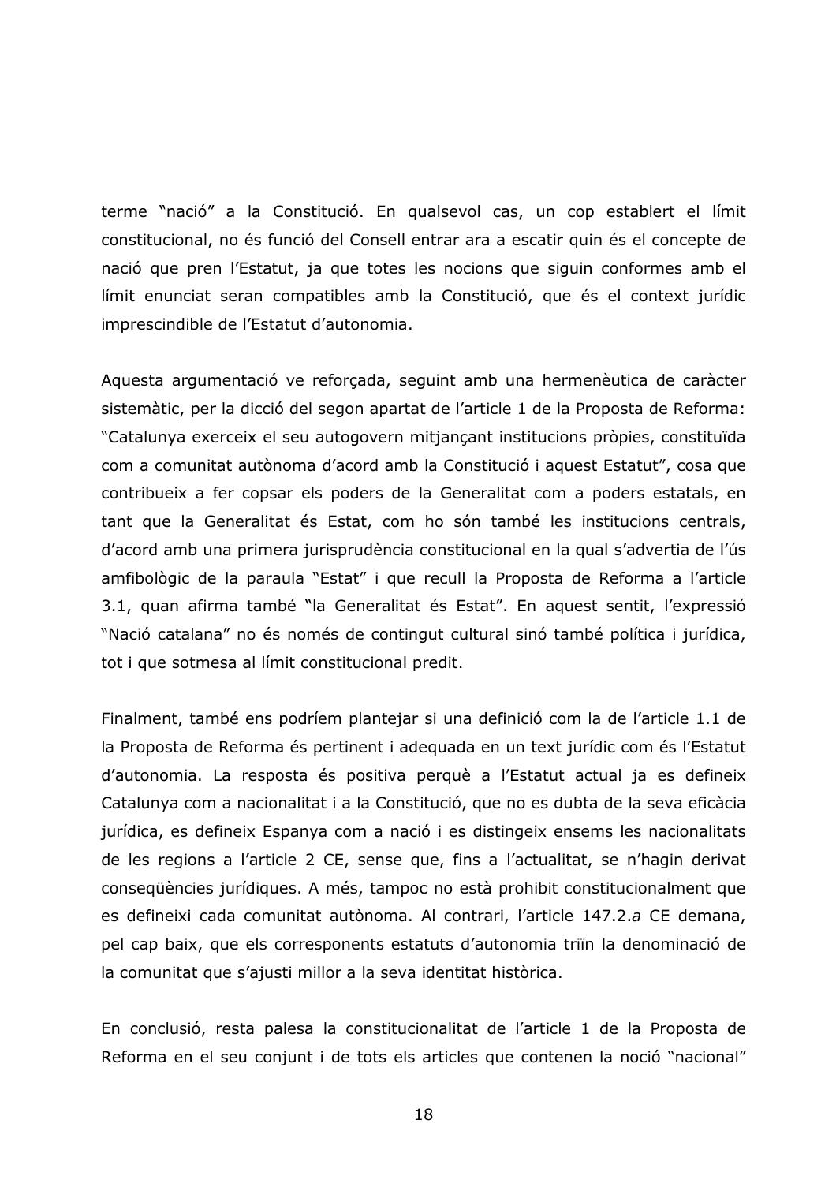terme "nació" a la Constitució. En qualsevol cas, un cop establert el límit constitucional, no és funció del Consell entrar ara a escatir quin és el concepte de nació que pren l'Estatut, ja que totes les nocions que siguin conformes amb el límit enunciat seran compatibles amb la Constitució, que és el context jurídic imprescindible de l'Estatut d'autonomia.

Aquesta argumentació ve reforçada, seguint amb una hermenèutica de caràcter sistemàtic, per la dicció del segon apartat de l'article 1 de la Proposta de Reforma: "Catalunya exerceix el seu autogovern mitjançant institucions pròpies, constituïda com a comunitat autònoma d'acord amb la Constitució i aquest Estatut", cosa que contribueix a fer copsar els poders de la Generalitat com a poders estatals, en tant que la Generalitat és Estat, com ho són també les institucions centrals, d'acord amb una primera jurisprudència constitucional en la qual s'advertia de l'ús amfibològic de la paraula "Estat" i que recull la Proposta de Reforma a l'article 3.1, quan afirma també "la Generalitat és Estat". En aquest sentit, l'expressió "Nació catalana" no és només de contingut cultural sinó també política i jurídica, tot i que sotmesa al límit constitucional predit.

Finalment, també ens podríem plantejar si una definició com la de l'article 1.1 de la Proposta de Reforma és pertinent i adequada en un text jurídic com és l'Estatut d'autonomia. La resposta és positiva perquè a l'Estatut actual ja es defineix Catalunya com a nacionalitat i a la Constitució, que no es dubta de la seva eficàcia jurídica, es defineix Espanya com a nació i es distingeix ensems les nacionalitats de les regions a l'article 2 CE, sense que, fins a l'actualitat, se n'hagin derivat conseqüències jurídiques. A més, tampoc no està prohibit constitucionalment que es defineixi cada comunitat autònoma. Al contrari, l'article 147.2.*a* CE demana, pel cap baix, que els corresponents estatuts d'autonomia triïn la denominació de la comunitat que s'ajusti millor a la seva identitat històrica.

En conclusió, resta palesa la constitucionalitat de l'article 1 de la Proposta de Reforma en el seu conjunt i de tots els articles que contenen la noció "nacional"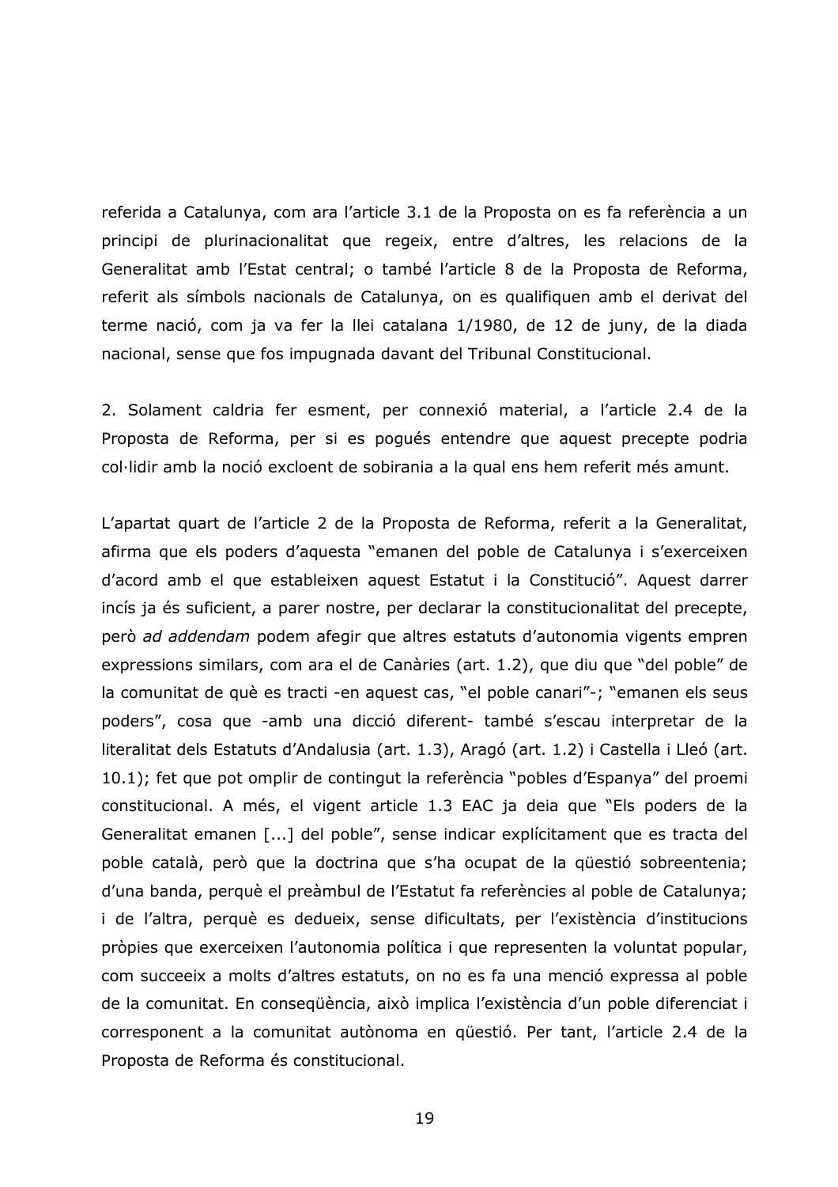referida a Catalunya, com ara l'article 3.1 de la Proposta on es fa referència a un principi de plurinacionalitat que regeix, entre d'altres, les relacions de la Generalitat amb l'Estat central; o també l'article 8 de la Proposta de Reforma, referit als símbols nacionals de Catalunya, on es qualifiquen amb el derivat del terme nació, com ja va fer la llei catalana 1/1980, de 12 de juny, de la diada nacional, sense que fos impugnada davant del Tribunal Constitucional.

2. Solament caldria fer esment, per connexió material, a l'article 2.4 de la Proposta de Reforma, per si es pogués entendre que aquest precepte podria col·lidir amb la noció excloent de sobirania a la qual ens hem referit més amunt.

L'apartat quart de l'article 2 de la Proposta de Reforma, referit a la Generalitat, afirma que els poders d'aquesta "emanen del poble de Catalunya i s'exerceixen d'acord amb el que estableixen aquest Estatut i la Constitució". Aquest darrer incís ja és suficient, a parer nostre, per declarar la constitucionalitat del precepte, però *ad addendam* podem afegir que altres estatuts d'autonomia vigents empren expressions similars, com ara el de Canàries (art. 1.2), que diu que "del poble" de la comunitat de què es tracti -en aquest cas, "el poble canari"-; "emanen els seus poders", cosa que -amb una dicció diferent- també s'escau interpretar de la literalitat dels Estatuts d'Andalusia (art. 1.3), Aragó (art. 1.2) i Castella i Lleó (art. 10.1); fet que pot omplir de contingut la referència "pobles d'Espanya" del proemi constitucional. A més, el vigent article 1.3 EAC ja deia que "Els poders de la Generalitat emanen [...] del poble", sense indicar explícitament que es tracta del poble català, però que la doctrina que s'ha ocupat de la qüestió sobreentenia; d'una banda, perquè el preàmbul de l'Estatut fa referències al poble de Catalunya; i de l'altra, perquè es dedueix, sense dificultats, per l'existència d'institucions pròpies que exerceixen l'autonomia política i que representen la voluntat popular, com succeeix a molts d'altres estatuts, on no es fa una menció expressa al poble de la comunitat. En conseqüència, això implica l'existència d'un poble diferenciat i corresponent a la comunitat autònoma en qüestió. Per tant, l'article 2.4 de la Proposta de Reforma és constitucional.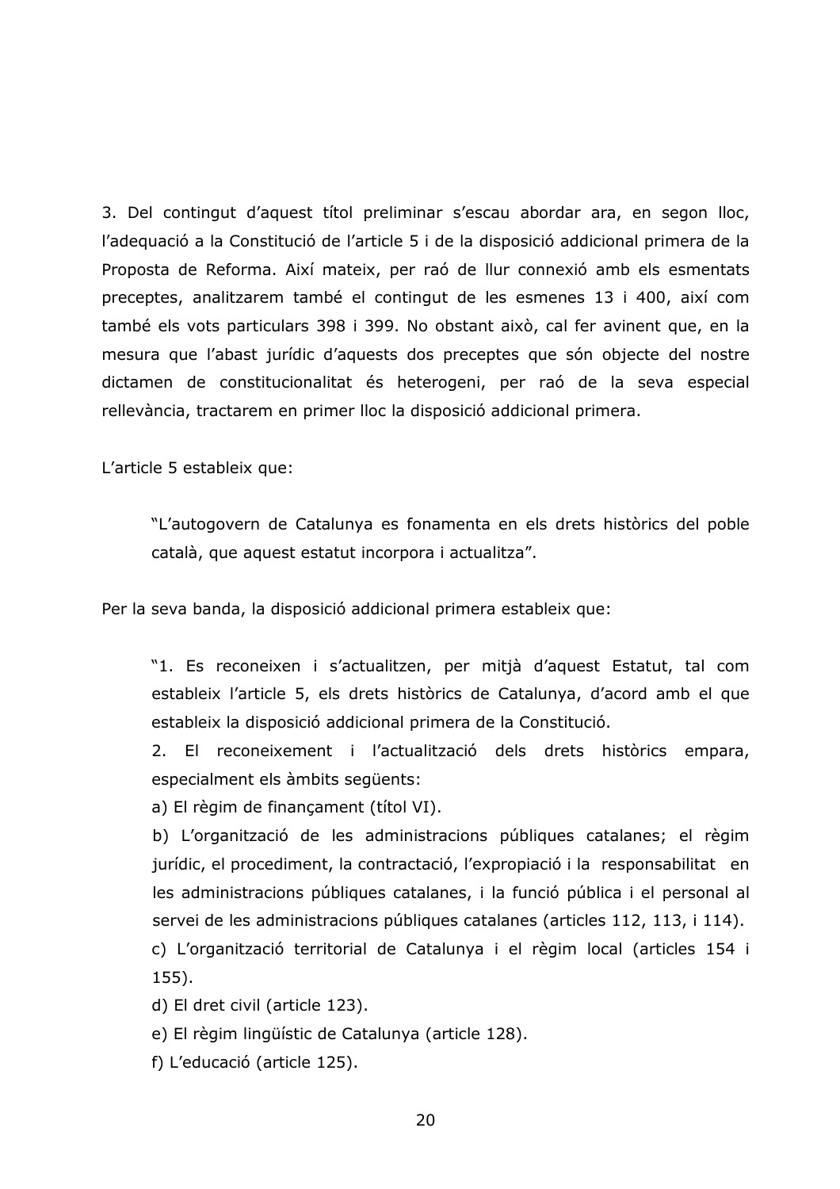3. Del contingut d'aquest títol preliminar s'escau abordar ara, en segon lloc, l'adequació a la Constitució de l'article 5 i de la disposició addicional primera de la Proposta de Reforma. Així mateix, per raó de llur connexió amb els esmentats preceptes, analitzarem també el contingut de les esmenes 13 i 400, així com també els vots particulars 398 i 399. No obstant això, cal fer avinent que, en la mesura que l'abast jurídic d'aquests dos preceptes que són objecte del nostre dictamen de constitucionalitat és heterogeni, per raó de la seva especial rellevància, tractarem en primer lloc la disposició addicional primera.

L'article 5 estableix que:

> "L'autogovern de Catalunya es fonamenta en els drets històrics del poble català, que aquest estatut incorpora i actualitza".

Per la seva banda, la disposició addicional primera estableix que:

> "1. Es reconeixen i s'actualitzen, per mitjà d'aquest Estatut, tal com estableix l'article 5, els drets històrics de Catalunya, d'acord amb el que estableix la disposició addicional primera de la Constitució.
>
> 2. El reconeixement i l'actualització dels drets històrics empara, especialment els àmbits següents:
>
> a) El règim de finançament (títol VI).
>
> b) L'organització de les administracions públiques catalanes; el règim jurídic, el procediment, la contractació, l'expropiació i la responsabilitat en les administracions públiques catalanes, i la funció pública i el personal al servei de les administracions públiques catalanes (articles 112, 113, i 114).
>
> c) L'organització territorial de Catalunya i el règim local (articles 154 i 155).
>
> d) El dret civil (article 123).
>
> e) El règim lingüístic de Catalunya (article 128).
>
> f) L'educació (article 125).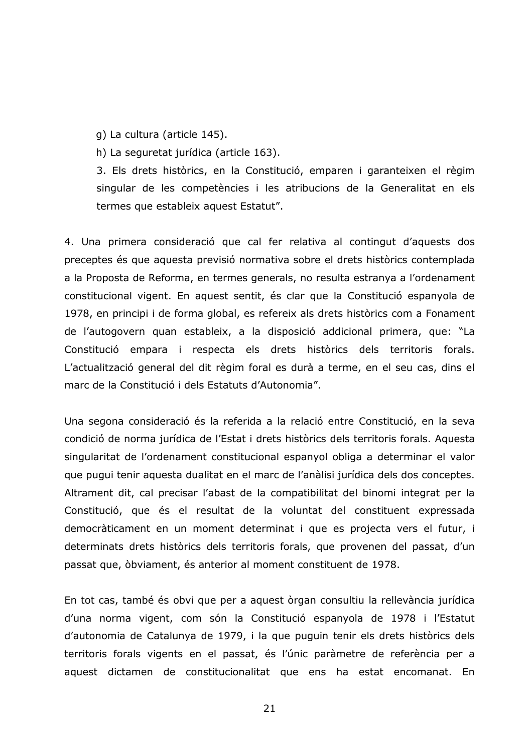g) La cultura (article 145).

h) La seguretat jurídica (article 163).

3. Els drets històrics, en la Constitució, emparen i garanteixen el règim singular de les competències i les atribucions de la Generalitat en els termes que estableix aquest Estatut".

4. Una primera consideració que cal fer relativa al contingut d'aquests dos preceptes és que aquesta previsió normativa sobre el drets històrics contemplada a la Proposta de Reforma, en termes generals, no resulta estranya a l'ordenament constitucional vigent. En aquest sentit, és clar que la Constitució espanyola de 1978, en principi i de forma global, es refereix als drets històrics com a Fonament de l'autogovern quan estableix, a la disposició addicional primera, que: "La Constitució empara i respecta els drets històrics dels territoris forals. L'actualització general del dit règim foral es durà a terme, en el seu cas, dins el marc de la Constitució i dels Estatuts d'Autonomia".

Una segona consideració és la referida a la relació entre Constitució, en la seva condició de norma jurídica de l'Estat i drets històrics dels territoris forals. Aquesta singularitat de l'ordenament constitucional espanyol obliga a determinar el valor que pugui tenir aquesta dualitat en el marc de l'anàlisi jurídica dels dos conceptes. Altrament dit, cal precisar l'abast de la compatibilitat del binomi integrat per la Constitució, que és el resultat de la voluntat del constituent expressada democràticament en un moment determinat i que es projecta vers el futur, i determinats drets històrics dels territoris forals, que provenen del passat, d'un passat que, òbviament, és anterior al moment constituent de 1978.

En tot cas, també és obvi que per a aquest òrgan consultiu la rellevància jurídica d'una norma vigent, com són la Constitució espanyola de 1978 i l'Estatut d'autonomia de Catalunya de 1979, i la que puguin tenir els drets històrics dels territoris forals vigents en el passat, és l'únic paràmetre de referència per a aquest dictamen de constitucionalitat que ens ha estat encomanat. En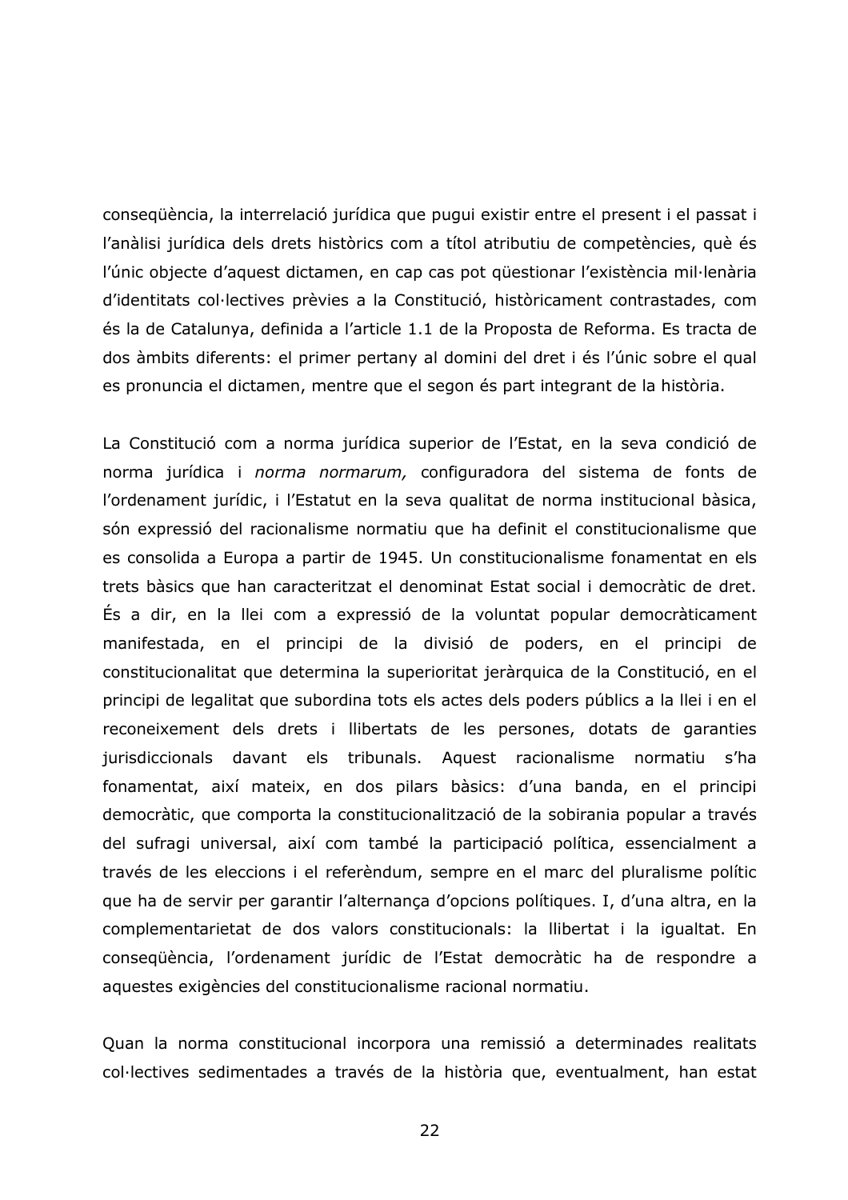conseqüència, la interrelació jurídica que pugui existir entre el present i el passat i l'anàlisi jurídica dels drets històrics com a títol atributiu de competències, què és l'únic objecte d'aquest dictamen, en cap cas pot qüestionar l'existència mil·lenària d'identitats col·lectives prèvies a la Constitució, històricament contrastades, com és la de Catalunya, definida a l'article 1.1 de la Proposta de Reforma. Es tracta de dos àmbits diferents: el primer pertany al domini del dret i és l'únic sobre el qual es pronuncia el dictamen, mentre que el segon és part integrant de la història.

La Constitució com a norma jurídica superior de l'Estat, en la seva condició de norma jurídica i *norma normarum,* configuradora del sistema de fonts de l'ordenament jurídic, i l'Estatut en la seva qualitat de norma institucional bàsica, són expressió del racionalisme normatiu que ha definit el constitucionalisme que es consolida a Europa a partir de 1945. Un constitucionalisme fonamentat en els trets bàsics que han caracteritzat el denominat Estat social i democràtic de dret. És a dir, en la llei com a expressió de la voluntat popular democràticament manifestada, en el principi de la divisió de poders, en el principi de constitucionalitat que determina la superioritat jeràrquica de la Constitució, en el principi de legalitat que subordina tots els actes dels poders públics a la llei i en el reconeixement dels drets i llibertats de les persones, dotats de garanties jurisdiccionals davant els tribunals. Aquest racionalisme normatiu s'ha fonamentat, així mateix, en dos pilars bàsics: d'una banda, en el principi democràtic, que comporta la constitucionalització de la sobirania popular a través del sufragi universal, així com també la participació política, essencialment a través de les eleccions i el referèndum, sempre en el marc del pluralisme polític que ha de servir per garantir l'alternança d'opcions polítiques. I, d'una altra, en la complementarietat de dos valors constitucionals: la llibertat i la igualtat. En conseqüència, l'ordenament jurídic de l'Estat democràtic ha de respondre a aquestes exigències del constitucionalisme racional normatiu.

Quan la norma constitucional incorpora una remissió a determinades realitats col·lectives sedimentades a través de la història que, eventualment, han estat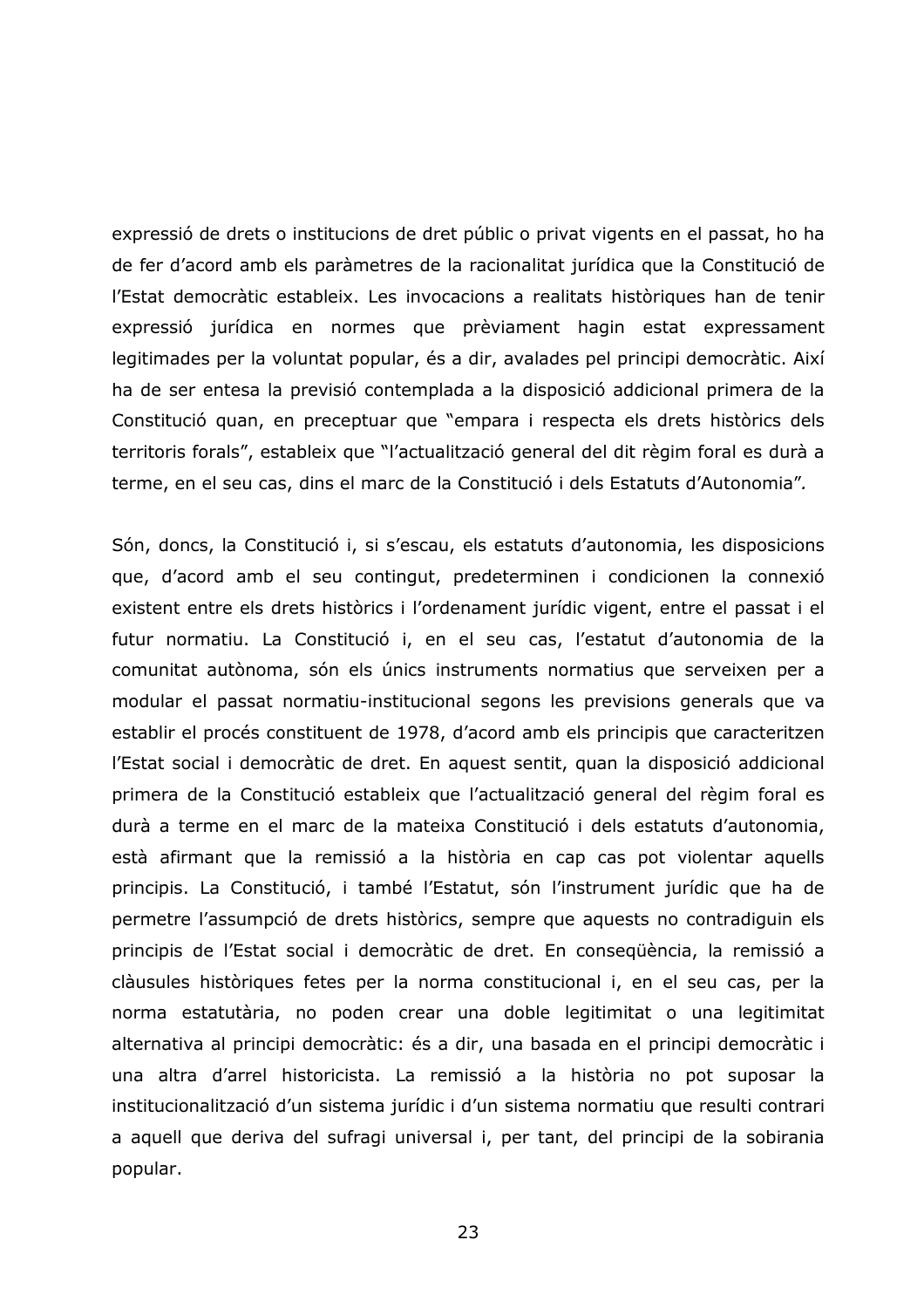expressió de drets o institucions de dret públic o privat vigents en el passat, ho ha de fer d'acord amb els paràmetres de la racionalitat jurídica que la Constitució de l'Estat democràtic estableix. Les invocacions a realitats històriques han de tenir expressió jurídica en normes que prèviament hagin estat expressament legitimades per la voluntat popular, és a dir, avalades pel principi democràtic. Així ha de ser entesa la previsió contemplada a la disposició addicional primera de la Constitució quan, en preceptuar que "empara i respecta els drets històrics dels territoris forals", estableix que "l'actualització general del dit règim foral es durà a terme, en el seu cas, dins el marc de la Constitució i dels Estatuts d'Autonomia"*.*

Són, doncs, la Constitució i, si s'escau, els estatuts d'autonomia, les disposicions que, d'acord amb el seu contingut, predeterminen i condicionen la connexió existent entre els drets històrics i l'ordenament jurídic vigent, entre el passat i el futur normatiu. La Constitució i, en el seu cas, l'estatut d'autonomia de la comunitat autònoma, són els únics instruments normatius que serveixen per a modular el passat normatiu-institucional segons les previsions generals que va establir el procés constituent de 1978, d'acord amb els principis que caracteritzen l'Estat social i democràtic de dret. En aquest sentit, quan la disposició addicional primera de la Constitució estableix que l'actualització general del règim foral es durà a terme en el marc de la mateixa Constitució i dels estatuts d'autonomia, està afirmant que la remissió a la història en cap cas pot violentar aquells principis. La Constitució, i també l'Estatut, són l'instrument jurídic que ha de permetre l'assumpció de drets històrics, sempre que aquests no contradiguin els principis de l'Estat social i democràtic de dret. En conseqüència, la remissió a clàusules històriques fetes per la norma constitucional i, en el seu cas, per la norma estatutària, no poden crear una doble legitimitat o una legitimitat alternativa al principi democràtic: és a dir, una basada en el principi democràtic i una altra d'arrel historicista. La remissió a la història no pot suposar la institucionalització d'un sistema jurídic i d'un sistema normatiu que resulti contrari a aquell que deriva del sufragi universal i, per tant, del principi de la sobirania popular.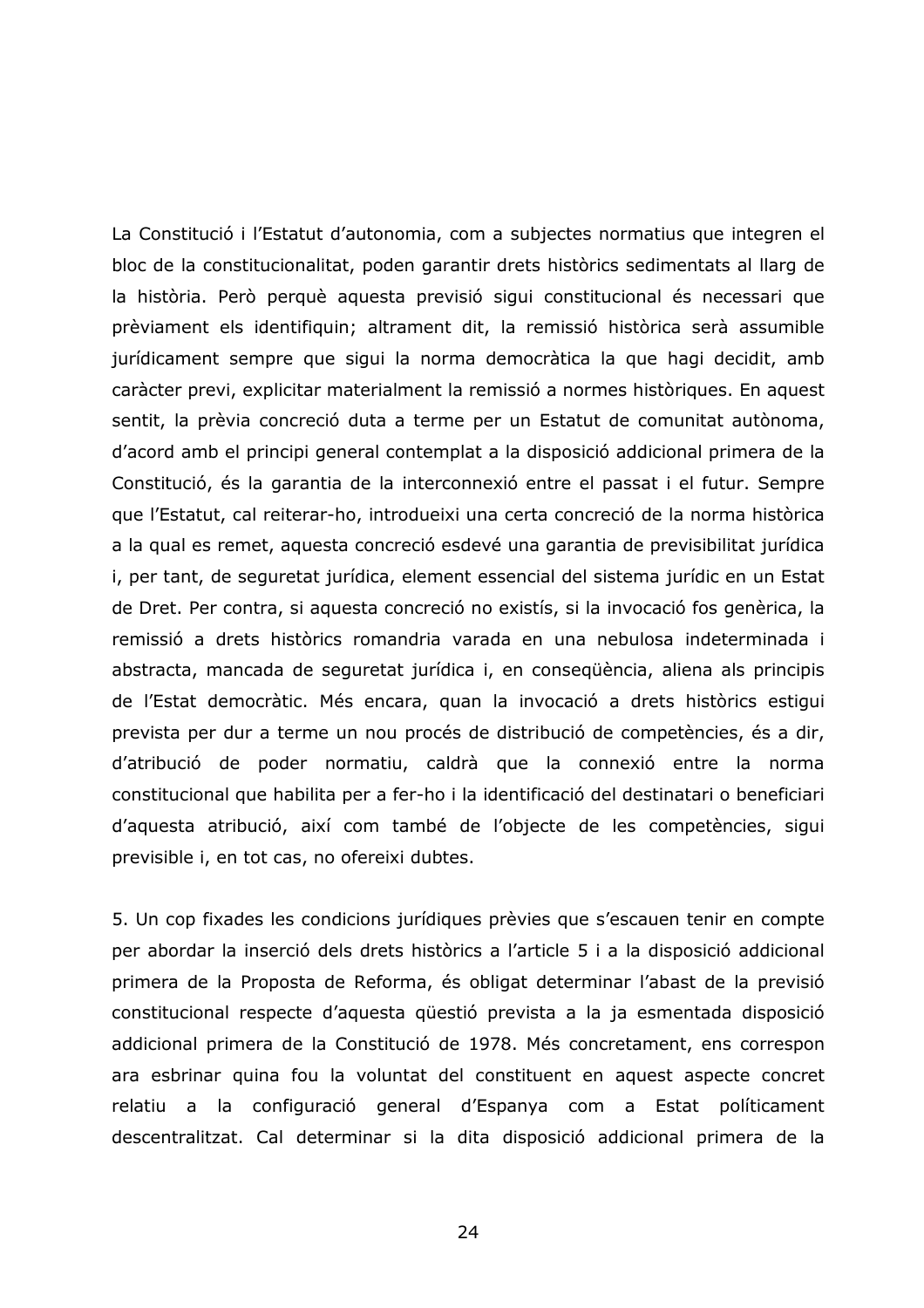La Constitució i l'Estatut d'autonomia, com a subjectes normatius que integren el bloc de la constitucionalitat, poden garantir drets històrics sedimentats al llarg de la història. Però perquè aquesta previsió sigui constitucional és necessari que prèviament els identifiquin; altrament dit, la remissió històrica serà assumible jurídicament sempre que sigui la norma democràtica la que hagi decidit, amb caràcter previ, explicitar materialment la remissió a normes històriques. En aquest sentit, la prèvia concreció duta a terme per un Estatut de comunitat autònoma, d'acord amb el principi general contemplat a la disposició addicional primera de la Constitució, és la garantia de la interconnexió entre el passat i el futur. Sempre que l'Estatut, cal reiterar-ho, introdueixi una certa concreció de la norma històrica a la qual es remet, aquesta concreció esdevé una garantia de previsibilitat jurídica i, per tant, de seguretat jurídica, element essencial del sistema jurídic en un Estat de Dret. Per contra, si aquesta concreció no existís, si la invocació fos genèrica, la remissió a drets històrics romandria varada en una nebulosa indeterminada i abstracta, mancada de seguretat jurídica i, en conseqüència, aliena als principis de l'Estat democràtic. Més encara, quan la invocació a drets històrics estigui prevista per dur a terme un nou procés de distribució de competències, és a dir, d'atribució de poder normatiu, caldrà que la connexió entre la norma constitucional que habilita per a fer-ho i la identificació del destinatari o beneficiari d'aquesta atribució, així com també de l'objecte de les competències, sigui previsible i, en tot cas, no ofereixi dubtes.

5. Un cop fixades les condicions jurídiques prèvies que s'escauen tenir en compte per abordar la inserció dels drets històrics a l'article 5 i a la disposició addicional primera de la Proposta de Reforma, és obligat determinar l'abast de la previsió constitucional respecte d'aquesta qüestió prevista a la ja esmentada disposició addicional primera de la Constitució de 1978. Més concretament, ens correspon ara esbrinar quina fou la voluntat del constituent en aquest aspecte concret relatiu a la configuració general d'Espanya com a Estat políticament descentralitzat. Cal determinar si la dita disposició addicional primera de la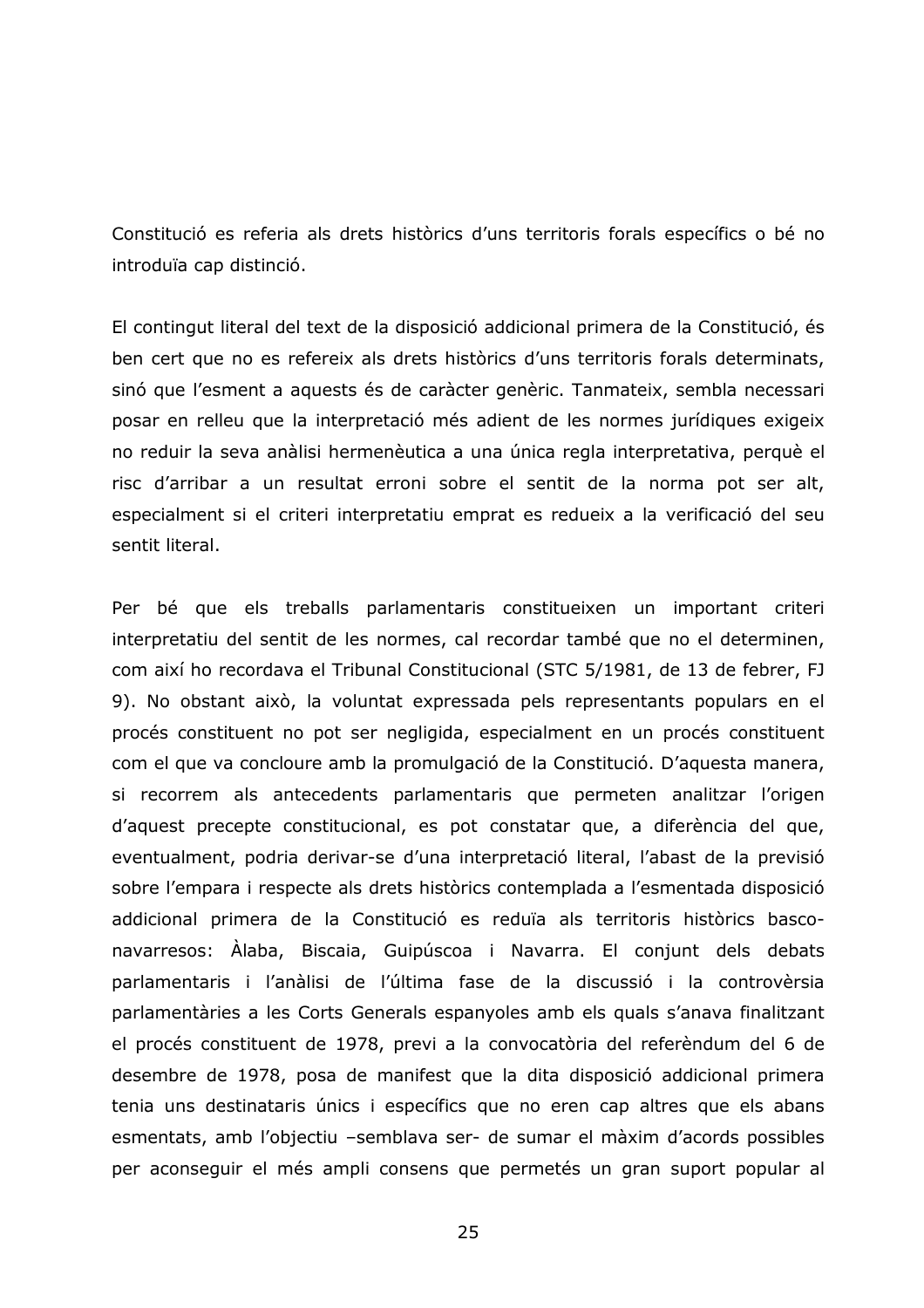Constitució es referia als drets històrics d'uns territoris forals específics o bé no introduïa cap distinció.

El contingut literal del text de la disposició addicional primera de la Constitució, és ben cert que no es refereix als drets històrics d'uns territoris forals determinats, sinó que l'esment a aquests és de caràcter genèric. Tanmateix, sembla necessari posar en relleu que la interpretació més adient de les normes jurídiques exigeix no reduir la seva anàlisi hermenèutica a una única regla interpretativa, perquè el risc d'arribar a un resultat erroni sobre el sentit de la norma pot ser alt, especialment si el criteri interpretatiu emprat es redueix a la verificació del seu sentit literal.

Per bé que els treballs parlamentaris constitueixen un important criteri interpretatiu del sentit de les normes, cal recordar també que no el determinen, com així ho recordava el Tribunal Constitucional (STC 5/1981, de 13 de febrer, FJ 9). No obstant això, la voluntat expressada pels representants populars en el procés constituent no pot ser negligida, especialment en un procés constituent com el que va concloure amb la promulgació de la Constitució. D'aquesta manera, si recorrem als antecedents parlamentaris que permeten analitzar l'origen d'aquest precepte constitucional, es pot constatar que, a diferència del que, eventualment, podria derivar-se d'una interpretació literal, l'abast de la previsió sobre l'empara i respecte als drets històrics contemplada a l'esmentada disposició addicional primera de la Constitució es reduïa als territoris històrics basco-navarresos: Àlaba, Biscaia, Guipúscoa i Navarra. El conjunt dels debats parlamentaris i l'anàlisi de l'última fase de la discussió i la controvèrsia parlamentàries a les Corts Generals espanyoles amb els quals s'anava finalitzant el procés constituent de 1978, previ a la convocatòria del referèndum del 6 de desembre de 1978, posa de manifest que la dita disposició addicional primera tenia uns destinataris únics i específics que no eren cap altres que els abans esmentats, amb l'objectiu –semblava ser- de sumar el màxim d'acords possibles per aconseguir el més ampli consens que permetés un gran suport popular al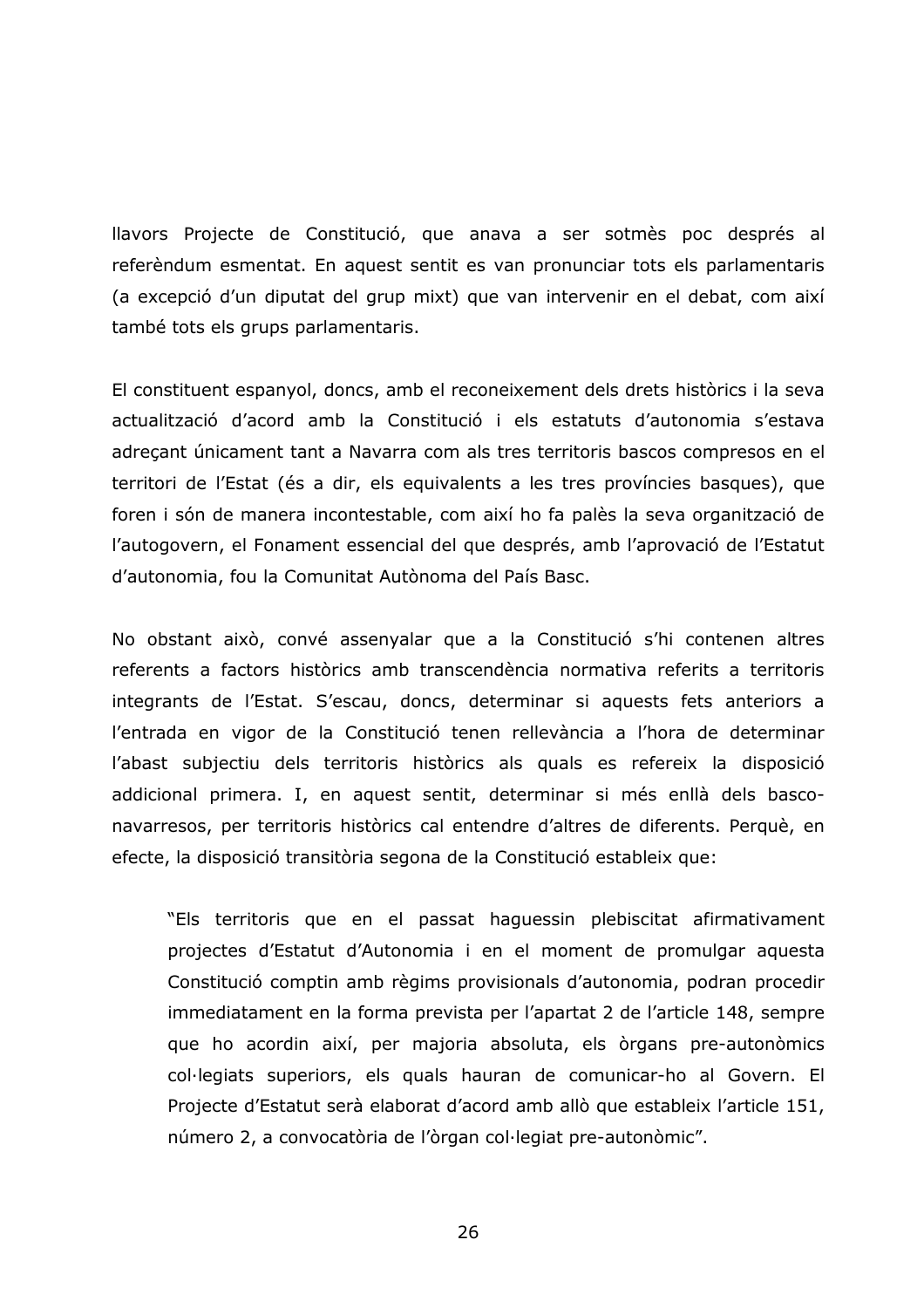llavors Projecte de Constitució, que anava a ser sotmès poc després al referèndum esmentat. En aquest sentit es van pronunciar tots els parlamentaris (a excepció d'un diputat del grup mixt) que van intervenir en el debat, com així també tots els grups parlamentaris.

El constituent espanyol, doncs, amb el reconeixement dels drets històrics i la seva actualització d'acord amb la Constitució i els estatuts d'autonomia s'estava adreçant únicament tant a Navarra com als tres territoris bascos compresos en el territori de l'Estat (és a dir, els equivalents a les tres províncies basques), que foren i són de manera incontestable, com així ho fa palès la seva organització de l'autogovern, el Fonament essencial del que després, amb l'aprovació de l'Estatut d'autonomia, fou la Comunitat Autònoma del País Basc.

No obstant això, convé assenyalar que a la Constitució s'hi contenen altres referents a factors històrics amb transcendència normativa referits a territoris integrants de l'Estat. S'escau, doncs, determinar si aquests fets anteriors a l'entrada en vigor de la Constitució tenen rellevància a l'hora de determinar l'abast subjectiu dels territoris històrics als quals es refereix la disposició addicional primera. I, en aquest sentit, determinar si més enllà dels basco-navarresos, per territoris històrics cal entendre d'altres de diferents. Perquè, en efecte, la disposició transitòria segona de la Constitució estableix que:

> "Els territoris que en el passat haguessin plebiscitat afirmativament projectes d'Estatut d'Autonomia i en el moment de promulgar aquesta Constitució comptin amb règims provisionals d'autonomia, podran procedir immediatament en la forma prevista per l'apartat 2 de l'article 148, sempre que ho acordin així, per majoria absoluta, els òrgans pre-autonòmics col·legiats superiors, els quals hauran de comunicar-ho al Govern. El Projecte d'Estatut serà elaborat d'acord amb allò que estableix l'article 151, número 2, a convocatòria de l'òrgan col·legiat pre-autonòmic".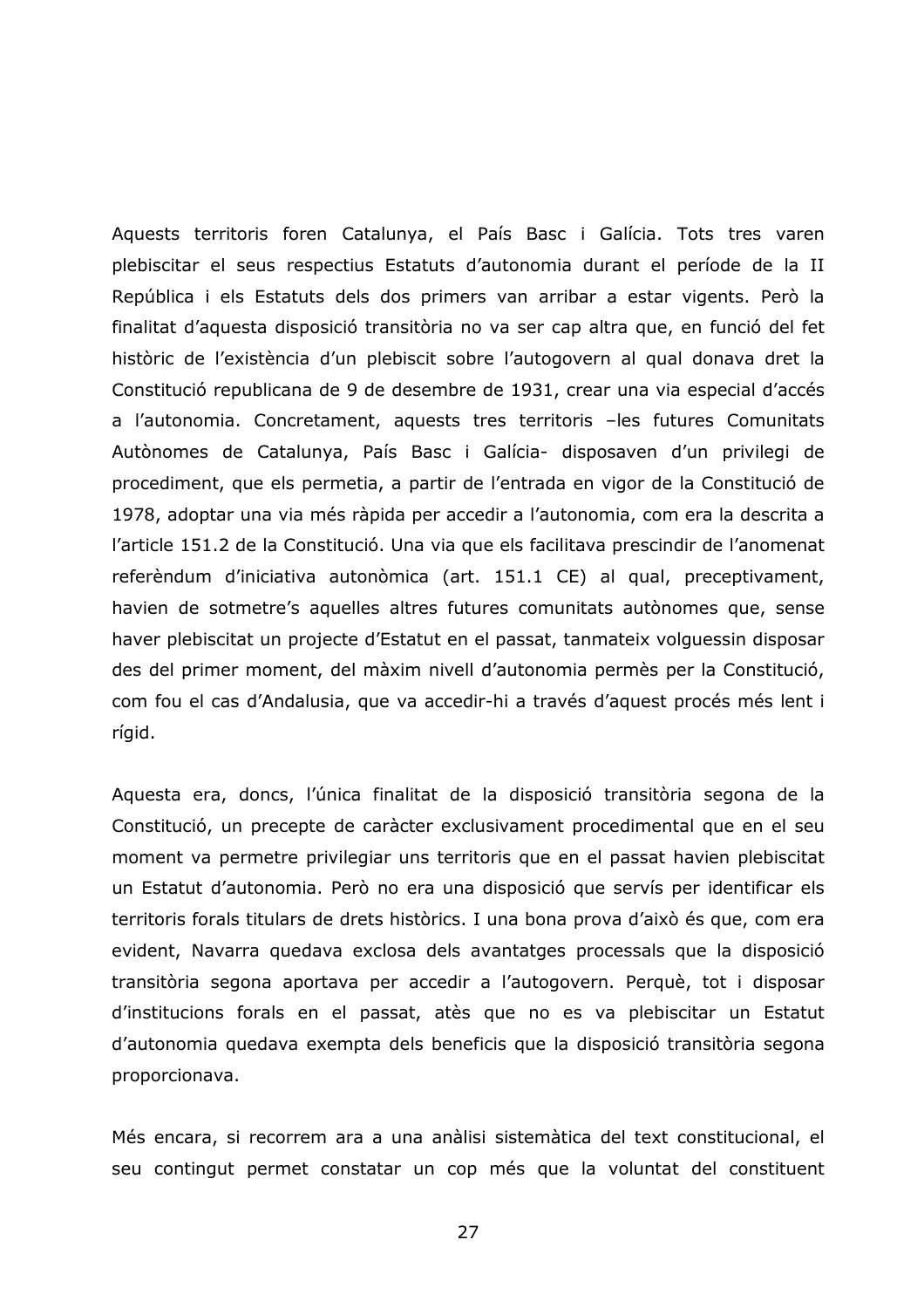Aquests territoris foren Catalunya, el País Basc i Galícia. Tots tres varen plebiscitar el seus respectius Estatuts d'autonomia durant el període de la II República i els Estatuts dels dos primers van arribar a estar vigents. Però la finalitat d'aquesta disposició transitòria no va ser cap altra que, en funció del fet històric de l'existència d'un plebiscit sobre l'autogovern al qual donava dret la Constitució republicana de 9 de desembre de 1931, crear una via especial d'accés a l'autonomia. Concretament, aquests tres territoris –les futures Comunitats Autònomes de Catalunya, País Basc i Galícia- disposaven d'un privilegi de procediment, que els permetia, a partir de l'entrada en vigor de la Constitució de 1978, adoptar una via més ràpida per accedir a l'autonomia, com era la descrita a l'article 151.2 de la Constitució. Una via que els facilitava prescindir de l'anomenat referèndum d'iniciativa autonòmica (art. 151.1 CE) al qual, preceptivament, havien de sotmetre's aquelles altres futures comunitats autònomes que, sense haver plebiscitat un projecte d'Estatut en el passat, tanmateix volguessin disposar des del primer moment, del màxim nivell d'autonomia permès per la Constitució, com fou el cas d'Andalusia, que va accedir-hi a través d'aquest procés més lent i rígid.

Aquesta era, doncs, l'única finalitat de la disposició transitòria segona de la Constitució, un precepte de caràcter exclusivament procedimental que en el seu moment va permetre privilegiar uns territoris que en el passat havien plebiscitat un Estatut d'autonomia. Però no era una disposició que servís per identificar els territoris forals titulars de drets històrics. I una bona prova d'això és que, com era evident, Navarra quedava exclosa dels avantatges processals que la disposició transitòria segona aportava per accedir a l'autogovern. Perquè, tot i disposar d'institucions forals en el passat, atès que no es va plebiscitar un Estatut d'autonomia quedava exempta dels beneficis que la disposició transitòria segona proporcionava.

Més encara, si recorrem ara a una anàlisi sistemàtica del text constitucional, el seu contingut permet constatar un cop més que la voluntat del constituent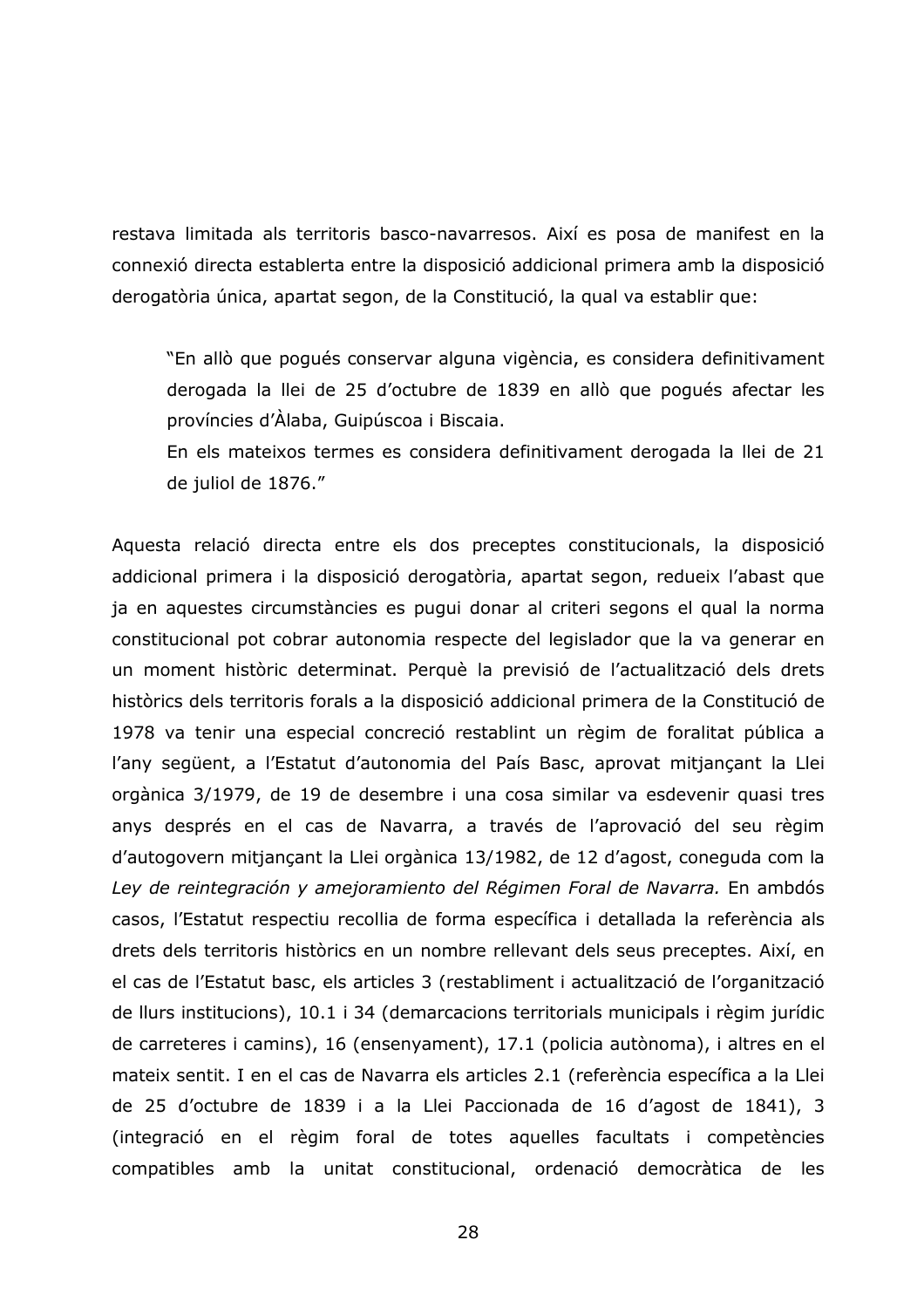restava limitada als territoris basco-navarresos. Així es posa de manifest en la connexió directa establerta entre la disposició addicional primera amb la disposició derogatòria única, apartat segon, de la Constitució, la qual va establir que:

> "En allò que pogués conservar alguna vigència, es considera definitivament derogada la llei de 25 d'octubre de 1839 en allò que pogués afectar les províncies d'Àlaba, Guipúscoa i Biscaia.
> En els mateixos termes es considera definitivament derogada la llei de 21 de juliol de 1876."

Aquesta relació directa entre els dos preceptes constitucionals, la disposició addicional primera i la disposició derogatòria, apartat segon, redueix l'abast que ja en aquestes circumstàncies es pugui donar al criteri segons el qual la norma constitucional pot cobrar autonomia respecte del legislador que la va generar en un moment històric determinat. Perquè la previsió de l'actualització dels drets històrics dels territoris forals a la disposició addicional primera de la Constitució de 1978 va tenir una especial concreció restablint un règim de foralitat pública a l'any següent, a l'Estatut d'autonomia del País Basc, aprovat mitjançant la Llei orgànica 3/1979, de 19 de desembre i una cosa similar va esdevenir quasi tres anys després en el cas de Navarra, a través de l'aprovació del seu règim d'autogovern mitjançant la Llei orgànica 13/1982, de 12 d'agost, coneguda com la *Ley de reintegración y amejoramiento del Régimen Foral de Navarra.* En ambdós casos, l'Estatut respectiu recollia de forma específica i detallada la referència als drets dels territoris històrics en un nombre rellevant dels seus preceptes. Així, en el cas de l'Estatut basc, els articles 3 (restabliment i actualització de l'organització de llurs institucions), 10.1 i 34 (demarcacions territorials municipals i règim jurídic de carreteres i camins), 16 (ensenyament), 17.1 (policia autònoma), i altres en el mateix sentit. I en el cas de Navarra els articles 2.1 (referència específica a la Llei de 25 d'octubre de 1839 i a la Llei Paccionada de 16 d'agost de 1841), 3 (integració en el règim foral de totes aquelles facultats i competències compatibles amb la unitat constitucional, ordenació democràtica de les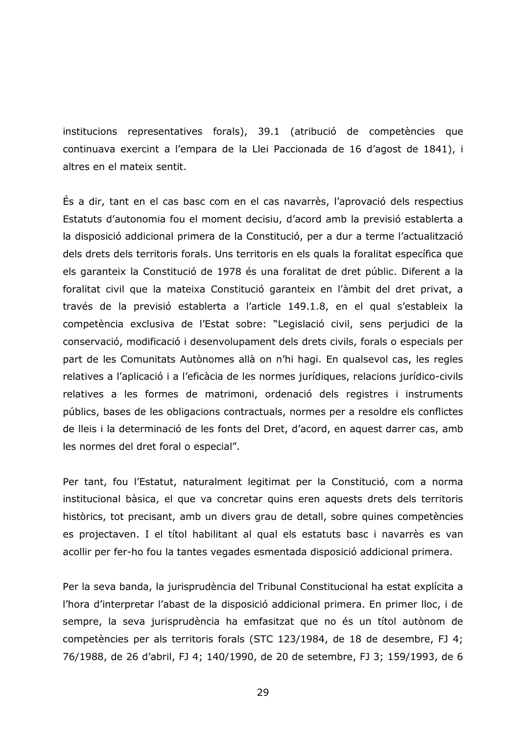institucions representatives forals), 39.1 (atribució de competències que continuava exercint a l'empara de la Llei Paccionada de 16 d'agost de 1841), i altres en el mateix sentit.

És a dir, tant en el cas basc com en el cas navarrès, l'aprovació dels respectius Estatuts d'autonomia fou el moment decisiu, d'acord amb la previsió establerta a la disposició addicional primera de la Constitució, per a dur a terme l'actualització dels drets dels territoris forals. Uns territoris en els quals la foralitat específica que els garanteix la Constitució de 1978 és una foralitat de dret públic. Diferent a la foralitat civil que la mateixa Constitució garanteix en l'àmbit del dret privat, a través de la previsió establerta a l'article 149.1.8, en el qual s'estableix la competència exclusiva de l'Estat sobre: "Legislació civil, sens perjudici de la conservació, modificació i desenvolupament dels drets civils, forals o especials per part de les Comunitats Autònomes allà on n'hi hagi. En qualsevol cas, les regles relatives a l'aplicació i a l'eficàcia de les normes jurídiques, relacions jurídico-civils relatives a les formes de matrimoni, ordenació dels registres i instruments públics, bases de les obligacions contractuals, normes per a resoldre els conflictes de lleis i la determinació de les fonts del Dret, d'acord, en aquest darrer cas, amb les normes del dret foral o especial".

Per tant, fou l'Estatut, naturalment legitimat per la Constitució, com a norma institucional bàsica, el que va concretar quins eren aquests drets dels territoris històrics, tot precisant, amb un divers grau de detall, sobre quines competències es projectaven. I el títol habilitant al qual els estatuts basc i navarrès es van acollir per fer-ho fou la tantes vegades esmentada disposició addicional primera.

Per la seva banda, la jurisprudència del Tribunal Constitucional ha estat explícita a l'hora d'interpretar l'abast de la disposició addicional primera. En primer lloc, i de sempre, la seva jurisprudència ha emfasitzat que no és un títol autònom de competències per als territoris forals (STC 123/1984, de 18 de desembre, FJ 4; 76/1988, de 26 d'abril, FJ 4; 140/1990, de 20 de setembre, FJ 3; 159/1993, de 6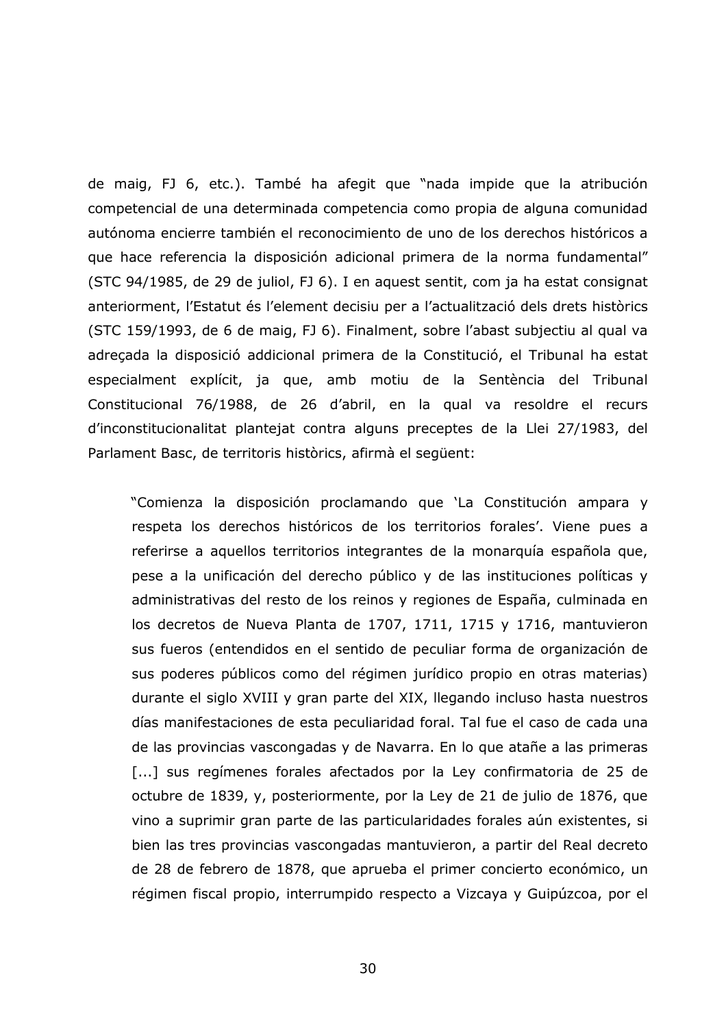de maig, FJ 6, etc.). També ha afegit que "nada impide que la atribución competencial de una determinada competencia como propia de alguna comunidad autónoma encierre también el reconocimiento de uno de los derechos históricos a que hace referencia la disposición adicional primera de la norma fundamental" (STC 94/1985, de 29 de juliol, FJ 6). I en aquest sentit, com ja ha estat consignat anteriorment, l'Estatut és l'element decisiu per a l'actualització dels drets històrics (STC 159/1993, de 6 de maig, FJ 6). Finalment, sobre l'abast subjectiu al qual va adreçada la disposició addicional primera de la Constitució, el Tribunal ha estat especialment explícit, ja que, amb motiu de la Sentència del Tribunal Constitucional 76/1988, de 26 d'abril, en la qual va resoldre el recurs d'inconstitucionalitat plantejat contra alguns preceptes de la Llei 27/1983, del Parlament Basc, de territoris històrics, afirmà el següent:

> "Comienza la disposición proclamando que 'La Constitución ampara y respeta los derechos históricos de los territorios forales'. Viene pues a referirse a aquellos territorios integrantes de la monarquía española que, pese a la unificación del derecho público y de las instituciones políticas y administrativas del resto de los reinos y regiones de España, culminada en los decretos de Nueva Planta de 1707, 1711, 1715 y 1716, mantuvieron sus fueros (entendidos en el sentido de peculiar forma de organización de sus poderes públicos como del régimen jurídico propio en otras materias) durante el siglo XVIII y gran parte del XIX, llegando incluso hasta nuestros días manifestaciones de esta peculiaridad foral. Tal fue el caso de cada una de las provincias vascongadas y de Navarra. En lo que atañe a las primeras [...] sus regímenes forales afectados por la Ley confirmatoria de 25 de octubre de 1839, y, posteriormente, por la Ley de 21 de julio de 1876, que vino a suprimir gran parte de las particularidades forales aún existentes, si bien las tres provincias vascongadas mantuvieron, a partir del Real decreto de 28 de febrero de 1878, que aprueba el primer concierto económico, un régimen fiscal propio, interrumpido respecto a Vizcaya y Guipúzcoa, por el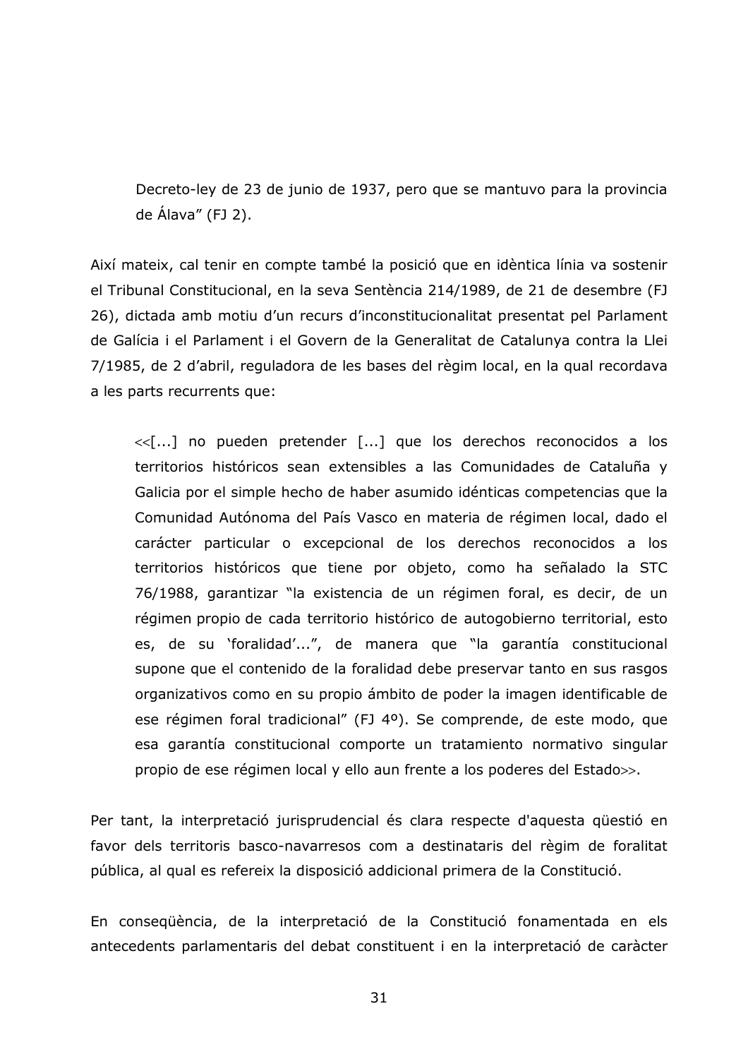> Decreto-ley de 23 de junio de 1937, pero que se mantuvo para la provincia de Álava" (FJ 2).

Així mateix, cal tenir en compte també la posició que en idèntica línia va sostenir el Tribunal Constitucional, en la seva Sentència 214/1989, de 21 de desembre (FJ 26), dictada amb motiu d'un recurs d'inconstitucionalitat presentat pel Parlament de Galícia i el Parlament i el Govern de la Generalitat de Catalunya contra la Llei 7/1985, de 2 d'abril, reguladora de les bases del règim local, en la qual recordava a les parts recurrents que:

> <<[...] no pueden pretender [...] que los derechos reconocidos a los territorios históricos sean extensibles a las Comunidades de Cataluña y Galicia por el simple hecho de haber asumido idénticas competencias que la Comunidad Autónoma del País Vasco en materia de régimen local, dado el carácter particular o excepcional de los derechos reconocidos a los territorios históricos que tiene por objeto, como ha señalado la STC 76/1988, garantizar "la existencia de un régimen foral, es decir, de un régimen propio de cada territorio histórico de autogobierno territorial, esto es, de su 'foralidad'...", de manera que "la garantía constitucional supone que el contenido de la foralidad debe preservar tanto en sus rasgos organizativos como en su propio ámbito de poder la imagen identificable de ese régimen foral tradicional" (FJ 4º). Se comprende, de este modo, que esa garantía constitucional comporte un tratamiento normativo singular propio de ese régimen local y ello aun frente a los poderes del Estado>>.

Per tant, la interpretació jurisprudencial és clara respecte d'aquesta qüestió en favor dels territoris basco-navarresos com a destinataris del règim de foralitat pública, al qual es refereix la disposició addicional primera de la Constitució.

En conseqüència, de la interpretació de la Constitució fonamentada en els antecedents parlamentaris del debat constituent i en la interpretació de caràcter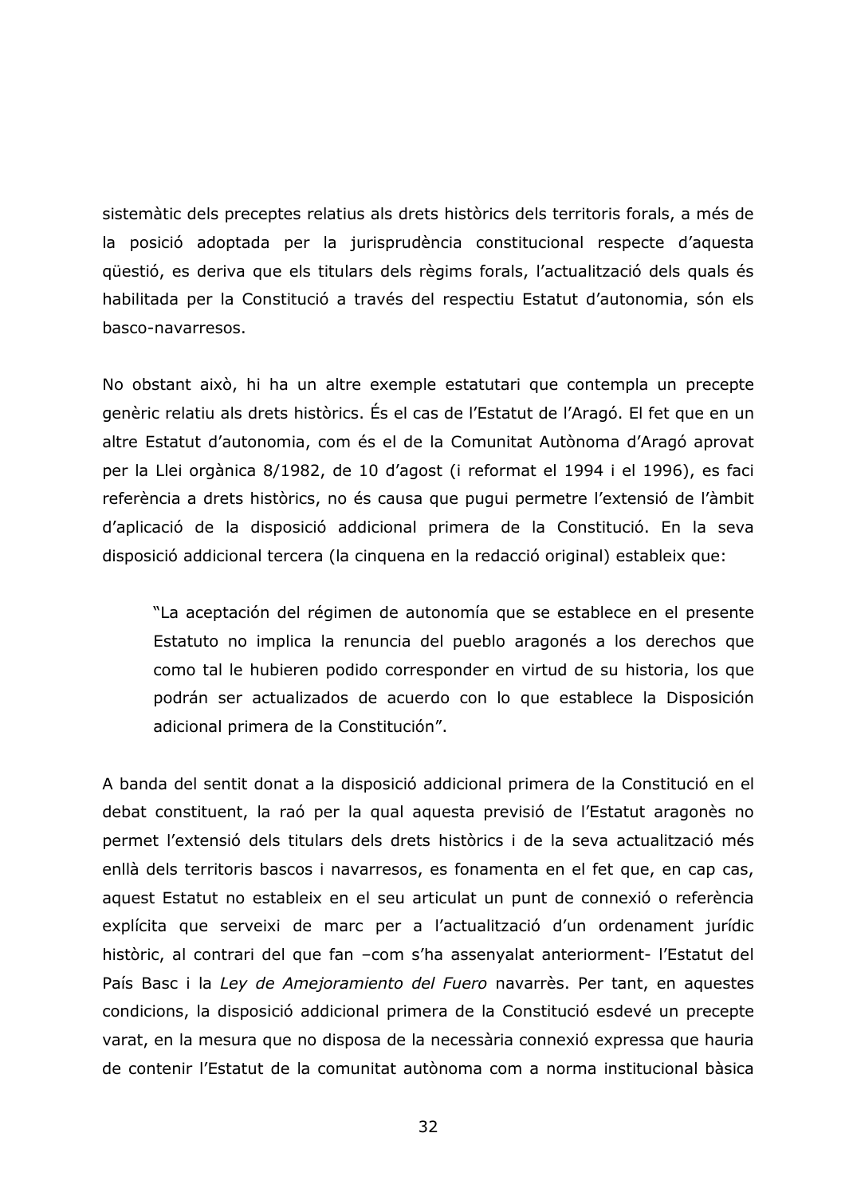sistemàtic dels preceptes relatius als drets històrics dels territoris forals, a més de la posició adoptada per la jurisprudència constitucional respecte d'aquesta qüestió, es deriva que els titulars dels règims forals, l'actualització dels quals és habilitada per la Constitució a través del respectiu Estatut d'autonomia, són els basco-navarresos.

No obstant això, hi ha un altre exemple estatutari que contempla un precepte genèric relatiu als drets històrics. És el cas de l'Estatut de l'Aragó. El fet que en un altre Estatut d'autonomia, com és el de la Comunitat Autònoma d'Aragó aprovat per la Llei orgànica 8/1982, de 10 d'agost (i reformat el 1994 i el 1996), es faci referència a drets històrics, no és causa que pugui permetre l'extensió de l'àmbit d'aplicació de la disposició addicional primera de la Constitució. En la seva disposició addicional tercera (la cinquena en la redacció original) estableix que:

> "La aceptación del régimen de autonomía que se establece en el presente Estatuto no implica la renuncia del pueblo aragonés a los derechos que como tal le hubieren podido corresponder en virtud de su historia, los que podrán ser actualizados de acuerdo con lo que establece la Disposición adicional primera de la Constitución".

A banda del sentit donat a la disposició addicional primera de la Constitució en el debat constituent, la raó per la qual aquesta previsió de l'Estatut aragonès no permet l'extensió dels titulars dels drets històrics i de la seva actualització més enllà dels territoris bascos i navarresos, es fonamenta en el fet que, en cap cas, aquest Estatut no estableix en el seu articulat un punt de connexió o referència explícita que serveixi de marc per a l'actualització d'un ordenament jurídic històric, al contrari del que fan –com s'ha assenyalat anteriorment- l'Estatut del País Basc i la *Ley de Amejoramiento del Fuero* navarrès. Per tant, en aquestes condicions, la disposició addicional primera de la Constitució esdevé un precepte varat, en la mesura que no disposa de la necessària connexió expressa que hauria de contenir l'Estatut de la comunitat autònoma com a norma institucional bàsica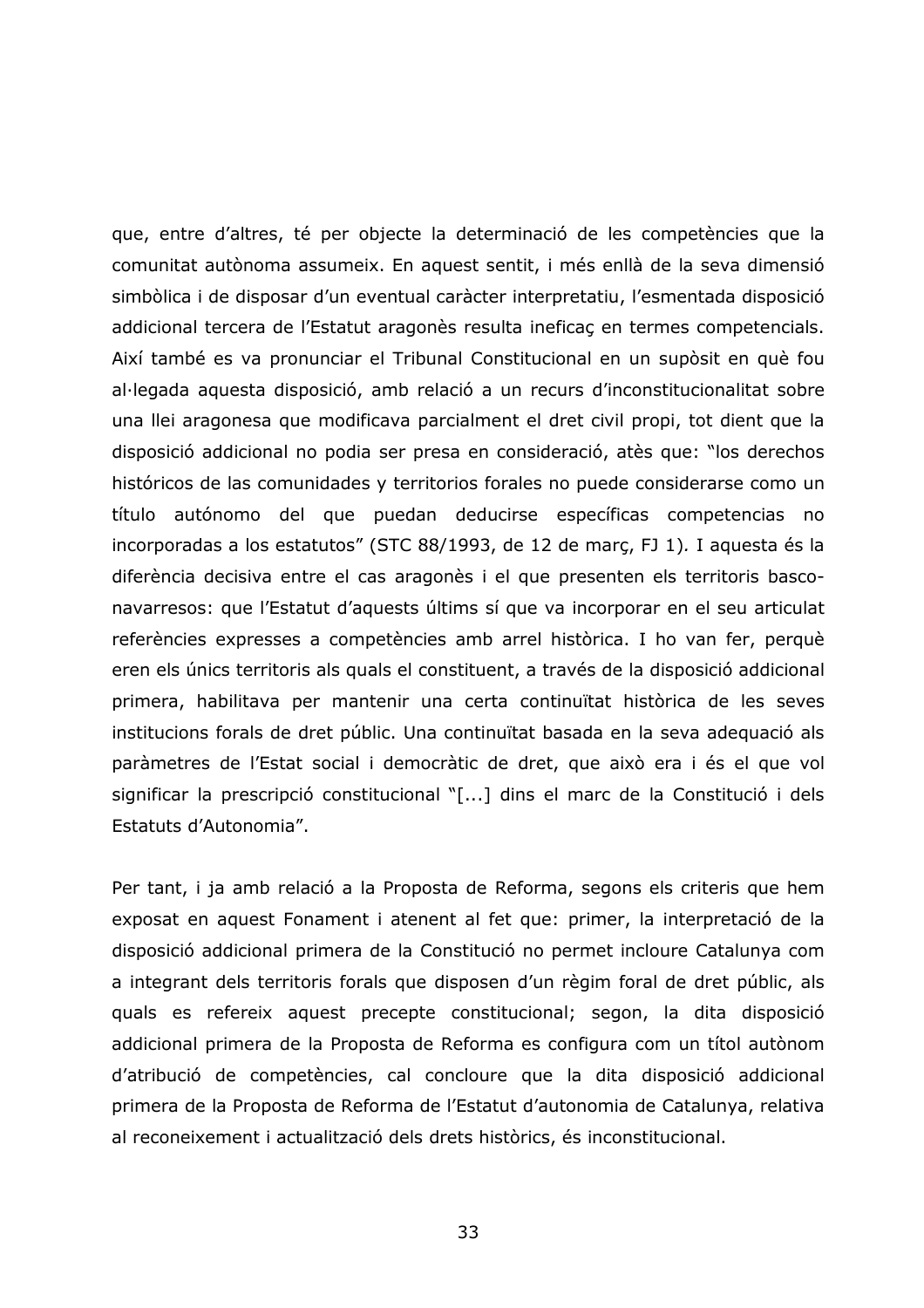que, entre d'altres, té per objecte la determinació de les competències que la comunitat autònoma assumeix. En aquest sentit, i més enllà de la seva dimensió simbòlica i de disposar d'un eventual caràcter interpretatiu, l'esmentada disposició addicional tercera de l'Estatut aragonès resulta ineficaç en termes competencials. Així també es va pronunciar el Tribunal Constitucional en un supòsit en què fou al·legada aquesta disposició, amb relació a un recurs d'inconstitucionalitat sobre una llei aragonesa que modificava parcialment el dret civil propi, tot dient que la disposició addicional no podia ser presa en consideració, atès que: "los derechos históricos de las comunidades y territorios forales no puede considerarse como un título autónomo del que puedan deducirse específicas competencias no incorporadas a los estatutos" (STC 88/1993, de 12 de març, FJ 1). I aquesta és la diferència decisiva entre el cas aragonès i el que presenten els territoris basco-navarresos: que l'Estatut d'aquests últims sí que va incorporar en el seu articulat referències expresses a competències amb arrel històrica. I ho van fer, perquè eren els únics territoris als quals el constituent, a través de la disposició addicional primera, habilitava per mantenir una certa continuïtat històrica de les seves institucions forals de dret públic. Una continuïtat basada en la seva adequació als paràmetres de l'Estat social i democràtic de dret, que això era i és el que vol significar la prescripció constitucional "[...] dins el marc de la Constitució i dels Estatuts d'Autonomia".

Per tant, i ja amb relació a la Proposta de Reforma, segons els criteris que hem exposat en aquest Fonament i atenent al fet que: primer, la interpretació de la disposició addicional primera de la Constitució no permet incloure Catalunya com a integrant dels territoris forals que disposen d'un règim foral de dret públic, als quals es refereix aquest precepte constitucional; segon, la dita disposició addicional primera de la Proposta de Reforma es configura com un títol autònom d'atribució de competències, cal concloure que la dita disposició addicional primera de la Proposta de Reforma de l'Estatut d'autonomia de Catalunya, relativa al reconeixement i actualització dels drets històrics, és inconstitucional.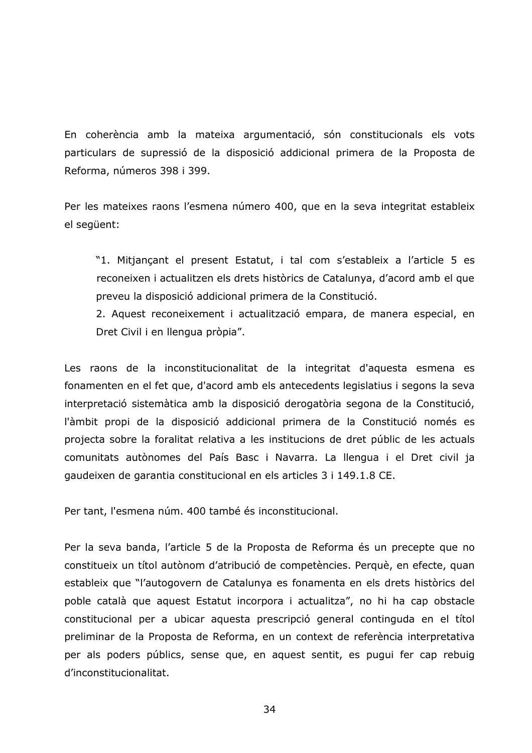En coherència amb la mateixa argumentació, són constitucionals els vots particulars de supressió de la disposició addicional primera de la Proposta de Reforma, números 398 i 399.

Per les mateixes raons l'esmena número 400, que en la seva integritat estableix el següent:

> "1. Mitjançant el present Estatut, i tal com s'estableix a l'article 5 es reconeixen i actualitzen els drets històrics de Catalunya, d'acord amb el que preveu la disposició addicional primera de la Constitució.
> 2. Aquest reconeixement i actualització empara, de manera especial, en Dret Civil i en llengua pròpia".

Les raons de la inconstitucionalitat de la integritat d'aquesta esmena es fonamenten en el fet que, d'acord amb els antecedents legislatius i segons la seva interpretació sistemàtica amb la disposició derogatòria segona de la Constitució, l'àmbit propi de la disposició addicional primera de la Constitució només es projecta sobre la foralitat relativa a les institucions de dret públic de les actuals comunitats autònomes del País Basc i Navarra. La llengua i el Dret civil ja gaudeixen de garantia constitucional en els articles 3 i 149.1.8 CE.

Per tant, l'esmena núm. 400 també és inconstitucional.

Per la seva banda, l'article 5 de la Proposta de Reforma és un precepte que no constitueix un títol autònom d'atribució de competències. Perquè, en efecte, quan estableix que "l'autogovern de Catalunya es fonamenta en els drets històrics del poble català que aquest Estatut incorpora i actualitza", no hi ha cap obstacle constitucional per a ubicar aquesta prescripció general continguda en el títol preliminar de la Proposta de Reforma, en un context de referència interpretativa per als poders públics, sense que, en aquest sentit, es pugui fer cap rebuig d'inconstitucionalitat.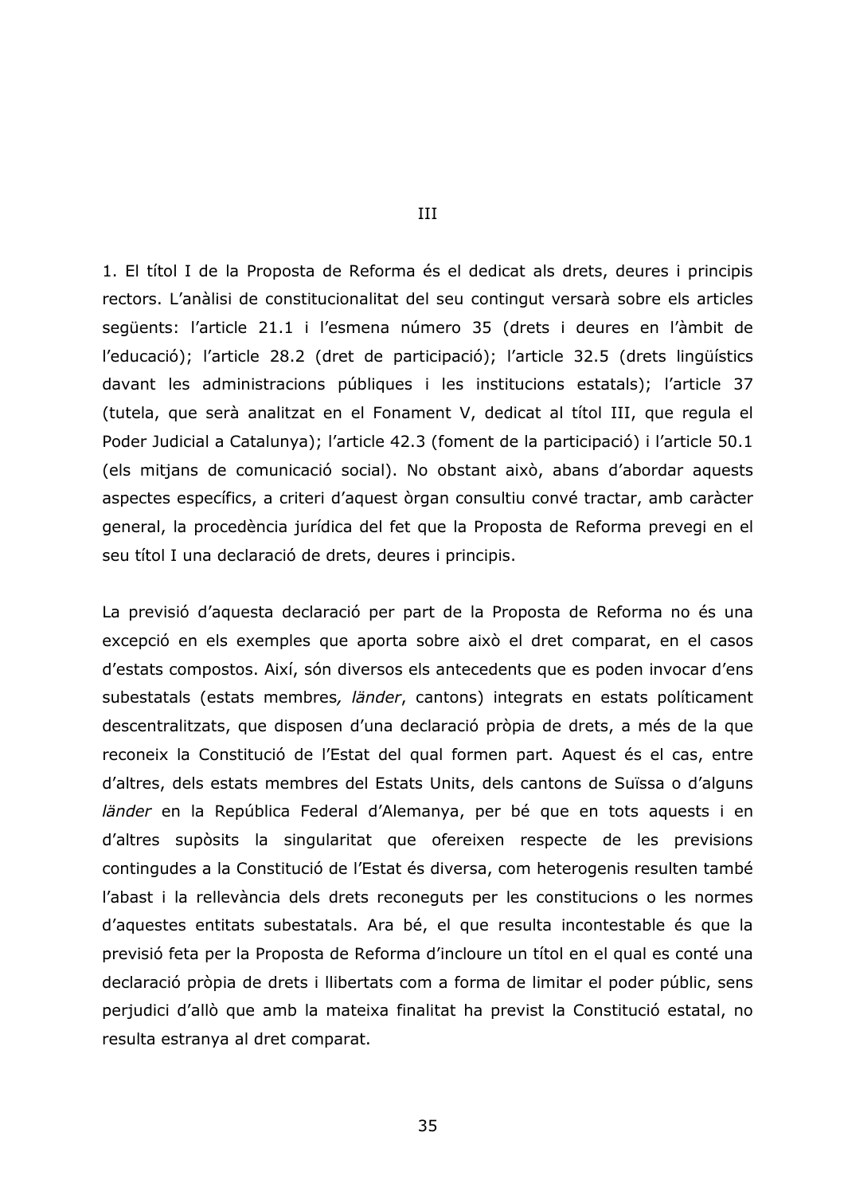III

1. El títol I de la Proposta de Reforma és el dedicat als drets, deures i principis rectors. L'anàlisi de constitucionalitat del seu contingut versarà sobre els articles següents: l'article 21.1 i l'esmena número 35 (drets i deures en l'àmbit de l'educació); l'article 28.2 (dret de participació); l'article 32.5 (drets lingüístics davant les administracions públiques i les institucions estatals); l'article 37 (tutela, que serà analitzat en el Fonament V, dedicat al títol III, que regula el Poder Judicial a Catalunya); l'article 42.3 (foment de la participació) i l'article 50.1 (els mitjans de comunicació social). No obstant això, abans d'abordar aquests aspectes específics, a criteri d'aquest òrgan consultiu convé tractar, amb caràcter general, la procedència jurídica del fet que la Proposta de Reforma prevegi en el seu títol I una declaració de drets, deures i principis.

La previsió d'aquesta declaració per part de la Proposta de Reforma no és una excepció en els exemples que aporta sobre això el dret comparat, en el casos d'estats compostos. Així, són diversos els antecedents que es poden invocar d'ens subestatals (estats membres*, länder*, cantons) integrats en estats políticament descentralitzats, que disposen d'una declaració pròpia de drets, a més de la que reconeix la Constitució de l'Estat del qual formen part. Aquest és el cas, entre d'altres, dels estats membres del Estats Units, dels cantons de Suïssa o d'alguns *länder* en la República Federal d'Alemanya, per bé que en tots aquests i en d'altres supòsits la singularitat que ofereixen respecte de les previsions contingudes a la Constitució de l'Estat és diversa, com heterogenis resulten també l'abast i la rellevància dels drets reconeguts per les constitucions o les normes d'aquestes entitats subestatals. Ara bé, el que resulta incontestable és que la previsió feta per la Proposta de Reforma d'incloure un títol en el qual es conté una declaració pròpia de drets i llibertats com a forma de limitar el poder públic, sens perjudici d'allò que amb la mateixa finalitat ha previst la Constitució estatal, no resulta estranya al dret comparat.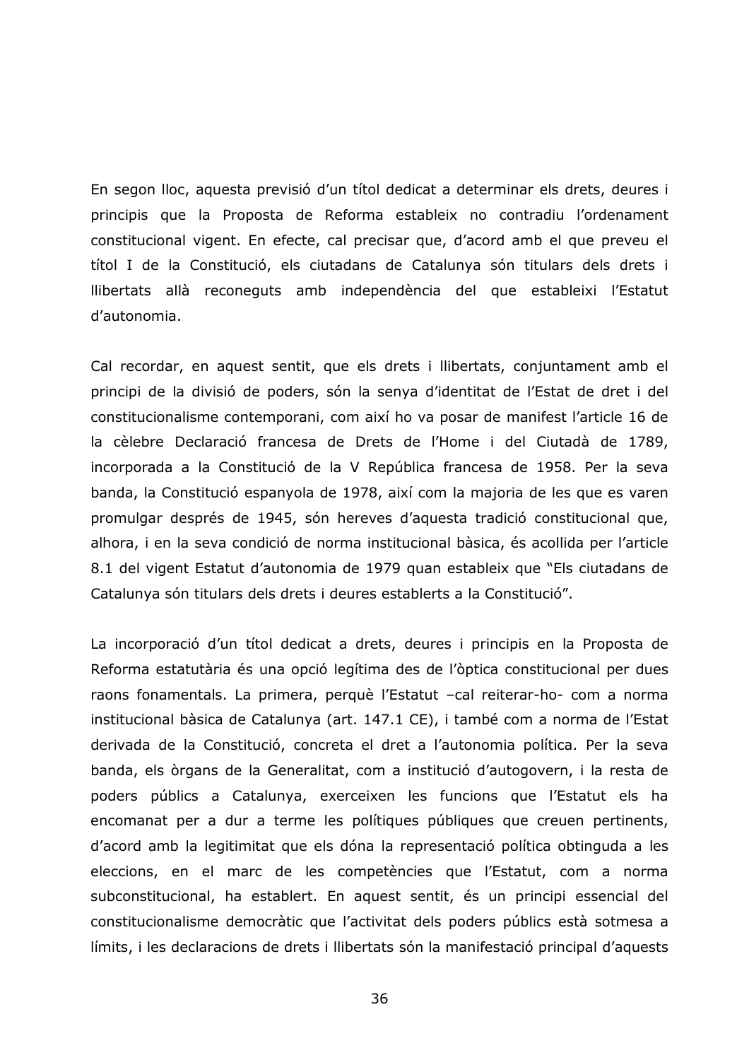En segon lloc, aquesta previsió d'un títol dedicat a determinar els drets, deures i principis que la Proposta de Reforma estableix no contradiu l'ordenament constitucional vigent. En efecte, cal precisar que, d'acord amb el que preveu el títol I de la Constitució, els ciutadans de Catalunya són titulars dels drets i llibertats allà reconeguts amb independència del que estableixi l'Estatut d'autonomia.

Cal recordar, en aquest sentit, que els drets i llibertats, conjuntament amb el principi de la divisió de poders, són la senya d'identitat de l'Estat de dret i del constitucionalisme contemporani, com així ho va posar de manifest l'article 16 de la cèlebre Declaració francesa de Drets de l'Home i del Ciutadà de 1789, incorporada a la Constitució de la V República francesa de 1958. Per la seva banda, la Constitució espanyola de 1978, així com la majoria de les que es varen promulgar després de 1945, són hereves d'aquesta tradició constitucional que, alhora, i en la seva condició de norma institucional bàsica, és acollida per l'article 8.1 del vigent Estatut d'autonomia de 1979 quan estableix que "Els ciutadans de Catalunya són titulars dels drets i deures establerts a la Constitució".

La incorporació d'un títol dedicat a drets, deures i principis en la Proposta de Reforma estatutària és una opció legítima des de l'òptica constitucional per dues raons fonamentals. La primera, perquè l'Estatut –cal reiterar-ho- com a norma institucional bàsica de Catalunya (art. 147.1 CE), i també com a norma de l'Estat derivada de la Constitució, concreta el dret a l'autonomia política. Per la seva banda, els òrgans de la Generalitat, com a institució d'autogovern, i la resta de poders públics a Catalunya, exerceixen les funcions que l'Estatut els ha encomanat per a dur a terme les polítiques públiques que creuen pertinents, d'acord amb la legitimitat que els dóna la representació política obtinguda a les eleccions, en el marc de les competències que l'Estatut, com a norma subconstitucional, ha establert. En aquest sentit, és un principi essencial del constitucionalisme democràtic que l'activitat dels poders públics està sotmesa a límits, i les declaracions de drets i llibertats són la manifestació principal d'aquests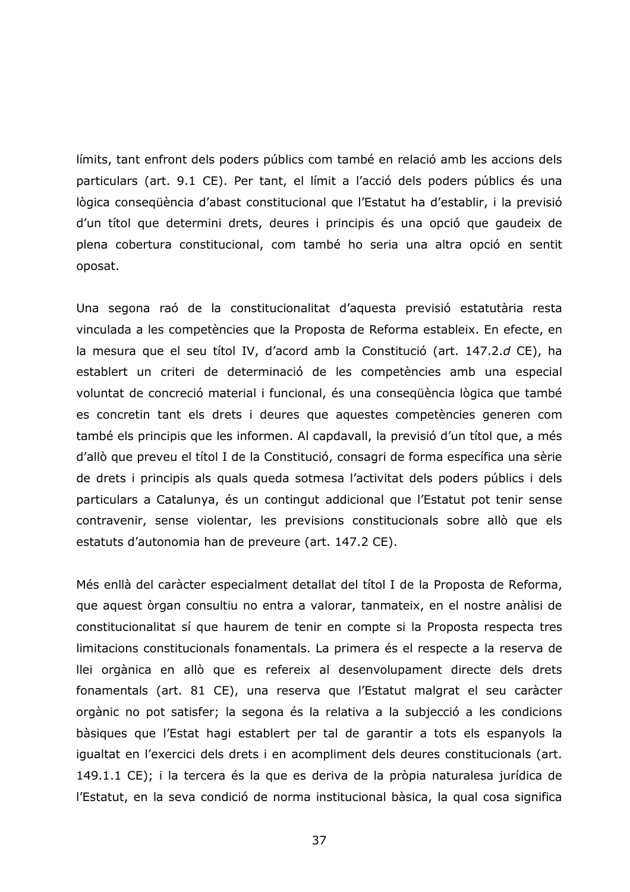límits, tant enfront dels poders públics com també en relació amb les accions dels particulars (art. 9.1 CE). Per tant, el límit a l'acció dels poders públics és una lògica conseqüència d'abast constitucional que l'Estatut ha d'establir, i la previsió d'un títol que determini drets, deures i principis és una opció que gaudeix de plena cobertura constitucional, com també ho seria una altra opció en sentit oposat.

Una segona raó de la constitucionalitat d'aquesta previsió estatutària resta vinculada a les competències que la Proposta de Reforma estableix. En efecte, en la mesura que el seu títol IV, d'acord amb la Constitució (art. 147.2.*d* CE), ha establert un criteri de determinació de les competències amb una especial voluntat de concreció material i funcional, és una conseqüència lògica que també es concretin tant els drets i deures que aquestes competències generen com també els principis que les informen. Al capdavall, la previsió d'un títol que, a més d'allò que preveu el títol I de la Constitució, consagri de forma específica una sèrie de drets i principis als quals queda sotmesa l'activitat dels poders públics i dels particulars a Catalunya, és un contingut addicional que l'Estatut pot tenir sense contravenir, sense violentar, les previsions constitucionals sobre allò que els estatuts d'autonomia han de preveure (art. 147.2 CE).

Més enllà del caràcter especialment detallat del títol I de la Proposta de Reforma, que aquest òrgan consultiu no entra a valorar, tanmateix, en el nostre anàlisi de constitucionalitat sí que haurem de tenir en compte si la Proposta respecta tres limitacions constitucionals fonamentals. La primera és el respecte a la reserva de llei orgànica en allò que es refereix al desenvolupament directe dels drets fonamentals (art. 81 CE), una reserva que l'Estatut malgrat el seu caràcter orgànic no pot satisfer; la segona és la relativa a la subjecció a les condicions bàsiques que l'Estat hagi establert per tal de garantir a tots els espanyols la igualtat en l'exercici dels drets i en acompliment dels deures constitucionals (art. 149.1.1 CE); i la tercera és la que es deriva de la pròpia naturalesa jurídica de l'Estatut, en la seva condició de norma institucional bàsica, la qual cosa significa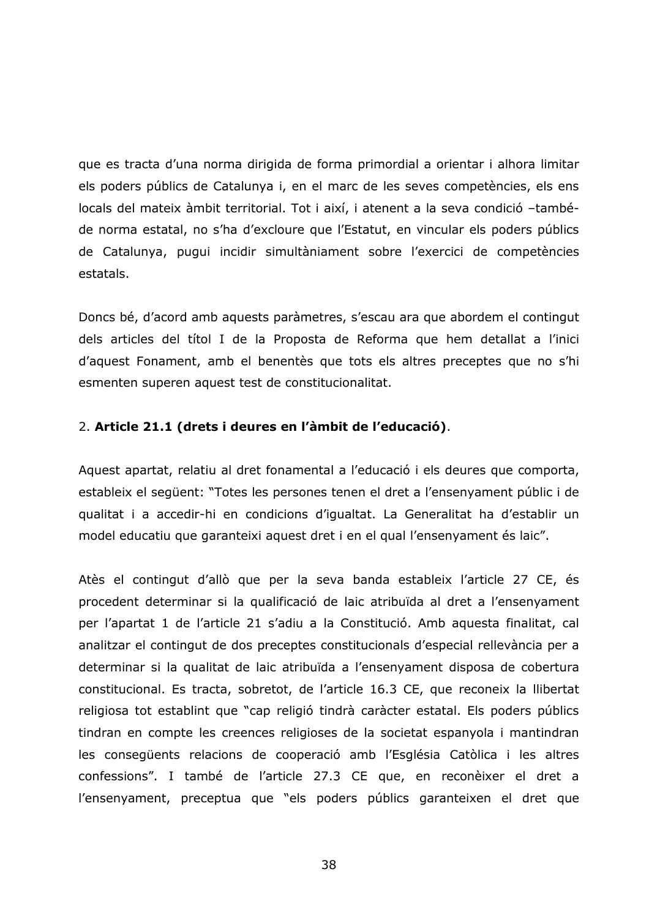que es tracta d'una norma dirigida de forma primordial a orientar i alhora limitar els poders públics de Catalunya i, en el marc de les seves competències, els ens locals del mateix àmbit territorial. Tot i així, i atenent a la seva condició –també- de norma estatal, no s'ha d'excloure que l'Estatut, en vincular els poders públics de Catalunya, pugui incidir simultàniament sobre l'exercici de competències estatals.

Doncs bé, d'acord amb aquests paràmetres, s'escau ara que abordem el contingut dels articles del títol I de la Proposta de Reforma que hem detallat a l'inici d'aquest Fonament, amb el benentès que tots els altres preceptes que no s'hi esmenten superen aquest test de constitucionalitat.

2. **Article 21.1 (drets i deures en l'àmbit de l'educació)**.

Aquest apartat, relatiu al dret fonamental a l'educació i els deures que comporta, estableix el següent: "Totes les persones tenen el dret a l'ensenyament públic i de qualitat i a accedir-hi en condicions d'igualtat. La Generalitat ha d'establir un model educatiu que garanteixi aquest dret i en el qual l'ensenyament és laic".

Atès el contingut d'allò que per la seva banda estableix l'article 27 CE, és procedent determinar si la qualificació de laic atribuïda al dret a l'ensenyament per l'apartat 1 de l'article 21 s'adiu a la Constitució. Amb aquesta finalitat, cal analitzar el contingut de dos preceptes constitucionals d'especial rellevància per a determinar si la qualitat de laic atribuïda a l'ensenyament disposa de cobertura constitucional. Es tracta, sobretot, de l'article 16.3 CE, que reconeix la llibertat religiosa tot establint que "cap religió tindrà caràcter estatal. Els poders públics tindran en compte les creences religioses de la societat espanyola i mantindran les conseqüents relacions de cooperació amb l'Església Catòlica i les altres confessions". I també de l'article 27.3 CE que, en reconèixer el dret a l'ensenyament, preceptua que "els poders públics garanteixen el dret que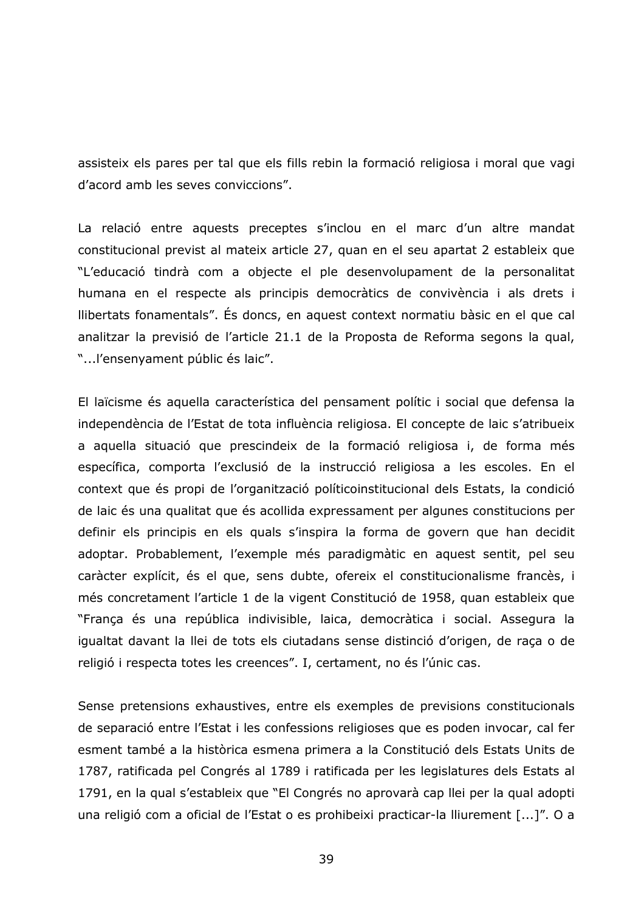assisteix els pares per tal que els fills rebin la formació religiosa i moral que vagi d'acord amb les seves conviccions".

La relació entre aquests preceptes s'inclou en el marc d'un altre mandat constitucional previst al mateix article 27, quan en el seu apartat 2 estableix que "L'educació tindrà com a objecte el ple desenvolupament de la personalitat humana en el respecte als principis democràtics de convivència i als drets i llibertats fonamentals". És doncs, en aquest context normatiu bàsic en el que cal analitzar la previsió de l'article 21.1 de la Proposta de Reforma segons la qual, "...l'ensenyament públic és laic".

El laïcisme és aquella característica del pensament polític i social que defensa la independència de l'Estat de tota influència religiosa. El concepte de laic s'atribueix a aquella situació que prescindeix de la formació religiosa i, de forma més específica, comporta l'exclusió de la instrucció religiosa a les escoles. En el context que és propi de l'organització políticoinstitucional dels Estats, la condició de laic és una qualitat que és acollida expressament per algunes constitucions per definir els principis en els quals s'inspira la forma de govern que han decidit adoptar. Probablement, l'exemple més paradigmàtic en aquest sentit, pel seu caràcter explícit, és el que, sens dubte, ofereix el constitucionalisme francès, i més concretament l'article 1 de la vigent Constitució de 1958, quan estableix que "França és una república indivisible, laica, democràtica i social. Assegura la igualtat davant la llei de tots els ciutadans sense distinció d'origen, de raça o de religió i respecta totes les creences". I, certament, no és l'únic cas.

Sense pretensions exhaustives, entre els exemples de previsions constitucionals de separació entre l'Estat i les confessions religioses que es poden invocar, cal fer esment també a la històrica esmena primera a la Constitució dels Estats Units de 1787, ratificada pel Congrés al 1789 i ratificada per les legislatures dels Estats al 1791, en la qual s'estableix que "El Congrés no aprovarà cap llei per la qual adopti una religió com a oficial de l'Estat o es prohibeixi practicar-la lliurement [...]". O a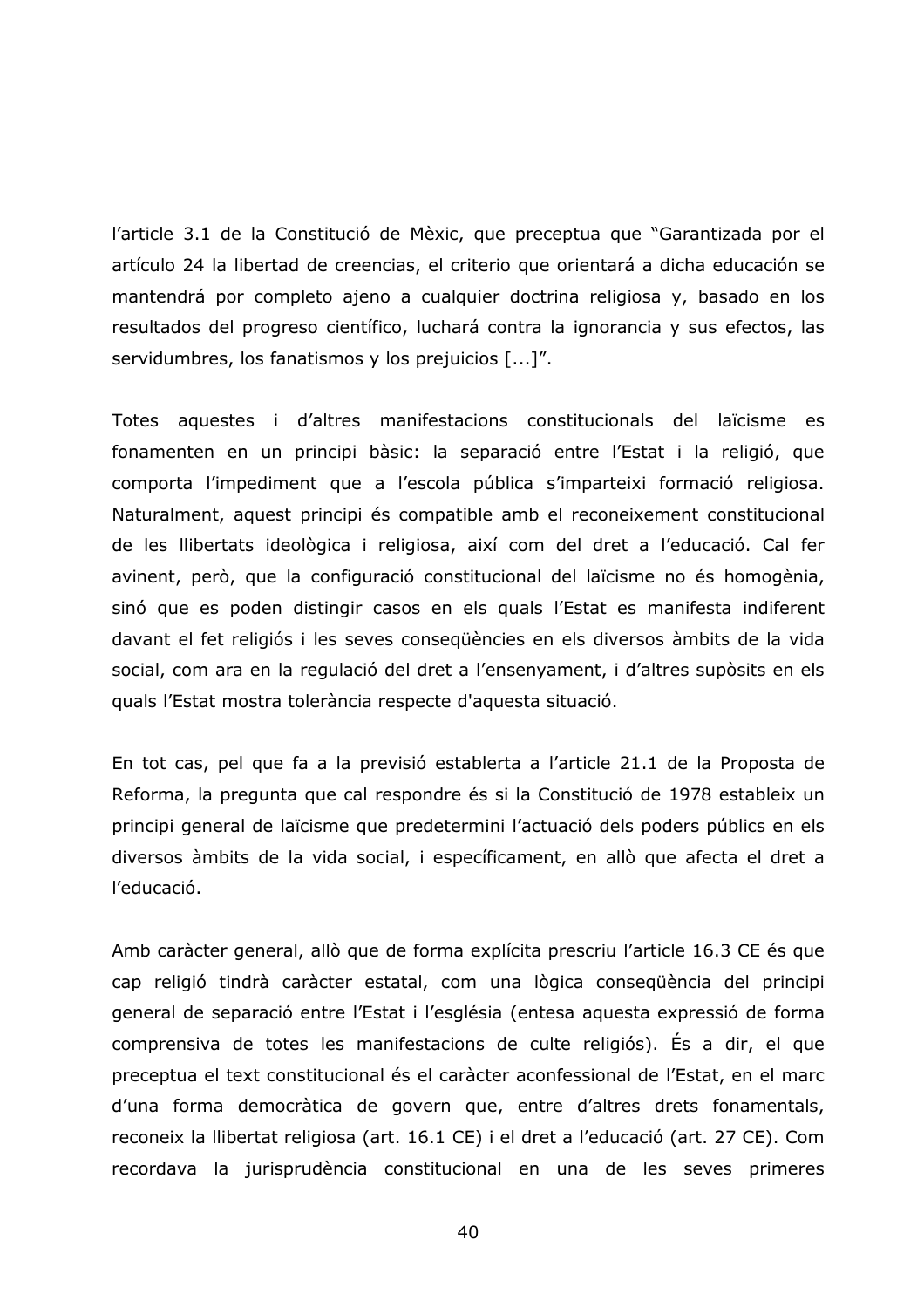l'article 3.1 de la Constitució de Mèxic, que preceptua que "Garantizada por el artículo 24 la libertad de creencias, el criterio que orientará a dicha educación se mantendrá por completo ajeno a cualquier doctrina religiosa y, basado en los resultados del progreso científico, luchará contra la ignorancia y sus efectos, las servidumbres, los fanatismos y los prejuicios [...]".

Totes aquestes i d'altres manifestacions constitucionals del laïcisme es fonamenten en un principi bàsic: la separació entre l'Estat i la religió, que comporta l'impediment que a l'escola pública s'imparteixi formació religiosa. Naturalment, aquest principi és compatible amb el reconeixement constitucional de les llibertats ideològica i religiosa, així com del dret a l'educació. Cal fer avinent, però, que la configuració constitucional del laïcisme no és homogènia, sinó que es poden distingir casos en els quals l'Estat es manifesta indiferent davant el fet religiós i les seves conseqüències en els diversos àmbits de la vida social, com ara en la regulació del dret a l'ensenyament, i d'altres supòsits en els quals l'Estat mostra tolerància respecte d'aquesta situació.

En tot cas, pel que fa a la previsió establerta a l'article 21.1 de la Proposta de Reforma, la pregunta que cal respondre és si la Constitució de 1978 estableix un principi general de laïcisme que predetermini l'actuació dels poders públics en els diversos àmbits de la vida social, i específicament, en allò que afecta el dret a l'educació.

Amb caràcter general, allò que de forma explícita prescriu l'article 16.3 CE és que cap religió tindrà caràcter estatal, com una lògica conseqüència del principi general de separació entre l'Estat i l'església (entesa aquesta expressió de forma comprensiva de totes les manifestacions de culte religiós). És a dir, el que preceptua el text constitucional és el caràcter aconfessional de l'Estat, en el marc d'una forma democràtica de govern que, entre d'altres drets fonamentals, reconeix la llibertat religiosa (art. 16.1 CE) i el dret a l'educació (art. 27 CE). Com recordava la jurisprudència constitucional en una de les seves primeres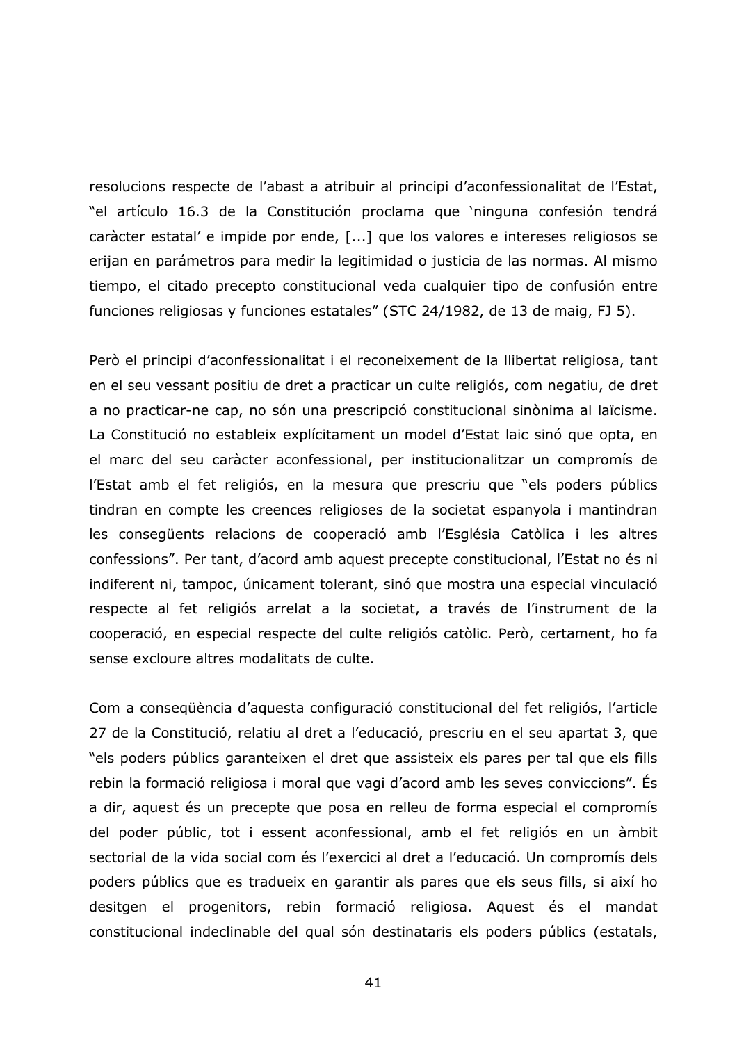resolucions respecte de l'abast a atribuir al principi d'aconfessionalitat de l'Estat, "el artículo 16.3 de la Constitución proclama que 'ninguna confesión tendrá caràcter estatal' e impide por ende, [...] que los valores e intereses religiosos se erijan en parámetros para medir la legitimidad o justicia de las normas. Al mismo tiempo, el citado precepto constitucional veda cualquier tipo de confusión entre funciones religiosas y funciones estatales" (STC 24/1982, de 13 de maig, FJ 5).

Però el principi d'aconfessionalitat i el reconeixement de la llibertat religiosa, tant en el seu vessant positiu de dret a practicar un culte religiós, com negatiu, de dret a no practicar-ne cap, no són una prescripció constitucional sinònima al laïcisme. La Constitució no estableix explícitament un model d'Estat laic sinó que opta, en el marc del seu caràcter aconfessional, per institucionalitzar un compromís de l'Estat amb el fet religiós, en la mesura que prescriu que "els poders públics tindran en compte les creences religioses de la societat espanyola i mantindran les conseqüents relacions de cooperació amb l'Església Catòlica i les altres confessions". Per tant, d'acord amb aquest precepte constitucional, l'Estat no és ni indiferent ni, tampoc, únicament tolerant, sinó que mostra una especial vinculació respecte al fet religiós arrelat a la societat, a través de l'instrument de la cooperació, en especial respecte del culte religiós catòlic. Però, certament, ho fa sense excloure altres modalitats de culte.

Com a conseqüència d'aquesta configuració constitucional del fet religiós, l'article 27 de la Constitució, relatiu al dret a l'educació, prescriu en el seu apartat 3, que "els poders públics garanteixen el dret que assisteix els pares per tal que els fills rebin la formació religiosa i moral que vagi d'acord amb les seves conviccions". És a dir, aquest és un precepte que posa en relleu de forma especial el compromís del poder públic, tot i essent aconfessional, amb el fet religiós en un àmbit sectorial de la vida social com és l'exercici al dret a l'educació. Un compromís dels poders públics que es tradueix en garantir als pares que els seus fills, si així ho desitgen el progenitors, rebin formació religiosa. Aquest és el mandat constitucional indeclinable del qual són destinataris els poders públics (estatals,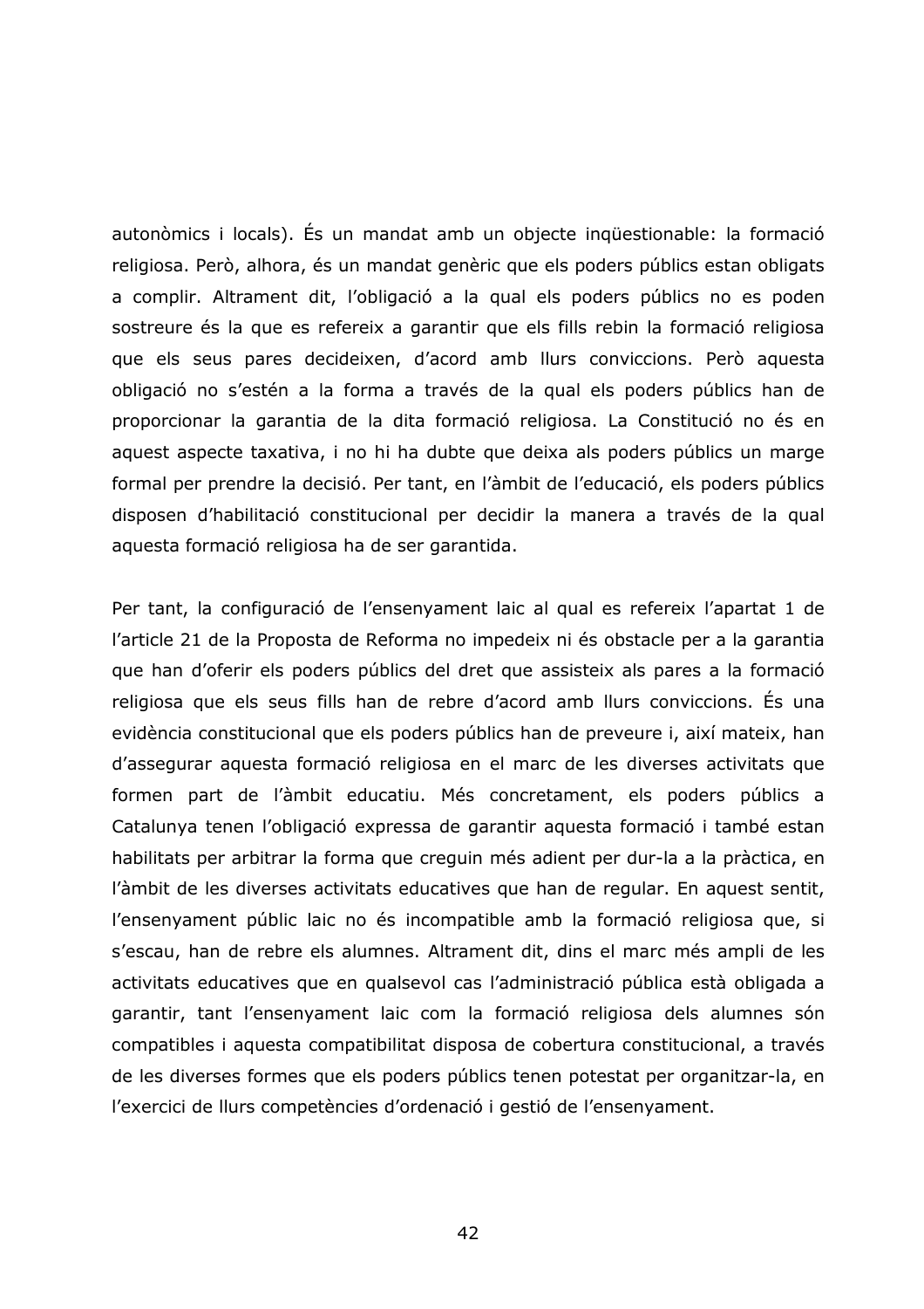autonòmics i locals). És un mandat amb un objecte inqüestionable: la formació religiosa. Però, alhora, és un mandat genèric que els poders públics estan obligats a complir. Altrament dit, l'obligació a la qual els poders públics no es poden sostreure és la que es refereix a garantir que els fills rebin la formació religiosa que els seus pares decideixen, d'acord amb llurs conviccions. Però aquesta obligació no s'estén a la forma a través de la qual els poders públics han de proporcionar la garantia de la dita formació religiosa. La Constitució no és en aquest aspecte taxativa, i no hi ha dubte que deixa als poders públics un marge formal per prendre la decisió. Per tant, en l'àmbit de l'educació, els poders públics disposen d'habilitació constitucional per decidir la manera a través de la qual aquesta formació religiosa ha de ser garantida.

Per tant, la configuració de l'ensenyament laic al qual es refereix l'apartat 1 de l'article 21 de la Proposta de Reforma no impedeix ni és obstacle per a la garantia que han d'oferir els poders públics del dret que assisteix als pares a la formació religiosa que els seus fills han de rebre d'acord amb llurs conviccions. És una evidència constitucional que els poders públics han de preveure i, així mateix, han d'assegurar aquesta formació religiosa en el marc de les diverses activitats que formen part de l'àmbit educatiu. Més concretament, els poders públics a Catalunya tenen l'obligació expressa de garantir aquesta formació i també estan habilitats per arbitrar la forma que creguin més adient per dur-la a la pràctica, en l'àmbit de les diverses activitats educatives que han de regular. En aquest sentit, l'ensenyament públic laic no és incompatible amb la formació religiosa que, si s'escau, han de rebre els alumnes. Altrament dit, dins el marc més ampli de les activitats educatives que en qualsevol cas l'administració pública està obligada a garantir, tant l'ensenyament laic com la formació religiosa dels alumnes són compatibles i aquesta compatibilitat disposa de cobertura constitucional, a través de les diverses formes que els poders públics tenen potestat per organitzar-la, en l'exercici de llurs competències d'ordenació i gestió de l'ensenyament.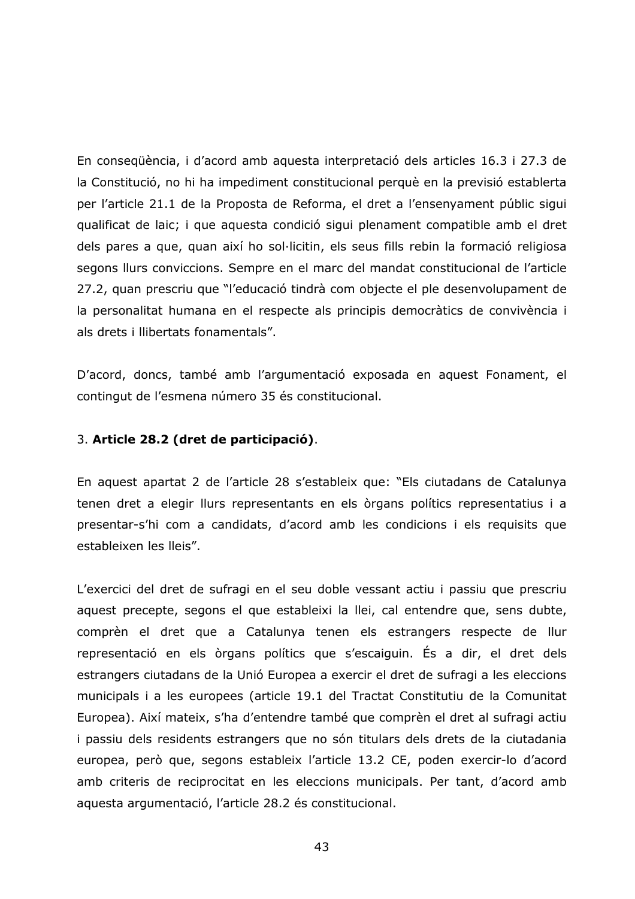En conseqüència, i d'acord amb aquesta interpretació dels articles 16.3 i 27.3 de la Constitució, no hi ha impediment constitucional perquè en la previsió establerta per l'article 21.1 de la Proposta de Reforma, el dret a l'ensenyament públic sigui qualificat de laic; i que aquesta condició sigui plenament compatible amb el dret dels pares a que, quan així ho sol·licitin, els seus fills rebin la formació religiosa segons llurs conviccions. Sempre en el marc del mandat constitucional de l'article 27.2, quan prescriu que "l'educació tindrà com objecte el ple desenvolupament de la personalitat humana en el respecte als principis democràtics de convivència i als drets i llibertats fonamentals".

D'acord, doncs, també amb l'argumentació exposada en aquest Fonament, el contingut de l'esmena número 35 és constitucional.

3. **Article 28.2 (dret de participació)**.

En aquest apartat 2 de l'article 28 s'estableix que: "Els ciutadans de Catalunya tenen dret a elegir llurs representants en els òrgans polítics representatius i a presentar-s'hi com a candidats, d'acord amb les condicions i els requisits que estableixen les lleis".

L'exercici del dret de sufragi en el seu doble vessant actiu i passiu que prescriu aquest precepte, segons el que estableixi la llei, cal entendre que, sens dubte, comprèn el dret que a Catalunya tenen els estrangers respecte de llur representació en els òrgans polítics que s'escaiguin. És a dir, el dret dels estrangers ciutadans de la Unió Europea a exercir el dret de sufragi a les eleccions municipals i a les europees (article 19.1 del Tractat Constitutiu de la Comunitat Europea). Així mateix, s'ha d'entendre també que comprèn el dret al sufragi actiu i passiu dels residents estrangers que no són titulars dels drets de la ciutadania europea, però que, segons estableix l'article 13.2 CE, poden exercir-lo d'acord amb criteris de reciprocitat en les eleccions municipals. Per tant, d'acord amb aquesta argumentació, l'article 28.2 és constitucional.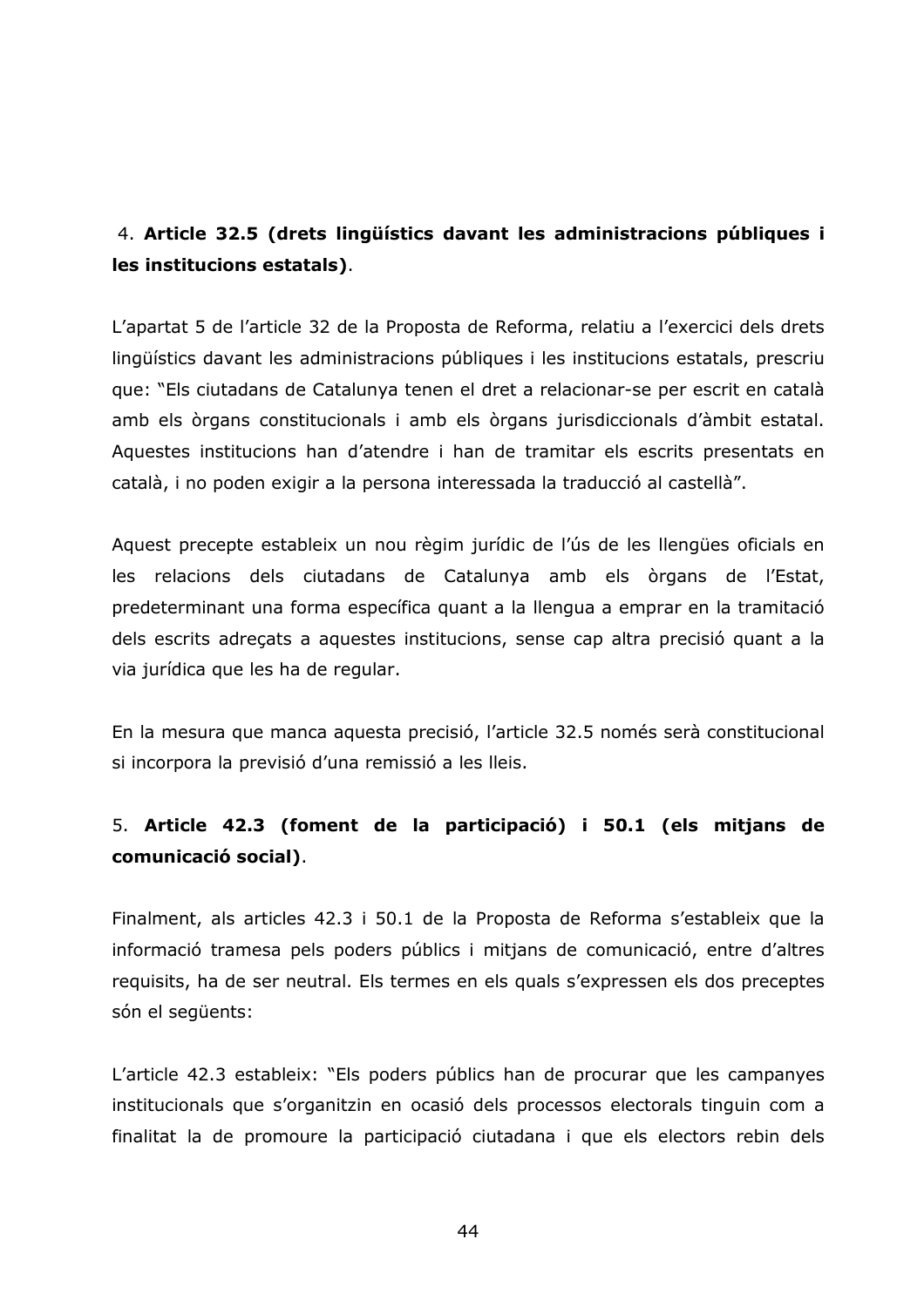4. **Article 32.5 (drets lingüístics davant les administracions públiques i les institucions estatals)**.

L'apartat 5 de l'article 32 de la Proposta de Reforma, relatiu a l'exercici dels drets lingüístics davant les administracions públiques i les institucions estatals, prescriu que: "Els ciutadans de Catalunya tenen el dret a relacionar-se per escrit en català amb els òrgans constitucionals i amb els òrgans jurisdiccionals d'àmbit estatal. Aquestes institucions han d'atendre i han de tramitar els escrits presentats en català, i no poden exigir a la persona interessada la traducció al castellà".

Aquest precepte estableix un nou règim jurídic de l'ús de les llengües oficials en les relacions dels ciutadans de Catalunya amb els òrgans de l'Estat, predeterminant una forma específica quant a la llengua a emprar en la tramitació dels escrits adreçats a aquestes institucions, sense cap altra precisió quant a la via jurídica que les ha de regular.

En la mesura que manca aquesta precisió, l'article 32.5 només serà constitucional si incorpora la previsió d'una remissió a les lleis.

5. **Article 42.3 (foment de la participació) i 50.1 (els mitjans de comunicació social)**.

Finalment, als articles 42.3 i 50.1 de la Proposta de Reforma s'estableix que la informació tramesa pels poders públics i mitjans de comunicació, entre d'altres requisits, ha de ser neutral. Els termes en els quals s'expressen els dos preceptes són el següents:

L'article 42.3 estableix: "Els poders públics han de procurar que les campanyes institucionals que s'organitzin en ocasió dels processos electorals tinguin com a finalitat la de promoure la participació ciutadana i que els electors rebin dels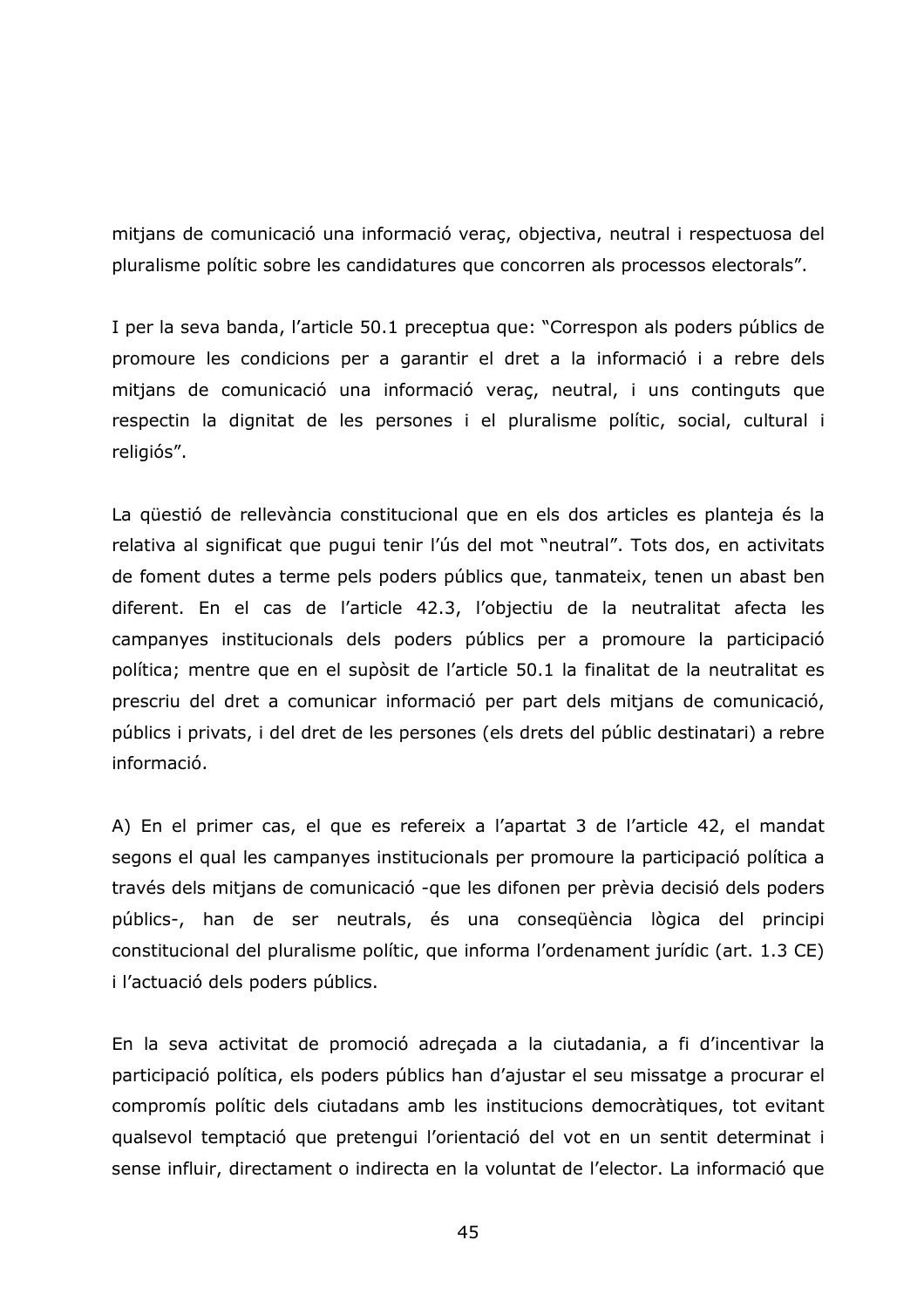mitjans de comunicació una informació veraç, objectiva, neutral i respectuosa del pluralisme polític sobre les candidatures que concorren als processos electorals".

I per la seva banda, l'article 50.1 preceptua que: "Correspon als poders públics de promoure les condicions per a garantir el dret a la informació i a rebre dels mitjans de comunicació una informació veraç, neutral, i uns continguts que respectin la dignitat de les persones i el pluralisme polític, social, cultural i religiós".

La qüestió de rellevància constitucional que en els dos articles es planteja és la relativa al significat que pugui tenir l'ús del mot "neutral". Tots dos, en activitats de foment dutes a terme pels poders públics que, tanmateix, tenen un abast ben diferent. En el cas de l'article 42.3, l'objectiu de la neutralitat afecta les campanyes institucionals dels poders públics per a promoure la participació política; mentre que en el supòsit de l'article 50.1 la finalitat de la neutralitat es prescriu del dret a comunicar informació per part dels mitjans de comunicació, públics i privats, i del dret de les persones (els drets del públic destinatari) a rebre informació.

A) En el primer cas, el que es refereix a l'apartat 3 de l'article 42, el mandat segons el qual les campanyes institucionals per promoure la participació política a través dels mitjans de comunicació -que les difonen per prèvia decisió dels poders públics-, han de ser neutrals, és una conseqüència lògica del principi constitucional del pluralisme polític, que informa l'ordenament jurídic (art. 1.3 CE) i l'actuació dels poders públics.

En la seva activitat de promoció adreçada a la ciutadania, a fi d'incentivar la participació política, els poders públics han d'ajustar el seu missatge a procurar el compromís polític dels ciutadans amb les institucions democràtiques, tot evitant qualsevol temptació que pretengui l'orientació del vot en un sentit determinat i sense influir, directament o indirecta en la voluntat de l'elector. La informació que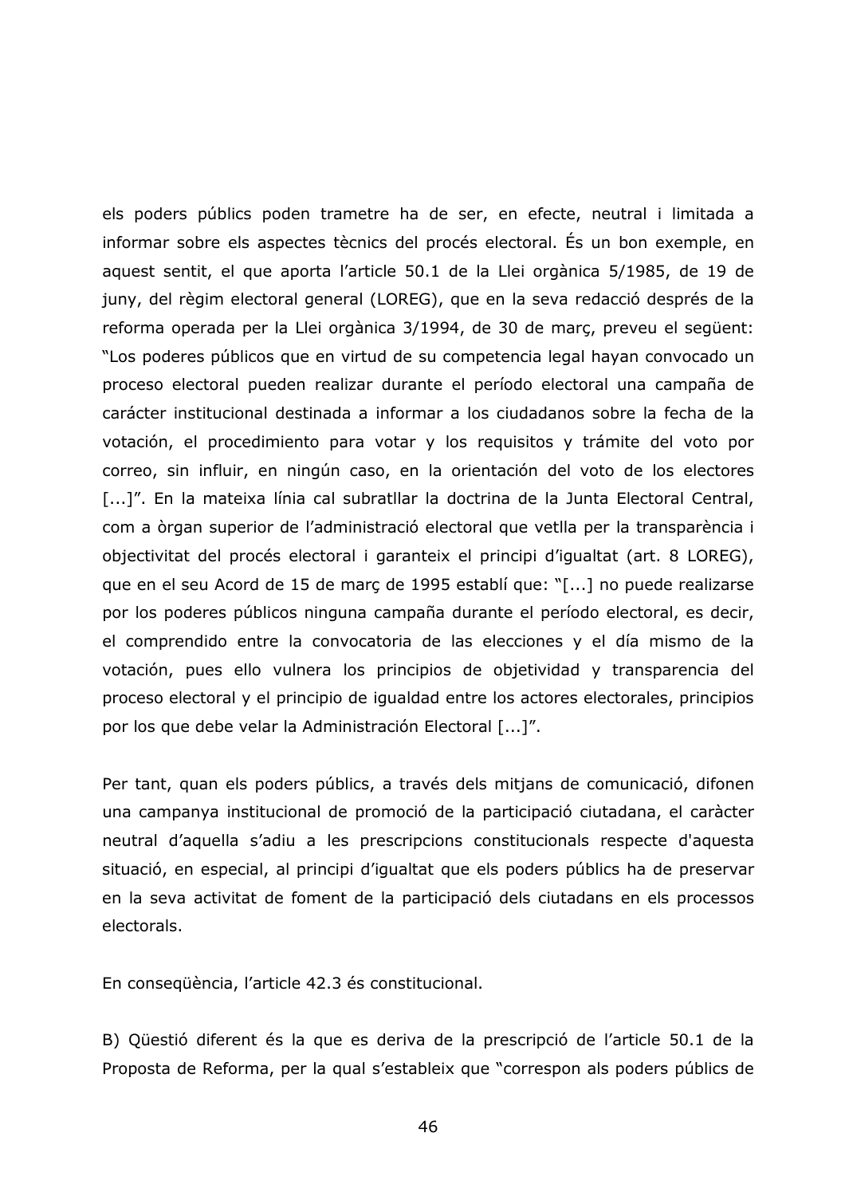els poders públics poden trametre ha de ser, en efecte, neutral i limitada a informar sobre els aspectes tècnics del procés electoral. És un bon exemple, en aquest sentit, el que aporta l'article 50.1 de la Llei orgànica 5/1985, de 19 de juny, del règim electoral general (LOREG), que en la seva redacció després de la reforma operada per la Llei orgànica 3/1994, de 30 de març, preveu el següent: "Los poderes públicos que en virtud de su competencia legal hayan convocado un proceso electoral pueden realizar durante el período electoral una campaña de carácter institucional destinada a informar a los ciudadanos sobre la fecha de la votación, el procedimiento para votar y los requisitos y trámite del voto por correo, sin influir, en ningún caso, en la orientación del voto de los electores [...]". En la mateixa línia cal subratllar la doctrina de la Junta Electoral Central, com a òrgan superior de l'administració electoral que vetlla per la transparència i objectivitat del procés electoral i garanteix el principi d'igualtat (art. 8 LOREG), que en el seu Acord de 15 de març de 1995 establí que: "[...] no puede realizarse por los poderes públicos ninguna campaña durante el período electoral, es decir, el comprendido entre la convocatoria de las elecciones y el día mismo de la votación, pues ello vulnera los principios de objetividad y transparencia del proceso electoral y el principio de igualdad entre los actores electorales, principios por los que debe velar la Administración Electoral [...]".

Per tant, quan els poders públics, a través dels mitjans de comunicació, difonen una campanya institucional de promoció de la participació ciutadana, el caràcter neutral d'aquella s'adiu a les prescripcions constitucionals respecte d'aquesta situació, en especial, al principi d'igualtat que els poders públics ha de preservar en la seva activitat de foment de la participació dels ciutadans en els processos electorals.

En conseqüència, l'article 42.3 és constitucional.

B) Qüestió diferent és la que es deriva de la prescripció de l'article 50.1 de la Proposta de Reforma, per la qual s'estableix que "correspon als poders públics de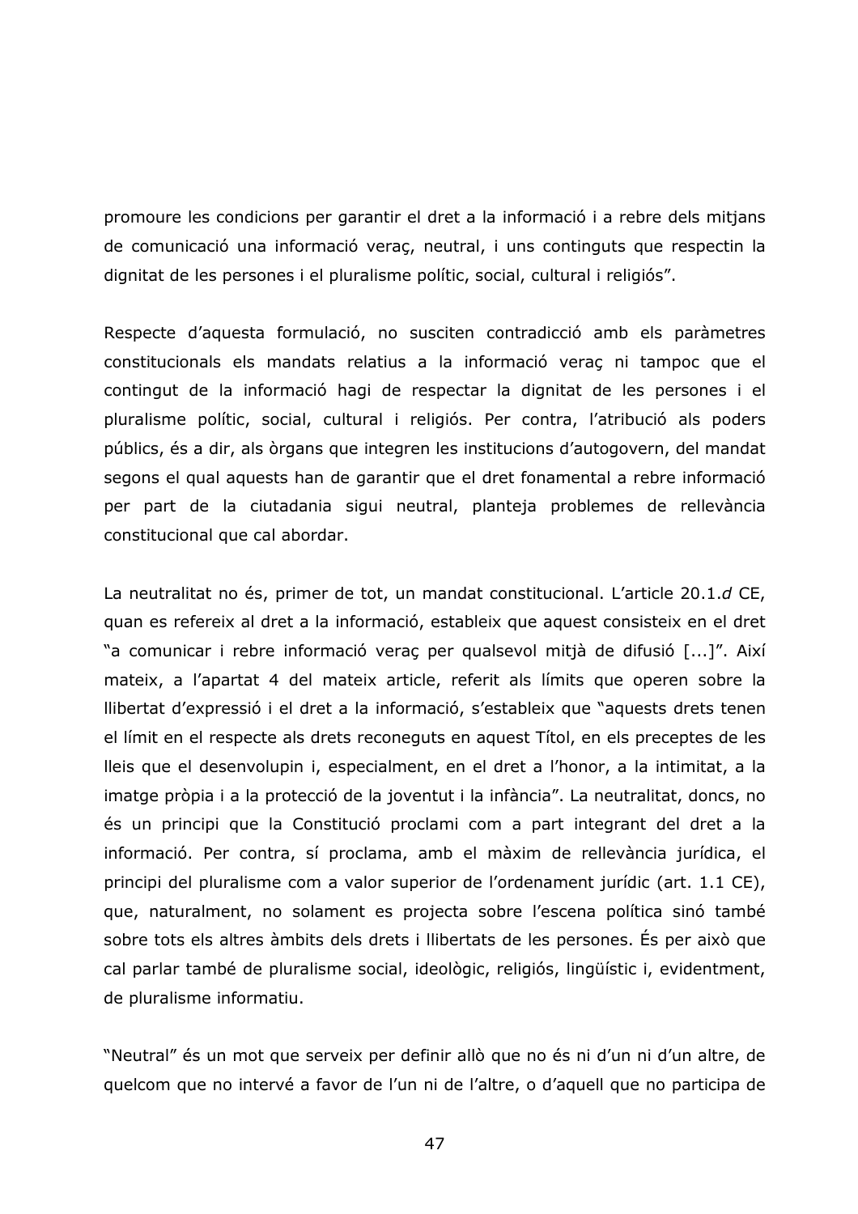promoure les condicions per garantir el dret a la informació i a rebre dels mitjans de comunicació una informació veraç, neutral, i uns continguts que respectin la dignitat de les persones i el pluralisme polític, social, cultural i religiós".

Respecte d'aquesta formulació, no susciten contradicció amb els paràmetres constitucionals els mandats relatius a la informació veraç ni tampoc que el contingut de la informació hagi de respectar la dignitat de les persones i el pluralisme polític, social, cultural i religiós. Per contra, l'atribució als poders públics, és a dir, als òrgans que integren les institucions d'autogovern, del mandat segons el qual aquests han de garantir que el dret fonamental a rebre informació per part de la ciutadania sigui neutral, planteja problemes de rellevància constitucional que cal abordar.

La neutralitat no és, primer de tot, un mandat constitucional. L'article 20.1.*d* CE, quan es refereix al dret a la informació, estableix que aquest consisteix en el dret "a comunicar i rebre informació veraç per qualsevol mitjà de difusió [...]". Així mateix, a l'apartat 4 del mateix article, referit als límits que operen sobre la llibertat d'expressió i el dret a la informació, s'estableix que "aquests drets tenen el límit en el respecte als drets reconeguts en aquest Títol, en els preceptes de les lleis que el desenvolupin i, especialment, en el dret a l'honor, a la intimitat, a la imatge pròpia i a la protecció de la joventut i la infància". La neutralitat, doncs, no és un principi que la Constitució proclami com a part integrant del dret a la informació. Per contra, sí proclama, amb el màxim de rellevància jurídica, el principi del pluralisme com a valor superior de l'ordenament jurídic (art. 1.1 CE), que, naturalment, no solament es projecta sobre l'escena política sinó també sobre tots els altres àmbits dels drets i llibertats de les persones. És per això que cal parlar també de pluralisme social, ideològic, religiós, lingüístic i, evidentment, de pluralisme informatiu.

"Neutral" és un mot que serveix per definir allò que no és ni d'un ni d'un altre, de quelcom que no intervé a favor de l'un ni de l'altre, o d'aquell que no participa de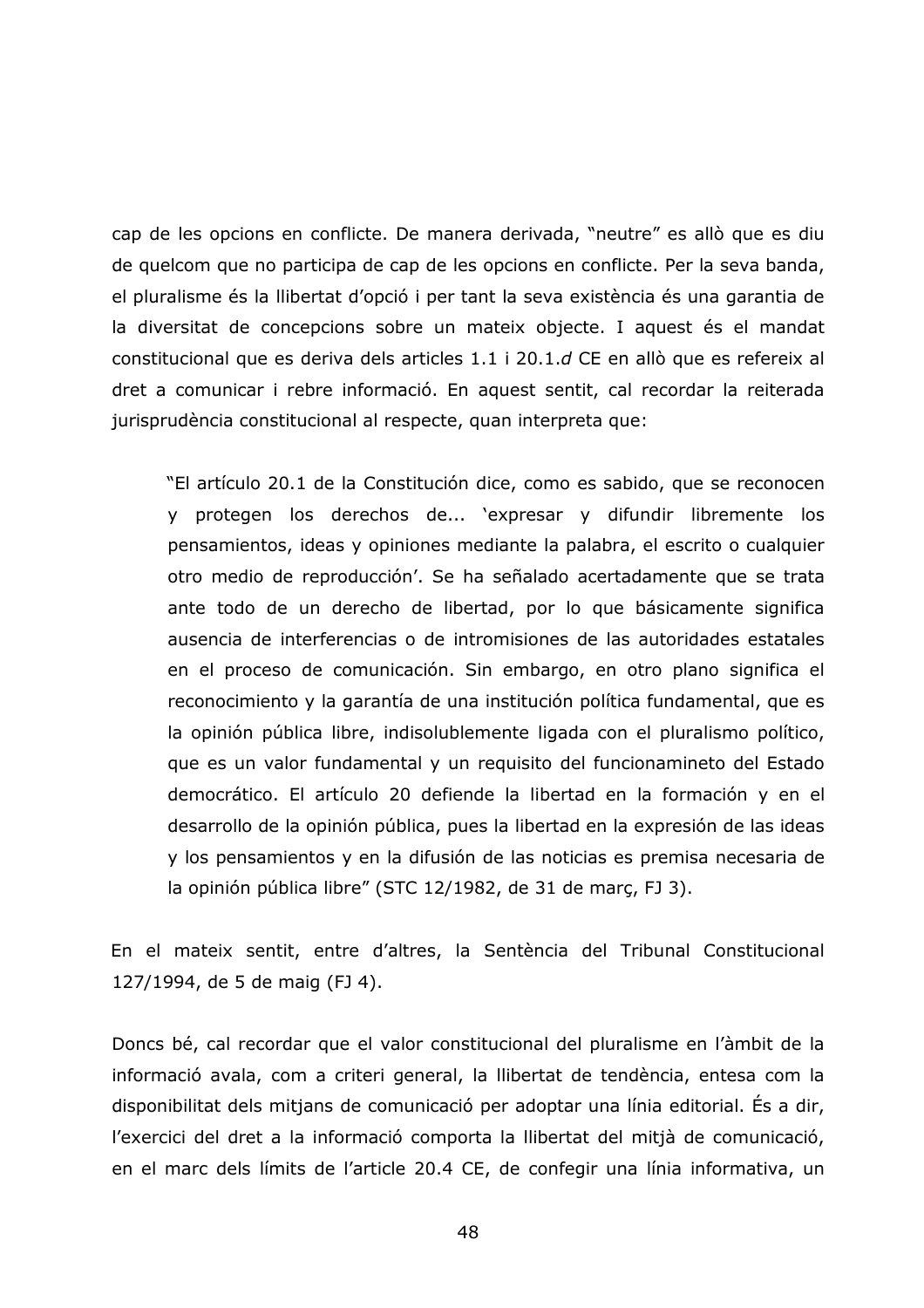cap de les opcions en conflicte. De manera derivada, "neutre" es allò que es diu de quelcom que no participa de cap de les opcions en conflicte. Per la seva banda, el pluralisme és la llibertat d'opció i per tant la seva existència és una garantia de la diversitat de concepcions sobre un mateix objecte. I aquest és el mandat constitucional que es deriva dels articles 1.1 i 20.1.*d* CE en allò que es refereix al dret a comunicar i rebre informació. En aquest sentit, cal recordar la reiterada jurisprudència constitucional al respecte, quan interpreta que:

> "El artículo 20.1 de la Constitución dice, como es sabido, que se reconocen y protegen los derechos de... 'expresar y difundir libremente los pensamientos, ideas y opiniones mediante la palabra, el escrito o cualquier otro medio de reproducción'. Se ha señalado acertadamente que se trata ante todo de un derecho de libertad, por lo que básicamente significa ausencia de interferencias o de intromisiones de las autoridades estatales en el proceso de comunicación. Sin embargo, en otro plano significa el reconocimiento y la garantía de una institución política fundamental, que es la opinión pública libre, indisolublemente ligada con el pluralismo político, que es un valor fundamental y un requisito del funcionamineto del Estado democrático. El artículo 20 defiende la libertad en la formación y en el desarrollo de la opinión pública, pues la libertad en la expresión de las ideas y los pensamientos y en la difusión de las noticias es premisa necesaria de la opinión pública libre" (STC 12/1982, de 31 de març, FJ 3).

En el mateix sentit, entre d'altres, la Sentència del Tribunal Constitucional 127/1994, de 5 de maig (FJ 4).

Doncs bé, cal recordar que el valor constitucional del pluralisme en l'àmbit de la informació avala, com a criteri general, la llibertat de tendència, entesa com la disponibilitat dels mitjans de comunicació per adoptar una línia editorial. És a dir, l'exercici del dret a la informació comporta la llibertat del mitjà de comunicació, en el marc dels límits de l'article 20.4 CE, de confegir una línia informativa, un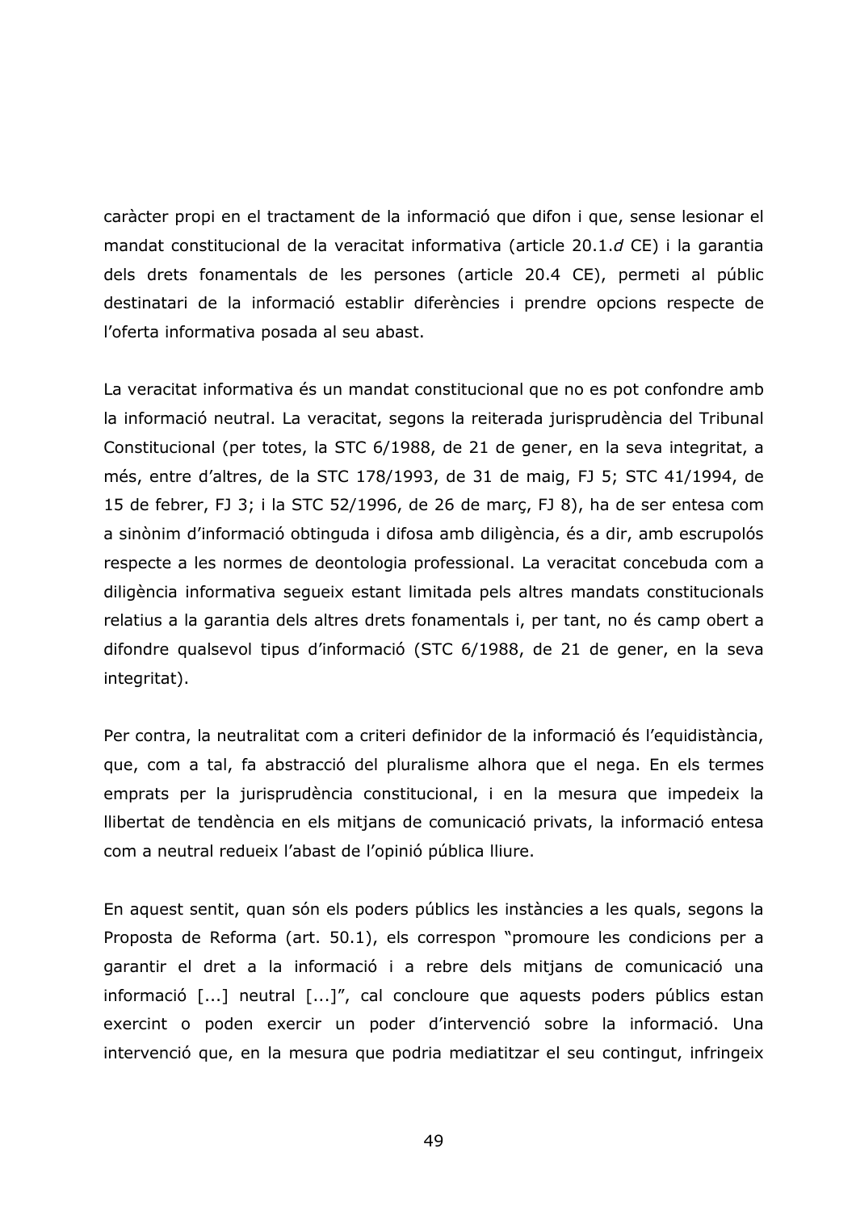caràcter propi en el tractament de la informació que difon i que, sense lesionar el mandat constitucional de la veracitat informativa (article 20.1.*d* CE) i la garantia dels drets fonamentals de les persones (article 20.4 CE), permeti al públic destinatari de la informació establir diferències i prendre opcions respecte de l'oferta informativa posada al seu abast.

La veracitat informativa és un mandat constitucional que no es pot confondre amb la informació neutral. La veracitat, segons la reiterada jurisprudència del Tribunal Constitucional (per totes, la STC 6/1988, de 21 de gener, en la seva integritat, a més, entre d'altres, de la STC 178/1993, de 31 de maig, FJ 5; STC 41/1994, de 15 de febrer, FJ 3; i la STC 52/1996, de 26 de març, FJ 8), ha de ser entesa com a sinònim d'informació obtinguda i difosa amb diligència, és a dir, amb escrupolós respecte a les normes de deontologia professional. La veracitat concebuda com a diligència informativa segueix estant limitada pels altres mandats constitucionals relatius a la garantia dels altres drets fonamentals i, per tant, no és camp obert a difondre qualsevol tipus d'informació (STC 6/1988, de 21 de gener, en la seva integritat).

Per contra, la neutralitat com a criteri definidor de la informació és l'equidistància, que, com a tal, fa abstracció del pluralisme alhora que el nega. En els termes emprats per la jurisprudència constitucional, i en la mesura que impedeix la llibertat de tendència en els mitjans de comunicació privats, la informació entesa com a neutral redueix l'abast de l'opinió pública lliure.

En aquest sentit, quan són els poders públics les instàncies a les quals, segons la Proposta de Reforma (art. 50.1), els correspon "promoure les condicions per a garantir el dret a la informació i a rebre dels mitjans de comunicació una informació [...] neutral [...]", cal concloure que aquests poders públics estan exercint o poden exercir un poder d'intervenció sobre la informació. Una intervenció que, en la mesura que podria mediatitzar el seu contingut, infringeix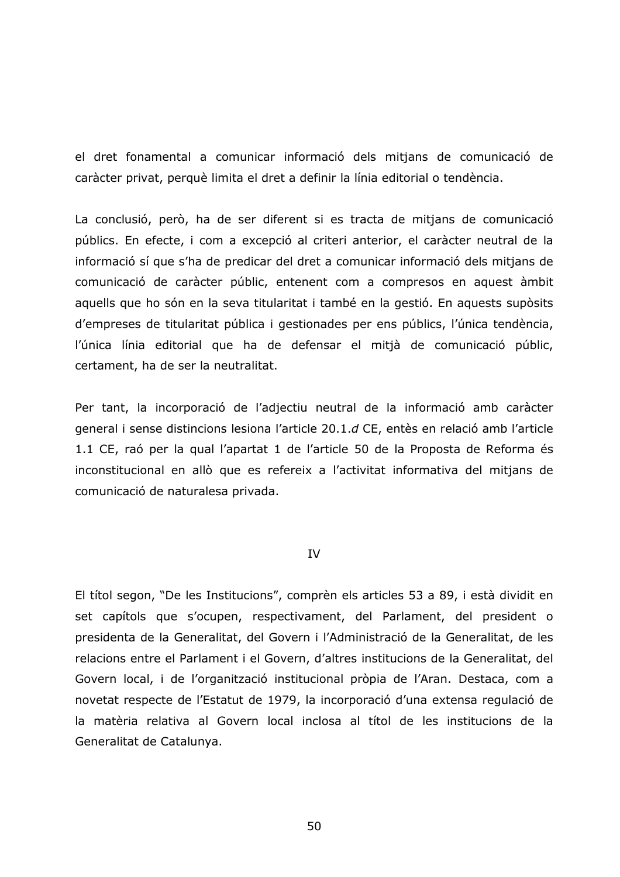el dret fonamental a comunicar informació dels mitjans de comunicació de caràcter privat, perquè limita el dret a definir la línia editorial o tendència.

La conclusió, però, ha de ser diferent si es tracta de mitjans de comunicació públics. En efecte, i com a excepció al criteri anterior, el caràcter neutral de la informació sí que s'ha de predicar del dret a comunicar informació dels mitjans de comunicació de caràcter públic, entenent com a compresos en aquest àmbit aquells que ho són en la seva titularitat i també en la gestió. En aquests supòsits d'empreses de titularitat pública i gestionades per ens públics, l'única tendència, l'única línia editorial que ha de defensar el mitjà de comunicació públic, certament, ha de ser la neutralitat.

Per tant, la incorporació de l'adjectiu neutral de la informació amb caràcter general i sense distincions lesiona l'article 20.1.*d* CE, entès en relació amb l'article 1.1 CE, raó per la qual l'apartat 1 de l'article 50 de la Proposta de Reforma és inconstitucional en allò que es refereix a l'activitat informativa del mitjans de comunicació de naturalesa privada.

## IV

El títol segon, "De les Institucions", comprèn els articles 53 a 89, i està dividit en set capítols que s'ocupen, respectivament, del Parlament, del president o presidenta de la Generalitat, del Govern i l'Administració de la Generalitat, de les relacions entre el Parlament i el Govern, d'altres institucions de la Generalitat, del Govern local, i de l'organització institucional pròpia de l'Aran. Destaca, com a novetat respecte de l'Estatut de 1979, la incorporació d'una extensa regulació de la matèria relativa al Govern local inclosa al títol de les institucions de la Generalitat de Catalunya.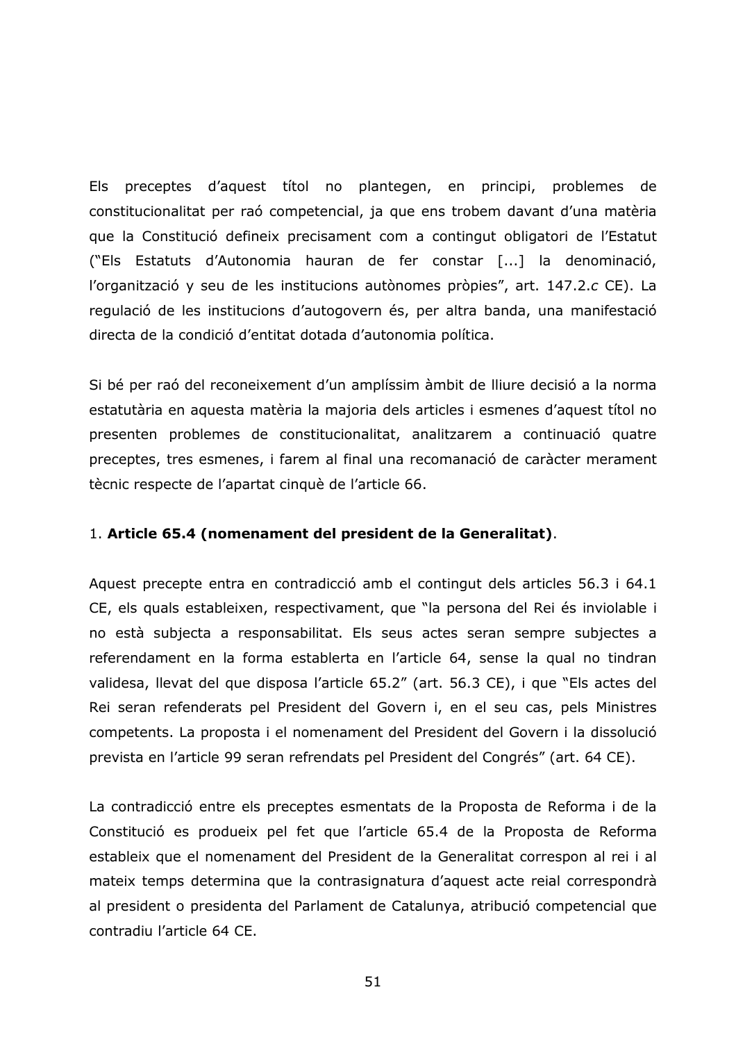Els preceptes d'aquest títol no plantegen, en principi, problemes de constitucionalitat per raó competencial, ja que ens trobem davant d'una matèria que la Constitució defineix precisament com a contingut obligatori de l'Estatut ("Els Estatuts d'Autonomia hauran de fer constar [...] la denominació, l'organització y seu de les institucions autònomes pròpies", art. 147.2.*c* CE). La regulació de les institucions d'autogovern és, per altra banda, una manifestació directa de la condició d'entitat dotada d'autonomia política.

Si bé per raó del reconeixement d'un amplíssim àmbit de lliure decisió a la norma estatutària en aquesta matèria la majoria dels articles i esmenes d'aquest títol no presenten problemes de constitucionalitat, analitzarem a continuació quatre preceptes, tres esmenes, i farem al final una recomanació de caràcter merament tècnic respecte de l'apartat cinquè de l'article 66.

1. **Article 65.4 (nomenament del president de la Generalitat)**.

Aquest precepte entra en contradicció amb el contingut dels articles 56.3 i 64.1 CE, els quals estableixen, respectivament, que "la persona del Rei és inviolable i no està subjecta a responsabilitat. Els seus actes seran sempre subjectes a referendament en la forma establerta en l'article 64, sense la qual no tindran validesa, llevat del que disposa l'article 65.2" (art. 56.3 CE), i que "Els actes del Rei seran refenderats pel President del Govern i, en el seu cas, pels Ministres competents. La proposta i el nomenament del President del Govern i la dissolució prevista en l'article 99 seran refrendats pel President del Congrés" (art. 64 CE).

La contradicció entre els preceptes esmentats de la Proposta de Reforma i de la Constitució es produeix pel fet que l'article 65.4 de la Proposta de Reforma estableix que el nomenament del President de la Generalitat correspon al rei i al mateix temps determina que la contrasignatura d'aquest acte reial correspondrà al president o presidenta del Parlament de Catalunya, atribució competencial que contradiu l'article 64 CE.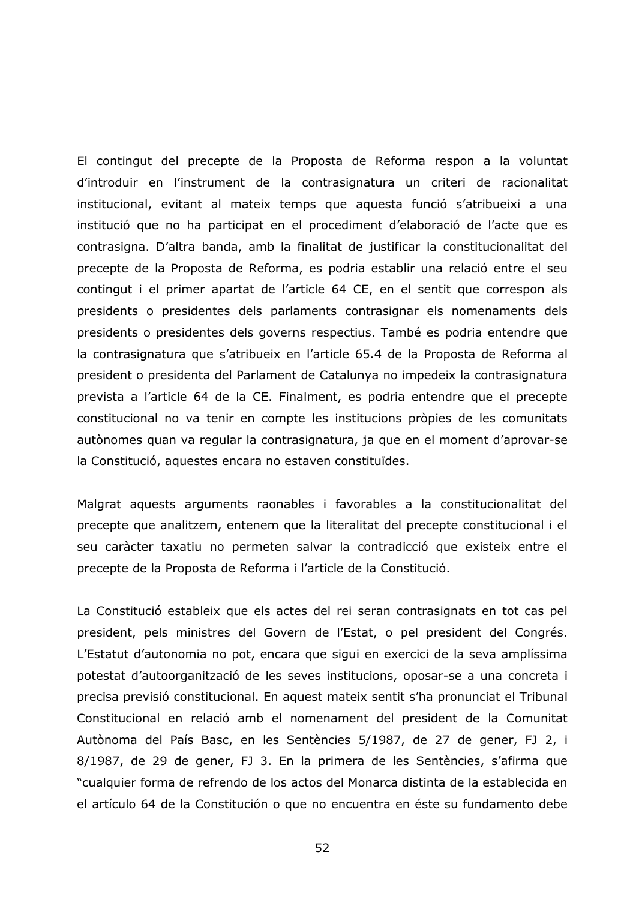El contingut del precepte de la Proposta de Reforma respon a la voluntat d'introduir en l'instrument de la contrasignatura un criteri de racionalitat institucional, evitant al mateix temps que aquesta funció s'atribueixi a una institució que no ha participat en el procediment d'elaboració de l'acte que es contrasigna. D'altra banda, amb la finalitat de justificar la constitucionalitat del precepte de la Proposta de Reforma, es podria establir una relació entre el seu contingut i el primer apartat de l'article 64 CE, en el sentit que correspon als presidents o presidentes dels parlaments contrasignar els nomenaments dels presidents o presidentes dels governs respectius. També es podria entendre que la contrasignatura que s'atribueix en l'article 65.4 de la Proposta de Reforma al president o presidenta del Parlament de Catalunya no impedeix la contrasignatura prevista a l'article 64 de la CE. Finalment, es podria entendre que el precepte constitucional no va tenir en compte les institucions pròpies de les comunitats autònomes quan va regular la contrasignatura, ja que en el moment d'aprovar-se la Constitució, aquestes encara no estaven constituïdes.

Malgrat aquests arguments raonables i favorables a la constitucionalitat del precepte que analitzem, entenem que la literalitat del precepte constitucional i el seu caràcter taxatiu no permeten salvar la contradicció que existeix entre el precepte de la Proposta de Reforma i l'article de la Constitució.

La Constitució estableix que els actes del rei seran contrasignats en tot cas pel president, pels ministres del Govern de l'Estat, o pel president del Congrés. L'Estatut d'autonomia no pot, encara que sigui en exercici de la seva amplíssima potestat d'autoorganització de les seves institucions, oposar-se a una concreta i precisa previsió constitucional. En aquest mateix sentit s'ha pronunciat el Tribunal Constitucional en relació amb el nomenament del president de la Comunitat Autònoma del País Basc, en les Sentències 5/1987, de 27 de gener, FJ 2, i 8/1987, de 29 de gener, FJ 3. En la primera de les Sentències, s'afirma que "cualquier forma de refrendo de los actos del Monarca distinta de la establecida en el artículo 64 de la Constitución o que no encuentra en éste su fundamento debe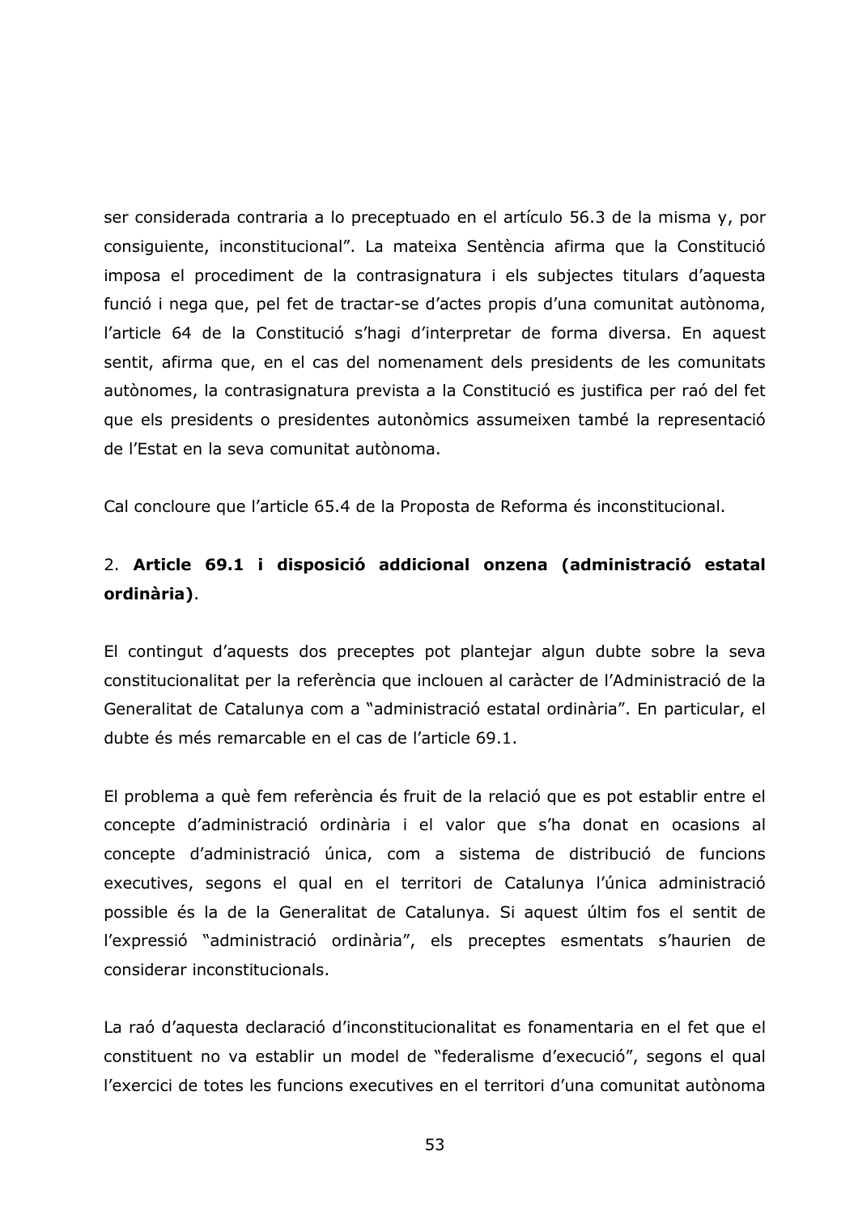ser considerada contraria a lo preceptuado en el artículo 56.3 de la misma y, por consiguiente, inconstitucional". La mateixa Sentència afirma que la Constitució imposa el procediment de la contrasignatura i els subjectes titulars d'aquesta funció i nega que, pel fet de tractar-se d'actes propis d'una comunitat autònoma, l'article 64 de la Constitució s'hagi d'interpretar de forma diversa. En aquest sentit, afirma que, en el cas del nomenament dels presidents de les comunitats autònomes, la contrasignatura prevista a la Constitució es justifica per raó del fet que els presidents o presidentes autonòmics assumeixen també la representació de l'Estat en la seva comunitat autònoma.

Cal concloure que l'article 65.4 de la Proposta de Reforma és inconstitucional.

2. **Article 69.1 i disposició addicional onzena (administració estatal ordinària)**.

El contingut d'aquests dos preceptes pot plantejar algun dubte sobre la seva constitucionalitat per la referència que inclouen al caràcter de l'Administració de la Generalitat de Catalunya com a "administració estatal ordinària". En particular, el dubte és més remarcable en el cas de l'article 69.1.

El problema a què fem referència és fruit de la relació que es pot establir entre el concepte d'administració ordinària i el valor que s'ha donat en ocasions al concepte d'administració única, com a sistema de distribució de funcions executives, segons el qual en el territori de Catalunya l'única administració possible és la de la Generalitat de Catalunya. Si aquest últim fos el sentit de l'expressió "administració ordinària", els preceptes esmentats s'haurien de considerar inconstitucionals.

La raó d'aquesta declaració d'inconstitucionalitat es fonamentaria en el fet que el constituent no va establir un model de "federalisme d'execució", segons el qual l'exercici de totes les funcions executives en el territori d'una comunitat autònoma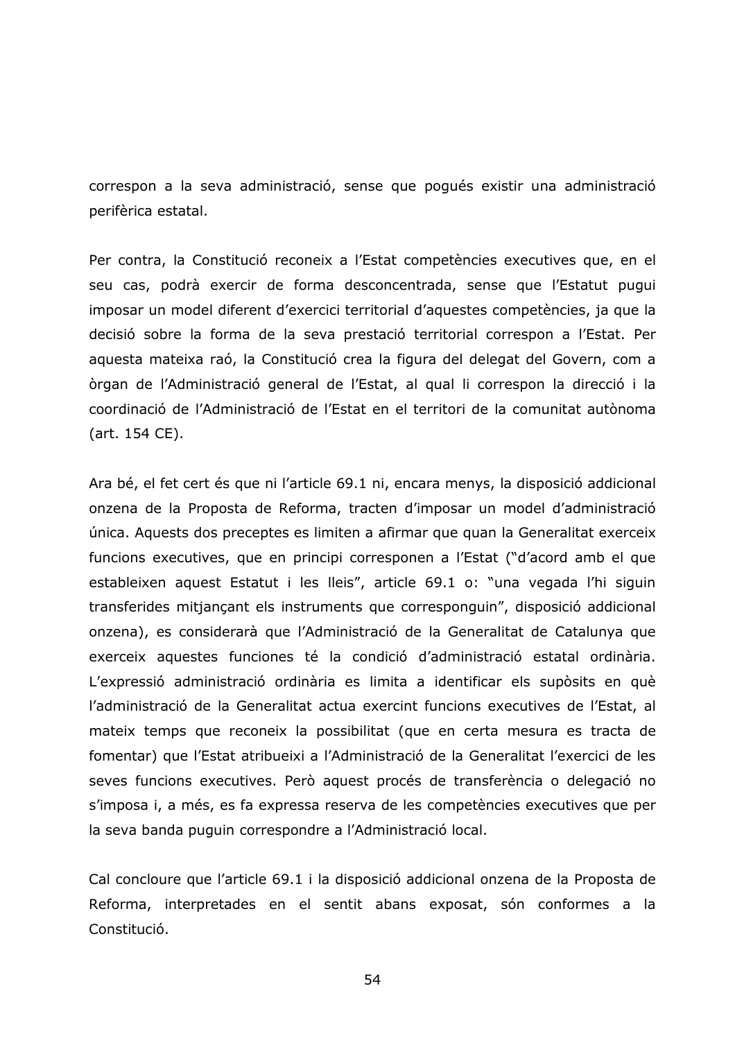correspon a la seva administració, sense que pogués existir una administració perifèrica estatal.

Per contra, la Constitució reconeix a l'Estat competències executives que, en el seu cas, podrà exercir de forma desconcentrada, sense que l'Estatut pugui imposar un model diferent d'exercici territorial d'aquestes competències, ja que la decisió sobre la forma de la seva prestació territorial correspon a l'Estat. Per aquesta mateixa raó, la Constitució crea la figura del delegat del Govern, com a òrgan de l'Administració general de l'Estat, al qual li correspon la direcció i la coordinació de l'Administració de l'Estat en el territori de la comunitat autònoma (art. 154 CE).

Ara bé, el fet cert és que ni l'article 69.1 ni, encara menys, la disposició addicional onzena de la Proposta de Reforma, tracten d'imposar un model d'administració única. Aquests dos preceptes es limiten a afirmar que quan la Generalitat exerceix funcions executives, que en principi corresponen a l'Estat ("d'acord amb el que estableixen aquest Estatut i les lleis", article 69.1 o: "una vegada l'hi siguin transferides mitjançant els instruments que corresponguin", disposició addicional onzena), es considerarà que l'Administració de la Generalitat de Catalunya que exerceix aquestes funciones té la condició d'administració estatal ordinària. L'expressió administració ordinària es limita a identificar els supòsits en què l'administració de la Generalitat actua exercint funcions executives de l'Estat, al mateix temps que reconeix la possibilitat (que en certa mesura es tracta de fomentar) que l'Estat atribueixi a l'Administració de la Generalitat l'exercici de les seves funcions executives. Però aquest procés de transferència o delegació no s'imposa i, a més, es fa expressa reserva de les competències executives que per la seva banda puguin correspondre a l'Administració local.

Cal concloure que l'article 69.1 i la disposició addicional onzena de la Proposta de Reforma, interpretades en el sentit abans exposat, són conformes a la Constitució.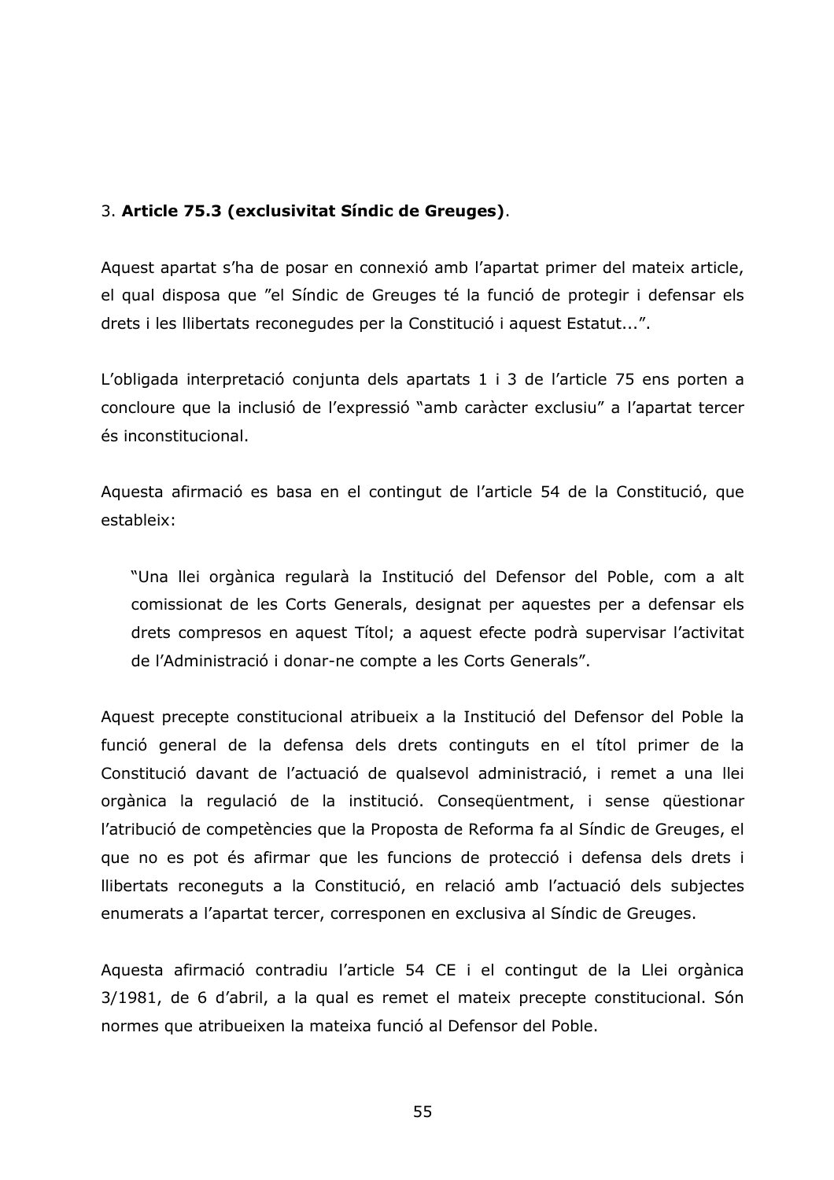3. **Article 75.3 (exclusivitat Síndic de Greuges)**.

Aquest apartat s'ha de posar en connexió amb l'apartat primer del mateix article, el qual disposa que "el Síndic de Greuges té la funció de protegir i defensar els drets i les llibertats reconegudes per la Constitució i aquest Estatut...".

L'obligada interpretació conjunta dels apartats 1 i 3 de l'article 75 ens porten a concloure que la inclusió de l'expressió "amb caràcter exclusiu" a l'apartat tercer és inconstitucional.

Aquesta afirmació es basa en el contingut de l'article 54 de la Constitució, que estableix:

> "Una llei orgànica regularà la Institució del Defensor del Poble, com a alt comissionat de les Corts Generals, designat per aquestes per a defensar els drets compresos en aquest Títol; a aquest efecte podrà supervisar l'activitat de l'Administració i donar-ne compte a les Corts Generals".

Aquest precepte constitucional atribueix a la Institució del Defensor del Poble la funció general de la defensa dels drets continguts en el títol primer de la Constitució davant de l'actuació de qualsevol administració, i remet a una llei orgànica la regulació de la institució. Conseqüentment, i sense qüestionar l'atribució de competències que la Proposta de Reforma fa al Síndic de Greuges, el que no es pot és afirmar que les funcions de protecció i defensa dels drets i llibertats reconeguts a la Constitució, en relació amb l'actuació dels subjectes enumerats a l'apartat tercer, corresponen en exclusiva al Síndic de Greuges.

Aquesta afirmació contradiu l'article 54 CE i el contingut de la Llei orgànica 3/1981, de 6 d'abril, a la qual es remet el mateix precepte constitucional. Són normes que atribueixen la mateixa funció al Defensor del Poble.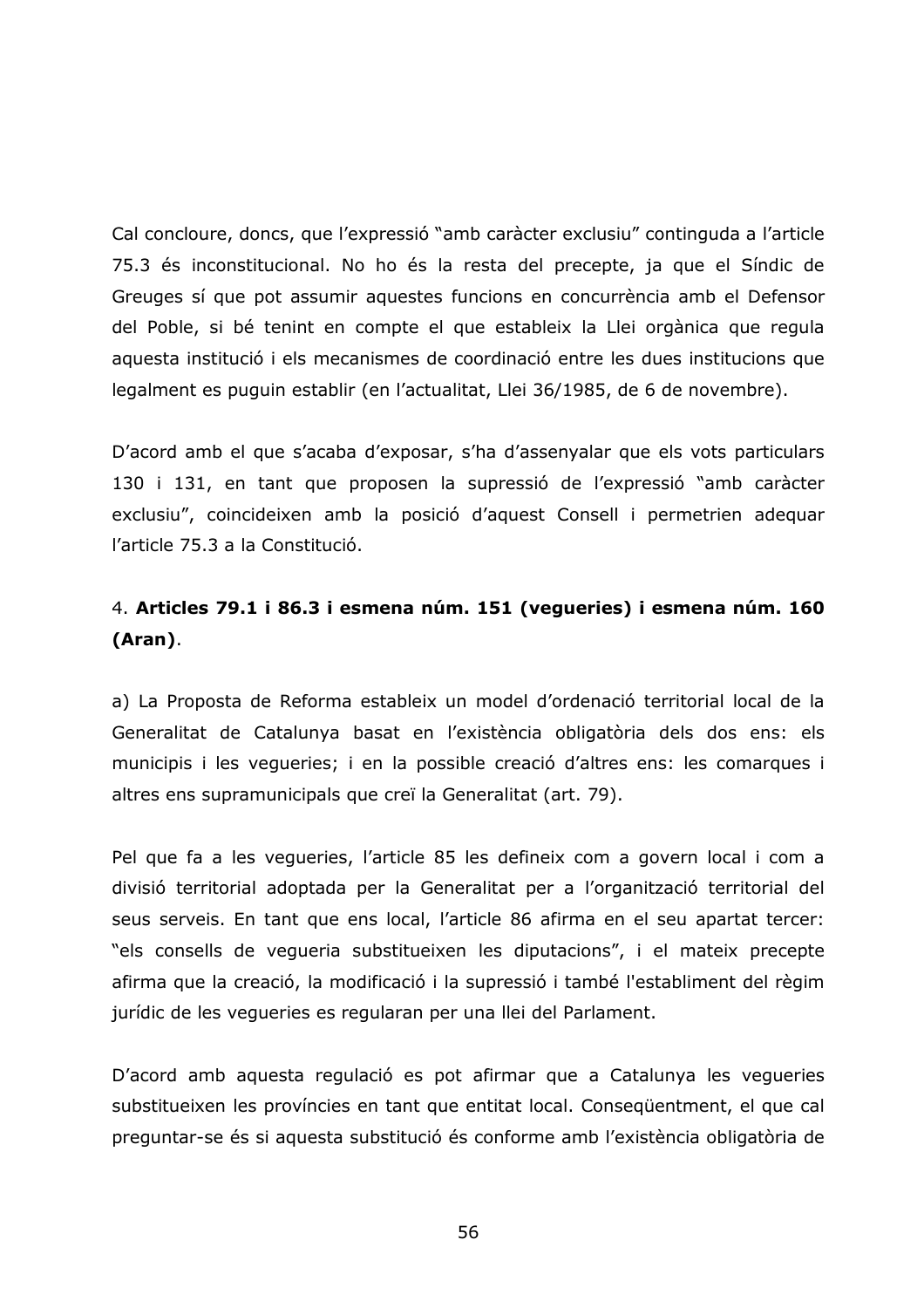Cal concloure, doncs, que l'expressió "amb caràcter exclusiu" continguda a l'article 75.3 és inconstitucional. No ho és la resta del precepte, ja que el Síndic de Greuges sí que pot assumir aquestes funcions en concurrència amb el Defensor del Poble, si bé tenint en compte el que estableix la Llei orgànica que regula aquesta institució i els mecanismes de coordinació entre les dues institucions que legalment es puguin establir (en l'actualitat, Llei 36/1985, de 6 de novembre).

D'acord amb el que s'acaba d'exposar, s'ha d'assenyalar que els vots particulars 130 i 131, en tant que proposen la supressió de l'expressió "amb caràcter exclusiu", coincideixen amb la posició d'aquest Consell i permetrien adequar l'article 75.3 a la Constitució.

4. **Articles 79.1 i 86.3 i esmena núm. 151 (vegueries) i esmena núm. 160 (Aran)**.

a) La Proposta de Reforma estableix un model d'ordenació territorial local de la Generalitat de Catalunya basat en l'existència obligatòria dels dos ens: els municipis i les vegueries; i en la possible creació d'altres ens: les comarques i altres ens supramunicipals que creï la Generalitat (art. 79).

Pel que fa a les vegueries, l'article 85 les defineix com a govern local i com a divisió territorial adoptada per la Generalitat per a l'organització territorial del seus serveis. En tant que ens local, l'article 86 afirma en el seu apartat tercer: "els consells de vegueria substitueixen les diputacions", i el mateix precepte afirma que la creació, la modificació i la supressió i també l'establiment del règim jurídic de les vegueries es regularan per una llei del Parlament.

D'acord amb aquesta regulació es pot afirmar que a Catalunya les vegueries substitueixen les províncies en tant que entitat local. Conseqüentment, el que cal preguntar-se és si aquesta substitució és conforme amb l'existència obligatòria de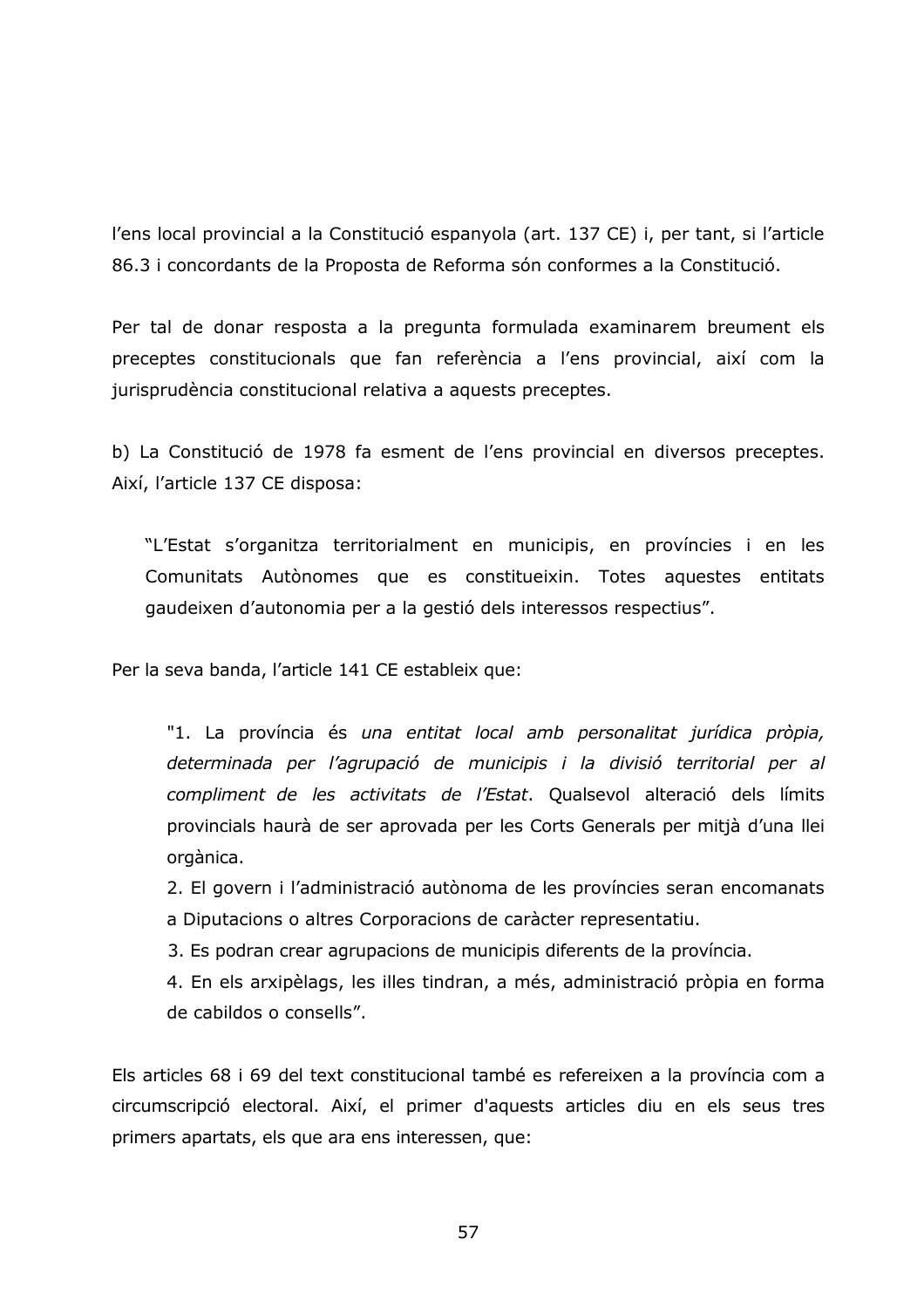l'ens local provincial a la Constitució espanyola (art. 137 CE) i, per tant, si l'article 86.3 i concordants de la Proposta de Reforma són conformes a la Constitució.

Per tal de donar resposta a la pregunta formulada examinarem breument els preceptes constitucionals que fan referència a l'ens provincial, així com la jurisprudència constitucional relativa a aquests preceptes.

b) La Constitució de 1978 fa esment de l'ens provincial en diversos preceptes. Així, l'article 137 CE disposa:

> "L'Estat s'organitza territorialment en municipis, en províncies i en les Comunitats Autònomes que es constitueixin. Totes aquestes entitats gaudeixen d'autonomia per a la gestió dels interessos respectius".

Per la seva banda, l'article 141 CE estableix que:

> "1. La província és *una entitat local amb personalitat jurídica pròpia, determinada per l'agrupació de municipis i la divisió territorial per al compliment de les activitats de l'Estat*. Qualsevol alteració dels límits provincials haurà de ser aprovada per les Corts Generals per mitjà d'una llei orgànica.
> 2. El govern i l'administració autònoma de les províncies seran encomanats a Diputacions o altres Corporacions de caràcter representatiu.
> 3. Es podran crear agrupacions de municipis diferents de la província.
> 4. En els arxipèlags, les illes tindran, a més, administració pròpia en forma de cabildos o consells".

Els articles 68 i 69 del text constitucional també es refereixen a la província com a circumscripció electoral. Així, el primer d'aquests articles diu en els seus tres primers apartats, els que ara ens interessen, que: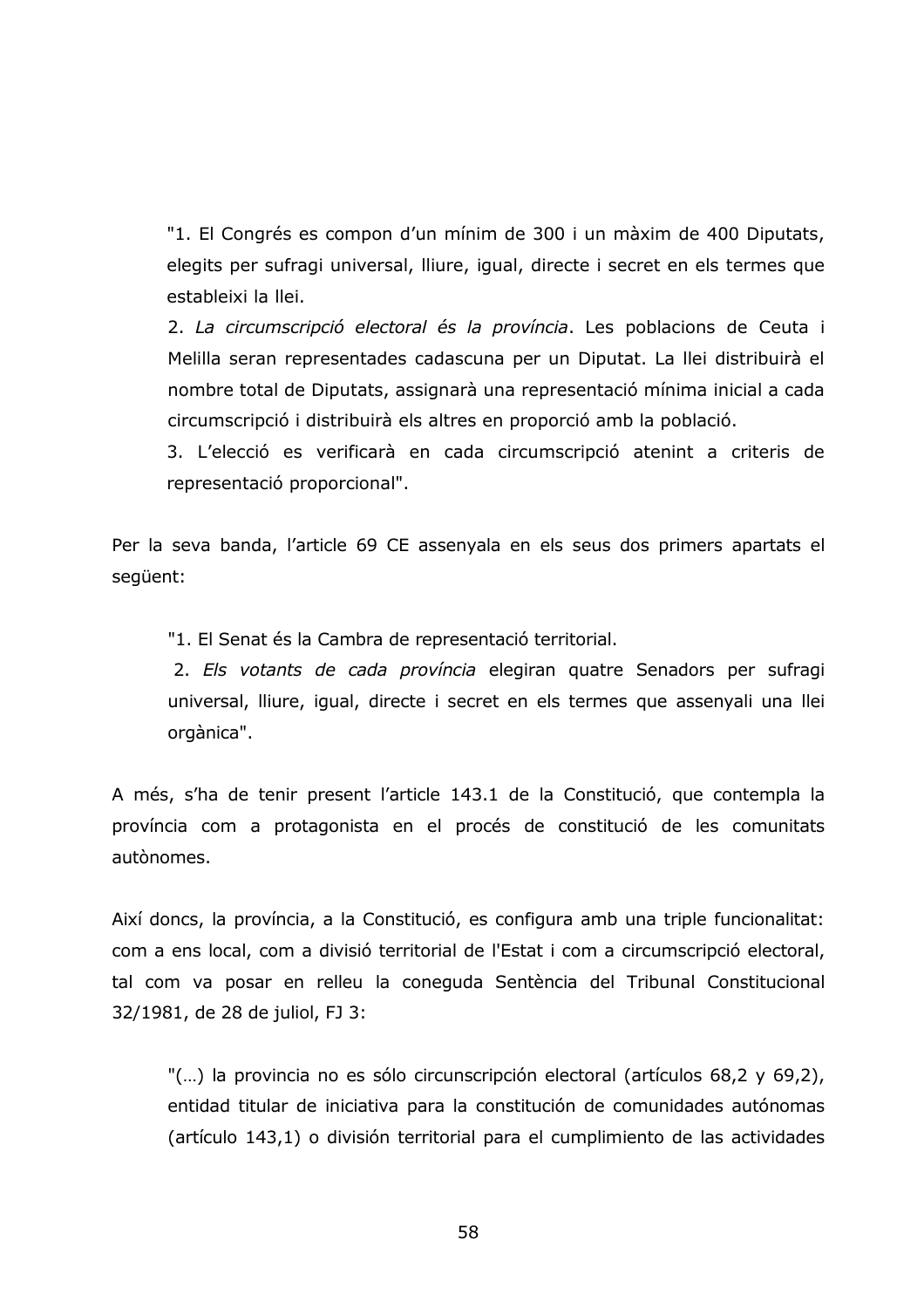> "1. El Congrés es compon d'un mínim de 300 i un màxim de 400 Diputats, elegits per sufragi universal, lliure, igual, directe i secret en els termes que estableixi la llei.
>
> 2. *La circumscripció electoral és la província*. Les poblacions de Ceuta i Melilla seran representades cadascuna per un Diputat. La llei distribuirà el nombre total de Diputats, assignarà una representació mínima inicial a cada circumscripció i distribuirà els altres en proporció amb la població.
>
> 3. L'elecció es verificarà en cada circumscripció atenint a criteris de representació proporcional".

Per la seva banda, l'article 69 CE assenyala en els seus dos primers apartats el següent:

> "1. El Senat és la Cambra de representació territorial.
>
> 2. *Els votants de cada província* elegiran quatre Senadors per sufragi universal, lliure, igual, directe i secret en els termes que assenyali una llei orgànica".

A més, s'ha de tenir present l'article 143.1 de la Constitució, que contempla la província com a protagonista en el procés de constitució de les comunitats autònomes.

Així doncs, la província, a la Constitució, es configura amb una triple funcionalitat: com a ens local, com a divisió territorial de l'Estat i com a circumscripció electoral, tal com va posar en relleu la coneguda Sentència del Tribunal Constitucional 32/1981, de 28 de juliol, FJ 3:

> "(…) la provincia no es sólo circunscripción electoral (artículos 68,2 y 69,2), entidad titular de iniciativa para la constitución de comunidades autónomas (artículo 143,1) o división territorial para el cumplimiento de las actividades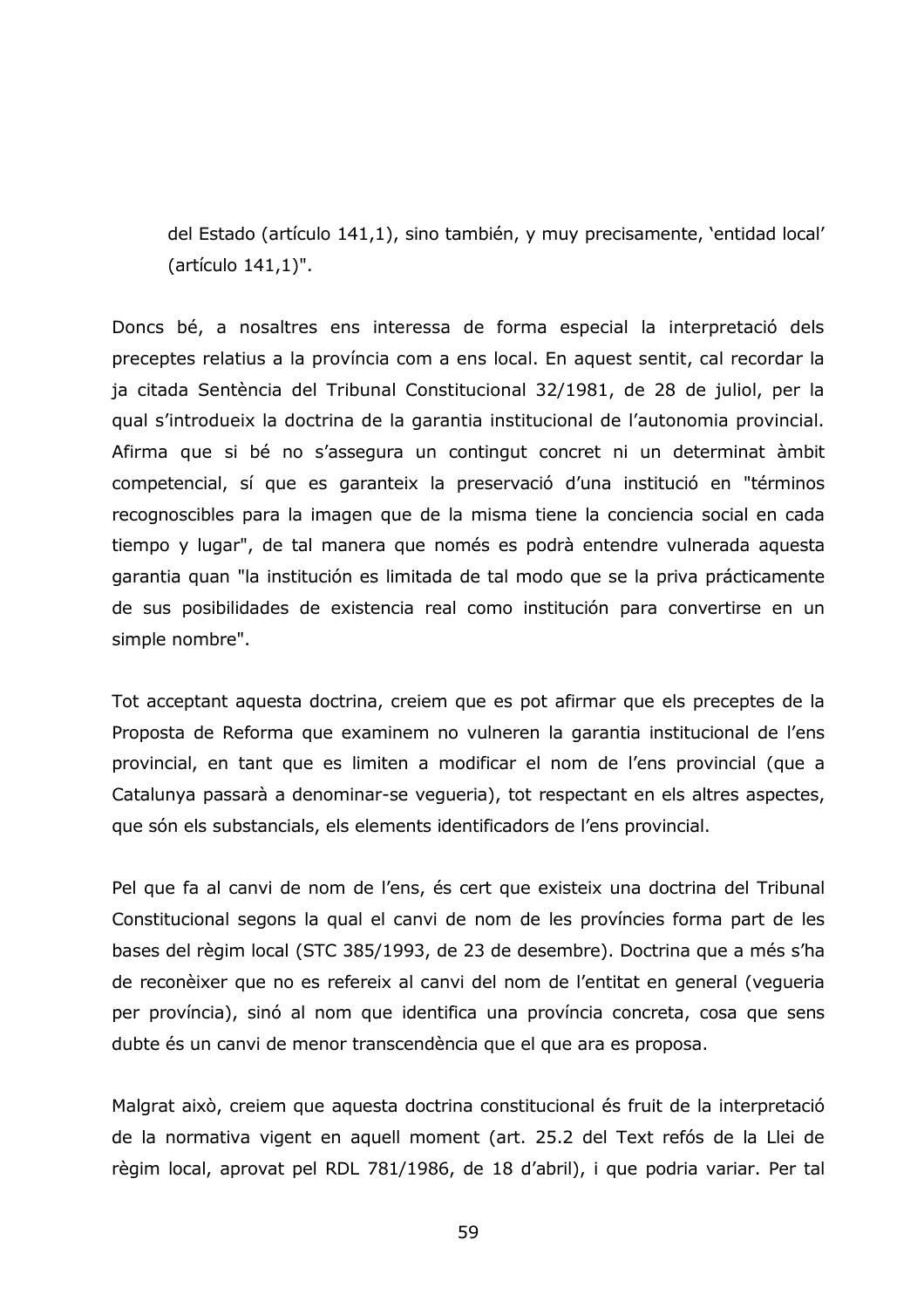> del Estado (artículo 141,1), sino también, y muy precisamente, 'entidad local' (artículo 141,1)".

Doncs bé, a nosaltres ens interessa de forma especial la interpretació dels preceptes relatius a la província com a ens local. En aquest sentit, cal recordar la ja citada Sentència del Tribunal Constitucional 32/1981, de 28 de juliol, per la qual s'introdueix la doctrina de la garantia institucional de l'autonomia provincial. Afirma que si bé no s'assegura un contingut concret ni un determinat àmbit competencial, sí que es garanteix la preservació d'una institució en "términos recognoscibles para la imagen que de la misma tiene la conciencia social en cada tiempo y lugar", de tal manera que només es podrà entendre vulnerada aquesta garantia quan "la institución es limitada de tal modo que se la priva prácticamente de sus posibilidades de existencia real como institución para convertirse en un simple nombre".

Tot acceptant aquesta doctrina, creiem que es pot afirmar que els preceptes de la Proposta de Reforma que examinem no vulneren la garantia institucional de l'ens provincial, en tant que es limiten a modificar el nom de l'ens provincial (que a Catalunya passarà a denominar-se vegueria), tot respectant en els altres aspectes, que són els substancials, els elements identificadors de l'ens provincial.

Pel que fa al canvi de nom de l'ens, és cert que existeix una doctrina del Tribunal Constitucional segons la qual el canvi de nom de les províncies forma part de les bases del règim local (STC 385/1993, de 23 de desembre). Doctrina que a més s'ha de reconèixer que no es refereix al canvi del nom de l'entitat en general (vegueria per província), sinó al nom que identifica una província concreta, cosa que sens dubte és un canvi de menor transcendència que el que ara es proposa.

Malgrat això, creiem que aquesta doctrina constitucional és fruit de la interpretació de la normativa vigent en aquell moment (art. 25.2 del Text refós de la Llei de règim local, aprovat pel RDL 781/1986, de 18 d'abril), i que podria variar. Per tal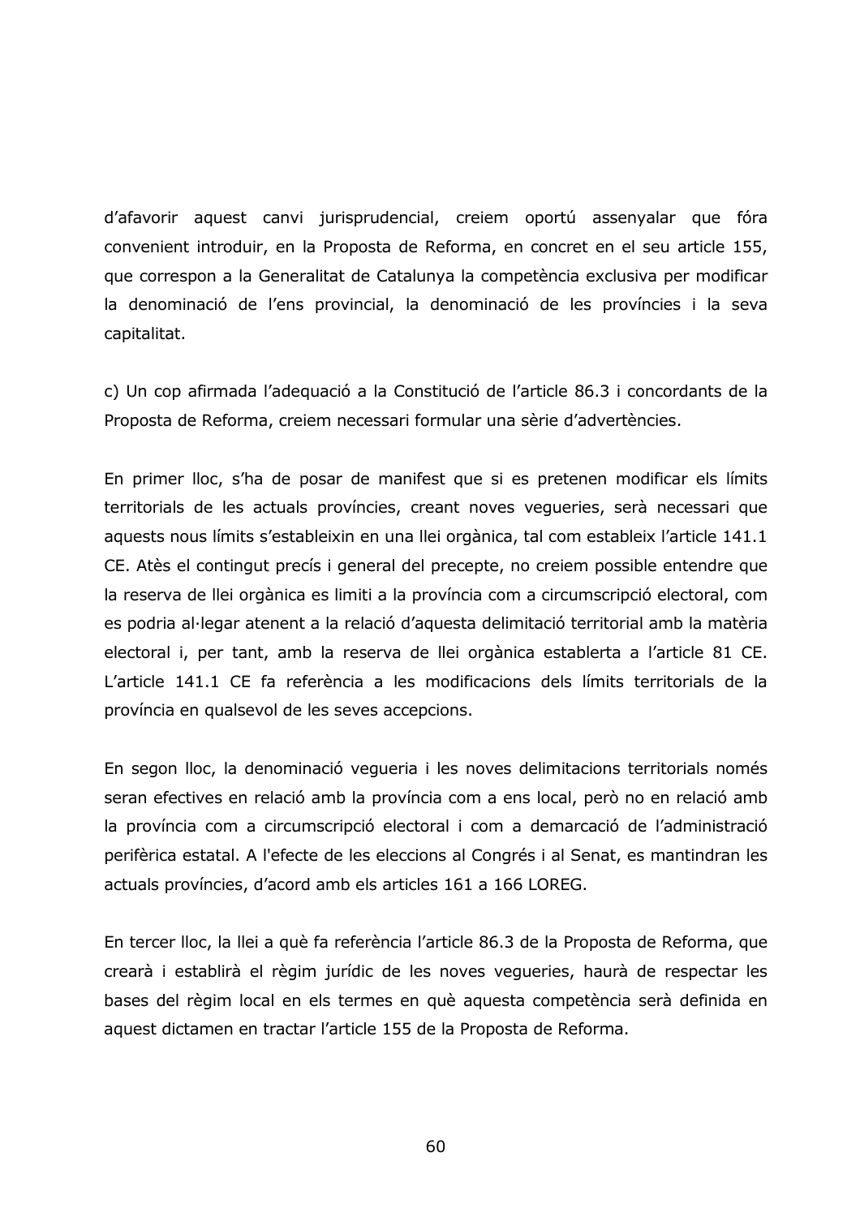d'afavorir aquest canvi jurisprudencial, creiem oportú assenyalar que fóra convenient introduir, en la Proposta de Reforma, en concret en el seu article 155, que correspon a la Generalitat de Catalunya la competència exclusiva per modificar la denominació de l'ens provincial, la denominació de les províncies i la seva capitalitat.

c) Un cop afirmada l'adequació a la Constitució de l'article 86.3 i concordants de la Proposta de Reforma, creiem necessari formular una sèrie d'advertències.

En primer lloc, s'ha de posar de manifest que si es pretenen modificar els límits territorials de les actuals províncies, creant noves vegueries, serà necessari que aquests nous límits s'estableixin en una llei orgànica, tal com estableix l'article 141.1 CE. Atès el contingut precís i general del precepte, no creiem possible entendre que la reserva de llei orgànica es limiti a la província com a circumscripció electoral, com es podria al·legar atenent a la relació d'aquesta delimitació territorial amb la matèria electoral i, per tant, amb la reserva de llei orgànica establerta a l'article 81 CE. L'article 141.1 CE fa referència a les modificacions dels límits territorials de la província en qualsevol de les seves accepcions.

En segon lloc, la denominació vegueria i les noves delimitacions territorials només seran efectives en relació amb la província com a ens local, però no en relació amb la província com a circumscripció electoral i com a demarcació de l'administració perifèrica estatal. A l'efecte de les eleccions al Congrés i al Senat, es mantindran les actuals províncies, d'acord amb els articles 161 a 166 LOREG.

En tercer lloc, la llei a què fa referència l'article 86.3 de la Proposta de Reforma, que crearà i establirà el règim jurídic de les noves vegueries, haurà de respectar les bases del règim local en els termes en què aquesta competència serà definida en aquest dictamen en tractar l'article 155 de la Proposta de Reforma.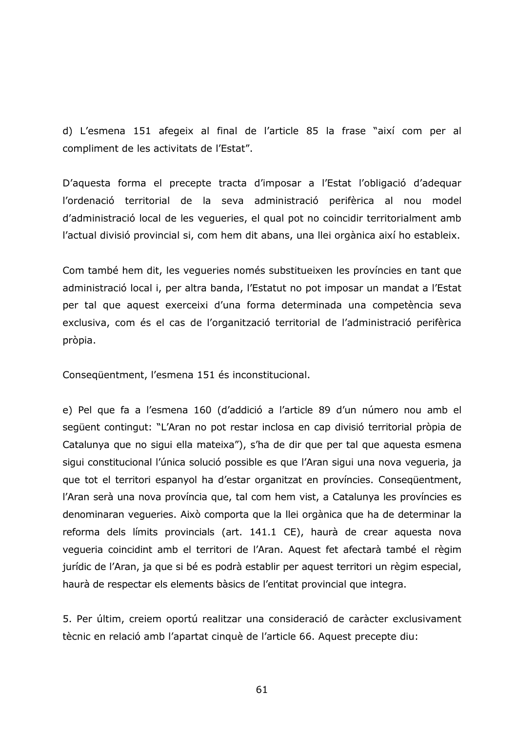d) L'esmena 151 afegeix al final de l'article 85 la frase "així com per al compliment de les activitats de l'Estat".

D'aquesta forma el precepte tracta d'imposar a l'Estat l'obligació d'adequar l'ordenació territorial de la seva administració perifèrica al nou model d'administració local de les vegueries, el qual pot no coincidir territorialment amb l'actual divisió provincial si, com hem dit abans, una llei orgànica així ho estableix.

Com també hem dit, les vegueries només substitueixen les províncies en tant que administració local i, per altra banda, l'Estatut no pot imposar un mandat a l'Estat per tal que aquest exerceixi d'una forma determinada una competència seva exclusiva, com és el cas de l'organització territorial de l'administració perifèrica pròpia.

Conseqüentment, l'esmena 151 és inconstitucional.

e) Pel que fa a l'esmena 160 (d'addició a l'article 89 d'un número nou amb el següent contingut: "L'Aran no pot restar inclosa en cap divisió territorial pròpia de Catalunya que no sigui ella mateixa"), s'ha de dir que per tal que aquesta esmena sigui constitucional l'única solució possible es que l'Aran sigui una nova vegueria, ja que tot el territori espanyol ha d'estar organitzat en províncies. Conseqüentment, l'Aran serà una nova província que, tal com hem vist, a Catalunya les províncies es denominaran vegueries. Això comporta que la llei orgànica que ha de determinar la reforma dels límits provincials (art. 141.1 CE), haurà de crear aquesta nova vegueria coincidint amb el territori de l'Aran. Aquest fet afectarà també el règim jurídic de l'Aran, ja que si bé es podrà establir per aquest territori un règim especial, haurà de respectar els elements bàsics de l'entitat provincial que integra.

5. Per últim, creiem oportú realitzar una consideració de caràcter exclusivament tècnic en relació amb l'apartat cinquè de l'article 66. Aquest precepte diu: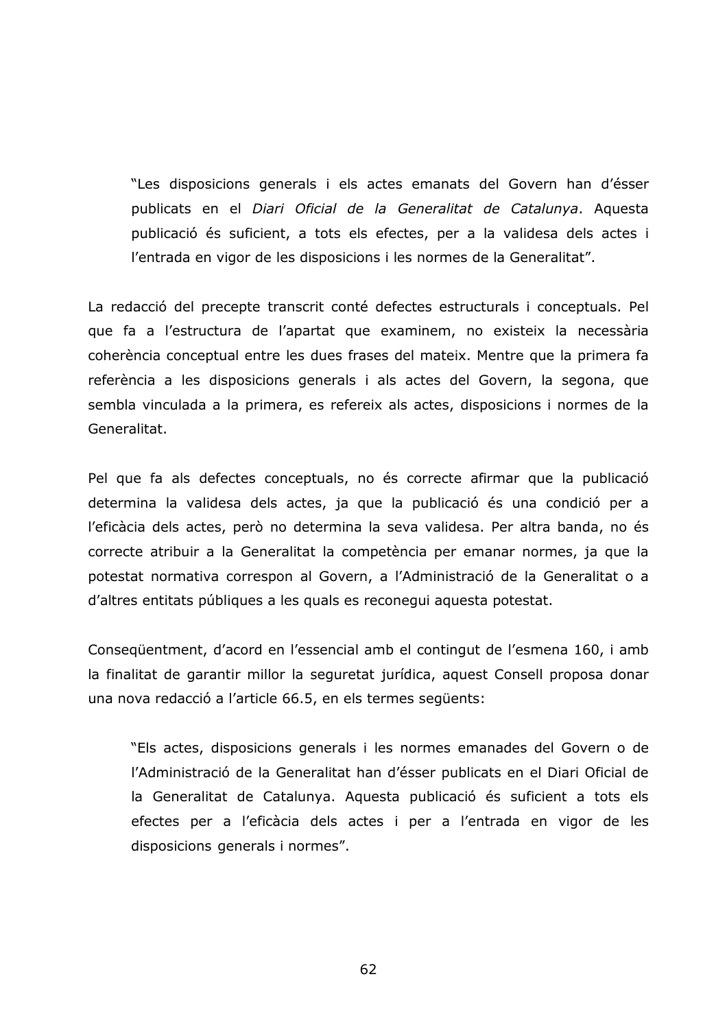> "Les disposicions generals i els actes emanats del Govern han d'ésser publicats en el *Diari Oficial de la Generalitat de Catalunya*. Aquesta publicació és suficient, a tots els efectes, per a la validesa dels actes i l'entrada en vigor de les disposicions i les normes de la Generalitat".

La redacció del precepte transcrit conté defectes estructurals i conceptuals. Pel que fa a l'estructura de l'apartat que examinem, no existeix la necessària coherència conceptual entre les dues frases del mateix. Mentre que la primera fa referència a les disposicions generals i als actes del Govern, la segona, que sembla vinculada a la primera, es refereix als actes, disposicions i normes de la Generalitat.

Pel que fa als defectes conceptuals, no és correcte afirmar que la publicació determina la validesa dels actes, ja que la publicació és una condició per a l'eficàcia dels actes, però no determina la seva validesa. Per altra banda, no és correcte atribuir a la Generalitat la competència per emanar normes, ja que la potestat normativa correspon al Govern, a l'Administració de la Generalitat o a d'altres entitats públiques a les quals es reconegui aquesta potestat.

Conseqüentment, d'acord en l'essencial amb el contingut de l'esmena 160, i amb la finalitat de garantir millor la seguretat jurídica, aquest Consell proposa donar una nova redacció a l'article 66.5, en els termes següents:

> "Els actes, disposicions generals i les normes emanades del Govern o de l'Administració de la Generalitat han d'ésser publicats en el Diari Oficial de la Generalitat de Catalunya. Aquesta publicació és suficient a tots els efectes per a l'eficàcia dels actes i per a l'entrada en vigor de les disposicions generals i normes".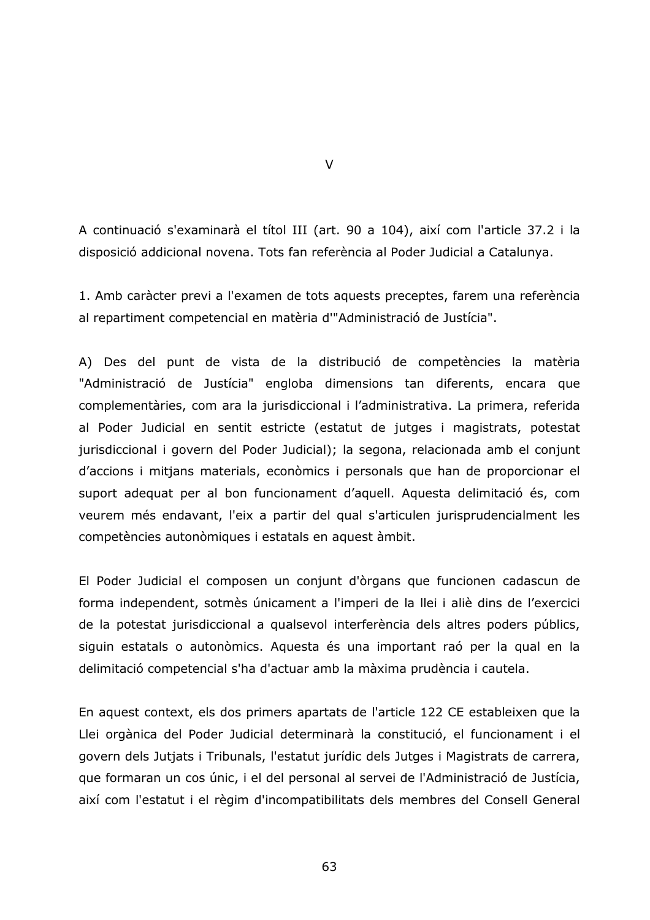## V

A continuació s'examinarà el títol III (art. 90 a 104), així com l'article 37.2 i la disposició addicional novena. Tots fan referència al Poder Judicial a Catalunya.

1. Amb caràcter previ a l'examen de tots aquests preceptes, farem una referència al repartiment competencial en matèria d'"Administració de Justícia".

A) Des del punt de vista de la distribució de competències la matèria "Administració de Justícia" engloba dimensions tan diferents, encara que complementàries, com ara la jurisdiccional i l'administrativa. La primera, referida al Poder Judicial en sentit estricte (estatut de jutges i magistrats, potestat jurisdiccional i govern del Poder Judicial); la segona, relacionada amb el conjunt d'accions i mitjans materials, econòmics i personals que han de proporcionar el suport adequat per al bon funcionament d'aquell. Aquesta delimitació és, com veurem més endavant, l'eix a partir del qual s'articulen jurisprudencialment les competències autonòmiques i estatals en aquest àmbit.

El Poder Judicial el composen un conjunt d'òrgans que funcionen cadascun de forma independent, sotmès únicament a l'imperi de la llei i aliè dins de l'exercici de la potestat jurisdiccional a qualsevol interferència dels altres poders públics, siguin estatals o autonòmics. Aquesta és una important raó per la qual en la delimitació competencial s'ha d'actuar amb la màxima prudència i cautela.

En aquest context, els dos primers apartats de l'article 122 CE estableixen que la Llei orgànica del Poder Judicial determinarà la constitució, el funcionament i el govern dels Jutjats i Tribunals, l'estatut jurídic dels Jutges i Magistrats de carrera, que formaran un cos únic, i el del personal al servei de l'Administració de Justícia, així com l'estatut i el règim d'incompatibilitats dels membres del Consell General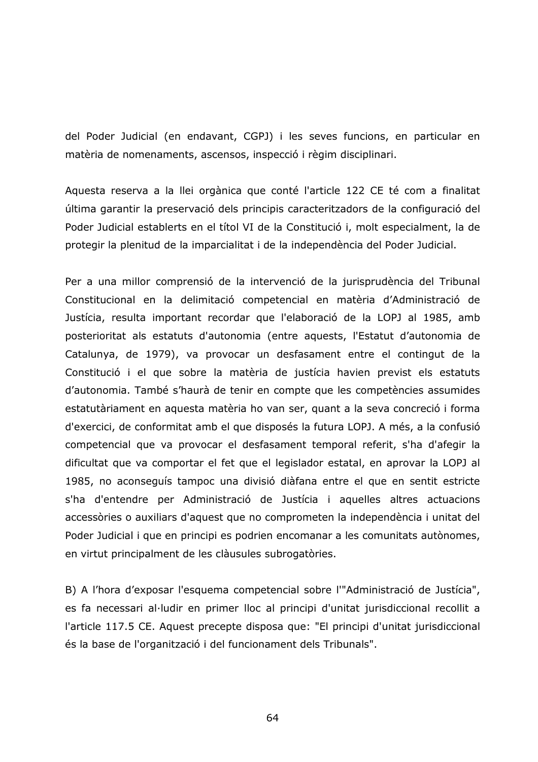del Poder Judicial (en endavant, CGPJ) i les seves funcions, en particular en matèria de nomenaments, ascensos, inspecció i règim disciplinari.

Aquesta reserva a la llei orgànica que conté l'article 122 CE té com a finalitat última garantir la preservació dels principis caracteritzadors de la configuració del Poder Judicial establerts en el títol VI de la Constitució i, molt especialment, la de protegir la plenitud de la imparcialitat i de la independència del Poder Judicial.

Per a una millor comprensió de la intervenció de la jurisprudència del Tribunal Constitucional en la delimitació competencial en matèria d'Administració de Justícia, resulta important recordar que l'elaboració de la LOPJ al 1985, amb posterioritat als estatuts d'autonomia (entre aquests, l'Estatut d'autonomia de Catalunya, de 1979), va provocar un desfasament entre el contingut de la Constitució i el que sobre la matèria de justícia havien previst els estatuts d'autonomia. També s'haurà de tenir en compte que les competències assumides estatutàriament en aquesta matèria ho van ser, quant a la seva concreció i forma d'exercici, de conformitat amb el que disposés la futura LOPJ. A més, a la confusió competencial que va provocar el desfasament temporal referit, s'ha d'afegir la dificultat que va comportar el fet que el legislador estatal, en aprovar la LOPJ al 1985, no aconseguís tampoc una divisió diàfana entre el que en sentit estricte s'ha d'entendre per Administració de Justícia i aquelles altres actuacions accessòries o auxiliars d'aquest que no comprometen la independència i unitat del Poder Judicial i que en principi es podrien encomanar a les comunitats autònomes, en virtut principalment de les clàusules subrogatòries.

B) A l'hora d'exposar l'esquema competencial sobre l'"Administració de Justícia", es fa necessari al·ludir en primer lloc al principi d'unitat jurisdiccional recollit a l'article 117.5 CE. Aquest precepte disposa que: "El principi d'unitat jurisdiccional és la base de l'organització i del funcionament dels Tribunals".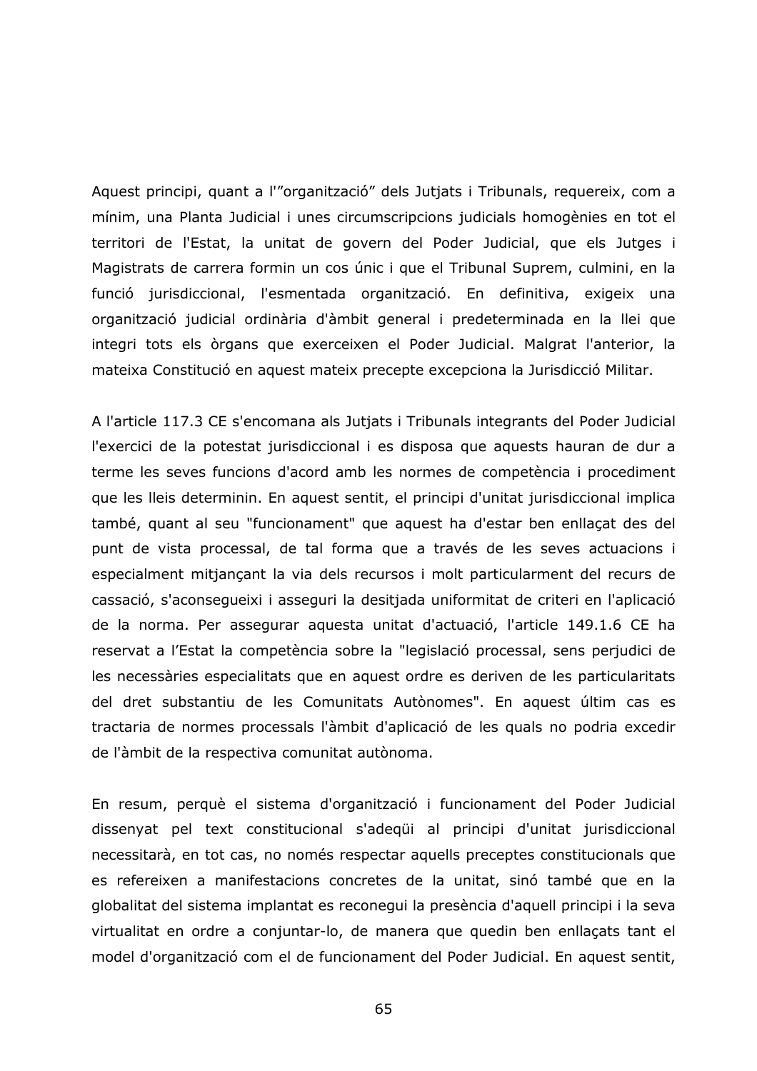Aquest principi, quant a l'"organització" dels Jutjats i Tribunals, requereix, com a mínim, una Planta Judicial i unes circumscripcions judicials homogènies en tot el territori de l'Estat, la unitat de govern del Poder Judicial, que els Jutges i Magistrats de carrera formin un cos únic i que el Tribunal Suprem, culmini, en la funció jurisdiccional, l'esmentada organització. En definitiva, exigeix una organització judicial ordinària d'àmbit general i predeterminada en la llei que integri tots els òrgans que exerceixen el Poder Judicial. Malgrat l'anterior, la mateixa Constitució en aquest mateix precepte excepciona la Jurisdicció Militar.

A l'article 117.3 CE s'encomana als Jutjats i Tribunals integrants del Poder Judicial l'exercici de la potestat jurisdiccional i es disposa que aquests hauran de dur a terme les seves funcions d'acord amb les normes de competència i procediment que les lleis determinin. En aquest sentit, el principi d'unitat jurisdiccional implica també, quant al seu "funcionament" que aquest ha d'estar ben enllaçat des del punt de vista processal, de tal forma que a través de les seves actuacions i especialment mitjançant la via dels recursos i molt particularment del recurs de cassació, s'aconsegueixi i asseguri la desitjada uniformitat de criteri en l'aplicació de la norma. Per assegurar aquesta unitat d'actuació, l'article 149.1.6 CE ha reservat a l'Estat la competència sobre la "legislació processal, sens perjudici de les necessàries especialitats que en aquest ordre es deriven de les particularitats del dret substantiu de les Comunitats Autònomes". En aquest últim cas es tractaria de normes processals l'àmbit d'aplicació de les quals no podria excedir de l'àmbit de la respectiva comunitat autònoma.

En resum, perquè el sistema d'organització i funcionament del Poder Judicial dissenyat pel text constitucional s'adeqüi al principi d'unitat jurisdiccional necessitarà, en tot cas, no només respectar aquells preceptes constitucionals que es refereixen a manifestacions concretes de la unitat, sinó també que en la globalitat del sistema implantat es reconegui la presència d'aquell principi i la seva virtualitat en ordre a conjuntar-lo, de manera que quedin ben enllaçats tant el model d'organització com el de funcionament del Poder Judicial. En aquest sentit,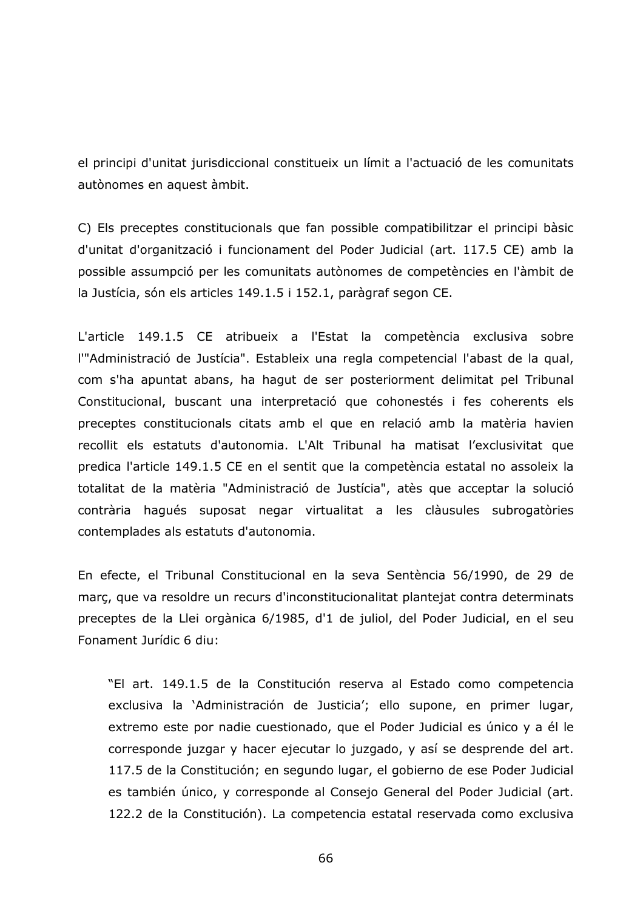el principi d'unitat jurisdiccional constitueix un límit a l'actuació de les comunitats autònomes en aquest àmbit.

C) Els preceptes constitucionals que fan possible compatibilitzar el principi bàsic d'unitat d'organització i funcionament del Poder Judicial (art. 117.5 CE) amb la possible assumpció per les comunitats autònomes de competències en l'àmbit de la Justícia, són els articles 149.1.5 i 152.1, paràgraf segon CE.

L'article 149.1.5 CE atribueix a l'Estat la competència exclusiva sobre l'"Administració de Justícia". Estableix una regla competencial l'abast de la qual, com s'ha apuntat abans, ha hagut de ser posteriorment delimitat pel Tribunal Constitucional, buscant una interpretació que cohonestés i fes coherents els preceptes constitucionals citats amb el que en relació amb la matèria havien recollit els estatuts d'autonomia. L'Alt Tribunal ha matisat l'exclusivitat que predica l'article 149.1.5 CE en el sentit que la competència estatal no assoleix la totalitat de la matèria "Administració de Justícia", atès que acceptar la solució contrària hagués suposat negar virtualitat a les clàusules subrogatòries contemplades als estatuts d'autonomia.

En efecte, el Tribunal Constitucional en la seva Sentència 56/1990, de 29 de març, que va resoldre un recurs d'inconstitucionalitat plantejat contra determinats preceptes de la Llei orgànica 6/1985, d'1 de juliol, del Poder Judicial, en el seu Fonament Jurídic 6 diu:

> "El art. 149.1.5 de la Constitución reserva al Estado como competencia exclusiva la 'Administración de Justicia'; ello supone, en primer lugar, extremo este por nadie cuestionado, que el Poder Judicial es único y a él le corresponde juzgar y hacer ejecutar lo juzgado, y así se desprende del art. 117.5 de la Constitución; en segundo lugar, el gobierno de ese Poder Judicial es también único, y corresponde al Consejo General del Poder Judicial (art. 122.2 de la Constitución). La competencia estatal reservada como exclusiva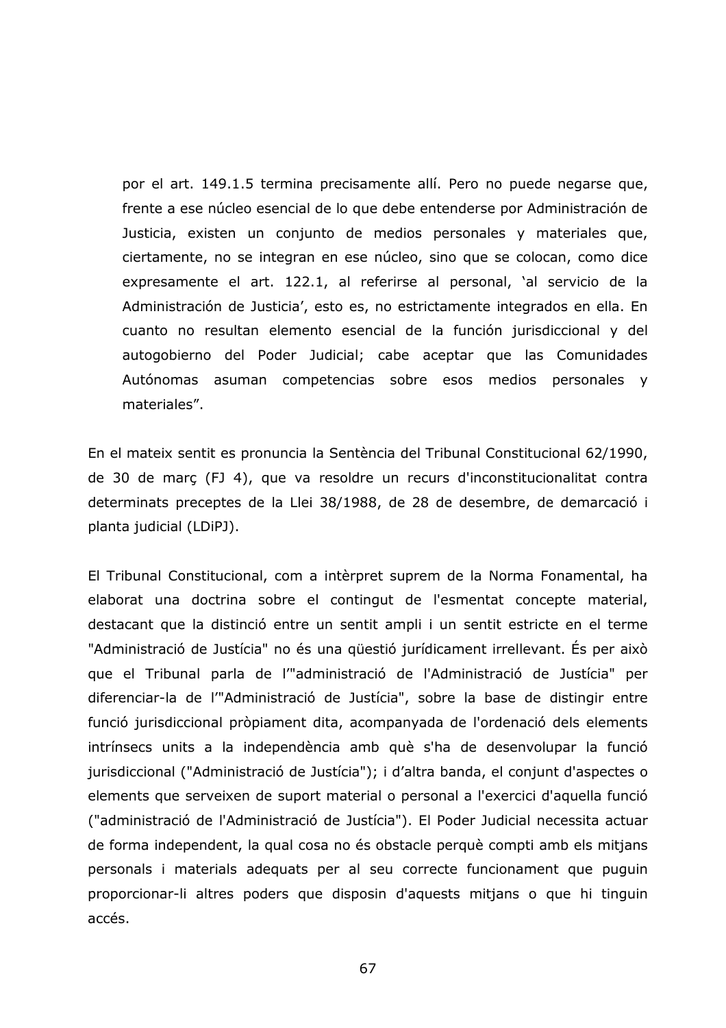> por el art. 149.1.5 termina precisamente allí. Pero no puede negarse que, frente a ese núcleo esencial de lo que debe entenderse por Administración de Justicia, existen un conjunto de medios personales y materiales que, ciertamente, no se integran en ese núcleo, sino que se colocan, como dice expresamente el art. 122.1, al referirse al personal, 'al servicio de la Administración de Justicia', esto es, no estrictamente integrados en ella. En cuanto no resultan elemento esencial de la función jurisdiccional y del autogobierno del Poder Judicial; cabe aceptar que las Comunidades Autónomas asuman competencias sobre esos medios personales y materiales".

En el mateix sentit es pronuncia la Sentència del Tribunal Constitucional 62/1990, de 30 de març (FJ 4), que va resoldre un recurs d'inconstitucionalitat contra determinats preceptes de la Llei 38/1988, de 28 de desembre, de demarcació i planta judicial (LDiPJ).

El Tribunal Constitucional, com a intèrpret suprem de la Norma Fonamental, ha elaborat una doctrina sobre el contingut de l'esmentat concepte material, destacant que la distinció entre un sentit ampli i un sentit estricte en el terme "Administració de Justícia" no és una qüestió jurídicament irrellevant. És per això que el Tribunal parla de l'"administració de l'Administració de Justícia" per diferenciar-la de l'"Administració de Justícia", sobre la base de distingir entre funció jurisdiccional pròpiament dita, acompanyada de l'ordenació dels elements intrínsecs units a la independència amb què s'ha de desenvolupar la funció jurisdiccional ("Administració de Justícia"); i d'altra banda, el conjunt d'aspectes o elements que serveixen de suport material o personal a l'exercici d'aquella funció ("administració de l'Administració de Justícia"). El Poder Judicial necessita actuar de forma independent, la qual cosa no és obstacle perquè compti amb els mitjans personals i materials adequats per al seu correcte funcionament que puguin proporcionar-li altres poders que disposin d'aquests mitjans o que hi tinguin accés.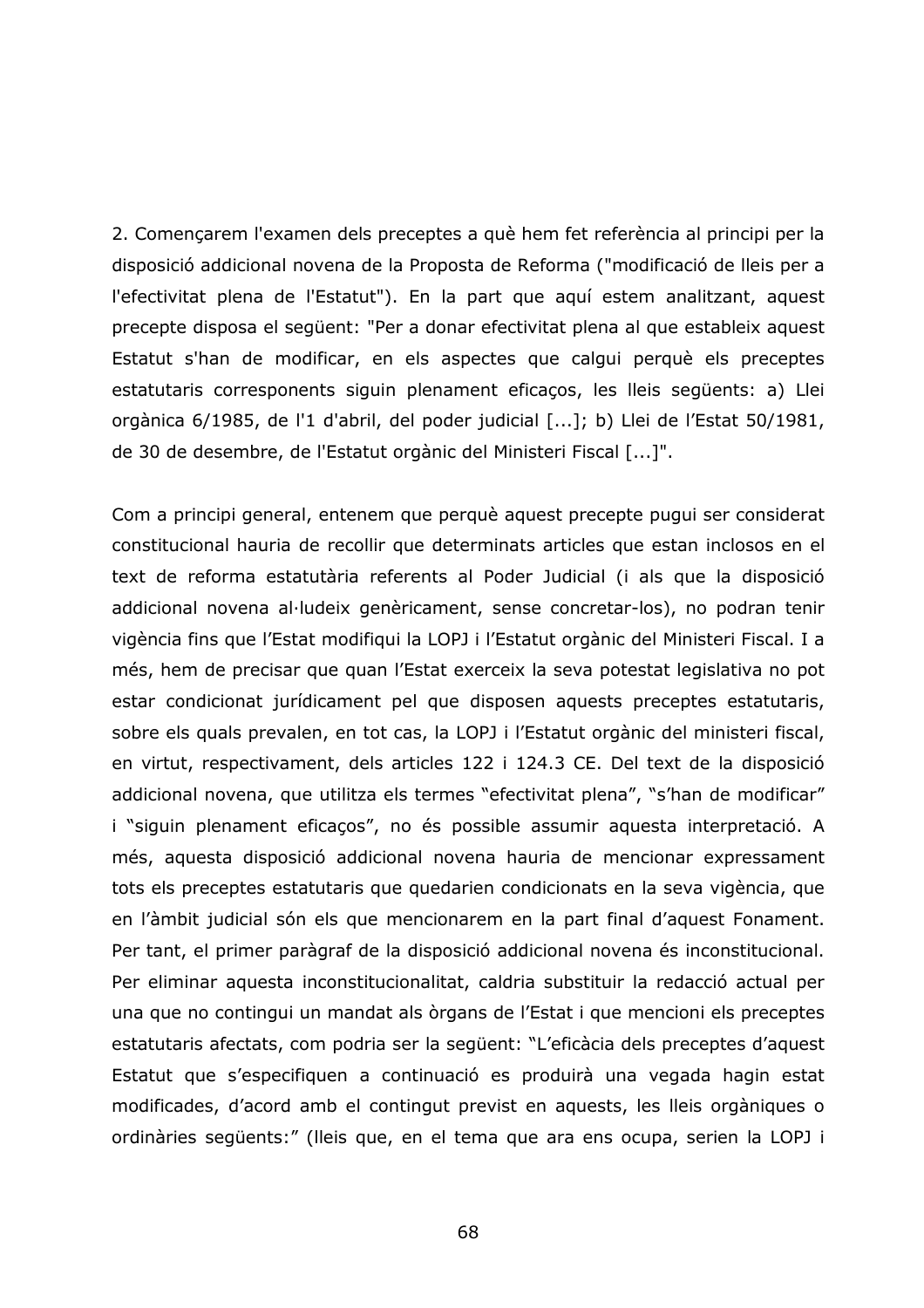2. Començarem l'examen dels preceptes a què hem fet referència al principi per la disposició addicional novena de la Proposta de Reforma ("modificació de lleis per a l'efectivitat plena de l'Estatut"). En la part que aquí estem analitzant, aquest precepte disposa el següent: "Per a donar efectivitat plena al que estableix aquest Estatut s'han de modificar, en els aspectes que calgui perquè els preceptes estatutaris corresponents siguin plenament eficaços, les lleis següents: a) Llei orgànica 6/1985, de l'1 d'abril, del poder judicial [...]; b) Llei de l'Estat 50/1981, de 30 de desembre, de l'Estatut orgànic del Ministeri Fiscal [...]".

Com a principi general, entenem que perquè aquest precepte pugui ser considerat constitucional hauria de recollir que determinats articles que estan inclosos en el text de reforma estatutària referents al Poder Judicial (i als que la disposició addicional novena al·ludeix genèricament, sense concretar-los), no podran tenir vigència fins que l'Estat modifiqui la LOPJ i l'Estatut orgànic del Ministeri Fiscal. I a més, hem de precisar que quan l'Estat exerceix la seva potestat legislativa no pot estar condicionat jurídicament pel que disposen aquests preceptes estatutaris, sobre els quals prevalen, en tot cas, la LOPJ i l'Estatut orgànic del ministeri fiscal, en virtut, respectivament, dels articles 122 i 124.3 CE. Del text de la disposició addicional novena, que utilitza els termes "efectivitat plena", "s'han de modificar" i "siguin plenament eficaços", no és possible assumir aquesta interpretació. A més, aquesta disposició addicional novena hauria de mencionar expressament tots els preceptes estatutaris que quedarien condicionats en la seva vigència, que en l'àmbit judicial són els que mencionarem en la part final d'aquest Fonament. Per tant, el primer paràgraf de la disposició addicional novena és inconstitucional. Per eliminar aquesta inconstitucionalitat, caldria substituir la redacció actual per una que no contingui un mandat als òrgans de l'Estat i que mencioni els preceptes estatutaris afectats, com podria ser la següent: "L'eficàcia dels preceptes d'aquest Estatut que s'especifiquen a continuació es produirà una vegada hagin estat modificades, d'acord amb el contingut previst en aquests, les lleis orgàniques o ordinàries següents:" (lleis que, en el tema que ara ens ocupa, serien la LOPJ i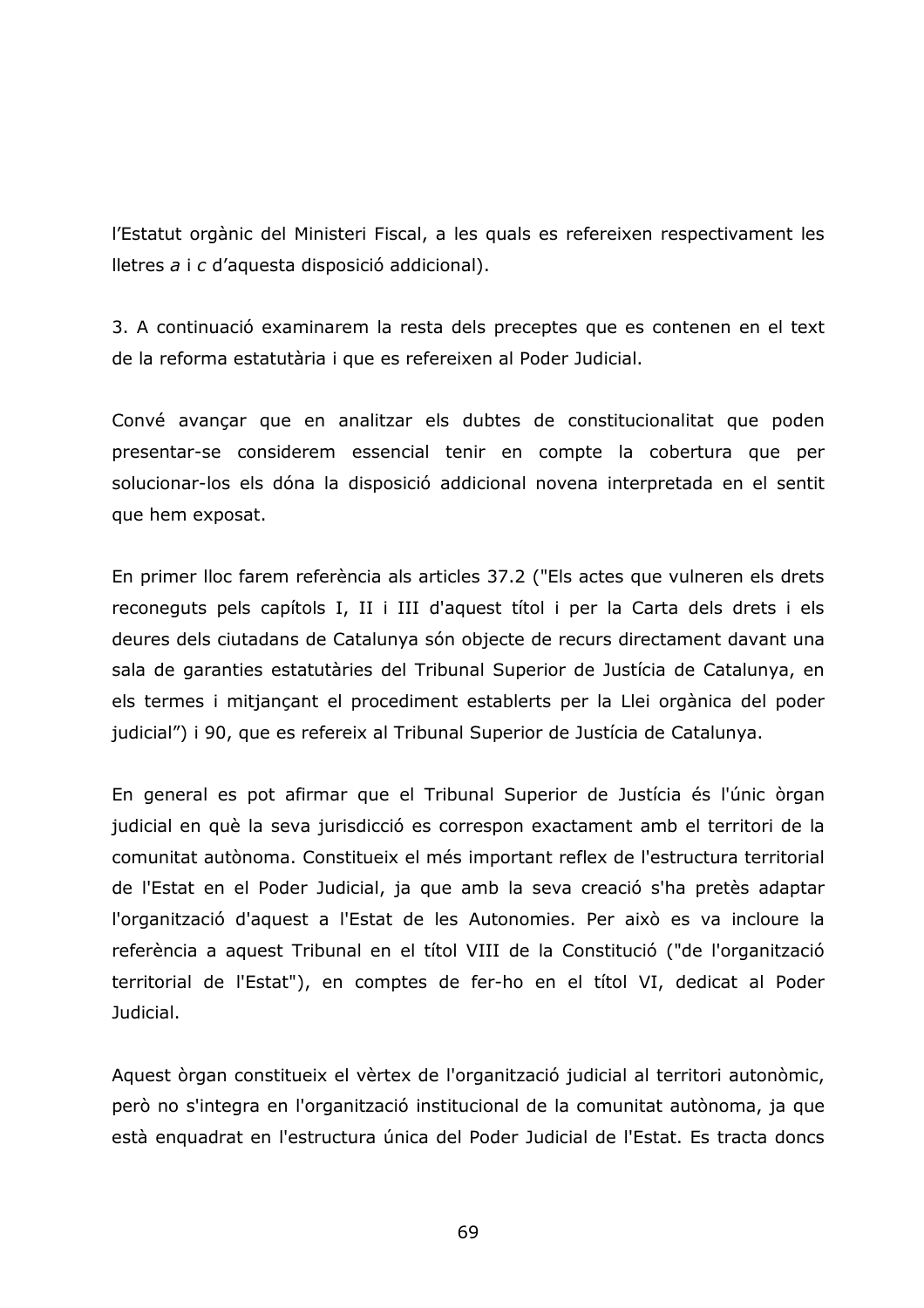l'Estatut orgànic del Ministeri Fiscal, a les quals es refereixen respectivament les lletres *a* i *c* d'aquesta disposició addicional).

3. A continuació examinarem la resta dels preceptes que es contenen en el text de la reforma estatutària i que es refereixen al Poder Judicial.

Convé avançar que en analitzar els dubtes de constitucionalitat que poden presentar-se considerem essencial tenir en compte la cobertura que per solucionar-los els dóna la disposició addicional novena interpretada en el sentit que hem exposat.

En primer lloc farem referència als articles 37.2 ("Els actes que vulneren els drets reconeguts pels capítols I, II i III d'aquest títol i per la Carta dels drets i els deures dels ciutadans de Catalunya són objecte de recurs directament davant una sala de garanties estatutàries del Tribunal Superior de Justícia de Catalunya, en els termes i mitjançant el procediment establerts per la Llei orgànica del poder judicial") i 90, que es refereix al Tribunal Superior de Justícia de Catalunya.

En general es pot afirmar que el Tribunal Superior de Justícia és l'únic òrgan judicial en què la seva jurisdicció es correspon exactament amb el territori de la comunitat autònoma. Constitueix el més important reflex de l'estructura territorial de l'Estat en el Poder Judicial, ja que amb la seva creació s'ha pretès adaptar l'organització d'aquest a l'Estat de les Autonomies. Per això es va incloure la referència a aquest Tribunal en el títol VIII de la Constitució ("de l'organització territorial de l'Estat"), en comptes de fer-ho en el títol VI, dedicat al Poder Judicial.

Aquest òrgan constitueix el vèrtex de l'organització judicial al territori autonòmic, però no s'integra en l'organització institucional de la comunitat autònoma, ja que està enquadrat en l'estructura única del Poder Judicial de l'Estat. Es tracta doncs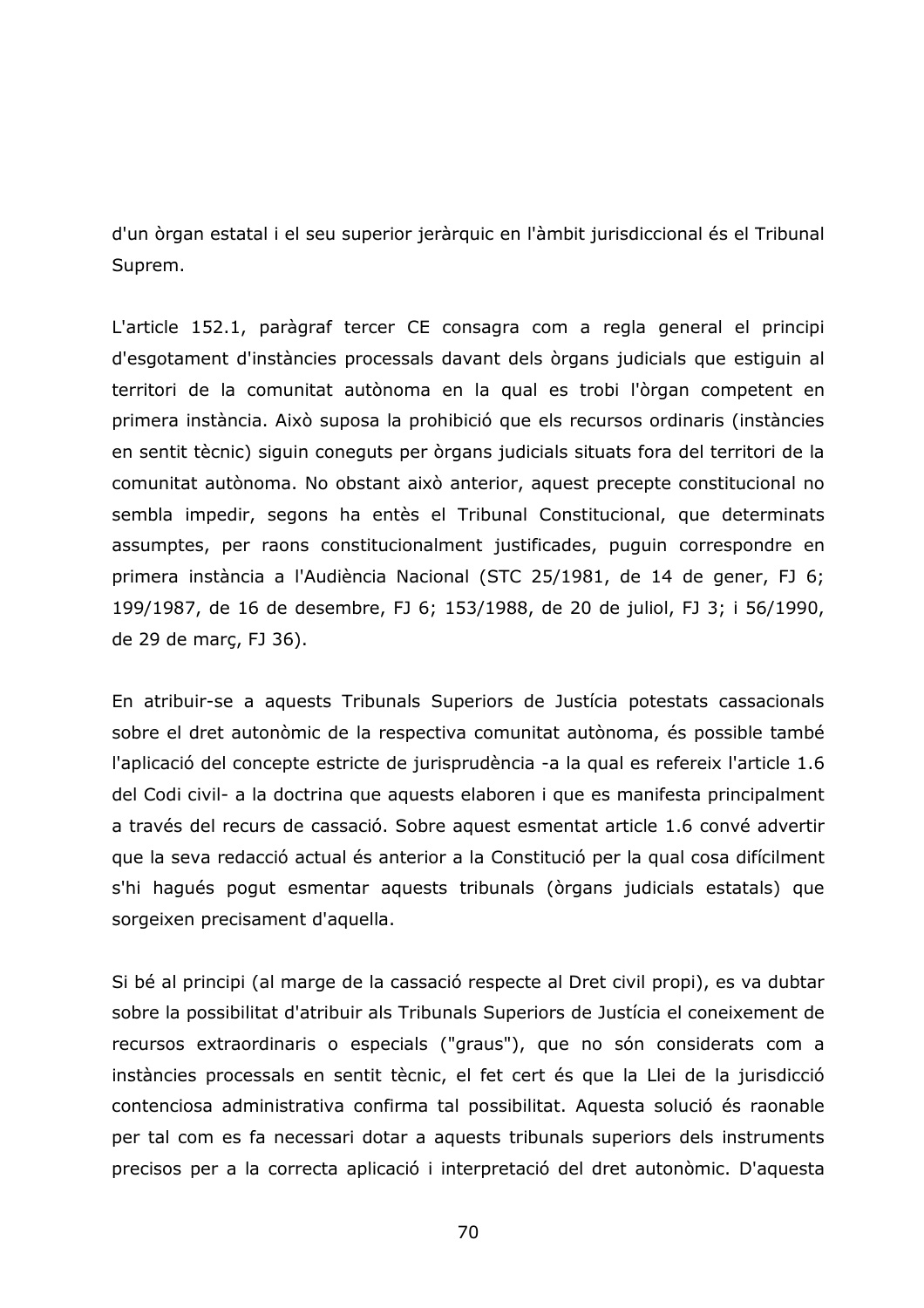d'un òrgan estatal i el seu superior jeràrquic en l'àmbit jurisdiccional és el Tribunal Suprem.

L'article 152.1, paràgraf tercer CE consagra com a regla general el principi d'esgotament d'instàncies processals davant dels òrgans judicials que estiguin al territori de la comunitat autònoma en la qual es trobi l'òrgan competent en primera instància. Això suposa la prohibició que els recursos ordinaris (instàncies en sentit tècnic) siguin coneguts per òrgans judicials situats fora del territori de la comunitat autònoma. No obstant això anterior, aquest precepte constitucional no sembla impedir, segons ha entès el Tribunal Constitucional, que determinats assumptes, per raons constitucionalment justificades, puguin correspondre en primera instància a l'Audiència Nacional (STC 25/1981, de 14 de gener, FJ 6; 199/1987, de 16 de desembre, FJ 6; 153/1988, de 20 de juliol, FJ 3; i 56/1990, de 29 de març, FJ 36).

En atribuir-se a aquests Tribunals Superiors de Justícia potestats cassacionals sobre el dret autonòmic de la respectiva comunitat autònoma, és possible també l'aplicació del concepte estricte de jurisprudència -a la qual es refereix l'article 1.6 del Codi civil- a la doctrina que aquests elaboren i que es manifesta principalment a través del recurs de cassació. Sobre aquest esmentat article 1.6 convé advertir que la seva redacció actual és anterior a la Constitució per la qual cosa difícilment s'hi hagués pogut esmentar aquests tribunals (òrgans judicials estatals) que sorgeixen precisament d'aquella.

Si bé al principi (al marge de la cassació respecte al Dret civil propi), es va dubtar sobre la possibilitat d'atribuir als Tribunals Superiors de Justícia el coneixement de recursos extraordinaris o especials ("graus"), que no són considerats com a instàncies processals en sentit tècnic, el fet cert és que la Llei de la jurisdicció contenciosa administrativa confirma tal possibilitat. Aquesta solució és raonable per tal com es fa necessari dotar a aquests tribunals superiors dels instruments precisos per a la correcta aplicació i interpretació del dret autonòmic. D'aquesta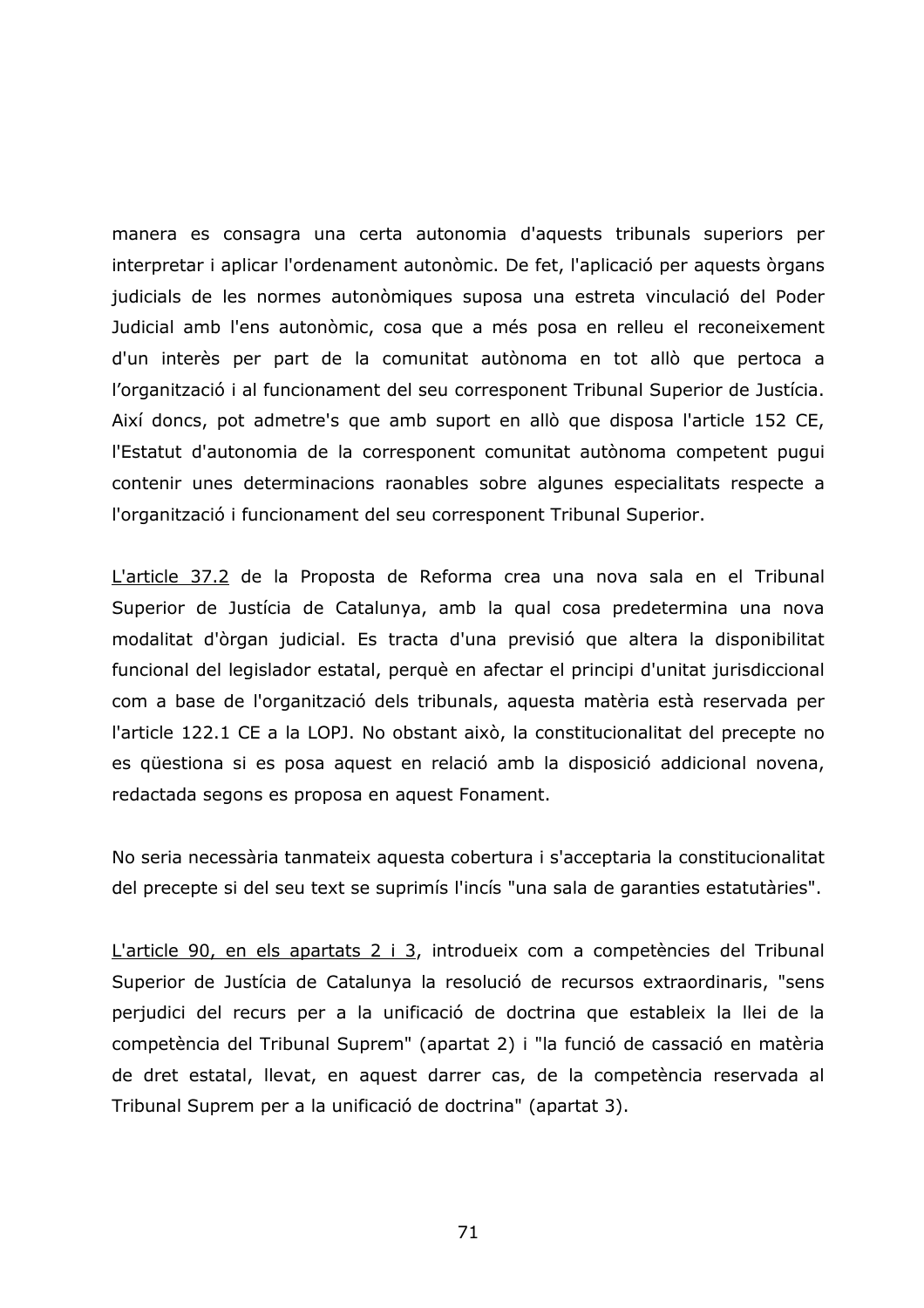manera es consagra una certa autonomia d'aquests tribunals superiors per interpretar i aplicar l'ordenament autonòmic. De fet, l'aplicació per aquests òrgans judicials de les normes autonòmiques suposa una estreta vinculació del Poder Judicial amb l'ens autonòmic, cosa que a més posa en relleu el reconeixement d'un interès per part de la comunitat autònoma en tot allò que pertoca a l'organització i al funcionament del seu corresponent Tribunal Superior de Justícia. Així doncs, pot admetre's que amb suport en allò que disposa l'article 152 CE, l'Estatut d'autonomia de la corresponent comunitat autònoma competent pugui contenir unes determinacions raonables sobre algunes especialitats respecte a l'organització i funcionament del seu corresponent Tribunal Superior.

L'article 37.2 de la Proposta de Reforma crea una nova sala en el Tribunal Superior de Justícia de Catalunya, amb la qual cosa predetermina una nova modalitat d'òrgan judicial. Es tracta d'una previsió que altera la disponibilitat funcional del legislador estatal, perquè en afectar el principi d'unitat jurisdiccional com a base de l'organització dels tribunals, aquesta matèria està reservada per l'article 122.1 CE a la LOPJ. No obstant això, la constitucionalitat del precepte no es qüestiona si es posa aquest en relació amb la disposició addicional novena, redactada segons es proposa en aquest Fonament.

No seria necessària tanmateix aquesta cobertura i s'acceptaria la constitucionalitat del precepte si del seu text se suprimís l'incís "una sala de garanties estatutàries".

L'article 90, en els apartats 2 i 3, introdueix com a competències del Tribunal Superior de Justícia de Catalunya la resolució de recursos extraordinaris, "sens perjudici del recurs per a la unificació de doctrina que estableix la llei de la competència del Tribunal Suprem" (apartat 2) i "la funció de cassació en matèria de dret estatal, llevat, en aquest darrer cas, de la competència reservada al Tribunal Suprem per a la unificació de doctrina" (apartat 3).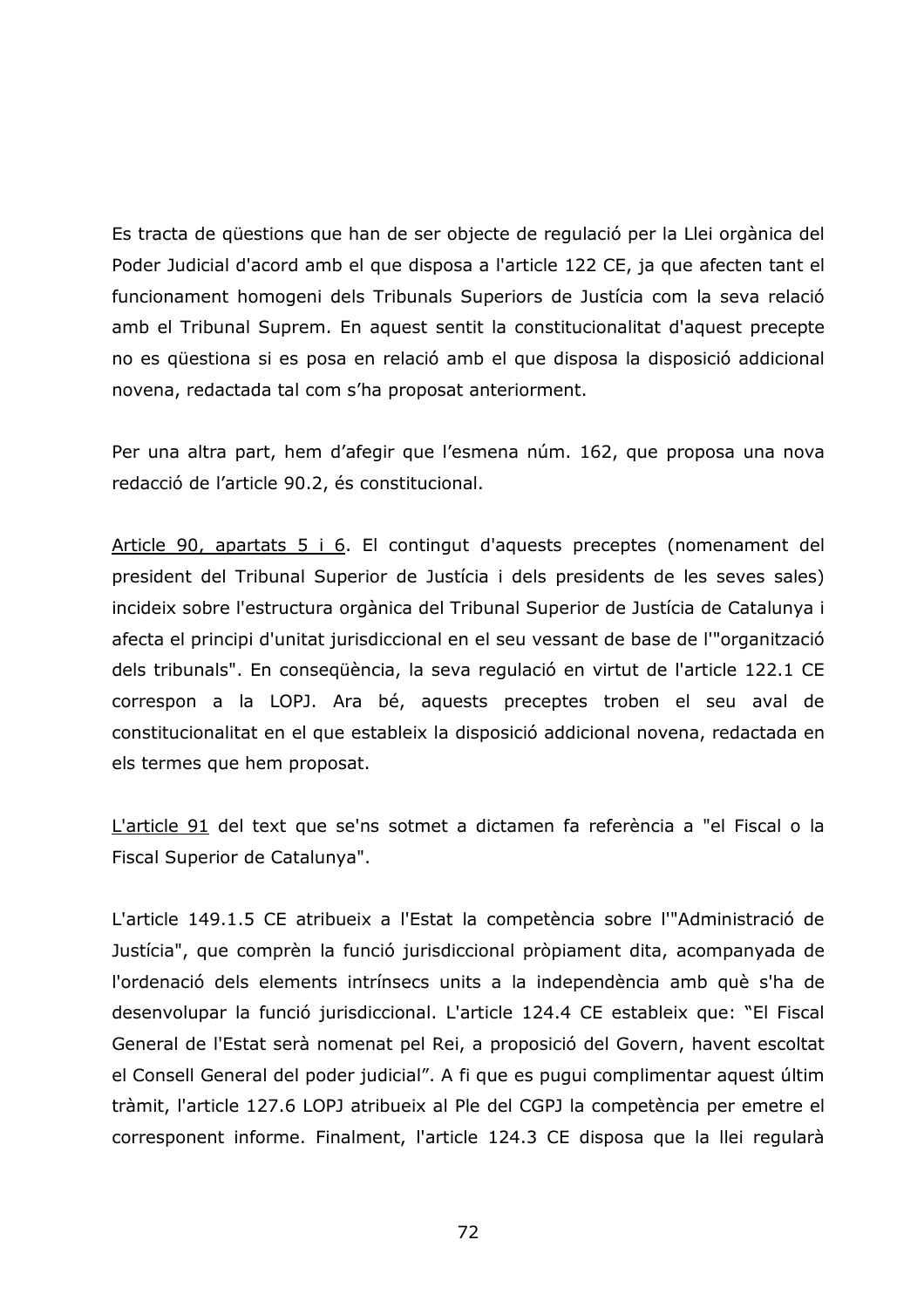Es tracta de qüestions que han de ser objecte de regulació per la Llei orgànica del Poder Judicial d'acord amb el que disposa a l'article 122 CE, ja que afecten tant el funcionament homogeni dels Tribunals Superiors de Justícia com la seva relació amb el Tribunal Suprem. En aquest sentit la constitucionalitat d'aquest precepte no es qüestiona si es posa en relació amb el que disposa la disposició addicional novena, redactada tal com s'ha proposat anteriorment.

Per una altra part, hem d'afegir que l'esmena núm. 162, que proposa una nova redacció de l'article 90.2, és constitucional.

<u>Article 90, apartats 5 i 6</u>. El contingut d'aquests preceptes (nomenament del president del Tribunal Superior de Justícia i dels presidents de les seves sales) incideix sobre l'estructura orgànica del Tribunal Superior de Justícia de Catalunya i afecta el principi d'unitat jurisdiccional en el seu vessant de base de l'"organització dels tribunals". En conseqüència, la seva regulació en virtut de l'article 122.1 CE correspon a la LOPJ. Ara bé, aquests preceptes troben el seu aval de constitucionalitat en el que estableix la disposició addicional novena, redactada en els termes que hem proposat.

<u>L'article 91</u> del text que se'ns sotmet a dictamen fa referència a "el Fiscal o la Fiscal Superior de Catalunya".

L'article 149.1.5 CE atribueix a l'Estat la competència sobre l'"Administració de Justícia", que comprèn la funció jurisdiccional pròpiament dita, acompanyada de l'ordenació dels elements intrínsecs units a la independència amb què s'ha de desenvolupar la funció jurisdiccional. L'article 124.4 CE estableix que: "El Fiscal General de l'Estat serà nomenat pel Rei, a proposició del Govern, havent escoltat el Consell General del poder judicial". A fi que es pugui complimentar aquest últim tràmit, l'article 127.6 LOPJ atribueix al Ple del CGPJ la competència per emetre el corresponent informe. Finalment, l'article 124.3 CE disposa que la llei regularà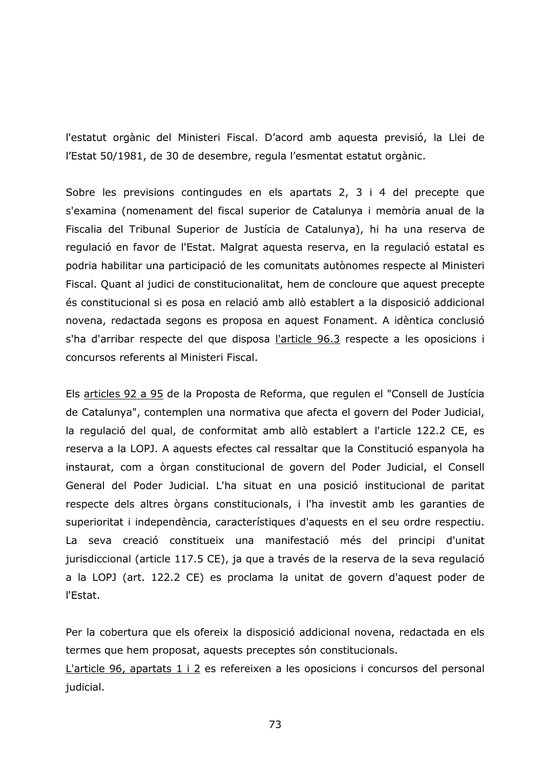l'estatut orgànic del Ministeri Fiscal. D'acord amb aquesta previsió, la Llei de l'Estat 50/1981, de 30 de desembre, regula l'esmentat estatut orgànic.

Sobre les previsions contingudes en els apartats 2, 3 i 4 del precepte que s'examina (nomenament del fiscal superior de Catalunya i memòria anual de la Fiscalia del Tribunal Superior de Justícia de Catalunya), hi ha una reserva de regulació en favor de l'Estat. Malgrat aquesta reserva, en la regulació estatal es podria habilitar una participació de les comunitats autònomes respecte al Ministeri Fiscal. Quant al judici de constitucionalitat, hem de concloure que aquest precepte és constitucional si es posa en relació amb allò establert a la disposició addicional novena, redactada segons es proposa en aquest Fonament. A idèntica conclusió s'ha d'arribar respecte del que disposa l'article 96.3 respecte a les oposicions i concursos referents al Ministeri Fiscal.

Els articles 92 a 95 de la Proposta de Reforma, que regulen el "Consell de Justícia de Catalunya", contemplen una normativa que afecta el govern del Poder Judicial, la regulació del qual, de conformitat amb allò establert a l'article 122.2 CE, es reserva a la LOPJ. A aquests efectes cal ressaltar que la Constitució espanyola ha instaurat, com a òrgan constitucional de govern del Poder Judicial, el Consell General del Poder Judicial. L'ha situat en una posició institucional de paritat respecte dels altres òrgans constitucionals, i l'ha investit amb les garanties de superioritat i independència, característiques d'aquests en el seu ordre respectiu. La seva creació constitueix una manifestació més del principi d'unitat jurisdiccional (article 117.5 CE), ja que a través de la reserva de la seva regulació a la LOPJ (art. 122.2 CE) es proclama la unitat de govern d'aquest poder de l'Estat.

Per la cobertura que els ofereix la disposició addicional novena, redactada en els termes que hem proposat, aquests preceptes són constitucionals.
L'article 96, apartats 1 i 2 es refereixen a les oposicions i concursos del personal judicial.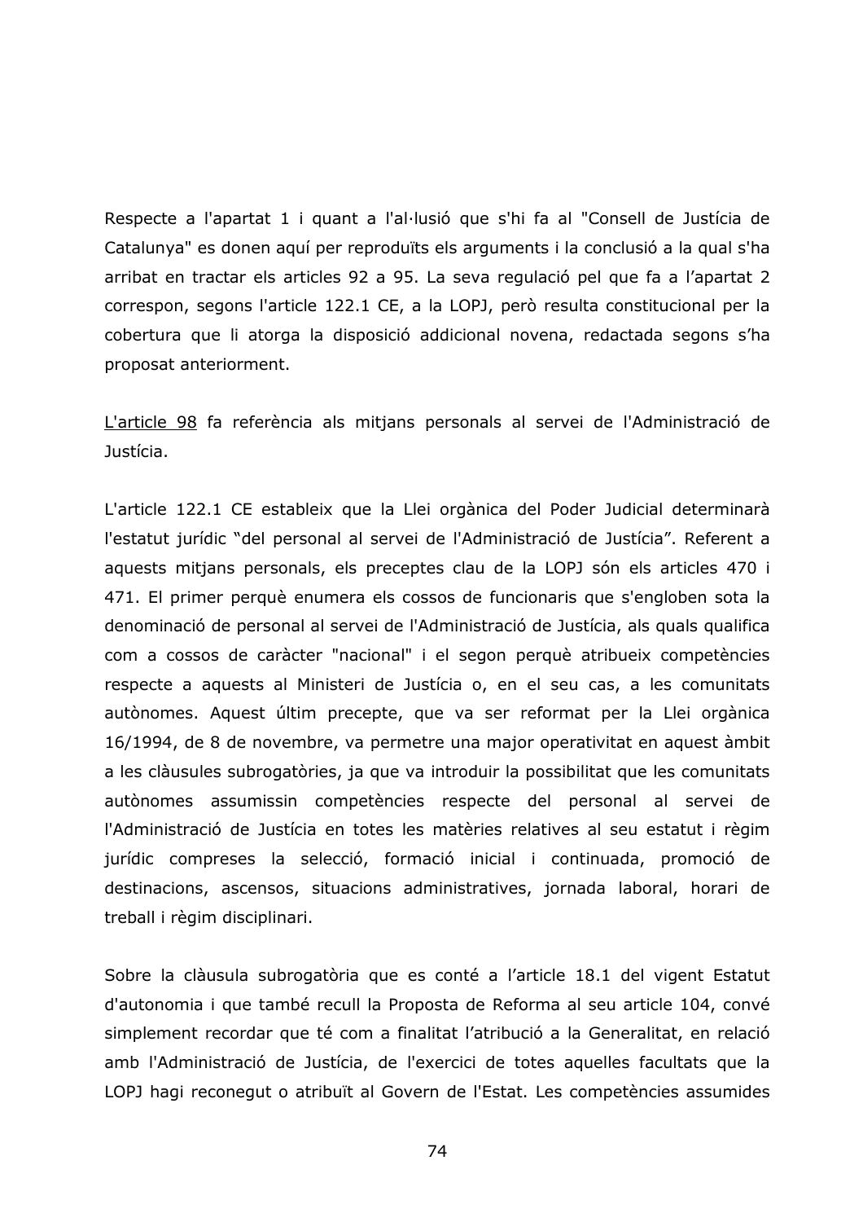Respecte a l'apartat 1 i quant a l'al·lusió que s'hi fa al "Consell de Justícia de Catalunya" es donen aquí per reproduïts els arguments i la conclusió a la qual s'ha arribat en tractar els articles 92 a 95. La seva regulació pel que fa a l'apartat 2 correspon, segons l'article 122.1 CE, a la LOPJ, però resulta constitucional per la cobertura que li atorga la disposició addicional novena, redactada segons s'ha proposat anteriorment.

L'article 98 fa referència als mitjans personals al servei de l'Administració de Justícia.

L'article 122.1 CE estableix que la Llei orgànica del Poder Judicial determinarà l'estatut jurídic "del personal al servei de l'Administració de Justícia". Referent a aquests mitjans personals, els preceptes clau de la LOPJ són els articles 470 i 471. El primer perquè enumera els cossos de funcionaris que s'engloben sota la denominació de personal al servei de l'Administració de Justícia, als quals qualifica com a cossos de caràcter "nacional" i el segon perquè atribueix competències respecte a aquests al Ministeri de Justícia o, en el seu cas, a les comunitats autònomes. Aquest últim precepte, que va ser reformat per la Llei orgànica 16/1994, de 8 de novembre, va permetre una major operativitat en aquest àmbit a les clàusules subrogatòries, ja que va introduir la possibilitat que les comunitats autònomes assumissin competències respecte del personal al servei de l'Administració de Justícia en totes les matèries relatives al seu estatut i règim jurídic compreses la selecció, formació inicial i continuada, promoció de destinacions, ascensos, situacions administratives, jornada laboral, horari de treball i règim disciplinari.

Sobre la clàusula subrogatòria que es conté a l'article 18.1 del vigent Estatut d'autonomia i que també recull la Proposta de Reforma al seu article 104, convé simplement recordar que té com a finalitat l'atribució a la Generalitat, en relació amb l'Administració de Justícia, de l'exercici de totes aquelles facultats que la LOPJ hagi reconegut o atribuït al Govern de l'Estat. Les competències assumides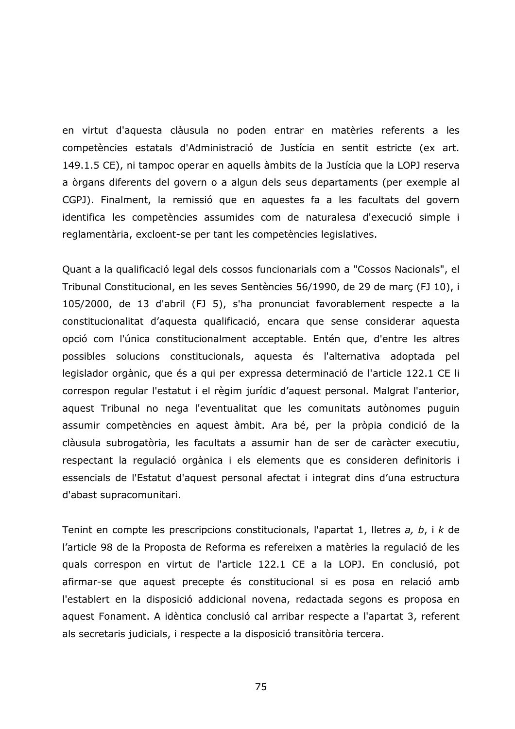en virtut d'aquesta clàusula no poden entrar en matèries referents a les competències estatals d'Administració de Justícia en sentit estricte (ex art. 149.1.5 CE), ni tampoc operar en aquells àmbits de la Justícia que la LOPJ reserva a òrgans diferents del govern o a algun dels seus departaments (per exemple al CGPJ). Finalment, la remissió que en aquestes fa a les facultats del govern identifica les competències assumides com de naturalesa d'execució simple i reglamentària, excloent-se per tant les competències legislatives.

Quant a la qualificació legal dels cossos funcionarials com a "Cossos Nacionals", el Tribunal Constitucional, en les seves Sentències 56/1990, de 29 de març (FJ 10), i 105/2000, de 13 d'abril (FJ 5), s'ha pronunciat favorablement respecte a la constitucionalitat d'aquesta qualificació, encara que sense considerar aquesta opció com l'única constitucionalment acceptable. Entén que, d'entre les altres possibles solucions constitucionals, aquesta és l'alternativa adoptada pel legislador orgànic, que és a qui per expressa determinació de l'article 122.1 CE li correspon regular l'estatut i el règim jurídic d'aquest personal. Malgrat l'anterior, aquest Tribunal no nega l'eventualitat que les comunitats autònomes puguin assumir competències en aquest àmbit. Ara bé, per la pròpia condició de la clàusula subrogatòria, les facultats a assumir han de ser de caràcter executiu, respectant la regulació orgànica i els elements que es consideren definitoris i essencials de l'Estatut d'aquest personal afectat i integrat dins d'una estructura d'abast supracomunitari.

Tenint en compte les prescripcions constitucionals, l'apartat 1, lletres *a, b*, i *k* de l'article 98 de la Proposta de Reforma es refereixen a matèries la regulació de les quals correspon en virtut de l'article 122.1 CE a la LOPJ. En conclusió, pot afirmar-se que aquest precepte és constitucional si es posa en relació amb l'establert en la disposició addicional novena, redactada segons es proposa en aquest Fonament. A idèntica conclusió cal arribar respecte a l'apartat 3, referent als secretaris judicials, i respecte a la disposició transitòria tercera.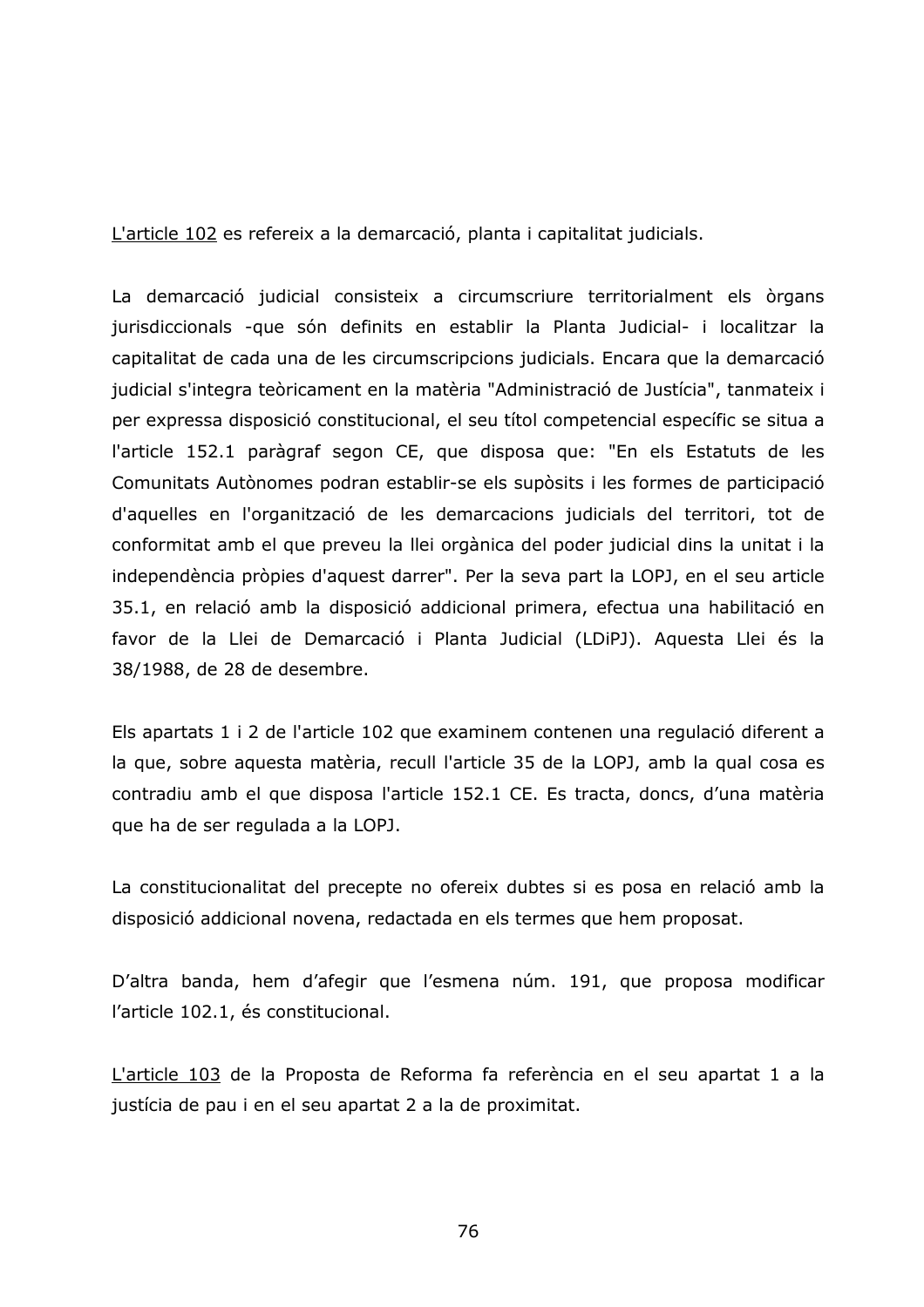<u>L'article 102</u> es refereix a la demarcació, planta i capitalitat judicials.

La demarcació judicial consisteix a circumscriure territorialment els òrgans jurisdiccionals -que són definits en establir la Planta Judicial- i localitzar la capitalitat de cada una de les circumscripcions judicials. Encara que la demarcació judicial s'integra teòricament en la matèria "Administració de Justícia", tanmateix i per expressa disposició constitucional, el seu títol competencial específic se situa a l'article 152.1 paràgraf segon CE, que disposa que: "En els Estatuts de les Comunitats Autònomes podran establir-se els supòsits i les formes de participació d'aquelles en l'organització de les demarcacions judicials del territori, tot de conformitat amb el que preveu la llei orgànica del poder judicial dins la unitat i la independència pròpies d'aquest darrer". Per la seva part la LOPJ, en el seu article 35.1, en relació amb la disposició addicional primera, efectua una habilitació en favor de la Llei de Demarcació i Planta Judicial (LDiPJ). Aquesta Llei és la 38/1988, de 28 de desembre.

Els apartats 1 i 2 de l'article 102 que examinem contenen una regulació diferent a la que, sobre aquesta matèria, recull l'article 35 de la LOPJ, amb la qual cosa es contradiu amb el que disposa l'article 152.1 CE. Es tracta, doncs, d'una matèria que ha de ser regulada a la LOPJ.

La constitucionalitat del precepte no ofereix dubtes si es posa en relació amb la disposició addicional novena, redactada en els termes que hem proposat.

D'altra banda, hem d'afegir que l'esmena núm. 191, que proposa modificar l'article 102.1, és constitucional.

<u>L'article 103</u> de la Proposta de Reforma fa referència en el seu apartat 1 a la justícia de pau i en el seu apartat 2 a la de proximitat.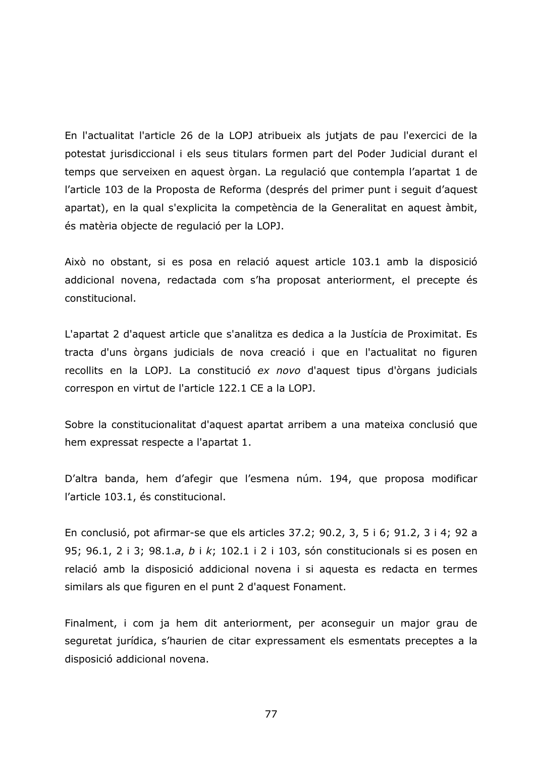En l'actualitat l'article 26 de la LOPJ atribueix als jutjats de pau l'exercici de la potestat jurisdiccional i els seus titulars formen part del Poder Judicial durant el temps que serveixen en aquest òrgan. La regulació que contempla l'apartat 1 de l'article 103 de la Proposta de Reforma (després del primer punt i seguit d'aquest apartat), en la qual s'explicita la competència de la Generalitat en aquest àmbit, és matèria objecte de regulació per la LOPJ.

Això no obstant, si es posa en relació aquest article 103.1 amb la disposició addicional novena, redactada com s'ha proposat anteriorment, el precepte és constitucional.

L'apartat 2 d'aquest article que s'analitza es dedica a la Justícia de Proximitat. Es tracta d'uns òrgans judicials de nova creació i que en l'actualitat no figuren recollits en la LOPJ. La constitució *ex novo* d'aquest tipus d'òrgans judicials correspon en virtut de l'article 122.1 CE a la LOPJ.

Sobre la constitucionalitat d'aquest apartat arribem a una mateixa conclusió que hem expressat respecte a l'apartat 1.

D'altra banda, hem d'afegir que l'esmena núm. 194, que proposa modificar l'article 103.1, és constitucional.

En conclusió, pot afirmar-se que els articles 37.2; 90.2, 3, 5 i 6; 91.2, 3 i 4; 92 a 95; 96.1, 2 i 3; 98.1.*a*, *b* i *k*; 102.1 i 2 i 103, són constitucionals si es posen en relació amb la disposició addicional novena i si aquesta es redacta en termes similars als que figuren en el punt 2 d'aquest Fonament.

Finalment, i com ja hem dit anteriorment, per aconseguir un major grau de seguretat jurídica, s'haurien de citar expressament els esmentats preceptes a la disposició addicional novena.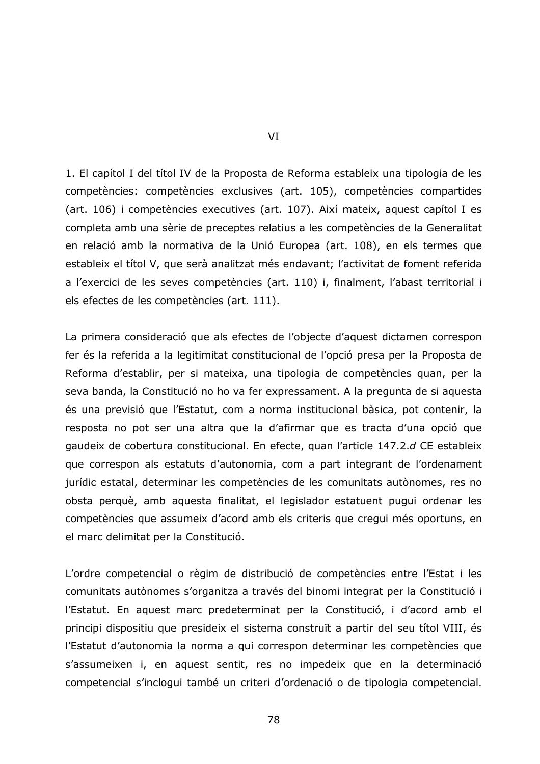VI

1. El capítol I del títol IV de la Proposta de Reforma estableix una tipologia de les competències: competències exclusives (art. 105), competències compartides (art. 106) i competències executives (art. 107). Així mateix, aquest capítol I es completa amb una sèrie de preceptes relatius a les competències de la Generalitat en relació amb la normativa de la Unió Europea (art. 108), en els termes que estableix el títol V, que serà analitzat més endavant; l'activitat de foment referida a l'exercici de les seves competències (art. 110) i, finalment, l'abast territorial i els efectes de les competències (art. 111).

La primera consideració que als efectes de l'objecte d'aquest dictamen correspon fer és la referida a la legitimitat constitucional de l'opció presa per la Proposta de Reforma d'establir, per si mateixa, una tipologia de competències quan, per la seva banda, la Constitució no ho va fer expressament. A la pregunta de si aquesta és una previsió que l'Estatut, com a norma institucional bàsica, pot contenir, la resposta no pot ser una altra que la d'afirmar que es tracta d'una opció que gaudeix de cobertura constitucional. En efecte, quan l'article 147.2.*d* CE estableix que correspon als estatuts d'autonomia, com a part integrant de l'ordenament jurídic estatal, determinar les competències de les comunitats autònomes, res no obsta perquè, amb aquesta finalitat, el legislador estatuent pugui ordenar les competències que assumeix d'acord amb els criteris que cregui més oportuns, en el marc delimitat per la Constitució.

L'ordre competencial o règim de distribució de competències entre l'Estat i les comunitats autònomes s'organitza a través del binomi integrat per la Constitució i l'Estatut. En aquest marc predeterminat per la Constitució, i d'acord amb el principi dispositiu que presideix el sistema construït a partir del seu títol VIII, és l'Estatut d'autonomia la norma a qui correspon determinar les competències que s'assumeixen i, en aquest sentit, res no impedeix que en la determinació competencial s'inclogui també un criteri d'ordenació o de tipologia competencial.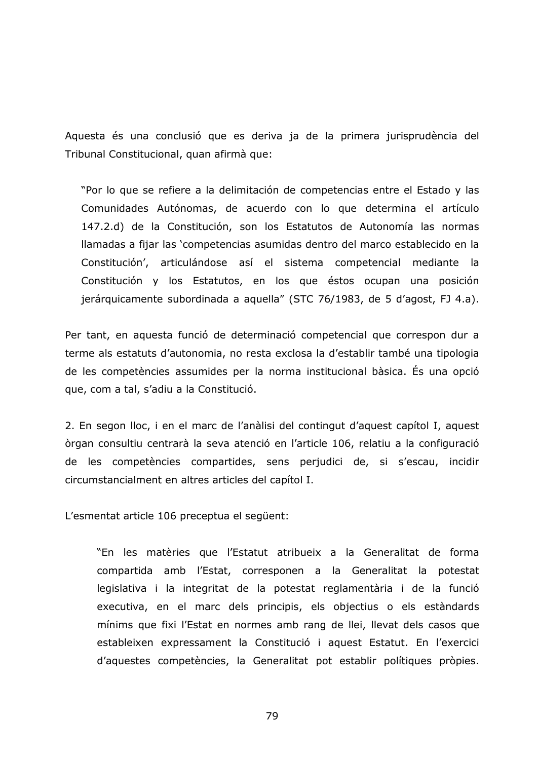Aquesta és una conclusió que es deriva ja de la primera jurisprudència del Tribunal Constitucional, quan afirmà que:

> "Por lo que se refiere a la delimitación de competencias entre el Estado y las Comunidades Autónomas, de acuerdo con lo que determina el artículo 147.2.d) de la Constitución, son los Estatutos de Autonomía las normas llamadas a fijar las 'competencias asumidas dentro del marco establecido en la Constitución', articulándose así el sistema competencial mediante la Constitución y los Estatutos, en los que éstos ocupan una posición jerárquicamente subordinada a aquella" (STC 76/1983, de 5 d'agost, FJ 4.a).

Per tant, en aquesta funció de determinació competencial que correspon dur a terme als estatuts d'autonomia, no resta exclosa la d'establir també una tipologia de les competències assumides per la norma institucional bàsica. És una opció que, com a tal, s'adiu a la Constitució.

2. En segon lloc, i en el marc de l'anàlisi del contingut d'aquest capítol I, aquest òrgan consultiu centrarà la seva atenció en l'article 106, relatiu a la configuració de les competències compartides, sens perjudici de, si s'escau, incidir circumstancialment en altres articles del capítol I.

L'esmentat article 106 preceptua el següent:

> "En les matèries que l'Estatut atribueix a la Generalitat de forma compartida amb l'Estat, corresponen a la Generalitat la potestat legislativa i la integritat de la potestat reglamentària i de la funció executiva, en el marc dels principis, els objectius o els estàndards mínims que fixi l'Estat en normes amb rang de llei, llevat dels casos que estableixen expressament la Constitució i aquest Estatut. En l'exercici d'aquestes competències, la Generalitat pot establir polítiques pròpies.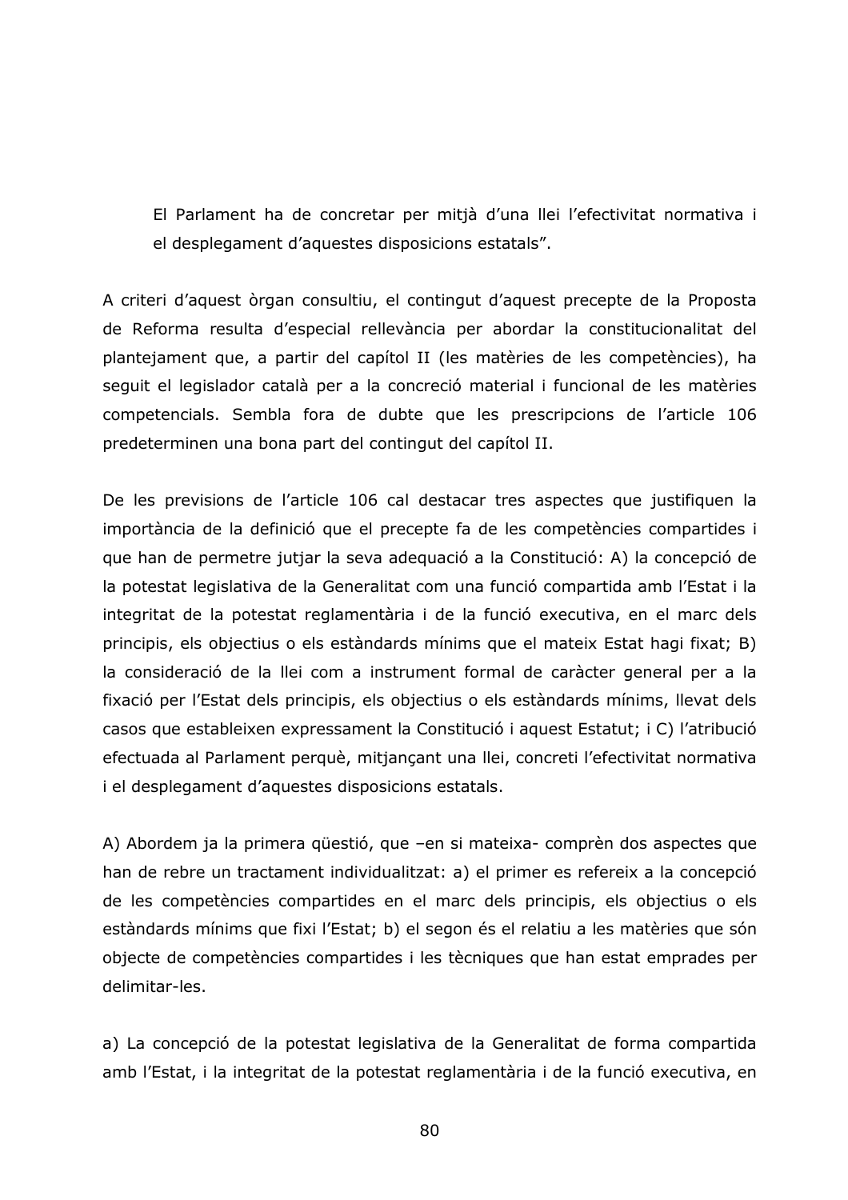El Parlament ha de concretar per mitjà d'una llei l'efectivitat normativa i el desplegament d'aquestes disposicions estatals".

A criteri d'aquest òrgan consultiu, el contingut d'aquest precepte de la Proposta de Reforma resulta d'especial rellevància per abordar la constitucionalitat del plantejament que, a partir del capítol II (les matèries de les competències), ha seguit el legislador català per a la concreció material i funcional de les matèries competencials. Sembla fora de dubte que les prescripcions de l'article 106 predeterminen una bona part del contingut del capítol II.

De les previsions de l'article 106 cal destacar tres aspectes que justifiquen la importància de la definició que el precepte fa de les competències compartides i que han de permetre jutjar la seva adequació a la Constitució: A) la concepció de la potestat legislativa de la Generalitat com una funció compartida amb l'Estat i la integritat de la potestat reglamentària i de la funció executiva, en el marc dels principis, els objectius o els estàndards mínims que el mateix Estat hagi fixat; B) la consideració de la llei com a instrument formal de caràcter general per a la fixació per l'Estat dels principis, els objectius o els estàndards mínims, llevat dels casos que estableixen expressament la Constitució i aquest Estatut; i C) l'atribució efectuada al Parlament perquè, mitjançant una llei, concreti l'efectivitat normativa i el desplegament d'aquestes disposicions estatals.

A) Abordem ja la primera qüestió, que –en si mateixa- comprèn dos aspectes que han de rebre un tractament individualitzat: a) el primer es refereix a la concepció de les competències compartides en el marc dels principis, els objectius o els estàndards mínims que fixi l'Estat; b) el segon és el relatiu a les matèries que són objecte de competències compartides i les tècniques que han estat emprades per delimitar-les.

a) La concepció de la potestat legislativa de la Generalitat de forma compartida amb l'Estat, i la integritat de la potestat reglamentària i de la funció executiva, en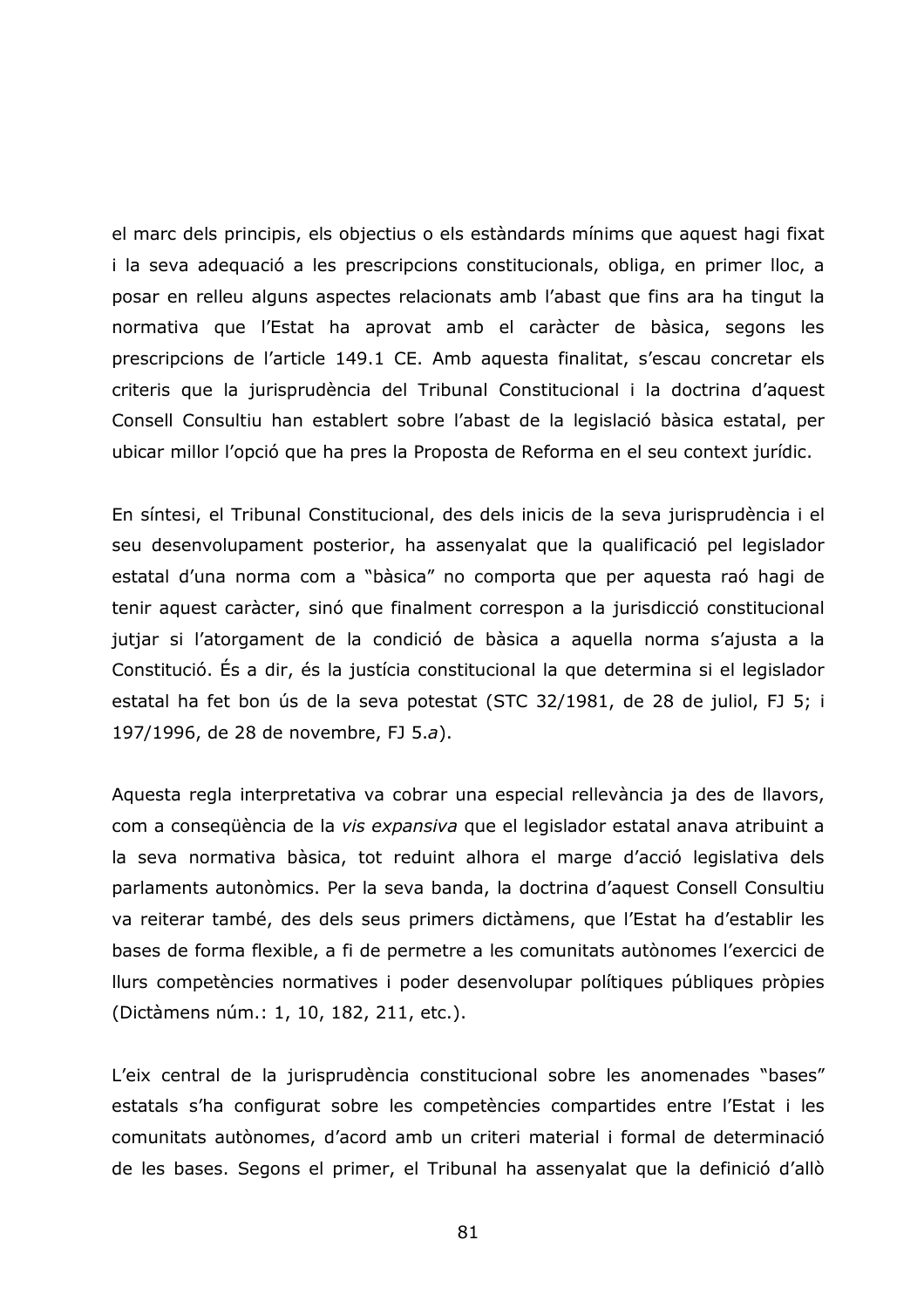el marc dels principis, els objectius o els estàndards mínims que aquest hagi fixat i la seva adequació a les prescripcions constitucionals, obliga, en primer lloc, a posar en relleu alguns aspectes relacionats amb l'abast que fins ara ha tingut la normativa que l'Estat ha aprovat amb el caràcter de bàsica, segons les prescripcions de l'article 149.1 CE. Amb aquesta finalitat, s'escau concretar els criteris que la jurisprudència del Tribunal Constitucional i la doctrina d'aquest Consell Consultiu han establert sobre l'abast de la legislació bàsica estatal, per ubicar millor l'opció que ha pres la Proposta de Reforma en el seu context jurídic.

En síntesi, el Tribunal Constitucional, des dels inicis de la seva jurisprudència i el seu desenvolupament posterior, ha assenyalat que la qualificació pel legislador estatal d'una norma com a "bàsica" no comporta que per aquesta raó hagi de tenir aquest caràcter, sinó que finalment correspon a la jurisdicció constitucional jutjar si l'atorgament de la condició de bàsica a aquella norma s'ajusta a la Constitució. És a dir, és la justícia constitucional la que determina si el legislador estatal ha fet bon ús de la seva potestat (STC 32/1981, de 28 de juliol, FJ 5; i 197/1996, de 28 de novembre, FJ 5.*a*).

Aquesta regla interpretativa va cobrar una especial rellevància ja des de llavors, com a conseqüència de la *vis expansiva* que el legislador estatal anava atribuint a la seva normativa bàsica, tot reduint alhora el marge d'acció legislativa dels parlaments autonòmics. Per la seva banda, la doctrina d'aquest Consell Consultiu va reiterar també, des dels seus primers dictàmens, que l'Estat ha d'establir les bases de forma flexible, a fi de permetre a les comunitats autònomes l'exercici de llurs competències normatives i poder desenvolupar polítiques públiques pròpies (Dictàmens núm.: 1, 10, 182, 211, etc.).

L'eix central de la jurisprudència constitucional sobre les anomenades "bases" estatals s'ha configurat sobre les competències compartides entre l'Estat i les comunitats autònomes, d'acord amb un criteri material i formal de determinació de les bases. Segons el primer, el Tribunal ha assenyalat que la definició d'allò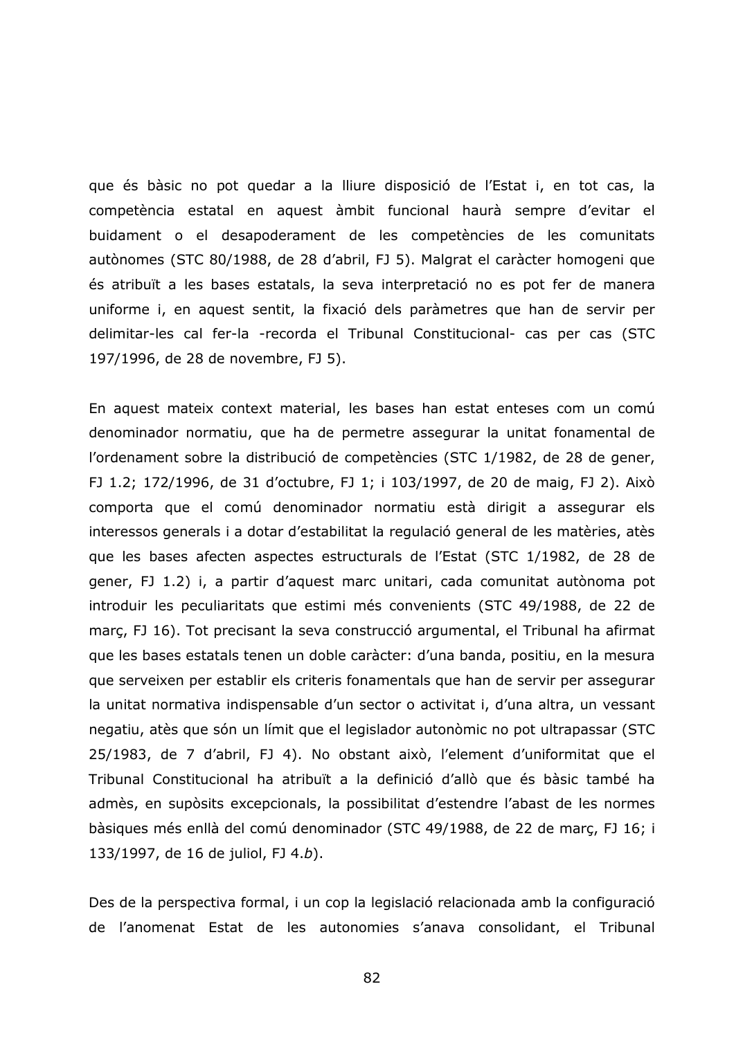que és bàsic no pot quedar a la lliure disposició de l'Estat i, en tot cas, la competència estatal en aquest àmbit funcional haurà sempre d'evitar el buidament o el desapoderament de les competències de les comunitats autònomes (STC 80/1988, de 28 d'abril, FJ 5). Malgrat el caràcter homogeni que és atribuït a les bases estatals, la seva interpretació no es pot fer de manera uniforme i, en aquest sentit, la fixació dels paràmetres que han de servir per delimitar-les cal fer-la -recorda el Tribunal Constitucional- cas per cas (STC 197/1996, de 28 de novembre, FJ 5).

En aquest mateix context material, les bases han estat enteses com un comú denominador normatiu, que ha de permetre assegurar la unitat fonamental de l'ordenament sobre la distribució de competències (STC 1/1982, de 28 de gener, FJ 1.2; 172/1996, de 31 d'octubre, FJ 1; i 103/1997, de 20 de maig, FJ 2). Això comporta que el comú denominador normatiu està dirigit a assegurar els interessos generals i a dotar d'estabilitat la regulació general de les matèries, atès que les bases afecten aspectes estructurals de l'Estat (STC 1/1982, de 28 de gener, FJ 1.2) i, a partir d'aquest marc unitari, cada comunitat autònoma pot introduir les peculiaritats que estimi més convenients (STC 49/1988, de 22 de març, FJ 16). Tot precisant la seva construcció argumental, el Tribunal ha afirmat que les bases estatals tenen un doble caràcter: d'una banda, positiu, en la mesura que serveixen per establir els criteris fonamentals que han de servir per assegurar la unitat normativa indispensable d'un sector o activitat i, d'una altra, un vessant negatiu, atès que són un límit que el legislador autonòmic no pot ultrapassar (STC 25/1983, de 7 d'abril, FJ 4). No obstant això, l'element d'uniformitat que el Tribunal Constitucional ha atribuït a la definició d'allò que és bàsic també ha admès, en supòsits excepcionals, la possibilitat d'estendre l'abast de les normes bàsiques més enllà del comú denominador (STC 49/1988, de 22 de març, FJ 16; i 133/1997, de 16 de juliol, FJ 4.*b*).

Des de la perspectiva formal, i un cop la legislació relacionada amb la configuració de l'anomenat Estat de les autonomies s'anava consolidant, el Tribunal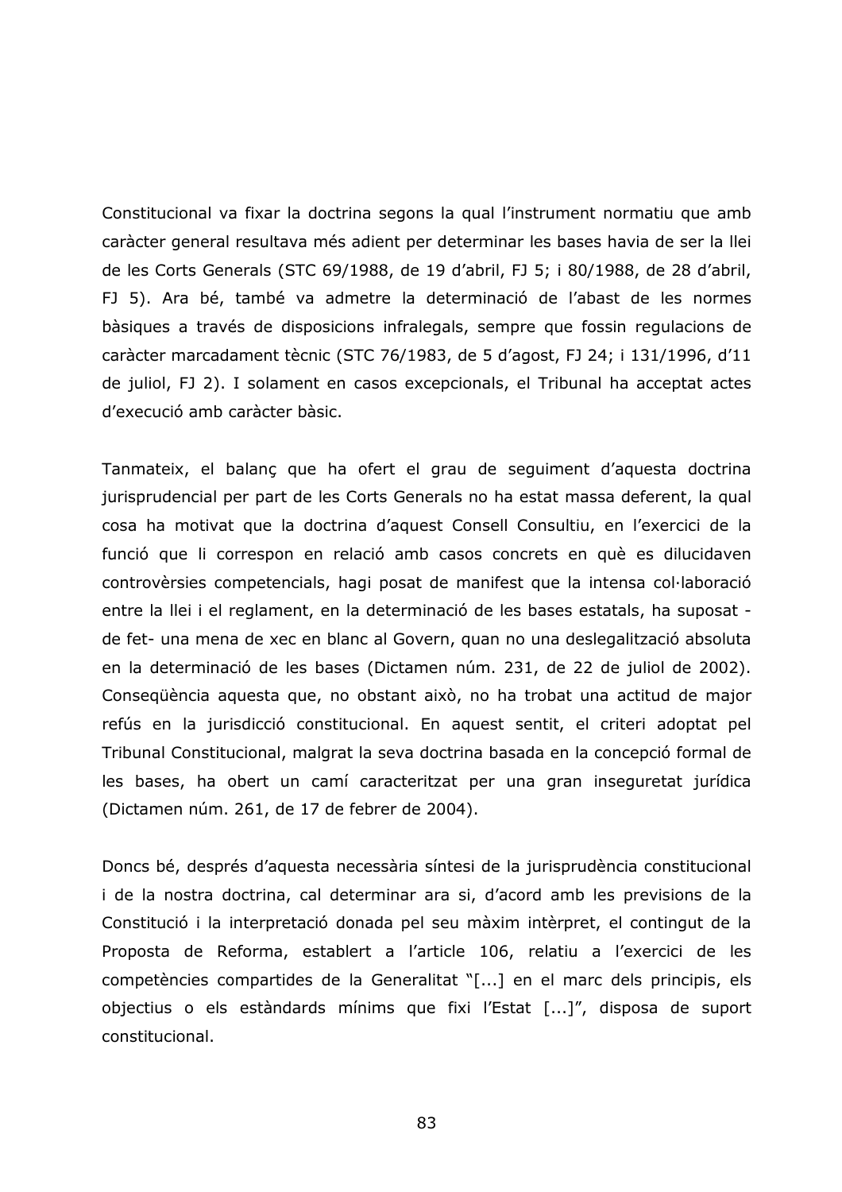Constitucional va fixar la doctrina segons la qual l'instrument normatiu que amb caràcter general resultava més adient per determinar les bases havia de ser la llei de les Corts Generals (STC 69/1988, de 19 d'abril, FJ 5; i 80/1988, de 28 d'abril, FJ 5). Ara bé, també va admetre la determinació de l'abast de les normes bàsiques a través de disposicions infralegals, sempre que fossin regulacions de caràcter marcadament tècnic (STC 76/1983, de 5 d'agost, FJ 24; i 131/1996, d'11 de juliol, FJ 2). I solament en casos excepcionals, el Tribunal ha acceptat actes d'execució amb caràcter bàsic.

Tanmateix, el balanç que ha ofert el grau de seguiment d'aquesta doctrina jurisprudencial per part de les Corts Generals no ha estat massa deferent, la qual cosa ha motivat que la doctrina d'aquest Consell Consultiu, en l'exercici de la funció que li correspon en relació amb casos concrets en què es dilucidaven controvèrsies competencials, hagi posat de manifest que la intensa col·laboració entre la llei i el reglament, en la determinació de les bases estatals, ha suposat -de fet- una mena de xec en blanc al Govern, quan no una deslegalització absoluta en la determinació de les bases (Dictamen núm. 231, de 22 de juliol de 2002). Conseqüència aquesta que, no obstant això, no ha trobat una actitud de major refús en la jurisdicció constitucional. En aquest sentit, el criteri adoptat pel Tribunal Constitucional, malgrat la seva doctrina basada en la concepció formal de les bases, ha obert un camí caracteritzat per una gran inseguretat jurídica (Dictamen núm. 261, de 17 de febrer de 2004).

Doncs bé, després d'aquesta necessària síntesi de la jurisprudència constitucional i de la nostra doctrina, cal determinar ara si, d'acord amb les previsions de la Constitució i la interpretació donada pel seu màxim intèrpret, el contingut de la Proposta de Reforma, establert a l'article 106, relatiu a l'exercici de les competències compartides de la Generalitat "[...] en el marc dels principis, els objectius o els estàndards mínims que fixi l'Estat [...]", disposa de suport constitucional.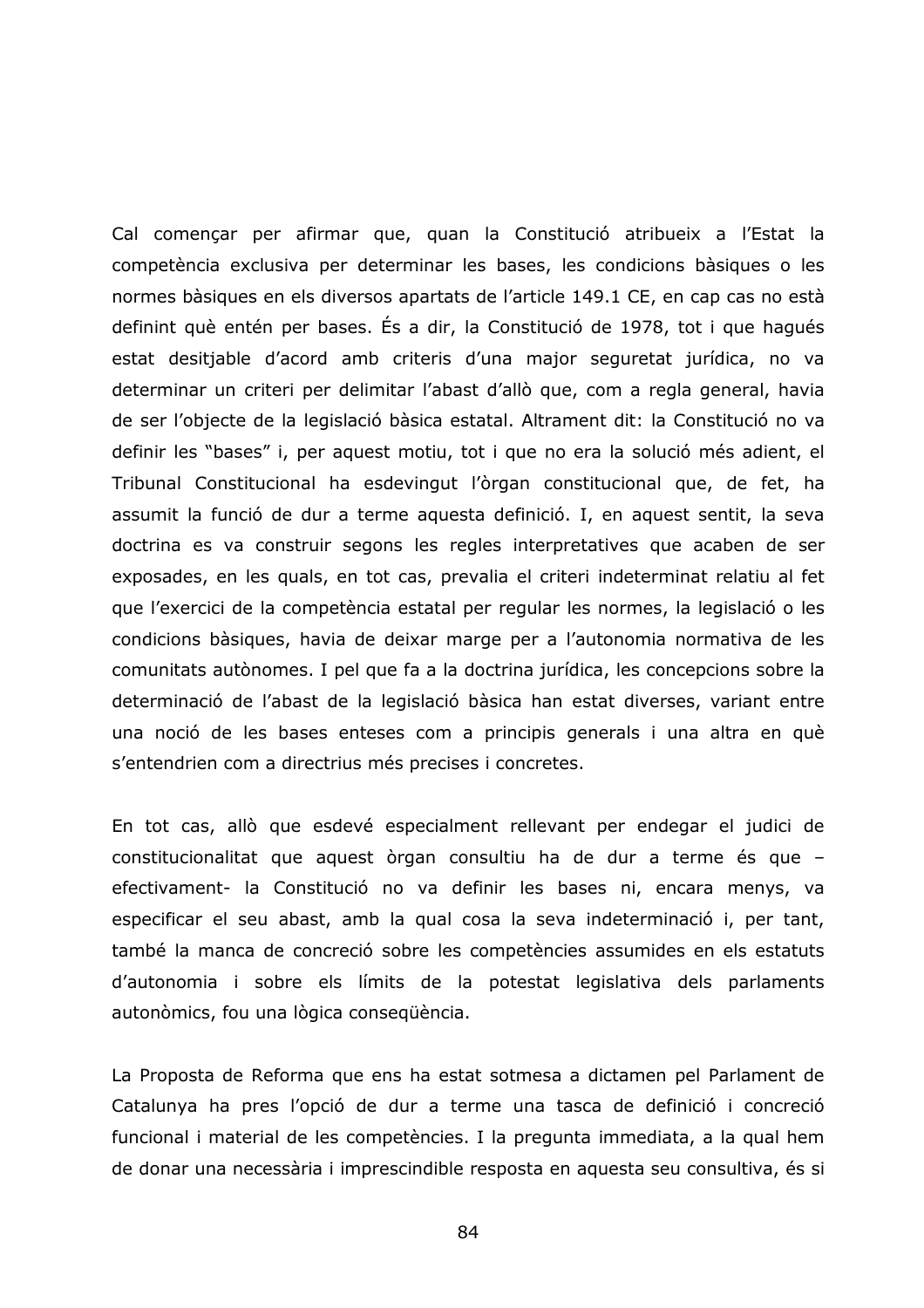Cal començar per afirmar que, quan la Constitució atribueix a l'Estat la competència exclusiva per determinar les bases, les condicions bàsiques o les normes bàsiques en els diversos apartats de l'article 149.1 CE, en cap cas no està definint què entén per bases. És a dir, la Constitució de 1978, tot i que hagués estat desitjable d'acord amb criteris d'una major seguretat jurídica, no va determinar un criteri per delimitar l'abast d'allò que, com a regla general, havia de ser l'objecte de la legislació bàsica estatal. Altrament dit: la Constitució no va definir les "bases" i, per aquest motiu, tot i que no era la solució més adient, el Tribunal Constitucional ha esdevingut l'òrgan constitucional que, de fet, ha assumit la funció de dur a terme aquesta definició. I, en aquest sentit, la seva doctrina es va construir segons les regles interpretatives que acaben de ser exposades, en les quals, en tot cas, prevalia el criteri indeterminat relatiu al fet que l'exercici de la competència estatal per regular les normes, la legislació o les condicions bàsiques, havia de deixar marge per a l'autonomia normativa de les comunitats autònomes. I pel que fa a la doctrina jurídica, les concepcions sobre la determinació de l'abast de la legislació bàsica han estat diverses, variant entre una noció de les bases enteses com a principis generals i una altra en què s'entendrien com a directrius més precises i concretes.

En tot cas, allò que esdevé especialment rellevant per endegar el judici de constitucionalitat que aquest òrgan consultiu ha de dur a terme és que –efectivament- la Constitució no va definir les bases ni, encara menys, va especificar el seu abast, amb la qual cosa la seva indeterminació i, per tant, també la manca de concreció sobre les competències assumides en els estatuts d'autonomia i sobre els límits de la potestat legislativa dels parlaments autonòmics, fou una lògica conseqüència.

La Proposta de Reforma que ens ha estat sotmesa a dictamen pel Parlament de Catalunya ha pres l'opció de dur a terme una tasca de definició i concreció funcional i material de les competències. I la pregunta immediata, a la qual hem de donar una necessària i imprescindible resposta en aquesta seu consultiva, és si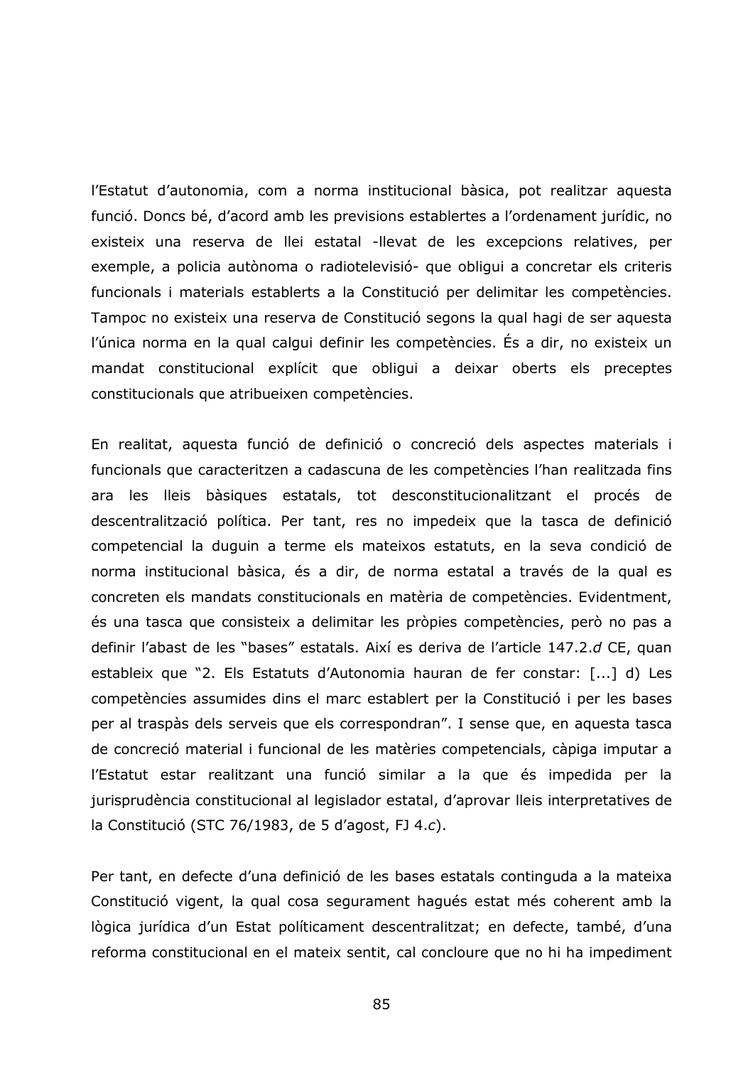l'Estatut d'autonomia, com a norma institucional bàsica, pot realitzar aquesta funció. Doncs bé, d'acord amb les previsions establertes a l'ordenament jurídic, no existeix una reserva de llei estatal -llevat de les excepcions relatives, per exemple, a policia autònoma o radiotelevisió- que obligui a concretar els criteris funcionals i materials establerts a la Constitució per delimitar les competències. Tampoc no existeix una reserva de Constitució segons la qual hagi de ser aquesta l'única norma en la qual calgui definir les competències. És a dir, no existeix un mandat constitucional explícit que obligui a deixar oberts els preceptes constitucionals que atribueixen competències.

En realitat, aquesta funció de definició o concreció dels aspectes materials i funcionals que caracteritzen a cadascuna de les competències l'han realitzada fins ara les lleis bàsiques estatals, tot desconstitucionalitzant el procés de descentralització política. Per tant, res no impedeix que la tasca de definició competencial la duguin a terme els mateixos estatuts, en la seva condició de norma institucional bàsica, és a dir, de norma estatal a través de la qual es concreten els mandats constitucionals en matèria de competències. Evidentment, és una tasca que consisteix a delimitar les pròpies competències, però no pas a definir l'abast de les "bases" estatals. Així es deriva de l'article 147.2.*d* CE, quan estableix que "2. Els Estatuts d'Autonomia hauran de fer constar: [...] d) Les competències assumides dins el marc establert per la Constitució i per les bases per al traspàs dels serveis que els correspondran". I sense que, en aquesta tasca de concreció material i funcional de les matèries competencials, càpiga imputar a l'Estatut estar realitzant una funció similar a la que és impedida per la jurisprudència constitucional al legislador estatal, d'aprovar lleis interpretatives de la Constitució (STC 76/1983, de 5 d'agost, FJ 4.*c*).

Per tant, en defecte d'una definició de les bases estatals continguda a la mateixa Constitució vigent, la qual cosa segurament hagués estat més coherent amb la lògica jurídica d'un Estat políticament descentralitzat; en defecte, també, d'una reforma constitucional en el mateix sentit, cal concloure que no hi ha impediment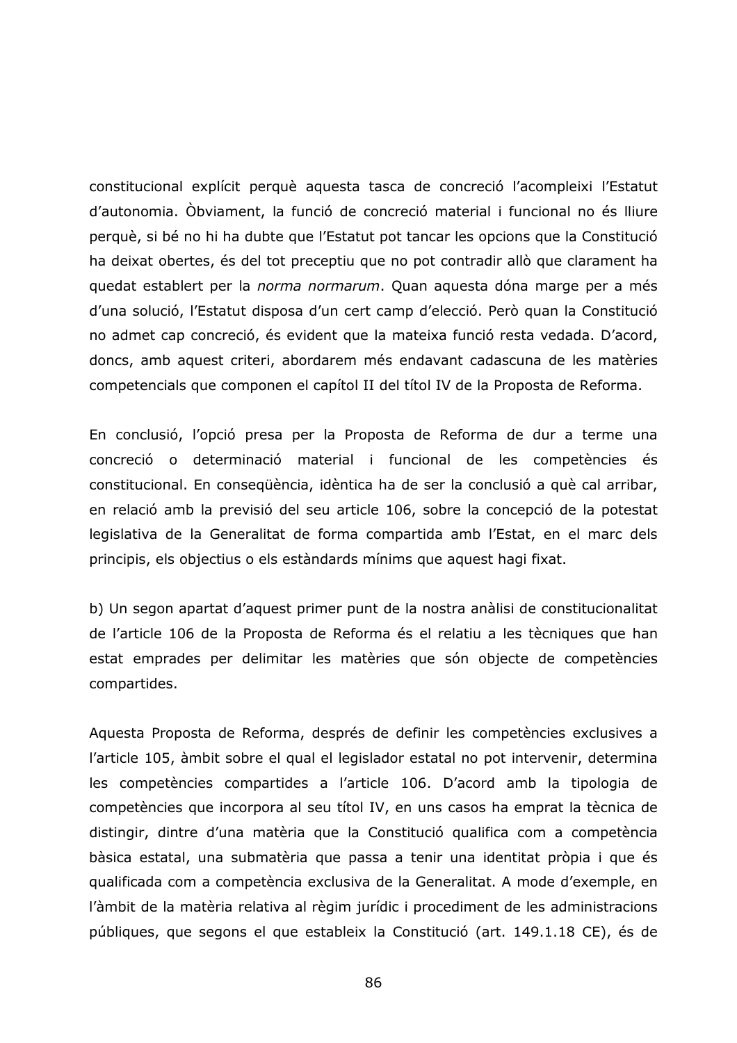constitucional explícit perquè aquesta tasca de concreció l'acompleixi l'Estatut d'autonomia. Òbviament, la funció de concreció material i funcional no és lliure perquè, si bé no hi ha dubte que l'Estatut pot tancar les opcions que la Constitució ha deixat obertes, és del tot preceptiu que no pot contradir allò que clarament ha quedat establert per la *norma normarum*. Quan aquesta dóna marge per a més d'una solució, l'Estatut disposa d'un cert camp d'elecció. Però quan la Constitució no admet cap concreció, és evident que la mateixa funció resta vedada. D'acord, doncs, amb aquest criteri, abordarem més endavant cadascuna de les matèries competencials que componen el capítol II del títol IV de la Proposta de Reforma.

En conclusió, l'opció presa per la Proposta de Reforma de dur a terme una concreció o determinació material i funcional de les competències és constitucional. En conseqüència, idèntica ha de ser la conclusió a què cal arribar, en relació amb la previsió del seu article 106, sobre la concepció de la potestat legislativa de la Generalitat de forma compartida amb l'Estat, en el marc dels principis, els objectius o els estàndards mínims que aquest hagi fixat.

b) Un segon apartat d'aquest primer punt de la nostra anàlisi de constitucionalitat de l'article 106 de la Proposta de Reforma és el relatiu a les tècniques que han estat emprades per delimitar les matèries que són objecte de competències compartides.

Aquesta Proposta de Reforma, després de definir les competències exclusives a l'article 105, àmbit sobre el qual el legislador estatal no pot intervenir, determina les competències compartides a l'article 106. D'acord amb la tipologia de competències que incorpora al seu títol IV, en uns casos ha emprat la tècnica de distingir, dintre d'una matèria que la Constitució qualifica com a competència bàsica estatal, una submatèria que passa a tenir una identitat pròpia i que és qualificada com a competència exclusiva de la Generalitat. A mode d'exemple, en l'àmbit de la matèria relativa al règim jurídic i procediment de les administracions públiques, que segons el que estableix la Constitució (art. 149.1.18 CE), és de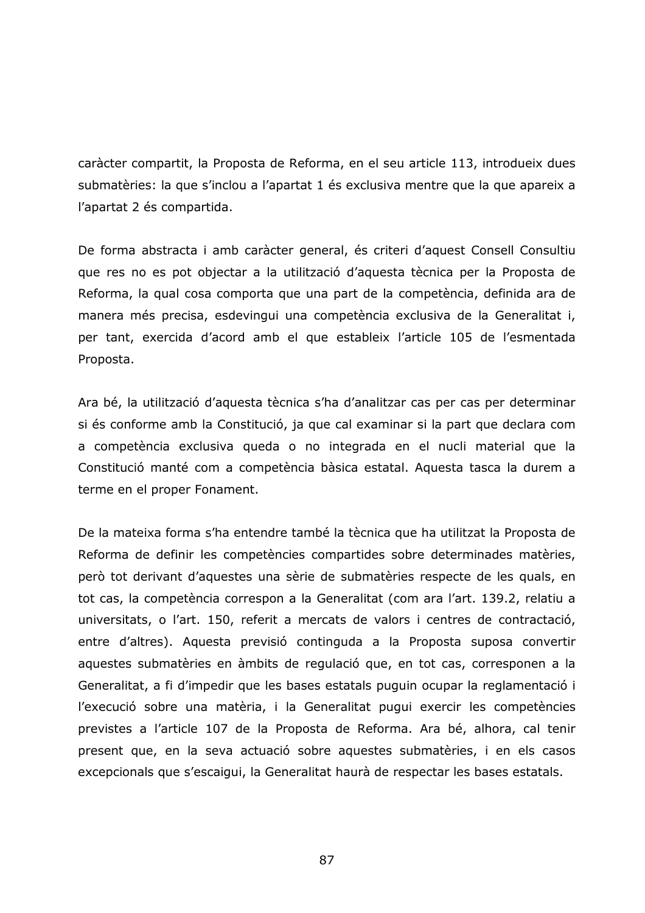caràcter compartit, la Proposta de Reforma, en el seu article 113, introdueix dues submatèries: la que s'inclou a l'apartat 1 és exclusiva mentre que la que apareix a l'apartat 2 és compartida.

De forma abstracta i amb caràcter general, és criteri d'aquest Consell Consultiu que res no es pot objectar a la utilització d'aquesta tècnica per la Proposta de Reforma, la qual cosa comporta que una part de la competència, definida ara de manera més precisa, esdevingui una competència exclusiva de la Generalitat i, per tant, exercida d'acord amb el que estableix l'article 105 de l'esmentada Proposta.

Ara bé, la utilització d'aquesta tècnica s'ha d'analitzar cas per cas per determinar si és conforme amb la Constitució, ja que cal examinar si la part que declara com a competència exclusiva queda o no integrada en el nucli material que la Constitució manté com a competència bàsica estatal. Aquesta tasca la durem a terme en el proper Fonament.

De la mateixa forma s'ha entendre també la tècnica que ha utilitzat la Proposta de Reforma de definir les competències compartides sobre determinades matèries, però tot derivant d'aquestes una sèrie de submatèries respecte de les quals, en tot cas, la competència correspon a la Generalitat (com ara l'art. 139.2, relatiu a universitats, o l'art. 150, referit a mercats de valors i centres de contractació, entre d'altres). Aquesta previsió continguda a la Proposta suposa convertir aquestes submatèries en àmbits de regulació que, en tot cas, corresponen a la Generalitat, a fi d'impedir que les bases estatals puguin ocupar la reglamentació i l'execució sobre una matèria, i la Generalitat pugui exercir les competències previstes a l'article 107 de la Proposta de Reforma. Ara bé, alhora, cal tenir present que, en la seva actuació sobre aquestes submatèries, i en els casos excepcionals que s'escaigui, la Generalitat haurà de respectar les bases estatals.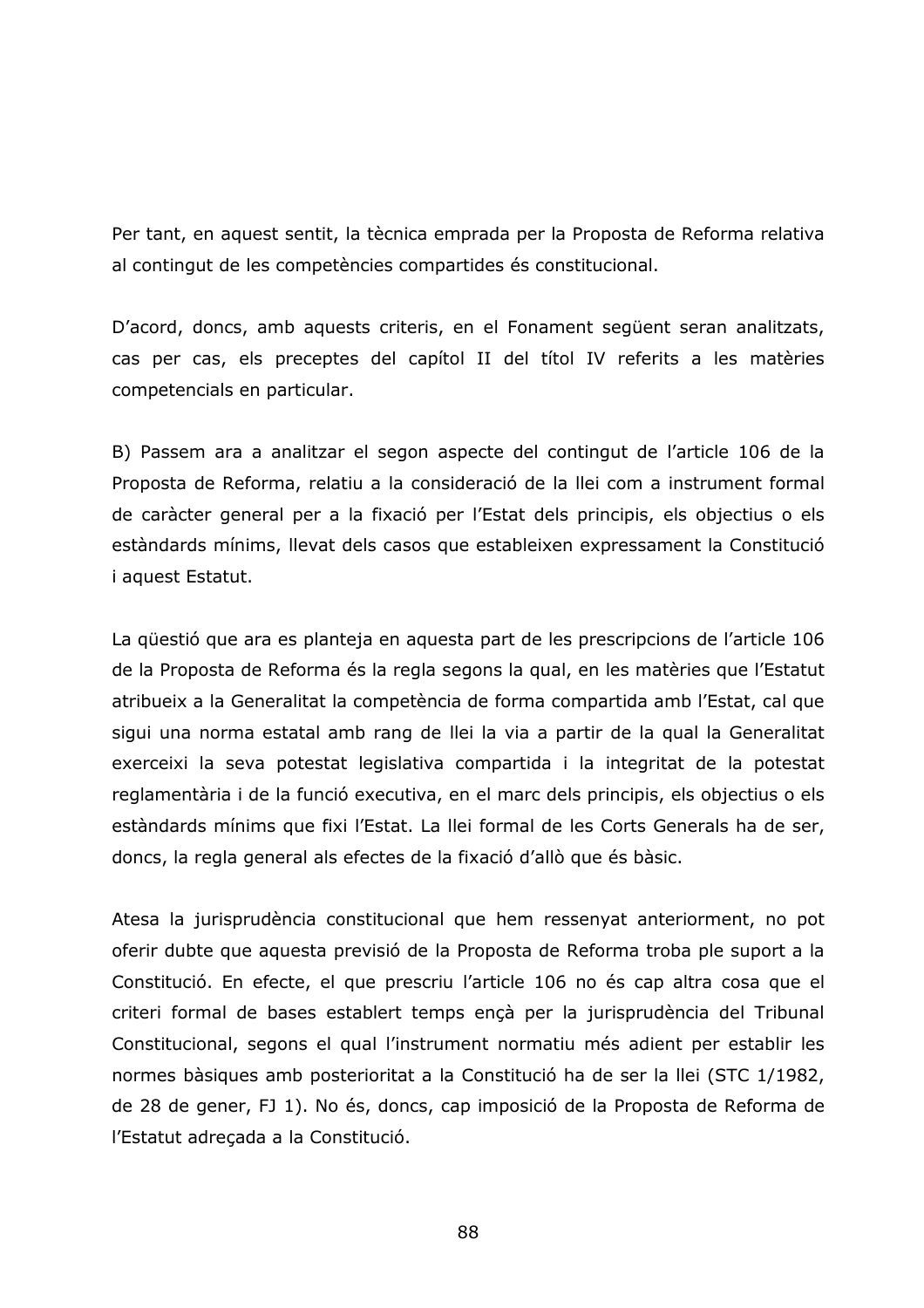Per tant, en aquest sentit, la tècnica emprada per la Proposta de Reforma relativa al contingut de les competències compartides és constitucional.

D'acord, doncs, amb aquests criteris, en el Fonament següent seran analitzats, cas per cas, els preceptes del capítol II del títol IV referits a les matèries competencials en particular.

B) Passem ara a analitzar el segon aspecte del contingut de l'article 106 de la Proposta de Reforma, relatiu a la consideració de la llei com a instrument formal de caràcter general per a la fixació per l'Estat dels principis, els objectius o els estàndards mínims, llevat dels casos que estableixen expressament la Constitució i aquest Estatut.

La qüestió que ara es planteja en aquesta part de les prescripcions de l'article 106 de la Proposta de Reforma és la regla segons la qual, en les matèries que l'Estatut atribueix a la Generalitat la competència de forma compartida amb l'Estat, cal que sigui una norma estatal amb rang de llei la via a partir de la qual la Generalitat exerceixi la seva potestat legislativa compartida i la integritat de la potestat reglamentària i de la funció executiva, en el marc dels principis, els objectius o els estàndards mínims que fixi l'Estat. La llei formal de les Corts Generals ha de ser, doncs, la regla general als efectes de la fixació d'allò que és bàsic.

Atesa la jurisprudència constitucional que hem ressenyat anteriorment, no pot oferir dubte que aquesta previsió de la Proposta de Reforma troba ple suport a la Constitució. En efecte, el que prescriu l'article 106 no és cap altra cosa que el criteri formal de bases establert temps ençà per la jurisprudència del Tribunal Constitucional, segons el qual l'instrument normatiu més adient per establir les normes bàsiques amb posterioritat a la Constitució ha de ser la llei (STC 1/1982, de 28 de gener, FJ 1). No és, doncs, cap imposició de la Proposta de Reforma de l'Estatut adreçada a la Constitució.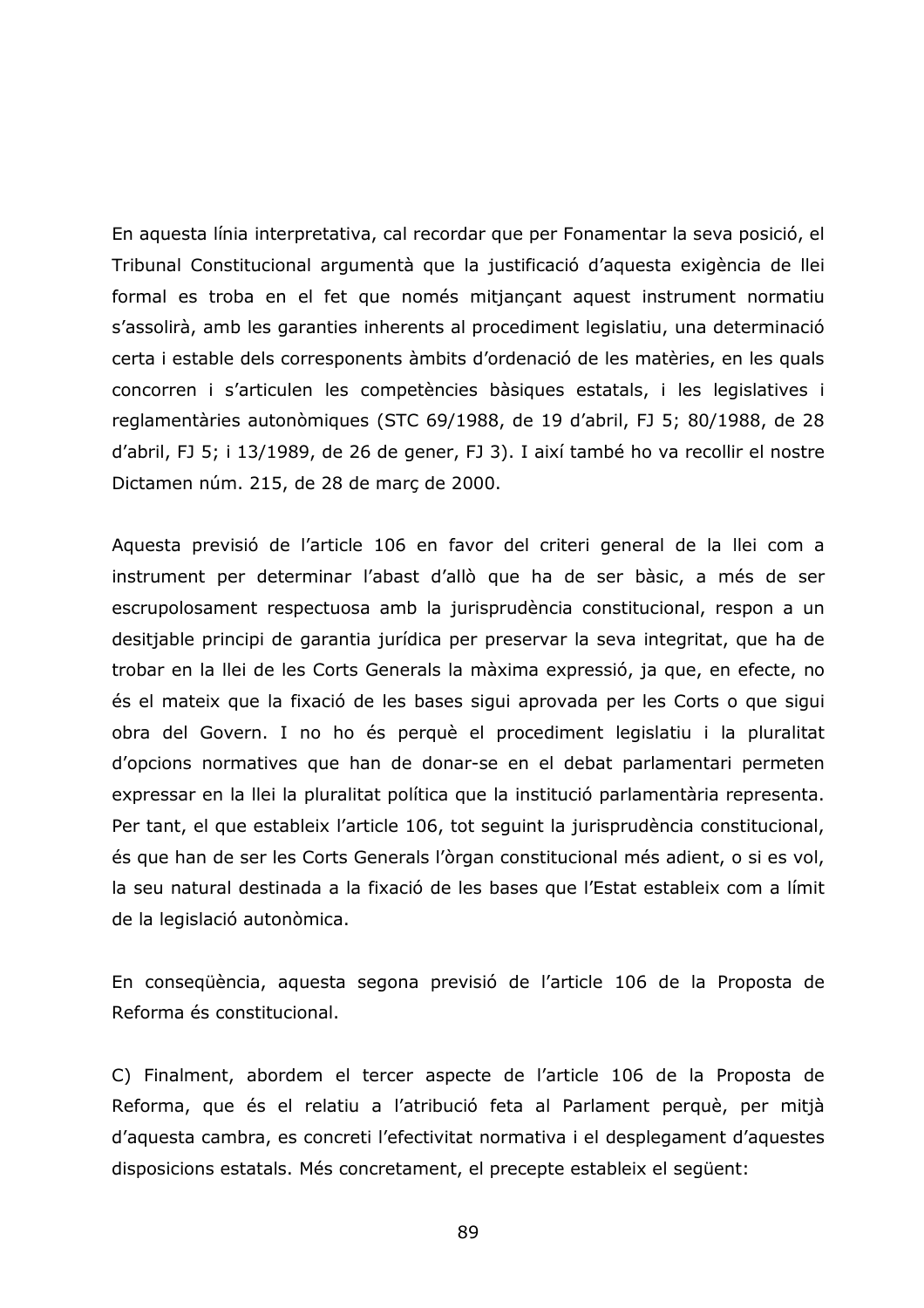En aquesta línia interpretativa, cal recordar que per Fonamentar la seva posició, el Tribunal Constitucional argumentà que la justificació d'aquesta exigència de llei formal es troba en el fet que només mitjançant aquest instrument normatiu s'assolirà, amb les garanties inherents al procediment legislatiu, una determinació certa i estable dels corresponents àmbits d'ordenació de les matèries, en les quals concorren i s'articulen les competències bàsiques estatals, i les legislatives i reglamentàries autonòmiques (STC 69/1988, de 19 d'abril, FJ 5; 80/1988, de 28 d'abril, FJ 5; i 13/1989, de 26 de gener, FJ 3). I així també ho va recollir el nostre Dictamen núm. 215, de 28 de març de 2000.

Aquesta previsió de l'article 106 en favor del criteri general de la llei com a instrument per determinar l'abast d'allò que ha de ser bàsic, a més de ser escrupolosament respectuosa amb la jurisprudència constitucional, respon a un desitjable principi de garantia jurídica per preservar la seva integritat, que ha de trobar en la llei de les Corts Generals la màxima expressió, ja que, en efecte, no és el mateix que la fixació de les bases sigui aprovada per les Corts o que sigui obra del Govern. I no ho és perquè el procediment legislatiu i la pluralitat d'opcions normatives que han de donar-se en el debat parlamentari permeten expressar en la llei la pluralitat política que la institució parlamentària representa. Per tant, el que estableix l'article 106, tot seguint la jurisprudència constitucional, és que han de ser les Corts Generals l'òrgan constitucional més adient, o si es vol, la seu natural destinada a la fixació de les bases que l'Estat estableix com a límit de la legislació autonòmica.

En conseqüència, aquesta segona previsió de l'article 106 de la Proposta de Reforma és constitucional.

C) Finalment, abordem el tercer aspecte de l'article 106 de la Proposta de Reforma, que és el relatiu a l'atribució feta al Parlament perquè, per mitjà d'aquesta cambra, es concreti l'efectivitat normativa i el desplegament d'aquestes disposicions estatals. Més concretament, el precepte estableix el següent: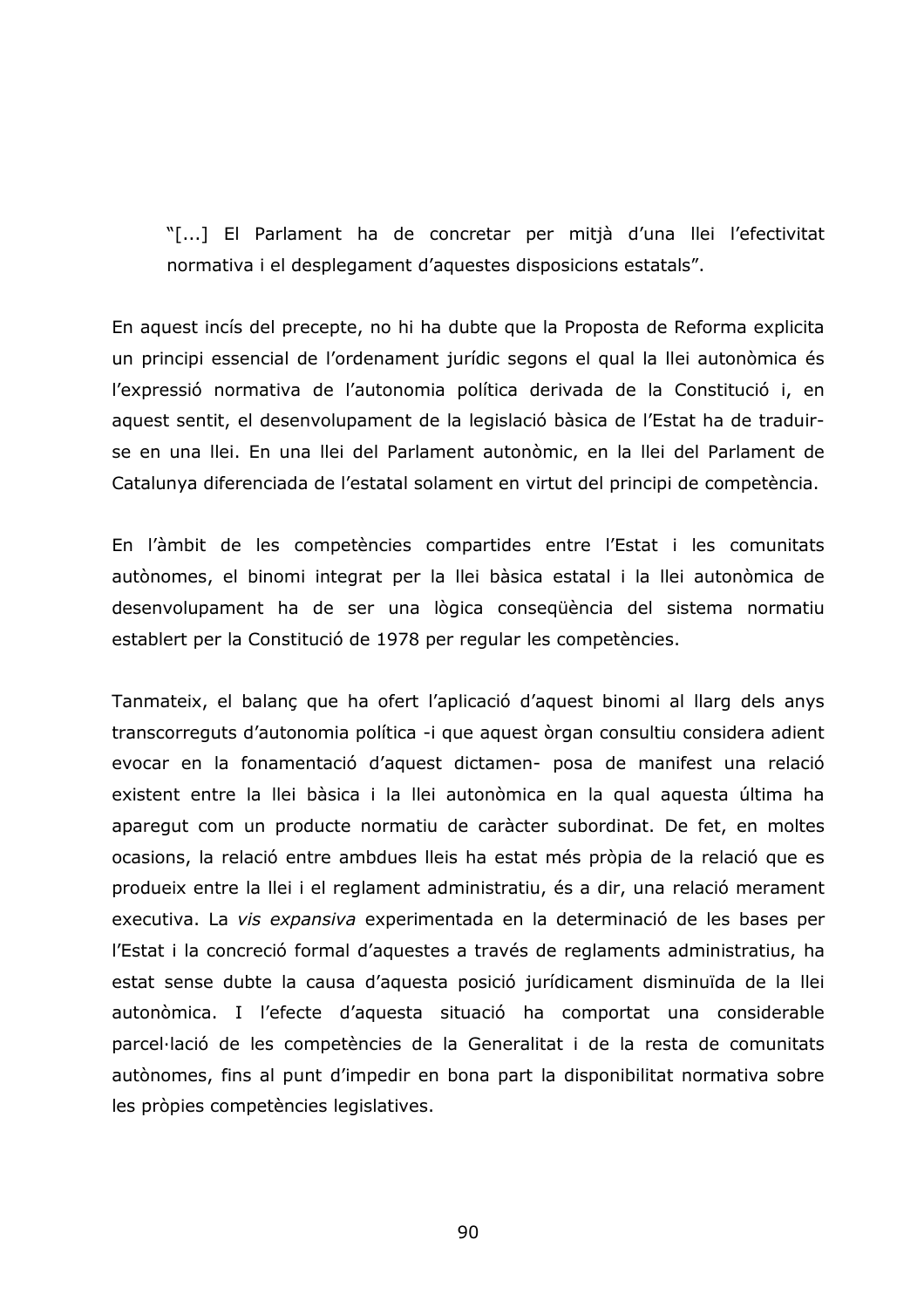> "[...] El Parlament ha de concretar per mitjà d'una llei l'efectivitat normativa i el desplegament d'aquestes disposicions estatals".

En aquest incís del precepte, no hi ha dubte que la Proposta de Reforma explicita un principi essencial de l'ordenament jurídic segons el qual la llei autonòmica és l'expressió normativa de l'autonomia política derivada de la Constitució i, en aquest sentit, el desenvolupament de la legislació bàsica de l'Estat ha de traduir-se en una llei. En una llei del Parlament autonòmic, en la llei del Parlament de Catalunya diferenciada de l'estatal solament en virtut del principi de competència.

En l'àmbit de les competències compartides entre l'Estat i les comunitats autònomes, el binomi integrat per la llei bàsica estatal i la llei autonòmica de desenvolupament ha de ser una lògica conseqüència del sistema normatiu establert per la Constitució de 1978 per regular les competències.

Tanmateix, el balanç que ha ofert l'aplicació d'aquest binomi al llarg dels anys transcorreguts d'autonomia política -i que aquest òrgan consultiu considera adient evocar en la fonamentació d'aquest dictamen- posa de manifest una relació existent entre la llei bàsica i la llei autonòmica en la qual aquesta última ha aparegut com un producte normatiu de caràcter subordinat. De fet, en moltes ocasions, la relació entre ambdues lleis ha estat més pròpia de la relació que es produeix entre la llei i el reglament administratiu, és a dir, una relació merament executiva. La *vis expansiva* experimentada en la determinació de les bases per l'Estat i la concreció formal d'aquestes a través de reglaments administratius, ha estat sense dubte la causa d'aquesta posició jurídicament disminuïda de la llei autonòmica. I l'efecte d'aquesta situació ha comportat una considerable parcel·lació de les competències de la Generalitat i de la resta de comunitats autònomes, fins al punt d'impedir en bona part la disponibilitat normativa sobre les pròpies competències legislatives.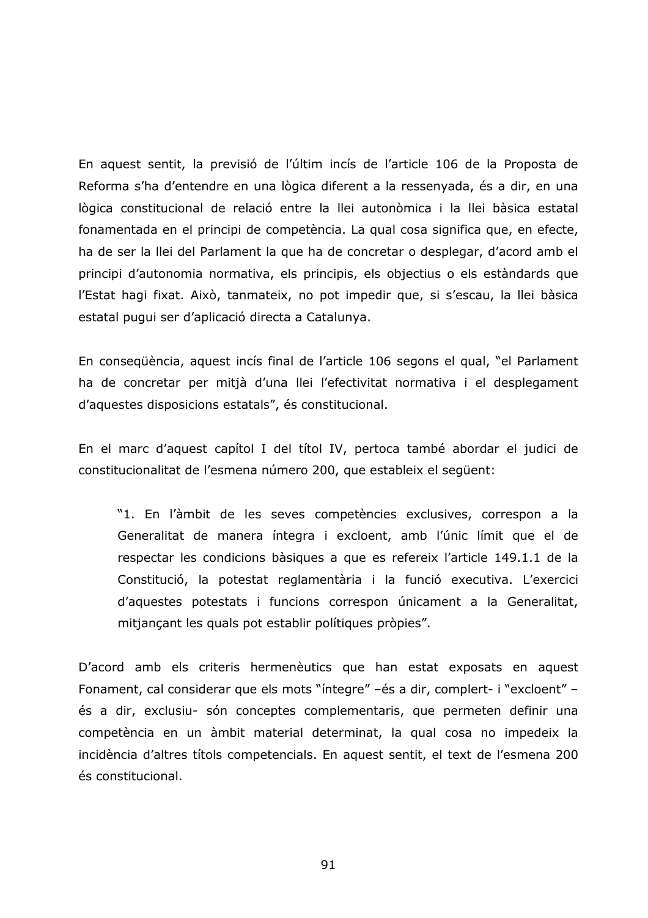En aquest sentit, la previsió de l'últim incís de l'article 106 de la Proposta de Reforma s'ha d'entendre en una lògica diferent a la ressenyada, és a dir, en una lògica constitucional de relació entre la llei autonòmica i la llei bàsica estatal fonamentada en el principi de competència. La qual cosa significa que, en efecte, ha de ser la llei del Parlament la que ha de concretar o desplegar, d'acord amb el principi d'autonomia normativa, els principis, els objectius o els estàndards que l'Estat hagi fixat. Això, tanmateix, no pot impedir que, si s'escau, la llei bàsica estatal pugui ser d'aplicació directa a Catalunya.

En conseqüència, aquest incís final de l'article 106 segons el qual, "el Parlament ha de concretar per mitjà d'una llei l'efectivitat normativa i el desplegament d'aquestes disposicions estatals", és constitucional.

En el marc d'aquest capítol I del títol IV, pertoca també abordar el judici de constitucionalitat de l'esmena número 200, que estableix el següent:

> "1. En l'àmbit de les seves competències exclusives, correspon a la Generalitat de manera íntegra i excloent, amb l'únic límit que el de respectar les condicions bàsiques a que es refereix l'article 149.1.1 de la Constitució, la potestat reglamentària i la funció executiva. L'exercici d'aquestes potestats i funcions correspon únicament a la Generalitat, mitjançant les quals pot establir polítiques pròpies".

D'acord amb els criteris hermenèutics que han estat exposats en aquest Fonament, cal considerar que els mots "íntegre" –és a dir, complert- i "excloent" –és a dir, exclusiu- són conceptes complementaris, que permeten definir una competència en un àmbit material determinat, la qual cosa no impedeix la incidència d'altres títols competencials. En aquest sentit, el text de l'esmena 200 és constitucional.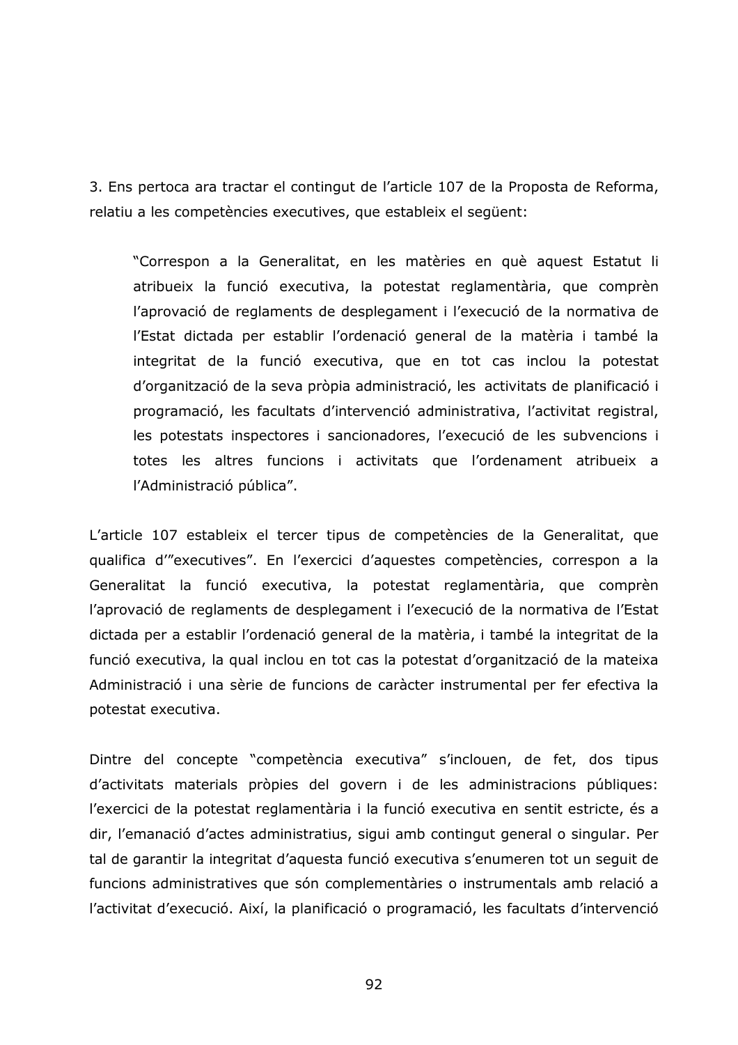3. Ens pertoca ara tractar el contingut de l'article 107 de la Proposta de Reforma, relatiu a les competències executives, que estableix el següent:

> "Correspon a la Generalitat, en les matèries en què aquest Estatut li atribueix la funció executiva, la potestat reglamentària, que comprèn l'aprovació de reglaments de desplegament i l'execució de la normativa de l'Estat dictada per establir l'ordenació general de la matèria i també la integritat de la funció executiva, que en tot cas inclou la potestat d'organització de la seva pròpia administració, les activitats de planificació i programació, les facultats d'intervenció administrativa, l'activitat registral, les potestats inspectores i sancionadores, l'execució de les subvencions i totes les altres funcions i activitats que l'ordenament atribueix a l'Administració pública".

L'article 107 estableix el tercer tipus de competències de la Generalitat, que qualifica d'"executives". En l'exercici d'aquestes competències, correspon a la Generalitat la funció executiva, la potestat reglamentària, que comprèn l'aprovació de reglaments de desplegament i l'execució de la normativa de l'Estat dictada per a establir l'ordenació general de la matèria, i també la integritat de la funció executiva, la qual inclou en tot cas la potestat d'organització de la mateixa Administració i una sèrie de funcions de caràcter instrumental per fer efectiva la potestat executiva.

Dintre del concepte "competència executiva" s'inclouen, de fet, dos tipus d'activitats materials pròpies del govern i de les administracions públiques: l'exercici de la potestat reglamentària i la funció executiva en sentit estricte, és a dir, l'emanació d'actes administratius, sigui amb contingut general o singular. Per tal de garantir la integritat d'aquesta funció executiva s'enumeren tot un seguit de funcions administratives que són complementàries o instrumentals amb relació a l'activitat d'execució. Així, la planificació o programació, les facultats d'intervenció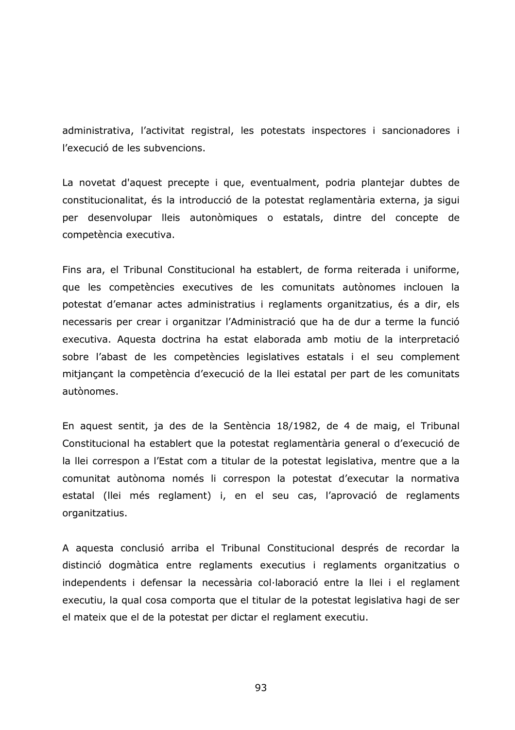administrativa, l'activitat registral, les potestats inspectores i sancionadores i l'execució de les subvencions.

La novetat d'aquest precepte i que, eventualment, podria plantejar dubtes de constitucionalitat, és la introducció de la potestat reglamentària externa, ja sigui per desenvolupar lleis autonòmiques o estatals, dintre del concepte de competència executiva.

Fins ara, el Tribunal Constitucional ha establert, de forma reiterada i uniforme, que les competències executives de les comunitats autònomes inclouen la potestat d'emanar actes administratius i reglaments organitzatius, és a dir, els necessaris per crear i organitzar l'Administració que ha de dur a terme la funció executiva. Aquesta doctrina ha estat elaborada amb motiu de la interpretació sobre l'abast de les competències legislatives estatals i el seu complement mitjançant la competència d'execució de la llei estatal per part de les comunitats autònomes.

En aquest sentit, ja des de la Sentència 18/1982, de 4 de maig, el Tribunal Constitucional ha establert que la potestat reglamentària general o d'execució de la llei correspon a l'Estat com a titular de la potestat legislativa, mentre que a la comunitat autònoma només li correspon la potestat d'executar la normativa estatal (llei més reglament) i, en el seu cas, l'aprovació de reglaments organitzatius.

A aquesta conclusió arriba el Tribunal Constitucional després de recordar la distinció dogmàtica entre reglaments executius i reglaments organitzatius o independents i defensar la necessària col·laboració entre la llei i el reglament executiu, la qual cosa comporta que el titular de la potestat legislativa hagi de ser el mateix que el de la potestat per dictar el reglament executiu.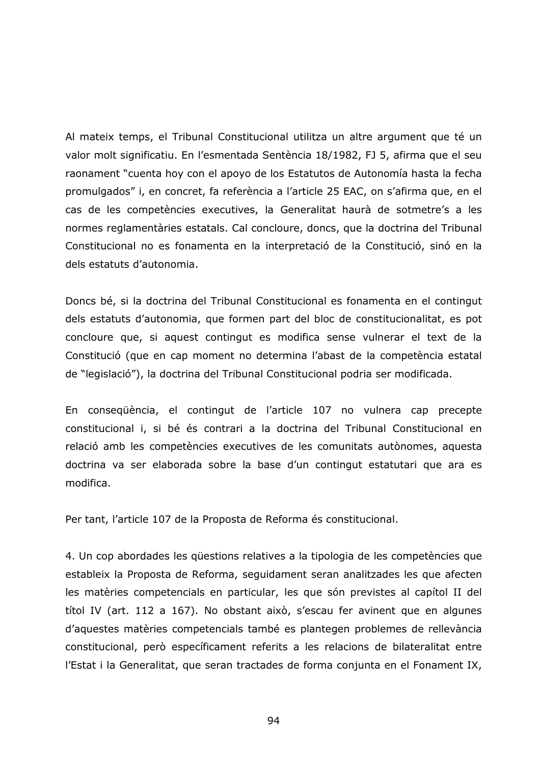Al mateix temps, el Tribunal Constitucional utilitza un altre argument que té un valor molt significatiu. En l'esmentada Sentència 18/1982, FJ 5, afirma que el seu raonament "cuenta hoy con el apoyo de los Estatutos de Autonomía hasta la fecha promulgados" i, en concret, fa referència a l'article 25 EAC, on s'afirma que, en el cas de les competències executives, la Generalitat haurà de sotmetre's a les normes reglamentàries estatals. Cal concloure, doncs, que la doctrina del Tribunal Constitucional no es fonamenta en la interpretació de la Constitució, sinó en la dels estatuts d'autonomia.

Doncs bé, si la doctrina del Tribunal Constitucional es fonamenta en el contingut dels estatuts d'autonomia, que formen part del bloc de constitucionalitat, es pot concloure que, si aquest contingut es modifica sense vulnerar el text de la Constitució (que en cap moment no determina l'abast de la competència estatal de "legislació"), la doctrina del Tribunal Constitucional podria ser modificada.

En conseqüència, el contingut de l'article 107 no vulnera cap precepte constitucional i, si bé és contrari a la doctrina del Tribunal Constitucional en relació amb les competències executives de les comunitats autònomes, aquesta doctrina va ser elaborada sobre la base d'un contingut estatutari que ara es modifica.

Per tant, l'article 107 de la Proposta de Reforma és constitucional.

4. Un cop abordades les qüestions relatives a la tipologia de les competències que estableix la Proposta de Reforma, seguidament seran analitzades les que afecten les matèries competencials en particular, les que són previstes al capítol II del títol IV (art. 112 a 167). No obstant això, s'escau fer avinent que en algunes d'aquestes matèries competencials també es plantegen problemes de rellevància constitucional, però específicament referits a les relacions de bilateralitat entre l'Estat i la Generalitat, que seran tractades de forma conjunta en el Fonament IX,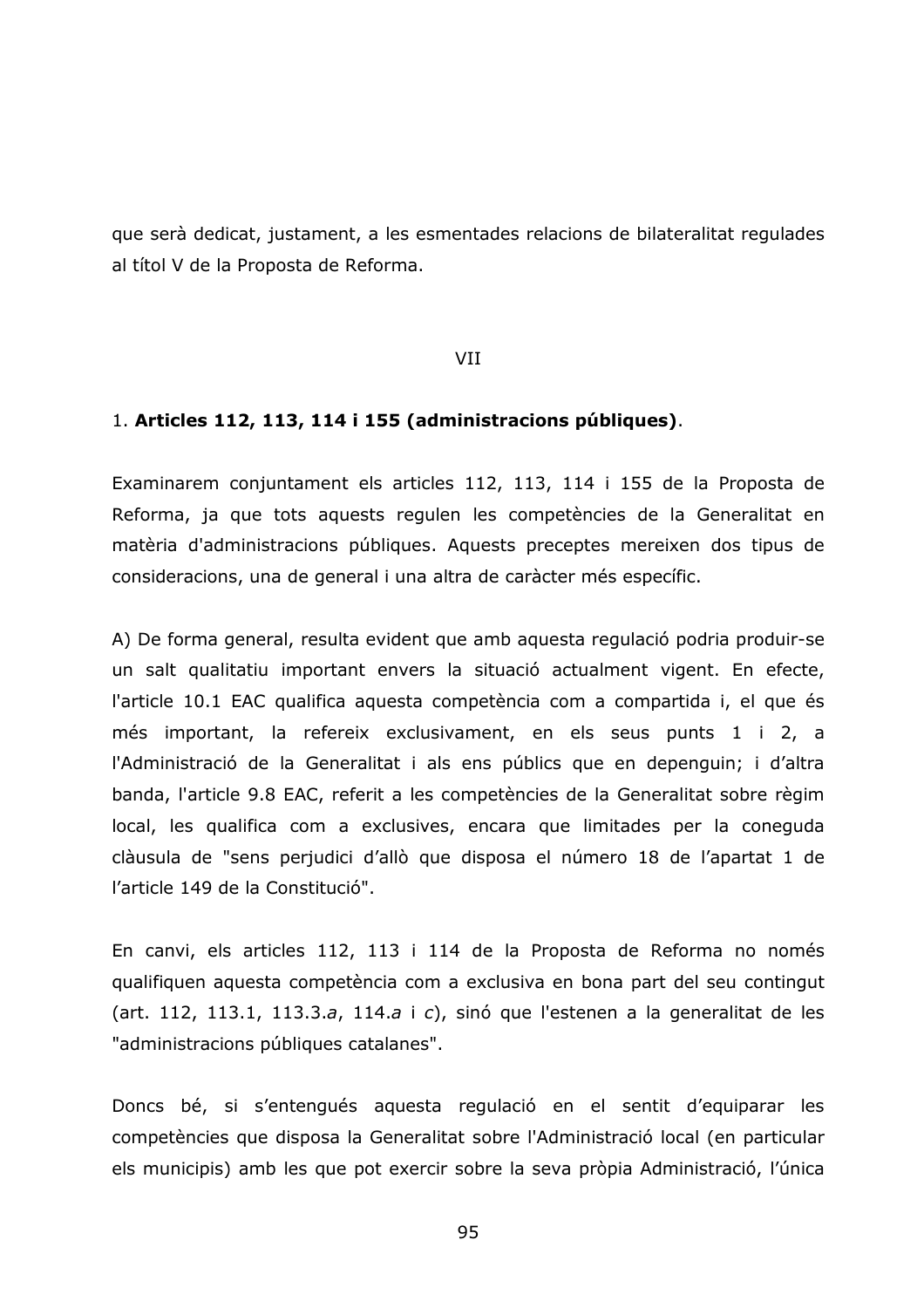que serà dedicat, justament, a les esmentades relacions de bilateralitat regulades al títol V de la Proposta de Reforma.

VII

1. **Articles 112, 113, 114 i 155 (administracions públiques)**.

Examinarem conjuntament els articles 112, 113, 114 i 155 de la Proposta de Reforma, ja que tots aquests regulen les competències de la Generalitat en matèria d'administracions públiques. Aquests preceptes mereixen dos tipus de consideracions, una de general i una altra de caràcter més específic.

A) De forma general, resulta evident que amb aquesta regulació podria produir-se un salt qualitatiu important envers la situació actualment vigent. En efecte, l'article 10.1 EAC qualifica aquesta competència com a compartida i, el que és més important, la refereix exclusivament, en els seus punts 1 i 2, a l'Administració de la Generalitat i als ens públics que en depenguin; i d'altra banda, l'article 9.8 EAC, referit a les competències de la Generalitat sobre règim local, les qualifica com a exclusives, encara que limitades per la coneguda clàusula de "sens perjudici d'allò que disposa el número 18 de l'apartat 1 de l'article 149 de la Constitució".

En canvi, els articles 112, 113 i 114 de la Proposta de Reforma no només qualifiquen aquesta competència com a exclusiva en bona part del seu contingut (art. 112, 113.1, 113.3.*a*, 114.*a* i *c*), sinó que l'estenen a la generalitat de les "administracions públiques catalanes".

Doncs bé, si s'entengués aquesta regulació en el sentit d'equiparar les competències que disposa la Generalitat sobre l'Administració local (en particular els municipis) amb les que pot exercir sobre la seva pròpia Administració, l'única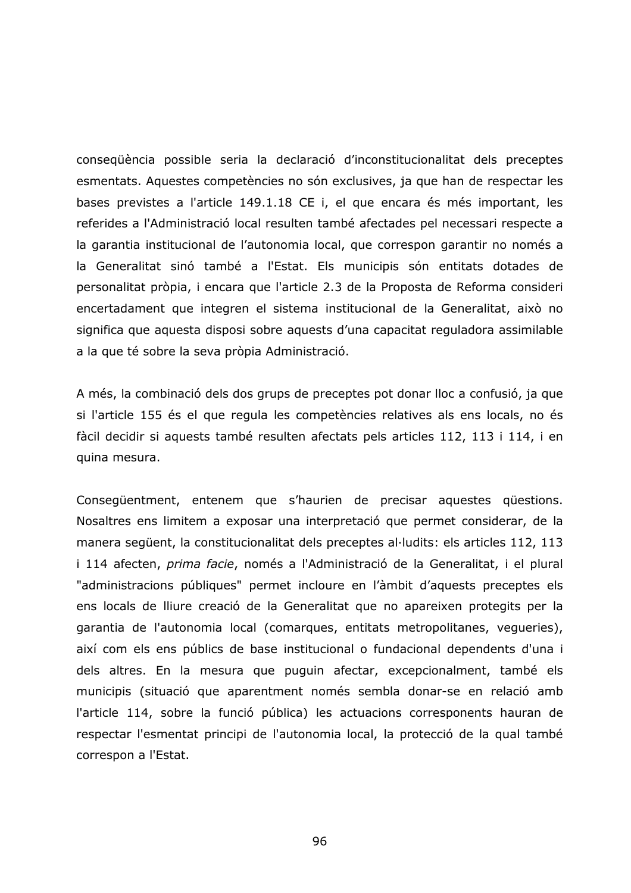conseqüència possible seria la declaració d'inconstitucionalitat dels preceptes esmentats. Aquestes competències no són exclusives, ja que han de respectar les bases previstes a l'article 149.1.18 CE i, el que encara és més important, les referides a l'Administració local resulten també afectades pel necessari respecte a la garantia institucional de l'autonomia local, que correspon garantir no només a la Generalitat sinó també a l'Estat. Els municipis són entitats dotades de personalitat pròpia, i encara que l'article 2.3 de la Proposta de Reforma consideri encertadament que integren el sistema institucional de la Generalitat, això no significa que aquesta disposi sobre aquests d'una capacitat reguladora assimilable a la que té sobre la seva pròpia Administració.

A més, la combinació dels dos grups de preceptes pot donar lloc a confusió, ja que si l'article 155 és el que regula les competències relatives als ens locals, no és fàcil decidir si aquests també resulten afectats pels articles 112, 113 i 114, i en quina mesura.

Conseqüentment, entenem que s'haurien de precisar aquestes qüestions. Nosaltres ens limitem a exposar una interpretació que permet considerar, de la manera següent, la constitucionalitat dels preceptes al·ludits: els articles 112, 113 i 114 afecten, *prima facie*, només a l'Administració de la Generalitat, i el plural "administracions públiques" permet incloure en l'àmbit d'aquests preceptes els ens locals de lliure creació de la Generalitat que no apareixen protegits per la garantia de l'autonomia local (comarques, entitats metropolitanes, vegueries), així com els ens públics de base institucional o fundacional dependents d'una i dels altres. En la mesura que puguin afectar, excepcionalment, també els municipis (situació que aparentment només sembla donar-se en relació amb l'article 114, sobre la funció pública) les actuacions corresponents hauran de respectar l'esmentat principi de l'autonomia local, la protecció de la qual també correspon a l'Estat.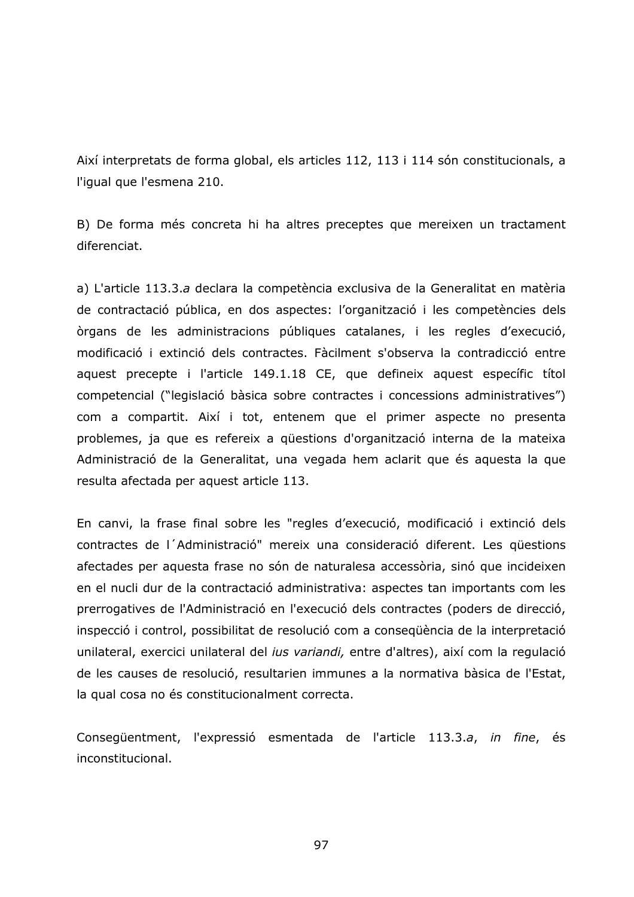Així interpretats de forma global, els articles 112, 113 i 114 són constitucionals, a l'igual que l'esmena 210.

B) De forma més concreta hi ha altres preceptes que mereixen un tractament diferenciat.

a) L'article 113.3.*a* declara la competència exclusiva de la Generalitat en matèria de contractació pública, en dos aspectes: l'organització i les competències dels òrgans de les administracions públiques catalanes, i les regles d'execució, modificació i extinció dels contractes. Fàcilment s'observa la contradicció entre aquest precepte i l'article 149.1.18 CE, que defineix aquest específic títol competencial ("legislació bàsica sobre contractes i concessions administratives") com a compartit. Així i tot, entenem que el primer aspecte no presenta problemes, ja que es refereix a qüestions d'organització interna de la mateixa Administració de la Generalitat, una vegada hem aclarit que és aquesta la que resulta afectada per aquest article 113.

En canvi, la frase final sobre les "regles d'execució, modificació i extinció dels contractes de l´Administració" mereix una consideració diferent. Les qüestions afectades per aquesta frase no són de naturalesa accessòria, sinó que incideixen en el nucli dur de la contractació administrativa: aspectes tan importants com les prerrogatives de l'Administració en l'execució dels contractes (poders de direcció, inspecció i control, possibilitat de resolució com a conseqüència de la interpretació unilateral, exercici unilateral del *ius variandi,* entre d'altres), així com la regulació de les causes de resolució, resultarien immunes a la normativa bàsica de l'Estat, la qual cosa no és constitucionalment correcta.

Conseqüentment, l'expressió esmentada de l'article 113.3.*a*, *in fine*, és inconstitucional.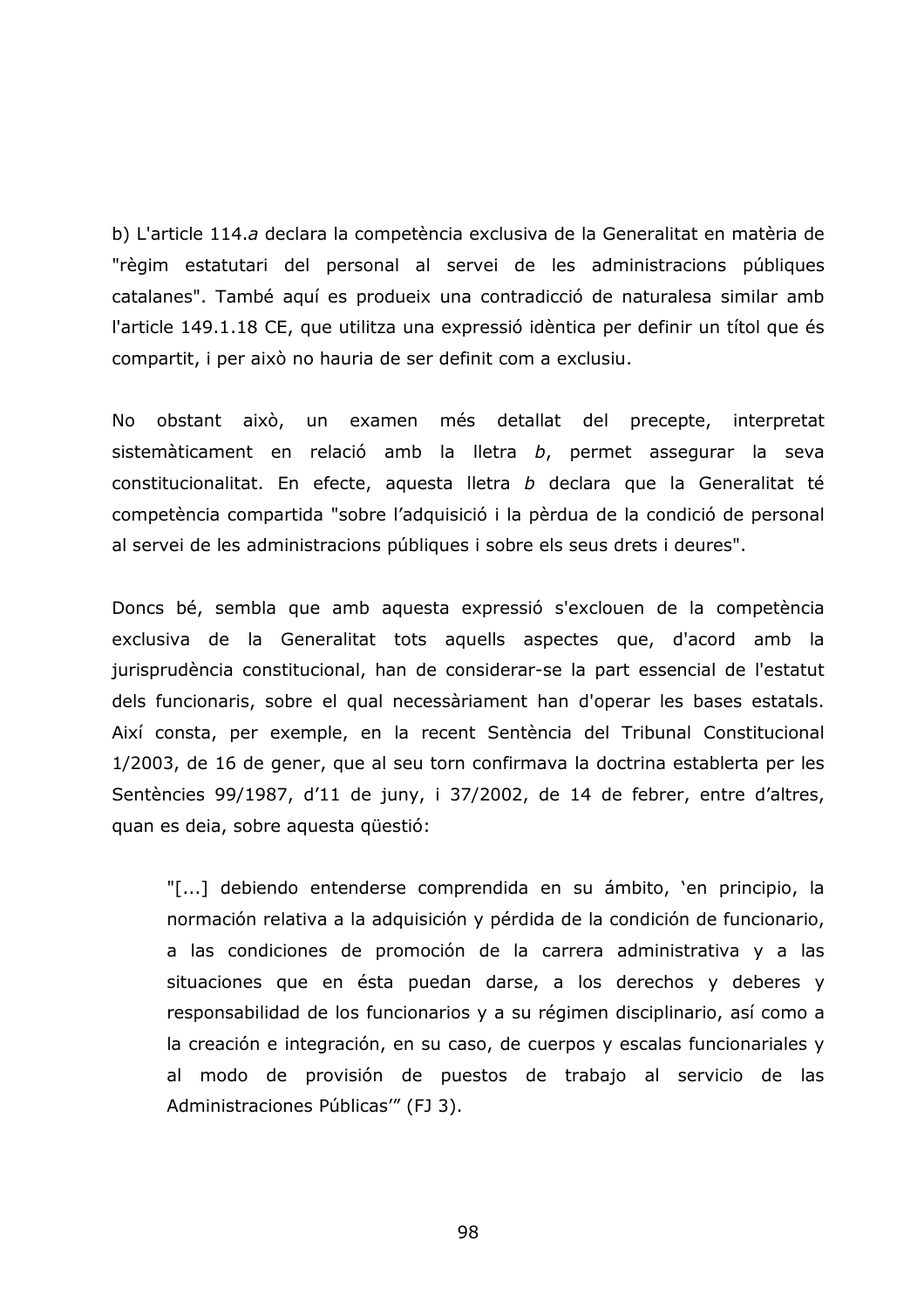b) L'article 114.*a* declara la competència exclusiva de la Generalitat en matèria de "règim estatutari del personal al servei de les administracions públiques catalanes". També aquí es produeix una contradicció de naturalesa similar amb l'article 149.1.18 CE, que utilitza una expressió idèntica per definir un títol que és compartit, i per això no hauria de ser definit com a exclusiu.

No obstant això, un examen més detallat del precepte, interpretat sistemàticament en relació amb la lletra *b*, permet assegurar la seva constitucionalitat. En efecte, aquesta lletra *b* declara que la Generalitat té competència compartida "sobre l'adquisició i la pèrdua de la condició de personal al servei de les administracions públiques i sobre els seus drets i deures".

Doncs bé, sembla que amb aquesta expressió s'exclouen de la competència exclusiva de la Generalitat tots aquells aspectes que, d'acord amb la jurisprudència constitucional, han de considerar-se la part essencial de l'estatut dels funcionaris, sobre el qual necessàriament han d'operar les bases estatals. Així consta, per exemple, en la recent Sentència del Tribunal Constitucional 1/2003, de 16 de gener, que al seu torn confirmava la doctrina establerta per les Sentències 99/1987, d'11 de juny, i 37/2002, de 14 de febrer, entre d'altres, quan es deia, sobre aquesta qüestió:

> "[...] debiendo entenderse comprendida en su ámbito, 'en principio, la normación relativa a la adquisición y pérdida de la condición de funcionario, a las condiciones de promoción de la carrera administrativa y a las situaciones que en ésta puedan darse, a los derechos y deberes y responsabilidad de los funcionarios y a su régimen disciplinario, así como a la creación e integración, en su caso, de cuerpos y escalas funcionariales y al modo de provisión de puestos de trabajo al servicio de las Administraciones Públicas'" (FJ 3).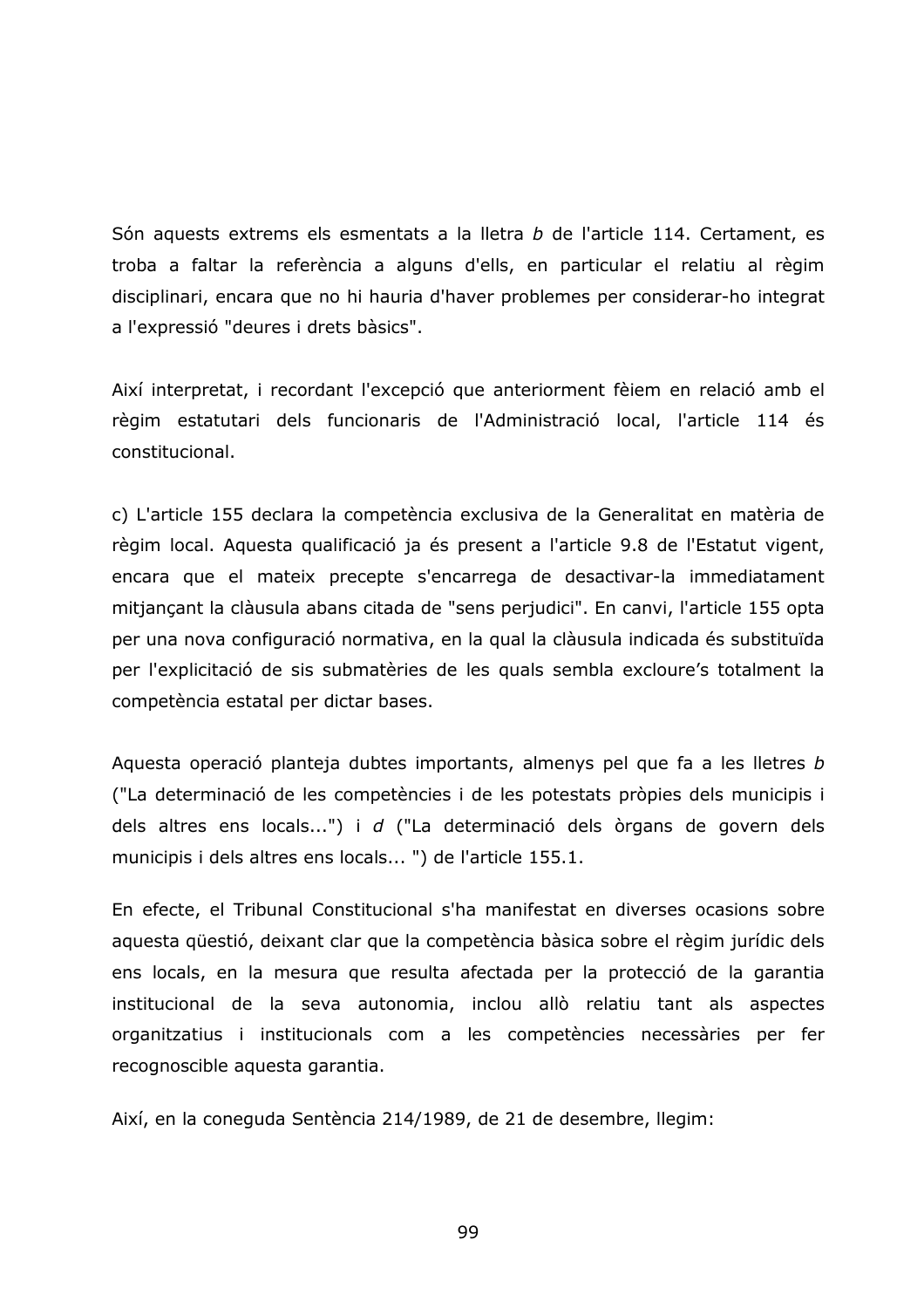Són aquests extrems els esmentats a la lletra *b* de l'article 114. Certament, es troba a faltar la referència a alguns d'ells, en particular el relatiu al règim disciplinari, encara que no hi hauria d'haver problemes per considerar-ho integrat a l'expressió "deures i drets bàsics".

Així interpretat, i recordant l'excepció que anteriorment fèiem en relació amb el règim estatutari dels funcionaris de l'Administració local, l'article 114 és constitucional.

c) L'article 155 declara la competència exclusiva de la Generalitat en matèria de règim local. Aquesta qualificació ja és present a l'article 9.8 de l'Estatut vigent, encara que el mateix precepte s'encarrega de desactivar-la immediatament mitjançant la clàusula abans citada de "sens perjudici". En canvi, l'article 155 opta per una nova configuració normativa, en la qual la clàusula indicada és substituïda per l'explicitació de sis submatèries de les quals sembla excloure's totalment la competència estatal per dictar bases.

Aquesta operació planteja dubtes importants, almenys pel que fa a les lletres *b* ("La determinació de les competències i de les potestats pròpies dels municipis i dels altres ens locals...") i *d* ("La determinació dels òrgans de govern dels municipis i dels altres ens locals... ") de l'article 155.1.

En efecte, el Tribunal Constitucional s'ha manifestat en diverses ocasions sobre aquesta qüestió, deixant clar que la competència bàsica sobre el règim jurídic dels ens locals, en la mesura que resulta afectada per la protecció de la garantia institucional de la seva autonomia, inclou allò relatiu tant als aspectes organitzatius i institucionals com a les competències necessàries per fer recognoscible aquesta garantia.

Així, en la coneguda Sentència 214/1989, de 21 de desembre, llegim: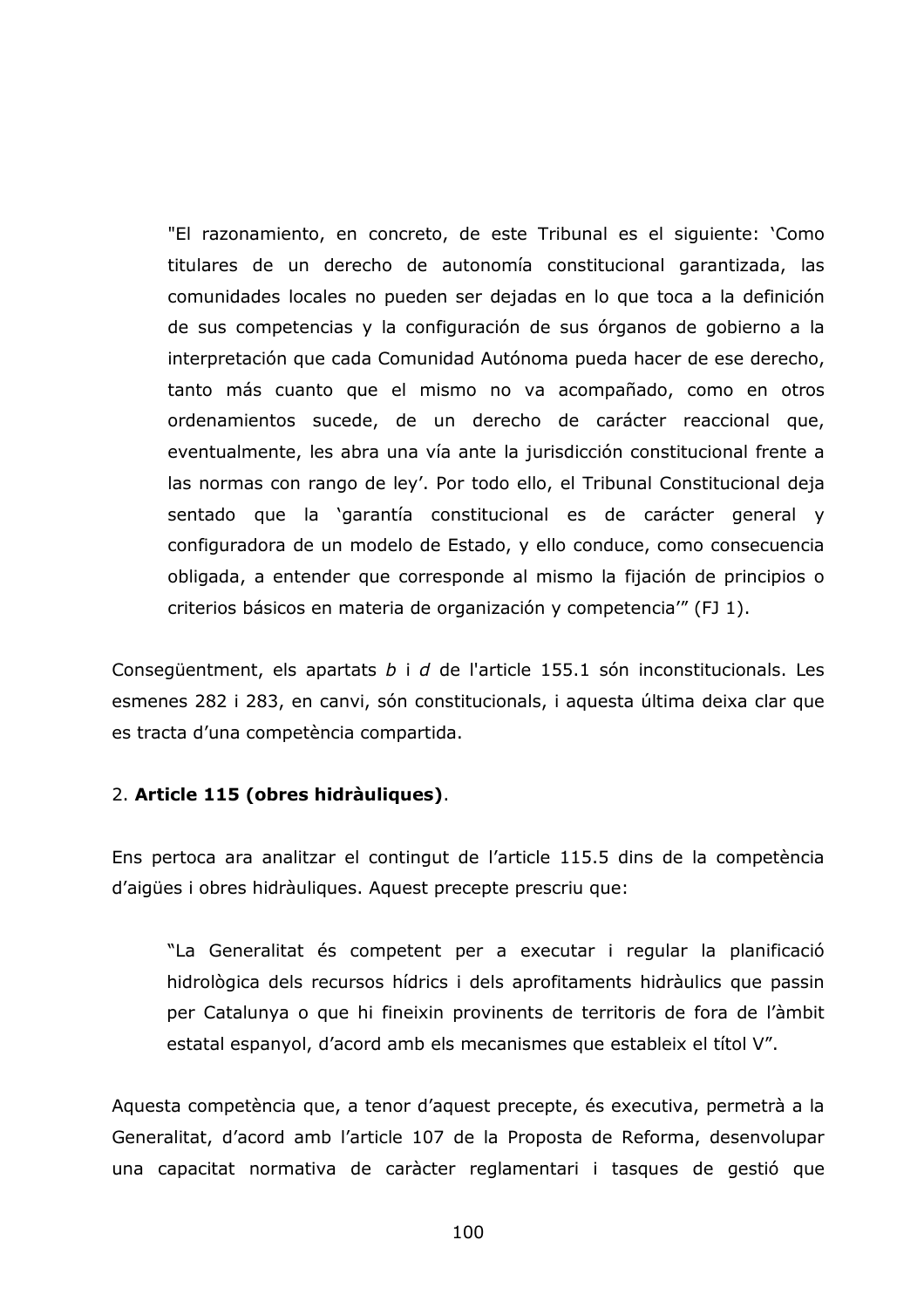> "El razonamiento, en concreto, de este Tribunal es el siguiente: 'Como titulares de un derecho de autonomía constitucional garantizada, las comunidades locales no pueden ser dejadas en lo que toca a la definición de sus competencias y la configuración de sus órganos de gobierno a la interpretación que cada Comunidad Autónoma pueda hacer de ese derecho, tanto más cuanto que el mismo no va acompañado, como en otros ordenamientos sucede, de un derecho de carácter reaccional que, eventualmente, les abra una vía ante la jurisdicción constitucional frente a las normas con rango de ley'. Por todo ello, el Tribunal Constitucional deja sentado que la 'garantía constitucional es de carácter general y configuradora de un modelo de Estado, y ello conduce, como consecuencia obligada, a entender que corresponde al mismo la fijación de principios o criterios básicos en materia de organización y competencia'" (FJ 1).

Conseqüentment, els apartats *b* i *d* de l'article 155.1 són inconstitucionals. Les esmenes 282 i 283, en canvi, són constitucionals, i aquesta última deixa clar que es tracta d'una competència compartida.

2. **Article 115 (obres hidràuliques)**.

Ens pertoca ara analitzar el contingut de l'article 115.5 dins de la competència d'aigües i obres hidràuliques. Aquest precepte prescriu que:

> "La Generalitat és competent per a executar i regular la planificació hidrològica dels recursos hídrics i dels aprofitaments hidràulics que passin per Catalunya o que hi fineixin provinents de territoris de fora de l'àmbit estatal espanyol, d'acord amb els mecanismes que estableix el títol V".

Aquesta competència que, a tenor d'aquest precepte, és executiva, permetrà a la Generalitat, d'acord amb l'article 107 de la Proposta de Reforma, desenvolupar una capacitat normativa de caràcter reglamentari i tasques de gestió que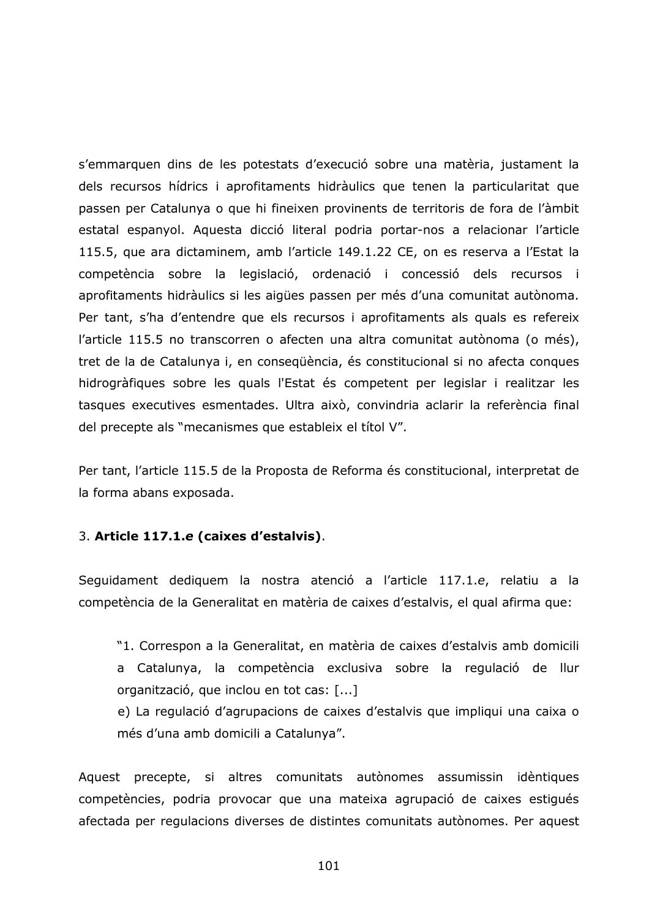s'emmarquen dins de les potestats d'execució sobre una matèria, justament la dels recursos hídrics i aprofitaments hidràulics que tenen la particularitat que passen per Catalunya o que hi fineixen provinents de territoris de fora de l'àmbit estatal espanyol. Aquesta dicció literal podria portar-nos a relacionar l'article 115.5, que ara dictaminem, amb l'article 149.1.22 CE, on es reserva a l'Estat la competència sobre la legislació, ordenació i concessió dels recursos i aprofitaments hidràulics si les aigües passen per més d'una comunitat autònoma. Per tant, s'ha d'entendre que els recursos i aprofitaments als quals es refereix l'article 115.5 no transcorren o afecten una altra comunitat autònoma (o més), tret de la de Catalunya i, en conseqüència, és constitucional si no afecta conques hidrogràfiques sobre les quals l'Estat és competent per legislar i realitzar les tasques executives esmentades. Ultra això, convindria aclarir la referència final del precepte als "mecanismes que estableix el títol V".

Per tant, l'article 115.5 de la Proposta de Reforma és constitucional, interpretat de la forma abans exposada.

3. **Article 117.1.*e* (caixes d'estalvis)**.

Seguidament dediquem la nostra atenció a l'article 117.1.*e*, relatiu a la competència de la Generalitat en matèria de caixes d'estalvis, el qual afirma que:

> "1. Correspon a la Generalitat, en matèria de caixes d'estalvis amb domicili a Catalunya, la competència exclusiva sobre la regulació de llur organització, que inclou en tot cas: [...]
> e) La regulació d'agrupacions de caixes d'estalvis que impliqui una caixa o més d'una amb domicili a Catalunya".

Aquest precepte, si altres comunitats autònomes assumissin idèntiques competències, podria provocar que una mateixa agrupació de caixes estigués afectada per regulacions diverses de distintes comunitats autònomes. Per aquest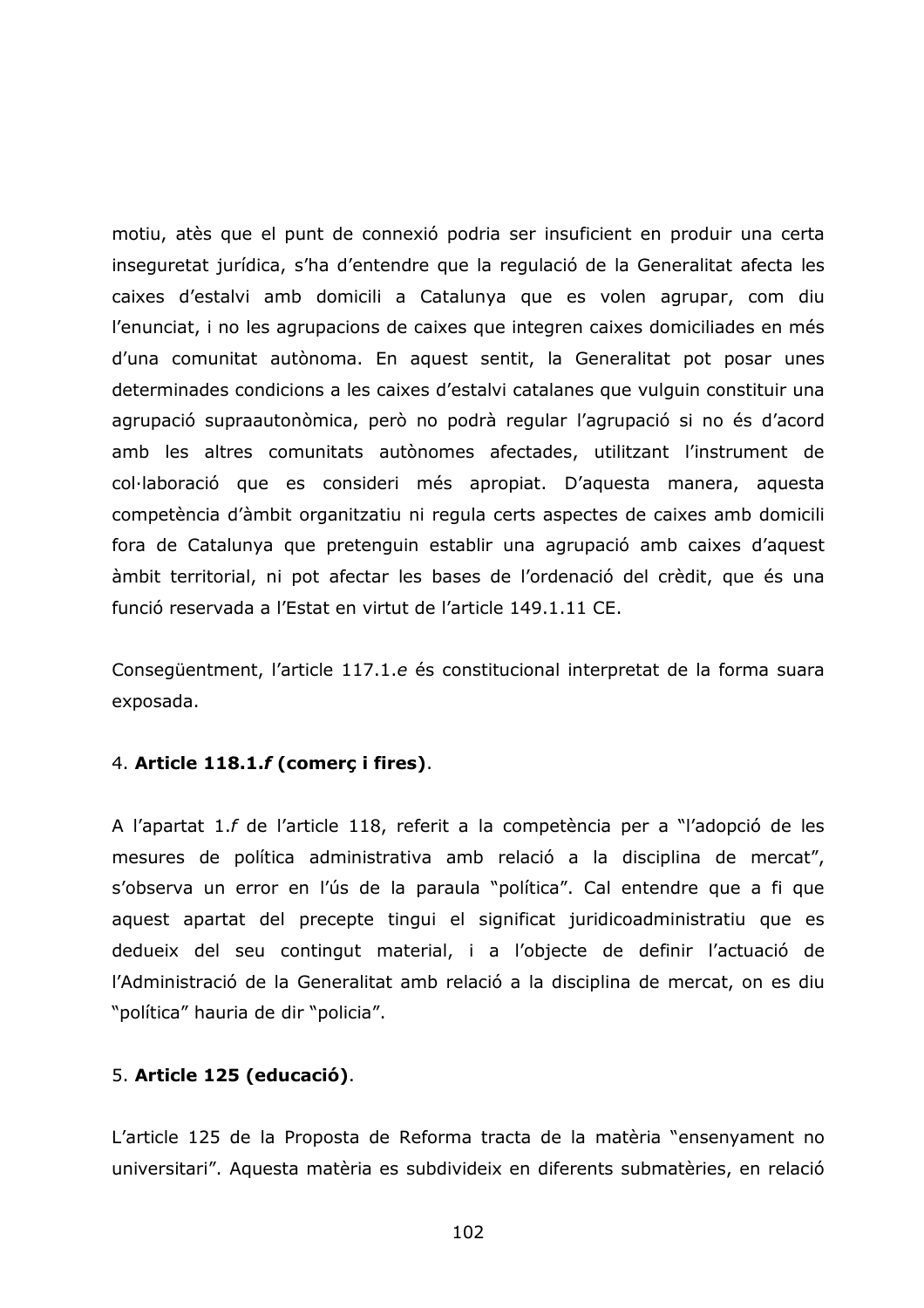motiu, atès que el punt de connexió podria ser insuficient en produir una certa inseguretat jurídica, s'ha d'entendre que la regulació de la Generalitat afecta les caixes d'estalvi amb domicili a Catalunya que es volen agrupar, com diu l'enunciat, i no les agrupacions de caixes que integren caixes domiciliades en més d'una comunitat autònoma. En aquest sentit, la Generalitat pot posar unes determinades condicions a les caixes d'estalvi catalanes que vulguin constituir una agrupació supraautonòmica, però no podrà regular l'agrupació si no és d'acord amb les altres comunitats autònomes afectades, utilitzant l'instrument de col·laboració que es consideri més apropiat. D'aquesta manera, aquesta competència d'àmbit organitzatiu ni regula certs aspectes de caixes amb domicili fora de Catalunya que pretenguin establir una agrupació amb caixes d'aquest àmbit territorial, ni pot afectar les bases de l'ordenació del crèdit, que és una funció reservada a l'Estat en virtut de l'article 149.1.11 CE.

Conseqüentment, l'article 117.1.*e* és constitucional interpretat de la forma suara exposada.

4. **Article 118.1.*f* (comerç i fires)**.

A l'apartat 1.*f* de l'article 118, referit a la competència per a "l'adopció de les mesures de política administrativa amb relació a la disciplina de mercat", s'observa un error en l'ús de la paraula "política". Cal entendre que a fi que aquest apartat del precepte tingui el significat juridicoadministratiu que es dedueix del seu contingut material, i a l'objecte de definir l'actuació de l'Administració de la Generalitat amb relació a la disciplina de mercat, on es diu "política" hauria de dir "policia".

5. **Article 125 (educació)**.

L'article 125 de la Proposta de Reforma tracta de la matèria "ensenyament no universitari". Aquesta matèria es subdivideix en diferents submatèries, en relació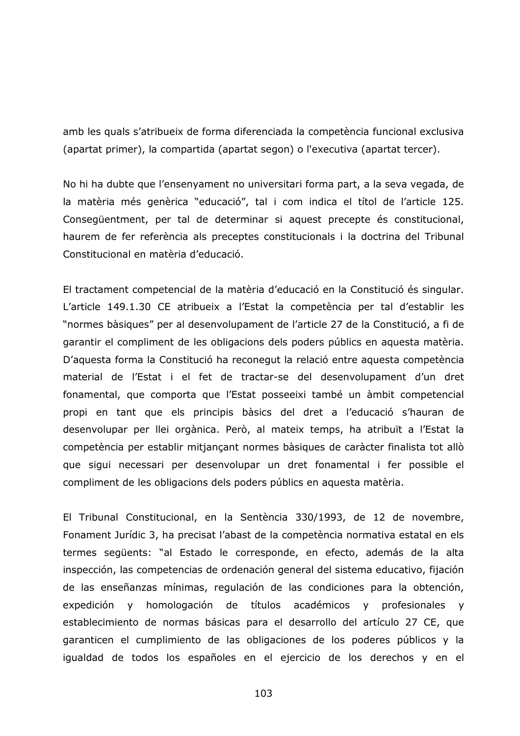amb les quals s'atribueix de forma diferenciada la competència funcional exclusiva (apartat primer), la compartida (apartat segon) o l'executiva (apartat tercer).

No hi ha dubte que l'ensenyament no universitari forma part, a la seva vegada, de la matèria més genèrica "educació", tal i com indica el títol de l'article 125. Consegüentment, per tal de determinar si aquest precepte és constitucional, haurem de fer referència als preceptes constitucionals i la doctrina del Tribunal Constitucional en matèria d'educació.

El tractament competencial de la matèria d'educació en la Constitució és singular. L'article 149.1.30 CE atribueix a l'Estat la competència per tal d'establir les "normes bàsiques" per al desenvolupament de l'article 27 de la Constitució, a fi de garantir el compliment de les obligacions dels poders públics en aquesta matèria. D'aquesta forma la Constitució ha reconegut la relació entre aquesta competència material de l'Estat i el fet de tractar-se del desenvolupament d'un dret fonamental, que comporta que l'Estat posseeixi també un àmbit competencial propi en tant que els principis bàsics del dret a l'educació s'hauran de desenvolupar per llei orgànica. Però, al mateix temps, ha atribuït a l'Estat la competència per establir mitjançant normes bàsiques de caràcter finalista tot allò que sigui necessari per desenvolupar un dret fonamental i fer possible el compliment de les obligacions dels poders públics en aquesta matèria.

El Tribunal Constitucional, en la Sentència 330/1993, de 12 de novembre, Fonament Jurídic 3, ha precisat l'abast de la competència normativa estatal en els termes següents: "al Estado le corresponde, en efecto, además de la alta inspección, las competencias de ordenación general del sistema educativo, fijación de las enseñanzas mínimas, regulación de las condiciones para la obtención, expedición y homologación de títulos académicos y profesionales y establecimiento de normas básicas para el desarrollo del artículo 27 CE, que garanticen el cumplimiento de las obligaciones de los poderes públicos y la igualdad de todos los españoles en el ejercicio de los derechos y en el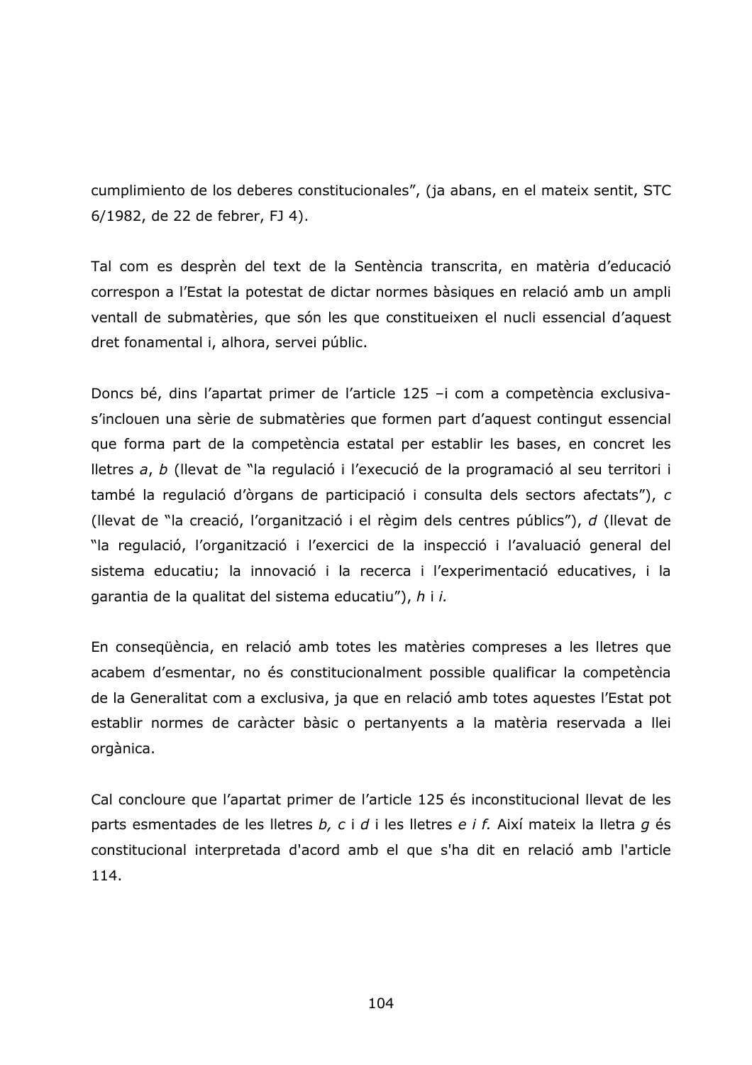cumplimiento de los deberes constitucionales", (ja abans, en el mateix sentit, STC 6/1982, de 22 de febrer, FJ 4).

Tal com es desprèn del text de la Sentència transcrita, en matèria d'educació correspon a l'Estat la potestat de dictar normes bàsiques en relació amb un ampli ventall de submatèries, que són les que constitueixen el nucli essencial d'aquest dret fonamental i, alhora, servei públic.

Doncs bé, dins l'apartat primer de l'article 125 –i com a competència exclusiva- s'inclouen una sèrie de submatèries que formen part d'aquest contingut essencial que forma part de la competència estatal per establir les bases, en concret les lletres *a*, *b* (llevat de "la regulació i l'execució de la programació al seu territori i també la regulació d'òrgans de participació i consulta dels sectors afectats"), *c* (llevat de "la creació, l'organització i el règim dels centres públics"), *d* (llevat de "la regulació, l'organització i l'exercici de la inspecció i l'avaluació general del sistema educatiu; la innovació i la recerca i l'experimentació educatives, i la garantia de la qualitat del sistema educatiu"), *h* i *i.*

En conseqüència, en relació amb totes les matèries compreses a les lletres que acabem d'esmentar, no és constitucionalment possible qualificar la competència de la Generalitat com a exclusiva, ja que en relació amb totes aquestes l'Estat pot establir normes de caràcter bàsic o pertanyents a la matèria reservada a llei orgànica.

Cal concloure que l'apartat primer de l'article 125 és inconstitucional llevat de les parts esmentades de les lletres *b, c* i *d* i les lletres *e i f.* Així mateix la lletra *g* és constitucional interpretada d'acord amb el que s'ha dit en relació amb l'article 114.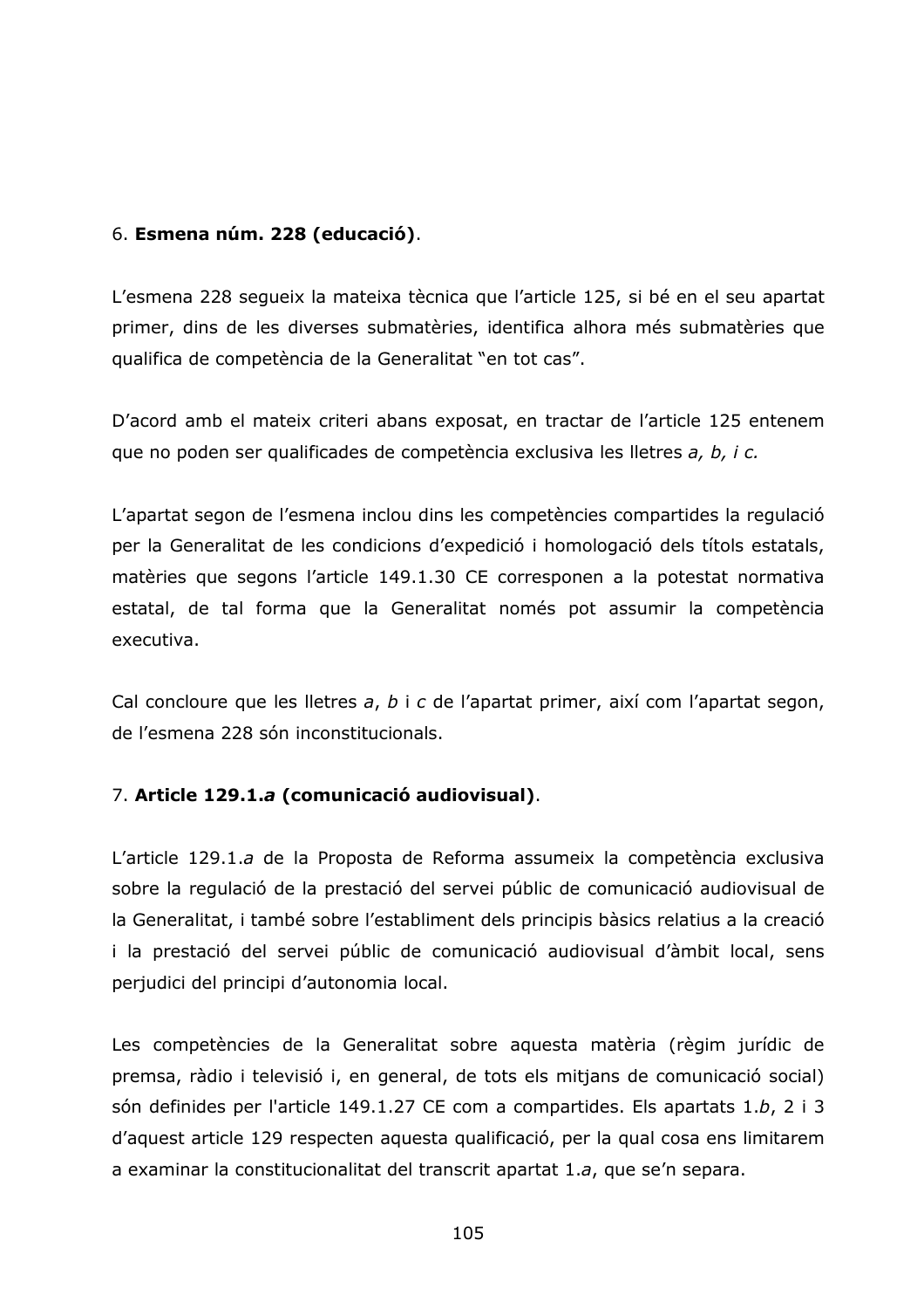6. **Esmena núm. 228 (educació)**.

L'esmena 228 segueix la mateixa tècnica que l'article 125, si bé en el seu apartat primer, dins de les diverses submatèries, identifica alhora més submatèries que qualifica de competència de la Generalitat "en tot cas".

D'acord amb el mateix criteri abans exposat, en tractar de l'article 125 entenem que no poden ser qualificades de competència exclusiva les lletres *a, b, i c.*

L'apartat segon de l'esmena inclou dins les competències compartides la regulació per la Generalitat de les condicions d'expedició i homologació dels títols estatals, matèries que segons l'article 149.1.30 CE corresponen a la potestat normativa estatal, de tal forma que la Generalitat només pot assumir la competència executiva.

Cal concloure que les lletres *a*, *b* i *c* de l'apartat primer, així com l'apartat segon, de l'esmena 228 són inconstitucionals.

7. **Article 129.1.*a* (comunicació audiovisual)**.

L'article 129.1.*a* de la Proposta de Reforma assumeix la competència exclusiva sobre la regulació de la prestació del servei públic de comunicació audiovisual de la Generalitat, i també sobre l'establiment dels principis bàsics relatius a la creació i la prestació del servei públic de comunicació audiovisual d'àmbit local, sens perjudici del principi d'autonomia local.

Les competències de la Generalitat sobre aquesta matèria (règim jurídic de premsa, ràdio i televisió i, en general, de tots els mitjans de comunicació social) són definides per l'article 149.1.27 CE com a compartides. Els apartats 1.*b*, 2 i 3 d'aquest article 129 respecten aquesta qualificació, per la qual cosa ens limitarem a examinar la constitucionalitat del transcrit apartat 1.*a*, que se'n separa.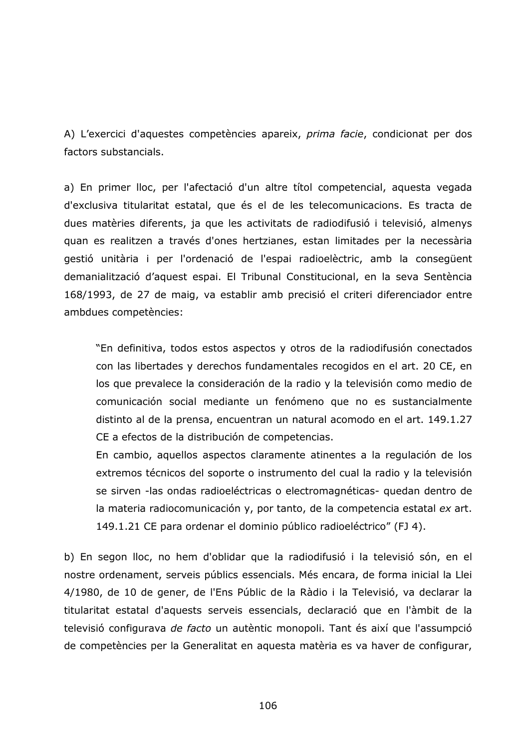A) L’exercici d'aquestes competències apareix, *prima facie*, condicionat per dos factors substancials.

a) En primer lloc, per l'afectació d'un altre títol competencial, aquesta vegada d'exclusiva titularitat estatal, que és el de les telecomunicacions. Es tracta de dues matèries diferents, ja que les activitats de radiodifusió i televisió, almenys quan es realitzen a través d'ones hertzianes, estan limitades per la necessària gestió unitària i per l'ordenació de l'espai radioelèctric, amb la conseqüent demanialització d’aquest espai. El Tribunal Constitucional, en la seva Sentència 168/1993, de 27 de maig, va establir amb precisió el criteri diferenciador entre ambdues competències:

> “En definitiva, todos estos aspectos y otros de la radiodifusión conectados con las libertades y derechos fundamentales recogidos en el art. 20 CE, en los que prevalece la consideración de la radio y la televisión como medio de comunicación social mediante un fenómeno que no es sustancialmente distinto al de la prensa, encuentran un natural acomodo en el art. 149.1.27 CE a efectos de la distribución de competencias.
>
> En cambio, aquellos aspectos claramente atinentes a la regulación de los extremos técnicos del soporte o instrumento del cual la radio y la televisión se sirven -las ondas radioeléctricas o electromagnéticas- quedan dentro de la materia radiocomunicación y, por tanto, de la competencia estatal *ex* art. 149.1.21 CE para ordenar el dominio público radioeléctrico” (FJ 4).

b) En segon lloc, no hem d'oblidar que la radiodifusió i la televisió són, en el nostre ordenament, serveis públics essencials. Més encara, de forma inicial la Llei 4/1980, de 10 de gener, de l'Ens Públic de la Ràdio i la Televisió, va declarar la titularitat estatal d'aquests serveis essencials, declaració que en l'àmbit de la televisió configurava *de facto* un autèntic monopoli. Tant és així que l'assumpció de competències per la Generalitat en aquesta matèria es va haver de configurar,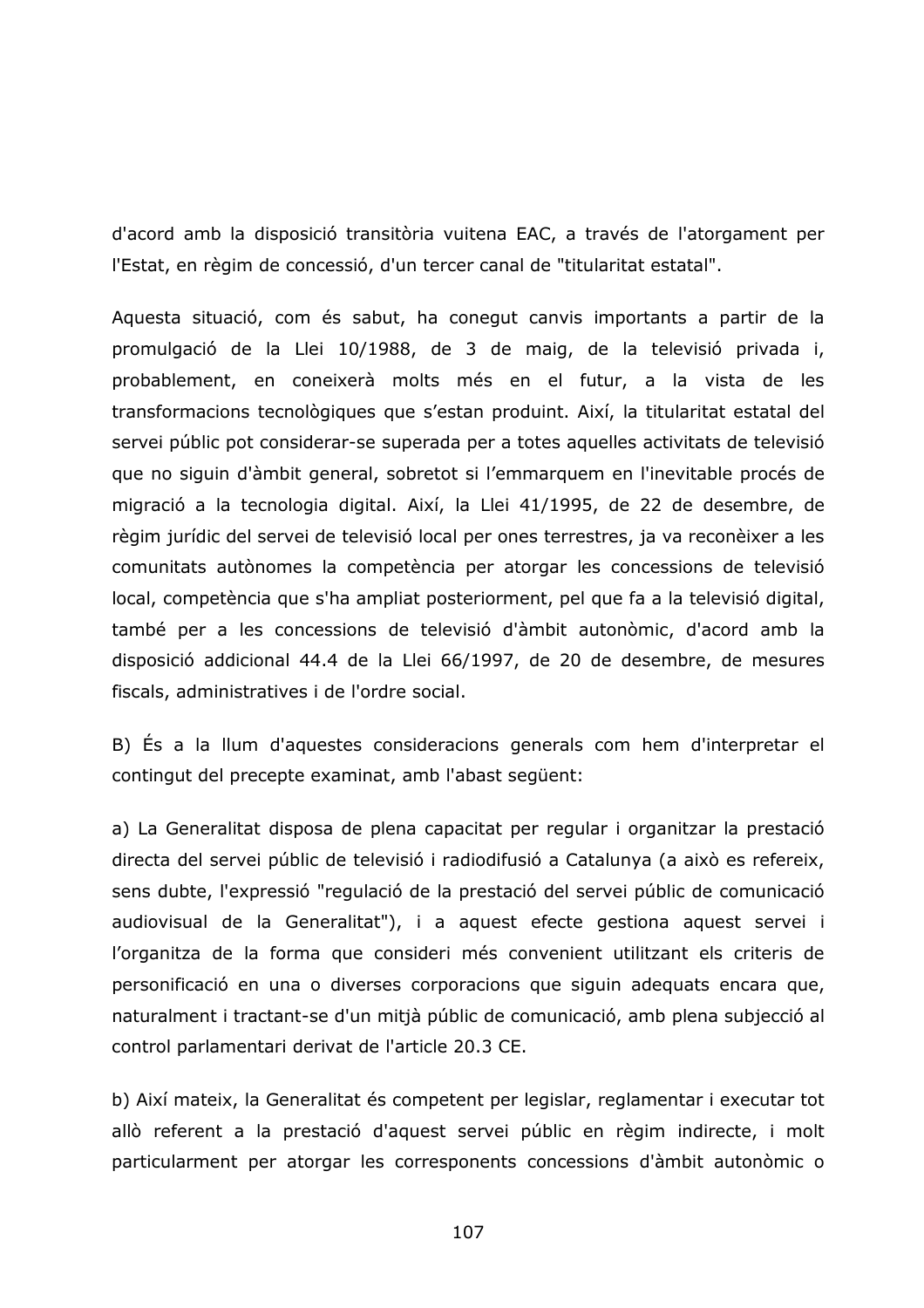d'acord amb la disposició transitòria vuitena EAC, a través de l'atorgament per l'Estat, en règim de concessió, d'un tercer canal de "titularitat estatal".

Aquesta situació, com és sabut, ha conegut canvis importants a partir de la promulgació de la Llei 10/1988, de 3 de maig, de la televisió privada i, probablement, en coneixerà molts més en el futur, a la vista de les transformacions tecnològiques que s'estan produint. Així, la titularitat estatal del servei públic pot considerar-se superada per a totes aquelles activitats de televisió que no siguin d'àmbit general, sobretot si l'emmarquem en l'inevitable procés de migració a la tecnologia digital. Així, la Llei 41/1995, de 22 de desembre, de règim jurídic del servei de televisió local per ones terrestres, ja va reconèixer a les comunitats autònomes la competència per atorgar les concessions de televisió local, competència que s'ha ampliat posteriorment, pel que fa a la televisió digital, també per a les concessions de televisió d'àmbit autonòmic, d'acord amb la disposició addicional 44.4 de la Llei 66/1997, de 20 de desembre, de mesures fiscals, administratives i de l'ordre social.

B) És a la llum d'aquestes consideracions generals com hem d'interpretar el contingut del precepte examinat, amb l'abast següent:

a) La Generalitat disposa de plena capacitat per regular i organitzar la prestació directa del servei públic de televisió i radiodifusió a Catalunya (a això es refereix, sens dubte, l'expressió "regulació de la prestació del servei públic de comunicació audiovisual de la Generalitat"), i a aquest efecte gestiona aquest servei i l'organitza de la forma que consideri més convenient utilitzant els criteris de personificació en una o diverses corporacions que siguin adequats encara que, naturalment i tractant-se d'un mitjà públic de comunicació, amb plena subjecció al control parlamentari derivat de l'article 20.3 CE.

b) Així mateix, la Generalitat és competent per legislar, reglamentar i executar tot allò referent a la prestació d'aquest servei públic en règim indirecte, i molt particularment per atorgar les corresponents concessions d'àmbit autonòmic o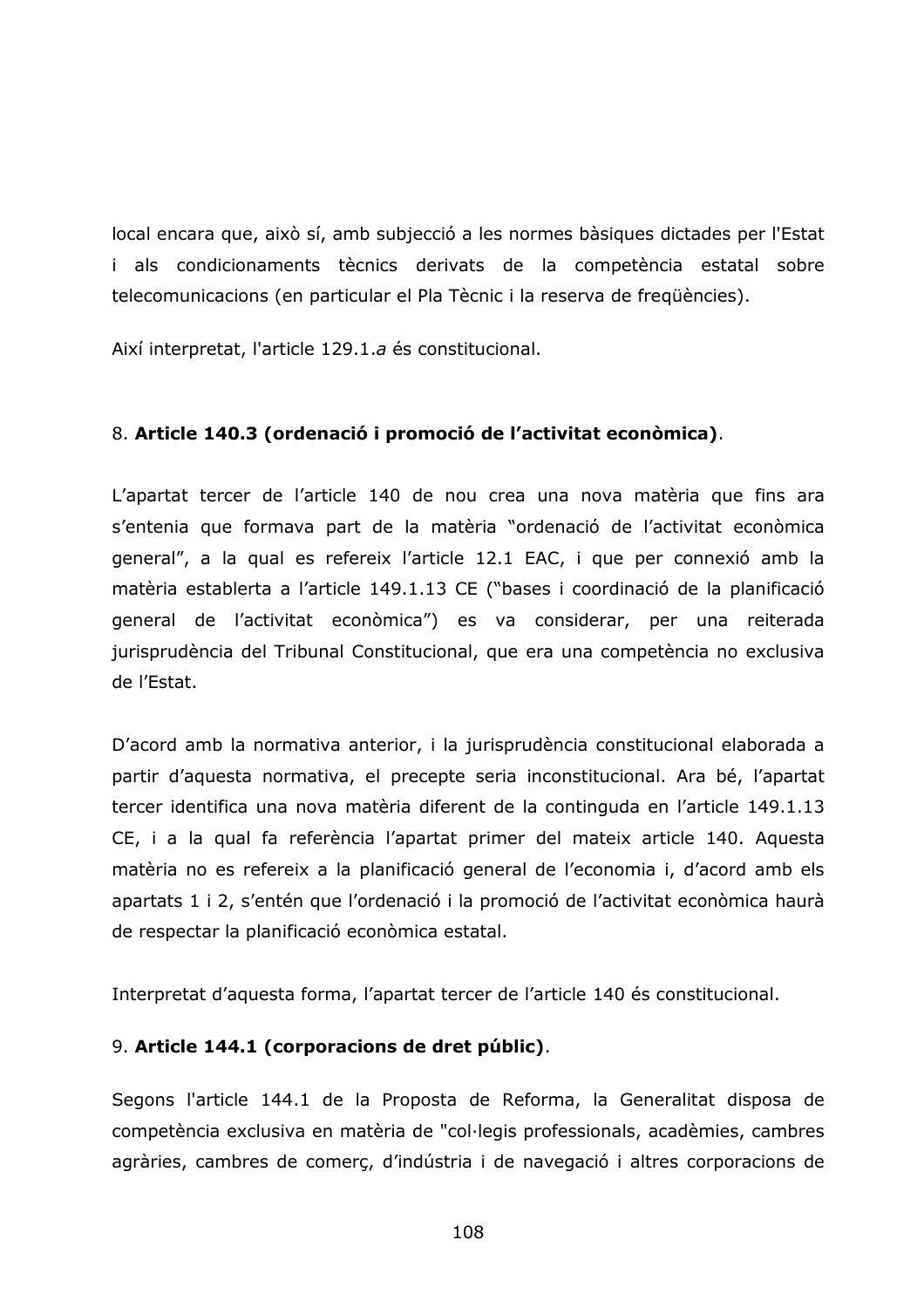local encara que, això sí, amb subjecció a les normes bàsiques dictades per l'Estat i als condicionaments tècnics derivats de la competència estatal sobre telecomunicacions (en particular el Pla Tècnic i la reserva de freqüències).

Així interpretat, l'article 129.1.*a* és constitucional.

8. **Article 140.3 (ordenació i promoció de l'activitat econòmica)**.

L'apartat tercer de l'article 140 de nou crea una nova matèria que fins ara s'entenia que formava part de la matèria "ordenació de l'activitat econòmica general", a la qual es refereix l'article 12.1 EAC, i que per connexió amb la matèria establerta a l'article 149.1.13 CE ("bases i coordinació de la planificació general de l'activitat econòmica") es va considerar, per una reiterada jurisprudència del Tribunal Constitucional, que era una competència no exclusiva de l'Estat.

D'acord amb la normativa anterior, i la jurisprudència constitucional elaborada a partir d'aquesta normativa, el precepte seria inconstitucional. Ara bé, l'apartat tercer identifica una nova matèria diferent de la continguda en l'article 149.1.13 CE, i a la qual fa referència l'apartat primer del mateix article 140. Aquesta matèria no es refereix a la planificació general de l'economia i, d'acord amb els apartats 1 i 2, s'entén que l'ordenació i la promoció de l'activitat econòmica haurà de respectar la planificació econòmica estatal.

Interpretat d'aquesta forma, l'apartat tercer de l'article 140 és constitucional.

9. **Article 144.1 (corporacions de dret públic)**.

Segons l'article 144.1 de la Proposta de Reforma, la Generalitat disposa de competència exclusiva en matèria de "col·legis professionals, acadèmies, cambres agràries, cambres de comerç, d'indústria i de navegació i altres corporacions de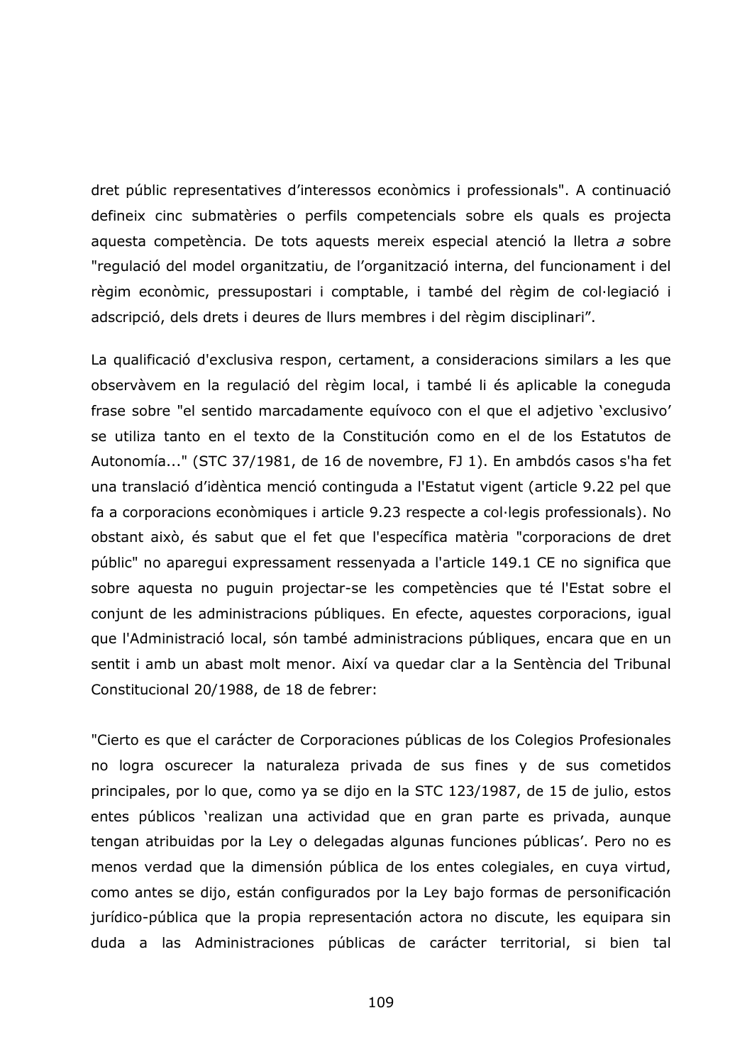dret públic representatives d'interessos econòmics i professionals". A continuació defineix cinc submatèries o perfils competencials sobre els quals es projecta aquesta competència. De tots aquests mereix especial atenció la lletra *a* sobre "regulació del model organitzatiu, de l'organització interna, del funcionament i del règim econòmic, pressupostari i comptable, i també del règim de col·legiació i adscripció, dels drets i deures de llurs membres i del règim disciplinari".

La qualificació d'exclusiva respon, certament, a consideracions similars a les que observàvem en la regulació del règim local, i també li és aplicable la coneguda frase sobre "el sentido marcadamente equívoco con el que el adjetivo 'exclusivo' se utiliza tanto en el texto de la Constitución como en el de los Estatutos de Autonomía..." (STC 37/1981, de 16 de novembre, FJ 1). En ambdós casos s'ha fet una translació d'idèntica menció continguda a l'Estatut vigent (article 9.22 pel que fa a corporacions econòmiques i article 9.23 respecte a col·legis professionals). No obstant això, és sabut que el fet que l'específica matèria "corporacions de dret públic" no aparegui expressament ressenyada a l'article 149.1 CE no significa que sobre aquesta no puguin projectar-se les competències que té l'Estat sobre el conjunt de les administracions públiques. En efecte, aquestes corporacions, igual que l'Administració local, són també administracions públiques, encara que en un sentit i amb un abast molt menor. Així va quedar clar a la Sentència del Tribunal Constitucional 20/1988, de 18 de febrer:

"Cierto es que el carácter de Corporaciones públicas de los Colegios Profesionales no logra oscurecer la naturaleza privada de sus fines y de sus cometidos principales, por lo que, como ya se dijo en la STC 123/1987, de 15 de julio, estos entes públicos 'realizan una actividad que en gran parte es privada, aunque tengan atribuidas por la Ley o delegadas algunas funciones públicas'. Pero no es menos verdad que la dimensión pública de los entes colegiales, en cuya virtud, como antes se dijo, están configurados por la Ley bajo formas de personificación jurídico-pública que la propia representación actora no discute, les equipara sin duda a las Administraciones públicas de carácter territorial, si bien tal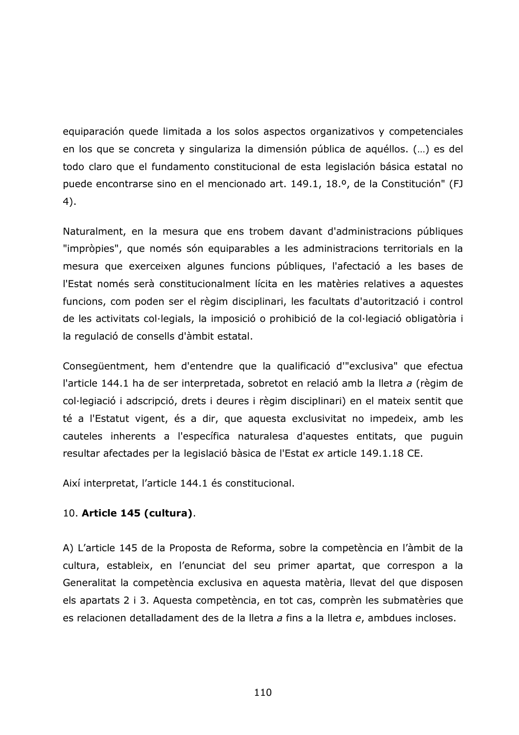equiparación quede limitada a los solos aspectos organizativos y competenciales en los que se concreta y singulariza la dimensión pública de aquéllos. (…) es del todo claro que el fundamento constitucional de esta legislación básica estatal no puede encontrarse sino en el mencionado art. 149.1, 18.º, de la Constitución" (FJ 4).

Naturalment, en la mesura que ens trobem davant d'administracions públiques "impròpies", que només són equiparables a les administracions territorials en la mesura que exerceixen algunes funcions públiques, l'afectació a les bases de l'Estat només serà constitucionalment lícita en les matèries relatives a aquestes funcions, com poden ser el règim disciplinari, les facultats d'autorització i control de les activitats col·legials, la imposició o prohibició de la col·legiació obligatòria i la regulació de consells d'àmbit estatal.

Consegüentment, hem d'entendre que la qualificació d'"exclusiva" que efectua l'article 144.1 ha de ser interpretada, sobretot en relació amb la lletra *a* (règim de col·legiació i adscripció, drets i deures i règim disciplinari) en el mateix sentit que té a l'Estatut vigent, és a dir, que aquesta exclusivitat no impedeix, amb les cauteles inherents a l'específica naturalesa d'aquestes entitats, que puguin resultar afectades per la legislació bàsica de l'Estat *ex* article 149.1.18 CE.

Així interpretat, l'article 144.1 és constitucional.

10. **Article 145 (cultura)**.

A) L'article 145 de la Proposta de Reforma, sobre la competència en l'àmbit de la cultura, estableix, en l'enunciat del seu primer apartat, que correspon a la Generalitat la competència exclusiva en aquesta matèria, llevat del que disposen els apartats 2 i 3. Aquesta competència, en tot cas, comprèn les submatèries que es relacionen detalladament des de la lletra *a* fins a la lletra *e*, ambdues incloses.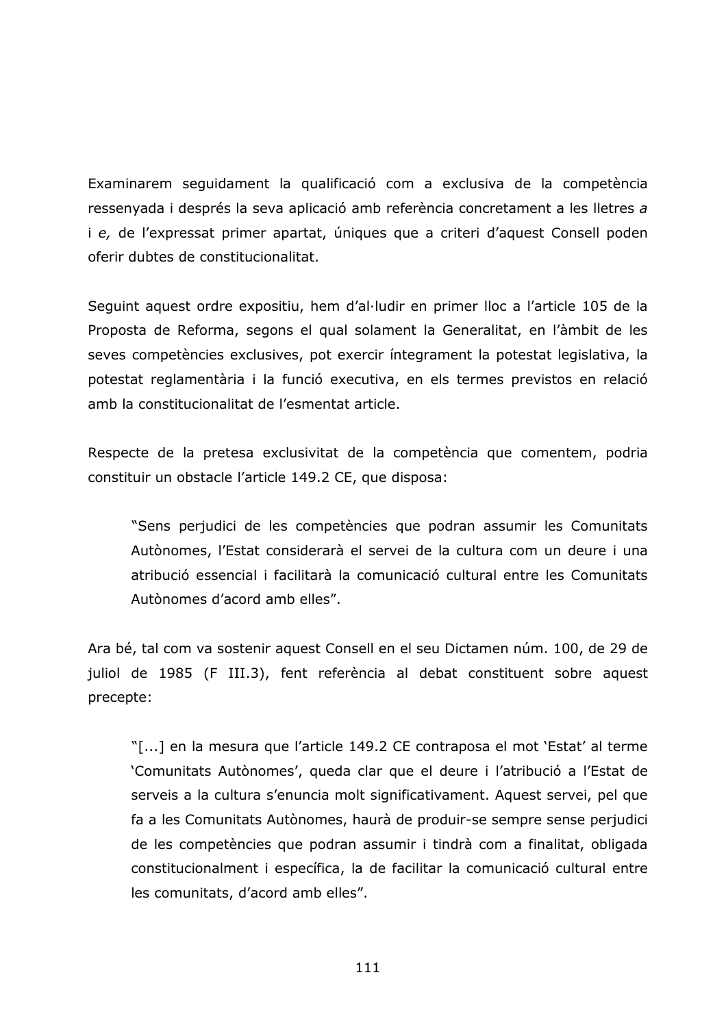Examinarem seguidament la qualificació com a exclusiva de la competència ressenyada i després la seva aplicació amb referència concretament a les lletres *a* i *e,* de l'expressat primer apartat, úniques que a criteri d'aquest Consell poden oferir dubtes de constitucionalitat.

Seguint aquest ordre expositiu, hem d'al·ludir en primer lloc a l'article 105 de la Proposta de Reforma, segons el qual solament la Generalitat, en l'àmbit de les seves competències exclusives, pot exercir íntegrament la potestat legislativa, la potestat reglamentària i la funció executiva, en els termes previstos en relació amb la constitucionalitat de l'esmentat article.

Respecte de la pretesa exclusivitat de la competència que comentem, podria constituir un obstacle l'article 149.2 CE, que disposa:

> "Sens perjudici de les competències que podran assumir les Comunitats Autònomes, l'Estat considerarà el servei de la cultura com un deure i una atribució essencial i facilitarà la comunicació cultural entre les Comunitats Autònomes d'acord amb elles".

Ara bé, tal com va sostenir aquest Consell en el seu Dictamen núm. 100, de 29 de juliol de 1985 (F III.3), fent referència al debat constituent sobre aquest precepte:

> "[...] en la mesura que l'article 149.2 CE contraposa el mot 'Estat' al terme 'Comunitats Autònomes', queda clar que el deure i l'atribució a l'Estat de serveis a la cultura s'enuncia molt significativament. Aquest servei, pel que fa a les Comunitats Autònomes, haurà de produir-se sempre sense perjudici de les competències que podran assumir i tindrà com a finalitat, obligada constitucionalment i específica, la de facilitar la comunicació cultural entre les comunitats, d'acord amb elles".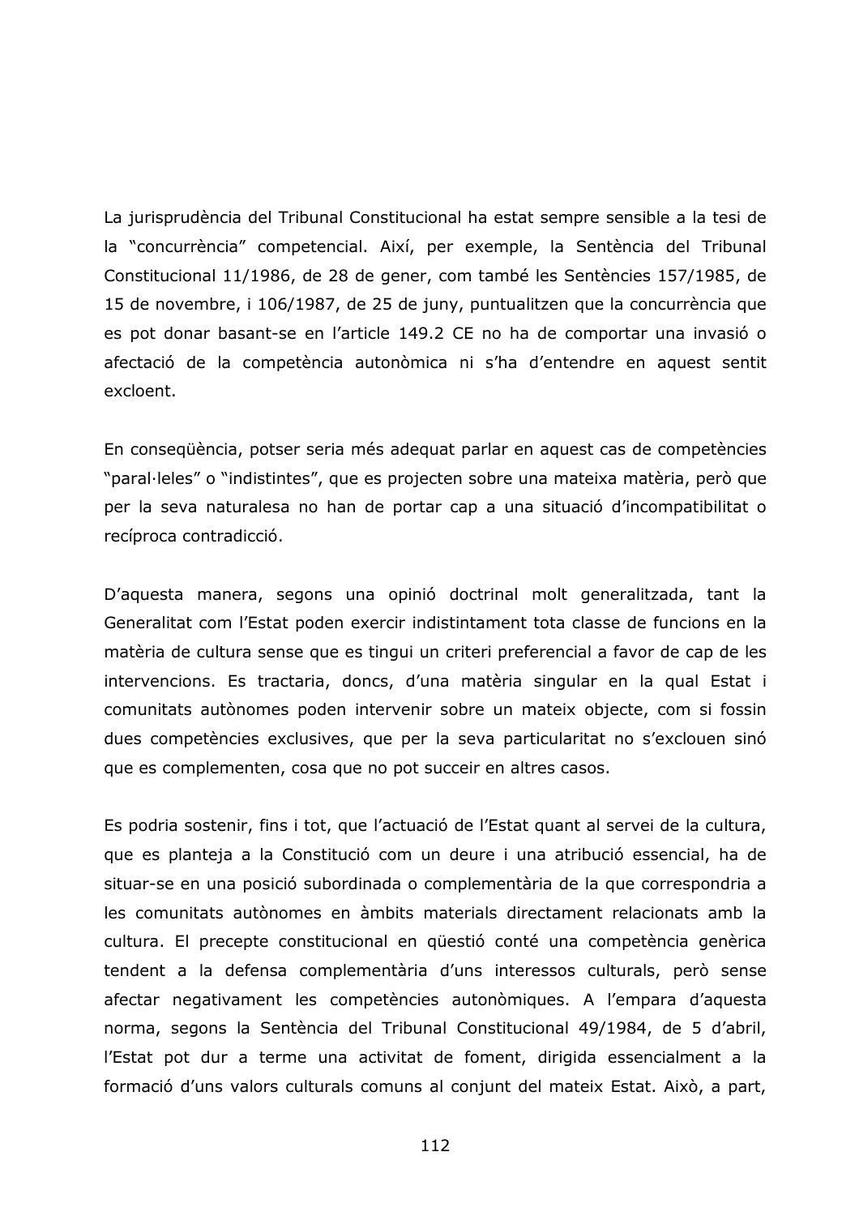La jurisprudència del Tribunal Constitucional ha estat sempre sensible a la tesi de la "concurrència" competencial. Així, per exemple, la Sentència del Tribunal Constitucional 11/1986, de 28 de gener, com també les Sentències 157/1985, de 15 de novembre, i 106/1987, de 25 de juny, puntualitzen que la concurrència que es pot donar basant-se en l'article 149.2 CE no ha de comportar una invasió o afectació de la competència autonòmica ni s'ha d'entendre en aquest sentit excloent.

En conseqüència, potser seria més adequat parlar en aquest cas de competències "paral·leles" o "indistintes", que es projecten sobre una mateixa matèria, però que per la seva naturalesa no han de portar cap a una situació d'incompatibilitat o recíproca contradicció.

D'aquesta manera, segons una opinió doctrinal molt generalitzada, tant la Generalitat com l'Estat poden exercir indistintament tota classe de funcions en la matèria de cultura sense que es tingui un criteri preferencial a favor de cap de les intervencions. Es tractaria, doncs, d'una matèria singular en la qual Estat i comunitats autònomes poden intervenir sobre un mateix objecte, com si fossin dues competències exclusives, que per la seva particularitat no s'exclouen sinó que es complementen, cosa que no pot succeir en altres casos.

Es podria sostenir, fins i tot, que l'actuació de l'Estat quant al servei de la cultura, que es planteja a la Constitució com un deure i una atribució essencial, ha de situar-se en una posició subordinada o complementària de la que correspondria a les comunitats autònomes en àmbits materials directament relacionats amb la cultura. El precepte constitucional en qüestió conté una competència genèrica tendent a la defensa complementària d'uns interessos culturals, però sense afectar negativament les competències autonòmiques. A l'empara d'aquesta norma, segons la Sentència del Tribunal Constitucional 49/1984, de 5 d'abril, l'Estat pot dur a terme una activitat de foment, dirigida essencialment a la formació d'uns valors culturals comuns al conjunt del mateix Estat. Això, a part,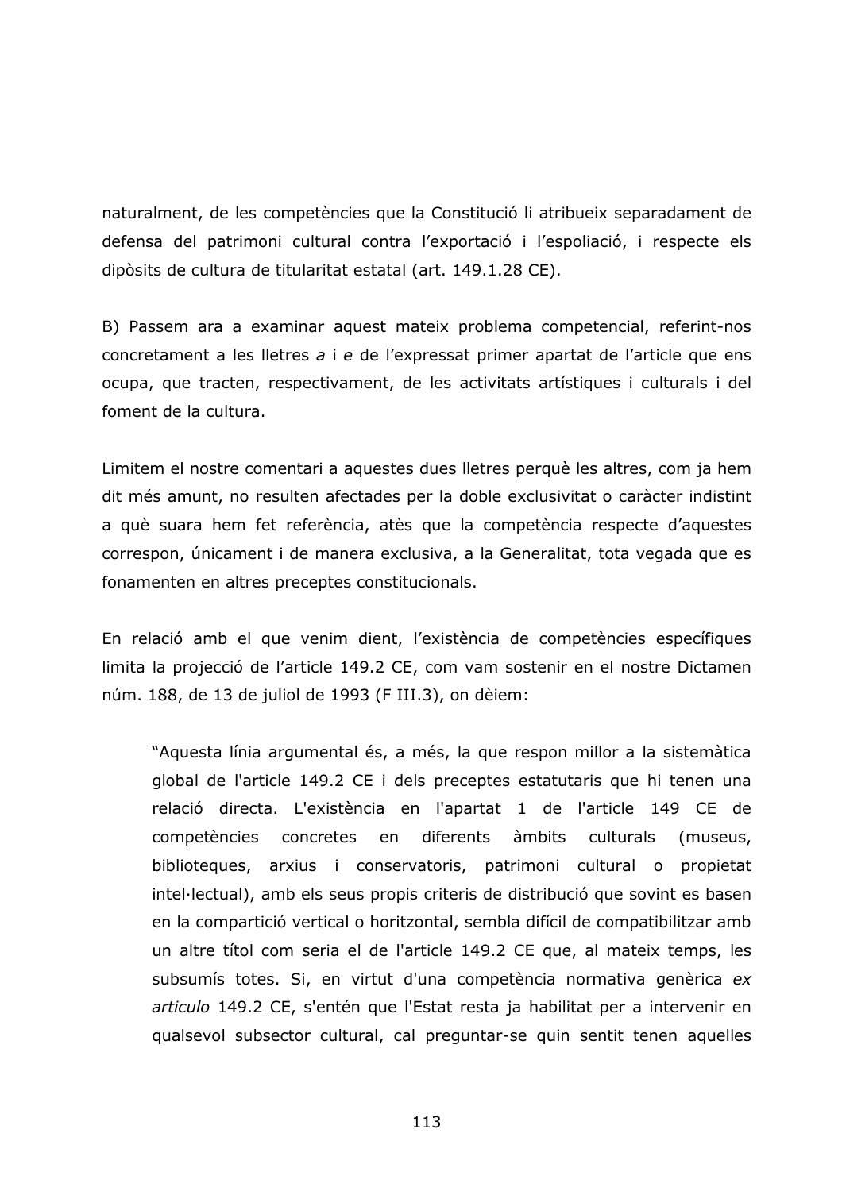naturalment, de les competències que la Constitució li atribueix separadament de defensa del patrimoni cultural contra l'exportació i l'espoliació, i respecte els dipòsits de cultura de titularitat estatal (art. 149.1.28 CE).

B) Passem ara a examinar aquest mateix problema competencial, referint-nos concretament a les lletres *a* i *e* de l'expressat primer apartat de l'article que ens ocupa, que tracten, respectivament, de les activitats artístiques i culturals i del foment de la cultura.

Limitem el nostre comentari a aquestes dues lletres perquè les altres, com ja hem dit més amunt, no resulten afectades per la doble exclusivitat o caràcter indistint a què suara hem fet referència, atès que la competència respecte d'aquestes correspon, únicament i de manera exclusiva, a la Generalitat, tota vegada que es fonamenten en altres preceptes constitucionals.

En relació amb el que venim dient, l'existència de competències específiques limita la projecció de l'article 149.2 CE, com vam sostenir en el nostre Dictamen núm. 188, de 13 de juliol de 1993 (F III.3), on dèiem:

> "Aquesta línia argumental és, a més, la que respon millor a la sistemàtica global de l'article 149.2 CE i dels preceptes estatutaris que hi tenen una relació directa. L'existència en l'apartat 1 de l'article 149 CE de competències concretes en diferents àmbits culturals (museus, biblioteques, arxius i conservatoris, patrimoni cultural o propietat intel·lectual), amb els seus propis criteris de distribució que sovint es basen en la compartició vertical o horitzontal, sembla difícil de compatibilitzar amb un altre títol com seria el de l'article 149.2 CE que, al mateix temps, les subsumís totes. Si, en virtut d'una competència normativa genèrica *ex articulo* 149.2 CE, s'entén que l'Estat resta ja habilitat per a intervenir en qualsevol subsector cultural, cal preguntar-se quin sentit tenen aquelles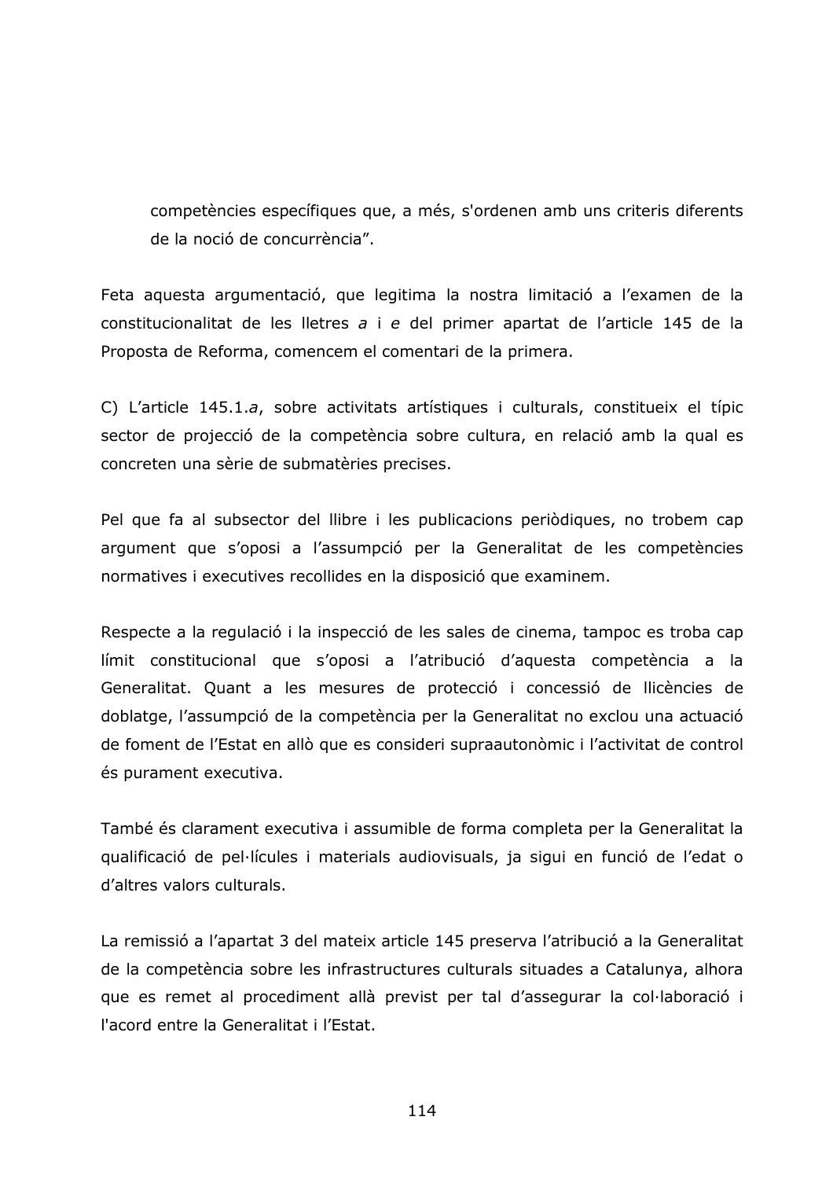> competències específiques que, a més, s'ordenen amb uns criteris diferents de la noció de concurrència".

Feta aquesta argumentació, que legitima la nostra limitació a l'examen de la constitucionalitat de les lletres *a* i *e* del primer apartat de l'article 145 de la Proposta de Reforma, comencem el comentari de la primera.

C) L'article 145.1.*a*, sobre activitats artístiques i culturals, constitueix el típic sector de projecció de la competència sobre cultura, en relació amb la qual es concreten una sèrie de submatèries precises.

Pel que fa al subsector del llibre i les publicacions periòdiques, no trobem cap argument que s'oposi a l'assumpció per la Generalitat de les competències normatives i executives recollides en la disposició que examinem.

Respecte a la regulació i la inspecció de les sales de cinema, tampoc es troba cap límit constitucional que s'oposi a l'atribució d'aquesta competència a la Generalitat. Quant a les mesures de protecció i concessió de llicències de doblatge, l'assumpció de la competència per la Generalitat no exclou una actuació de foment de l'Estat en allò que es consideri supraautonòmic i l'activitat de control és purament executiva.

També és clarament executiva i assumible de forma completa per la Generalitat la qualificació de pel·lícules i materials audiovisuals, ja sigui en funció de l'edat o d'altres valors culturals.

La remissió a l'apartat 3 del mateix article 145 preserva l'atribució a la Generalitat de la competència sobre les infrastructures culturals situades a Catalunya, alhora que es remet al procediment allà previst per tal d'assegurar la col·laboració i l'acord entre la Generalitat i l'Estat.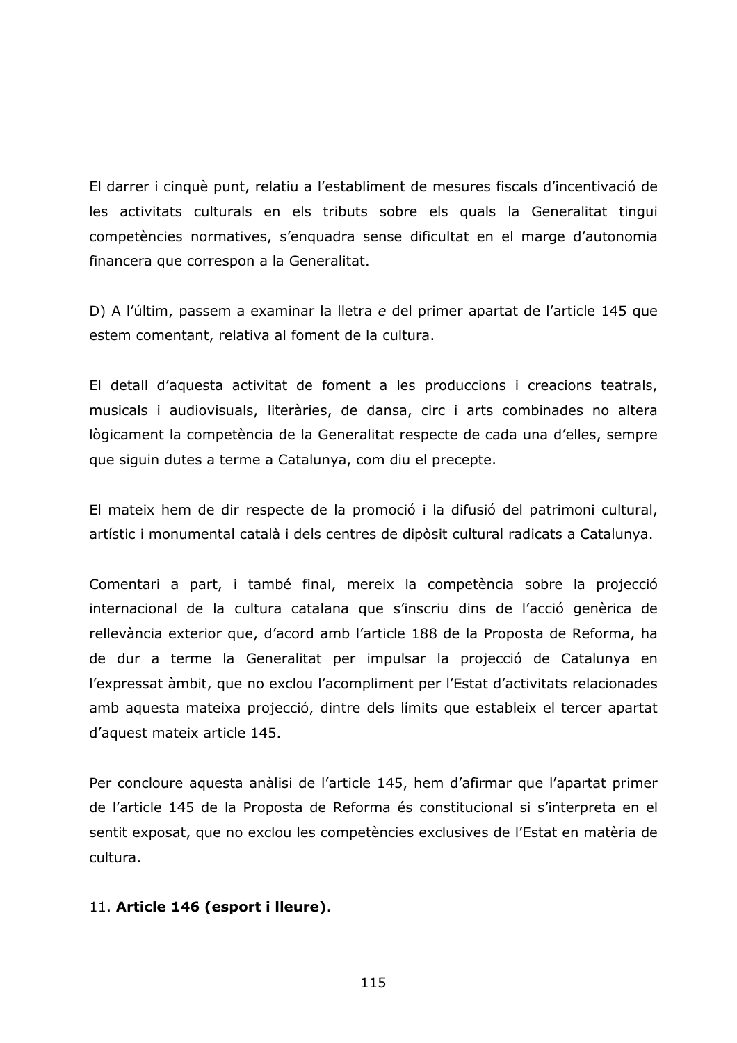El darrer i cinquè punt, relatiu a l'establiment de mesures fiscals d'incentivació de les activitats culturals en els tributs sobre els quals la Generalitat tingui competències normatives, s'enquadra sense dificultat en el marge d'autonomia financera que correspon a la Generalitat.

D) A l'últim, passem a examinar la lletra *e* del primer apartat de l'article 145 que estem comentant, relativa al foment de la cultura.

El detall d'aquesta activitat de foment a les produccions i creacions teatrals, musicals i audiovisuals, literàries, de dansa, circ i arts combinades no altera lògicament la competència de la Generalitat respecte de cada una d'elles, sempre que siguin dutes a terme a Catalunya, com diu el precepte.

El mateix hem de dir respecte de la promoció i la difusió del patrimoni cultural, artístic i monumental català i dels centres de dipòsit cultural radicats a Catalunya.

Comentari a part, i també final, mereix la competència sobre la projecció internacional de la cultura catalana que s'inscriu dins de l'acció genèrica de rellevància exterior que, d'acord amb l'article 188 de la Proposta de Reforma, ha de dur a terme la Generalitat per impulsar la projecció de Catalunya en l'expressat àmbit, que no exclou l'acompliment per l'Estat d'activitats relacionades amb aquesta mateixa projecció, dintre dels límits que estableix el tercer apartat d'aquest mateix article 145.

Per concloure aquesta anàlisi de l'article 145, hem d'afirmar que l'apartat primer de l'article 145 de la Proposta de Reforma és constitucional si s'interpreta en el sentit exposat, que no exclou les competències exclusives de l'Estat en matèria de cultura.

11. **Article 146 (esport i lleure)**.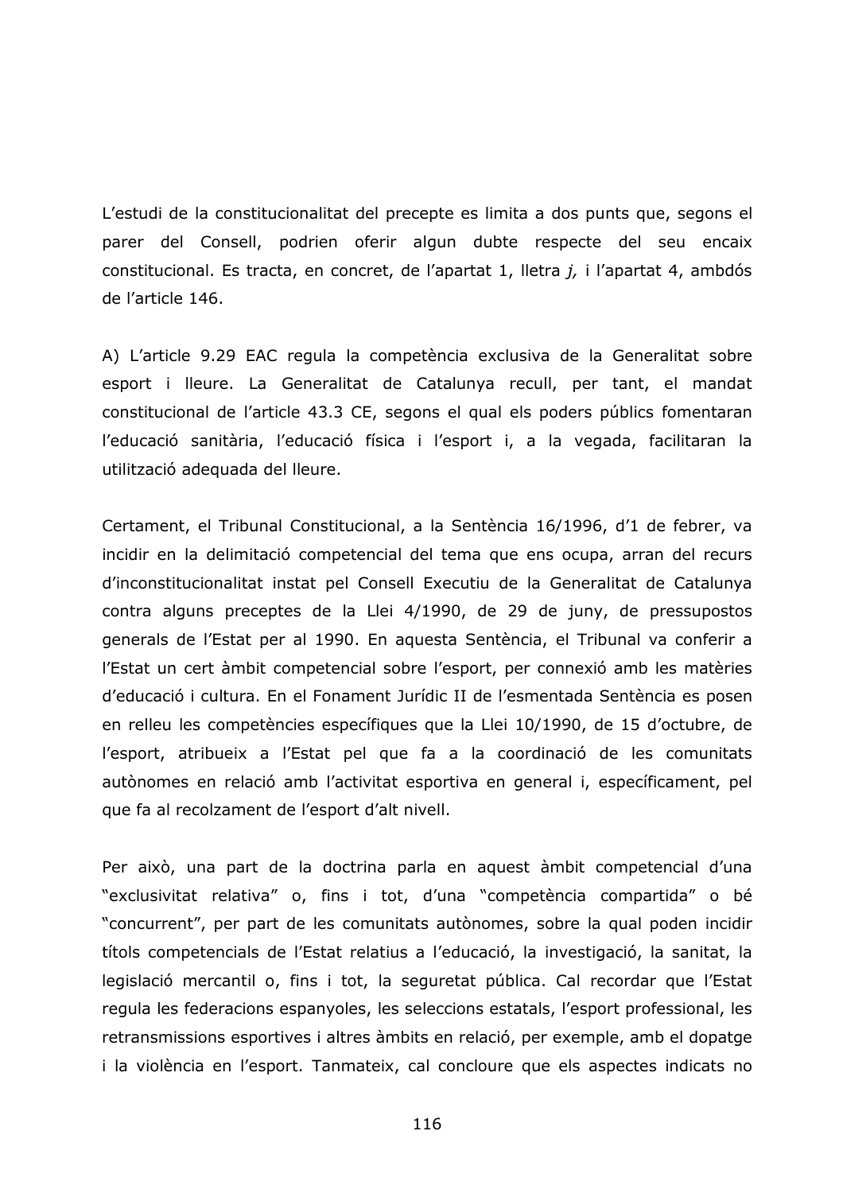L'estudi de la constitucionalitat del precepte es limita a dos punts que, segons el parer del Consell, podrien oferir algun dubte respecte del seu encaix constitucional. Es tracta, en concret, de l'apartat 1, lletra *j,* i l'apartat 4, ambdós de l'article 146.

A) L'article 9.29 EAC regula la competència exclusiva de la Generalitat sobre esport i lleure. La Generalitat de Catalunya recull, per tant, el mandat constitucional de l'article 43.3 CE, segons el qual els poders públics fomentaran l'educació sanitària, l'educació física i l'esport i, a la vegada, facilitaran la utilització adequada del lleure.

Certament, el Tribunal Constitucional, a la Sentència 16/1996, d'1 de febrer, va incidir en la delimitació competencial del tema que ens ocupa, arran del recurs d'inconstitucionalitat instat pel Consell Executiu de la Generalitat de Catalunya contra alguns preceptes de la Llei 4/1990, de 29 de juny, de pressupostos generals de l'Estat per al 1990. En aquesta Sentència, el Tribunal va conferir a l'Estat un cert àmbit competencial sobre l'esport, per connexió amb les matèries d'educació i cultura. En el Fonament Jurídic II de l'esmentada Sentència es posen en relleu les competències específiques que la Llei 10/1990, de 15 d'octubre, de l'esport, atribueix a l'Estat pel que fa a la coordinació de les comunitats autònomes en relació amb l'activitat esportiva en general i, específicament, pel que fa al recolzament de l'esport d'alt nivell.

Per això, una part de la doctrina parla en aquest àmbit competencial d'una "exclusivitat relativa" o, fins i tot, d'una "competència compartida" o bé "concurrent", per part de les comunitats autònomes, sobre la qual poden incidir títols competencials de l'Estat relatius a l'educació, la investigació, la sanitat, la legislació mercantil o, fins i tot, la seguretat pública. Cal recordar que l'Estat regula les federacions espanyoles, les seleccions estatals, l'esport professional, les retransmissions esportives i altres àmbits en relació, per exemple, amb el dopatge i la violència en l'esport. Tanmateix, cal concloure que els aspectes indicats no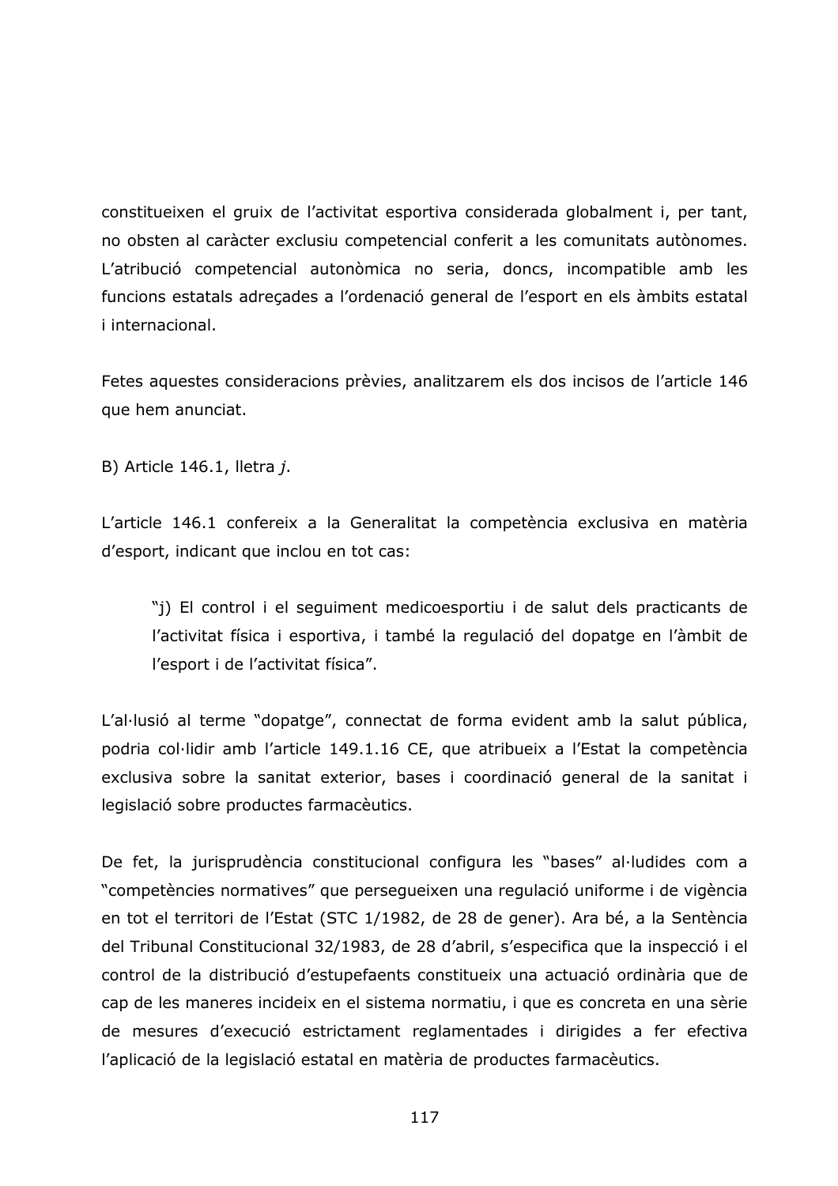constitueixen el gruix de l'activitat esportiva considerada globalment i, per tant, no obsten al caràcter exclusiu competencial conferit a les comunitats autònomes. L'atribució competencial autonòmica no seria, doncs, incompatible amb les funcions estatals adreçades a l'ordenació general de l'esport en els àmbits estatal i internacional.

Fetes aquestes consideracions prèvies, analitzarem els dos incisos de l'article 146 que hem anunciat.

B) Article 146.1, lletra *j*.

L'article 146.1 confereix a la Generalitat la competència exclusiva en matèria d'esport, indicant que inclou en tot cas:

> "j) El control i el seguiment medicoesportiu i de salut dels practicants de l'activitat física i esportiva, i també la regulació del dopatge en l'àmbit de l'esport i de l'activitat física".

L'al·lusió al terme "dopatge", connectat de forma evident amb la salut pública, podria col·lidir amb l'article 149.1.16 CE, que atribueix a l'Estat la competència exclusiva sobre la sanitat exterior, bases i coordinació general de la sanitat i legislació sobre productes farmacèutics.

De fet, la jurisprudència constitucional configura les "bases" al·ludides com a "competències normatives" que persegueixen una regulació uniforme i de vigència en tot el territori de l'Estat (STC 1/1982, de 28 de gener). Ara bé, a la Sentència del Tribunal Constitucional 32/1983, de 28 d'abril, s'especifica que la inspecció i el control de la distribució d'estupefaents constitueix una actuació ordinària que de cap de les maneres incideix en el sistema normatiu, i que es concreta en una sèrie de mesures d'execució estrictament reglamentades i dirigides a fer efectiva l'aplicació de la legislació estatal en matèria de productes farmacèutics.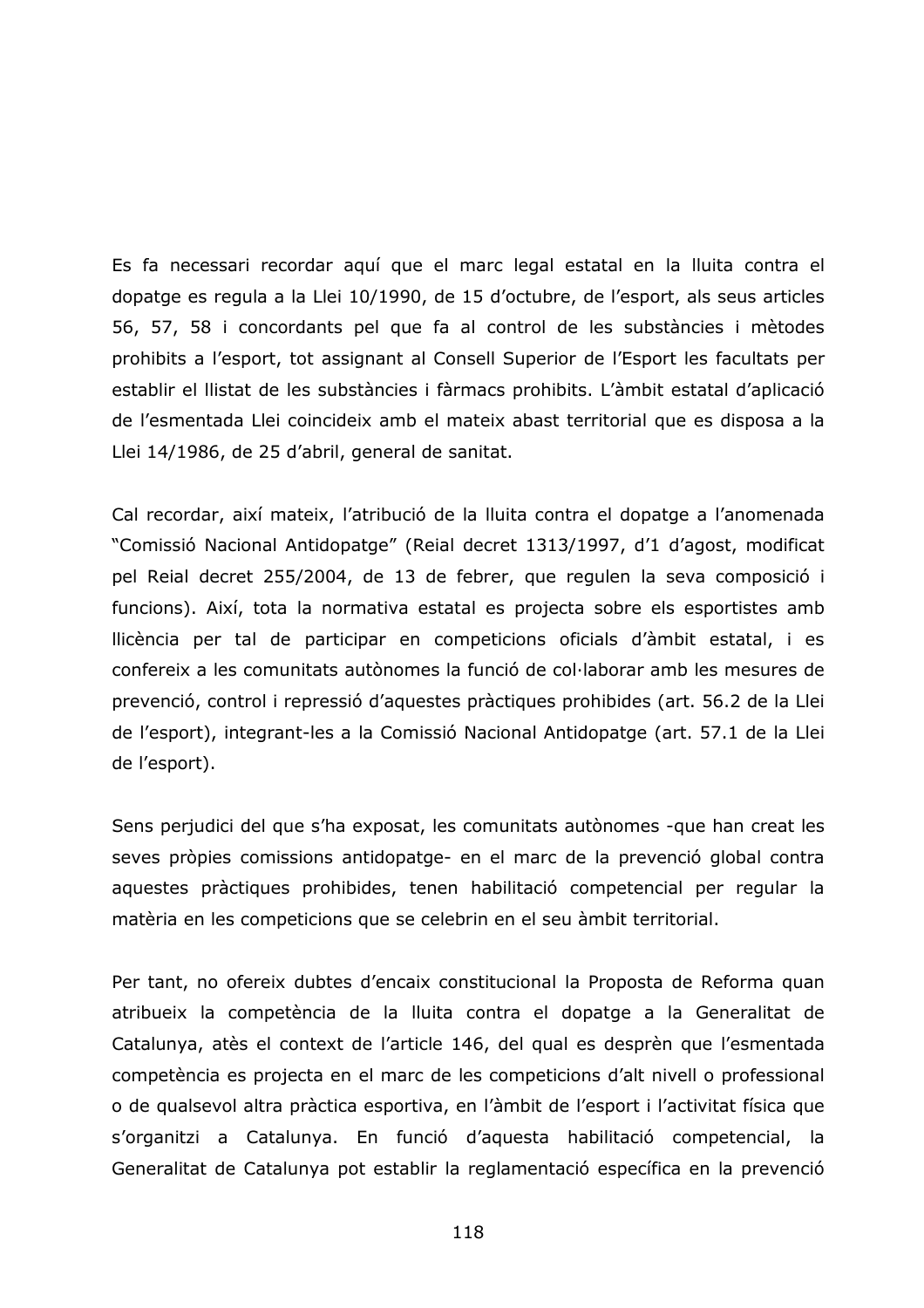Es fa necessari recordar aquí que el marc legal estatal en la lluita contra el dopatge es regula a la Llei 10/1990, de 15 d'octubre, de l'esport, als seus articles 56, 57, 58 i concordants pel que fa al control de les substàncies i mètodes prohibits a l'esport, tot assignant al Consell Superior de l'Esport les facultats per establir el llistat de les substàncies i fàrmacs prohibits. L'àmbit estatal d'aplicació de l'esmentada Llei coincideix amb el mateix abast territorial que es disposa a la Llei 14/1986, de 25 d'abril, general de sanitat.

Cal recordar, així mateix, l'atribució de la lluita contra el dopatge a l'anomenada "Comissió Nacional Antidopatge" (Reial decret 1313/1997, d'1 d'agost, modificat pel Reial decret 255/2004, de 13 de febrer, que regulen la seva composició i funcions). Així, tota la normativa estatal es projecta sobre els esportistes amb llicència per tal de participar en competicions oficials d'àmbit estatal, i es confereix a les comunitats autònomes la funció de col·laborar amb les mesures de prevenció, control i repressió d'aquestes pràctiques prohibides (art. 56.2 de la Llei de l'esport), integrant-les a la Comissió Nacional Antidopatge (art. 57.1 de la Llei de l'esport).

Sens perjudici del que s'ha exposat, les comunitats autònomes -que han creat les seves pròpies comissions antidopatge- en el marc de la prevenció global contra aquestes pràctiques prohibides, tenen habilitació competencial per regular la matèria en les competicions que se celebrin en el seu àmbit territorial.

Per tant, no ofereix dubtes d'encaix constitucional la Proposta de Reforma quan atribueix la competència de la lluita contra el dopatge a la Generalitat de Catalunya, atès el context de l'article 146, del qual es desprèn que l'esmentada competència es projecta en el marc de les competicions d'alt nivell o professional o de qualsevol altra pràctica esportiva, en l'àmbit de l'esport i l'activitat física que s'organitzi a Catalunya. En funció d'aquesta habilitació competencial, la Generalitat de Catalunya pot establir la reglamentació específica en la prevenció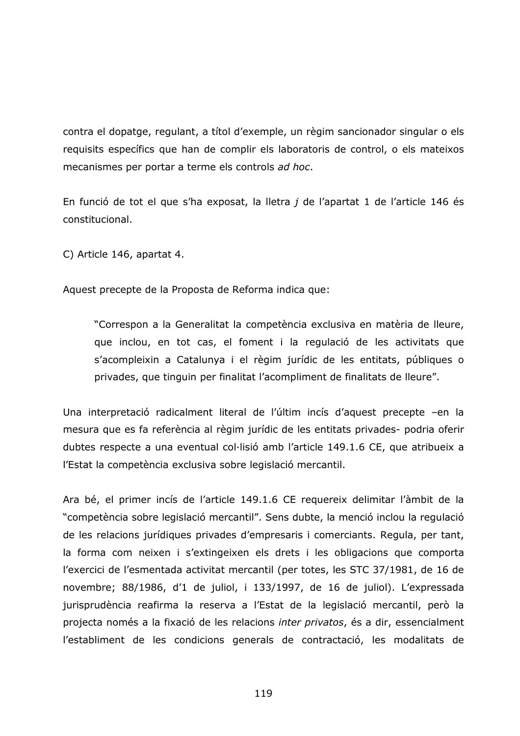contra el dopatge, regulant, a títol d'exemple, un règim sancionador singular o els requisits específics que han de complir els laboratoris de control, o els mateixos mecanismes per portar a terme els controls *ad hoc*.

En funció de tot el que s'ha exposat, la lletra *j* de l'apartat 1 de l'article 146 és constitucional.

C) Article 146, apartat 4.

Aquest precepte de la Proposta de Reforma indica que:

> "Correspon a la Generalitat la competència exclusiva en matèria de lleure, que inclou, en tot cas, el foment i la regulació de les activitats que s'acompleixin a Catalunya i el règim jurídic de les entitats, públiques o privades, que tinguin per finalitat l'acompliment de finalitats de lleure".

Una interpretació radicalment literal de l'últim incís d'aquest precepte –en la mesura que es fa referència al règim jurídic de les entitats privades- podria oferir dubtes respecte a una eventual col·lisió amb l'article 149.1.6 CE, que atribueix a l'Estat la competència exclusiva sobre legislació mercantil.

Ara bé, el primer incís de l'article 149.1.6 CE requereix delimitar l'àmbit de la "competència sobre legislació mercantil". Sens dubte, la menció inclou la regulació de les relacions jurídiques privades d'empresaris i comerciants. Regula, per tant, la forma com neixen i s'extingeixen els drets i les obligacions que comporta l'exercici de l'esmentada activitat mercantil (per totes, les STC 37/1981, de 16 de novembre; 88/1986, d'1 de juliol, i 133/1997, de 16 de juliol). L'expressada jurisprudència reafirma la reserva a l'Estat de la legislació mercantil, però la projecta només a la fixació de les relacions *inter privatos*, és a dir, essencialment l'establiment de les condicions generals de contractació, les modalitats de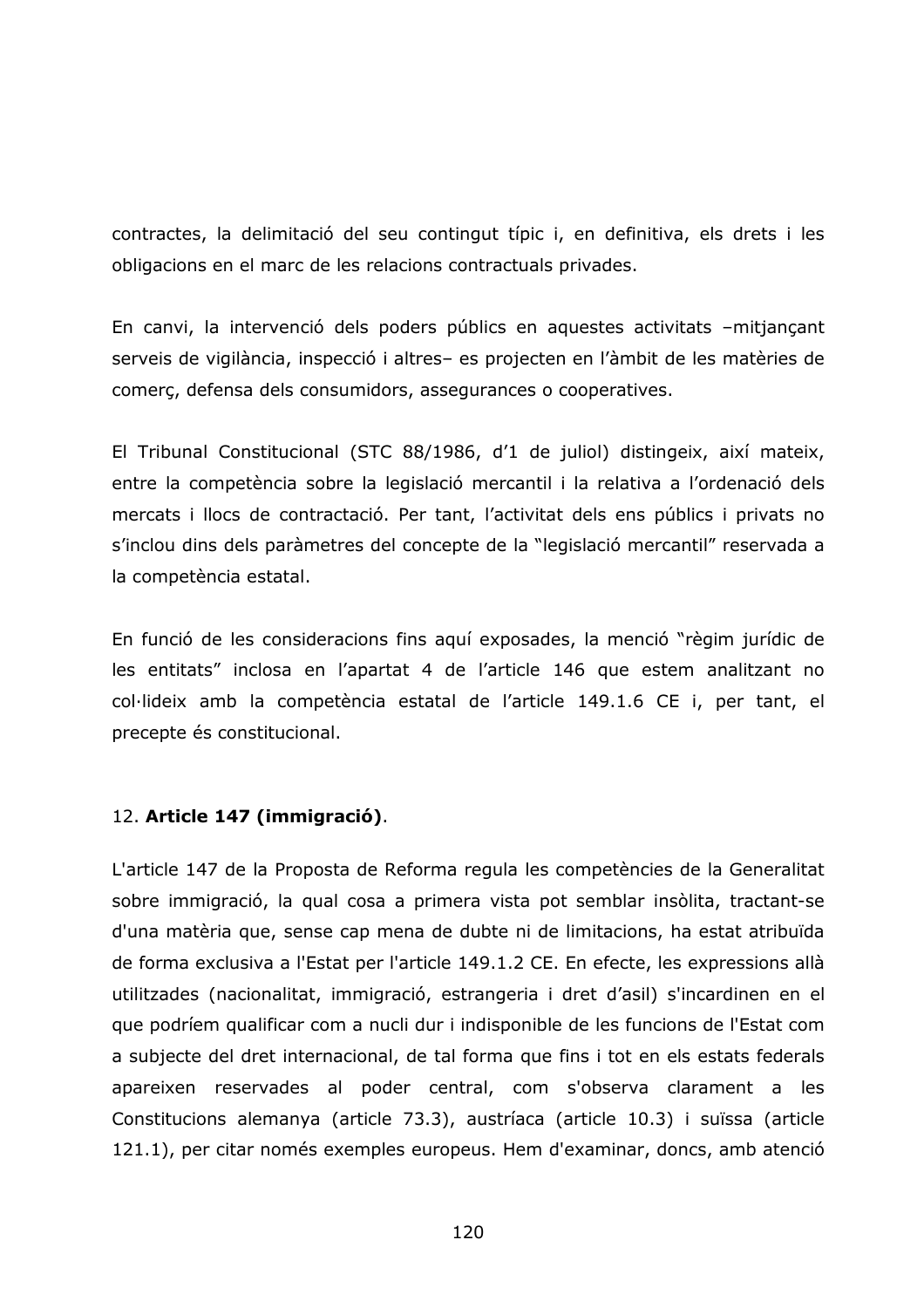contractes, la delimitació del seu contingut típic i, en definitiva, els drets i les obligacions en el marc de les relacions contractuals privades.

En canvi, la intervenció dels poders públics en aquestes activitats –mitjançant serveis de vigilància, inspecció i altres– es projecten en l'àmbit de les matèries de comerç, defensa dels consumidors, assegurances o cooperatives.

El Tribunal Constitucional (STC 88/1986, d'1 de juliol) distingeix, així mateix, entre la competència sobre la legislació mercantil i la relativa a l'ordenació dels mercats i llocs de contractació. Per tant, l'activitat dels ens públics i privats no s'inclou dins dels paràmetres del concepte de la "legislació mercantil" reservada a la competència estatal.

En funció de les consideracions fins aquí exposades, la menció "règim jurídic de les entitats" inclosa en l'apartat 4 de l'article 146 que estem analitzant no col·lideix amb la competència estatal de l'article 149.1.6 CE i, per tant, el precepte és constitucional.

12. **Article 147 (immigració)**.

L'article 147 de la Proposta de Reforma regula les competències de la Generalitat sobre immigració, la qual cosa a primera vista pot semblar insòlita, tractant-se d'una matèria que, sense cap mena de dubte ni de limitacions, ha estat atribuïda de forma exclusiva a l'Estat per l'article 149.1.2 CE. En efecte, les expressions allà utilitzades (nacionalitat, immigració, estrangeria i dret d'asil) s'incardinen en el que podríem qualificar com a nucli dur i indisponible de les funcions de l'Estat com a subjecte del dret internacional, de tal forma que fins i tot en els estats federals apareixen reservades al poder central, com s'observa clarament a les Constitucions alemanya (article 73.3), austríaca (article 10.3) i suïssa (article 121.1), per citar només exemples europeus. Hem d'examinar, doncs, amb atenció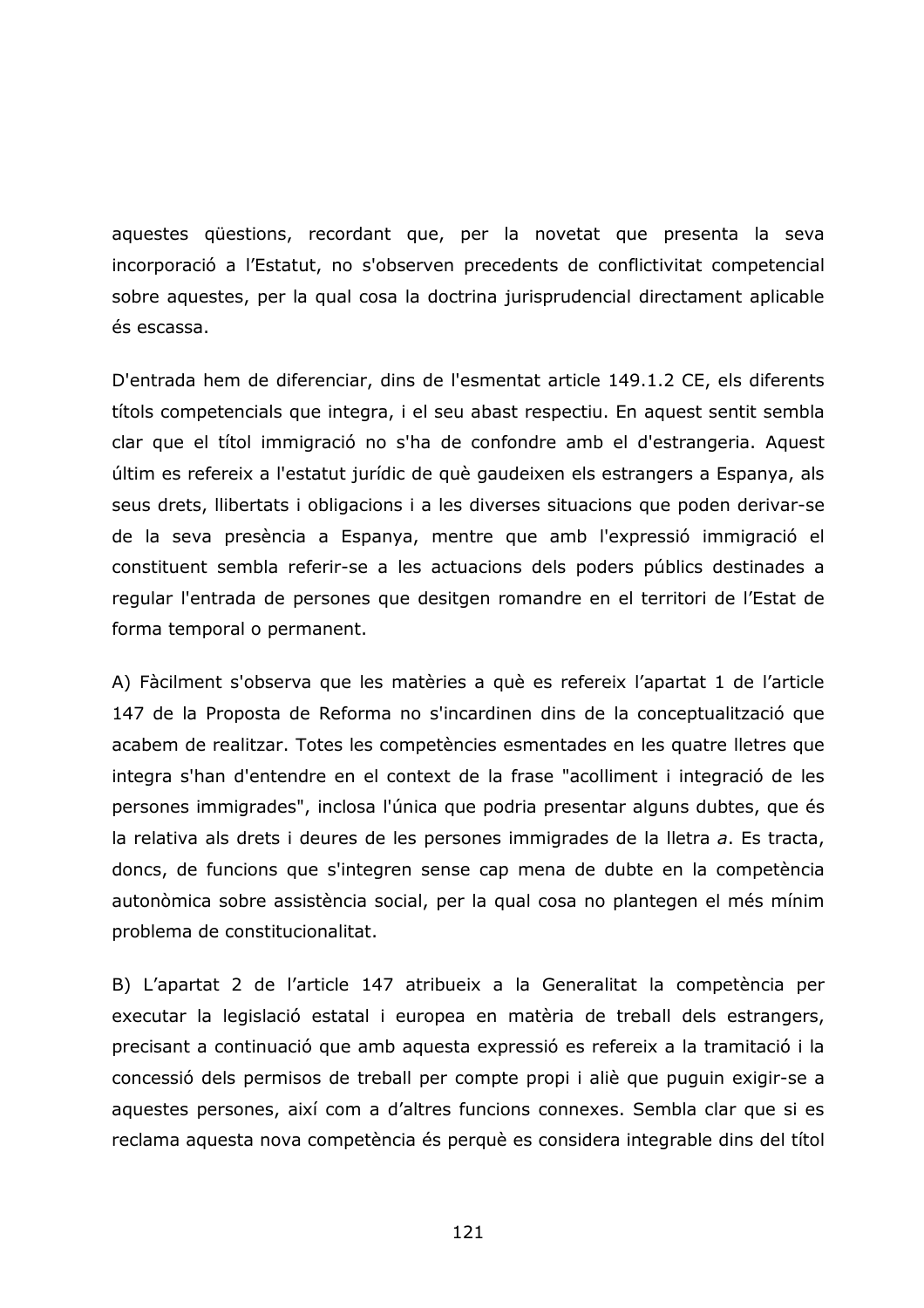aquestes qüestions, recordant que, per la novetat que presenta la seva incorporació a l'Estatut, no s'observen precedents de conflictivitat competencial sobre aquestes, per la qual cosa la doctrina jurisprudencial directament aplicable és escassa.

D'entrada hem de diferenciar, dins de l'esmentat article 149.1.2 CE, els diferents títols competencials que integra, i el seu abast respectiu. En aquest sentit sembla clar que el títol immigració no s'ha de confondre amb el d'estrangeria. Aquest últim es refereix a l'estatut jurídic de què gaudeixen els estrangers a Espanya, als seus drets, llibertats i obligacions i a les diverses situacions que poden derivar-se de la seva presència a Espanya, mentre que amb l'expressió immigració el constituent sembla referir-se a les actuacions dels poders públics destinades a regular l'entrada de persones que desitgen romandre en el territori de l'Estat de forma temporal o permanent.

A) Fàcilment s'observa que les matèries a què es refereix l'apartat 1 de l'article 147 de la Proposta de Reforma no s'incardinen dins de la conceptualització que acabem de realitzar. Totes les competències esmentades en les quatre lletres que integra s'han d'entendre en el context de la frase "acolliment i integració de les persones immigrades", inclosa l'única que podria presentar alguns dubtes, que és la relativa als drets i deures de les persones immigrades de la lletra *a*. Es tracta, doncs, de funcions que s'integren sense cap mena de dubte en la competència autonòmica sobre assistència social, per la qual cosa no plantegen el més mínim problema de constitucionalitat.

B) L'apartat 2 de l'article 147 atribueix a la Generalitat la competència per executar la legislació estatal i europea en matèria de treball dels estrangers, precisant a continuació que amb aquesta expressió es refereix a la tramitació i la concessió dels permisos de treball per compte propi i aliè que puguin exigir-se a aquestes persones, així com a d'altres funcions connexes. Sembla clar que si es reclama aquesta nova competència és perquè es considera integrable dins del títol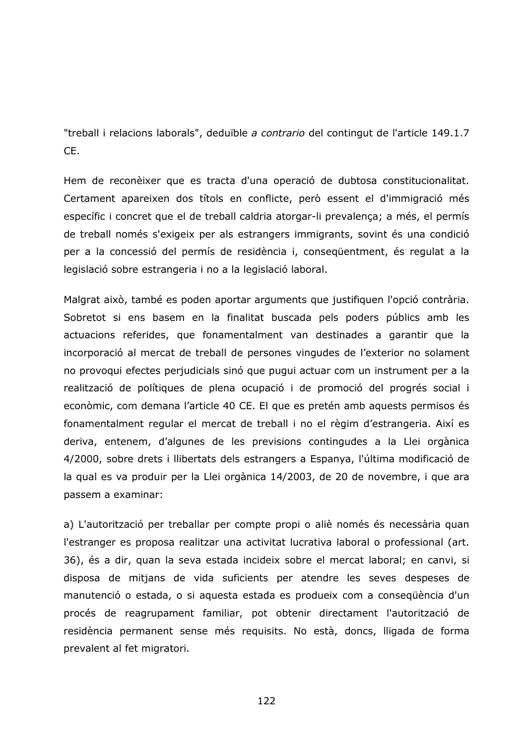"treball i relacions laborals", deduïble *a contrario* del contingut de l'article 149.1.7 CE.

Hem de reconèixer que es tracta d'una operació de dubtosa constitucionalitat. Certament apareixen dos títols en conflicte, però essent el d'immigració més específic i concret que el de treball caldria atorgar-li prevalença; a més, el permís de treball només s'exigeix per als estrangers immigrants, sovint és una condició per a la concessió del permís de residència i, conseqüentment, és regulat a la legislació sobre estrangeria i no a la legislació laboral.

Malgrat això, també es poden aportar arguments que justifiquen l'opció contrària. Sobretot si ens basem en la finalitat buscada pels poders públics amb les actuacions referides, que fonamentalment van destinades a garantir que la incorporació al mercat de treball de persones vingudes de l'exterior no solament no provoqui efectes perjudicials sinó que pugui actuar com un instrument per a la realització de polítiques de plena ocupació i de promoció del progrés social i econòmic, com demana l'article 40 CE. El que es pretén amb aquests permisos és fonamentalment regular el mercat de treball i no el règim d'estrangeria. Així es deriva, entenem, d'algunes de les previsions contingudes a la Llei orgànica 4/2000, sobre drets i llibertats dels estrangers a Espanya, l'última modificació de la qual es va produir per la Llei orgànica 14/2003, de 20 de novembre, i que ara passem a examinar:

a) L'autorització per treballar per compte propi o aliè només és necessària quan l'estranger es proposa realitzar una activitat lucrativa laboral o professional (art. 36), és a dir, quan la seva estada incideix sobre el mercat laboral; en canvi, si disposa de mitjans de vida suficients per atendre les seves despeses de manutenció o estada, o si aquesta estada es produeix com a conseqüència d'un procés de reagrupament familiar, pot obtenir directament l'autorització de residència permanent sense més requisits. No està, doncs, lligada de forma prevalent al fet migratori.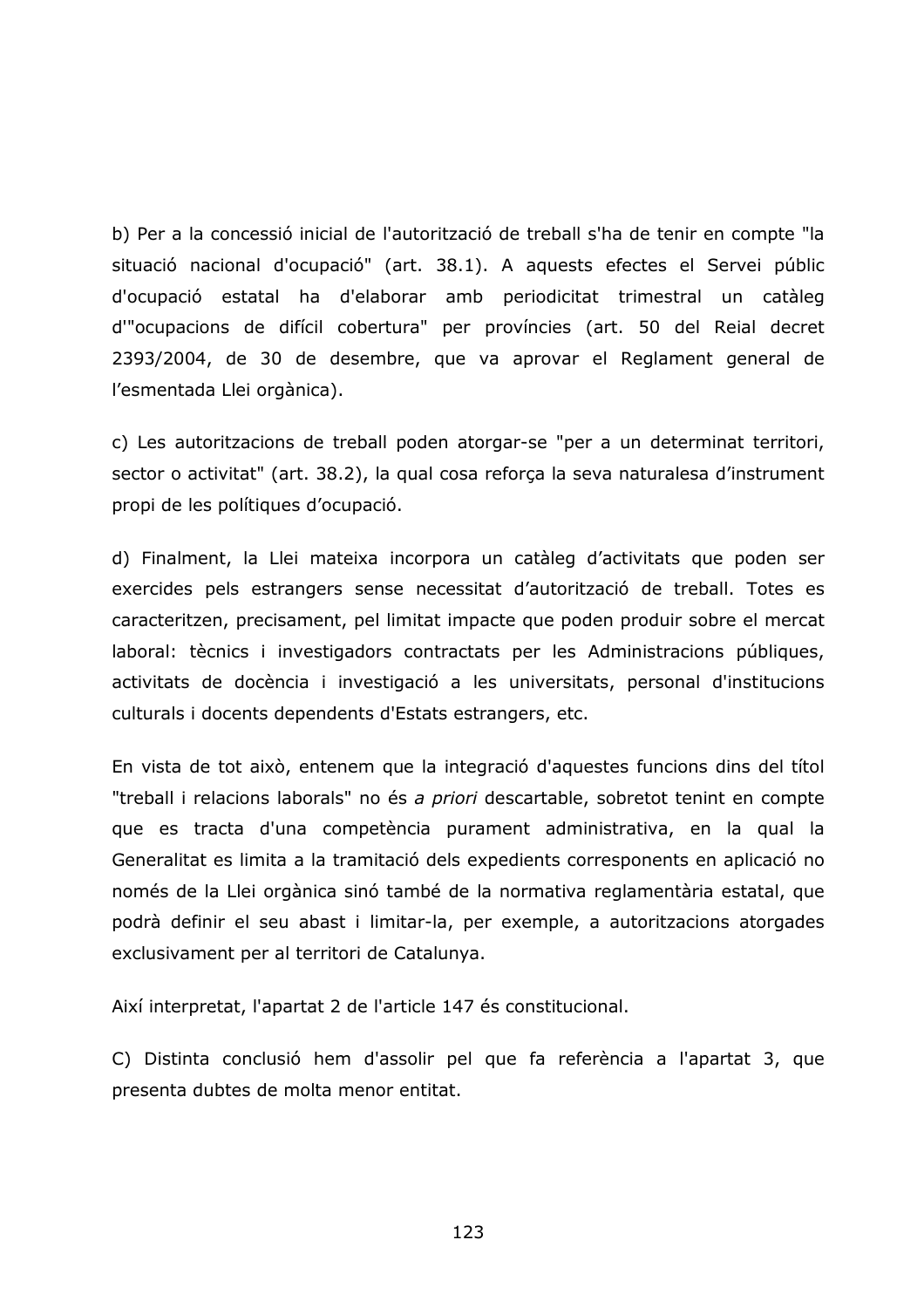b) Per a la concessió inicial de l'autorització de treball s'ha de tenir en compte "la situació nacional d'ocupació" (art. 38.1). A aquests efectes el Servei públic d'ocupació estatal ha d'elaborar amb periodicitat trimestral un catàleg d'"ocupacions de difícil cobertura" per províncies (art. 50 del Reial decret 2393/2004, de 30 de desembre, que va aprovar el Reglament general de l'esmentada Llei orgànica).

c) Les autoritzacions de treball poden atorgar-se "per a un determinat territori, sector o activitat" (art. 38.2), la qual cosa reforça la seva naturalesa d'instrument propi de les polítiques d'ocupació.

d) Finalment, la Llei mateixa incorpora un catàleg d'activitats que poden ser exercides pels estrangers sense necessitat d'autorització de treball. Totes es caracteritzen, precisament, pel limitat impacte que poden produir sobre el mercat laboral: tècnics i investigadors contractats per les Administracions públiques, activitats de docència i investigació a les universitats, personal d'institucions culturals i docents dependents d'Estats estrangers, etc.

En vista de tot això, entenem que la integració d'aquestes funcions dins del títol "treball i relacions laborals" no és *a priori* descartable, sobretot tenint en compte que es tracta d'una competència purament administrativa, en la qual la Generalitat es limita a la tramitació dels expedients corresponents en aplicació no només de la Llei orgànica sinó també de la normativa reglamentària estatal, que podrà definir el seu abast i limitar-la, per exemple, a autoritzacions atorgades exclusivament per al territori de Catalunya.

Així interpretat, l'apartat 2 de l'article 147 és constitucional.

C) Distinta conclusió hem d'assolir pel que fa referència a l'apartat 3, que presenta dubtes de molta menor entitat.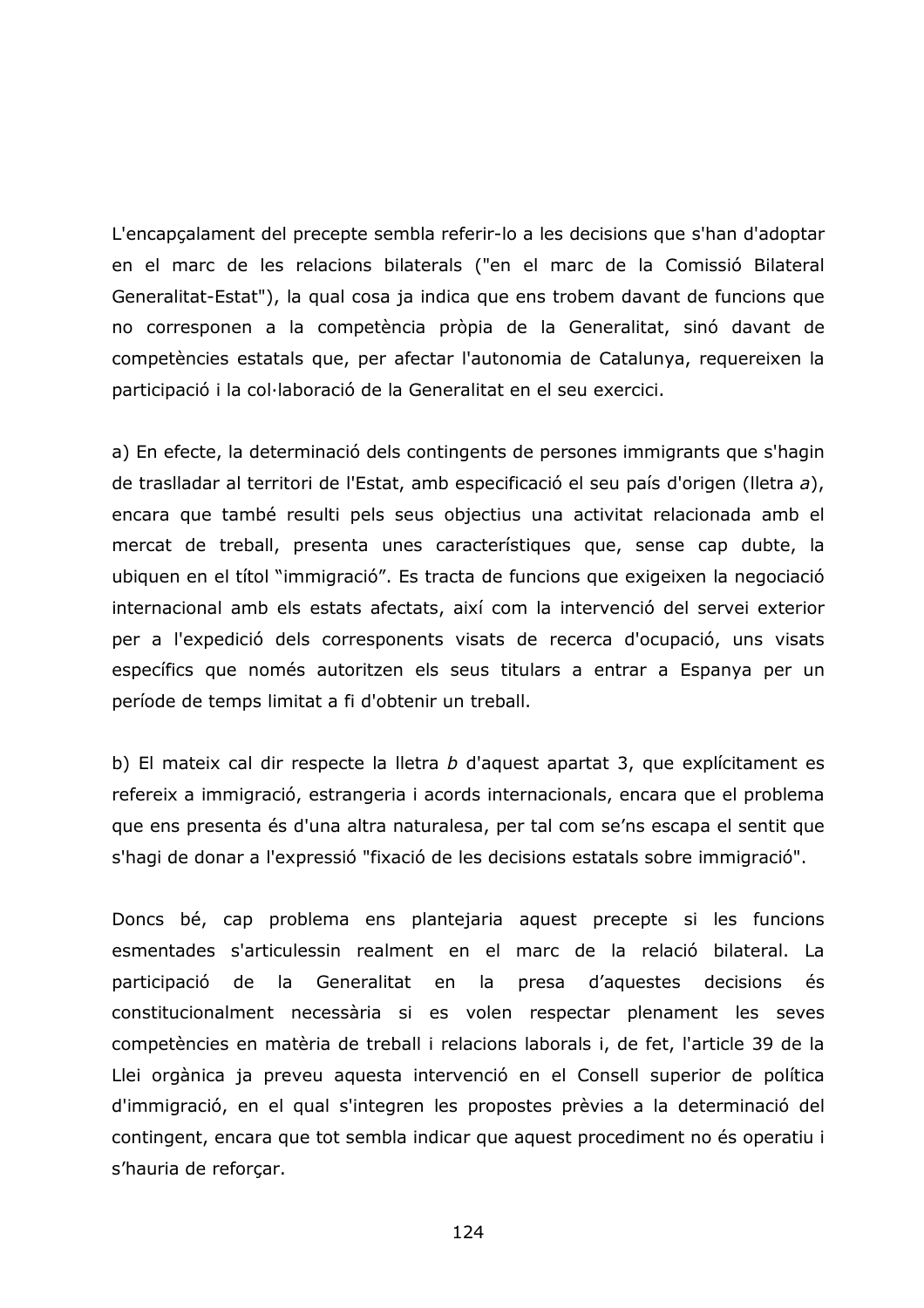L'encapçalament del precepte sembla referir-lo a les decisions que s'han d'adoptar en el marc de les relacions bilaterals ("en el marc de la Comissió Bilateral Generalitat-Estat"), la qual cosa ja indica que ens trobem davant de funcions que no corresponen a la competència pròpia de la Generalitat, sinó davant de competències estatals que, per afectar l'autonomia de Catalunya, requereixen la participació i la col·laboració de la Generalitat en el seu exercici.

a) En efecte, la determinació dels contingents de persones immigrants que s'hagin de traslladar al territori de l'Estat, amb especificació el seu país d'origen (lletra *a*), encara que també resulti pels seus objectius una activitat relacionada amb el mercat de treball, presenta unes característiques que, sense cap dubte, la ubiquen en el títol "immigració". Es tracta de funcions que exigeixen la negociació internacional amb els estats afectats, així com la intervenció del servei exterior per a l'expedició dels corresponents visats de recerca d'ocupació, uns visats específics que només autoritzen els seus titulars a entrar a Espanya per un període de temps limitat a fi d'obtenir un treball.

b) El mateix cal dir respecte la lletra *b* d'aquest apartat 3, que explícitament es refereix a immigració, estrangeria i acords internacionals, encara que el problema que ens presenta és d'una altra naturalesa, per tal com se'ns escapa el sentit que s'hagi de donar a l'expressió "fixació de les decisions estatals sobre immigració".

Doncs bé, cap problema ens plantejaria aquest precepte si les funcions esmentades s'articulessin realment en el marc de la relació bilateral. La participació de la Generalitat en la presa d'aquestes decisions és constitucionalment necessària si es volen respectar plenament les seves competències en matèria de treball i relacions laborals i, de fet, l'article 39 de la Llei orgànica ja preveu aquesta intervenció en el Consell superior de política d'immigració, en el qual s'integren les propostes prèvies a la determinació del contingent, encara que tot sembla indicar que aquest procediment no és operatiu i s'hauria de reforçar.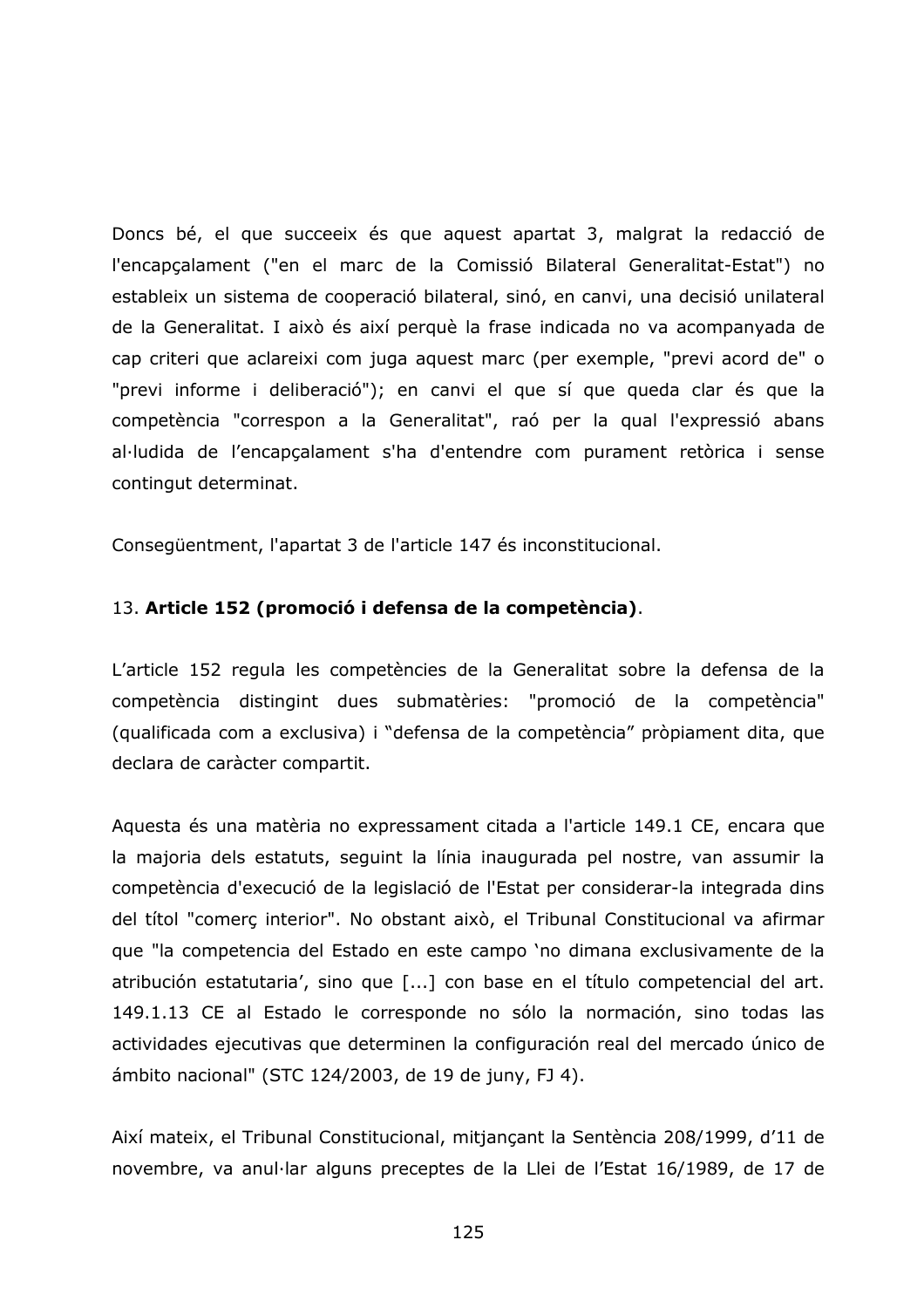Doncs bé, el que succeeix és que aquest apartat 3, malgrat la redacció de l'encapçalament ("en el marc de la Comissió Bilateral Generalitat-Estat") no estableix un sistema de cooperació bilateral, sinó, en canvi, una decisió unilateral de la Generalitat. I això és així perquè la frase indicada no va acompanyada de cap criteri que aclareixi com juga aquest marc (per exemple, "previ acord de" o "previ informe i deliberació"); en canvi el que sí que queda clar és que la competència "correspon a la Generalitat", raó per la qual l'expressió abans al·ludida de l'encapçalament s'ha d'entendre com purament retòrica i sense contingut determinat.

Conseqüentment, l'apartat 3 de l'article 147 és inconstitucional.

13. **Article 152 (promoció i defensa de la competència)**.

L'article 152 regula les competències de la Generalitat sobre la defensa de la competència distingint dues submatèries: "promoció de la competència" (qualificada com a exclusiva) i "defensa de la competència" pròpiament dita, que declara de caràcter compartit.

Aquesta és una matèria no expressament citada a l'article 149.1 CE, encara que la majoria dels estatuts, seguint la línia inaugurada pel nostre, van assumir la competència d'execució de la legislació de l'Estat per considerar-la integrada dins del títol "comerç interior". No obstant això, el Tribunal Constitucional va afirmar que "la competencia del Estado en este campo 'no dimana exclusivamente de la atribución estatutaria', sino que [...] con base en el título competencial del art. 149.1.13 CE al Estado le corresponde no sólo la normación, sino todas las actividades ejecutivas que determinen la configuración real del mercado único de ámbito nacional" (STC 124/2003, de 19 de juny, FJ 4).

Així mateix, el Tribunal Constitucional, mitjançant la Sentència 208/1999, d'11 de novembre, va anul·lar alguns preceptes de la Llei de l'Estat 16/1989, de 17 de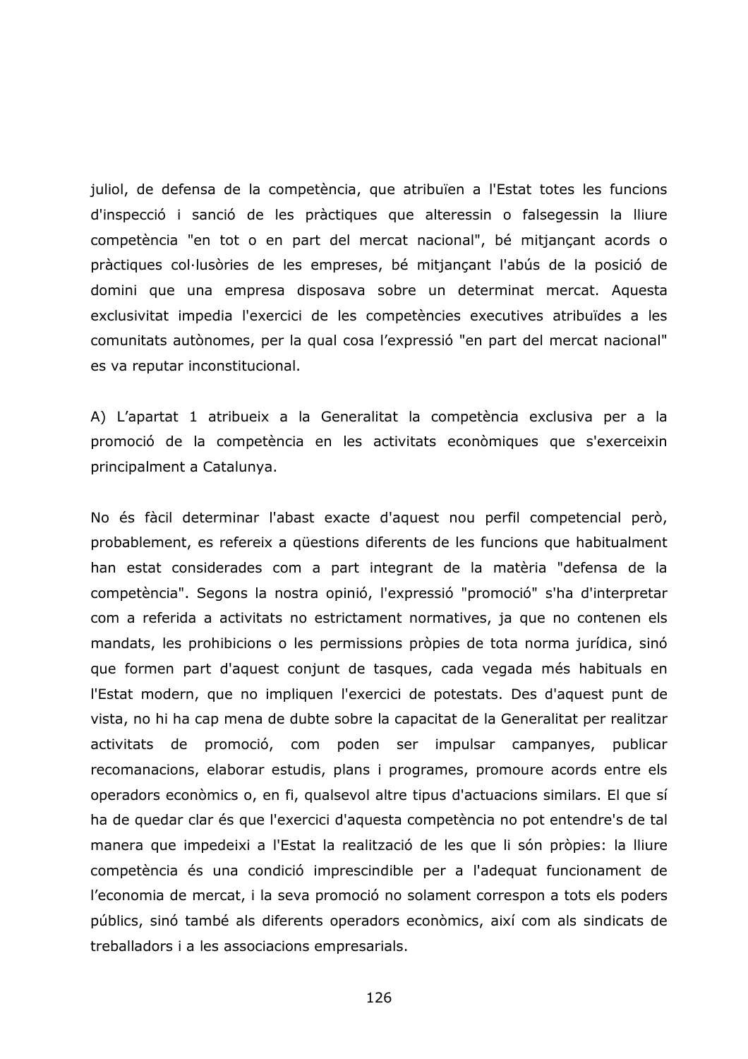juliol, de defensa de la competència, que atribuïen a l'Estat totes les funcions d'inspecció i sanció de les pràctiques que alteressin o falsegessin la lliure competència "en tot o en part del mercat nacional", bé mitjançant acords o pràctiques col·lusòries de les empreses, bé mitjançant l'abús de la posició de domini que una empresa disposava sobre un determinat mercat. Aquesta exclusivitat impedia l'exercici de les competències executives atribuïdes a les comunitats autònomes, per la qual cosa l'expressió "en part del mercat nacional" es va reputar inconstitucional.

A) L'apartat 1 atribueix a la Generalitat la competència exclusiva per a la promoció de la competència en les activitats econòmiques que s'exerceixin principalment a Catalunya.

No és fàcil determinar l'abast exacte d'aquest nou perfil competencial però, probablement, es refereix a qüestions diferents de les funcions que habitualment han estat considerades com a part integrant de la matèria "defensa de la competència". Segons la nostra opinió, l'expressió "promoció" s'ha d'interpretar com a referida a activitats no estrictament normatives, ja que no contenen els mandats, les prohibicions o les permissions pròpies de tota norma jurídica, sinó que formen part d'aquest conjunt de tasques, cada vegada més habituals en l'Estat modern, que no impliquen l'exercici de potestats. Des d'aquest punt de vista, no hi ha cap mena de dubte sobre la capacitat de la Generalitat per realitzar activitats de promoció, com poden ser impulsar campanyes, publicar recomanacions, elaborar estudis, plans i programes, promoure acords entre els operadors econòmics o, en fi, qualsevol altre tipus d'actuacions similars. El que sí ha de quedar clar és que l'exercici d'aquesta competència no pot entendre's de tal manera que impedeixi a l'Estat la realització de les que li són pròpies: la lliure competència és una condició imprescindible per a l'adequat funcionament de l'economia de mercat, i la seva promoció no solament correspon a tots els poders públics, sinó també als diferents operadors econòmics, així com als sindicats de treballadors i a les associacions empresarials.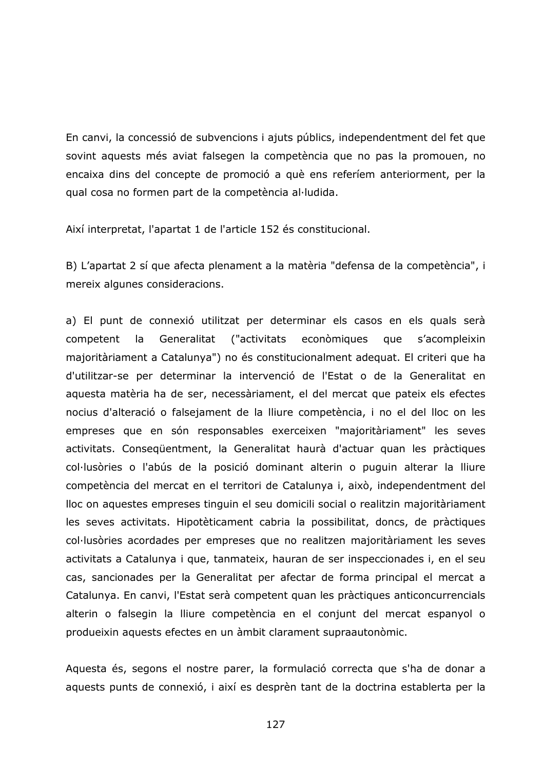En canvi, la concessió de subvencions i ajuts públics, independentment del fet que sovint aquests més aviat falsegen la competència que no pas la promouen, no encaixa dins del concepte de promoció a què ens referíem anteriorment, per la qual cosa no formen part de la competència al·ludida.

Així interpretat, l'apartat 1 de l'article 152 és constitucional.

B) L'apartat 2 sí que afecta plenament a la matèria "defensa de la competència", i mereix algunes consideracions.

a) El punt de connexió utilitzat per determinar els casos en els quals serà competent la Generalitat ("activitats econòmiques que s'acompleixin majoritàriament a Catalunya") no és constitucionalment adequat. El criteri que ha d'utilitzar-se per determinar la intervenció de l'Estat o de la Generalitat en aquesta matèria ha de ser, necessàriament, el del mercat que pateix els efectes nocius d'alteració o falsejament de la lliure competència, i no el del lloc on les empreses que en són responsables exerceixen "majoritàriament" les seves activitats. Conseqüentment, la Generalitat haurà d'actuar quan les pràctiques col·lusòries o l'abús de la posició dominant alterin o puguin alterar la lliure competència del mercat en el territori de Catalunya i, això, independentment del lloc on aquestes empreses tinguin el seu domicili social o realitzin majoritàriament les seves activitats. Hipotèticament cabria la possibilitat, doncs, de pràctiques col·lusòries acordades per empreses que no realitzen majoritàriament les seves activitats a Catalunya i que, tanmateix, hauran de ser inspeccionades i, en el seu cas, sancionades per la Generalitat per afectar de forma principal el mercat a Catalunya. En canvi, l'Estat serà competent quan les pràctiques anticoncurrencials alterin o falsegin la lliure competència en el conjunt del mercat espanyol o produeixin aquests efectes en un àmbit clarament supraautonòmic.

Aquesta és, segons el nostre parer, la formulació correcta que s'ha de donar a aquests punts de connexió, i així es desprèn tant de la doctrina establerta per la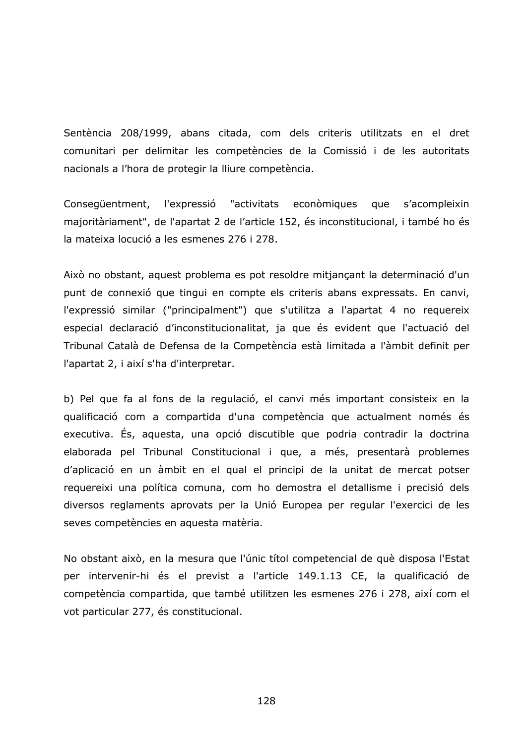Sentència 208/1999, abans citada, com dels criteris utilitzats en el dret comunitari per delimitar les competències de la Comissió i de les autoritats nacionals a l'hora de protegir la lliure competència.

Conseqüentment, l'expressió "activitats econòmiques que s'acompleixin majoritàriament", de l'apartat 2 de l'article 152, és inconstitucional, i també ho és la mateixa locució a les esmenes 276 i 278.

Això no obstant, aquest problema es pot resoldre mitjançant la determinació d'un punt de connexió que tingui en compte els criteris abans expressats. En canvi, l'expressió similar ("principalment") que s'utilitza a l'apartat 4 no requereix especial declaració d'inconstitucionalitat, ja que és evident que l'actuació del Tribunal Català de Defensa de la Competència està limitada a l'àmbit definit per l'apartat 2, i així s'ha d'interpretar.

b) Pel que fa al fons de la regulació, el canvi més important consisteix en la qualificació com a compartida d'una competència que actualment només és executiva. És, aquesta, una opció discutible que podria contradir la doctrina elaborada pel Tribunal Constitucional i que, a més, presentarà problemes d'aplicació en un àmbit en el qual el principi de la unitat de mercat potser requereixi una política comuna, com ho demostra el detallisme i precisió dels diversos reglaments aprovats per la Unió Europea per regular l'exercici de les seves competències en aquesta matèria.

No obstant això, en la mesura que l'únic títol competencial de què disposa l'Estat per intervenir-hi és el previst a l'article 149.1.13 CE, la qualificació de competència compartida, que també utilitzen les esmenes 276 i 278, així com el vot particular 277, és constitucional.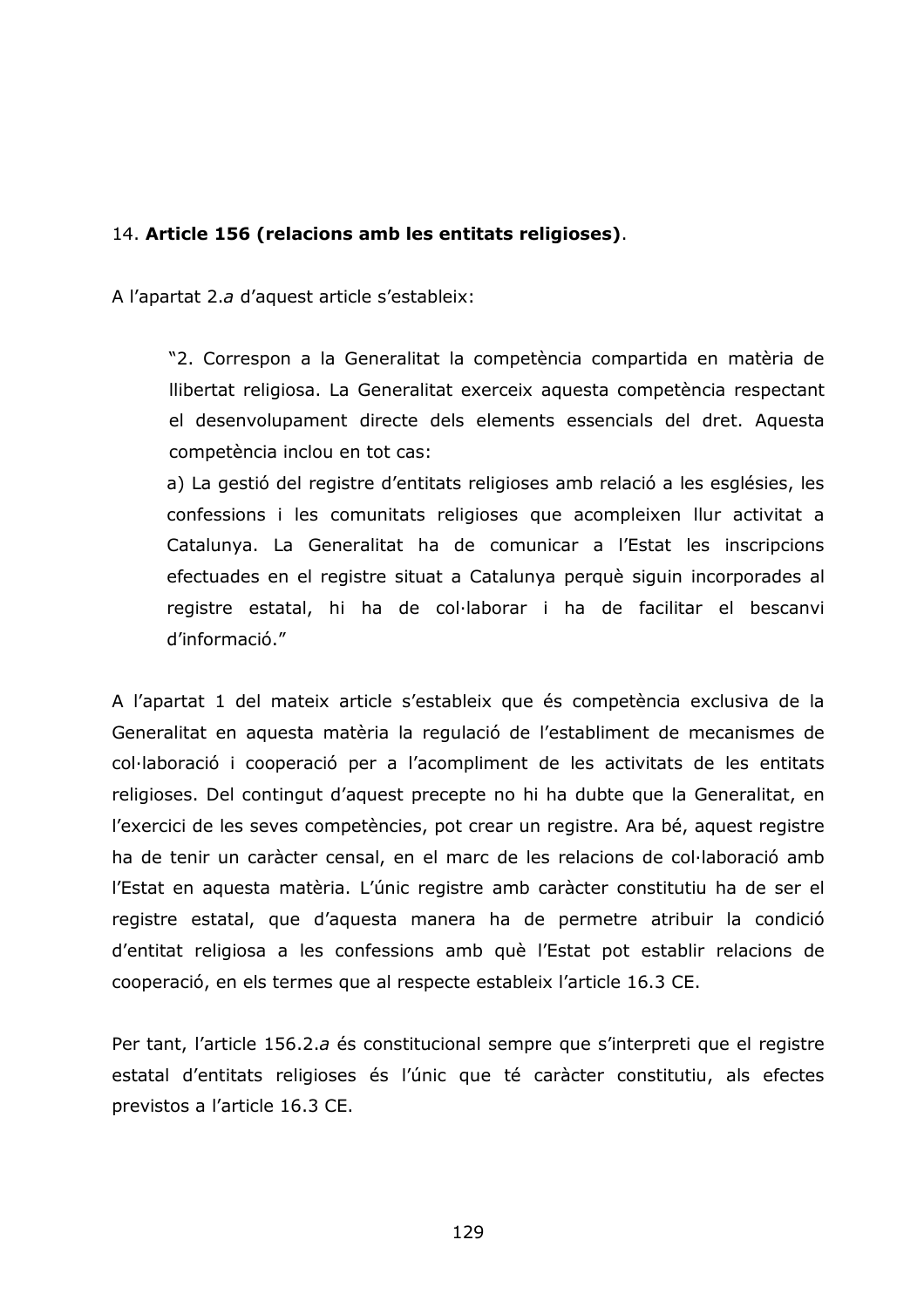14. **Article 156 (relacions amb les entitats religioses)**.

A l'apartat 2.*a* d'aquest article s'estableix:

> "2. Correspon a la Generalitat la competència compartida en matèria de llibertat religiosa. La Generalitat exerceix aquesta competència respectant el desenvolupament directe dels elements essencials del dret. Aquesta competència inclou en tot cas:
>
> a) La gestió del registre d'entitats religioses amb relació a les esglésies, les confessions i les comunitats religioses que acompleixen llur activitat a Catalunya. La Generalitat ha de comunicar a l'Estat les inscripcions efectuades en el registre situat a Catalunya perquè siguin incorporades al registre estatal, hi ha de col·laborar i ha de facilitar el bescanvi d'informació."

A l'apartat 1 del mateix article s'estableix que és competència exclusiva de la Generalitat en aquesta matèria la regulació de l'establiment de mecanismes de col·laboració i cooperació per a l'acompliment de les activitats de les entitats religioses. Del contingut d'aquest precepte no hi ha dubte que la Generalitat, en l'exercici de les seves competències, pot crear un registre. Ara bé, aquest registre ha de tenir un caràcter censal, en el marc de les relacions de col·laboració amb l'Estat en aquesta matèria. L'únic registre amb caràcter constitutiu ha de ser el registre estatal, que d'aquesta manera ha de permetre atribuir la condició d'entitat religiosa a les confessions amb què l'Estat pot establir relacions de cooperació, en els termes que al respecte estableix l'article 16.3 CE.

Per tant, l'article 156.2.*a* és constitucional sempre que s'interpreti que el registre estatal d'entitats religioses és l'únic que té caràcter constitutiu, als efectes previstos a l'article 16.3 CE.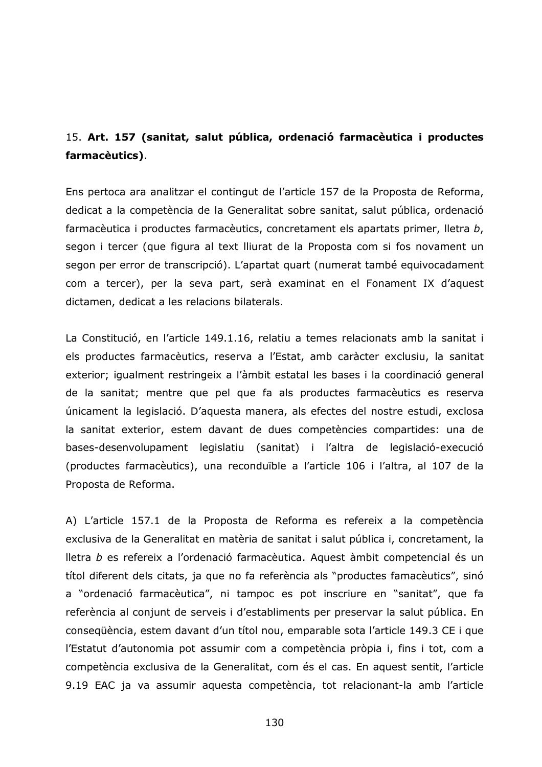15. **Art. 157 (sanitat, salut pública, ordenació farmacèutica i productes farmacèutics)**.

Ens pertoca ara analitzar el contingut de l'article 157 de la Proposta de Reforma, dedicat a la competència de la Generalitat sobre sanitat, salut pública, ordenació farmacèutica i productes farmacèutics, concretament els apartats primer, lletra *b*, segon i tercer (que figura al text lliurat de la Proposta com si fos novament un segon per error de transcripció). L'apartat quart (numerat també equivocadament com a tercer), per la seva part, serà examinat en el Fonament IX d'aquest dictamen, dedicat a les relacions bilaterals.

La Constitució, en l'article 149.1.16, relatiu a temes relacionats amb la sanitat i els productes farmacèutics, reserva a l'Estat, amb caràcter exclusiu, la sanitat exterior; igualment restringeix a l'àmbit estatal les bases i la coordinació general de la sanitat; mentre que pel que fa als productes farmacèutics es reserva únicament la legislació. D'aquesta manera, als efectes del nostre estudi, exclosa la sanitat exterior, estem davant de dues competències compartides: una de bases-desenvolupament legislatiu (sanitat) i l'altra de legislació-execució (productes farmacèutics), una reconduïble a l'article 106 i l'altra, al 107 de la Proposta de Reforma.

A) L'article 157.1 de la Proposta de Reforma es refereix a la competència exclusiva de la Generalitat en matèria de sanitat i salut pública i, concretament, la lletra *b* es refereix a l'ordenació farmacèutica. Aquest àmbit competencial és un títol diferent dels citats, ja que no fa referència als "productes famacèutics", sinó a "ordenació farmacèutica", ni tampoc es pot inscriure en "sanitat", que fa referència al conjunt de serveis i d'establiments per preservar la salut pública. En conseqüència, estem davant d'un títol nou, emparable sota l'article 149.3 CE i que l'Estatut d'autonomia pot assumir com a competència pròpia i, fins i tot, com a competència exclusiva de la Generalitat, com és el cas. En aquest sentit, l'article 9.19 EAC ja va assumir aquesta competència, tot relacionant-la amb l'article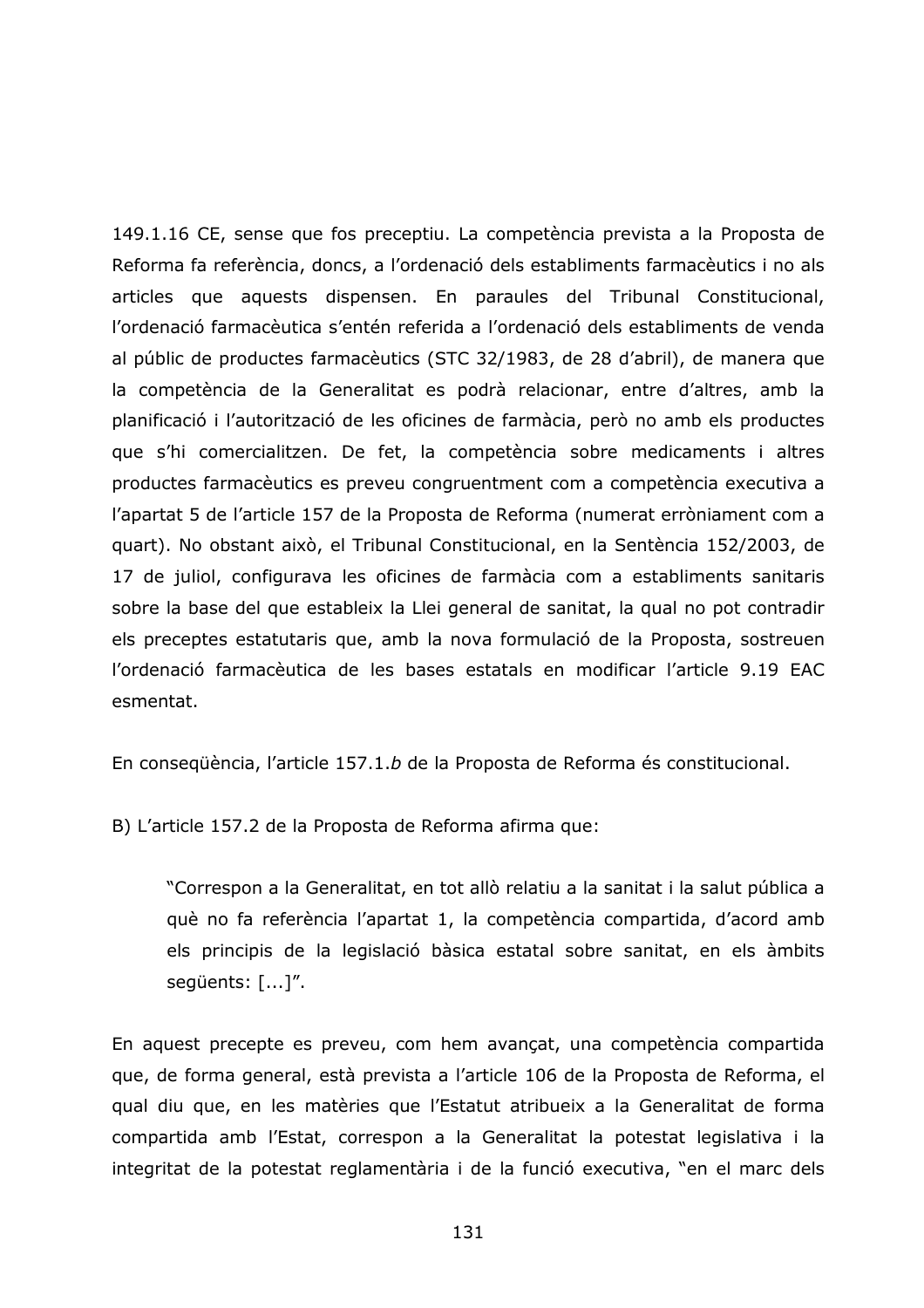149.1.16 CE, sense que fos preceptiu. La competència prevista a la Proposta de Reforma fa referència, doncs, a l'ordenació dels establiments farmacèutics i no als articles que aquests dispensen. En paraules del Tribunal Constitucional, l'ordenació farmacèutica s'entén referida a l'ordenació dels establiments de venda al públic de productes farmacèutics (STC 32/1983, de 28 d'abril), de manera que la competència de la Generalitat es podrà relacionar, entre d'altres, amb la planificació i l'autorització de les oficines de farmàcia, però no amb els productes que s'hi comercialitzen. De fet, la competència sobre medicaments i altres productes farmacèutics es preveu congruentment com a competència executiva a l'apartat 5 de l'article 157 de la Proposta de Reforma (numerat erròniament com a quart). No obstant això, el Tribunal Constitucional, en la Sentència 152/2003, de 17 de juliol, configurava les oficines de farmàcia com a establiments sanitaris sobre la base del que estableix la Llei general de sanitat, la qual no pot contradir els preceptes estatutaris que, amb la nova formulació de la Proposta, sostreuen l'ordenació farmacèutica de les bases estatals en modificar l'article 9.19 EAC esmentat.

En conseqüència, l'article 157.1.*b* de la Proposta de Reforma és constitucional.

B) L'article 157.2 de la Proposta de Reforma afirma que:

> "Correspon a la Generalitat, en tot allò relatiu a la sanitat i la salut pública a què no fa referència l'apartat 1, la competència compartida, d'acord amb els principis de la legislació bàsica estatal sobre sanitat, en els àmbits següents: [...]".

En aquest precepte es preveu, com hem avançat, una competència compartida que, de forma general, està prevista a l'article 106 de la Proposta de Reforma, el qual diu que, en les matèries que l'Estatut atribueix a la Generalitat de forma compartida amb l'Estat, correspon a la Generalitat la potestat legislativa i la integritat de la potestat reglamentària i de la funció executiva, "en el marc dels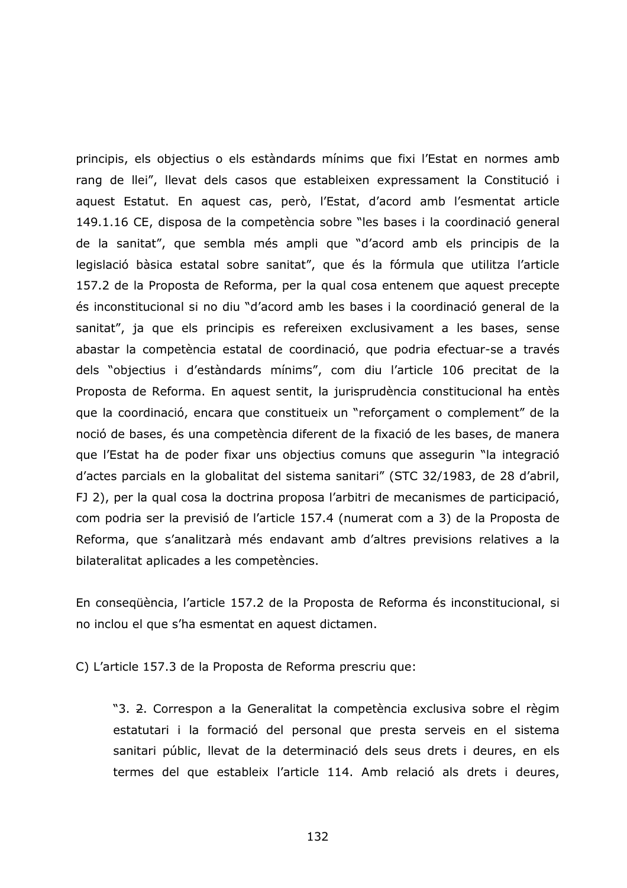principis, els objectius o els estàndards mínims que fixi l'Estat en normes amb rang de llei", llevat dels casos que estableixen expressament la Constitució i aquest Estatut. En aquest cas, però, l'Estat, d'acord amb l'esmentat article 149.1.16 CE, disposa de la competència sobre "les bases i la coordinació general de la sanitat", que sembla més ampli que "d'acord amb els principis de la legislació bàsica estatal sobre sanitat", que és la fórmula que utilitza l'article 157.2 de la Proposta de Reforma, per la qual cosa entenem que aquest precepte és inconstitucional si no diu "d'acord amb les bases i la coordinació general de la sanitat", ja que els principis es refereixen exclusivament a les bases, sense abastar la competència estatal de coordinació, que podria efectuar-se a través dels "objectius i d'estàndards mínims", com diu l'article 106 precitat de la Proposta de Reforma. En aquest sentit, la jurisprudència constitucional ha entès que la coordinació, encara que constitueix un "reforçament o complement" de la noció de bases, és una competència diferent de la fixació de les bases, de manera que l'Estat ha de poder fixar uns objectius comuns que assegurin "la integració d'actes parcials en la globalitat del sistema sanitari" (STC 32/1983, de 28 d'abril, FJ 2), per la qual cosa la doctrina proposa l'arbitri de mecanismes de participació, com podria ser la previsió de l'article 157.4 (numerat com a 3) de la Proposta de Reforma, que s'analitzarà més endavant amb d'altres previsions relatives a la bilateralitat aplicades a les competències.

En conseqüència, l'article 157.2 de la Proposta de Reforma és inconstitucional, si no inclou el que s'ha esmentat en aquest dictamen.

C) L'article 157.3 de la Proposta de Reforma prescriu que:

> "3. ~~2~~. Correspon a la Generalitat la competència exclusiva sobre el règim estatutari i la formació del personal que presta serveis en el sistema sanitari públic, llevat de la determinació dels seus drets i deures, en els termes del que estableix l'article 114. Amb relació als drets i deures,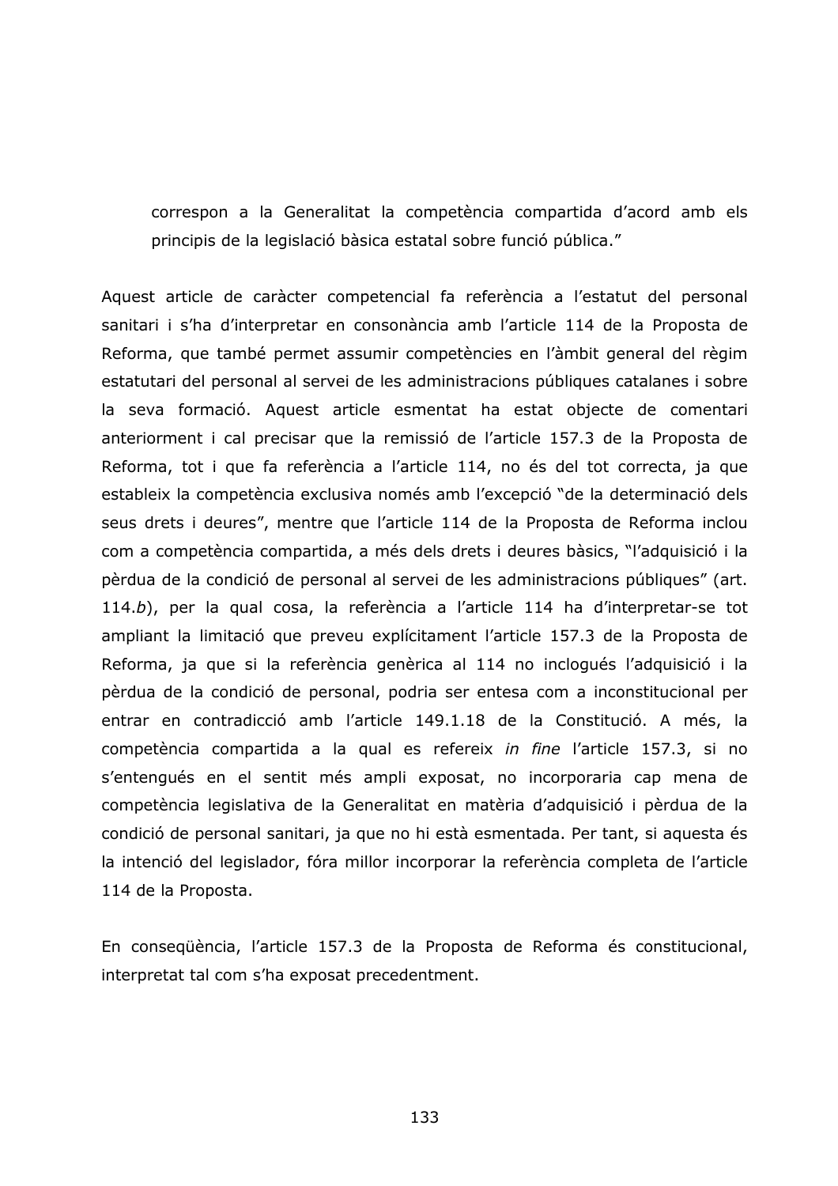correspon a la Generalitat la competència compartida d'acord amb els principis de la legislació bàsica estatal sobre funció pública."

Aquest article de caràcter competencial fa referència a l'estatut del personal sanitari i s'ha d'interpretar en consonància amb l'article 114 de la Proposta de Reforma, que també permet assumir competències en l'àmbit general del règim estatutari del personal al servei de les administracions públiques catalanes i sobre la seva formació. Aquest article esmentat ha estat objecte de comentari anteriorment i cal precisar que la remissió de l'article 157.3 de la Proposta de Reforma, tot i que fa referència a l'article 114, no és del tot correcta, ja que estableix la competència exclusiva només amb l'excepció "de la determinació dels seus drets i deures", mentre que l'article 114 de la Proposta de Reforma inclou com a competència compartida, a més dels drets i deures bàsics, "l'adquisició i la pèrdua de la condició de personal al servei de les administracions públiques" (art. 114.*b*), per la qual cosa, la referència a l'article 114 ha d'interpretar-se tot ampliant la limitació que preveu explícitament l'article 157.3 de la Proposta de Reforma, ja que si la referència genèrica al 114 no inclogués l'adquisició i la pèrdua de la condició de personal, podria ser entesa com a inconstitucional per entrar en contradicció amb l'article 149.1.18 de la Constitució. A més, la competència compartida a la qual es refereix *in fine* l'article 157.3, si no s'entengués en el sentit més ampli exposat, no incorporaria cap mena de competència legislativa de la Generalitat en matèria d'adquisició i pèrdua de la condició de personal sanitari, ja que no hi està esmentada. Per tant, si aquesta és la intenció del legislador, fóra millor incorporar la referència completa de l'article 114 de la Proposta.

En conseqüència, l'article 157.3 de la Proposta de Reforma és constitucional, interpretat tal com s'ha exposat precedentment.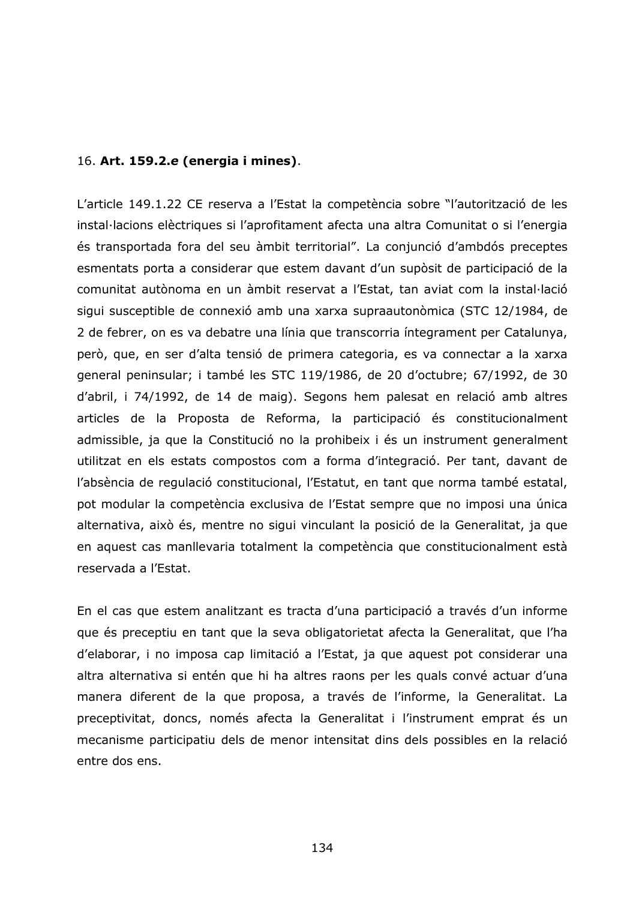16. **Art. 159.2.*e* (energia i mines)**.

L'article 149.1.22 CE reserva a l'Estat la competència sobre "l'autorització de les instal·lacions elèctriques si l'aprofitament afecta una altra Comunitat o si l'energia és transportada fora del seu àmbit territorial". La conjunció d'ambdós preceptes esmentats porta a considerar que estem davant d'un supòsit de participació de la comunitat autònoma en un àmbit reservat a l'Estat, tan aviat com la instal·lació sigui susceptible de connexió amb una xarxa supraautonòmica (STC 12/1984, de 2 de febrer, on es va debatre una línia que transcorria íntegrament per Catalunya, però, que, en ser d'alta tensió de primera categoria, es va connectar a la xarxa general peninsular; i també les STC 119/1986, de 20 d'octubre; 67/1992, de 30 d'abril, i 74/1992, de 14 de maig). Segons hem palesat en relació amb altres articles de la Proposta de Reforma, la participació és constitucionalment admissible, ja que la Constitució no la prohibeix i és un instrument generalment utilitzat en els estats compostos com a forma d'integració. Per tant, davant de l'absència de regulació constitucional, l'Estatut, en tant que norma també estatal, pot modular la competència exclusiva de l'Estat sempre que no imposi una única alternativa, això és, mentre no sigui vinculant la posició de la Generalitat, ja que en aquest cas manllevaria totalment la competència que constitucionalment està reservada a l'Estat.

En el cas que estem analitzant es tracta d'una participació a través d'un informe que és preceptiu en tant que la seva obligatorietat afecta la Generalitat, que l'ha d'elaborar, i no imposa cap limitació a l'Estat, ja que aquest pot considerar una altra alternativa si entén que hi ha altres raons per les quals convé actuar d'una manera diferent de la que proposa, a través de l'informe, la Generalitat. La preceptivitat, doncs, només afecta la Generalitat i l'instrument emprat és un mecanisme participatiu dels de menor intensitat dins dels possibles en la relació entre dos ens.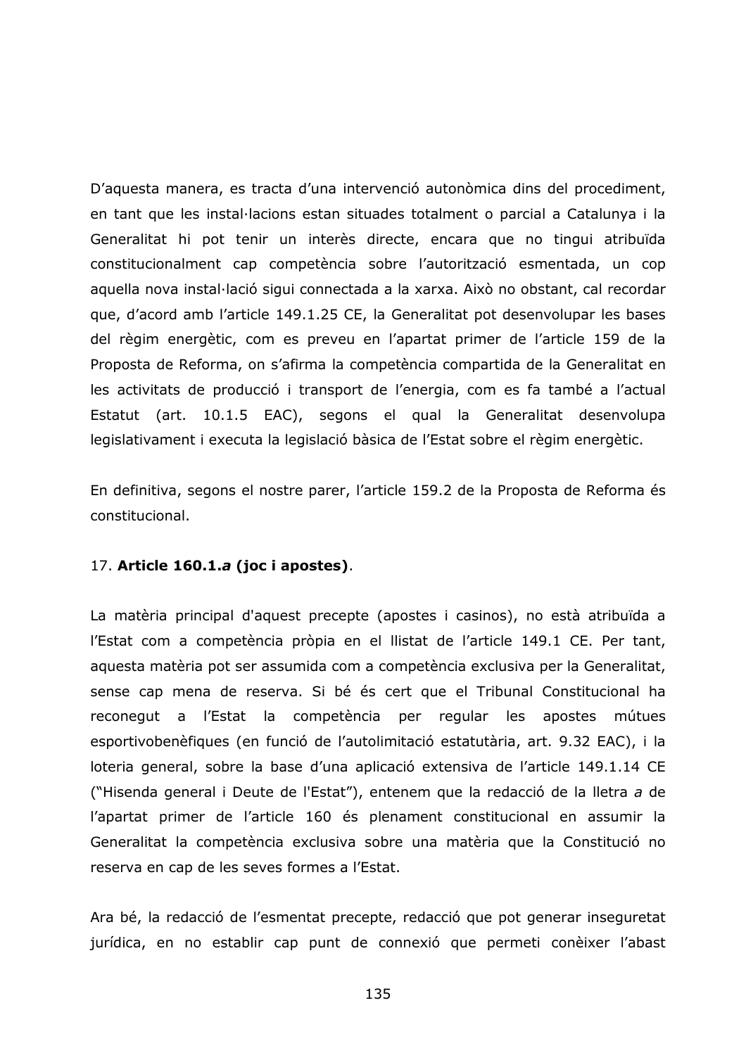D'aquesta manera, es tracta d'una intervenció autonòmica dins del procediment, en tant que les instal·lacions estan situades totalment o parcial a Catalunya i la Generalitat hi pot tenir un interès directe, encara que no tingui atribuïda constitucionalment cap competència sobre l'autorització esmentada, un cop aquella nova instal·lació sigui connectada a la xarxa. Això no obstant, cal recordar que, d'acord amb l'article 149.1.25 CE, la Generalitat pot desenvolupar les bases del règim energètic, com es preveu en l'apartat primer de l'article 159 de la Proposta de Reforma, on s'afirma la competència compartida de la Generalitat en les activitats de producció i transport de l'energia, com es fa també a l'actual Estatut (art. 10.1.5 EAC), segons el qual la Generalitat desenvolupa legislativament i executa la legislació bàsica de l'Estat sobre el règim energètic.

En definitiva, segons el nostre parer, l'article 159.2 de la Proposta de Reforma és constitucional.

17. **Article 160.1.*a* (joc i apostes)**.

La matèria principal d'aquest precepte (apostes i casinos), no està atribuïda a l'Estat com a competència pròpia en el llistat de l'article 149.1 CE. Per tant, aquesta matèria pot ser assumida com a competència exclusiva per la Generalitat, sense cap mena de reserva. Si bé és cert que el Tribunal Constitucional ha reconegut a l'Estat la competència per regular les apostes mútues esportivobenèfiques (en funció de l'autolimitació estatutària, art. 9.32 EAC), i la loteria general, sobre la base d'una aplicació extensiva de l'article 149.1.14 CE ("Hisenda general i Deute de l'Estat"), entenem que la redacció de la lletra *a* de l'apartat primer de l'article 160 és plenament constitucional en assumir la Generalitat la competència exclusiva sobre una matèria que la Constitució no reserva en cap de les seves formes a l'Estat.

Ara bé, la redacció de l'esmentat precepte, redacció que pot generar inseguretat jurídica, en no establir cap punt de connexió que permeti conèixer l'abast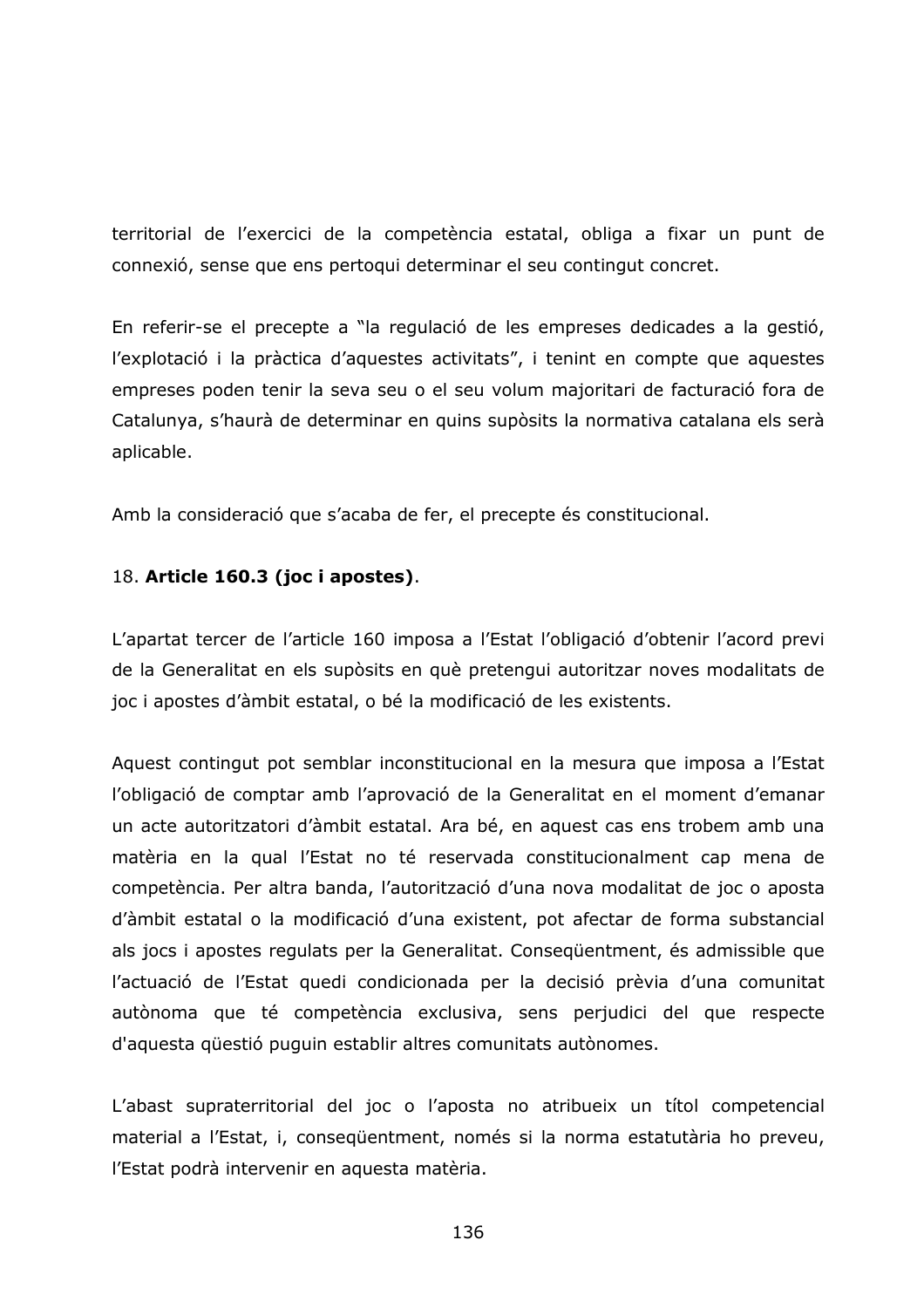territorial de l’exercici de la competència estatal, obliga a fixar un punt de connexió, sense que ens pertoqui determinar el seu contingut concret.

En referir-se el precepte a “la regulació de les empreses dedicades a la gestió, l’explotació i la pràctica d’aquestes activitats”, i tenint en compte que aquestes empreses poden tenir la seva seu o el seu volum majoritari de facturació fora de Catalunya, s’haurà de determinar en quins supòsits la normativa catalana els serà aplicable.

Amb la consideració que s’acaba de fer, el precepte és constitucional.

18. **Article 160.3 (joc i apostes)**.

L’apartat tercer de l’article 160 imposa a l’Estat l’obligació d’obtenir l’acord previ de la Generalitat en els supòsits en què pretengui autoritzar noves modalitats de joc i apostes d’àmbit estatal, o bé la modificació de les existents.

Aquest contingut pot semblar inconstitucional en la mesura que imposa a l’Estat l’obligació de comptar amb l’aprovació de la Generalitat en el moment d’emanar un acte autoritzatori d’àmbit estatal. Ara bé, en aquest cas ens trobem amb una matèria en la qual l’Estat no té reservada constitucionalment cap mena de competència. Per altra banda, l’autorització d’una nova modalitat de joc o aposta d’àmbit estatal o la modificació d’una existent, pot afectar de forma substancial als jocs i apostes regulats per la Generalitat. Conseqüentment, és admissible que l’actuació de l’Estat quedi condicionada per la decisió prèvia d’una comunitat autònoma que té competència exclusiva, sens perjudici del que respecte d'aquesta qüestió puguin establir altres comunitats autònomes.

L’abast supraterritorial del joc o l’aposta no atribueix un títol competencial material a l’Estat, i, conseqüentment, només si la norma estatutària ho preveu, l’Estat podrà intervenir en aquesta matèria.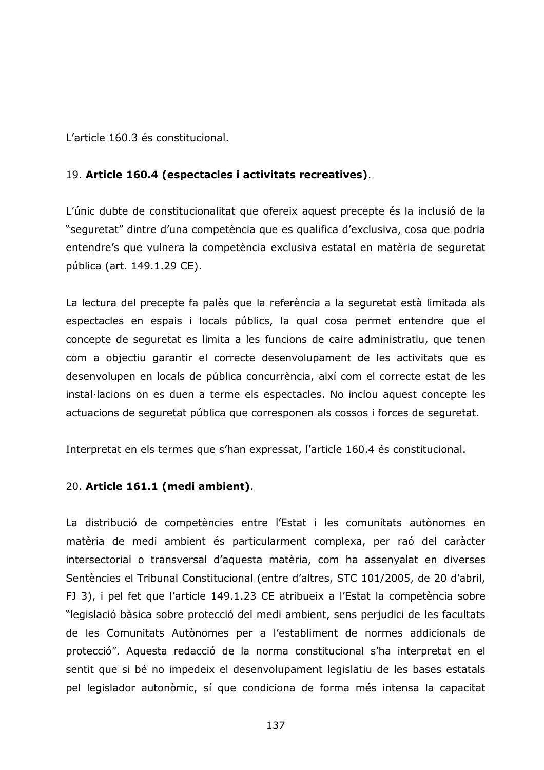L'article 160.3 és constitucional.

19. **Article 160.4 (espectacles i activitats recreatives)**.

L'únic dubte de constitucionalitat que ofereix aquest precepte és la inclusió de la "seguretat" dintre d'una competència que es qualifica d'exclusiva, cosa que podria entendre's que vulnera la competència exclusiva estatal en matèria de seguretat pública (art. 149.1.29 CE).

La lectura del precepte fa palès que la referència a la seguretat està limitada als espectacles en espais i locals públics, la qual cosa permet entendre que el concepte de seguretat es limita a les funcions de caire administratiu, que tenen com a objectiu garantir el correcte desenvolupament de les activitats que es desenvolupen en locals de pública concurrència, així com el correcte estat de les instal·lacions on es duen a terme els espectacles. No inclou aquest concepte les actuacions de seguretat pública que corresponen als cossos i forces de seguretat.

Interpretat en els termes que s'han expressat, l'article 160.4 és constitucional.

20. **Article 161.1 (medi ambient)**.

La distribució de competències entre l'Estat i les comunitats autònomes en matèria de medi ambient és particularment complexa, per raó del caràcter intersectorial o transversal d'aquesta matèria, com ha assenyalat en diverses Sentències el Tribunal Constitucional (entre d'altres, STC 101/2005, de 20 d'abril, FJ 3), i pel fet que l'article 149.1.23 CE atribueix a l'Estat la competència sobre "legislació bàsica sobre protecció del medi ambient, sens perjudici de les facultats de les Comunitats Autònomes per a l'establiment de normes addicionals de protecció". Aquesta redacció de la norma constitucional s'ha interpretat en el sentit que si bé no impedeix el desenvolupament legislatiu de les bases estatals pel legislador autonòmic, sí que condiciona de forma més intensa la capacitat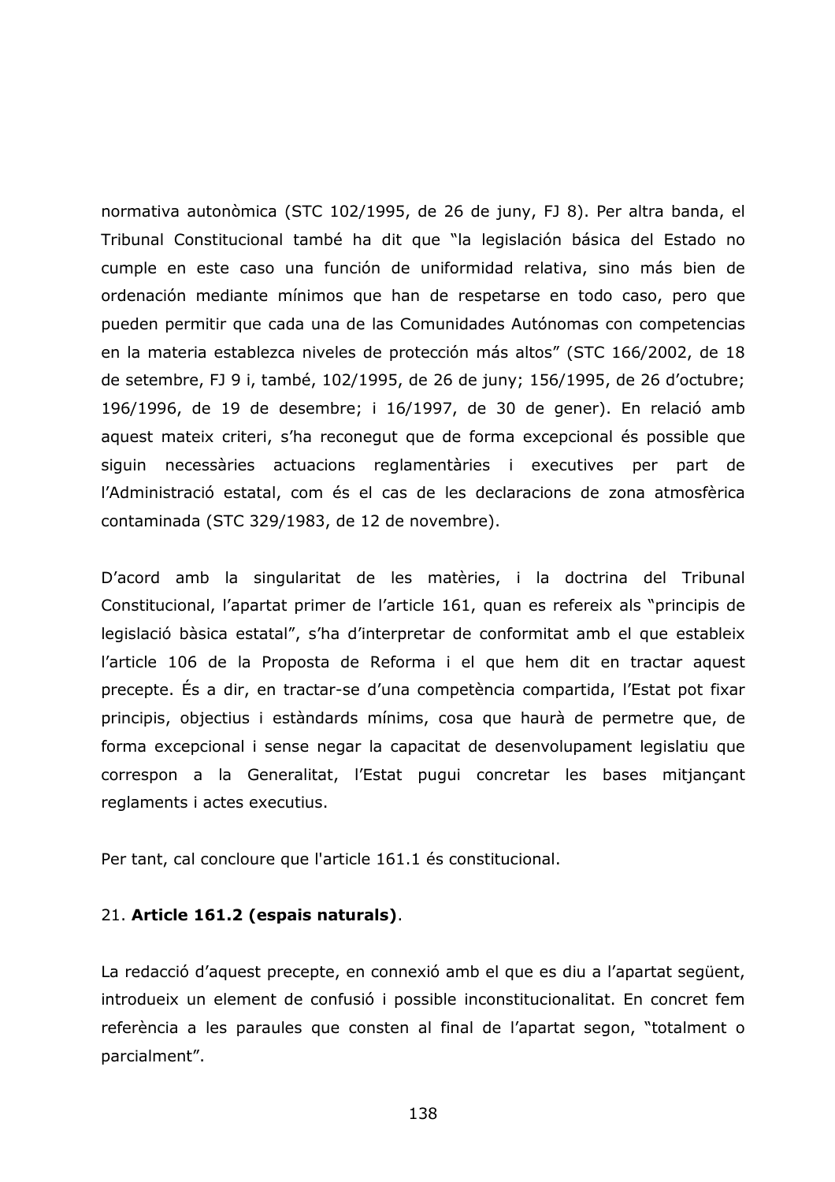normativa autonòmica (STC 102/1995, de 26 de juny, FJ 8). Per altra banda, el Tribunal Constitucional també ha dit que "la legislación básica del Estado no cumple en este caso una función de uniformidad relativa, sino más bien de ordenación mediante mínimos que han de respetarse en todo caso, pero que pueden permitir que cada una de las Comunidades Autónomas con competencias en la materia establezca niveles de protección más altos" (STC 166/2002, de 18 de setembre, FJ 9 i, també, 102/1995, de 26 de juny; 156/1995, de 26 d'octubre; 196/1996, de 19 de desembre; i 16/1997, de 30 de gener). En relació amb aquest mateix criteri, s'ha reconegut que de forma excepcional és possible que siguin necessàries actuacions reglamentàries i executives per part de l'Administració estatal, com és el cas de les declaracions de zona atmosfèrica contaminada (STC 329/1983, de 12 de novembre).

D'acord amb la singularitat de les matèries, i la doctrina del Tribunal Constitucional, l'apartat primer de l'article 161, quan es refereix als "principis de legislació bàsica estatal", s'ha d'interpretar de conformitat amb el que estableix l'article 106 de la Proposta de Reforma i el que hem dit en tractar aquest precepte. És a dir, en tractar-se d'una competència compartida, l'Estat pot fixar principis, objectius i estàndards mínims, cosa que haurà de permetre que, de forma excepcional i sense negar la capacitat de desenvolupament legislatiu que correspon a la Generalitat, l'Estat pugui concretar les bases mitjançant reglaments i actes executius.

Per tant, cal concloure que l'article 161.1 és constitucional.

21. **Article 161.2 (espais naturals)**.

La redacció d'aquest precepte, en connexió amb el que es diu a l'apartat següent, introdueix un element de confusió i possible inconstitucionalitat. En concret fem referència a les paraules que consten al final de l'apartat segon, "totalment o parcialment".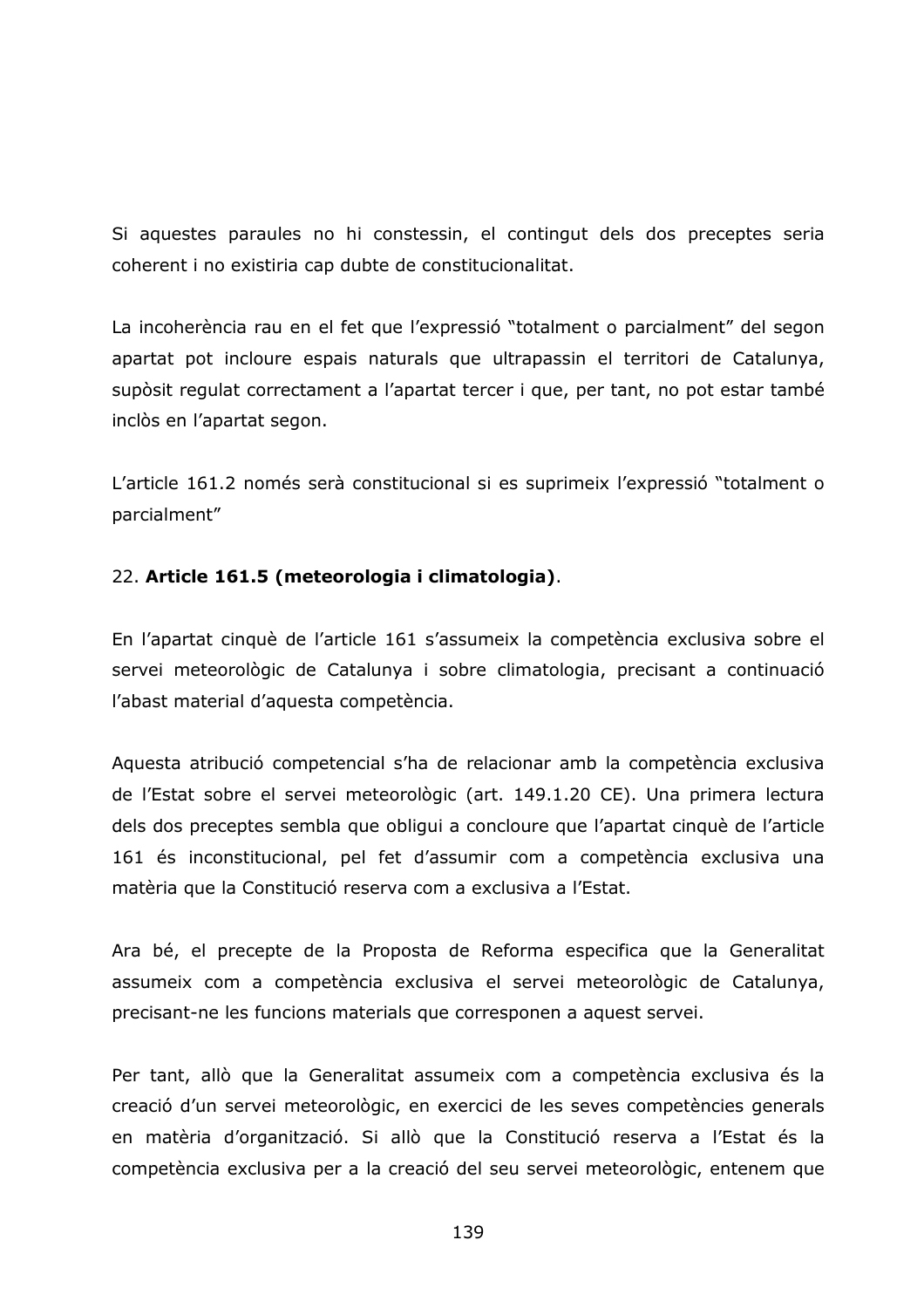Si aquestes paraules no hi constessin, el contingut dels dos preceptes seria coherent i no existiria cap dubte de constitucionalitat.

La incoherència rau en el fet que l'expressió "totalment o parcialment" del segon apartat pot incloure espais naturals que ultrapassin el territori de Catalunya, supòsit regulat correctament a l'apartat tercer i que, per tant, no pot estar també inclòs en l'apartat segon.

L'article 161.2 només serà constitucional si es suprimeix l'expressió "totalment o parcialment"

22. **Article 161.5 (meteorologia i climatologia)**.

En l'apartat cinquè de l'article 161 s'assumeix la competència exclusiva sobre el servei meteorològic de Catalunya i sobre climatologia, precisant a continuació l'abast material d'aquesta competència.

Aquesta atribució competencial s'ha de relacionar amb la competència exclusiva de l'Estat sobre el servei meteorològic (art. 149.1.20 CE). Una primera lectura dels dos preceptes sembla que obligui a concloure que l'apartat cinquè de l'article 161 és inconstitucional, pel fet d'assumir com a competència exclusiva una matèria que la Constitució reserva com a exclusiva a l'Estat.

Ara bé, el precepte de la Proposta de Reforma especifica que la Generalitat assumeix com a competència exclusiva el servei meteorològic de Catalunya, precisant-ne les funcions materials que corresponen a aquest servei.

Per tant, allò que la Generalitat assumeix com a competència exclusiva és la creació d'un servei meteorològic, en exercici de les seves competències generals en matèria d'organització. Si allò que la Constitució reserva a l'Estat és la competència exclusiva per a la creació del seu servei meteorològic, entenem que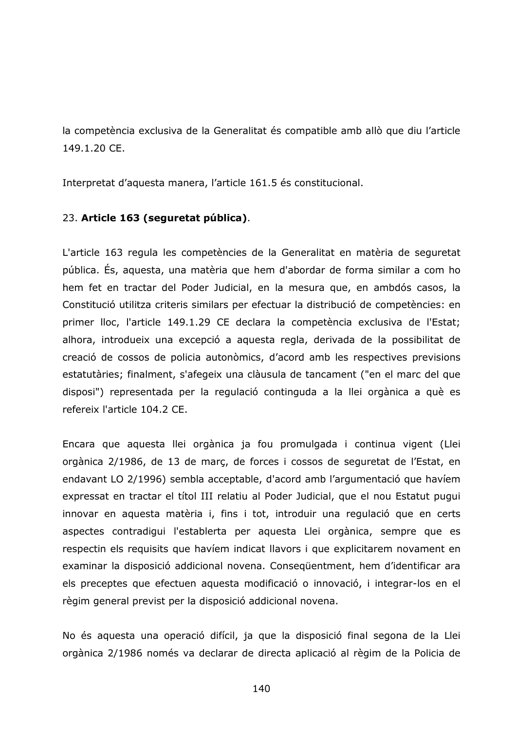la competència exclusiva de la Generalitat és compatible amb allò que diu l'article 149.1.20 CE.

Interpretat d'aquesta manera, l'article 161.5 és constitucional.

23. **Article 163 (seguretat pública)**.

L'article 163 regula les competències de la Generalitat en matèria de seguretat pública. És, aquesta, una matèria que hem d'abordar de forma similar a com ho hem fet en tractar del Poder Judicial, en la mesura que, en ambdós casos, la Constitució utilitza criteris similars per efectuar la distribució de competències: en primer lloc, l'article 149.1.29 CE declara la competència exclusiva de l'Estat; alhora, introdueix una excepció a aquesta regla, derivada de la possibilitat de creació de cossos de policia autonòmics, d'acord amb les respectives previsions estatutàries; finalment, s'afegeix una clàusula de tancament ("en el marc del que disposi") representada per la regulació continguda a la llei orgànica a què es refereix l'article 104.2 CE.

Encara que aquesta llei orgànica ja fou promulgada i continua vigent (Llei orgànica 2/1986, de 13 de març, de forces i cossos de seguretat de l'Estat, en endavant LO 2/1996) sembla acceptable, d'acord amb l'argumentació que havíem expressat en tractar el títol III relatiu al Poder Judicial, que el nou Estatut pugui innovar en aquesta matèria i, fins i tot, introduir una regulació que en certs aspectes contradigui l'establerta per aquesta Llei orgànica, sempre que es respectin els requisits que havíem indicat llavors i que explicitarem novament en examinar la disposició addicional novena. Conseqüentment, hem d'identificar ara els preceptes que efectuen aquesta modificació o innovació, i integrar-los en el règim general previst per la disposició addicional novena.

No és aquesta una operació difícil, ja que la disposició final segona de la Llei orgànica 2/1986 només va declarar de directa aplicació al règim de la Policia de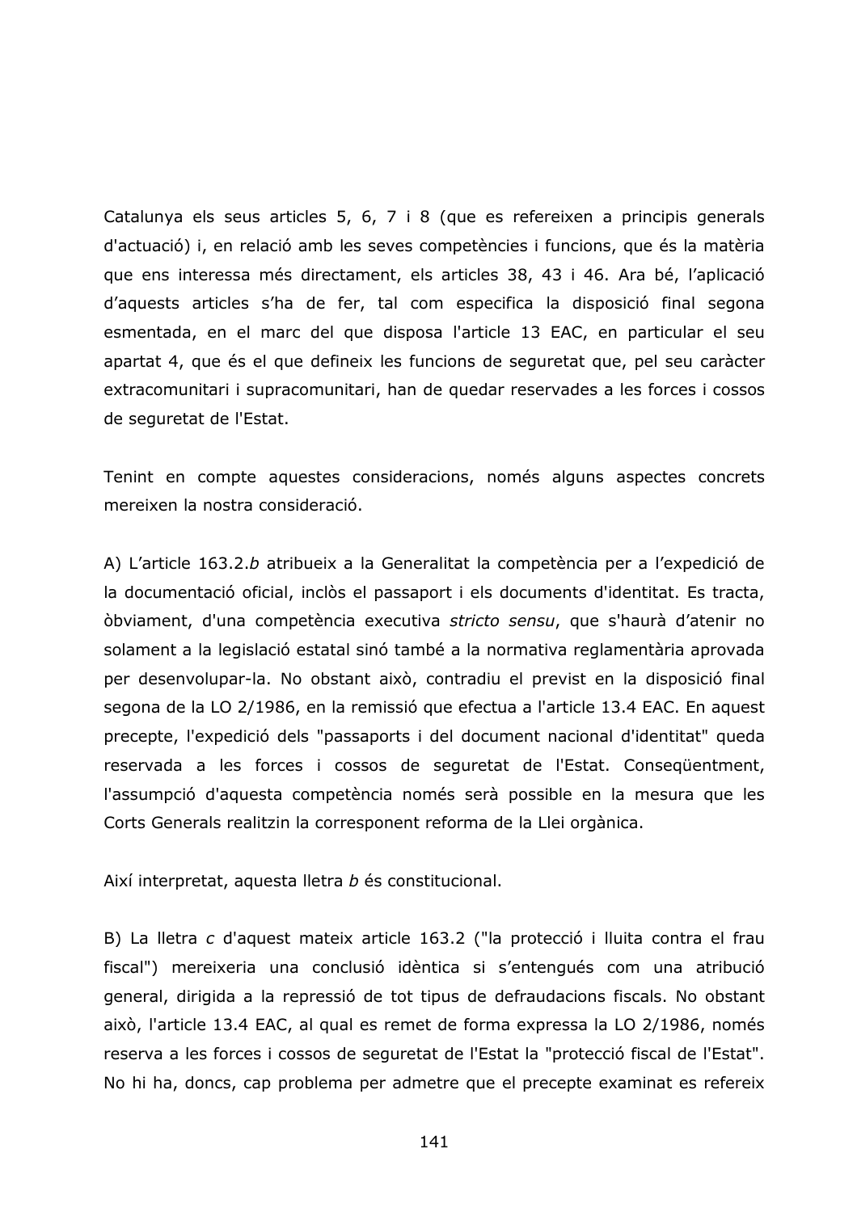Catalunya els seus articles 5, 6, 7 i 8 (que es refereixen a principis generals d'actuació) i, en relació amb les seves competències i funcions, que és la matèria que ens interessa més directament, els articles 38, 43 i 46. Ara bé, l'aplicació d'aquests articles s'ha de fer, tal com especifica la disposició final segona esmentada, en el marc del que disposa l'article 13 EAC, en particular el seu apartat 4, que és el que defineix les funcions de seguretat que, pel seu caràcter extracomunitari i supracomunitari, han de quedar reservades a les forces i cossos de seguretat de l'Estat.

Tenint en compte aquestes consideracions, només alguns aspectes concrets mereixen la nostra consideració.

A) L'article 163.2.*b* atribueix a la Generalitat la competència per a l'expedició de la documentació oficial, inclòs el passaport i els documents d'identitat. Es tracta, òbviament, d'una competència executiva *stricto sensu*, que s'haurà d'atenir no solament a la legislació estatal sinó també a la normativa reglamentària aprovada per desenvolupar-la. No obstant això, contradiu el previst en la disposició final segona de la LO 2/1986, en la remissió que efectua a l'article 13.4 EAC. En aquest precepte, l'expedició dels "passaports i del document nacional d'identitat" queda reservada a les forces i cossos de seguretat de l'Estat. Conseqüentment, l'assumpció d'aquesta competència només serà possible en la mesura que les Corts Generals realitzin la corresponent reforma de la Llei orgànica.

Així interpretat, aquesta lletra *b* és constitucional.

B) La lletra *c* d'aquest mateix article 163.2 ("la protecció i lluita contra el frau fiscal") mereixeria una conclusió idèntica si s'entengués com una atribució general, dirigida a la repressió de tot tipus de defraudacions fiscals. No obstant això, l'article 13.4 EAC, al qual es remet de forma expressa la LO 2/1986, només reserva a les forces i cossos de seguretat de l'Estat la "protecció fiscal de l'Estat". No hi ha, doncs, cap problema per admetre que el precepte examinat es refereix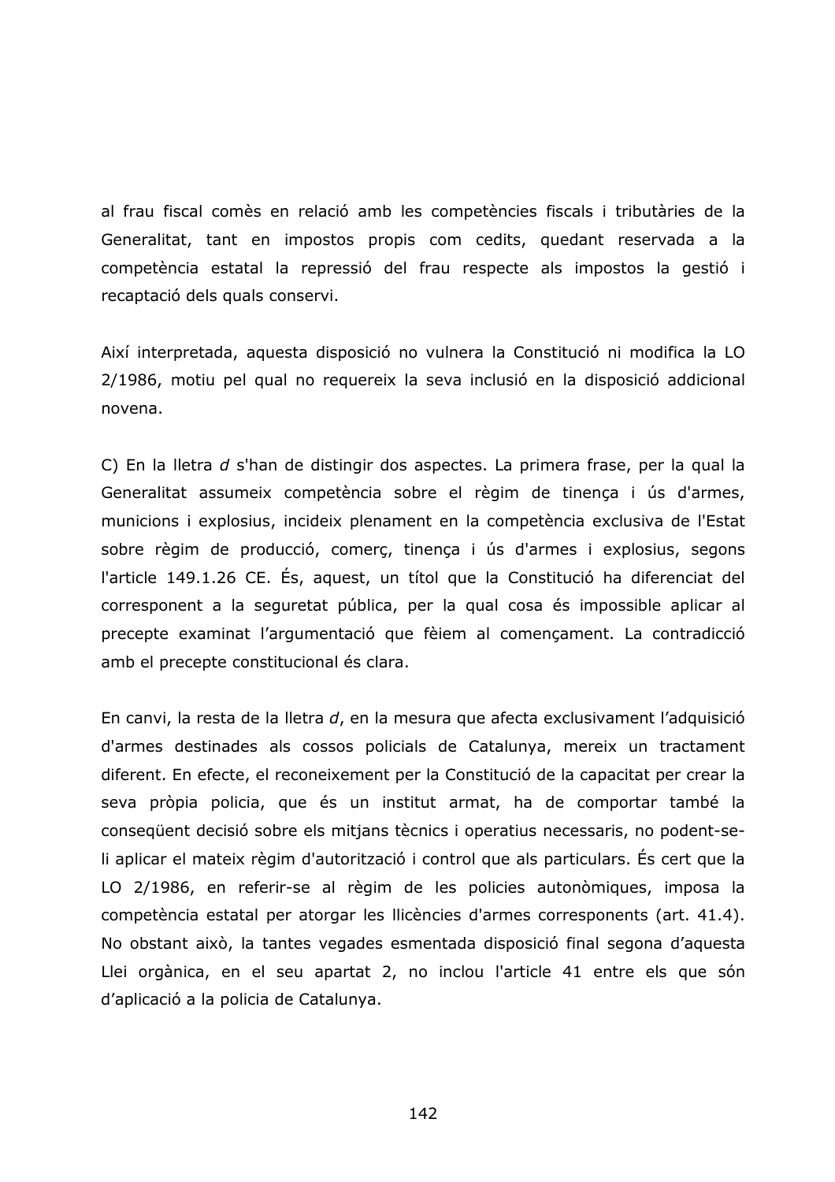al frau fiscal comès en relació amb les competències fiscals i tributàries de la Generalitat, tant en impostos propis com cedits, quedant reservada a la competència estatal la repressió del frau respecte als impostos la gestió i recaptació dels quals conservi.

Així interpretada, aquesta disposició no vulnera la Constitució ni modifica la LO 2/1986, motiu pel qual no requereix la seva inclusió en la disposició addicional novena.

C) En la lletra *d* s'han de distingir dos aspectes. La primera frase, per la qual la Generalitat assumeix competència sobre el règim de tinença i ús d'armes, municions i explosius, incideix plenament en la competència exclusiva de l'Estat sobre règim de producció, comerç, tinença i ús d'armes i explosius, segons l'article 149.1.26 CE. És, aquest, un títol que la Constitució ha diferenciat del corresponent a la seguretat pública, per la qual cosa és impossible aplicar al precepte examinat l'argumentació que fèiem al començament. La contradicció amb el precepte constitucional és clara.

En canvi, la resta de la lletra *d*, en la mesura que afecta exclusivament l'adquisició d'armes destinades als cossos policials de Catalunya, mereix un tractament diferent. En efecte, el reconeixement per la Constitució de la capacitat per crear la seva pròpia policia, que és un institut armat, ha de comportar també la conseqüent decisió sobre els mitjans tècnics i operatius necessaris, no podent-se-li aplicar el mateix règim d'autorització i control que als particulars. És cert que la LO 2/1986, en referir-se al règim de les policies autonòmiques, imposa la competència estatal per atorgar les llicències d'armes corresponents (art. 41.4). No obstant això, la tantes vegades esmentada disposició final segona d'aquesta Llei orgànica, en el seu apartat 2, no inclou l'article 41 entre els que són d'aplicació a la policia de Catalunya.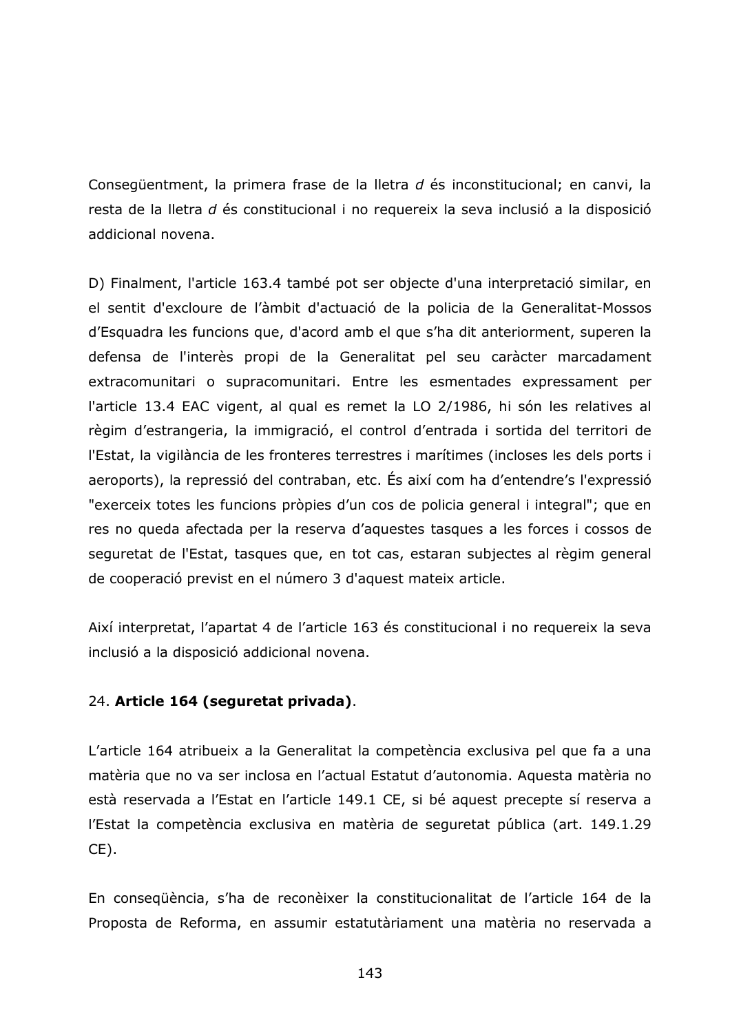Consegüentment, la primera frase de la lletra *d* és inconstitucional; en canvi, la resta de la lletra *d* és constitucional i no requereix la seva inclusió a la disposició addicional novena.

D) Finalment, l'article 163.4 també pot ser objecte d'una interpretació similar, en el sentit d'excloure de l'àmbit d'actuació de la policia de la Generalitat-Mossos d'Esquadra les funcions que, d'acord amb el que s'ha dit anteriorment, superen la defensa de l'interès propi de la Generalitat pel seu caràcter marcadament extracomunitari o supracomunitari. Entre les esmentades expressament per l'article 13.4 EAC vigent, al qual es remet la LO 2/1986, hi són les relatives al règim d'estrangeria, la immigració, el control d'entrada i sortida del territori de l'Estat, la vigilància de les fronteres terrestres i marítimes (incloses les dels ports i aeroports), la repressió del contraban, etc. És així com ha d'entendre's l'expressió "exerceix totes les funcions pròpies d'un cos de policia general i integral"; que en res no queda afectada per la reserva d'aquestes tasques a les forces i cossos de seguretat de l'Estat, tasques que, en tot cas, estaran subjectes al règim general de cooperació previst en el número 3 d'aquest mateix article.

Així interpretat, l'apartat 4 de l'article 163 és constitucional i no requereix la seva inclusió a la disposició addicional novena.

24. **Article 164 (seguretat privada)**.

L'article 164 atribueix a la Generalitat la competència exclusiva pel que fa a una matèria que no va ser inclosa en l'actual Estatut d'autonomia. Aquesta matèria no està reservada a l'Estat en l'article 149.1 CE, si bé aquest precepte sí reserva a l'Estat la competència exclusiva en matèria de seguretat pública (art. 149.1.29 CE).

En conseqüència, s'ha de reconèixer la constitucionalitat de l'article 164 de la Proposta de Reforma, en assumir estatutàriament una matèria no reservada a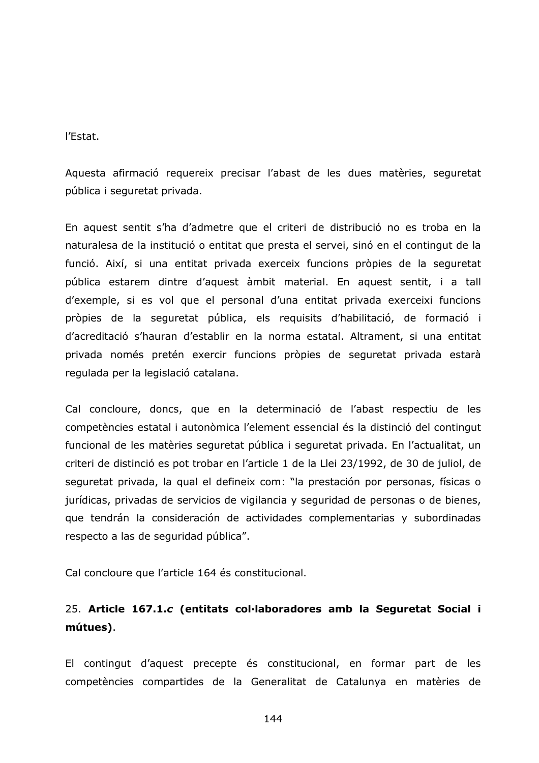l'Estat.

Aquesta afirmació requereix precisar l'abast de les dues matèries, seguretat pública i seguretat privada.

En aquest sentit s'ha d'admetre que el criteri de distribució no es troba en la naturalesa de la institució o entitat que presta el servei, sinó en el contingut de la funció. Així, si una entitat privada exerceix funcions pròpies de la seguretat pública estarem dintre d'aquest àmbit material. En aquest sentit, i a tall d'exemple, si es vol que el personal d'una entitat privada exerceixi funcions pròpies de la seguretat pública, els requisits d'habilitació, de formació i d'acreditació s'hauran d'establir en la norma estatal. Altrament, si una entitat privada només pretén exercir funcions pròpies de seguretat privada estarà regulada per la legislació catalana.

Cal concloure, doncs, que en la determinació de l'abast respectiu de les competències estatal i autonòmica l'element essencial és la distinció del contingut funcional de les matèries seguretat pública i seguretat privada. En l'actualitat, un criteri de distinció es pot trobar en l'article 1 de la Llei 23/1992, de 30 de juliol, de seguretat privada, la qual el defineix com: "la prestación por personas, físicas o jurídicas, privadas de servicios de vigilancia y seguridad de personas o de bienes, que tendrán la consideración de actividades complementarias y subordinadas respecto a las de seguridad pública".

Cal concloure que l'article 164 és constitucional.

25. **Article 167.1.*c* (entitats col·laboradores amb la Seguretat Social i mútues)**.

El contingut d'aquest precepte és constitucional, en formar part de les competències compartides de la Generalitat de Catalunya en matèries de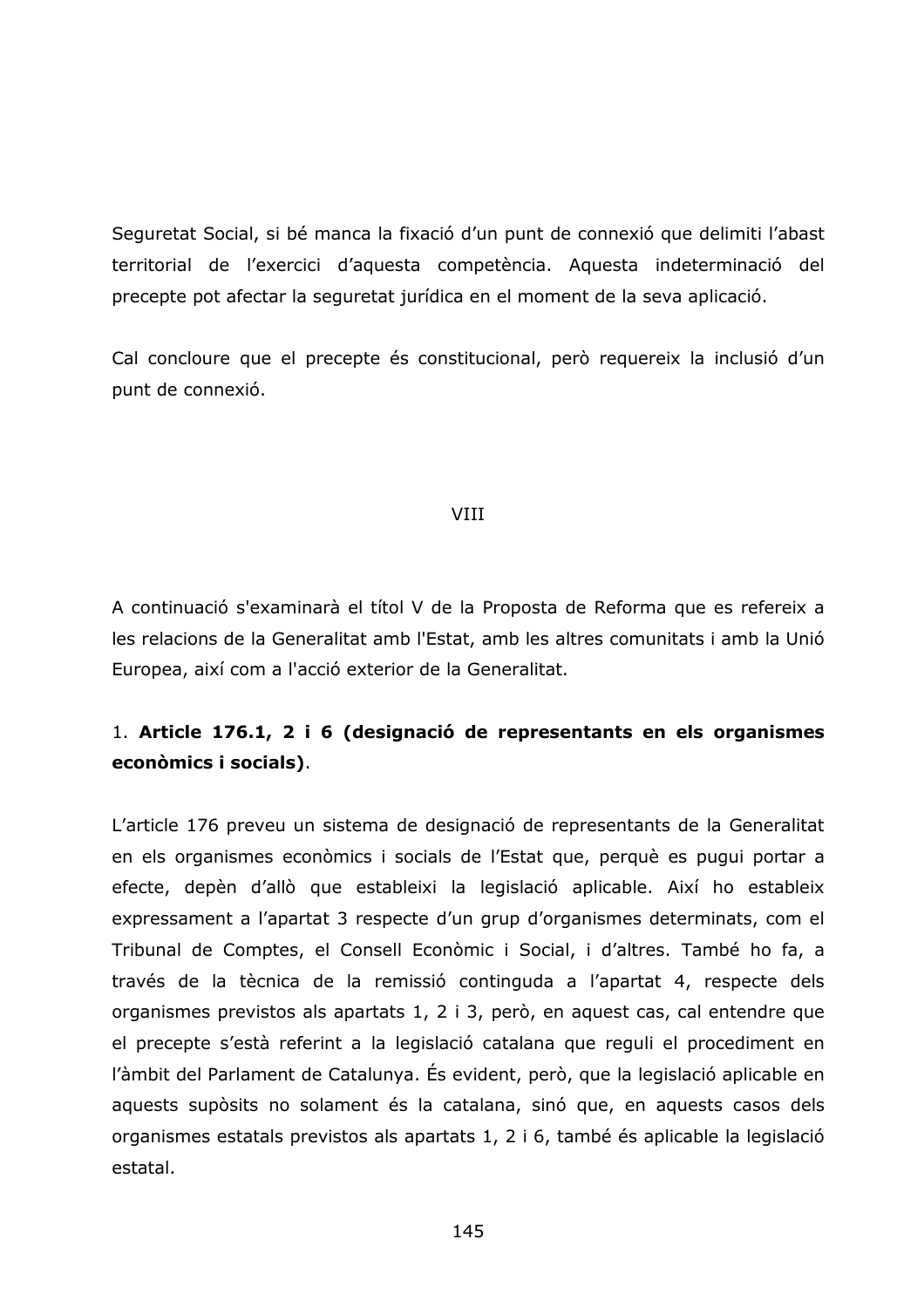Seguretat Social, si bé manca la fixació d'un punt de connexió que delimiti l'abast territorial de l'exercici d'aquesta competència. Aquesta indeterminació del precepte pot afectar la seguretat jurídica en el moment de la seva aplicació.

Cal concloure que el precepte és constitucional, però requereix la inclusió d'un punt de connexió.

## VIII

A continuació s'examinarà el títol V de la Proposta de Reforma que es refereix a les relacions de la Generalitat amb l'Estat, amb les altres comunitats i amb la Unió Europea, així com a l'acció exterior de la Generalitat.

### 1. **Article 176.1, 2 i 6 (designació de representants en els organismes econòmics i socials)**.

L'article 176 preveu un sistema de designació de representants de la Generalitat en els organismes econòmics i socials de l'Estat que, perquè es pugui portar a efecte, depèn d'allò que estableixi la legislació aplicable. Així ho estableix expressament a l'apartat 3 respecte d'un grup d'organismes determinats, com el Tribunal de Comptes, el Consell Econòmic i Social, i d'altres. També ho fa, a través de la tècnica de la remissió continguda a l'apartat 4, respecte dels organismes previstos als apartats 1, 2 i 3, però, en aquest cas, cal entendre que el precepte s'està referint a la legislació catalana que reguli el procediment en l'àmbit del Parlament de Catalunya. És evident, però, que la legislació aplicable en aquests supòsits no solament és la catalana, sinó que, en aquests casos dels organismes estatals previstos als apartats 1, 2 i 6, també és aplicable la legislació estatal.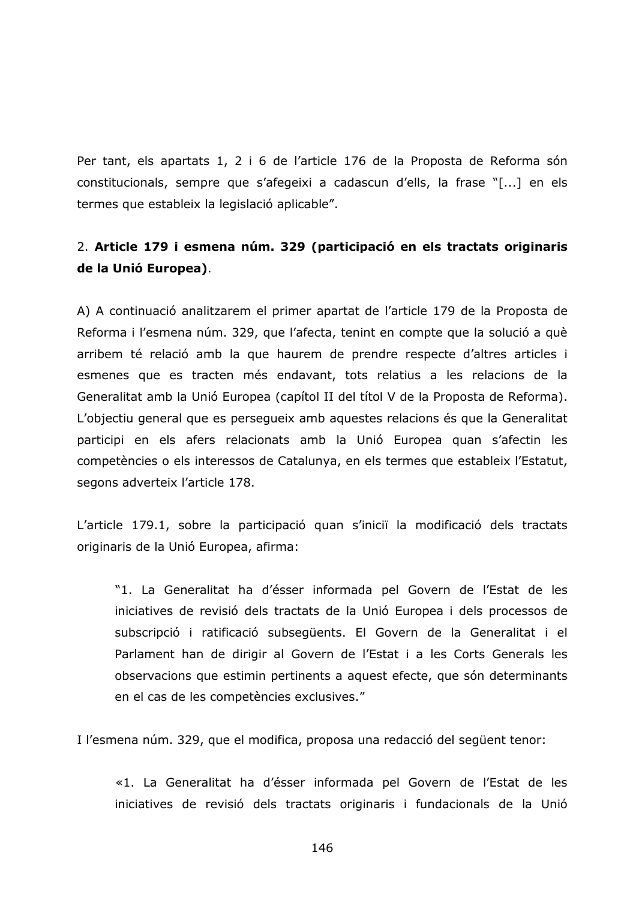Per tant, els apartats 1, 2 i 6 de l'article 176 de la Proposta de Reforma són constitucionals, sempre que s'afegeixi a cadascun d'ells, la frase "[...] en els termes que estableix la legislació aplicable".

2. **Article 179 i esmena núm. 329 (participació en els tractats originaris de la Unió Europea)**.

A) A continuació analitzarem el primer apartat de l'article 179 de la Proposta de Reforma i l'esmena núm. 329, que l'afecta, tenint en compte que la solució a què arribem té relació amb la que haurem de prendre respecte d'altres articles i esmenes que es tracten més endavant, tots relatius a les relacions de la Generalitat amb la Unió Europea (capítol II del títol V de la Proposta de Reforma). L'objectiu general que es persegueix amb aquestes relacions és que la Generalitat participi en els afers relacionats amb la Unió Europea quan s'afectin les competències o els interessos de Catalunya, en els termes que estableix l'Estatut, segons adverteix l'article 178.

L'article 179.1, sobre la participació quan s'iniciï la modificació dels tractats originaris de la Unió Europea, afirma:

> "1. La Generalitat ha d'ésser informada pel Govern de l'Estat de les iniciatives de revisió dels tractats de la Unió Europea i dels processos de subscripció i ratificació subsegüents. El Govern de la Generalitat i el Parlament han de dirigir al Govern de l'Estat i a les Corts Generals les observacions que estimin pertinents a aquest efecte, que són determinants en el cas de les competències exclusives."

I l'esmena núm. 329, que el modifica, proposa una redacció del següent tenor:

> «1. La Generalitat ha d'ésser informada pel Govern de l'Estat de les iniciatives de revisió dels tractats originaris i fundacionals de la Unió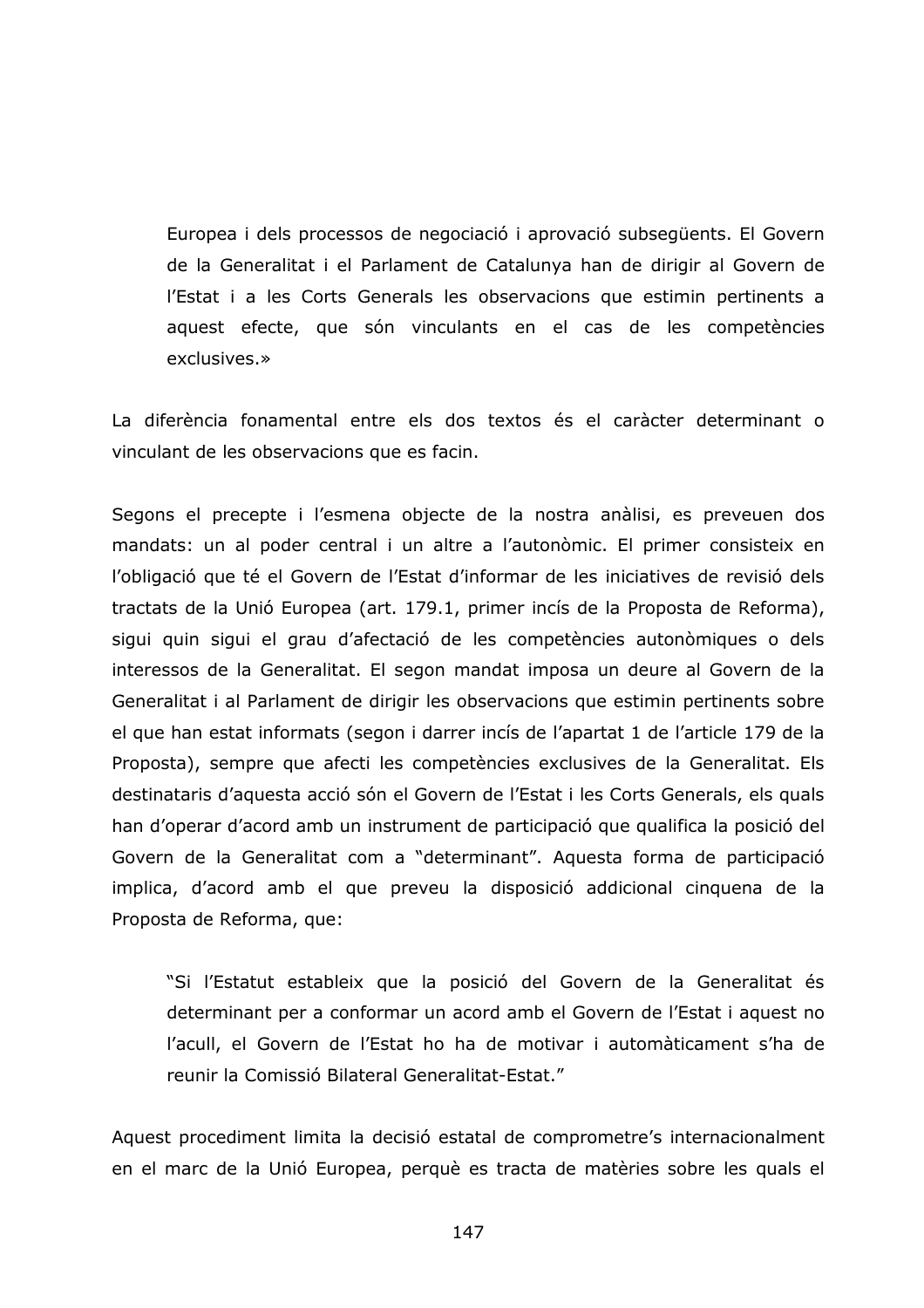> Europea i dels processos de negociació i aprovació subsegüents. El Govern de la Generalitat i el Parlament de Catalunya han de dirigir al Govern de l'Estat i a les Corts Generals les observacions que estimin pertinents a aquest efecte, que són vinculants en el cas de les competències exclusives.»

La diferència fonamental entre els dos textos és el caràcter determinant o vinculant de les observacions que es facin.

Segons el precepte i l'esmena objecte de la nostra anàlisi, es preveuen dos mandats: un al poder central i un altre a l'autonòmic. El primer consisteix en l'obligació que té el Govern de l'Estat d'informar de les iniciatives de revisió dels tractats de la Unió Europea (art. 179.1, primer incís de la Proposta de Reforma), sigui quin sigui el grau d'afectació de les competències autonòmiques o dels interessos de la Generalitat. El segon mandat imposa un deure al Govern de la Generalitat i al Parlament de dirigir les observacions que estimin pertinents sobre el que han estat informats (segon i darrer incís de l'apartat 1 de l'article 179 de la Proposta), sempre que afecti les competències exclusives de la Generalitat. Els destinataris d'aquesta acció són el Govern de l'Estat i les Corts Generals, els quals han d'operar d'acord amb un instrument de participació que qualifica la posició del Govern de la Generalitat com a "determinant". Aquesta forma de participació implica, d'acord amb el que preveu la disposició addicional cinquena de la Proposta de Reforma, que:

> "Si l'Estatut estableix que la posició del Govern de la Generalitat és determinant per a conformar un acord amb el Govern de l'Estat i aquest no l'acull, el Govern de l'Estat ho ha de motivar i automàticament s'ha de reunir la Comissió Bilateral Generalitat-Estat."

Aquest procediment limita la decisió estatal de comprometre's internacionalment en el marc de la Unió Europea, perquè es tracta de matèries sobre les quals el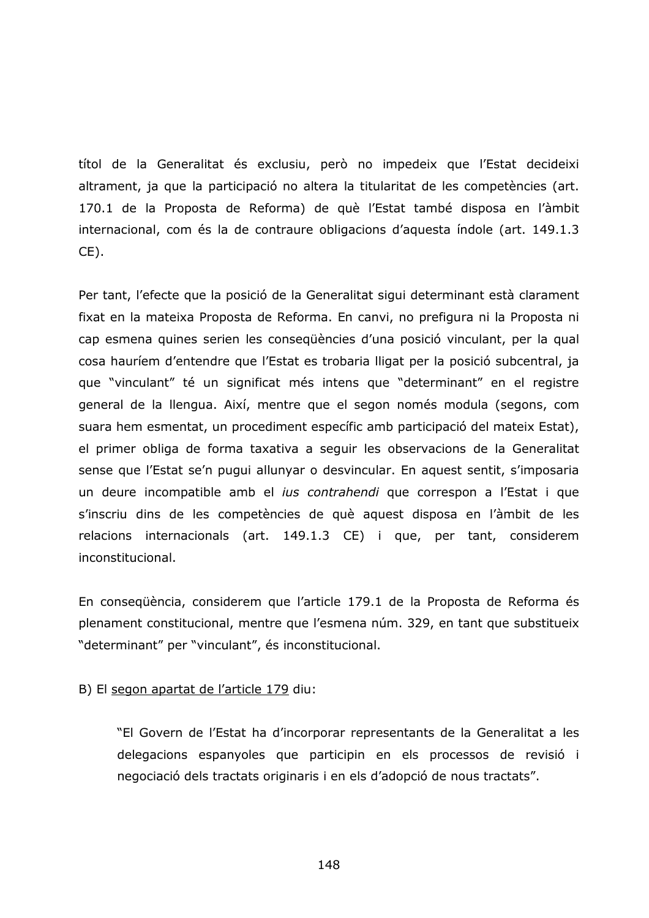títol de la Generalitat és exclusiu, però no impedeix que l'Estat decideixi altrament, ja que la participació no altera la titularitat de les competències (art. 170.1 de la Proposta de Reforma) de què l'Estat també disposa en l'àmbit internacional, com és la de contraure obligacions d'aquesta índole (art. 149.1.3 CE).

Per tant, l'efecte que la posició de la Generalitat sigui determinant està clarament fixat en la mateixa Proposta de Reforma. En canvi, no prefigura ni la Proposta ni cap esmena quines serien les conseqüències d'una posició vinculant, per la qual cosa hauríem d'entendre que l'Estat es trobaria lligat per la posició subcentral, ja que "vinculant" té un significat més intens que "determinant" en el registre general de la llengua. Així, mentre que el segon només modula (segons, com suara hem esmentat, un procediment específic amb participació del mateix Estat), el primer obliga de forma taxativa a seguir les observacions de la Generalitat sense que l'Estat se'n pugui allunyar o desvincular. En aquest sentit, s'imposaria un deure incompatible amb el *ius contrahendi* que correspon a l'Estat i que s'inscriu dins de les competències de què aquest disposa en l'àmbit de les relacions internacionals (art. 149.1.3 CE) i que, per tant, considerem inconstitucional.

En conseqüència, considerem que l'article 179.1 de la Proposta de Reforma és plenament constitucional, mentre que l'esmena núm. 329, en tant que substitueix "determinant" per "vinculant", és inconstitucional.

B) El <u>segon apartat de l'article 179</u> diu:

> "El Govern de l'Estat ha d'incorporar representants de la Generalitat a les delegacions espanyoles que participin en els processos de revisió i negociació dels tractats originaris i en els d'adopció de nous tractats".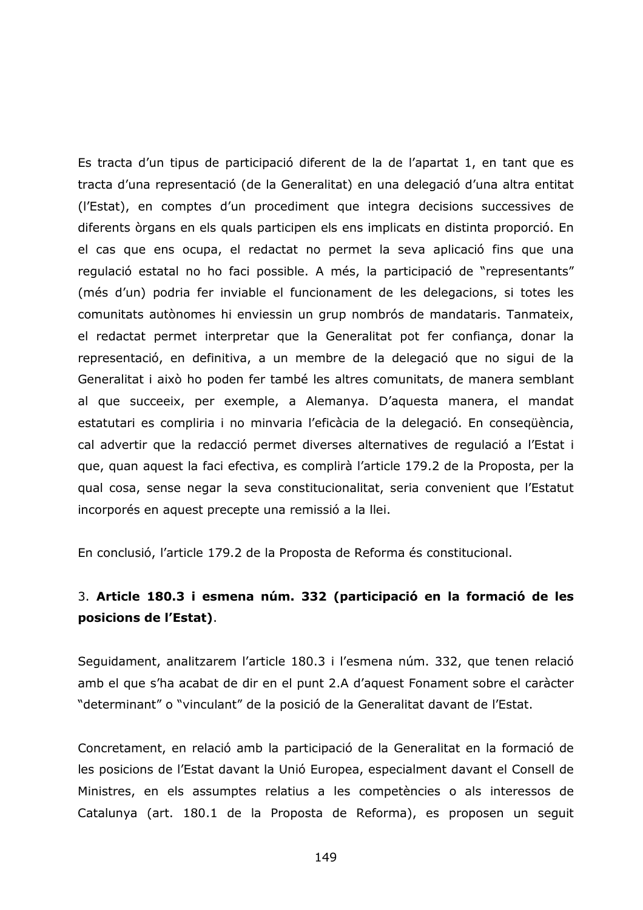Es tracta d'un tipus de participació diferent de la de l'apartat 1, en tant que es tracta d'una representació (de la Generalitat) en una delegació d'una altra entitat (l'Estat), en comptes d'un procediment que integra decisions successives de diferents òrgans en els quals participen els ens implicats en distinta proporció. En el cas que ens ocupa, el redactat no permet la seva aplicació fins que una regulació estatal no ho faci possible. A més, la participació de "representants" (més d'un) podria fer inviable el funcionament de les delegacions, si totes les comunitats autònomes hi enviessin un grup nombrós de mandataris. Tanmateix, el redactat permet interpretar que la Generalitat pot fer confiança, donar la representació, en definitiva, a un membre de la delegació que no sigui de la Generalitat i això ho poden fer també les altres comunitats, de manera semblant al que succeeix, per exemple, a Alemanya. D'aquesta manera, el mandat estatutari es compliria i no minvaria l'eficàcia de la delegació. En conseqüència, cal advertir que la redacció permet diverses alternatives de regulació a l'Estat i que, quan aquest la faci efectiva, es complirà l'article 179.2 de la Proposta, per la qual cosa, sense negar la seva constitucionalitat, seria convenient que l'Estatut incorporés en aquest precepte una remissió a la llei.

En conclusió, l'article 179.2 de la Proposta de Reforma és constitucional.

### 3. **Article 180.3 i esmena núm. 332 (participació en la formació de les posicions de l'Estat)**.

Seguidament, analitzarem l'article 180.3 i l'esmena núm. 332, que tenen relació amb el que s'ha acabat de dir en el punt 2.A d'aquest Fonament sobre el caràcter "determinant" o "vinculant" de la posició de la Generalitat davant de l'Estat.

Concretament, en relació amb la participació de la Generalitat en la formació de les posicions de l'Estat davant la Unió Europea, especialment davant el Consell de Ministres, en els assumptes relatius a les competències o als interessos de Catalunya (art. 180.1 de la Proposta de Reforma), es proposen un seguit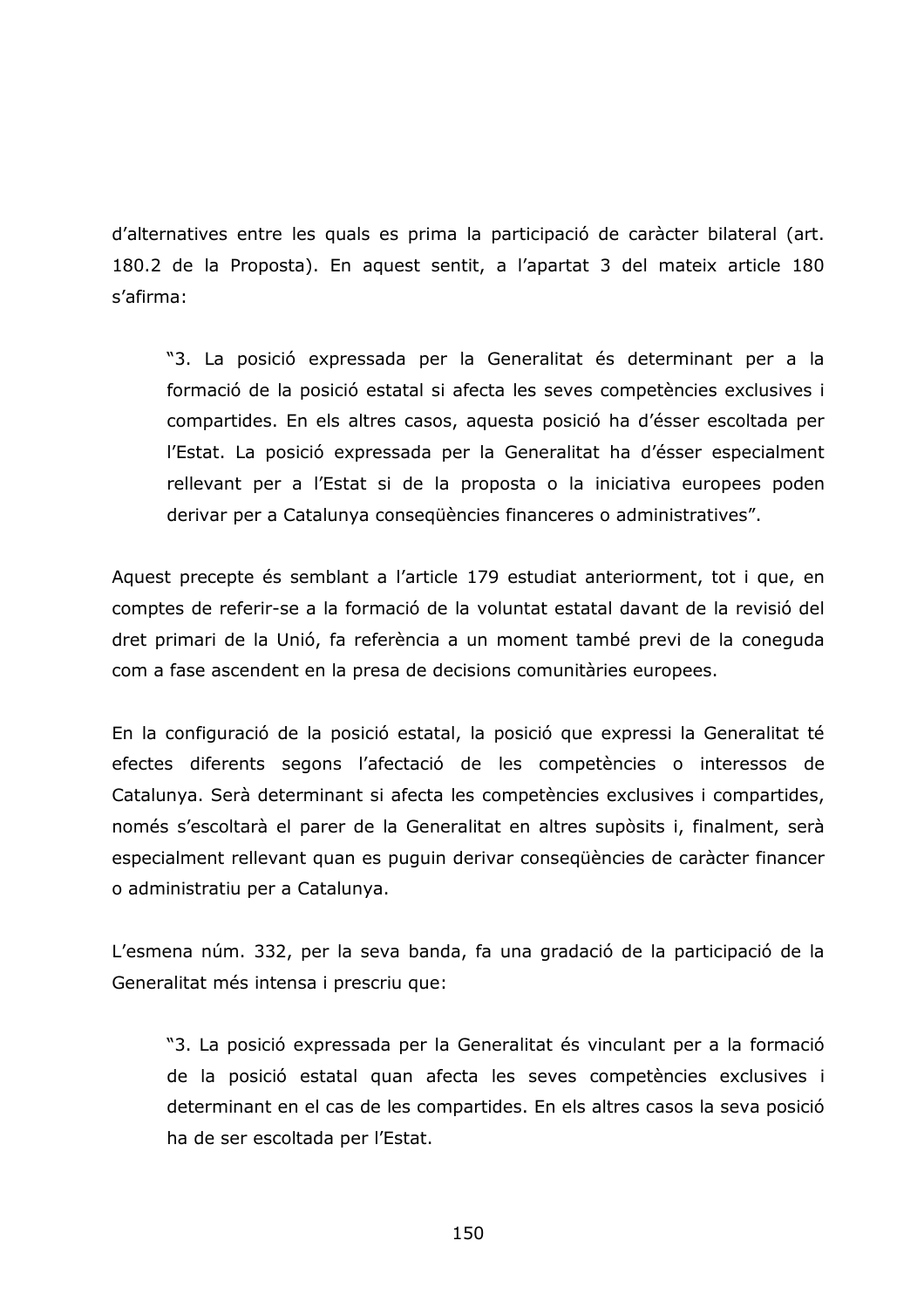d'alternatives entre les quals es prima la participació de caràcter bilateral (art. 180.2 de la Proposta). En aquest sentit, a l'apartat 3 del mateix article 180 s'afirma:

> "3. La posició expressada per la Generalitat és determinant per a la formació de la posició estatal si afecta les seves competències exclusives i compartides. En els altres casos, aquesta posició ha d'ésser escoltada per l'Estat. La posició expressada per la Generalitat ha d'ésser especialment rellevant per a l'Estat si de la proposta o la iniciativa europees poden derivar per a Catalunya conseqüències financeres o administratives".

Aquest precepte és semblant a l'article 179 estudiat anteriorment, tot i que, en comptes de referir-se a la formació de la voluntat estatal davant de la revisió del dret primari de la Unió, fa referència a un moment també previ de la coneguda com a fase ascendent en la presa de decisions comunitàries europees.

En la configuració de la posició estatal, la posició que expressi la Generalitat té efectes diferents segons l'afectació de les competències o interessos de Catalunya. Serà determinant si afecta les competències exclusives i compartides, només s'escoltarà el parer de la Generalitat en altres supòsits i, finalment, serà especialment rellevant quan es puguin derivar conseqüències de caràcter financer o administratiu per a Catalunya.

L'esmena núm. 332, per la seva banda, fa una gradació de la participació de la Generalitat més intensa i prescriu que:

> "3. La posició expressada per la Generalitat és vinculant per a la formació de la posició estatal quan afecta les seves competències exclusives i determinant en el cas de les compartides. En els altres casos la seva posició ha de ser escoltada per l'Estat.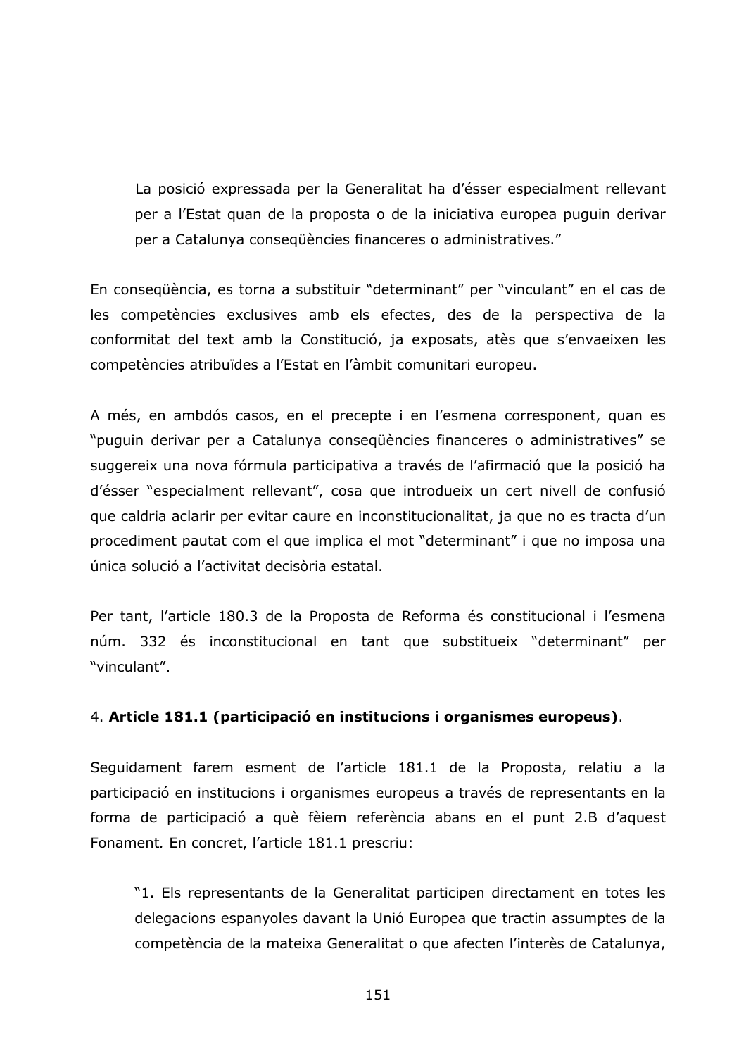> La posició expressada per la Generalitat ha d'ésser especialment rellevant per a l'Estat quan de la proposta o de la iniciativa europea puguin derivar per a Catalunya conseqüències financeres o administratives."

En conseqüència, es torna a substituir "determinant" per "vinculant" en el cas de les competències exclusives amb els efectes, des de la perspectiva de la conformitat del text amb la Constitució, ja exposats, atès que s'envaeixen les competències atribuïdes a l'Estat en l'àmbit comunitari europeu.

A més, en ambdós casos, en el precepte i en l'esmena corresponent, quan es "puguin derivar per a Catalunya conseqüències financeres o administratives" se suggereix una nova fórmula participativa a través de l'afirmació que la posició ha d'ésser "especialment rellevant", cosa que introdueix un cert nivell de confusió que caldria aclarir per evitar caure en inconstitucionalitat, ja que no es tracta d'un procediment pautat com el que implica el mot "determinant" i que no imposa una única solució a l'activitat decisòria estatal.

Per tant, l'article 180.3 de la Proposta de Reforma és constitucional i l'esmena núm. 332 és inconstitucional en tant que substitueix "determinant" per "vinculant".

4. **Article 181.1 (participació en institucions i organismes europeus)**.

Seguidament farem esment de l'article 181.1 de la Proposta, relatiu a la participació en institucions i organismes europeus a través de representants en la forma de participació a què fèiem referència abans en el punt 2.B d'aquest Fonament*.* En concret, l'article 181.1 prescriu:

> "1. Els representants de la Generalitat participen directament en totes les delegacions espanyoles davant la Unió Europea que tractin assumptes de la competència de la mateixa Generalitat o que afecten l'interès de Catalunya,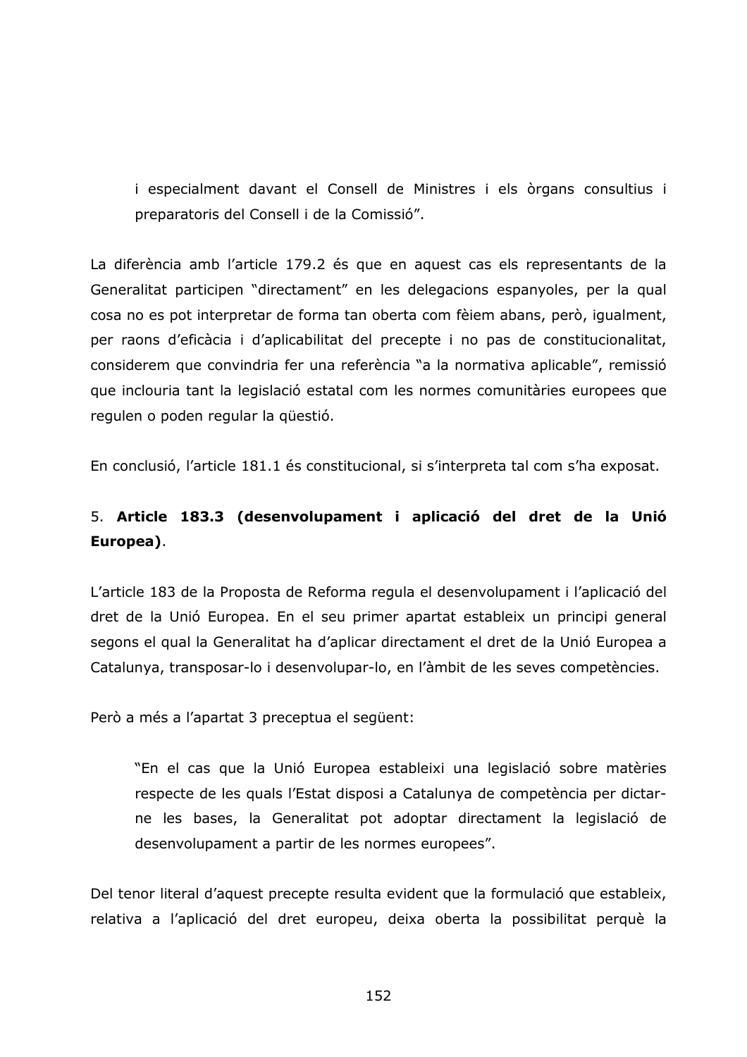> i especialment davant el Consell de Ministres i els òrgans consultius i preparatoris del Consell i de la Comissió".

La diferència amb l'article 179.2 és que en aquest cas els representants de la Generalitat participen "directament" en les delegacions espanyoles, per la qual cosa no es pot interpretar de forma tan oberta com fèiem abans, però, igualment, per raons d'eficàcia i d'aplicabilitat del precepte i no pas de constitucionalitat, considerem que convindria fer una referència "a la normativa aplicable", remissió que inclouria tant la legislació estatal com les normes comunitàries europees que regulen o poden regular la qüestió.

En conclusió, l'article 181.1 és constitucional, si s'interpreta tal com s'ha exposat.

5. **Article 183.3 (desenvolupament i aplicació del dret de la Unió Europea)**.

L'article 183 de la Proposta de Reforma regula el desenvolupament i l'aplicació del dret de la Unió Europea. En el seu primer apartat estableix un principi general segons el qual la Generalitat ha d'aplicar directament el dret de la Unió Europea a Catalunya, transposar-lo i desenvolupar-lo, en l'àmbit de les seves competències.

Però a més a l'apartat 3 preceptua el següent:

> "En el cas que la Unió Europea estableixi una legislació sobre matèries respecte de les quals l'Estat disposi a Catalunya de competència per dictar-ne les bases, la Generalitat pot adoptar directament la legislació de desenvolupament a partir de les normes europees".

Del tenor literal d'aquest precepte resulta evident que la formulació que estableix, relativa a l'aplicació del dret europeu, deixa oberta la possibilitat perquè la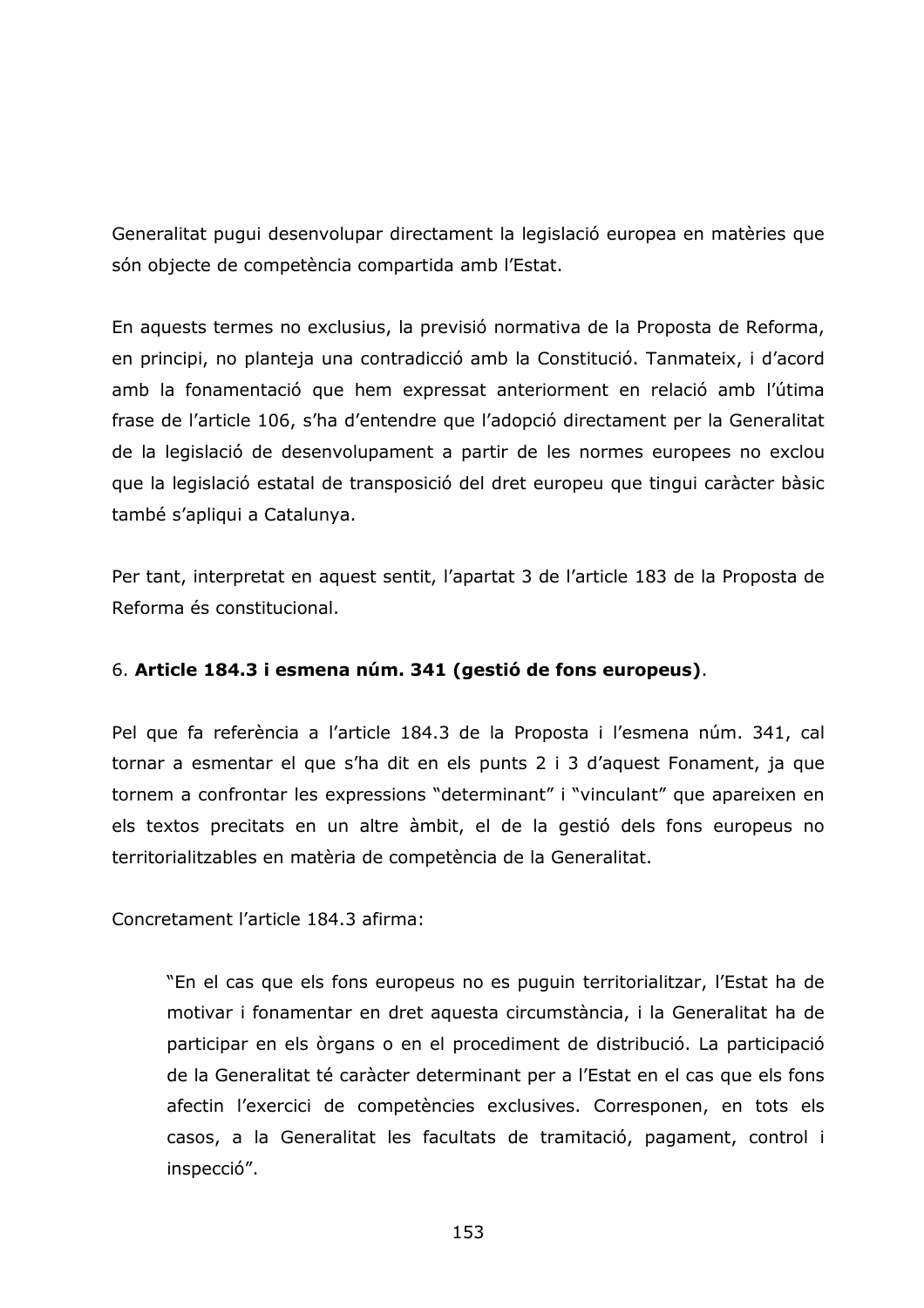Generalitat pugui desenvolupar directament la legislació europea en matèries que són objecte de competència compartida amb l'Estat.

En aquests termes no exclusius, la previsió normativa de la Proposta de Reforma, en principi, no planteja una contradicció amb la Constitució. Tanmateix, i d'acord amb la fonamentació que hem expressat anteriorment en relació amb l'útima frase de l'article 106, s'ha d'entendre que l'adopció directament per la Generalitat de la legislació de desenvolupament a partir de les normes europees no exclou que la legislació estatal de transposició del dret europeu que tingui caràcter bàsic també s'apliqui a Catalunya.

Per tant, interpretat en aquest sentit, l'apartat 3 de l'article 183 de la Proposta de Reforma és constitucional.

6. **Article 184.3 i esmena núm. 341 (gestió de fons europeus)**.

Pel que fa referència a l'article 184.3 de la Proposta i l'esmena núm. 341, cal tornar a esmentar el que s'ha dit en els punts 2 i 3 d'aquest Fonament, ja que tornem a confrontar les expressions "determinant" i "vinculant" que apareixen en els textos precitats en un altre àmbit, el de la gestió dels fons europeus no territorialitzables en matèria de competència de la Generalitat.

Concretament l'article 184.3 afirma:

> "En el cas que els fons europeus no es puguin territorialitzar, l'Estat ha de motivar i fonamentar en dret aquesta circumstància, i la Generalitat ha de participar en els òrgans o en el procediment de distribució. La participació de la Generalitat té caràcter determinant per a l'Estat en el cas que els fons afectin l'exercici de competències exclusives. Corresponen, en tots els casos, a la Generalitat les facultats de tramitació, pagament, control i inspecció".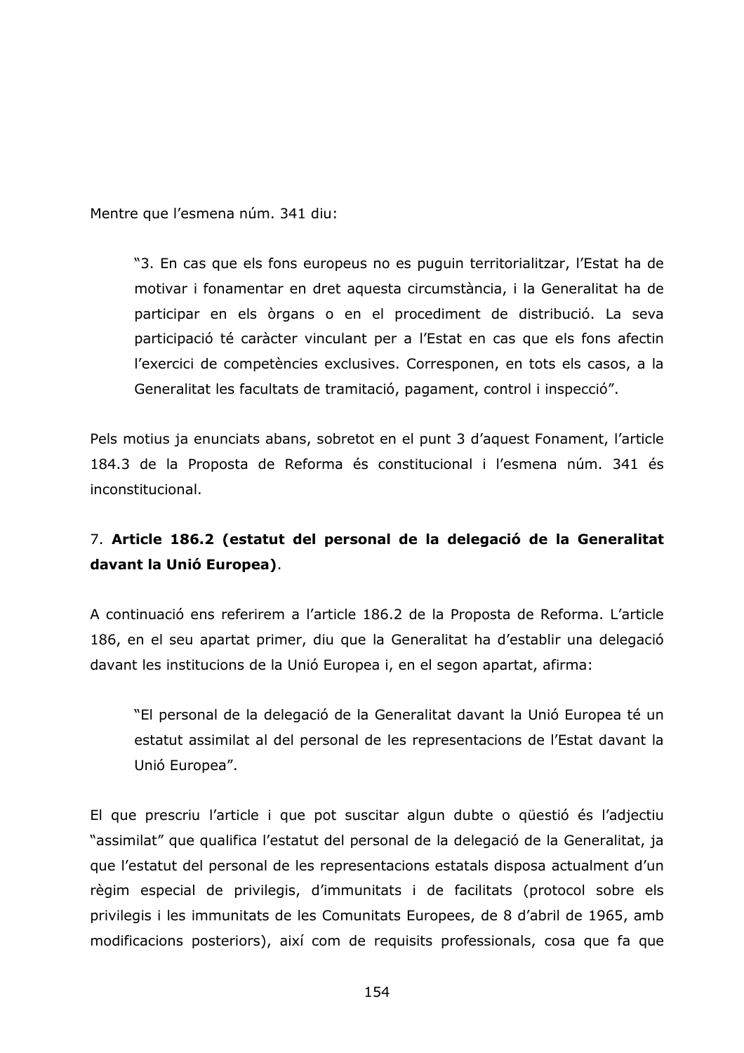Mentre que l'esmena núm. 341 diu:

> "3. En cas que els fons europeus no es puguin territorialitzar, l'Estat ha de motivar i fonamentar en dret aquesta circumstància, i la Generalitat ha de participar en els òrgans o en el procediment de distribució. La seva participació té caràcter vinculant per a l'Estat en cas que els fons afectin l'exercici de competències exclusives. Corresponen, en tots els casos, a la Generalitat les facultats de tramitació, pagament, control i inspecció".

Pels motius ja enunciats abans, sobretot en el punt 3 d'aquest Fonament, l'article 184.3 de la Proposta de Reforma és constitucional i l'esmena núm. 341 és inconstitucional.

7. **Article 186.2 (estatut del personal de la delegació de la Generalitat davant la Unió Europea)**.

A continuació ens referirem a l'article 186.2 de la Proposta de Reforma. L'article 186, en el seu apartat primer, diu que la Generalitat ha d'establir una delegació davant les institucions de la Unió Europea i, en el segon apartat, afirma:

> "El personal de la delegació de la Generalitat davant la Unió Europea té un estatut assimilat al del personal de les representacions de l'Estat davant la Unió Europea".

El que prescriu l'article i que pot suscitar algun dubte o qüestió és l'adjectiu "assimilat" que qualifica l'estatut del personal de la delegació de la Generalitat, ja que l'estatut del personal de les representacions estatals disposa actualment d'un règim especial de privilegis, d'immunitats i de facilitats (protocol sobre els privilegis i les immunitats de les Comunitats Europees, de 8 d'abril de 1965, amb modificacions posteriors), així com de requisits professionals, cosa que fa que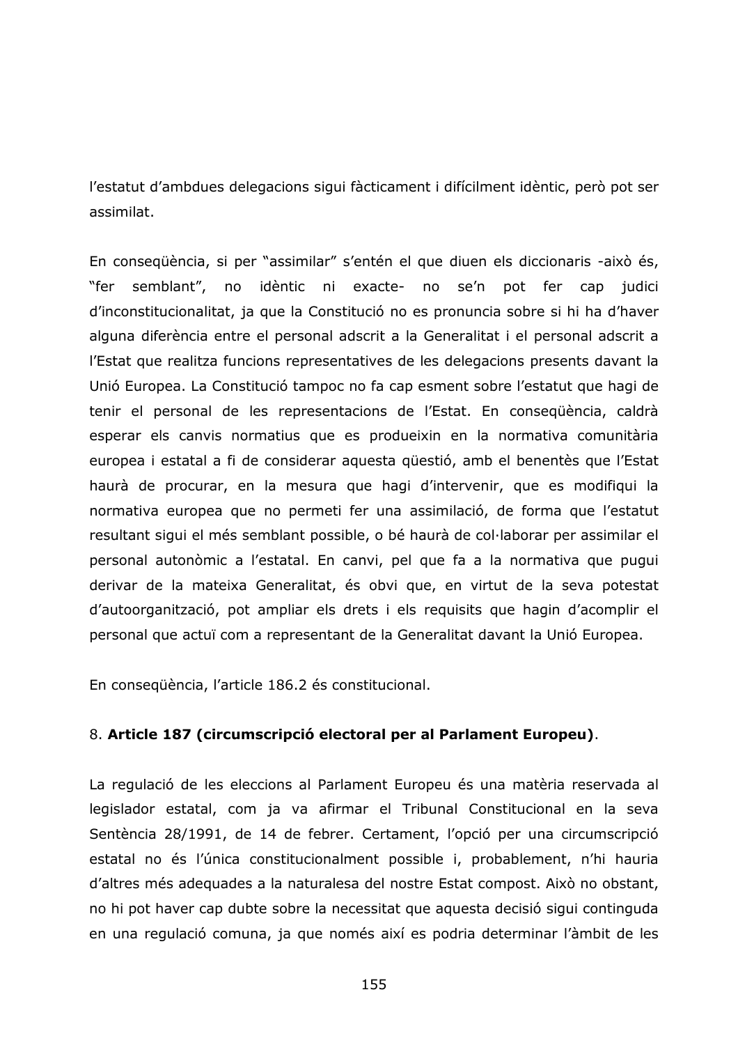l'estatut d'ambdues delegacions sigui fàcticament i difícilment idèntic, però pot ser assimilat.

En conseqüència, si per "assimilar" s'entén el que diuen els diccionaris -això és, "fer semblant", no idèntic ni exacte- no se'n pot fer cap judici d'inconstitucionalitat, ja que la Constitució no es pronuncia sobre si hi ha d'haver alguna diferència entre el personal adscrit a la Generalitat i el personal adscrit a l'Estat que realitza funcions representatives de les delegacions presents davant la Unió Europea. La Constitució tampoc no fa cap esment sobre l'estatut que hagi de tenir el personal de les representacions de l'Estat. En conseqüència, caldrà esperar els canvis normatius que es produeixin en la normativa comunitària europea i estatal a fi de considerar aquesta qüestió, amb el benentès que l'Estat haurà de procurar, en la mesura que hagi d'intervenir, que es modifiqui la normativa europea que no permeti fer una assimilació, de forma que l'estatut resultant sigui el més semblant possible, o bé haurà de col·laborar per assimilar el personal autonòmic a l'estatal. En canvi, pel que fa a la normativa que pugui derivar de la mateixa Generalitat, és obvi que, en virtut de la seva potestat d'autoorganització, pot ampliar els drets i els requisits que hagin d'acomplir el personal que actuï com a representant de la Generalitat davant la Unió Europea.

En conseqüència, l'article 186.2 és constitucional.

8. **Article 187 (circumscripció electoral per al Parlament Europeu)**.

La regulació de les eleccions al Parlament Europeu és una matèria reservada al legislador estatal, com ja va afirmar el Tribunal Constitucional en la seva Sentència 28/1991, de 14 de febrer. Certament, l'opció per una circumscripció estatal no és l'única constitucionalment possible i, probablement, n'hi hauria d'altres més adequades a la naturalesa del nostre Estat compost. Això no obstant, no hi pot haver cap dubte sobre la necessitat que aquesta decisió sigui continguda en una regulació comuna, ja que només així es podria determinar l'àmbit de les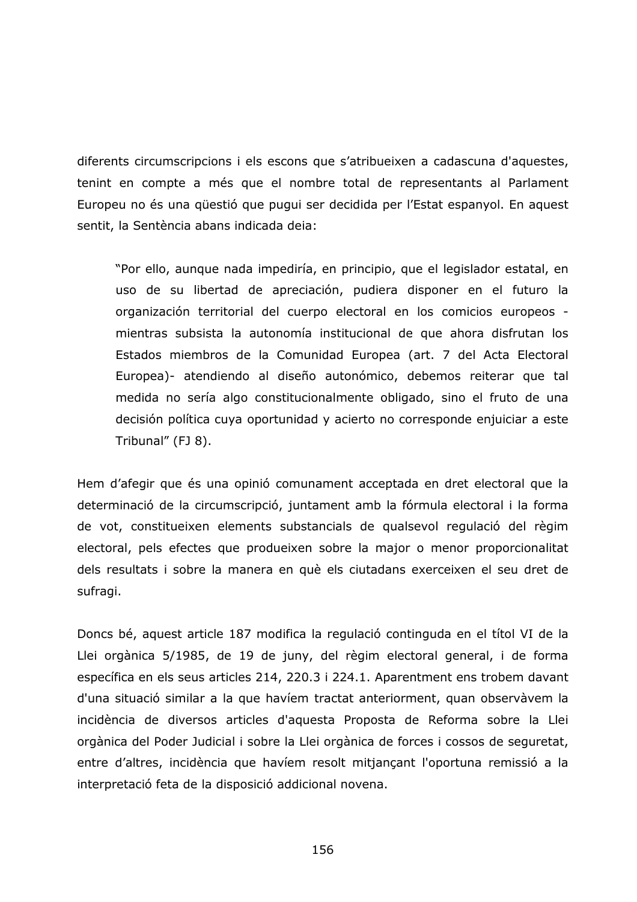diferents circumscripcions i els escons que s'atribueixen a cadascuna d'aquestes, tenint en compte a més que el nombre total de representants al Parlament Europeu no és una qüestió que pugui ser decidida per l'Estat espanyol. En aquest sentit, la Sentència abans indicada deia:

> "Por ello, aunque nada impediría, en principio, que el legislador estatal, en uso de su libertad de apreciación, pudiera disponer en el futuro la organización territorial del cuerpo electoral en los comicios europeos - mientras subsista la autonomía institucional de que ahora disfrutan los Estados miembros de la Comunidad Europea (art. 7 del Acta Electoral Europea)- atendiendo al diseño autonómico, debemos reiterar que tal medida no sería algo constitucionalmente obligado, sino el fruto de una decisión política cuya oportunidad y acierto no corresponde enjuiciar a este Tribunal" (FJ 8).

Hem d'afegir que és una opinió comunament acceptada en dret electoral que la determinació de la circumscripció, juntament amb la fórmula electoral i la forma de vot, constitueixen elements substancials de qualsevol regulació del règim electoral, pels efectes que produeixen sobre la major o menor proporcionalitat dels resultats i sobre la manera en què els ciutadans exerceixen el seu dret de sufragi.

Doncs bé, aquest article 187 modifica la regulació continguda en el títol VI de la Llei orgànica 5/1985, de 19 de juny, del règim electoral general, i de forma específica en els seus articles 214, 220.3 i 224.1. Aparentment ens trobem davant d'una situació similar a la que havíem tractat anteriorment, quan observàvem la incidència de diversos articles d'aquesta Proposta de Reforma sobre la Llei orgànica del Poder Judicial i sobre la Llei orgànica de forces i cossos de seguretat, entre d'altres, incidència que havíem resolt mitjançant l'oportuna remissió a la interpretació feta de la disposició addicional novena.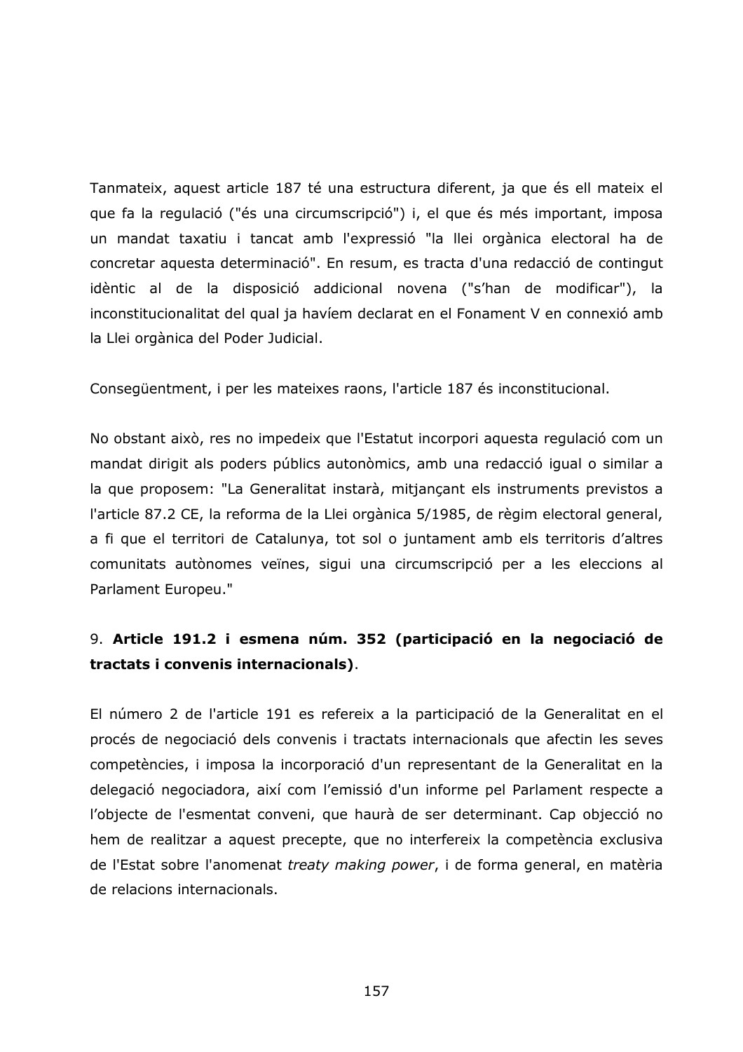Tanmateix, aquest article 187 té una estructura diferent, ja que és ell mateix el que fa la regulació ("és una circumscripció") i, el que és més important, imposa un mandat taxatiu i tancat amb l'expressió "la llei orgànica electoral ha de concretar aquesta determinació". En resum, es tracta d'una redacció de contingut idèntic al de la disposició addicional novena ("s'han de modificar"), la inconstitucionalitat del qual ja havíem declarat en el Fonament V en connexió amb la Llei orgànica del Poder Judicial.

Conseqüentment, i per les mateixes raons, l'article 187 és inconstitucional.

No obstant això, res no impedeix que l'Estatut incorpori aquesta regulació com un mandat dirigit als poders públics autonòmics, amb una redacció igual o similar a la que proposem: "La Generalitat instarà, mitjançant els instruments previstos a l'article 87.2 CE, la reforma de la Llei orgànica 5/1985, de règim electoral general, a fi que el territori de Catalunya, tot sol o juntament amb els territoris d'altres comunitats autònomes veïnes, sigui una circumscripció per a les eleccions al Parlament Europeu."

9. **Article 191.2 i esmena núm. 352 (participació en la negociació de tractats i convenis internacionals)**.

El número 2 de l'article 191 es refereix a la participació de la Generalitat en el procés de negociació dels convenis i tractats internacionals que afectin les seves competències, i imposa la incorporació d'un representant de la Generalitat en la delegació negociadora, així com l'emissió d'un informe pel Parlament respecte a l'objecte de l'esmentat conveni, que haurà de ser determinant. Cap objecció no hem de realitzar a aquest precepte, que no interfereix la competència exclusiva de l'Estat sobre l'anomenat *treaty making power*, i de forma general, en matèria de relacions internacionals.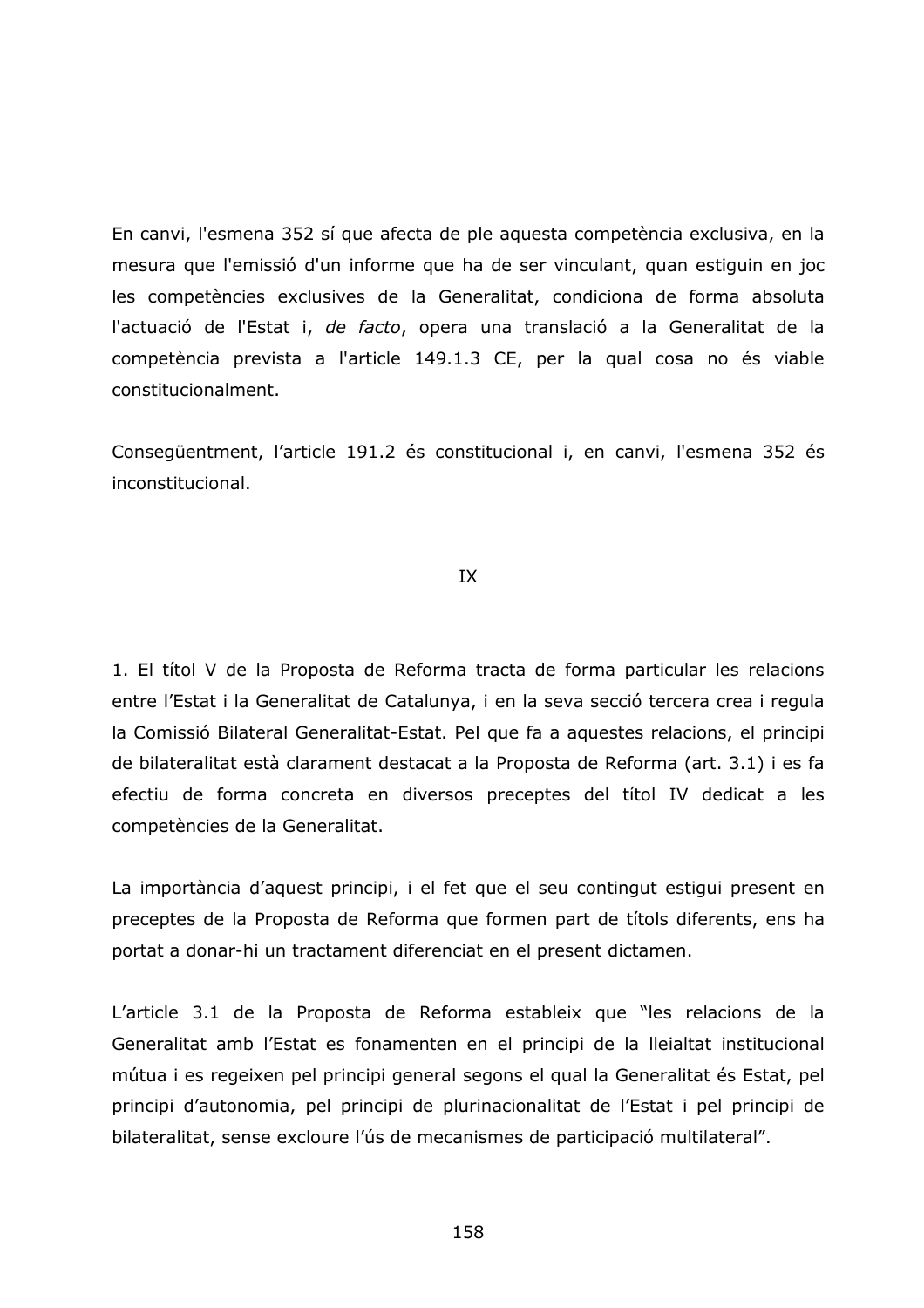En canvi, l'esmena 352 sí que afecta de ple aquesta competència exclusiva, en la mesura que l'emissió d'un informe que ha de ser vinculant, quan estiguin en joc les competències exclusives de la Generalitat, condiciona de forma absoluta l'actuació de l'Estat i, *de facto*, opera una translació a la Generalitat de la competència prevista a l'article 149.1.3 CE, per la qual cosa no és viable constitucionalment.

Conseqüentment, l'article 191.2 és constitucional i, en canvi, l'esmena 352 és inconstitucional.

## IX

1. El títol V de la Proposta de Reforma tracta de forma particular les relacions entre l'Estat i la Generalitat de Catalunya, i en la seva secció tercera crea i regula la Comissió Bilateral Generalitat-Estat. Pel que fa a aquestes relacions, el principi de bilateralitat està clarament destacat a la Proposta de Reforma (art. 3.1) i es fa efectiu de forma concreta en diversos preceptes del títol IV dedicat a les competències de la Generalitat.

La importància d'aquest principi, i el fet que el seu contingut estigui present en preceptes de la Proposta de Reforma que formen part de títols diferents, ens ha portat a donar-hi un tractament diferenciat en el present dictamen.

L'article 3.1 de la Proposta de Reforma estableix que "les relacions de la Generalitat amb l'Estat es fonamenten en el principi de la lleialtat institucional mútua i es regeixen pel principi general segons el qual la Generalitat és Estat, pel principi d'autonomia, pel principi de plurinacionalitat de l'Estat i pel principi de bilateralitat, sense excloure l'ús de mecanismes de participació multilateral".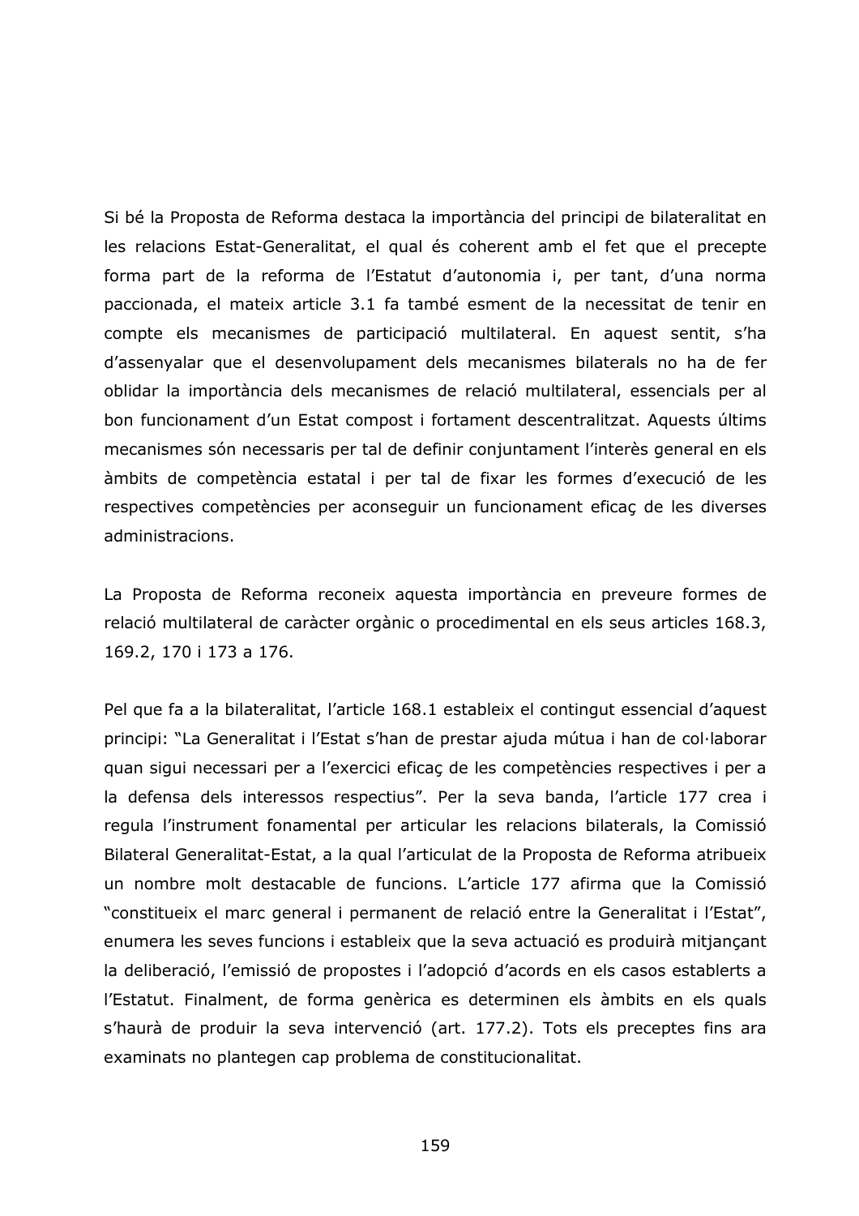Si bé la Proposta de Reforma destaca la importància del principi de bilateralitat en les relacions Estat-Generalitat, el qual és coherent amb el fet que el precepte forma part de la reforma de l'Estatut d'autonomia i, per tant, d'una norma paccionada, el mateix article 3.1 fa també esment de la necessitat de tenir en compte els mecanismes de participació multilateral. En aquest sentit, s'ha d'assenyalar que el desenvolupament dels mecanismes bilaterals no ha de fer oblidar la importància dels mecanismes de relació multilateral, essencials per al bon funcionament d'un Estat compost i fortament descentralitzat. Aquests últims mecanismes són necessaris per tal de definir conjuntament l'interès general en els àmbits de competència estatal i per tal de fixar les formes d'execució de les respectives competències per aconseguir un funcionament eficaç de les diverses administracions.

La Proposta de Reforma reconeix aquesta importància en preveure formes de relació multilateral de caràcter orgànic o procedimental en els seus articles 168.3, 169.2, 170 i 173 a 176.

Pel que fa a la bilateralitat, l'article 168.1 estableix el contingut essencial d'aquest principi: "La Generalitat i l'Estat s'han de prestar ajuda mútua i han de col·laborar quan sigui necessari per a l'exercici eficaç de les competències respectives i per a la defensa dels interessos respectius". Per la seva banda, l'article 177 crea i regula l'instrument fonamental per articular les relacions bilaterals, la Comissió Bilateral Generalitat-Estat, a la qual l'articulat de la Proposta de Reforma atribueix un nombre molt destacable de funcions. L'article 177 afirma que la Comissió "constitueix el marc general i permanent de relació entre la Generalitat i l'Estat", enumera les seves funcions i estableix que la seva actuació es produirà mitjançant la deliberació, l'emissió de propostes i l'adopció d'acords en els casos establerts a l'Estatut. Finalment, de forma genèrica es determinen els àmbits en els quals s'haurà de produir la seva intervenció (art. 177.2). Tots els preceptes fins ara examinats no plantegen cap problema de constitucionalitat.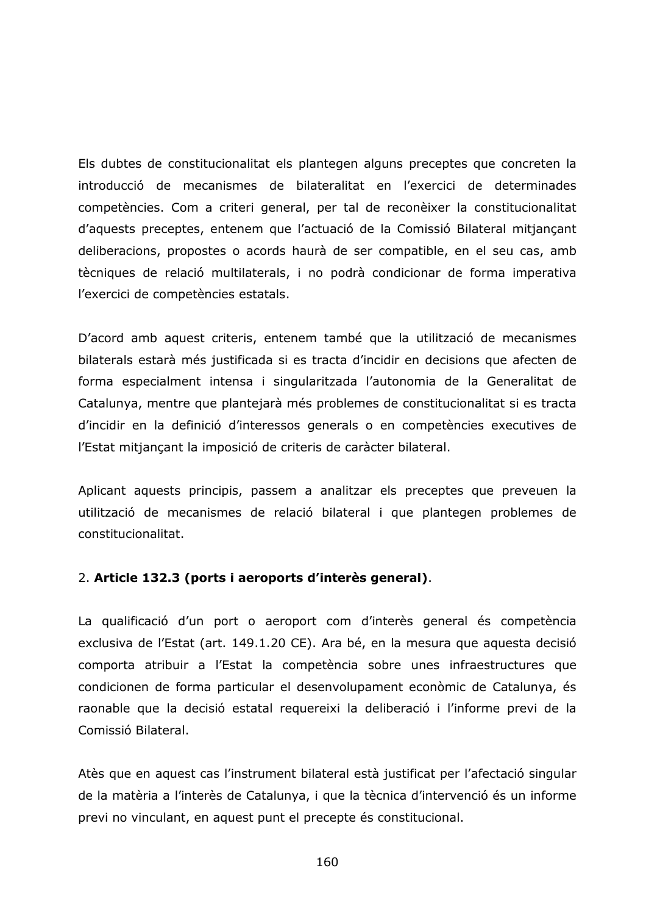Els dubtes de constitucionalitat els plantegen alguns preceptes que concreten la introducció de mecanismes de bilateralitat en l'exercici de determinades competències. Com a criteri general, per tal de reconèixer la constitucionalitat d'aquests preceptes, entenem que l'actuació de la Comissió Bilateral mitjançant deliberacions, propostes o acords haurà de ser compatible, en el seu cas, amb tècniques de relació multilaterals, i no podrà condicionar de forma imperativa l'exercici de competències estatals.

D'acord amb aquest criteris, entenem també que la utilització de mecanismes bilaterals estarà més justificada si es tracta d'incidir en decisions que afecten de forma especialment intensa i singularitzada l'autonomia de la Generalitat de Catalunya, mentre que plantejarà més problemes de constitucionalitat si es tracta d'incidir en la definició d'interessos generals o en competències executives de l'Estat mitjançant la imposició de criteris de caràcter bilateral.

Aplicant aquests principis, passem a analitzar els preceptes que preveuen la utilització de mecanismes de relació bilateral i que plantegen problemes de constitucionalitat.

2. **Article 132.3 (ports i aeroports d'interès general)**.

La qualificació d'un port o aeroport com d'interès general és competència exclusiva de l'Estat (art. 149.1.20 CE). Ara bé, en la mesura que aquesta decisió comporta atribuir a l'Estat la competència sobre unes infraestructures que condicionen de forma particular el desenvolupament econòmic de Catalunya, és raonable que la decisió estatal requereixi la deliberació i l'informe previ de la Comissió Bilateral.

Atès que en aquest cas l'instrument bilateral està justificat per l'afectació singular de la matèria a l'interès de Catalunya, i que la tècnica d'intervenció és un informe previ no vinculant, en aquest punt el precepte és constitucional.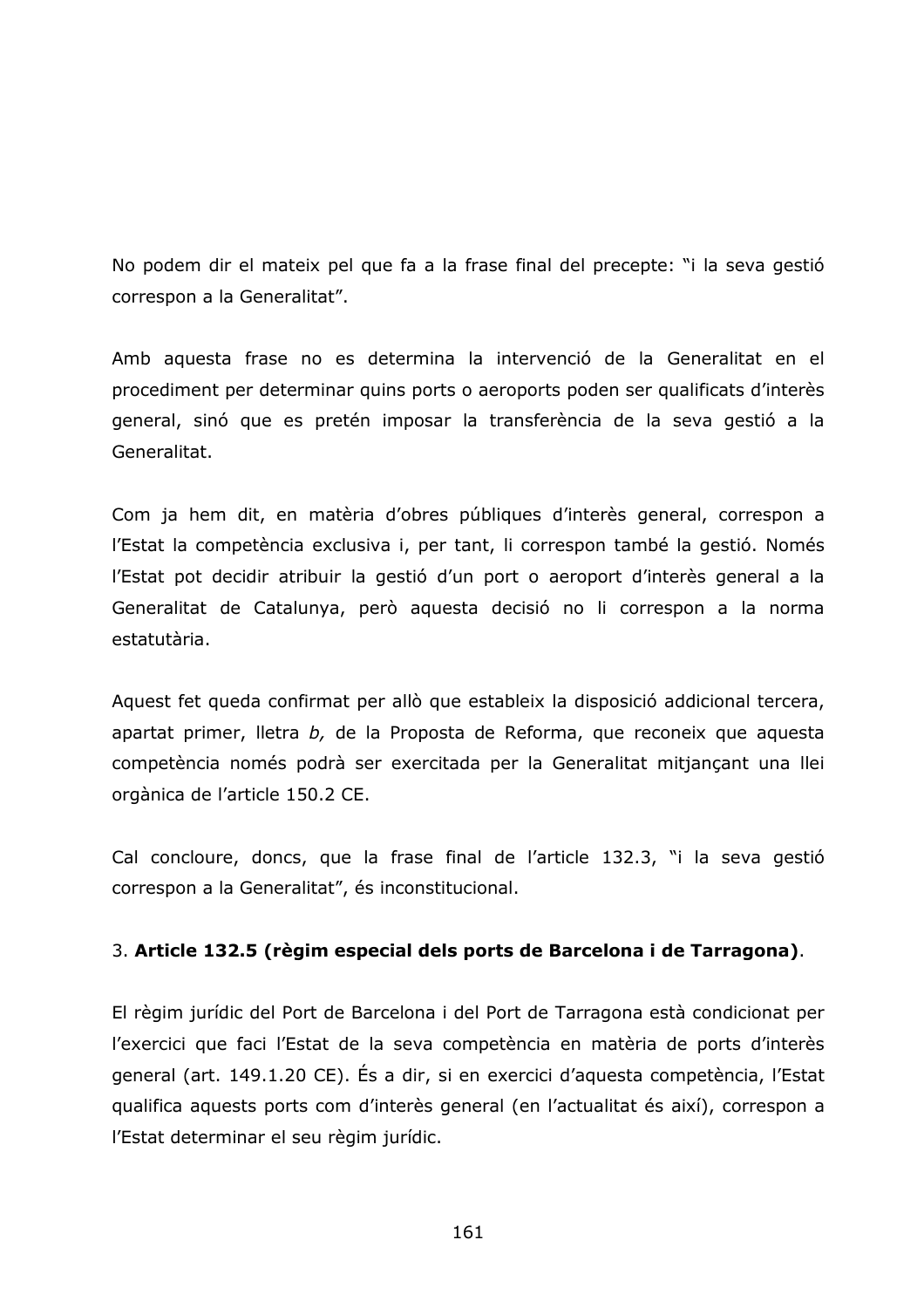No podem dir el mateix pel que fa a la frase final del precepte: "i la seva gestió correspon a la Generalitat".

Amb aquesta frase no es determina la intervenció de la Generalitat en el procediment per determinar quins ports o aeroports poden ser qualificats d'interès general, sinó que es pretén imposar la transferència de la seva gestió a la Generalitat.

Com ja hem dit, en matèria d'obres públiques d'interès general, correspon a l'Estat la competència exclusiva i, per tant, li correspon també la gestió. Només l'Estat pot decidir atribuir la gestió d'un port o aeroport d'interès general a la Generalitat de Catalunya, però aquesta decisió no li correspon a la norma estatutària.

Aquest fet queda confirmat per allò que estableix la disposició addicional tercera, apartat primer, lletra *b,* de la Proposta de Reforma, que reconeix que aquesta competència només podrà ser exercitada per la Generalitat mitjançant una llei orgànica de l'article 150.2 CE.

Cal concloure, doncs, que la frase final de l'article 132.3, "i la seva gestió correspon a la Generalitat", és inconstitucional.

3. **Article 132.5 (règim especial dels ports de Barcelona i de Tarragona)**.

El règim jurídic del Port de Barcelona i del Port de Tarragona està condicionat per l'exercici que faci l'Estat de la seva competència en matèria de ports d'interès general (art. 149.1.20 CE). És a dir, si en exercici d'aquesta competència, l'Estat qualifica aquests ports com d'interès general (en l'actualitat és així), correspon a l'Estat determinar el seu règim jurídic.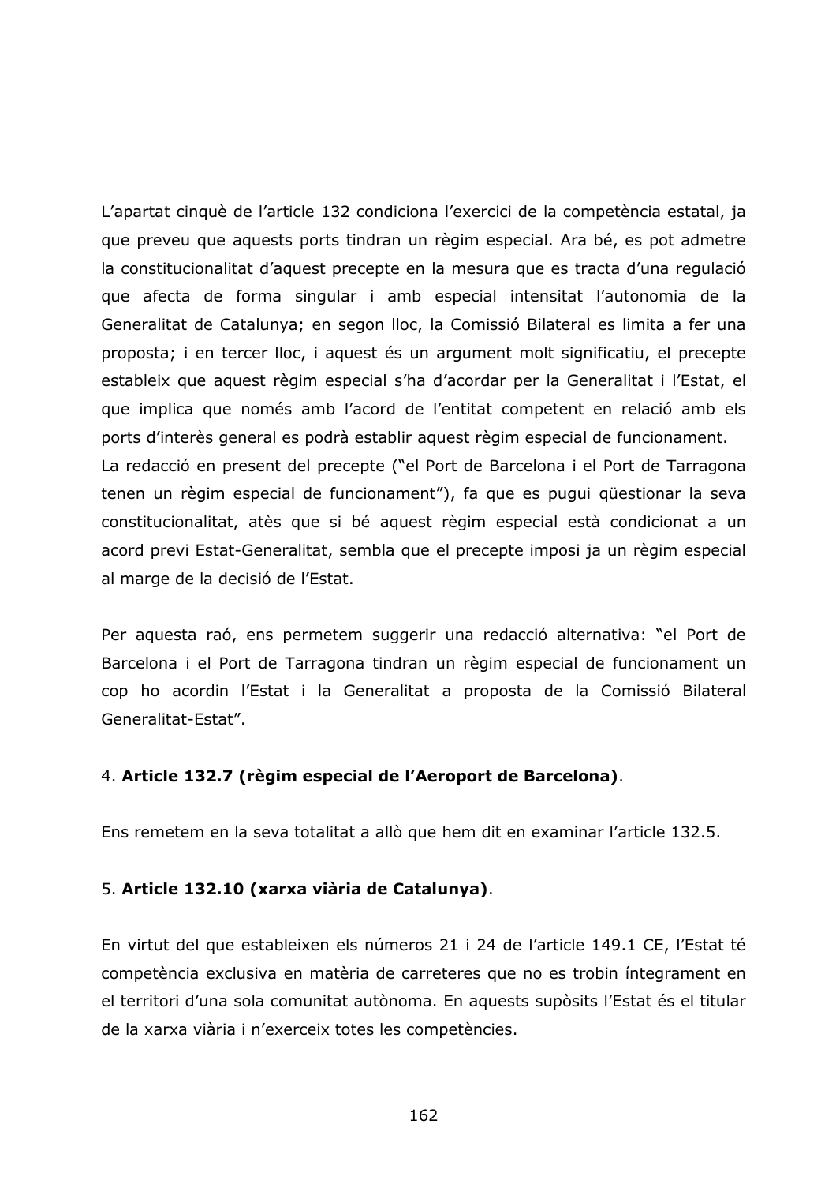L'apartat cinquè de l'article 132 condiciona l'exercici de la competència estatal, ja que preveu que aquests ports tindran un règim especial. Ara bé, es pot admetre la constitucionalitat d'aquest precepte en la mesura que es tracta d'una regulació que afecta de forma singular i amb especial intensitat l'autonomia de la Generalitat de Catalunya; en segon lloc, la Comissió Bilateral es limita a fer una proposta; i en tercer lloc, i aquest és un argument molt significatiu, el precepte estableix que aquest règim especial s'ha d'acordar per la Generalitat i l'Estat, el que implica que només amb l'acord de l'entitat competent en relació amb els ports d'interès general es podrà establir aquest règim especial de funcionament.
La redacció en present del precepte ("el Port de Barcelona i el Port de Tarragona tenen un règim especial de funcionament"), fa que es pugui qüestionar la seva constitucionalitat, atès que si bé aquest règim especial està condicionat a un acord previ Estat-Generalitat, sembla que el precepte imposi ja un règim especial al marge de la decisió de l'Estat.

Per aquesta raó, ens permetem suggerir una redacció alternativa: "el Port de Barcelona i el Port de Tarragona tindran un règim especial de funcionament un cop ho acordin l'Estat i la Generalitat a proposta de la Comissió Bilateral Generalitat-Estat".

4. **Article 132.7 (règim especial de l'Aeroport de Barcelona)**.

Ens remetem en la seva totalitat a allò que hem dit en examinar l'article 132.5.

5. **Article 132.10 (xarxa viària de Catalunya)**.

En virtut del que estableixen els números 21 i 24 de l'article 149.1 CE, l'Estat té competència exclusiva en matèria de carreteres que no es trobin íntegrament en el territori d'una sola comunitat autònoma. En aquests supòsits l'Estat és el titular de la xarxa viària i n'exerceix totes les competències.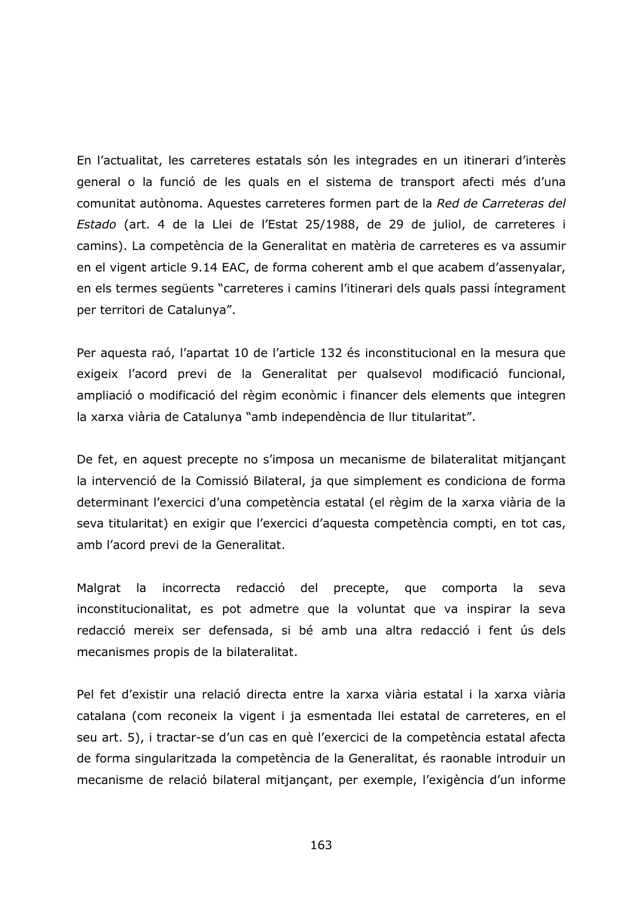En l'actualitat, les carreteres estatals són les integrades en un itinerari d'interès general o la funció de les quals en el sistema de transport afecti més d'una comunitat autònoma. Aquestes carreteres formen part de la *Red de Carreteras del Estado* (art. 4 de la Llei de l'Estat 25/1988, de 29 de juliol, de carreteres i camins). La competència de la Generalitat en matèria de carreteres es va assumir en el vigent article 9.14 EAC, de forma coherent amb el que acabem d'assenyalar, en els termes següents "carreteres i camins l'itinerari dels quals passi íntegrament per territori de Catalunya".

Per aquesta raó, l'apartat 10 de l'article 132 és inconstitucional en la mesura que exigeix l'acord previ de la Generalitat per qualsevol modificació funcional, ampliació o modificació del règim econòmic i financer dels elements que integren la xarxa viària de Catalunya "amb independència de llur titularitat".

De fet, en aquest precepte no s'imposa un mecanisme de bilateralitat mitjançant la intervenció de la Comissió Bilateral, ja que simplement es condiciona de forma determinant l'exercici d'una competència estatal (el règim de la xarxa viària de la seva titularitat) en exigir que l'exercici d'aquesta competència compti, en tot cas, amb l'acord previ de la Generalitat.

Malgrat la incorrecta redacció del precepte, que comporta la seva inconstitucionalitat, es pot admetre que la voluntat que va inspirar la seva redacció mereix ser defensada, si bé amb una altra redacció i fent ús dels mecanismes propis de la bilateralitat.

Pel fet d'existir una relació directa entre la xarxa viària estatal i la xarxa viària catalana (com reconeix la vigent i ja esmentada llei estatal de carreteres, en el seu art. 5), i tractar-se d'un cas en què l'exercici de la competència estatal afecta de forma singularitzada la competència de la Generalitat, és raonable introduir un mecanisme de relació bilateral mitjançant, per exemple, l'exigència d'un informe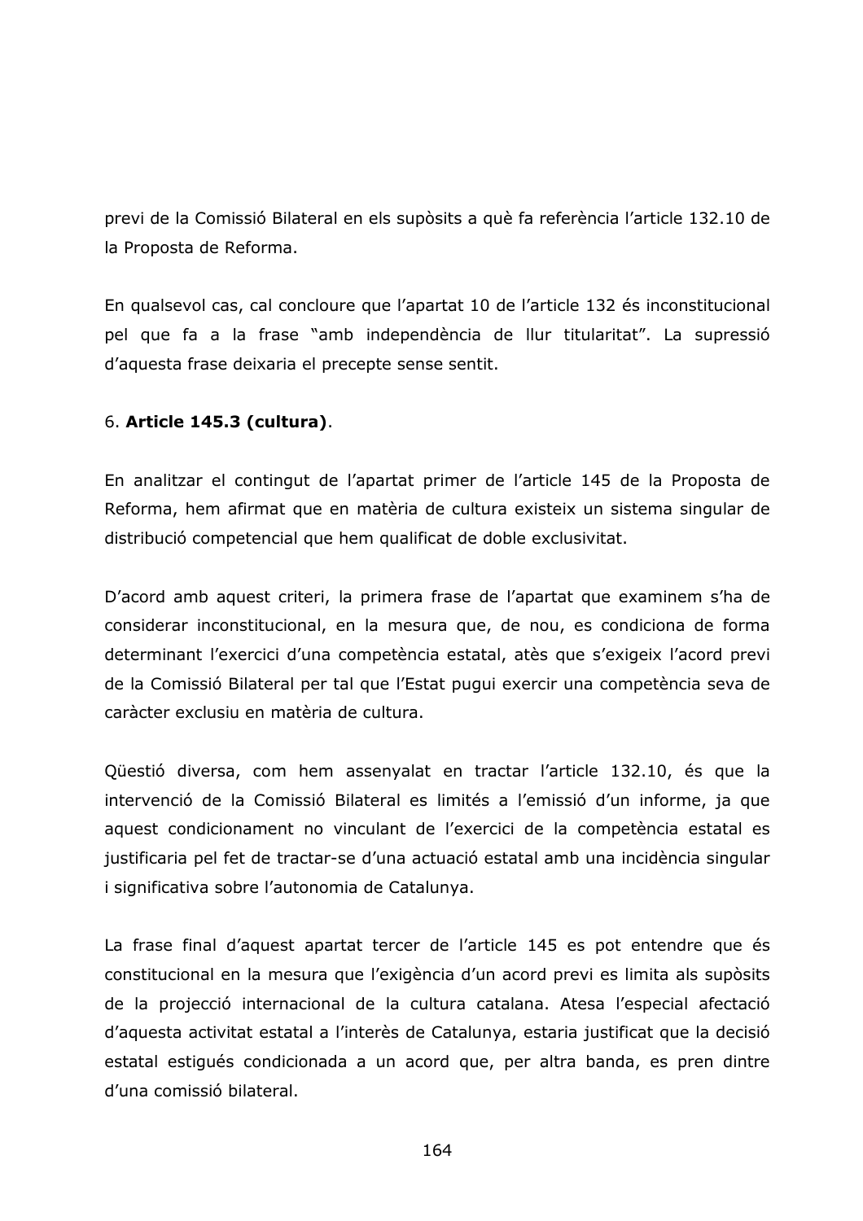previ de la Comissió Bilateral en els supòsits a què fa referència l'article 132.10 de la Proposta de Reforma.

En qualsevol cas, cal concloure que l'apartat 10 de l'article 132 és inconstitucional pel que fa a la frase "amb independència de llur titularitat". La supressió d'aquesta frase deixaria el precepte sense sentit.

6. **Article 145.3 (cultura)**.

En analitzar el contingut de l'apartat primer de l'article 145 de la Proposta de Reforma, hem afirmat que en matèria de cultura existeix un sistema singular de distribució competencial que hem qualificat de doble exclusivitat.

D'acord amb aquest criteri, la primera frase de l'apartat que examinem s'ha de considerar inconstitucional, en la mesura que, de nou, es condiciona de forma determinant l'exercici d'una competència estatal, atès que s'exigeix l'acord previ de la Comissió Bilateral per tal que l'Estat pugui exercir una competència seva de caràcter exclusiu en matèria de cultura.

Qüestió diversa, com hem assenyalat en tractar l'article 132.10, és que la intervenció de la Comissió Bilateral es limités a l'emissió d'un informe, ja que aquest condicionament no vinculant de l'exercici de la competència estatal es justificaria pel fet de tractar-se d'una actuació estatal amb una incidència singular i significativa sobre l'autonomia de Catalunya.

La frase final d'aquest apartat tercer de l'article 145 es pot entendre que és constitucional en la mesura que l'exigència d'un acord previ es limita als supòsits de la projecció internacional de la cultura catalana. Atesa l'especial afectació d'aquesta activitat estatal a l'interès de Catalunya, estaria justificat que la decisió estatal estigués condicionada a un acord que, per altra banda, es pren dintre d'una comissió bilateral.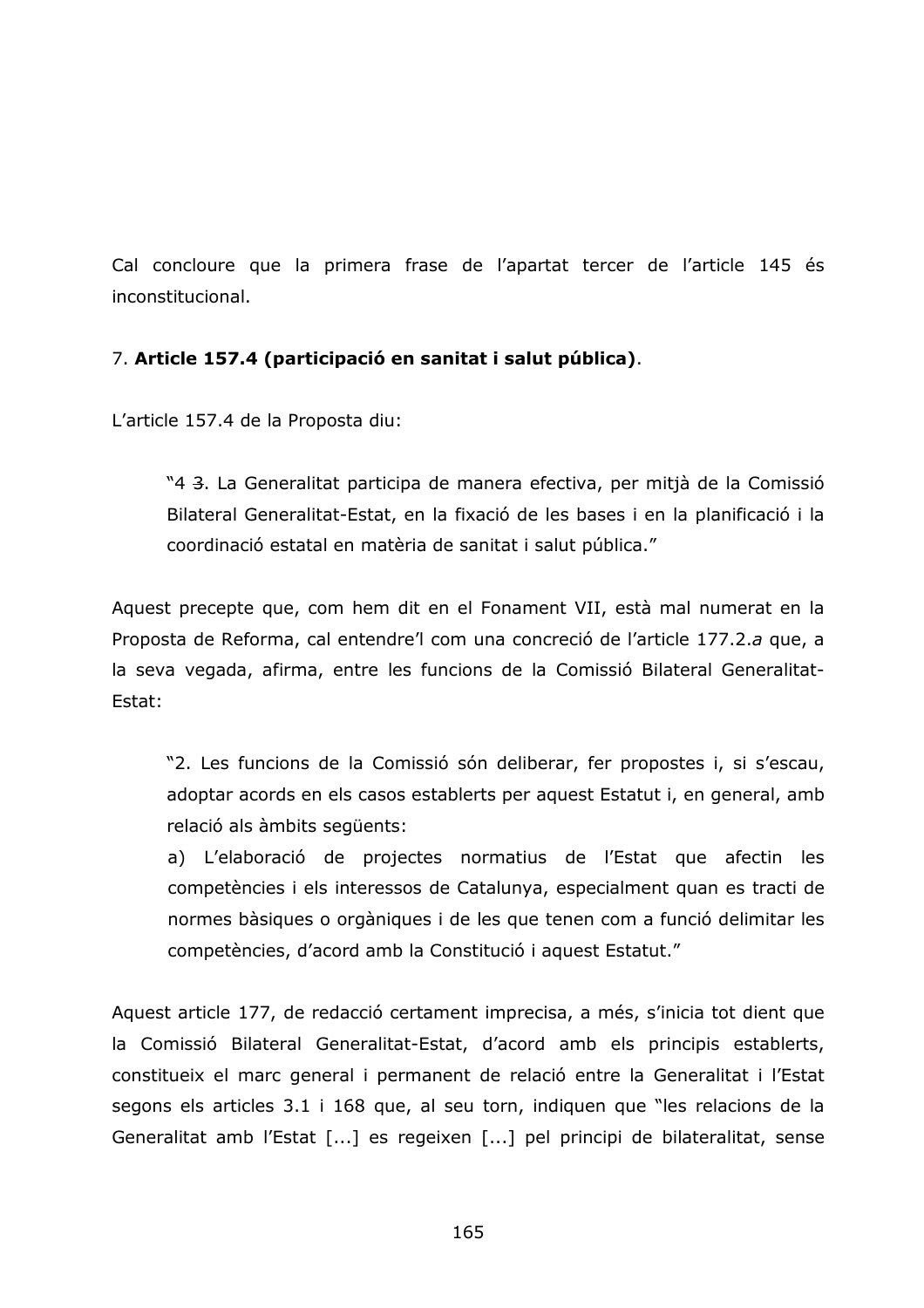Cal concloure que la primera frase de l'apartat tercer de l'article 145 és inconstitucional.

7. **Article 157.4 (participació en sanitat i salut pública)**.

L'article 157.4 de la Proposta diu:

> "4 ~~3~~. La Generalitat participa de manera efectiva, per mitjà de la Comissió Bilateral Generalitat-Estat, en la fixació de les bases i en la planificació i la coordinació estatal en matèria de sanitat i salut pública."

Aquest precepte que, com hem dit en el Fonament VII, està mal numerat en la Proposta de Reforma, cal entendre'l com una concreció de l'article 177.2.*a* que, a la seva vegada, afirma, entre les funcions de la Comissió Bilateral Generalitat-Estat:

> "2. Les funcions de la Comissió són deliberar, fer propostes i, si s'escau, adoptar acords en els casos establerts per aquest Estatut i, en general, amb relació als àmbits següents:
>
> a) L'elaboració de projectes normatius de l'Estat que afectin les competències i els interessos de Catalunya, especialment quan es tracti de normes bàsiques o orgàniques i de les que tenen com a funció delimitar les competències, d'acord amb la Constitució i aquest Estatut."

Aquest article 177, de redacció certament imprecisa, a més, s'inicia tot dient que la Comissió Bilateral Generalitat-Estat, d'acord amb els principis establerts, constitueix el marc general i permanent de relació entre la Generalitat i l'Estat segons els articles 3.1 i 168 que, al seu torn, indiquen que "les relacions de la Generalitat amb l'Estat [...] es regeixen [...] pel principi de bilateralitat, sense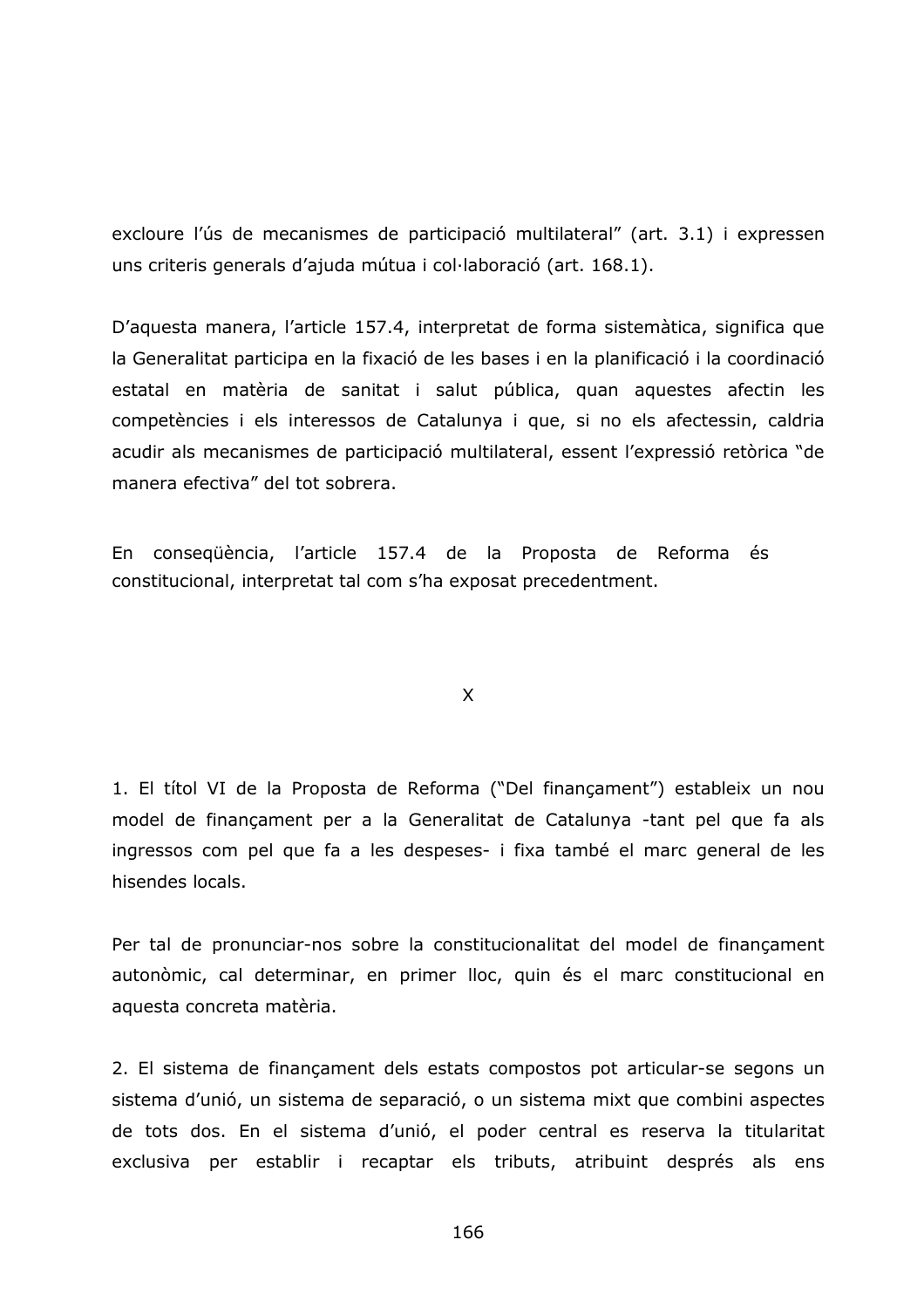excloure l'ús de mecanismes de participació multilateral" (art. 3.1) i expressen uns criteris generals d'ajuda mútua i col·laboració (art. 168.1).

D'aquesta manera, l'article 157.4, interpretat de forma sistemàtica, significa que la Generalitat participa en la fixació de les bases i en la planificació i la coordinació estatal en matèria de sanitat i salut pública, quan aquestes afectin les competències i els interessos de Catalunya i que, si no els afectessin, caldria acudir als mecanismes de participació multilateral, essent l'expressió retòrica "de manera efectiva" del tot sobrera.

En conseqüència, l'article 157.4 de la Proposta de Reforma és constitucional, interpretat tal com s'ha exposat precedentment.

X

1. El títol VI de la Proposta de Reforma ("Del finançament") estableix un nou model de finançament per a la Generalitat de Catalunya -tant pel que fa als ingressos com pel que fa a les despeses- i fixa també el marc general de les hisendes locals.

Per tal de pronunciar-nos sobre la constitucionalitat del model de finançament autonòmic, cal determinar, en primer lloc, quin és el marc constitucional en aquesta concreta matèria.

2. El sistema de finançament dels estats compostos pot articular-se segons un sistema d'unió, un sistema de separació, o un sistema mixt que combini aspectes de tots dos. En el sistema d'unió, el poder central es reserva la titularitat exclusiva per establir i recaptar els tributs, atribuint després als ens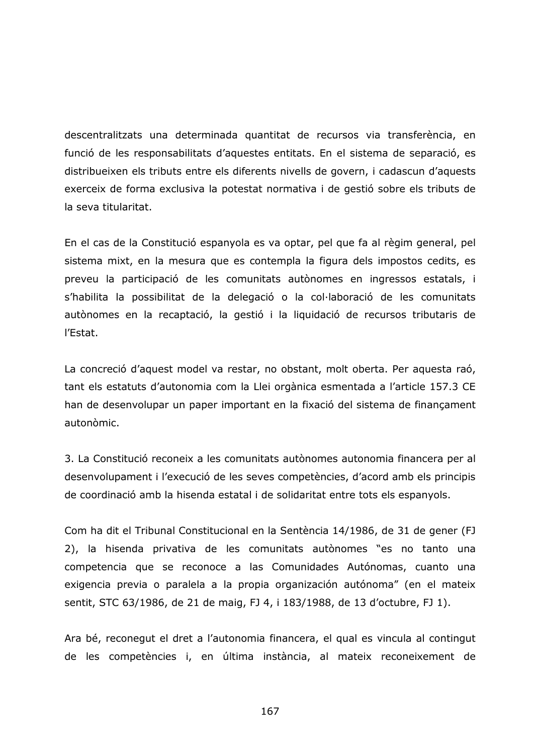descentralitzats una determinada quantitat de recursos via transferència, en funció de les responsabilitats d'aquestes entitats. En el sistema de separació, es distribueixen els tributs entre els diferents nivells de govern, i cadascun d'aquests exerceix de forma exclusiva la potestat normativa i de gestió sobre els tributs de la seva titularitat.

En el cas de la Constitució espanyola es va optar, pel que fa al règim general, pel sistema mixt, en la mesura que es contempla la figura dels impostos cedits, es preveu la participació de les comunitats autònomes en ingressos estatals, i s'habilita la possibilitat de la delegació o la col·laboració de les comunitats autònomes en la recaptació, la gestió i la liquidació de recursos tributaris de l'Estat.

La concreció d'aquest model va restar, no obstant, molt oberta. Per aquesta raó, tant els estatuts d'autonomia com la Llei orgànica esmentada a l'article 157.3 CE han de desenvolupar un paper important en la fixació del sistema de finançament autonòmic.

3. La Constitució reconeix a les comunitats autònomes autonomia financera per al desenvolupament i l'execució de les seves competències, d'acord amb els principis de coordinació amb la hisenda estatal i de solidaritat entre tots els espanyols.

Com ha dit el Tribunal Constitucional en la Sentència 14/1986, de 31 de gener (FJ 2), la hisenda privativa de les comunitats autònomes "es no tanto una competencia que se reconoce a las Comunidades Autónomas, cuanto una exigencia previa o paralela a la propia organización autónoma" (en el mateix sentit, STC 63/1986, de 21 de maig, FJ 4, i 183/1988, de 13 d'octubre, FJ 1).

Ara bé, reconegut el dret a l'autonomia financera, el qual es vincula al contingut de les competències i, en última instància, al mateix reconeixement de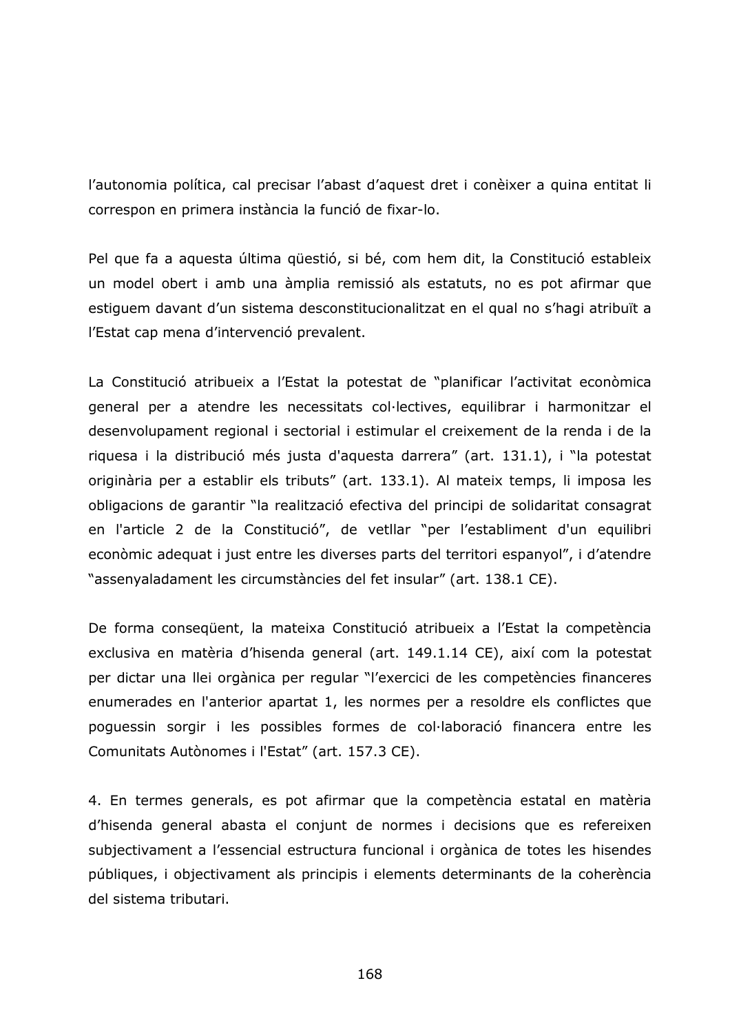l'autonomia política, cal precisar l'abast d'aquest dret i conèixer a quina entitat li correspon en primera instància la funció de fixar-lo.

Pel que fa a aquesta última qüestió, si bé, com hem dit, la Constitució estableix un model obert i amb una àmplia remissió als estatuts, no es pot afirmar que estiguem davant d'un sistema desconstitucionalitzat en el qual no s'hagi atribuït a l'Estat cap mena d'intervenció prevalent.

La Constitució atribueix a l'Estat la potestat de "planificar l'activitat econòmica general per a atendre les necessitats col·lectives, equilibrar i harmonitzar el desenvolupament regional i sectorial i estimular el creixement de la renda i de la riquesa i la distribució més justa d'aquesta darrera" (art. 131.1), i "la potestat originària per a establir els tributs" (art. 133.1). Al mateix temps, li imposa les obligacions de garantir "la realització efectiva del principi de solidaritat consagrat en l'article 2 de la Constitució", de vetllar "per l'establiment d'un equilibri econòmic adequat i just entre les diverses parts del territori espanyol", i d'atendre "assenyaladament les circumstàncies del fet insular" (art. 138.1 CE).

De forma conseqüent, la mateixa Constitució atribueix a l'Estat la competència exclusiva en matèria d'hisenda general (art. 149.1.14 CE), així com la potestat per dictar una llei orgànica per regular "l'exercici de les competències financeres enumerades en l'anterior apartat 1, les normes per a resoldre els conflictes que poguessin sorgir i les possibles formes de col·laboració financera entre les Comunitats Autònomes i l'Estat" (art. 157.3 CE).

4. En termes generals, es pot afirmar que la competència estatal en matèria d'hisenda general abasta el conjunt de normes i decisions que es refereixen subjectivament a l'essencial estructura funcional i orgànica de totes les hisendes públiques, i objectivament als principis i elements determinants de la coherència del sistema tributari.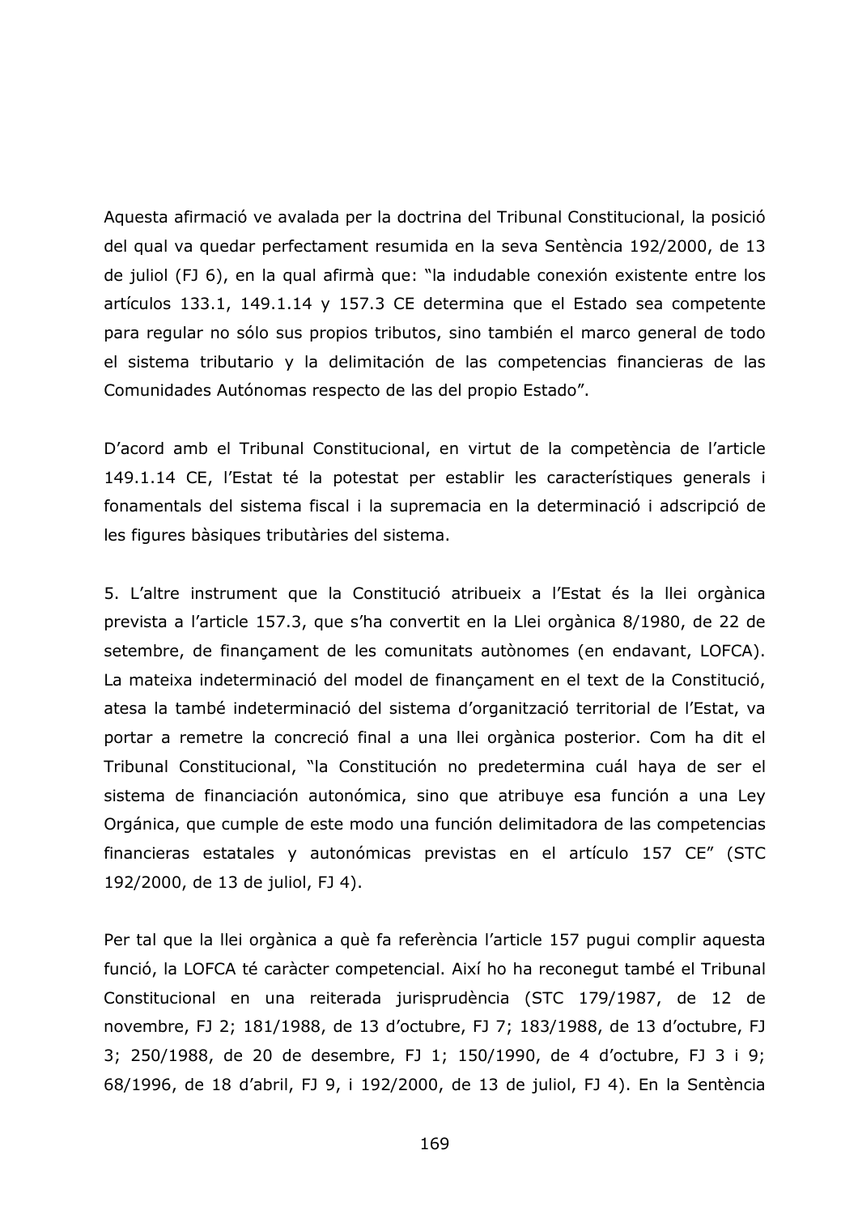Aquesta afirmació ve avalada per la doctrina del Tribunal Constitucional, la posició del qual va quedar perfectament resumida en la seva Sentència 192/2000, de 13 de juliol (FJ 6), en la qual afirmà que: "la indudable conexión existente entre los artículos 133.1, 149.1.14 y 157.3 CE determina que el Estado sea competente para regular no sólo sus propios tributos, sino también el marco general de todo el sistema tributario y la delimitación de las competencias financieras de las Comunidades Autónomas respecto de las del propio Estado".

D'acord amb el Tribunal Constitucional, en virtut de la competència de l'article 149.1.14 CE, l'Estat té la potestat per establir les característiques generals i fonamentals del sistema fiscal i la supremacia en la determinació i adscripció de les figures bàsiques tributàries del sistema.

5. L'altre instrument que la Constitució atribueix a l'Estat és la llei orgànica prevista a l'article 157.3, que s'ha convertit en la Llei orgànica 8/1980, de 22 de setembre, de finançament de les comunitats autònomes (en endavant, LOFCA). La mateixa indeterminació del model de finançament en el text de la Constitució, atesa la també indeterminació del sistema d'organització territorial de l'Estat, va portar a remetre la concreció final a una llei orgànica posterior. Com ha dit el Tribunal Constitucional, "la Constitución no predetermina cuál haya de ser el sistema de financiación autonómica, sino que atribuye esa función a una Ley Orgánica, que cumple de este modo una función delimitadora de las competencias financieras estatales y autonómicas previstas en el artículo 157 CE" (STC 192/2000, de 13 de juliol, FJ 4).

Per tal que la llei orgànica a què fa referència l'article 157 pugui complir aquesta funció, la LOFCA té caràcter competencial. Així ho ha reconegut també el Tribunal Constitucional en una reiterada jurisprudència (STC 179/1987, de 12 de novembre, FJ 2; 181/1988, de 13 d'octubre, FJ 7; 183/1988, de 13 d'octubre, FJ 3; 250/1988, de 20 de desembre, FJ 1; 150/1990, de 4 d'octubre, FJ 3 i 9; 68/1996, de 18 d'abril, FJ 9, i 192/2000, de 13 de juliol, FJ 4). En la Sentència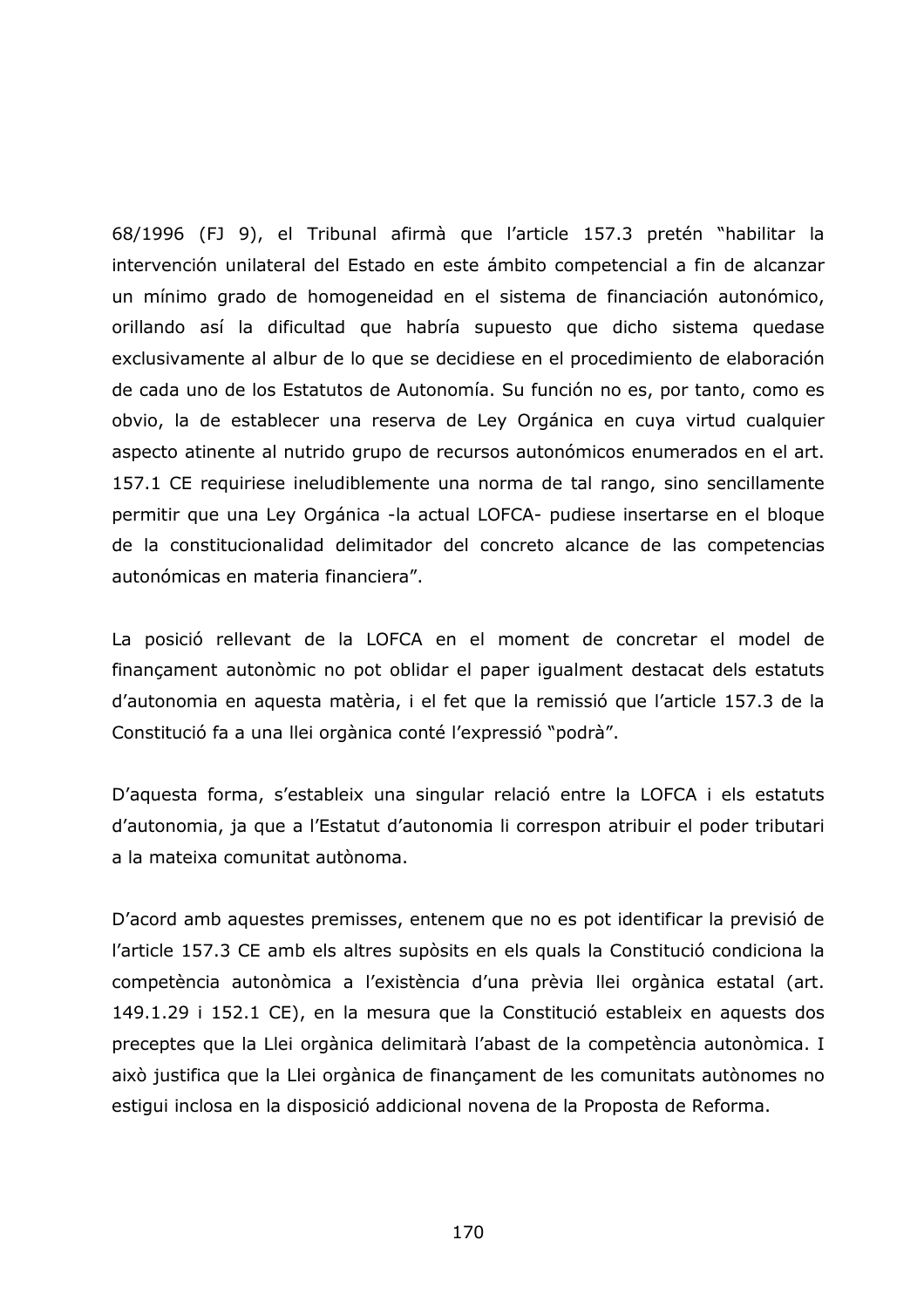68/1996 (FJ 9), el Tribunal afirmà que l'article 157.3 pretén "habilitar la intervención unilateral del Estado en este ámbito competencial a fin de alcanzar un mínimo grado de homogeneidad en el sistema de financiación autonómico, orillando así la dificultad que habría supuesto que dicho sistema quedase exclusivamente al albur de lo que se decidiese en el procedimiento de elaboración de cada uno de los Estatutos de Autonomía. Su función no es, por tanto, como es obvio, la de establecer una reserva de Ley Orgánica en cuya virtud cualquier aspecto atinente al nutrido grupo de recursos autonómicos enumerados en el art. 157.1 CE requiriese ineludiblemente una norma de tal rango, sino sencillamente permitir que una Ley Orgánica -la actual LOFCA- pudiese insertarse en el bloque de la constitucionalidad delimitador del concreto alcance de las competencias autonómicas en materia financiera".

La posició rellevant de la LOFCA en el moment de concretar el model de finançament autonòmic no pot oblidar el paper igualment destacat dels estatuts d'autonomia en aquesta matèria, i el fet que la remissió que l'article 157.3 de la Constitució fa a una llei orgànica conté l'expressió "podrà".

D'aquesta forma, s'estableix una singular relació entre la LOFCA i els estatuts d'autonomia, ja que a l'Estatut d'autonomia li correspon atribuir el poder tributari a la mateixa comunitat autònoma.

D'acord amb aquestes premisses, entenem que no es pot identificar la previsió de l'article 157.3 CE amb els altres supòsits en els quals la Constitució condiciona la competència autonòmica a l'existència d'una prèvia llei orgànica estatal (art. 149.1.29 i 152.1 CE), en la mesura que la Constitució estableix en aquests dos preceptes que la Llei orgànica delimitarà l'abast de la competència autonòmica. I això justifica que la Llei orgànica de finançament de les comunitats autònomes no estigui inclosa en la disposició addicional novena de la Proposta de Reforma.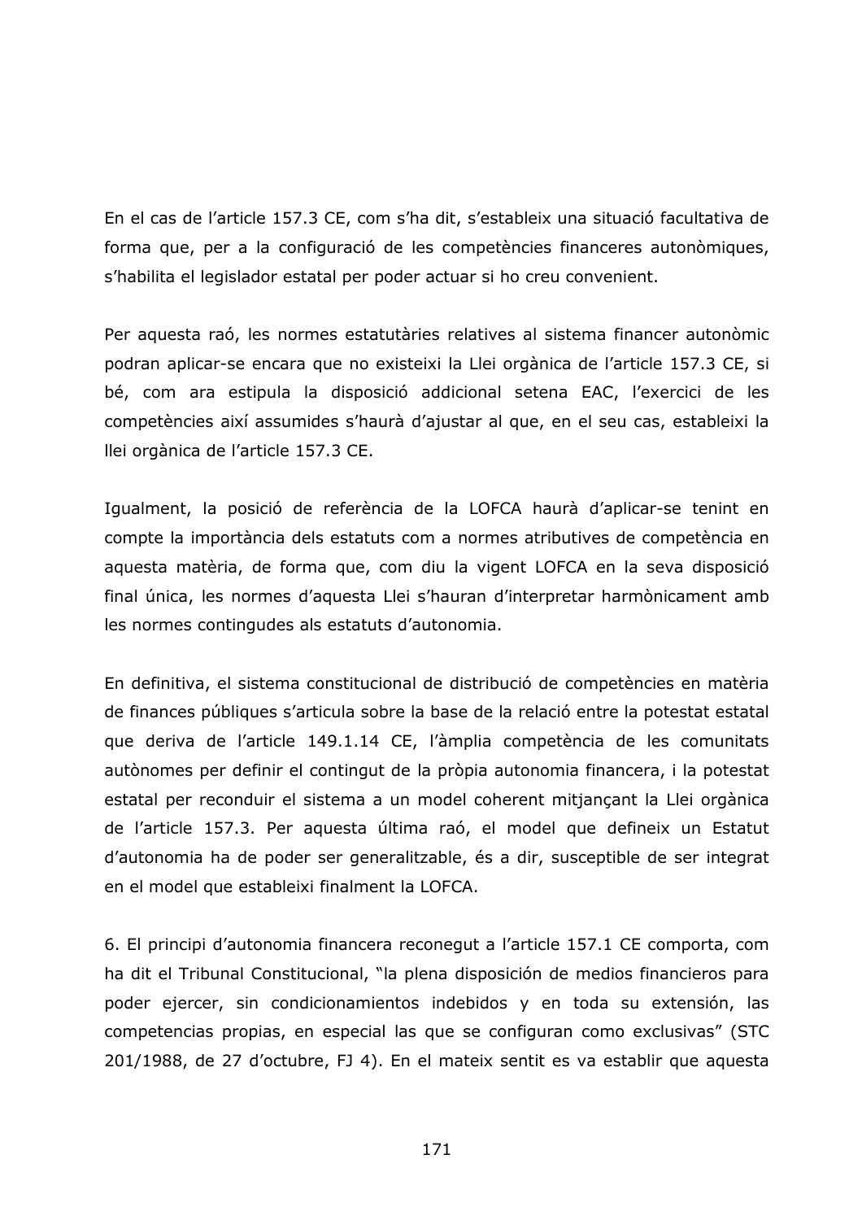En el cas de l'article 157.3 CE, com s'ha dit, s'estableix una situació facultativa de forma que, per a la configuració de les competències financeres autonòmiques, s'habilita el legislador estatal per poder actuar si ho creu convenient.

Per aquesta raó, les normes estatutàries relatives al sistema financer autonòmic podran aplicar-se encara que no existeixi la Llei orgànica de l'article 157.3 CE, si bé, com ara estipula la disposició addicional setena EAC, l'exercici de les competències així assumides s'haurà d'ajustar al que, en el seu cas, estableixi la llei orgànica de l'article 157.3 CE.

Igualment, la posició de referència de la LOFCA haurà d'aplicar-se tenint en compte la importància dels estatuts com a normes atributives de competència en aquesta matèria, de forma que, com diu la vigent LOFCA en la seva disposició final única, les normes d'aquesta Llei s'hauran d'interpretar harmònicament amb les normes contingudes als estatuts d'autonomia.

En definitiva, el sistema constitucional de distribució de competències en matèria de finances públiques s'articula sobre la base de la relació entre la potestat estatal que deriva de l'article 149.1.14 CE, l'àmplia competència de les comunitats autònomes per definir el contingut de la pròpia autonomia financera, i la potestat estatal per reconduir el sistema a un model coherent mitjançant la Llei orgànica de l'article 157.3. Per aquesta última raó, el model que defineix un Estatut d'autonomia ha de poder ser generalitzable, és a dir, susceptible de ser integrat en el model que estableixi finalment la LOFCA.

6. El principi d'autonomia financera reconegut a l'article 157.1 CE comporta, com ha dit el Tribunal Constitucional, "la plena disposición de medios financieros para poder ejercer, sin condicionamientos indebidos y en toda su extensión, las competencias propias, en especial las que se configuran como exclusivas" (STC 201/1988, de 27 d'octubre, FJ 4). En el mateix sentit es va establir que aquesta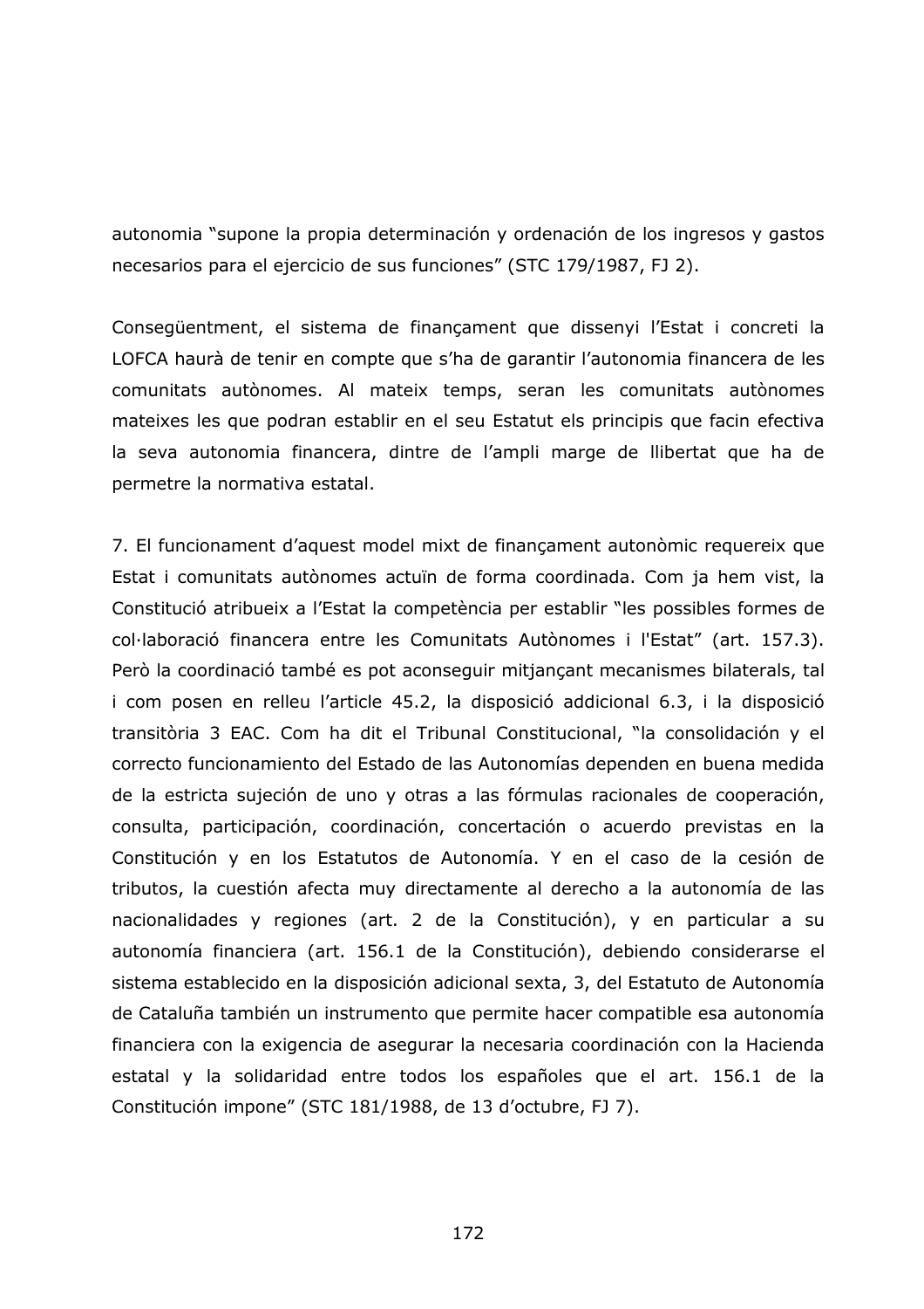autonomia “supone la propia determinación y ordenación de los ingresos y gastos necesarios para el ejercicio de sus funciones” (STC 179/1987, FJ 2).

Conseqüentment, el sistema de finançament que dissenyi l’Estat i concreti la LOFCA haurà de tenir en compte que s’ha de garantir l’autonomia financera de les comunitats autònomes. Al mateix temps, seran les comunitats autònomes mateixes les que podran establir en el seu Estatut els principis que facin efectiva la seva autonomia financera, dintre de l’ampli marge de llibertat que ha de permetre la normativa estatal.

7. El funcionament d’aquest model mixt de finançament autonòmic requereix que Estat i comunitats autònomes actuïn de forma coordinada. Com ja hem vist, la Constitució atribueix a l’Estat la competència per establir “les possibles formes de col·laboració financera entre les Comunitats Autònomes i l'Estat” (art. 157.3). Però la coordinació també es pot aconseguir mitjançant mecanismes bilaterals, tal i com posen en relleu l’article 45.2, la disposició addicional 6.3, i la disposició transitòria 3 EAC. Com ha dit el Tribunal Constitucional, “la consolidación y el correcto funcionamiento del Estado de las Autonomías dependen en buena medida de la estricta sujeción de uno y otras a las fórmulas racionales de cooperación, consulta, participación, coordinación, concertación o acuerdo previstas en la Constitución y en los Estatutos de Autonomía. Y en el caso de la cesión de tributos, la cuestión afecta muy directamente al derecho a la autonomía de las nacionalidades y regiones (art. 2 de la Constitución), y en particular a su autonomía financiera (art. 156.1 de la Constitución), debiendo considerarse el sistema establecido en la disposición adicional sexta, 3, del Estatuto de Autonomía de Cataluña también un instrumento que permite hacer compatible esa autonomía financiera con la exigencia de asegurar la necesaria coordinación con la Hacienda estatal y la solidaridad entre todos los españoles que el art. 156.1 de la Constitución impone” (STC 181/1988, de 13 d’octubre, FJ 7).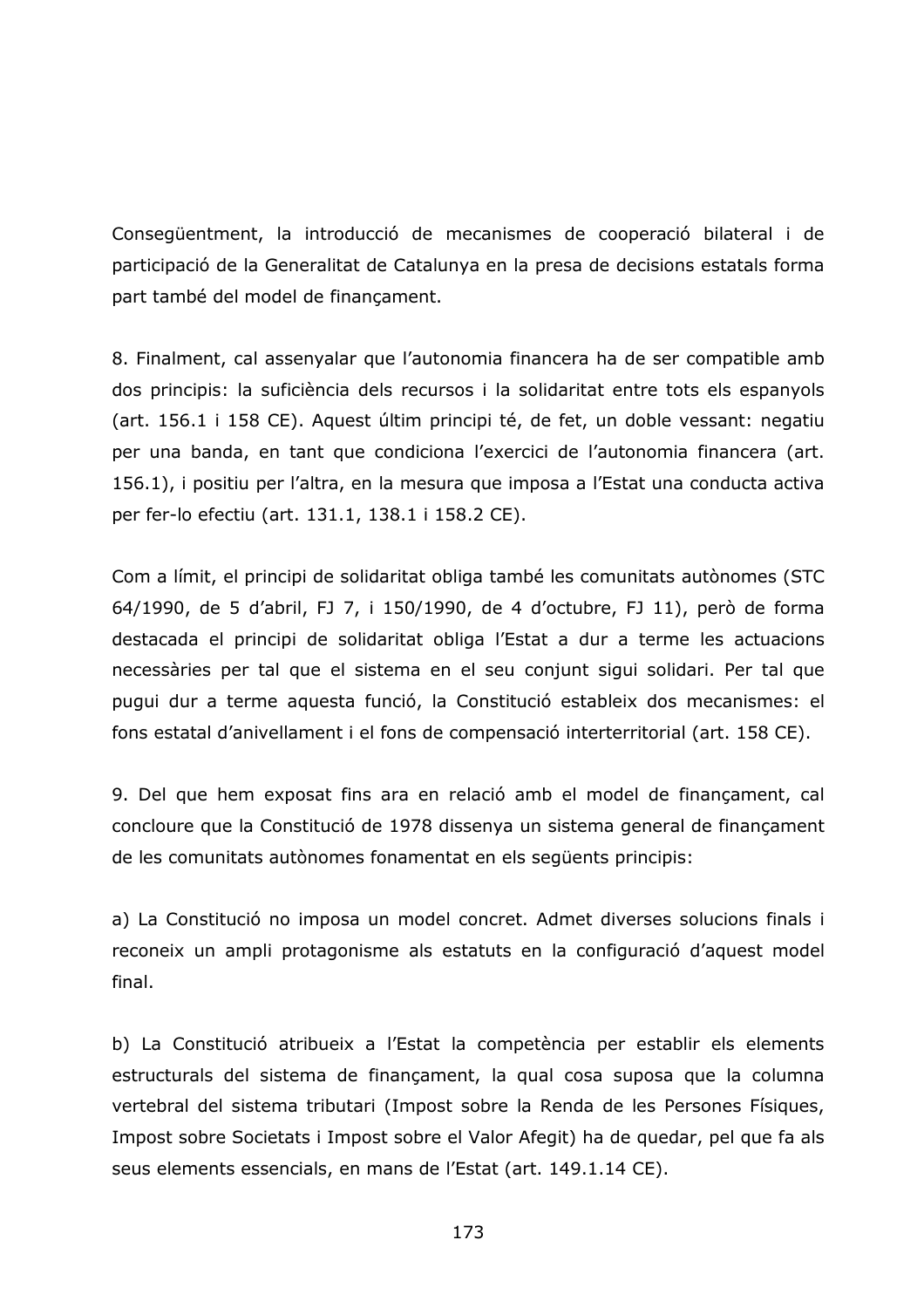Conseqüentment, la introducció de mecanismes de cooperació bilateral i de participació de la Generalitat de Catalunya en la presa de decisions estatals forma part també del model de finançament.

8. Finalment, cal assenyalar que l'autonomia financera ha de ser compatible amb dos principis: la suficiència dels recursos i la solidaritat entre tots els espanyols (art. 156.1 i 158 CE). Aquest últim principi té, de fet, un doble vessant: negatiu per una banda, en tant que condiciona l'exercici de l'autonomia financera (art. 156.1), i positiu per l'altra, en la mesura que imposa a l'Estat una conducta activa per fer-lo efectiu (art. 131.1, 138.1 i 158.2 CE).

Com a límit, el principi de solidaritat obliga també les comunitats autònomes (STC 64/1990, de 5 d'abril, FJ 7, i 150/1990, de 4 d'octubre, FJ 11), però de forma destacada el principi de solidaritat obliga l'Estat a dur a terme les actuacions necessàries per tal que el sistema en el seu conjunt sigui solidari. Per tal que pugui dur a terme aquesta funció, la Constitució estableix dos mecanismes: el fons estatal d'anivellament i el fons de compensació interterritorial (art. 158 CE).

9. Del que hem exposat fins ara en relació amb el model de finançament, cal concloure que la Constitució de 1978 dissenya un sistema general de finançament de les comunitats autònomes fonamentat en els següents principis:

a) La Constitució no imposa un model concret. Admet diverses solucions finals i reconeix un ampli protagonisme als estatuts en la configuració d'aquest model final.

b) La Constitució atribueix a l'Estat la competència per establir els elements estructurals del sistema de finançament, la qual cosa suposa que la columna vertebral del sistema tributari (Impost sobre la Renda de les Persones Físiques, Impost sobre Societats i Impost sobre el Valor Afegit) ha de quedar, pel que fa als seus elements essencials, en mans de l'Estat (art. 149.1.14 CE).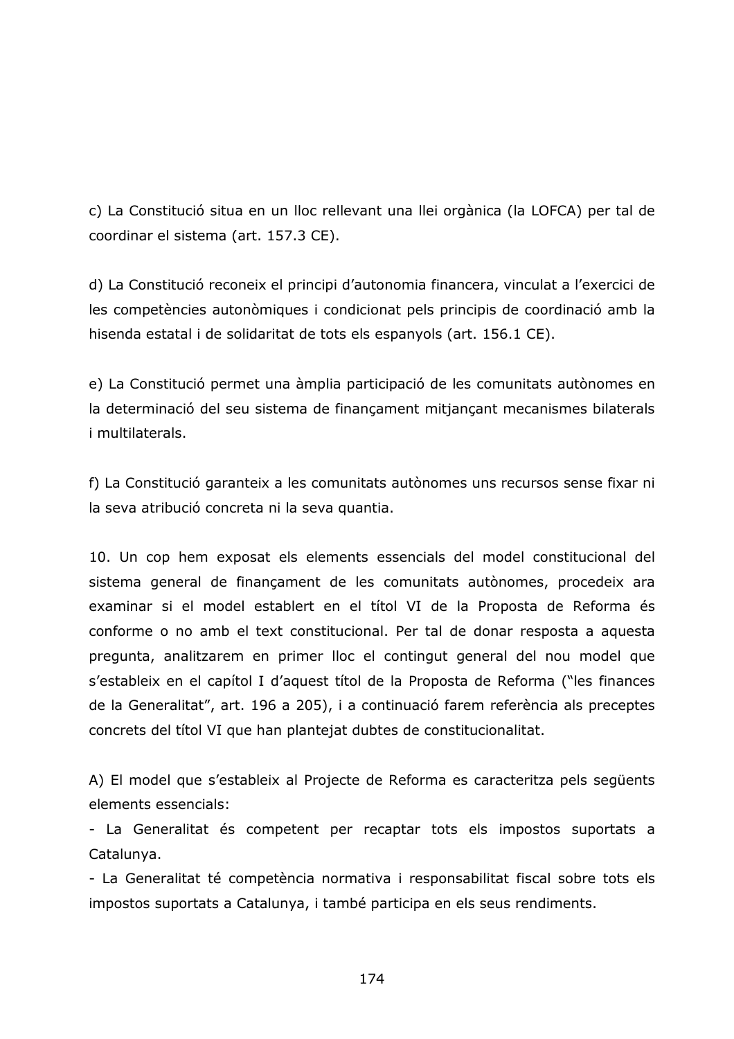c) La Constitució situa en un lloc rellevant una llei orgànica (la LOFCA) per tal de coordinar el sistema (art. 157.3 CE).

d) La Constitució reconeix el principi d'autonomia financera, vinculat a l'exercici de les competències autonòmiques i condicionat pels principis de coordinació amb la hisenda estatal i de solidaritat de tots els espanyols (art. 156.1 CE).

e) La Constitució permet una àmplia participació de les comunitats autònomes en la determinació del seu sistema de finançament mitjançant mecanismes bilaterals i multilaterals.

f) La Constitució garanteix a les comunitats autònomes uns recursos sense fixar ni la seva atribució concreta ni la seva quantia.

10. Un cop hem exposat els elements essencials del model constitucional del sistema general de finançament de les comunitats autònomes, procedeix ara examinar si el model establert en el títol VI de la Proposta de Reforma és conforme o no amb el text constitucional. Per tal de donar resposta a aquesta pregunta, analitzarem en primer lloc el contingut general del nou model que s'estableix en el capítol I d'aquest títol de la Proposta de Reforma ("les finances de la Generalitat", art. 196 a 205), i a continuació farem referència als preceptes concrets del títol VI que han plantejat dubtes de constitucionalitat.

A) El model que s'estableix al Projecte de Reforma es caracteritza pels següents elements essencials:

- La Generalitat és competent per recaptar tots els impostos suportats a Catalunya.
- La Generalitat té competència normativa i responsabilitat fiscal sobre tots els impostos suportats a Catalunya, i també participa en els seus rendiments.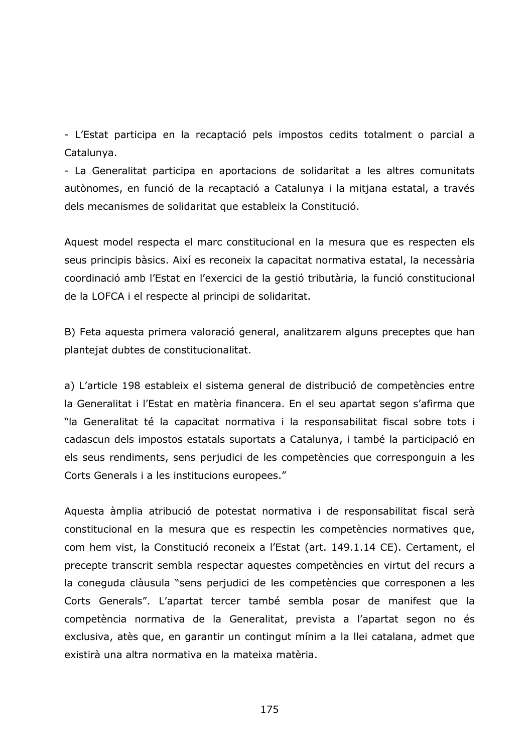- L'Estat participa en la recaptació pels impostos cedits totalment o parcial a Catalunya.
- La Generalitat participa en aportacions de solidaritat a les altres comunitats autònomes, en funció de la recaptació a Catalunya i la mitjana estatal, a través dels mecanismes de solidaritat que estableix la Constitució.

Aquest model respecta el marc constitucional en la mesura que es respecten els seus principis bàsics. Així es reconeix la capacitat normativa estatal, la necessària coordinació amb l'Estat en l'exercici de la gestió tributària, la funció constitucional de la LOFCA i el respecte al principi de solidaritat.

B) Feta aquesta primera valoració general, analitzarem alguns preceptes que han plantejat dubtes de constitucionalitat.

a) L'article 198 estableix el sistema general de distribució de competències entre la Generalitat i l'Estat en matèria financera. En el seu apartat segon s'afirma que "la Generalitat té la capacitat normativa i la responsabilitat fiscal sobre tots i cadascun dels impostos estatals suportats a Catalunya, i també la participació en els seus rendiments, sens perjudici de les competències que corresponguin a les Corts Generals i a les institucions europees."

Aquesta àmplia atribució de potestat normativa i de responsabilitat fiscal serà constitucional en la mesura que es respectin les competències normatives que, com hem vist, la Constitució reconeix a l'Estat (art. 149.1.14 CE). Certament, el precepte transcrit sembla respectar aquestes competències en virtut del recurs a la coneguda clàusula "sens perjudici de les competències que corresponen a les Corts Generals". L'apartat tercer també sembla posar de manifest que la competència normativa de la Generalitat, prevista a l'apartat segon no és exclusiva, atès que, en garantir un contingut mínim a la llei catalana, admet que existirà una altra normativa en la mateixa matèria.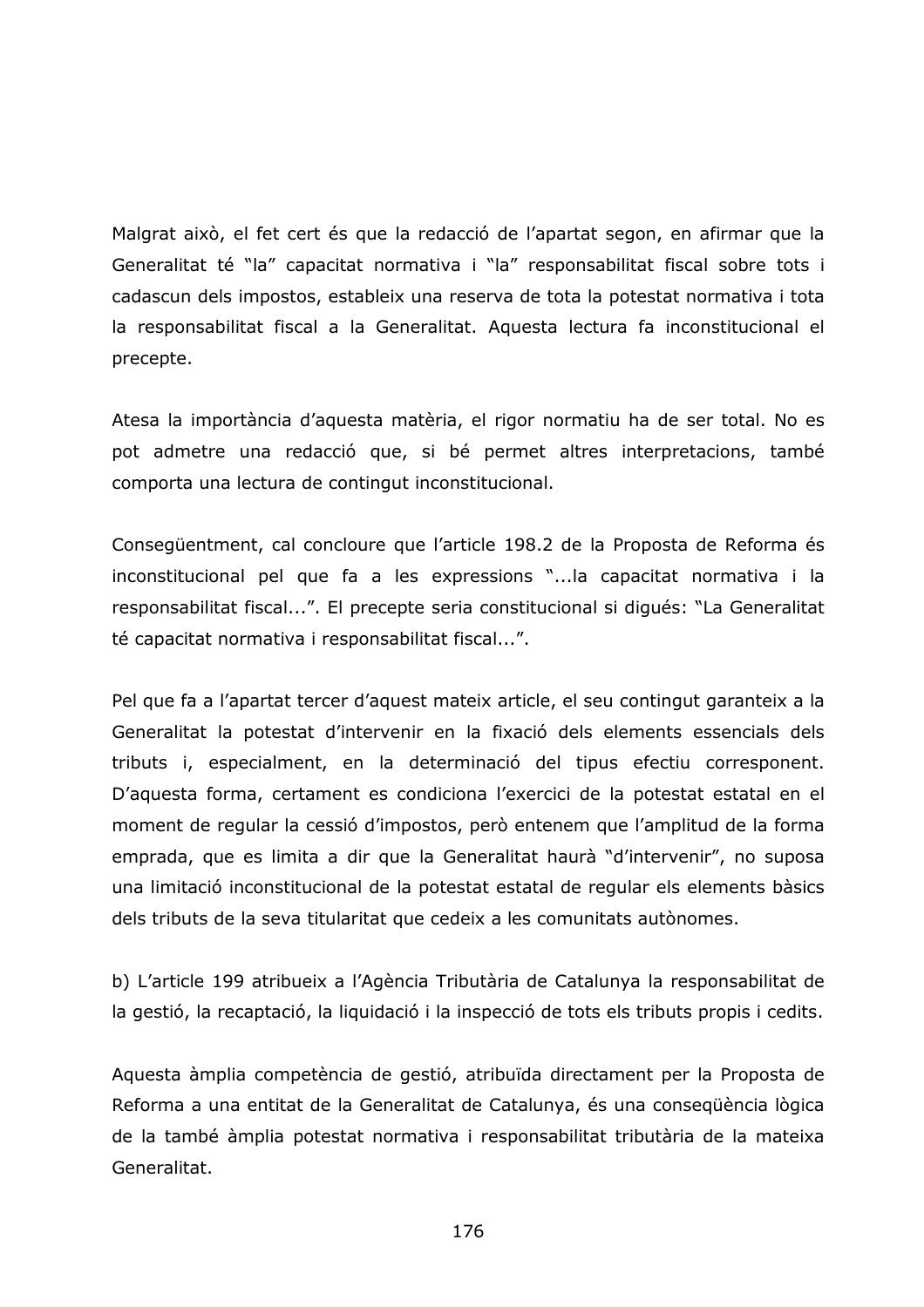Malgrat això, el fet cert és que la redacció de l'apartat segon, en afirmar que la Generalitat té "la" capacitat normativa i "la" responsabilitat fiscal sobre tots i cadascun dels impostos, estableix una reserva de tota la potestat normativa i tota la responsabilitat fiscal a la Generalitat. Aquesta lectura fa inconstitucional el precepte.

Atesa la importància d'aquesta matèria, el rigor normatiu ha de ser total. No es pot admetre una redacció que, si bé permet altres interpretacions, també comporta una lectura de contingut inconstitucional.

Conseqüentment, cal concloure que l'article 198.2 de la Proposta de Reforma és inconstitucional pel que fa a les expressions "...la capacitat normativa i la responsabilitat fiscal...". El precepte seria constitucional si digués: "La Generalitat té capacitat normativa i responsabilitat fiscal...".

Pel que fa a l'apartat tercer d'aquest mateix article, el seu contingut garanteix a la Generalitat la potestat d'intervenir en la fixació dels elements essencials dels tributs i, especialment, en la determinació del tipus efectiu corresponent. D'aquesta forma, certament es condiciona l'exercici de la potestat estatal en el moment de regular la cessió d'impostos, però entenem que l'amplitud de la forma emprada, que es limita a dir que la Generalitat haurà "d'intervenir", no suposa una limitació inconstitucional de la potestat estatal de regular els elements bàsics dels tributs de la seva titularitat que cedeix a les comunitats autònomes.

b) L'article 199 atribueix a l'Agència Tributària de Catalunya la responsabilitat de la gestió, la recaptació, la liquidació i la inspecció de tots els tributs propis i cedits.

Aquesta àmplia competència de gestió, atribuïda directament per la Proposta de Reforma a una entitat de la Generalitat de Catalunya, és una conseqüència lògica de la també àmplia potestat normativa i responsabilitat tributària de la mateixa Generalitat.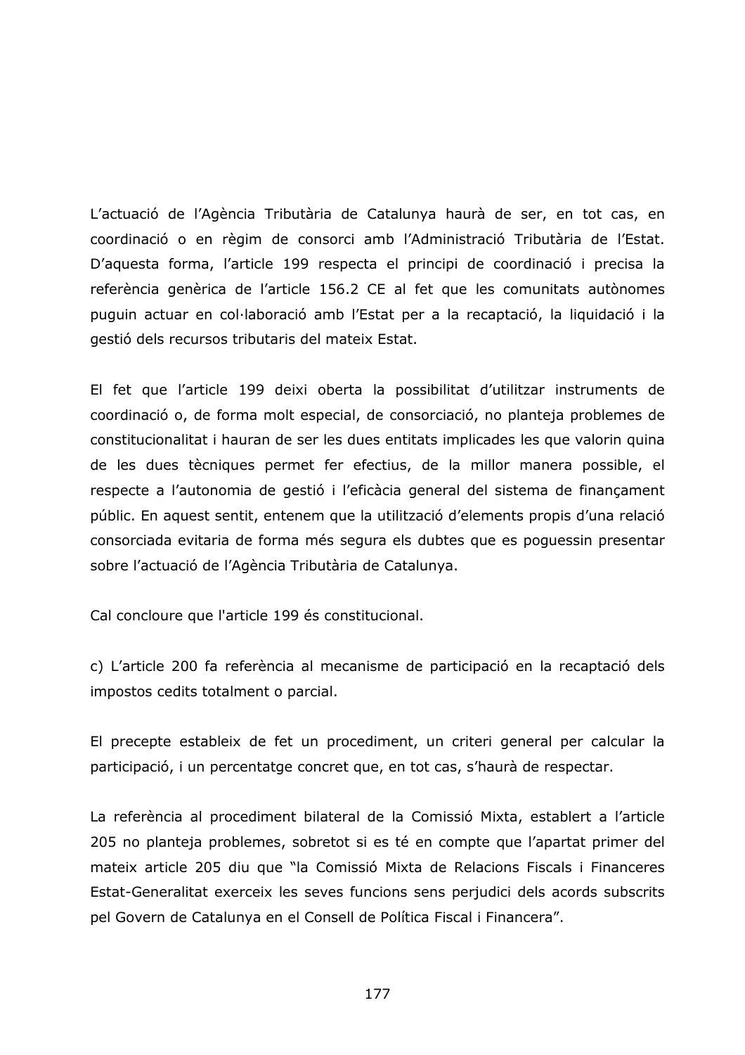L'actuació de l'Agència Tributària de Catalunya haurà de ser, en tot cas, en coordinació o en règim de consorci amb l'Administració Tributària de l'Estat. D'aquesta forma, l'article 199 respecta el principi de coordinació i precisa la referència genèrica de l'article 156.2 CE al fet que les comunitats autònomes puguin actuar en col·laboració amb l'Estat per a la recaptació, la liquidació i la gestió dels recursos tributaris del mateix Estat.

El fet que l'article 199 deixi oberta la possibilitat d'utilitzar instruments de coordinació o, de forma molt especial, de consorciació, no planteja problemes de constitucionalitat i hauran de ser les dues entitats implicades les que valorin quina de les dues tècniques permet fer efectius, de la millor manera possible, el respecte a l'autonomia de gestió i l'eficàcia general del sistema de finançament públic. En aquest sentit, entenem que la utilització d'elements propis d'una relació consorciada evitaria de forma més segura els dubtes que es poguessin presentar sobre l'actuació de l'Agència Tributària de Catalunya.

Cal concloure que l'article 199 és constitucional.

c) L'article 200 fa referència al mecanisme de participació en la recaptació dels impostos cedits totalment o parcial.

El precepte estableix de fet un procediment, un criteri general per calcular la participació, i un percentatge concret que, en tot cas, s'haurà de respectar.

La referència al procediment bilateral de la Comissió Mixta, establert a l'article 205 no planteja problemes, sobretot si es té en compte que l'apartat primer del mateix article 205 diu que "la Comissió Mixta de Relacions Fiscals i Financeres Estat-Generalitat exerceix les seves funcions sens perjudici dels acords subscrits pel Govern de Catalunya en el Consell de Política Fiscal i Financera".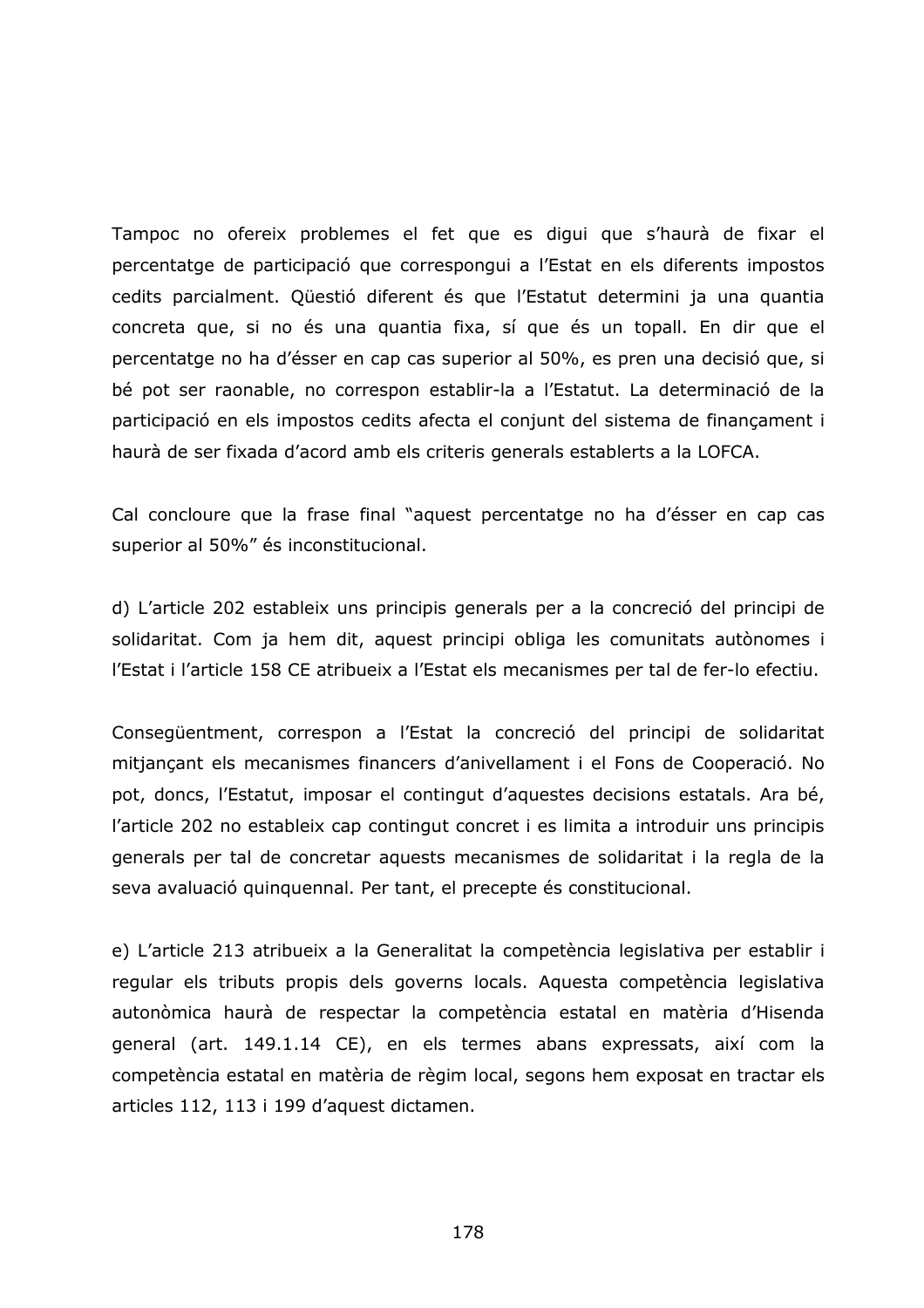Tampoc no ofereix problemes el fet que es digui que s'haurà de fixar el percentatge de participació que correspongui a l'Estat en els diferents impostos cedits parcialment. Qüestió diferent és que l'Estatut determini ja una quantia concreta que, si no és una quantia fixa, sí que és un topall. En dir que el percentatge no ha d'ésser en cap cas superior al 50%, es pren una decisió que, si bé pot ser raonable, no correspon establir-la a l'Estatut. La determinació de la participació en els impostos cedits afecta el conjunt del sistema de finançament i haurà de ser fixada d'acord amb els criteris generals establerts a la LOFCA.

Cal concloure que la frase final "aquest percentatge no ha d'ésser en cap cas superior al 50%" és inconstitucional.

d) L'article 202 estableix uns principis generals per a la concreció del principi de solidaritat. Com ja hem dit, aquest principi obliga les comunitats autònomes i l'Estat i l'article 158 CE atribueix a l'Estat els mecanismes per tal de fer-lo efectiu.

Consegüentment, correspon a l'Estat la concreció del principi de solidaritat mitjançant els mecanismes financers d'anivellament i el Fons de Cooperació. No pot, doncs, l'Estatut, imposar el contingut d'aquestes decisions estatals. Ara bé, l'article 202 no estableix cap contingut concret i es limita a introduir uns principis generals per tal de concretar aquests mecanismes de solidaritat i la regla de la seva avaluació quinquennal. Per tant, el precepte és constitucional.

e) L'article 213 atribueix a la Generalitat la competència legislativa per establir i regular els tributs propis dels governs locals. Aquesta competència legislativa autonòmica haurà de respectar la competència estatal en matèria d'Hisenda general (art. 149.1.14 CE), en els termes abans expressats, així com la competència estatal en matèria de règim local, segons hem exposat en tractar els articles 112, 113 i 199 d'aquest dictamen.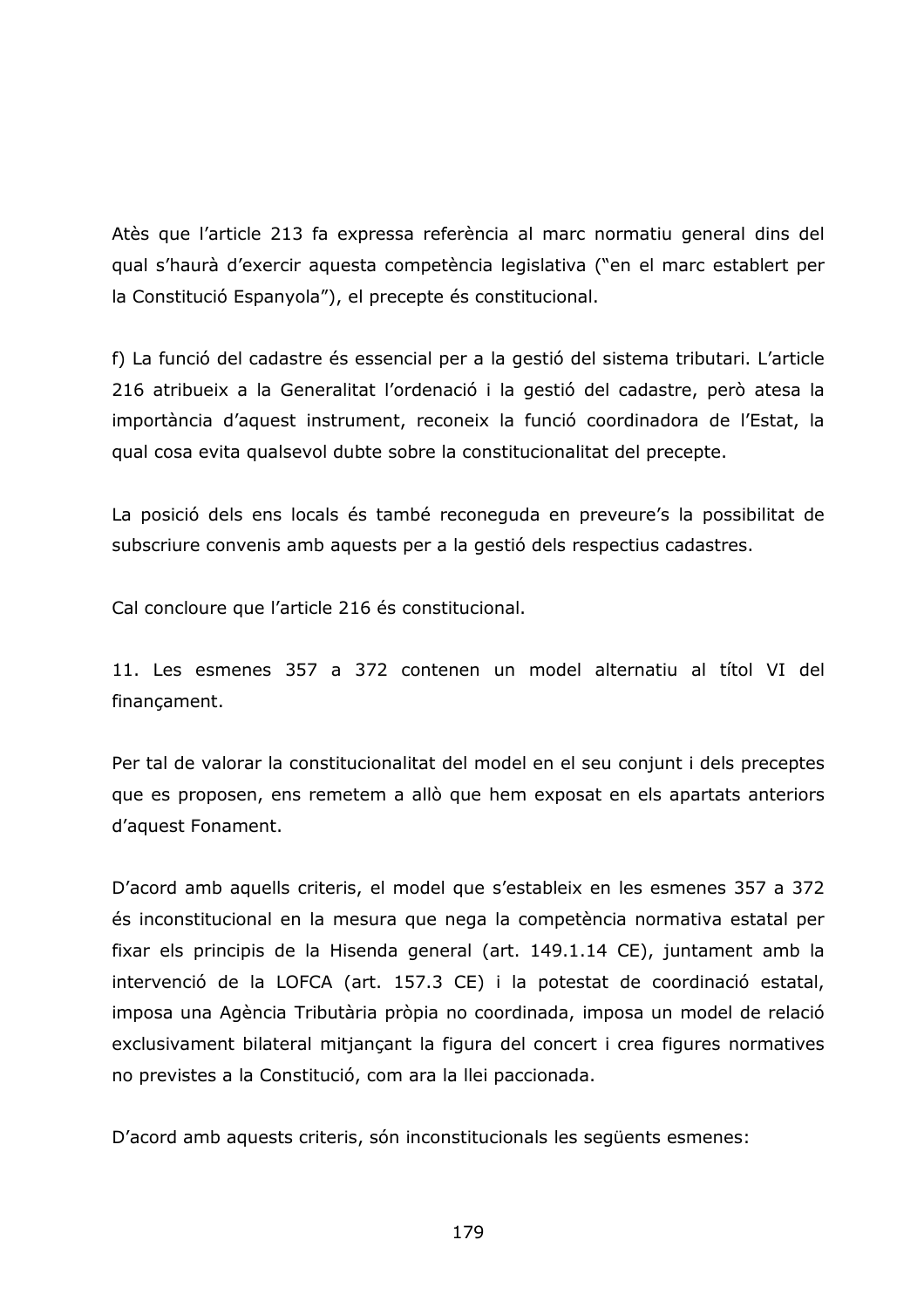Atès que l'article 213 fa expressa referència al marc normatiu general dins del qual s'haurà d'exercir aquesta competència legislativa ("en el marc establert per la Constitució Espanyola"), el precepte és constitucional.

f) La funció del cadastre és essencial per a la gestió del sistema tributari. L'article 216 atribueix a la Generalitat l'ordenació i la gestió del cadastre, però atesa la importància d'aquest instrument, reconeix la funció coordinadora de l'Estat, la qual cosa evita qualsevol dubte sobre la constitucionalitat del precepte.

La posició dels ens locals és també reconeguda en preveure's la possibilitat de subscriure convenis amb aquests per a la gestió dels respectius cadastres.

Cal concloure que l'article 216 és constitucional.

11. Les esmenes 357 a 372 contenen un model alternatiu al títol VI del finançament.

Per tal de valorar la constitucionalitat del model en el seu conjunt i dels preceptes que es proposen, ens remetem a allò que hem exposat en els apartats anteriors d'aquest Fonament.

D'acord amb aquells criteris, el model que s'estableix en les esmenes 357 a 372 és inconstitucional en la mesura que nega la competència normativa estatal per fixar els principis de la Hisenda general (art. 149.1.14 CE), juntament amb la intervenció de la LOFCA (art. 157.3 CE) i la potestat de coordinació estatal, imposa una Agència Tributària pròpia no coordinada, imposa un model de relació exclusivament bilateral mitjançant la figura del concert i crea figures normatives no previstes a la Constitució, com ara la llei paccionada.

D'acord amb aquests criteris, són inconstitucionals les següents esmenes: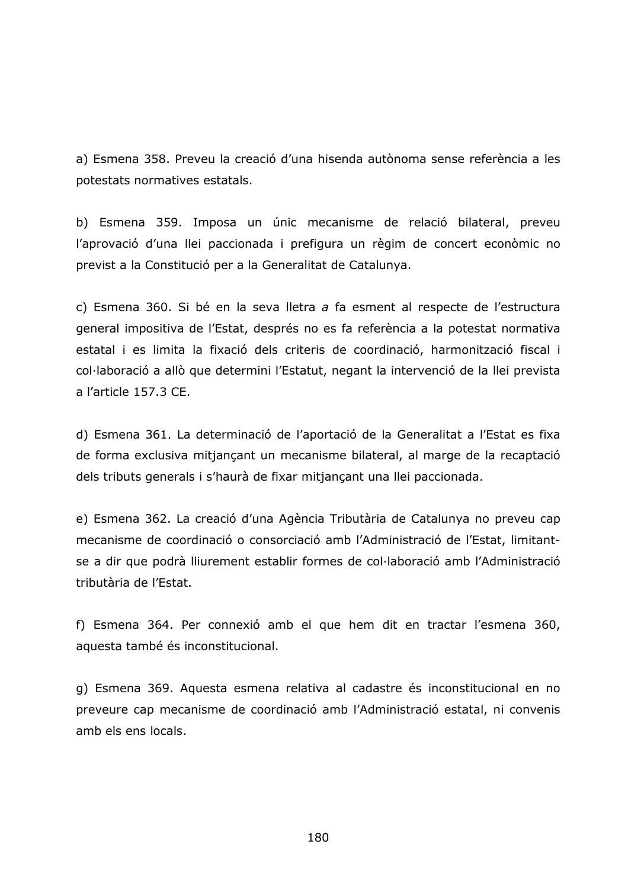a) Esmena 358. Preveu la creació d'una hisenda autònoma sense referència a les potestats normatives estatals.

b) Esmena 359. Imposa un únic mecanisme de relació bilateral, preveu l'aprovació d'una llei paccionada i prefigura un règim de concert econòmic no previst a la Constitució per a la Generalitat de Catalunya.

c) Esmena 360. Si bé en la seva lletra *a* fa esment al respecte de l'estructura general impositiva de l'Estat, després no es fa referència a la potestat normativa estatal i es limita la fixació dels criteris de coordinació, harmonització fiscal i col·laboració a allò que determini l'Estatut, negant la intervenció de la llei prevista a l'article 157.3 CE.

d) Esmena 361. La determinació de l'aportació de la Generalitat a l'Estat es fixa de forma exclusiva mitjançant un mecanisme bilateral, al marge de la recaptació dels tributs generals i s'haurà de fixar mitjançant una llei paccionada.

e) Esmena 362. La creació d'una Agència Tributària de Catalunya no preveu cap mecanisme de coordinació o consorciació amb l'Administració de l'Estat, limitant-se a dir que podrà lliurement establir formes de col·laboració amb l'Administració tributària de l'Estat.

f) Esmena 364. Per connexió amb el que hem dit en tractar l'esmena 360, aquesta també és inconstitucional.

g) Esmena 369. Aquesta esmena relativa al cadastre és inconstitucional en no preveure cap mecanisme de coordinació amb l'Administració estatal, ni convenis amb els ens locals.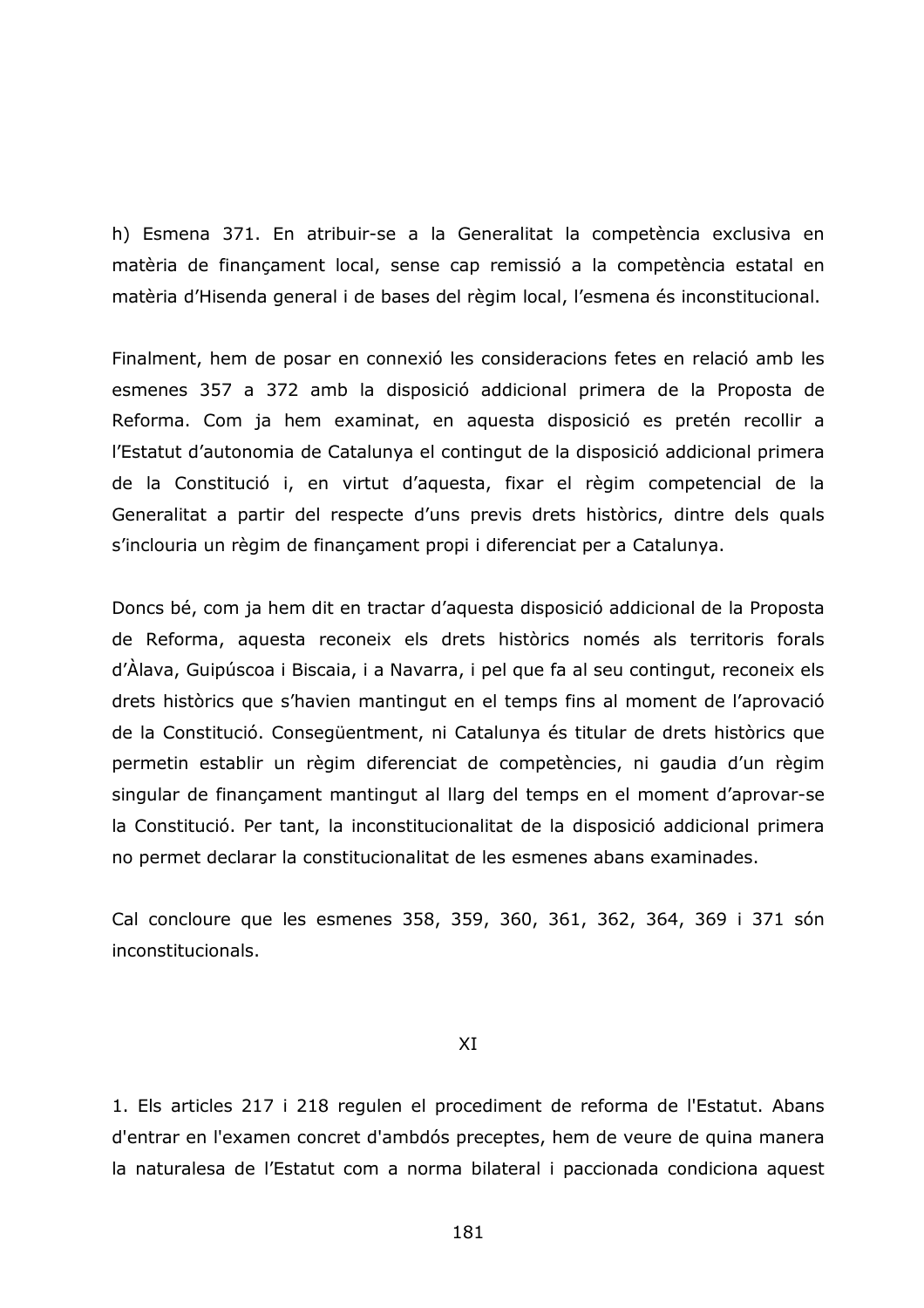h) Esmena 371. En atribuir-se a la Generalitat la competència exclusiva en matèria de finançament local, sense cap remissió a la competència estatal en matèria d'Hisenda general i de bases del règim local, l'esmena és inconstitucional.

Finalment, hem de posar en connexió les consideracions fetes en relació amb les esmenes 357 a 372 amb la disposició addicional primera de la Proposta de Reforma. Com ja hem examinat, en aquesta disposició es pretén recollir a l'Estatut d'autonomia de Catalunya el contingut de la disposició addicional primera de la Constitució i, en virtut d'aquesta, fixar el règim competencial de la Generalitat a partir del respecte d'uns previs drets històrics, dintre dels quals s'inclouria un règim de finançament propi i diferenciat per a Catalunya.

Doncs bé, com ja hem dit en tractar d'aquesta disposició addicional de la Proposta de Reforma, aquesta reconeix els drets històrics només als territoris forals d'Àlava, Guipúscoa i Biscaia, i a Navarra, i pel que fa al seu contingut, reconeix els drets històrics que s'havien mantingut en el temps fins al moment de l'aprovació de la Constitució. Conseqüentment, ni Catalunya és titular de drets històrics que permetin establir un règim diferenciat de competències, ni gaudia d'un règim singular de finançament mantingut al llarg del temps en el moment d'aprovar-se la Constitució. Per tant, la inconstitucionalitat de la disposició addicional primera no permet declarar la constitucionalitat de les esmenes abans examinades.

Cal concloure que les esmenes 358, 359, 360, 361, 362, 364, 369 i 371 són inconstitucionals.

## XI

1. Els articles 217 i 218 regulen el procediment de reforma de l'Estatut. Abans d'entrar en l'examen concret d'ambdós preceptes, hem de veure de quina manera la naturalesa de l'Estatut com a norma bilateral i paccionada condiciona aquest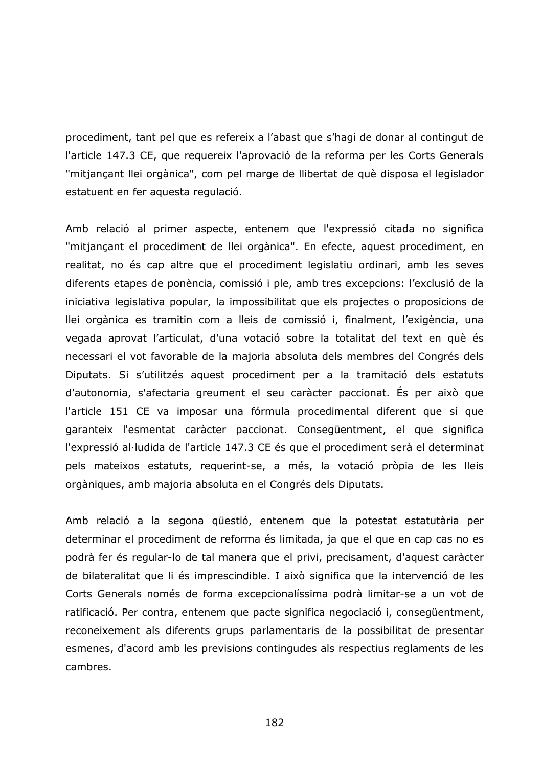procediment, tant pel que es refereix a l'abast que s'hagi de donar al contingut de l'article 147.3 CE, que requereix l'aprovació de la reforma per les Corts Generals "mitjançant llei orgànica", com pel marge de llibertat de què disposa el legislador estatuent en fer aquesta regulació.

Amb relació al primer aspecte, entenem que l'expressió citada no significa "mitjançant el procediment de llei orgànica". En efecte, aquest procediment, en realitat, no és cap altre que el procediment legislatiu ordinari, amb les seves diferents etapes de ponència, comissió i ple, amb tres excepcions: l'exclusió de la iniciativa legislativa popular, la impossibilitat que els projectes o proposicions de llei orgànica es tramitin com a lleis de comissió i, finalment, l'exigència, una vegada aprovat l'articulat, d'una votació sobre la totalitat del text en què és necessari el vot favorable de la majoria absoluta dels membres del Congrés dels Diputats. Si s'utilitzés aquest procediment per a la tramitació dels estatuts d'autonomia, s'afectaria greument el seu caràcter paccionat. És per això que l'article 151 CE va imposar una fórmula procedimental diferent que sí que garanteix l'esmentat caràcter paccionat. Conseqüentment, el que significa l'expressió al·ludida de l'article 147.3 CE és que el procediment serà el determinat pels mateixos estatuts, requerint-se, a més, la votació pròpia de les lleis orgàniques, amb majoria absoluta en el Congrés dels Diputats.

Amb relació a la segona qüestió, entenem que la potestat estatutària per determinar el procediment de reforma és limitada, ja que el que en cap cas no es podrà fer és regular-lo de tal manera que el privi, precisament, d'aquest caràcter de bilateralitat que li és imprescindible. I això significa que la intervenció de les Corts Generals només de forma excepcionalíssima podrà limitar-se a un vot de ratificació. Per contra, entenem que pacte significa negociació i, conseqüentment, reconeixement als diferents grups parlamentaris de la possibilitat de presentar esmenes, d'acord amb les previsions contingudes als respectius reglaments de les cambres.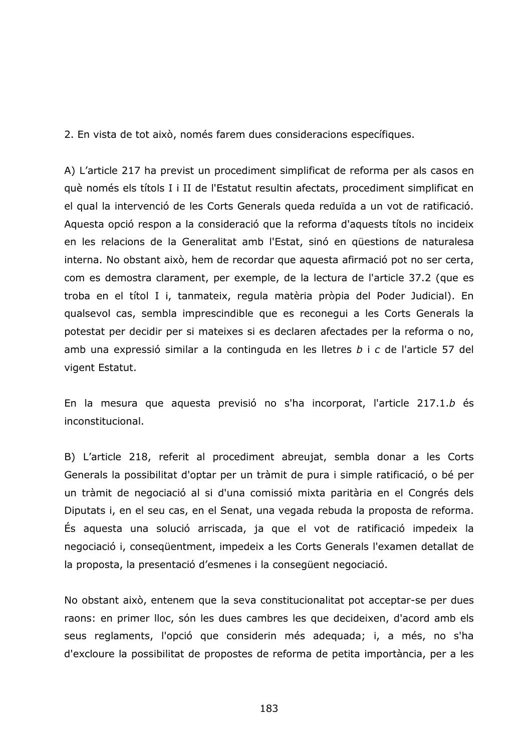2. En vista de tot això, només farem dues consideracions específiques.

A) L'article 217 ha previst un procediment simplificat de reforma per als casos en què només els títols I i II de l'Estatut resultin afectats, procediment simplificat en el qual la intervenció de les Corts Generals queda reduïda a un vot de ratificació. Aquesta opció respon a la consideració que la reforma d'aquests títols no incideix en les relacions de la Generalitat amb l'Estat, sinó en qüestions de naturalesa interna. No obstant això, hem de recordar que aquesta afirmació pot no ser certa, com es demostra clarament, per exemple, de la lectura de l'article 37.2 (que es troba en el títol I i, tanmateix, regula matèria pròpia del Poder Judicial). En qualsevol cas, sembla imprescindible que es reconegui a les Corts Generals la potestat per decidir per si mateixes si es declaren afectades per la reforma o no, amb una expressió similar a la continguda en les lletres *b* i *c* de l'article 57 del vigent Estatut.

En la mesura que aquesta previsió no s'ha incorporat, l'article 217.1.*b* és inconstitucional.

B) L'article 218, referit al procediment abreujat, sembla donar a les Corts Generals la possibilitat d'optar per un tràmit de pura i simple ratificació, o bé per un tràmit de negociació al si d'una comissió mixta paritària en el Congrés dels Diputats i, en el seu cas, en el Senat, una vegada rebuda la proposta de reforma. És aquesta una solució arriscada, ja que el vot de ratificació impedeix la negociació i, conseqüentment, impedeix a les Corts Generals l'examen detallat de la proposta, la presentació d'esmenes i la consegüent negociació.

No obstant això, entenem que la seva constitucionalitat pot acceptar-se per dues raons: en primer lloc, són les dues cambres les que decideixen, d'acord amb els seus reglaments, l'opció que considerin més adequada; i, a més, no s'ha d'excloure la possibilitat de propostes de reforma de petita importància, per a les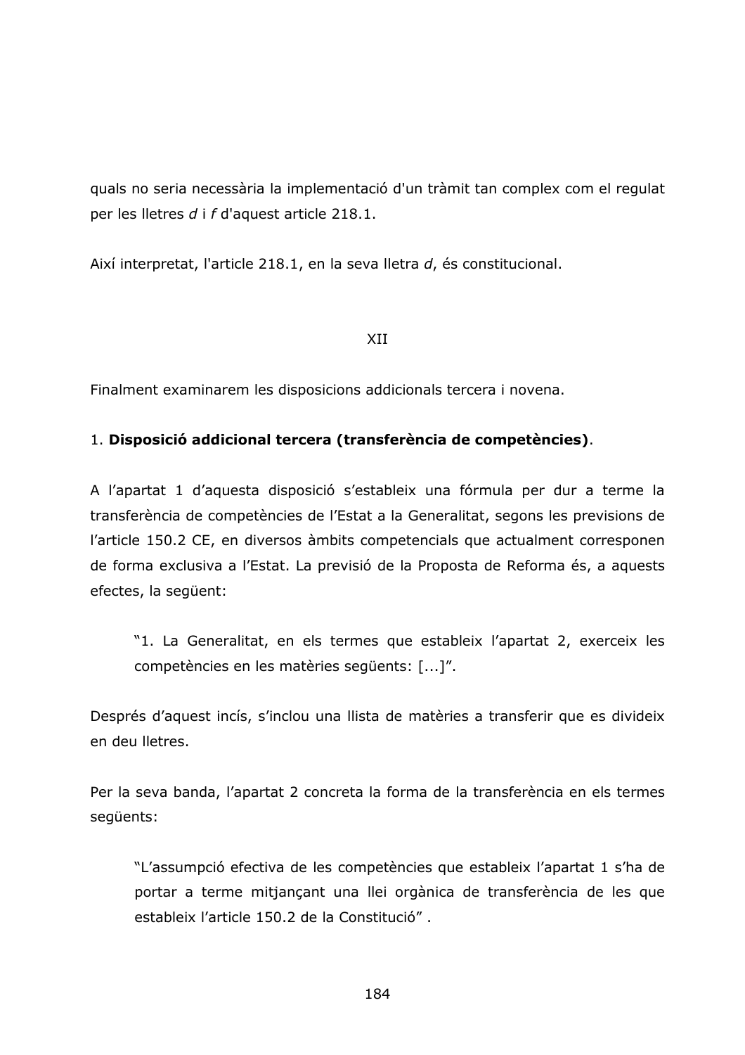quals no seria necessària la implementació d'un tràmit tan complex com el regulat per les lletres *d* i *f* d'aquest article 218.1.

Així interpretat, l'article 218.1, en la seva lletra *d*, és constitucional.

XII

Finalment examinarem les disposicions addicionals tercera i novena.

1. **Disposició addicional tercera (transferència de competències)**.

A l'apartat 1 d'aquesta disposició s'estableix una fórmula per dur a terme la transferència de competències de l'Estat a la Generalitat, segons les previsions de l'article 150.2 CE, en diversos àmbits competencials que actualment corresponen de forma exclusiva a l'Estat. La previsió de la Proposta de Reforma és, a aquests efectes, la següent:

> "1. La Generalitat, en els termes que estableix l'apartat 2, exerceix les competències en les matèries següents: [...]".

Després d'aquest incís, s'inclou una llista de matèries a transferir que es divideix en deu lletres.

Per la seva banda, l'apartat 2 concreta la forma de la transferència en els termes següents:

> "L'assumpció efectiva de les competències que estableix l'apartat 1 s'ha de portar a terme mitjançant una llei orgànica de transferència de les que estableix l'article 150.2 de la Constitució" .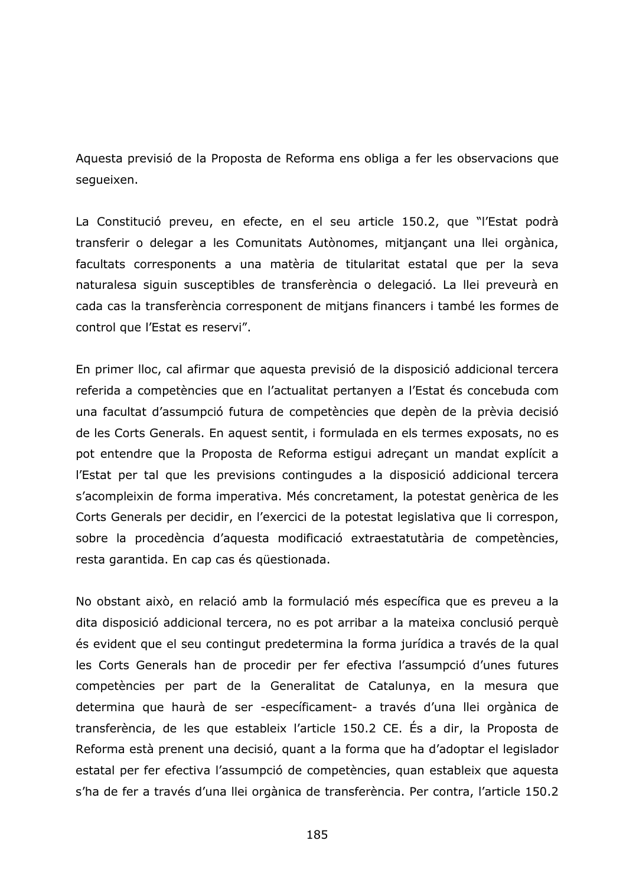Aquesta previsió de la Proposta de Reforma ens obliga a fer les observacions que segueixen.

La Constitució preveu, en efecte, en el seu article 150.2, que "l'Estat podrà transferir o delegar a les Comunitats Autònomes, mitjançant una llei orgànica, facultats corresponents a una matèria de titularitat estatal que per la seva naturalesa siguin susceptibles de transferència o delegació. La llei preveurà en cada cas la transferència corresponent de mitjans financers i també les formes de control que l'Estat es reservi".

En primer lloc, cal afirmar que aquesta previsió de la disposició addicional tercera referida a competències que en l'actualitat pertanyen a l'Estat és concebuda com una facultat d'assumpció futura de competències que depèn de la prèvia decisió de les Corts Generals. En aquest sentit, i formulada en els termes exposats, no es pot entendre que la Proposta de Reforma estigui adreçant un mandat explícit a l'Estat per tal que les previsions contingudes a la disposició addicional tercera s'acompleixin de forma imperativa. Més concretament, la potestat genèrica de les Corts Generals per decidir, en l'exercici de la potestat legislativa que li correspon, sobre la procedència d'aquesta modificació extraestatutària de competències, resta garantida. En cap cas és qüestionada.

No obstant això, en relació amb la formulació més específica que es preveu a la dita disposició addicional tercera, no es pot arribar a la mateixa conclusió perquè és evident que el seu contingut predetermina la forma jurídica a través de la qual les Corts Generals han de procedir per fer efectiva l'assumpció d'unes futures competències per part de la Generalitat de Catalunya, en la mesura que determina que haurà de ser -específicament- a través d'una llei orgànica de transferència, de les que estableix l'article 150.2 CE. És a dir, la Proposta de Reforma està prenent una decisió, quant a la forma que ha d'adoptar el legislador estatal per fer efectiva l'assumpció de competències, quan estableix que aquesta s'ha de fer a través d'una llei orgànica de transferència. Per contra, l'article 150.2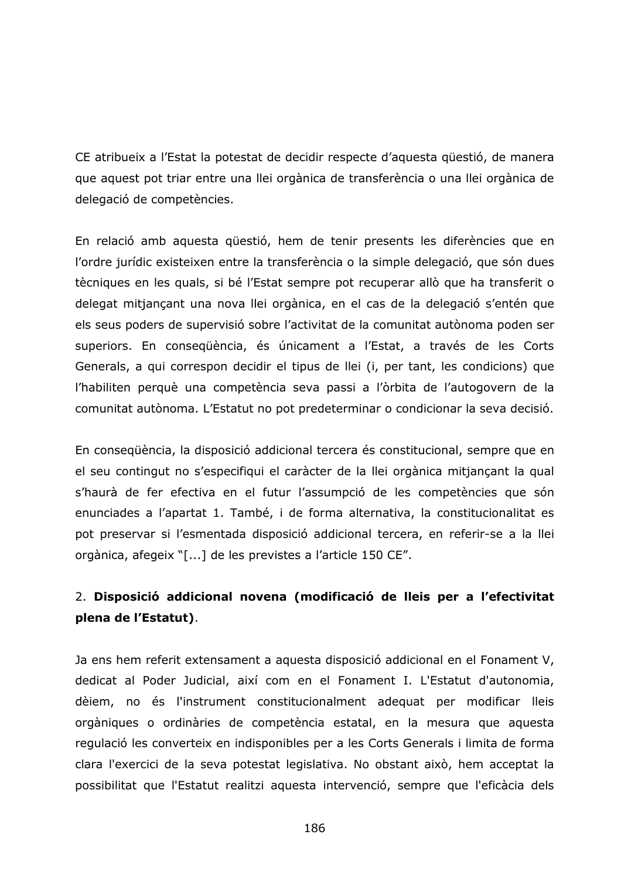CE atribueix a l'Estat la potestat de decidir respecte d'aquesta qüestió, de manera que aquest pot triar entre una llei orgànica de transferència o una llei orgànica de delegació de competències.

En relació amb aquesta qüestió, hem de tenir presents les diferències que en l'ordre jurídic existeixen entre la transferència o la simple delegació, que són dues tècniques en les quals, si bé l'Estat sempre pot recuperar allò que ha transferit o delegat mitjançant una nova llei orgànica, en el cas de la delegació s'entén que els seus poders de supervisió sobre l'activitat de la comunitat autònoma poden ser superiors. En conseqüència, és únicament a l'Estat, a través de les Corts Generals, a qui correspon decidir el tipus de llei (i, per tant, les condicions) que l'habiliten perquè una competència seva passi a l'òrbita de l'autogovern de la comunitat autònoma. L'Estatut no pot predeterminar o condicionar la seva decisió.

En conseqüència, la disposició addicional tercera és constitucional, sempre que en el seu contingut no s'especifiqui el caràcter de la llei orgànica mitjançant la qual s'haurà de fer efectiva en el futur l'assumpció de les competències que són enunciades a l'apartat 1. També, i de forma alternativa, la constitucionalitat es pot preservar si l'esmentada disposició addicional tercera, en referir-se a la llei orgànica, afegeix "[...] de les previstes a l'article 150 CE".

2. **Disposició addicional novena (modificació de lleis per a l'efectivitat plena de l'Estatut)**.

Ja ens hem referit extensament a aquesta disposició addicional en el Fonament V, dedicat al Poder Judicial, així com en el Fonament I. L'Estatut d'autonomia, dèiem, no és l'instrument constitucionalment adequat per modificar lleis orgàniques o ordinàries de competència estatal, en la mesura que aquesta regulació les converteix en indisponibles per a les Corts Generals i limita de forma clara l'exercici de la seva potestat legislativa. No obstant això, hem acceptat la possibilitat que l'Estatut realitzi aquesta intervenció, sempre que l'eficàcia dels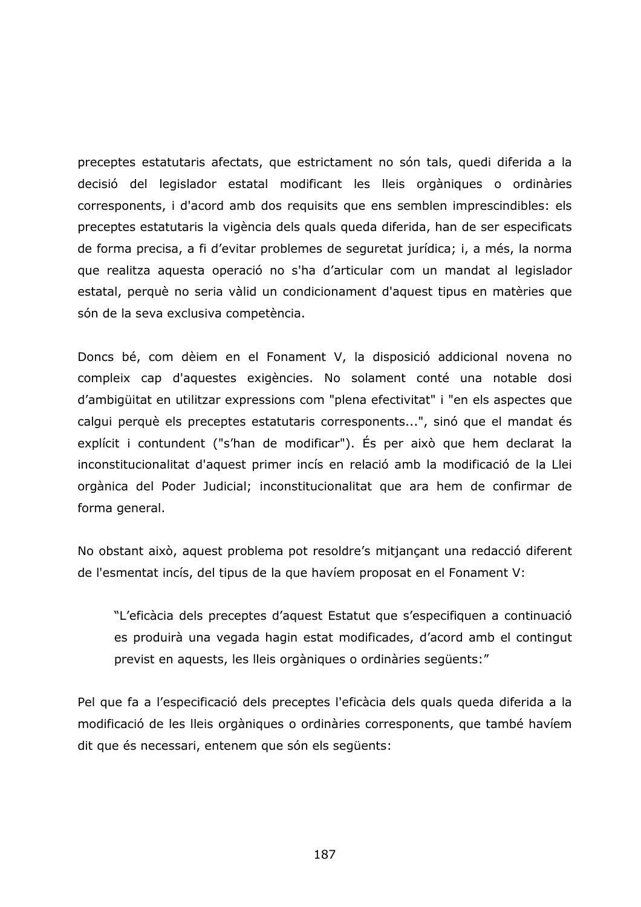preceptes estatutaris afectats, que estrictament no són tals, quedi diferida a la decisió del legislador estatal modificant les lleis orgàniques o ordinàries corresponents, i d'acord amb dos requisits que ens semblen imprescindibles: els preceptes estatutaris la vigència dels quals queda diferida, han de ser especificats de forma precisa, a fi d'evitar problemes de seguretat jurídica; i, a més, la norma que realitza aquesta operació no s'ha d'articular com un mandat al legislador estatal, perquè no seria vàlid un condicionament d'aquest tipus en matèries que són de la seva exclusiva competència.

Doncs bé, com dèiem en el Fonament V, la disposició addicional novena no compleix cap d'aquestes exigències. No solament conté una notable dosi d'ambigüitat en utilitzar expressions com "plena efectivitat" i "en els aspectes que calgui perquè els preceptes estatutaris corresponents...", sinó que el mandat és explícit i contundent ("s'han de modificar"). És per això que hem declarat la inconstitucionalitat d'aquest primer incís en relació amb la modificació de la Llei orgànica del Poder Judicial; inconstitucionalitat que ara hem de confirmar de forma general.

No obstant això, aquest problema pot resoldre's mitjançant una redacció diferent de l'esmentat incís, del tipus de la que havíem proposat en el Fonament V:

> "L'eficàcia dels preceptes d'aquest Estatut que s'especifiquen a continuació es produirà una vegada hagin estat modificades, d'acord amb el contingut previst en aquests, les lleis orgàniques o ordinàries següents:"

Pel que fa a l'especificació dels preceptes l'eficàcia dels quals queda diferida a la modificació de les lleis orgàniques o ordinàries corresponents, que també havíem dit que és necessari, entenem que són els següents: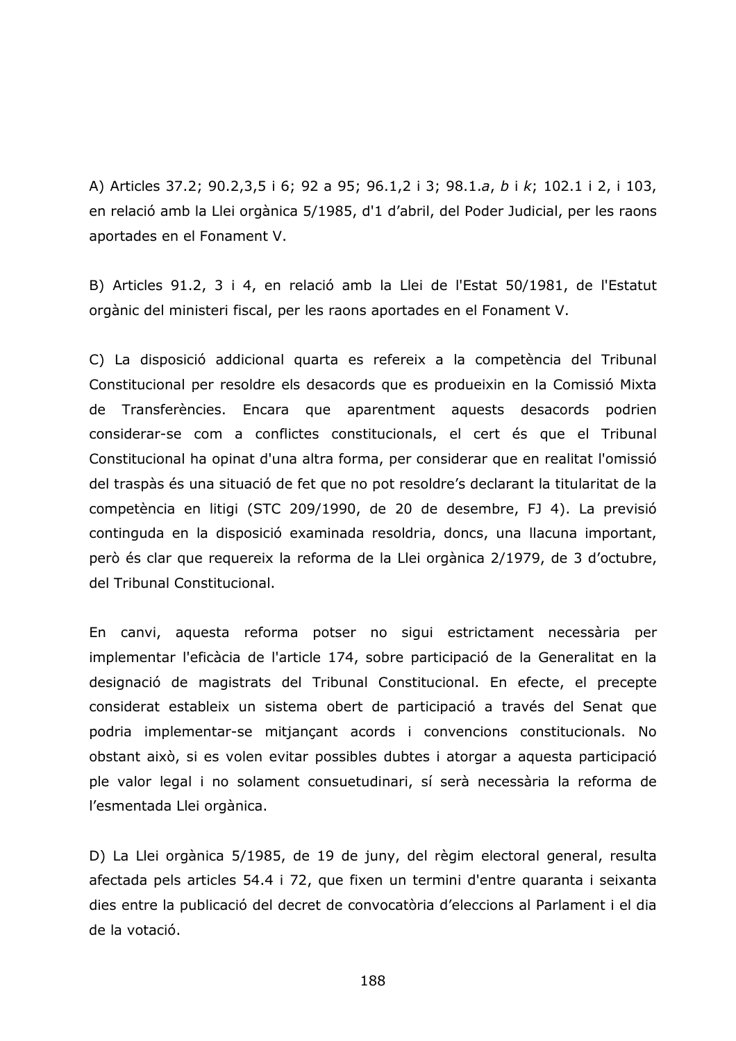A) Articles 37.2; 90.2,3,5 i 6; 92 a 95; 96.1,2 i 3; 98.1.*a*, *b* i *k*; 102.1 i 2, i 103, en relació amb la Llei orgànica 5/1985, d'1 d'abril, del Poder Judicial, per les raons aportades en el Fonament V.

B) Articles 91.2, 3 i 4, en relació amb la Llei de l'Estat 50/1981, de l'Estatut orgànic del ministeri fiscal, per les raons aportades en el Fonament V.

C) La disposició addicional quarta es refereix a la competència del Tribunal Constitucional per resoldre els desacords que es produeixin en la Comissió Mixta de Transferències. Encara que aparentment aquests desacords podrien considerar-se com a conflictes constitucionals, el cert és que el Tribunal Constitucional ha opinat d'una altra forma, per considerar que en realitat l'omissió del traspàs és una situació de fet que no pot resoldre's declarant la titularitat de la competència en litigi (STC 209/1990, de 20 de desembre, FJ 4). La previsió continguda en la disposició examinada resoldria, doncs, una llacuna important, però és clar que requereix la reforma de la Llei orgànica 2/1979, de 3 d'octubre, del Tribunal Constitucional.

En canvi, aquesta reforma potser no sigui estrictament necessària per implementar l'eficàcia de l'article 174, sobre participació de la Generalitat en la designació de magistrats del Tribunal Constitucional. En efecte, el precepte considerat estableix un sistema obert de participació a través del Senat que podria implementar-se mitjançant acords i convencions constitucionals. No obstant això, si es volen evitar possibles dubtes i atorgar a aquesta participació ple valor legal i no solament consuetudinari, sí serà necessària la reforma de l'esmentada Llei orgànica.

D) La Llei orgànica 5/1985, de 19 de juny, del règim electoral general, resulta afectada pels articles 54.4 i 72, que fixen un termini d'entre quaranta i seixanta dies entre la publicació del decret de convocatòria d'eleccions al Parlament i el dia de la votació.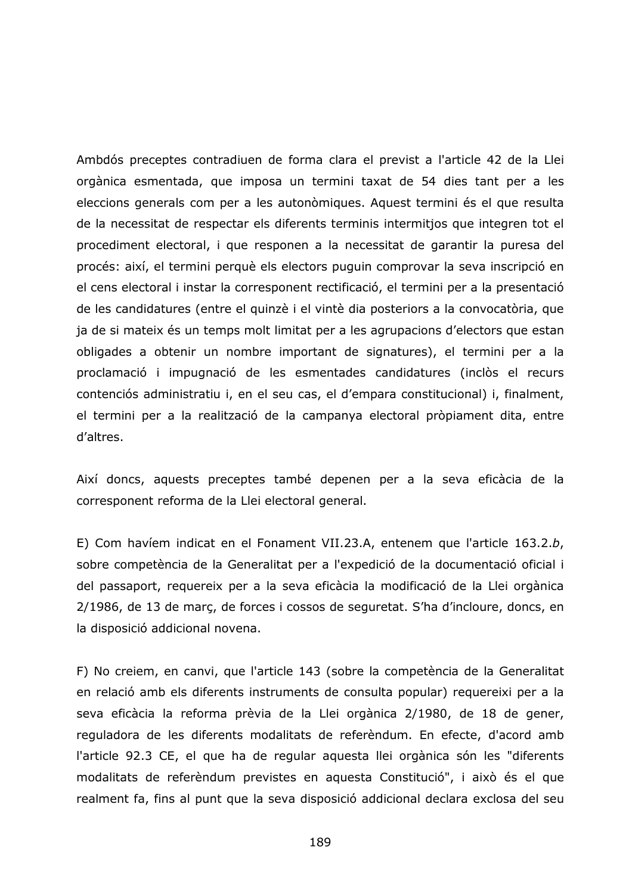Ambdós preceptes contradiuen de forma clara el previst a l'article 42 de la Llei orgànica esmentada, que imposa un termini taxat de 54 dies tant per a les eleccions generals com per a les autonòmiques. Aquest termini és el que resulta de la necessitat de respectar els diferents terminis intermitjos que integren tot el procediment electoral, i que responen a la necessitat de garantir la puresa del procés: així, el termini perquè els electors puguin comprovar la seva inscripció en el cens electoral i instar la corresponent rectificació, el termini per a la presentació de les candidatures (entre el quinzè i el vintè dia posteriors a la convocatòria, que ja de si mateix és un temps molt limitat per a les agrupacions d'electors que estan obligades a obtenir un nombre important de signatures), el termini per a la proclamació i impugnació de les esmentades candidatures (inclòs el recurs contenciós administratiu i, en el seu cas, el d'empara constitucional) i, finalment, el termini per a la realització de la campanya electoral pròpiament dita, entre d'altres.

Així doncs, aquests preceptes també depenen per a la seva eficàcia de la corresponent reforma de la Llei electoral general.

E) Com havíem indicat en el Fonament VII.23.A, entenem que l'article 163.2.*b*, sobre competència de la Generalitat per a l'expedició de la documentació oficial i del passaport, requereix per a la seva eficàcia la modificació de la Llei orgànica 2/1986, de 13 de març, de forces i cossos de seguretat. S'ha d'incloure, doncs, en la disposició addicional novena.

F) No creiem, en canvi, que l'article 143 (sobre la competència de la Generalitat en relació amb els diferents instruments de consulta popular) requereixi per a la seva eficàcia la reforma prèvia de la Llei orgànica 2/1980, de 18 de gener, reguladora de les diferents modalitats de referèndum. En efecte, d'acord amb l'article 92.3 CE, el que ha de regular aquesta llei orgànica són les "diferents modalitats de referèndum previstes en aquesta Constitució", i això és el que realment fa, fins al punt que la seva disposició addicional declara exclosa del seu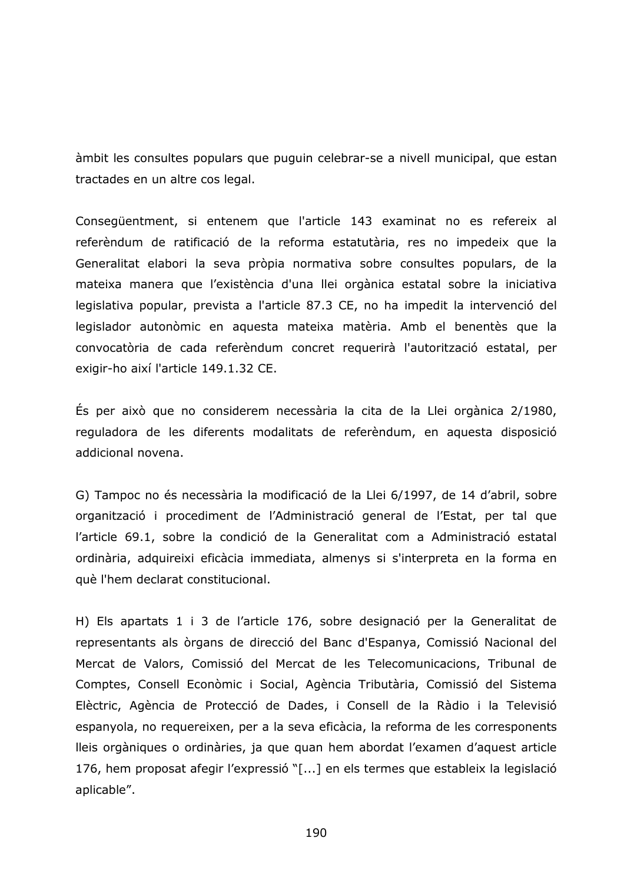àmbit les consultes populars que puguin celebrar-se a nivell municipal, que estan tractades en un altre cos legal.

Conseqüentment, si entenem que l'article 143 examinat no es refereix al referèndum de ratificació de la reforma estatutària, res no impedeix que la Generalitat elabori la seva pròpia normativa sobre consultes populars, de la mateixa manera que l'existència d'una llei orgànica estatal sobre la iniciativa legislativa popular, prevista a l'article 87.3 CE, no ha impedit la intervenció del legislador autonòmic en aquesta mateixa matèria. Amb el benentès que la convocatòria de cada referèndum concret requerirà l'autorització estatal, per exigir-ho així l'article 149.1.32 CE.

És per això que no considerem necessària la cita de la Llei orgànica 2/1980, reguladora de les diferents modalitats de referèndum, en aquesta disposició addicional novena.

G) Tampoc no és necessària la modificació de la Llei 6/1997, de 14 d'abril, sobre organització i procediment de l'Administració general de l'Estat, per tal que l'article 69.1, sobre la condició de la Generalitat com a Administració estatal ordinària, adquireixi eficàcia immediata, almenys si s'interpreta en la forma en què l'hem declarat constitucional.

H) Els apartats 1 i 3 de l'article 176, sobre designació per la Generalitat de representants als òrgans de direcció del Banc d'Espanya, Comissió Nacional del Mercat de Valors, Comissió del Mercat de les Telecomunicacions, Tribunal de Comptes, Consell Econòmic i Social, Agència Tributària, Comissió del Sistema Elèctric, Agència de Protecció de Dades, i Consell de la Ràdio i la Televisió espanyola, no requereixen, per a la seva eficàcia, la reforma de les corresponents lleis orgàniques o ordinàries, ja que quan hem abordat l'examen d'aquest article 176, hem proposat afegir l'expressió "[...] en els termes que estableix la legislació aplicable".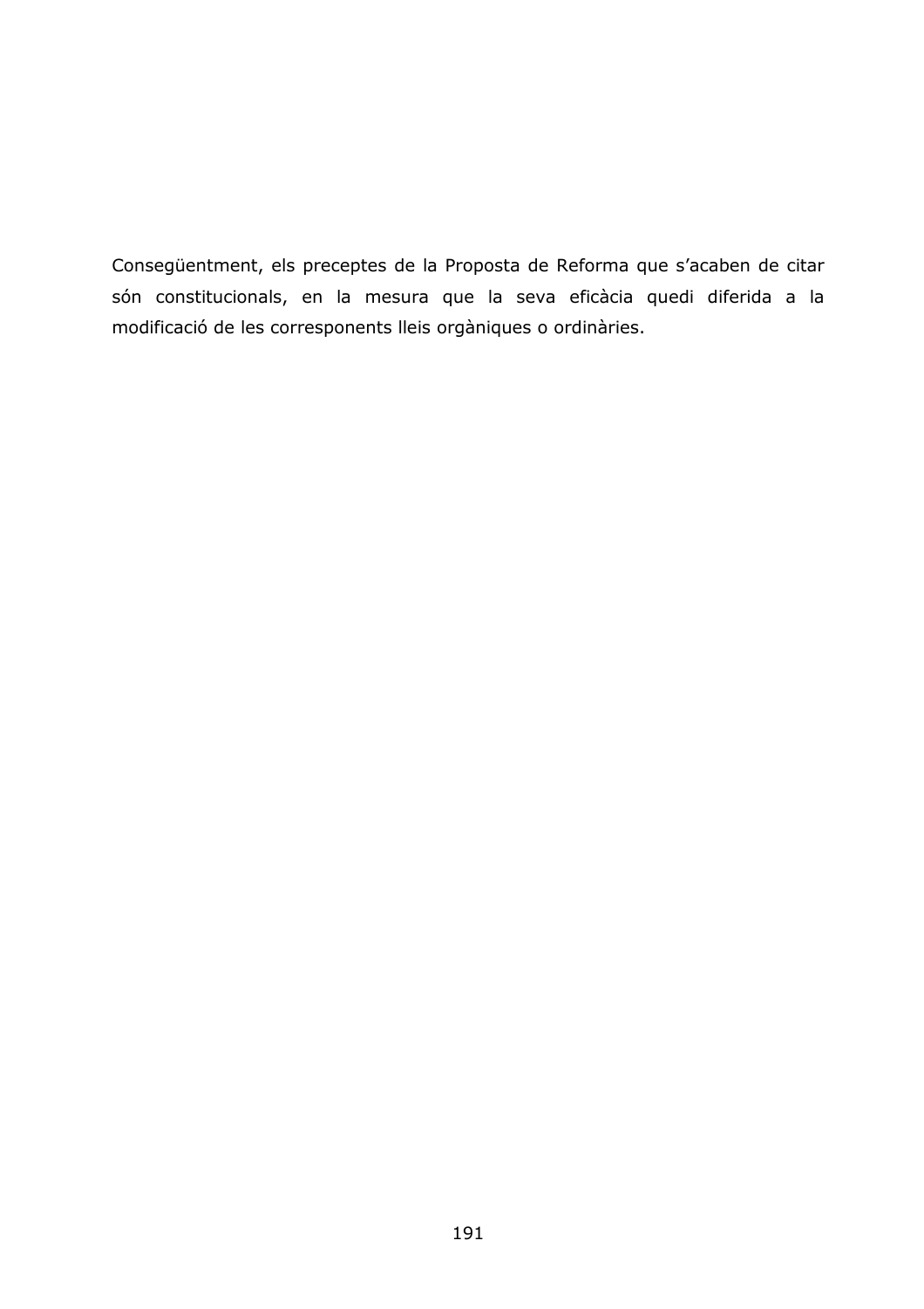Conseqüentment, els preceptes de la Proposta de Reforma que s'acaben de citar són constitucionals, en la mesura que la seva eficàcia quedi diferida a la modificació de les corresponents lleis orgàniques o ordinàries.